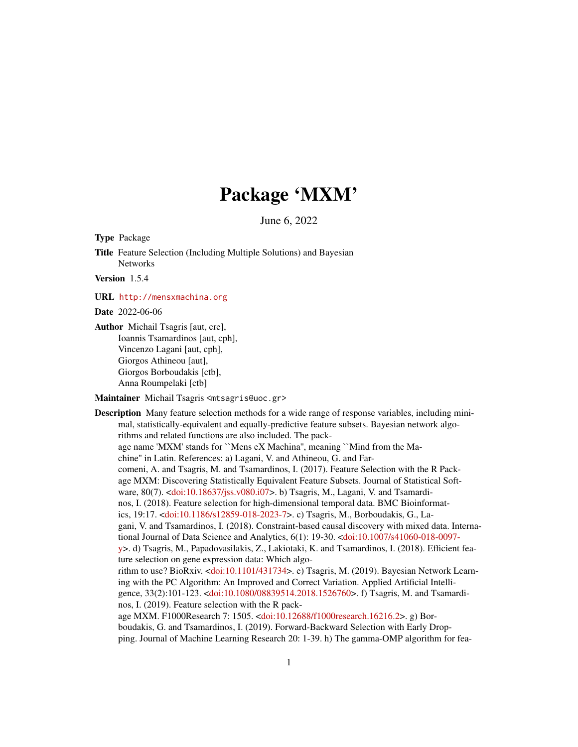# Package 'MXM'

June 6, 2022

**Type** Package

**Title** Feature Selection (Including Multiple Solutions) and Bayesian Networks

**Version** 1.5.4

**URL** http://mensxmachina.org

**Date** 2022-06-06

**Author** Michail Tsagris [aut, cre],
Ioannis Tsamardinos [aut, cph],
Vincenzo Lagani [aut, cph],
Giorgos Athineou [aut],
Giorgos Borboudakis [ctb],
Anna Roumpelaki [ctb]

**Maintainer** Michail Tsagris <mtsagris@uoc.gr>

**Description** Many feature selection methods for a wide range of response variables, including minimal, statistically-equivalent and equally-predictive feature subsets. Bayesian network algorithms and related functions are also included. The package name 'MXM' stands for ``Mens eX Machina'', meaning ``Mind from the Machine'' in Latin. References: a) Lagani, V. and Athineou, G. and Farcomeni, A. and Tsagris, M. and Tsamardinos, I. (2017). Feature Selection with the R Package MXM: Discovering Statistically Equivalent Feature Subsets. Journal of Statistical Software, 80(7). <doi:10.18637/jss.v080.i07>. b) Tsagris, M., Lagani, V. and Tsamardinos, I. (2018). Feature selection for high-dimensional temporal data. BMC Bioinformatics, 19:17. <doi:10.1186/s12859-018-2023-7>. c) Tsagris, M., Borboudakis, G., Lagani, V. and Tsamardinos, I. (2018). Constraint-based causal discovery with mixed data. International Journal of Data Science and Analytics, 6(1): 19-30. <doi:10.1007/s41060-018-0097-y>. d) Tsagris, M., Papadovasilakis, Z., Lakiotaki, K. and Tsamardinos, I. (2018). Efficient feature selection on gene expression data: Which algorithm to use? BioRxiv. <doi:10.1101/431734>. e) Tsagris, M. (2019). Bayesian Network Learning with the PC Algorithm: An Improved and Correct Variation. Applied Artificial Intelligence, 33(2):101-123. <doi:10.1080/08839514.2018.1526760>. f) Tsagris, M. and Tsamardinos, I. (2019). Feature selection with the R package MXM. F1000Research 7: 1505. <doi:10.12688/f1000research.16216.2>. g) Borboudakis, G. and Tsamardinos, I. (2019). Forward-Backward Selection with Early Dropping. Journal of Machine Learning Research 20: 1-39. h) The gamma-OMP algorithm for fea-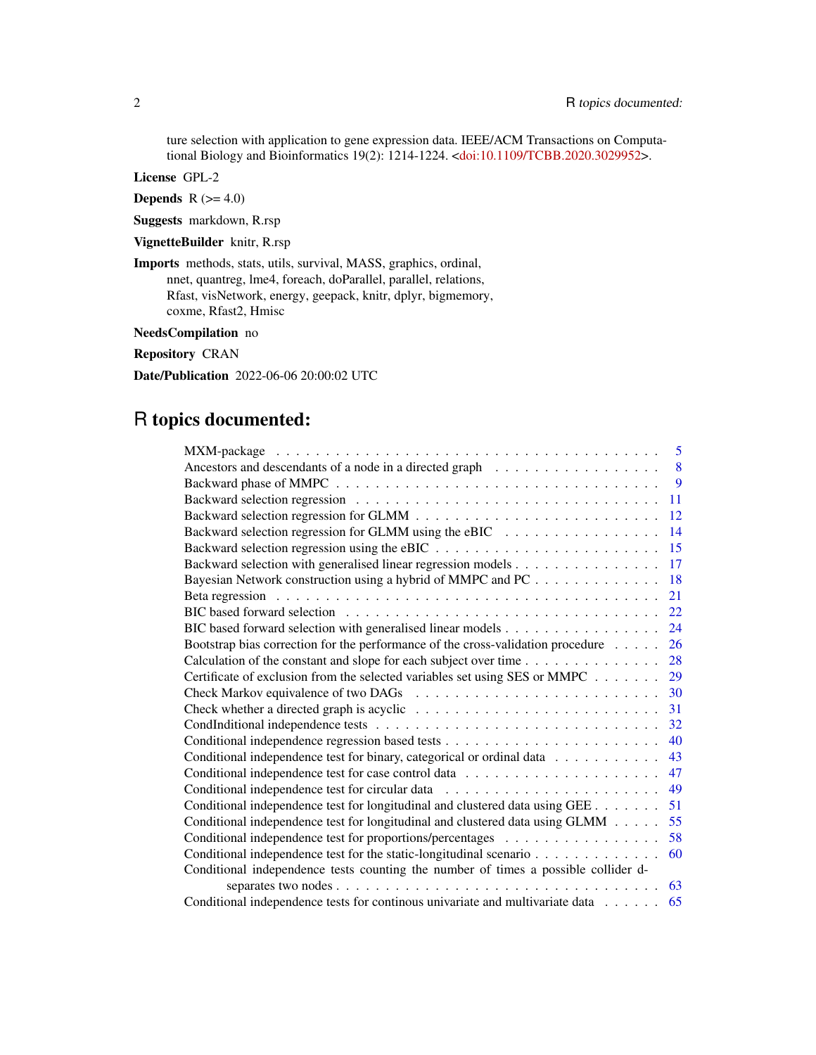ture selection with application to gene expression data. IEEE/ACM Transactions on Computational Biology and Bioinformatics 19(2): 1214-1224. <doi:10.1109/TCBB.2020.3029952>.

**License** GPL-2

**Depends** R (>= 4.0)

**Suggests** markdown, R.rsp

**VignetteBuilder** knitr, R.rsp

**Imports** methods, stats, utils, survival, MASS, graphics, ordinal, nnet, quantreg, lme4, foreach, doParallel, parallel, relations, Rfast, visNetwork, energy, geepack, knitr, dplyr, bigmemory, coxme, Rfast2, Hmisc

**NeedsCompilation** no

**Repository** CRAN

**Date/Publication** 2022-06-06 20:00:02 UTC

# R topics documented:

- MXM-package . . . . . . . . . . . . . . . . . . . . . . . . . . . . . . . . . . . . . . . 5
- Ancestors and descendants of a node in a directed graph . . . . . . . . . . . . . . . . . 8
- Backward phase of MMPC . . . . . . . . . . . . . . . . . . . . . . . . . . . . . . . . . 9
- Backward selection regression . . . . . . . . . . . . . . . . . . . . . . . . . . . . . . . 11
- Backward selection regression for GLMM . . . . . . . . . . . . . . . . . . . . . . . . . 12
- Backward selection regression for GLMM using the eBIC . . . . . . . . . . . . . . . . . 14
- Backward selection regression using the eBIC . . . . . . . . . . . . . . . . . . . . . . . 15
- Backward selection with generalised linear regression models . . . . . . . . . . . . . . . 17
- Bayesian Network construction using a hybrid of MMPC and PC . . . . . . . . . . . . . 18
- Beta regression . . . . . . . . . . . . . . . . . . . . . . . . . . . . . . . . . . . . . . . 21
- BIC based forward selection . . . . . . . . . . . . . . . . . . . . . . . . . . . . . . . . 22
- BIC based forward selection with generalised linear models . . . . . . . . . . . . . . . . 24
- Bootstrap bias correction for the performance of the cross-validation procedure . . . . . 26
- Calculation of the constant and slope for each subject over time . . . . . . . . . . . . . . 28
- Certificate of exclusion from the selected variables set using SES or MMPC . . . . . . . 29
- Check Markov equivalence of two DAGs . . . . . . . . . . . . . . . . . . . . . . . . . 30
- Check whether a directed graph is acyclic . . . . . . . . . . . . . . . . . . . . . . . . . 31
- CondInditional independence tests . . . . . . . . . . . . . . . . . . . . . . . . . . . . . 32
- Conditional independence regression based tests . . . . . . . . . . . . . . . . . . . . . . 40
- Conditional independence test for binary, categorical or ordinal data . . . . . . . . . . . 43
- Conditional independence test for case control data . . . . . . . . . . . . . . . . . . . . 47
- Conditional independence test for circular data . . . . . . . . . . . . . . . . . . . . . . 49
- Conditional independence test for longitudinal and clustered data using GEE . . . . . . . 51
- Conditional independence test for longitudinal and clustered data using GLMM . . . . . 55
- Conditional independence test for proportions/percentages . . . . . . . . . . . . . . . . 58
- Conditional independence test for the static-longitudinal scenario . . . . . . . . . . . . . 60
- Conditional independence tests counting the number of times a possible collider d-separates two nodes . . . . . . . . . . . . . . . . . . . . . . . . . . . . . . . . . . . . 63
- Conditional independence tests for continous univariate and multivariate data . . . . . . 65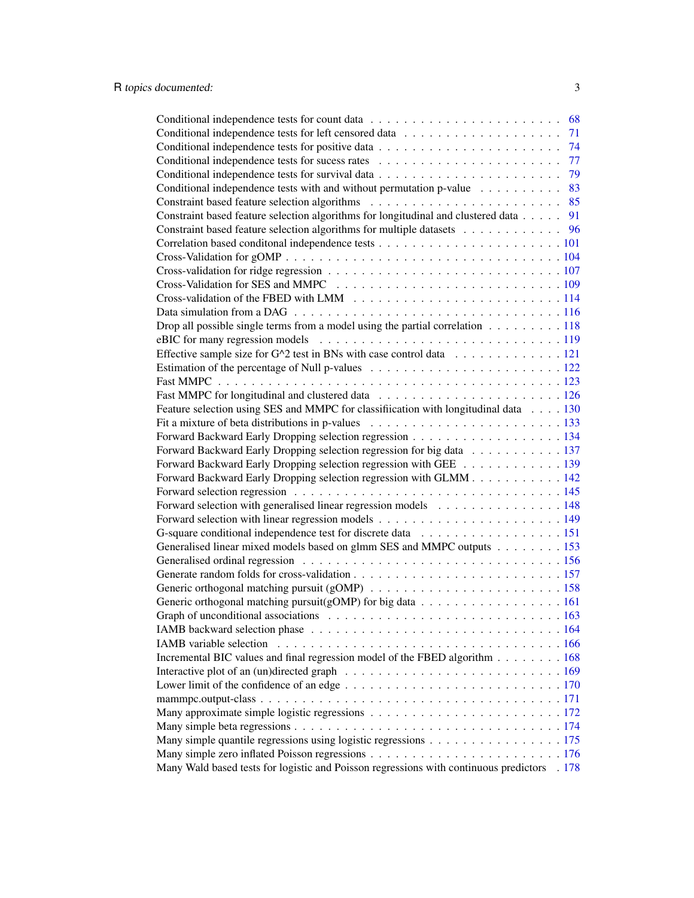Conditional independence tests for count data . . . . . . . . . . . . . . . . . . . . . . 68
Conditional independence tests for left censored data . . . . . . . . . . . . . . . . . . 71
Conditional independence tests for positive data . . . . . . . . . . . . . . . . . . . . . 74
Conditional independence tests for sucess rates . . . . . . . . . . . . . . . . . . . . . 77
Conditional independence tests for survival data . . . . . . . . . . . . . . . . . . . . . 79
Conditional independence tests with and without permutation p-value . . . . . . . . . . 83
Constraint based feature selection algorithms . . . . . . . . . . . . . . . . . . . . . . 85
Constraint based feature selection algorithms for longitudinal and clustered data . . . . . 91
Constraint based feature selection algorithms for multiple datasets . . . . . . . . . . . . 96
Correlation based conditonal independence tests . . . . . . . . . . . . . . . . . . . . . 101
Cross-Validation for gOMP . . . . . . . . . . . . . . . . . . . . . . . . . . . . . . . . 104
Cross-validation for ridge regression . . . . . . . . . . . . . . . . . . . . . . . . . . . 107
Cross-Validation for SES and MMPC . . . . . . . . . . . . . . . . . . . . . . . . . . . 109
Cross-validation of the FBED with LMM . . . . . . . . . . . . . . . . . . . . . . . . . 114
Data simulation from a DAG . . . . . . . . . . . . . . . . . . . . . . . . . . . . . . . 116
Drop all possible single terms from a model using the partial correlation . . . . . . . . . 118
eBIC for many regression models . . . . . . . . . . . . . . . . . . . . . . . . . . . . . 119
Effective sample size for G^2 test in BNs with case control data . . . . . . . . . . . . . 121
Estimation of the percentage of Null p-values . . . . . . . . . . . . . . . . . . . . . . . 122
Fast MMPC . . . . . . . . . . . . . . . . . . . . . . . . . . . . . . . . . . . . . . . . 123
Fast MMPC for longitudinal and clustered data . . . . . . . . . . . . . . . . . . . . . . 126
Feature selection using SES and MMPC for classifiication with longitudinal data . . . . 130
Fit a mixture of beta distributions in p-values . . . . . . . . . . . . . . . . . . . . . . . 133
Forward Backward Early Dropping selection regression . . . . . . . . . . . . . . . . . . 134
Forward Backward Early Dropping selection regression for big data . . . . . . . . . . . 137
Forward Backward Early Dropping selection regression with GEE . . . . . . . . . . . . 139
Forward Backward Early Dropping selection regression with GLMM . . . . . . . . . . . 142
Forward selection regression . . . . . . . . . . . . . . . . . . . . . . . . . . . . . . . 145
Forward selection with generalised linear regression models . . . . . . . . . . . . . . . 148
Forward selection with linear regression models . . . . . . . . . . . . . . . . . . . . . 149
G-square conditional independence test for discrete data . . . . . . . . . . . . . . . . . 151
Generalised linear mixed models based on glmm SES and MMPC outputs . . . . . . . . 153
Generalised ordinal regression . . . . . . . . . . . . . . . . . . . . . . . . . . . . . . 156
Generate random folds for cross-validation . . . . . . . . . . . . . . . . . . . . . . . . 157
Generic orthogonal matching pursuit (gOMP) . . . . . . . . . . . . . . . . . . . . . . . 158
Generic orthogonal matching pursuit(gOMP) for big data . . . . . . . . . . . . . . . . . 161
Graph of unconditional associations . . . . . . . . . . . . . . . . . . . . . . . . . . . 163
IAMB backward selection phase . . . . . . . . . . . . . . . . . . . . . . . . . . . . . 164
IAMB variable selection . . . . . . . . . . . . . . . . . . . . . . . . . . . . . . . . . 166
Incremental BIC values and final regression model of the FBED algorithm . . . . . . . . 168
Interactive plot of an (un)directed graph . . . . . . . . . . . . . . . . . . . . . . . . . 169
Lower limit of the confidence of an edge . . . . . . . . . . . . . . . . . . . . . . . . . 170
mammpc.output-class . . . . . . . . . . . . . . . . . . . . . . . . . . . . . . . . . . . 171
Many approximate simple logistic regressions . . . . . . . . . . . . . . . . . . . . . . . 172
Many simple beta regressions . . . . . . . . . . . . . . . . . . . . . . . . . . . . . . . 174
Many simple quantile regressions using logistic regressions . . . . . . . . . . . . . . . . 175
Many simple zero inflated Poisson regressions . . . . . . . . . . . . . . . . . . . . . . 176
Many Wald based tests for logistic and Poisson regressions with continuous predictors . 178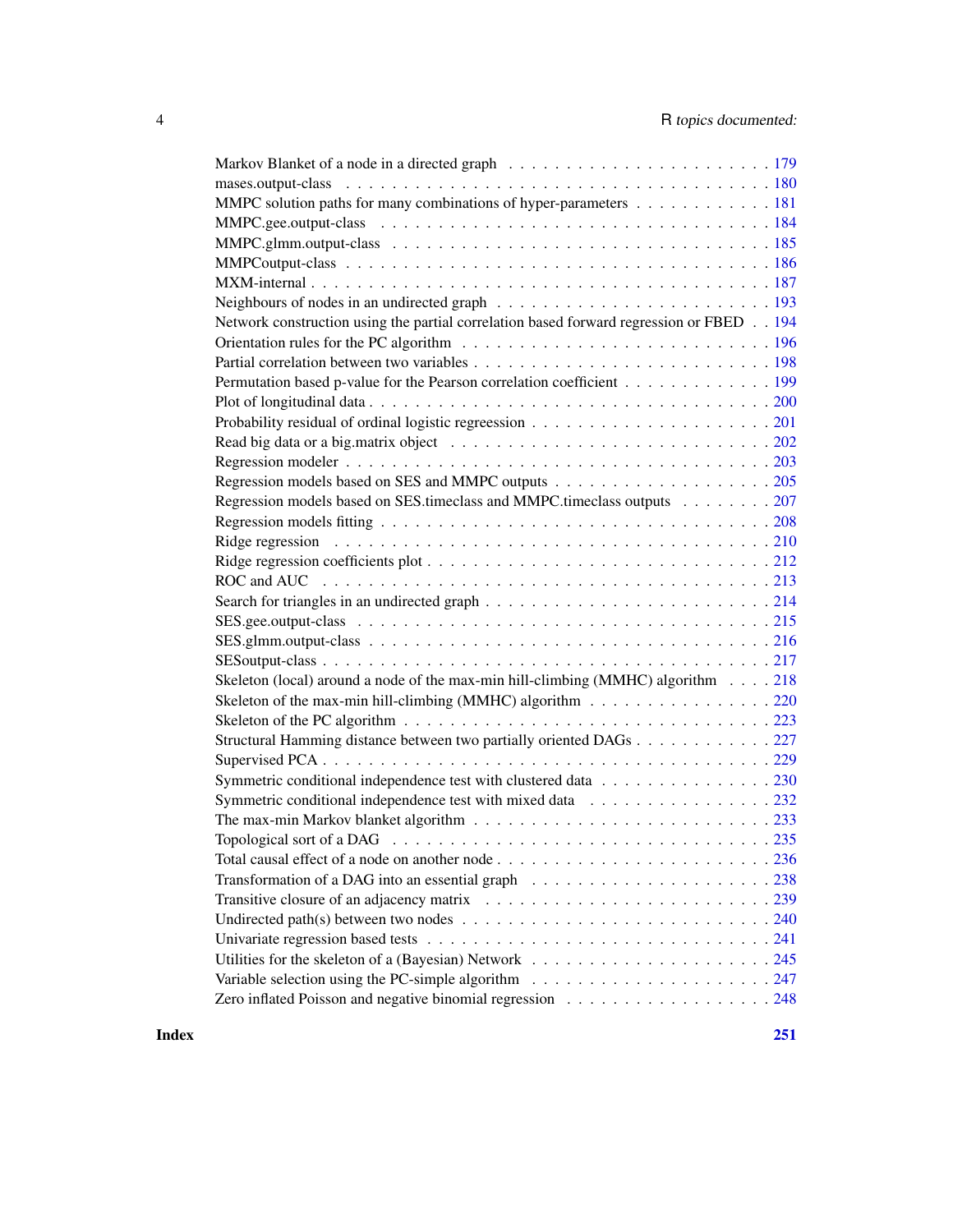Markov Blanket of a node in a directed graph . . . . . . . . . . . . . . . . . . . . . . . 179
mases.output-class . . . . . . . . . . . . . . . . . . . . . . . . . . . . . . . . . . . . . 180
MMPC solution paths for many combinations of hyper-parameters . . . . . . . . . . . . . 181
MMPC.gee.output-class . . . . . . . . . . . . . . . . . . . . . . . . . . . . . . . . . . 184
MMPC.glmm.output-class . . . . . . . . . . . . . . . . . . . . . . . . . . . . . . . . . 185
MMPCoutput-class . . . . . . . . . . . . . . . . . . . . . . . . . . . . . . . . . . . . 186
MXM-internal . . . . . . . . . . . . . . . . . . . . . . . . . . . . . . . . . . . . . . . 187
Neighbours of nodes in an undirected graph . . . . . . . . . . . . . . . . . . . . . . . . 193
Network construction using the partial correlation based forward regression or FBED . . 194
Orientation rules for the PC algorithm . . . . . . . . . . . . . . . . . . . . . . . . . . 196
Partial correlation between two variables . . . . . . . . . . . . . . . . . . . . . . . . . 198
Permutation based p-value for the Pearson correlation coefficient . . . . . . . . . . . . . 199
Plot of longitudinal data . . . . . . . . . . . . . . . . . . . . . . . . . . . . . . . . . . 200
Probability residual of ordinal logistic regreession . . . . . . . . . . . . . . . . . . . . 201
Read big data or a big.matrix object . . . . . . . . . . . . . . . . . . . . . . . . . . . 202
Regression modeler . . . . . . . . . . . . . . . . . . . . . . . . . . . . . . . . . . . . 203
Regression models based on SES and MMPC outputs . . . . . . . . . . . . . . . . . . . 205
Regression models based on SES.timeclass and MMPC.timeclass outputs . . . . . . . . 207
Regression models fitting . . . . . . . . . . . . . . . . . . . . . . . . . . . . . . . . . 208
Ridge regression . . . . . . . . . . . . . . . . . . . . . . . . . . . . . . . . . . . . . . 210
Ridge regression coefficients plot . . . . . . . . . . . . . . . . . . . . . . . . . . . . . 212
ROC and AUC . . . . . . . . . . . . . . . . . . . . . . . . . . . . . . . . . . . . . . . 213
Search for triangles in an undirected graph . . . . . . . . . . . . . . . . . . . . . . . . 214
SES.gee.output-class . . . . . . . . . . . . . . . . . . . . . . . . . . . . . . . . . . . 215
SES.glmm.output-class . . . . . . . . . . . . . . . . . . . . . . . . . . . . . . . . . . 216
SESoutput-class . . . . . . . . . . . . . . . . . . . . . . . . . . . . . . . . . . . . . . 217
Skeleton (local) around a node of the max-min hill-climbing (MMHC) algorithm . . . . 218
Skeleton of the max-min hill-climbing (MMHC) algorithm . . . . . . . . . . . . . . . . 220
Skeleton of the PC algorithm . . . . . . . . . . . . . . . . . . . . . . . . . . . . . . . 223
Structural Hamming distance between two partially oriented DAGs . . . . . . . . . . . . 227
Supervised PCA . . . . . . . . . . . . . . . . . . . . . . . . . . . . . . . . . . . . . . 229
Symmetric conditional independence test with clustered data . . . . . . . . . . . . . . . 230
Symmetric conditional independence test with mixed data . . . . . . . . . . . . . . . . 232
The max-min Markov blanket algorithm . . . . . . . . . . . . . . . . . . . . . . . . . . 233
Topological sort of a DAG . . . . . . . . . . . . . . . . . . . . . . . . . . . . . . . . . 235
Total causal effect of a node on another node . . . . . . . . . . . . . . . . . . . . . . . 236
Transformation of a DAG into an essential graph . . . . . . . . . . . . . . . . . . . . . 238
Transitive closure of an adjacency matrix . . . . . . . . . . . . . . . . . . . . . . . . . 239
Undirected path(s) between two nodes . . . . . . . . . . . . . . . . . . . . . . . . . . 240
Univariate regression based tests . . . . . . . . . . . . . . . . . . . . . . . . . . . . . 241
Utilities for the skeleton of a (Bayesian) Network . . . . . . . . . . . . . . . . . . . . . 245
Variable selection using the PC-simple algorithm . . . . . . . . . . . . . . . . . . . . . 247
Zero inflated Poisson and negative binomial regression . . . . . . . . . . . . . . . . . . 248

**Index** **251**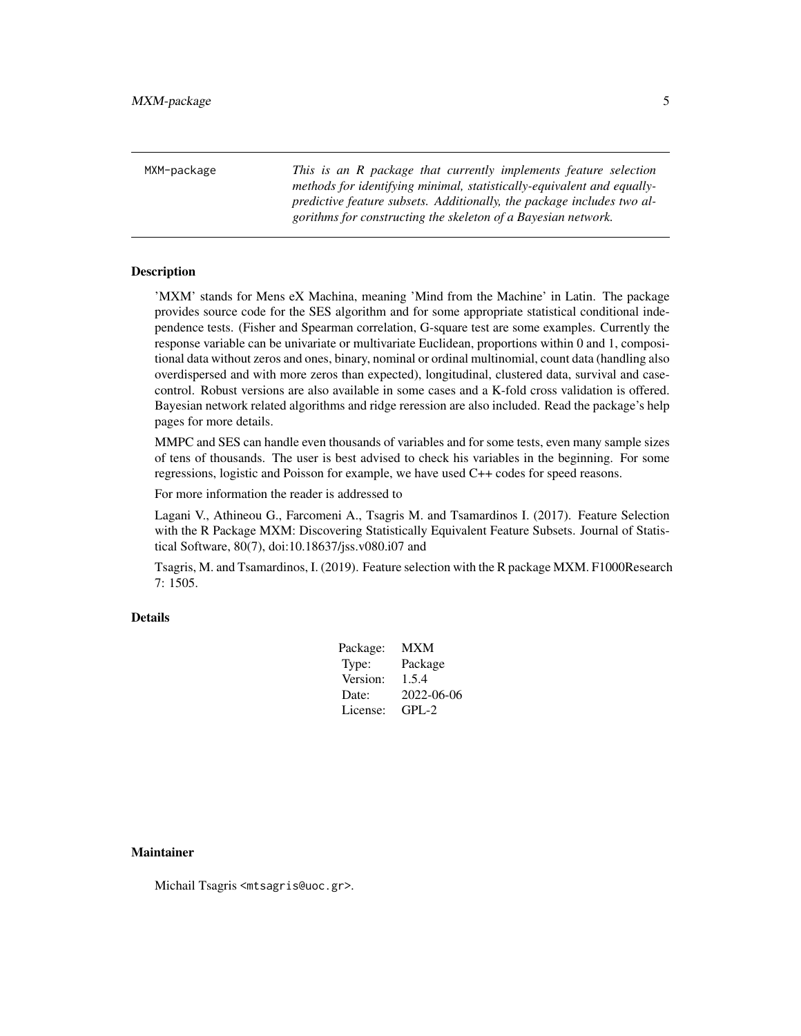MXM-package *This is an R package that currently implements feature selection methods for identifying minimal, statistically-equivalent and equally-predictive feature subsets. Additionally, the package includes two algorithms for constructing the skeleton of a Bayesian network.*

## Description

'MXM' stands for Mens eX Machina, meaning 'Mind from the Machine' in Latin. The package provides source code for the SES algorithm and for some appropriate statistical conditional independence tests. (Fisher and Spearman correlation, G-square test are some examples. Currently the response variable can be univariate or multivariate Euclidean, proportions within 0 and 1, compositional data without zeros and ones, binary, nominal or ordinal multinomial, count data (handling also overdispersed and with more zeros than expected), longitudinal, clustered data, survival and case-control. Robust versions are also available in some cases and a K-fold cross validation is offered. Bayesian network related algorithms and ridge reression are also included. Read the package's help pages for more details.

MMPC and SES can handle even thousands of variables and for some tests, even many sample sizes of tens of thousands. The user is best advised to check his variables in the beginning. For some regressions, logistic and Poisson for example, we have used C++ codes for speed reasons.

For more information the reader is addressed to

Lagani V., Athineou G., Farcomeni A., Tsagris M. and Tsamardinos I. (2017). Feature Selection with the R Package MXM: Discovering Statistically Equivalent Feature Subsets. Journal of Statistical Software, 80(7), doi:10.18637/jss.v080.i07 and

Tsagris, M. and Tsamardinos, I. (2019). Feature selection with the R package MXM. F1000Research 7: 1505.

## Details

| | |
|---|---|
| Package: | MXM |
| Type: | Package |
| Version: | 1.5.4 |
| Date: | 2022-06-06 |
| License: | GPL-2 |

## Maintainer

Michail Tsagris <mtsagris@uoc.gr>.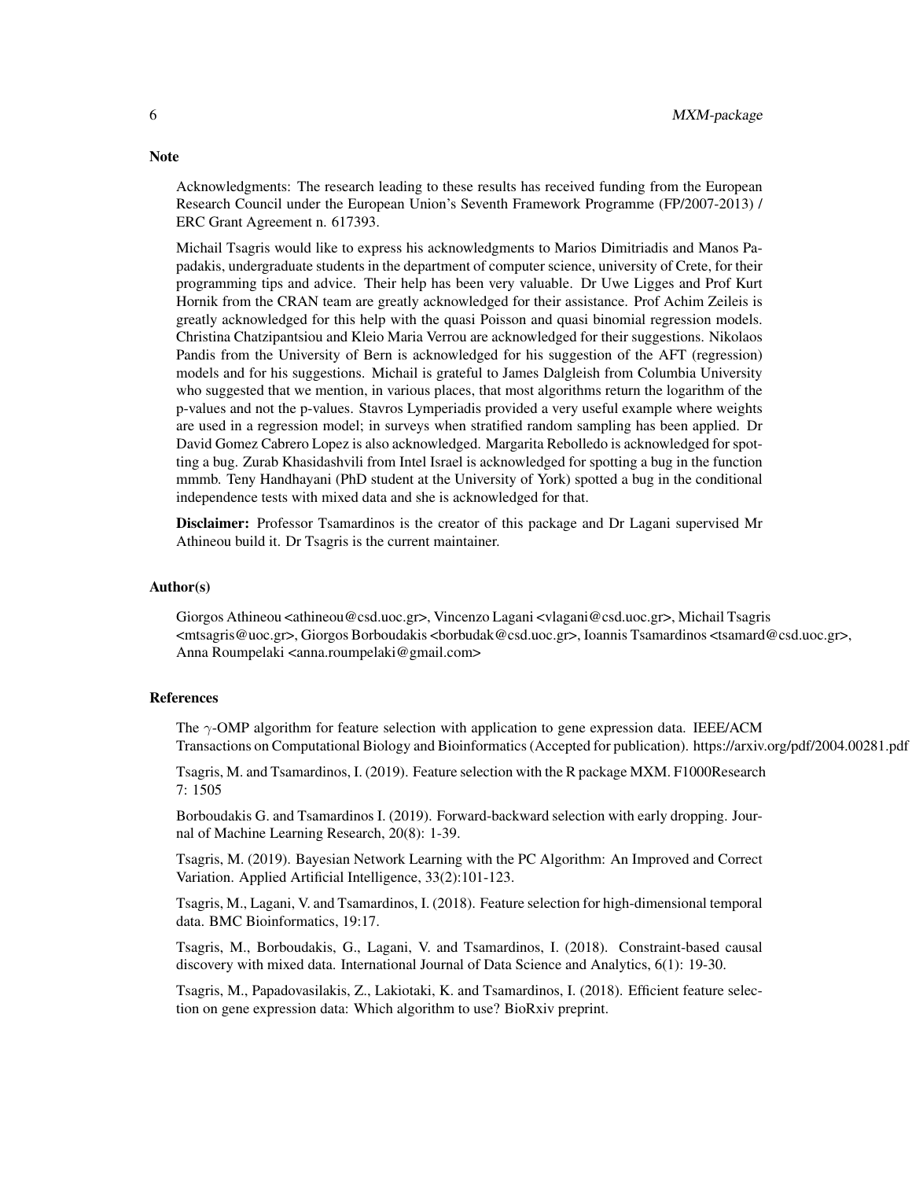## Note

Acknowledgments: The research leading to these results has received funding from the European Research Council under the European Union's Seventh Framework Programme (FP/2007-2013) / ERC Grant Agreement n. 617393.

Michail Tsagris would like to express his acknowledgments to Marios Dimitriadis and Manos Papadakis, undergraduate students in the department of computer science, university of Crete, for their programming tips and advice. Their help has been very valuable. Dr Uwe Ligges and Prof Kurt Hornik from the CRAN team are greatly acknowledged for their assistance. Prof Achim Zeileis is greatly acknowledged for this help with the quasi Poisson and quasi binomial regression models. Christina Chatzipantsiou and Kleio Maria Verrou are acknowledged for their suggestions. Nikolaos Pandis from the University of Bern is acknowledged for his suggestion of the AFT (regression) models and for his suggestions. Michail is grateful to James Dalgleish from Columbia University who suggested that we mention, in various places, that most algorithms return the logarithm of the p-values and not the p-values. Stavros Lymperiadis provided a very useful example where weights are used in a regression model; in surveys when stratified random sampling has been applied. Dr David Gomez Cabrero Lopez is also acknowledged. Margarita Rebolledo is acknowledged for spotting a bug. Zurab Khasidashvili from Intel Israel is acknowledged for spotting a bug in the function mmmb. Teny Handhayani (PhD student at the University of York) spotted a bug in the conditional independence tests with mixed data and she is acknowledged for that.

**Disclaimer:** Professor Tsamardinos is the creator of this package and Dr Lagani supervised Mr Athineou build it. Dr Tsagris is the current maintainer.

## Author(s)

Giorgos Athineou <athineou@csd.uoc.gr>, Vincenzo Lagani <vlagani@csd.uoc.gr>, Michail Tsagris <mtsagris@uoc.gr>, Giorgos Borboudakis <borbudak@csd.uoc.gr>, Ioannis Tsamardinos <tsamard@csd.uoc.gr>, Anna Roumpelaki <anna.roumpelaki@gmail.com>

## References

The $\gamma$-OMP algorithm for feature selection with application to gene expression data. IEEE/ACM Transactions on Computational Biology and Bioinformatics (Accepted for publication). https://arxiv.org/pdf/2004.00281.pdf

Tsagris, M. and Tsamardinos, I. (2019). Feature selection with the R package MXM. F1000Research 7: 1505

Borboudakis G. and Tsamardinos I. (2019). Forward-backward selection with early dropping. Journal of Machine Learning Research, 20(8): 1-39.

Tsagris, M. (2019). Bayesian Network Learning with the PC Algorithm: An Improved and Correct Variation. Applied Artificial Intelligence, 33(2):101-123.

Tsagris, M., Lagani, V. and Tsamardinos, I. (2018). Feature selection for high-dimensional temporal data. BMC Bioinformatics, 19:17.

Tsagris, M., Borboudakis, G., Lagani, V. and Tsamardinos, I. (2018). Constraint-based causal discovery with mixed data. International Journal of Data Science and Analytics, 6(1): 19-30.

Tsagris, M., Papadovasilakis, Z., Lakiotaki, K. and Tsamardinos, I. (2018). Efficient feature selection on gene expression data: Which algorithm to use? BioRxiv preprint.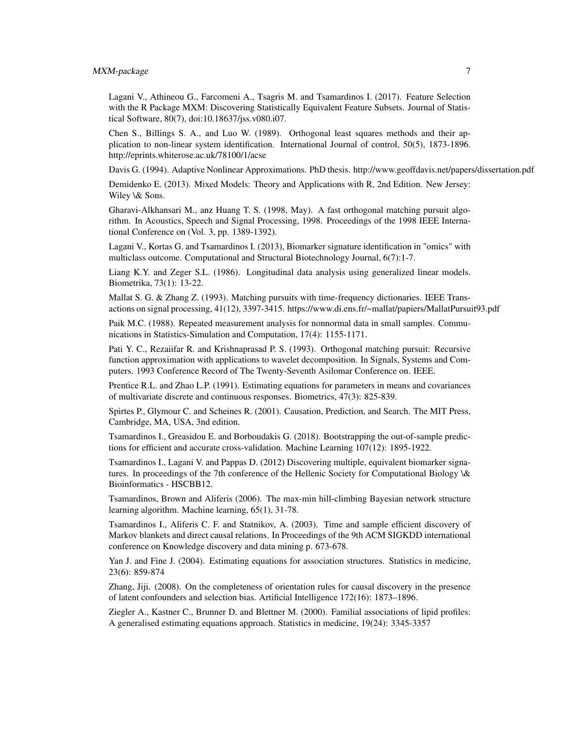Lagani V., Athineou G., Farcomeni A., Tsagris M. and Tsamardinos I. (2017). Feature Selection with the R Package MXM: Discovering Statistically Equivalent Feature Subsets. Journal of Statistical Software, 80(7), doi:10.18637/jss.v080.i07.

Chen S., Billings S. A., and Luo W. (1989). Orthogonal least squares methods and their application to non-linear system identification. International Journal of control, 50(5), 1873-1896. http://eprints.whiterose.ac.uk/78100/1/acse

Davis G. (1994). Adaptive Nonlinear Approximations. PhD thesis. http://www.geoffdavis.net/papers/dissertation.pdf

Demidenko E. (2013). Mixed Models: Theory and Applications with R, 2nd Edition. New Jersey: Wiley \& Sons.

Gharavi-Alkhansari M., anz Huang T. S. (1998, May). A fast orthogonal matching pursuit algorithm. In Acoustics, Speech and Signal Processing, 1998. Proceedings of the 1998 IEEE International Conference on (Vol. 3, pp. 1389-1392).

Lagani V., Kortas G. and Tsamardinos I. (2013), Biomarker signature identification in "omics" with multiclass outcome. Computational and Structural Biotechnology Journal, 6(7):1-7.

Liang K.Y. and Zeger S.L. (1986). Longitudinal data analysis using generalized linear models. Biometrika, 73(1): 13-22.

Mallat S. G. & Zhang Z. (1993). Matching pursuits with time-frequency dictionaries. IEEE Transactions on signal processing, 41(12), 3397-3415. https://www.di.ens.fr/~mallat/papiers/MallatPursuit93.pdf

Paik M.C. (1988). Repeated measurement analysis for nonnormal data in small samples. Communications in Statistics-Simulation and Computation, 17(4): 1155-1171.

Pati Y. C., Rezaiifar R. and Krishnaprasad P. S. (1993). Orthogonal matching pursuit: Recursive function approximation with applications to wavelet decomposition. In Signals, Systems and Computers. 1993 Conference Record of The Twenty-Seventh Asilomar Conference on. IEEE.

Prentice R.L. and Zhao L.P. (1991). Estimating equations for parameters in means and covariances of multivariate discrete and continuous responses. Biometrics, 47(3): 825-839.

Spirtes P., Glymour C. and Scheines R. (2001). Causation, Prediction, and Search. The MIT Press, Cambridge, MA, USA, 3nd edition.

Tsamardinos I., Greasidou E. and Borboudakis G. (2018). Bootstrapping the out-of-sample predictions for efficient and accurate cross-validation. Machine Learning 107(12): 1895-1922.

Tsamardinos I., Lagani V. and Pappas D. (2012) Discovering multiple, equivalent biomarker signatures. In proceedings of the 7th conference of the Hellenic Society for Computational Biology \& Bioinformatics - HSCBB12.

Tsamardinos, Brown and Aliferis (2006). The max-min hill-climbing Bayesian network structure learning algorithm. Machine learning, 65(1), 31-78.

Tsamardinos I., Aliferis C. F. and Statnikov, A. (2003). Time and sample efficient discovery of Markov blankets and direct causal relations. In Proceedings of the 9th ACM SIGKDD international conference on Knowledge discovery and data mining p. 673-678.

Yan J. and Fine J. (2004). Estimating equations for association structures. Statistics in medicine, 23(6): 859-874

Zhang, Jiji. (2008). On the completeness of orientation rules for causal discovery in the presence of latent confounders and selection bias. Artificial Intelligence 172(16): 1873–1896.

Ziegler A., Kastner C., Brunner D. and Blettner M. (2000). Familial associations of lipid profiles: A generalised estimating equations approach. Statistics in medicine, 19(24): 3345-3357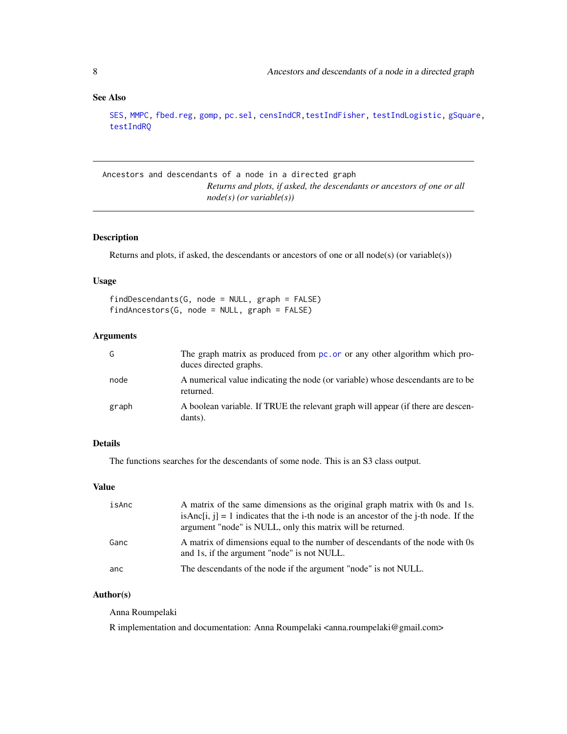## See Also

SES, MMPC, fbed.reg, gomp, pc.sel, censIndCR, testIndFisher, testIndLogistic, gSquare, testIndRQ

---

# Ancestors and descendants of a node in a directed graph

*Returns and plots, if asked, the descendants or ancestors of one or all node(s) (or variable(s))*

---

## Description

Returns and plots, if asked, the descendants or ancestors of one or all node(s) (or variable(s))

## Usage

```
findDescendants(G, node = NULL, graph = FALSE)
findAncestors(G, node = NULL, graph = FALSE)
```

## Arguments

| | |
|---|---|
| G | The graph matrix as produced from pc.or or any other algorithm which produces directed graphs. |
| node | A numerical value indicating the node (or variable) whose descendants are to be returned. |
| graph | A boolean variable. If TRUE the relevant graph will appear (if there are descendants). |

## Details

The functions searches for the descendants of some node. This is an S3 class output.

## Value

| | |
|---|---|
| isAnc | A matrix of the same dimensions as the original graph matrix with 0s and 1s. isAnc[i, j] = 1 indicates that the i-th node is an ancestor of the j-th node. If the argument "node" is NULL, only this matrix will be returned. |
| Ganc | A matrix of dimensions equal to the number of descendants of the node with 0s and 1s, if the argument "node" is not NULL. |
| anc | The descendants of the node if the argument "node" is not NULL. |

## Author(s)

Anna Roumpelaki

R implementation and documentation: Anna Roumpelaki <anna.roumpelaki@gmail.com>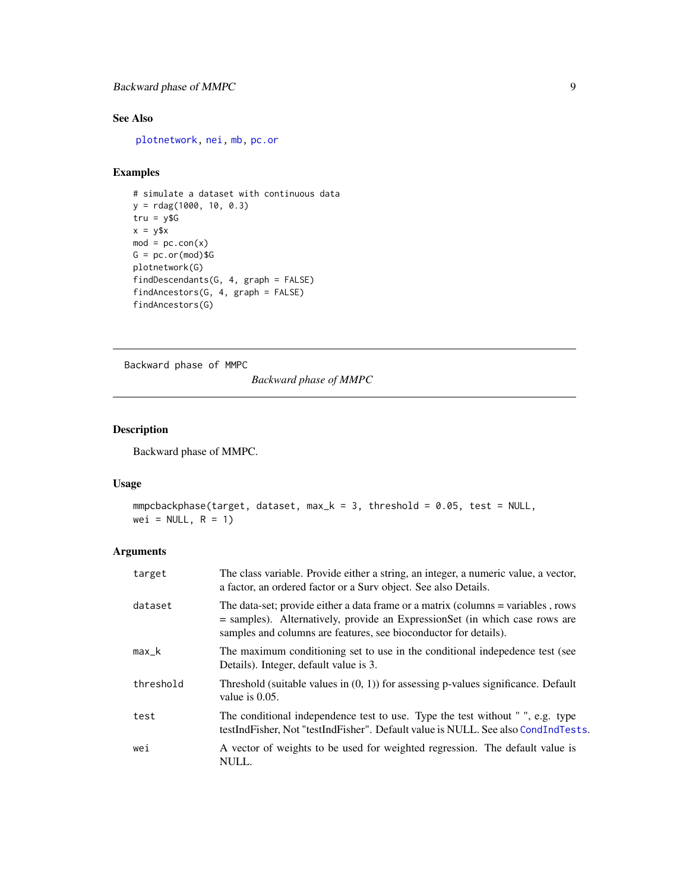## See Also

plotnetwork, nei, mb, pc.or

## Examples

```
# simulate a dataset with continuous data
y = rdag(1000, 10, 0.3)
tru = y$G
x = y$x
mod = pc.con(x)
G = pc.or(mod)$G
plotnetwork(G)
findDescendants(G, 4, graph = FALSE)
findAncestors(G, 4, graph = FALSE)
findAncestors(G)
```

---

Backward phase of MMPC

# *Backward phase of MMPC*

---

## Description

Backward phase of MMPC.

## Usage

```
mmpcbackphase(target, dataset, max_k = 3, threshold = 0.05, test = NULL,
wei = NULL, R = 1)
```

## Arguments

| | |
|---|---|
| target | The class variable. Provide either a string, an integer, a numeric value, a vector, a factor, an ordered factor or a Surv object. See also Details. |
| dataset | The data-set; provide either a data frame or a matrix (columns = variables , rows = samples). Alternatively, provide an ExpressionSet (in which case rows are samples and columns are features, see bioconductor for details). |
| max_k | The maximum conditioning set to use in the conditional indepedence test (see Details). Integer, default value is 3. |
| threshold | Threshold (suitable values in (0, 1)) for assessing p-values significance. Default value is 0.05. |
| test | The conditional independence test to use. Type the test without " ", e.g. type testIndFisher, Not "testIndFisher". Default value is NULL. See also CondIndTests. |
| wei | A vector of weights to be used for weighted regression. The default value is NULL. |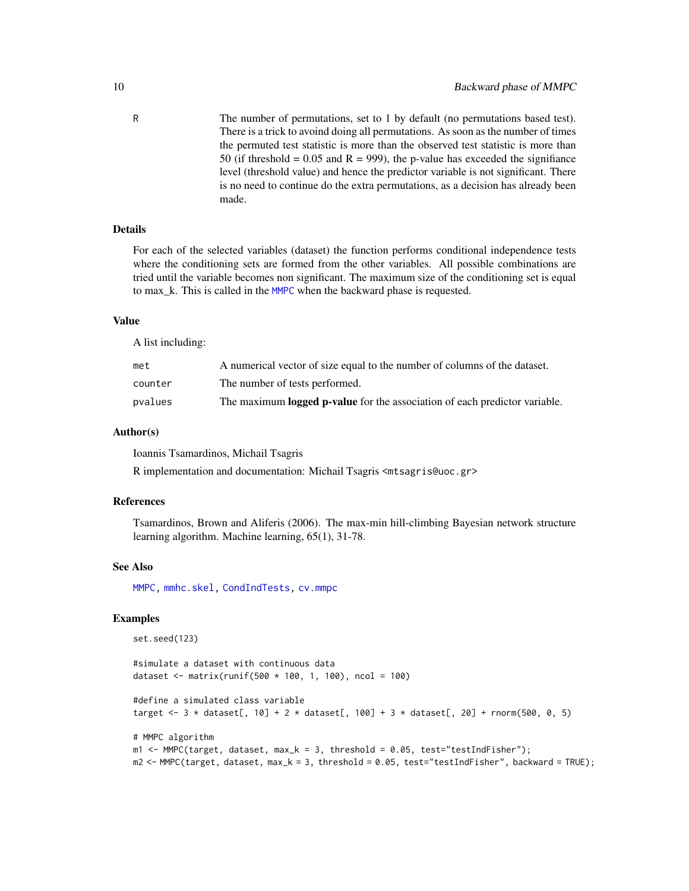| | |
|---|---|
| R | The number of permutations, set to 1 by default (no permutations based test). There is a trick to avoind doing all permutations. As soon as the number of times the permuted test statistic is more than the observed test statistic is more than 50 (if threshold = 0.05 and R = 999), the p-value has exceeded the signifiance level (threshold value) and hence the predictor variable is not significant. There is no need to continue do the extra permutations, as a decision has already been made. |

## Details

For each of the selected variables (dataset) the function performs conditional independence tests where the conditioning sets are formed from the other variables. All possible combinations are tried until the variable becomes non significant. The maximum size of the conditioning set is equal to max_k. This is called in the MMPC when the backward phase is requested.

## Value

A list including:

| | |
|---|---|
| met | A numerical vector of size equal to the number of columns of the dataset. |
| counter | The number of tests performed. |
| pvalues | The maximum **logged p-value** for the association of each predictor variable. |

## Author(s)

Ioannis Tsamardinos, Michail Tsagris

R implementation and documentation: Michail Tsagris <mtsagris@uoc.gr>

## References

Tsamardinos, Brown and Aliferis (2006). The max-min hill-climbing Bayesian network structure learning algorithm. Machine learning, 65(1), 31-78.

## See Also

MMPC, mmhc.skel, CondIndTests, cv.mmpc

## Examples

```
set.seed(123)

#simulate a dataset with continuous data
dataset <- matrix(runif(500 * 100, 1, 100), ncol = 100)

#define a simulated class variable
target <- 3 * dataset[, 10] + 2 * dataset[, 100] + 3 * dataset[, 20] + rnorm(500, 0, 5)

# MMPC algorithm
m1 <- MMPC(target, dataset, max_k = 3, threshold = 0.05, test="testIndFisher");
m2 <- MMPC(target, dataset, max_k = 3, threshold = 0.05, test="testIndFisher", backward = TRUE);
```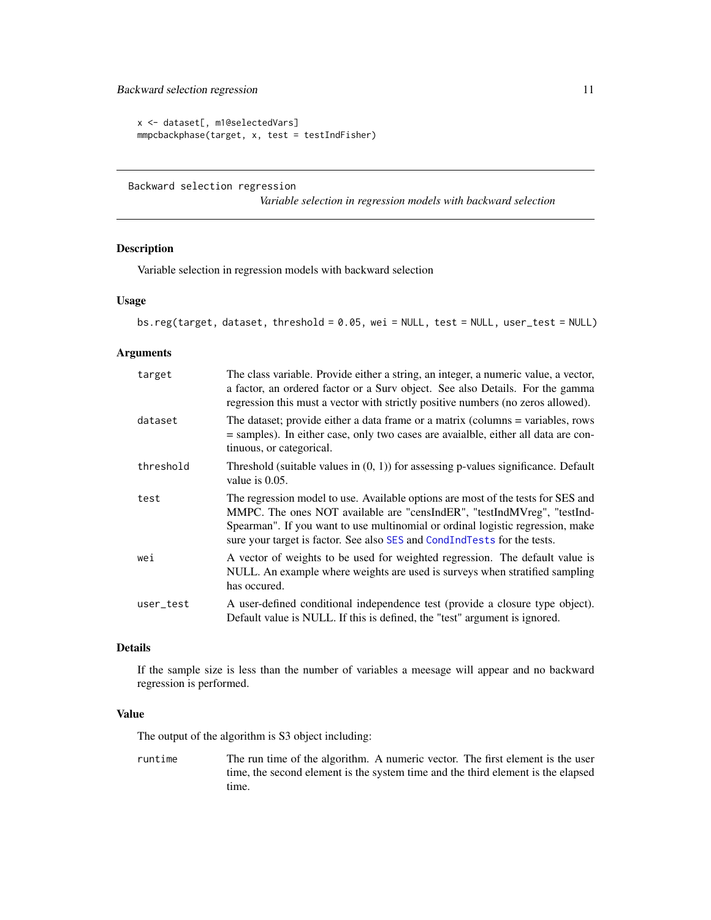```
x <- dataset[, m1@selectedVars]
mmpcbackphase(target, x, test = testIndFisher)
```

---

Backward selection regression

*Variable selection in regression models with backward selection*

---

## Description

Variable selection in regression models with backward selection

## Usage

```
bs.reg(target, dataset, threshold = 0.05, wei = NULL, test = NULL, user_test = NULL)
```

## Arguments

| | |
|---|---|
| target | The class variable. Provide either a string, an integer, a numeric value, a vector, a factor, an ordered factor or a Surv object. See also Details. For the gamma regression this must a vector with strictly positive numbers (no zeros allowed). |
| dataset | The dataset; provide either a data frame or a matrix (columns = variables, rows = samples). In either case, only two cases are avaialble, either all data are continuous, or categorical. |
| threshold | Threshold (suitable values in (0, 1)) for assessing p-values significance. Default value is 0.05. |
| test | The regression model to use. Available options are most of the tests for SES and MMPC. The ones NOT available are "censIndER", "testIndMVreg", "testIndSpearman". If you want to use multinomial or ordinal logistic regression, make sure your target is factor. See also SES and CondIndTests for the tests. |
| wei | A vector of weights to be used for weighted regression. The default value is NULL. An example where weights are used is surveys when stratified sampling has occured. |
| user_test | A user-defined conditional independence test (provide a closure type object). Default value is NULL. If this is defined, the "test" argument is ignored. |

## Details

If the sample size is less than the number of variables a meesage will appear and no backward regression is performed.

## Value

The output of the algorithm is S3 object including:

| | |
|---|---|
| runtime | The run time of the algorithm. A numeric vector. The first element is the user time, the second element is the system time and the third element is the elapsed time. |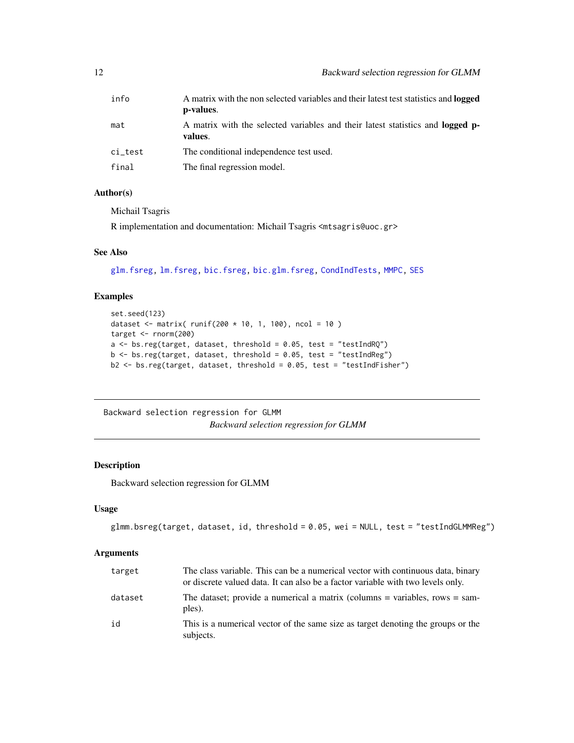| | |
|---|---|
| info | A matrix with the non selected variables and their latest test statistics and **logged p-values**. |
| mat | A matrix with the selected variables and their latest statistics and **logged p-values**. |
| ci_test | The conditional independence test used. |
| final | The final regression model. |

### Author(s)

Michail Tsagris

R implementation and documentation: Michail Tsagris <mtsagris@uoc.gr>

### See Also

glm.fsreg, lm.fsreg, bic.fsreg, bic.glm.fsreg, CondIndTests, MMPC, SES

### Examples

```
set.seed(123)
dataset <- matrix( runif(200 * 10, 1, 100), ncol = 10 )
target <- rnorm(200)
a <- bs.reg(target, dataset, threshold = 0.05, test = "testIndRQ")
b <- bs.reg(target, dataset, threshold = 0.05, test = "testIndReg")
b2 <- bs.reg(target, dataset, threshold = 0.05, test = "testIndFisher")
```

---

## Backward selection regression for GLMM

*Backward selection regression for GLMM*

---

### Description

Backward selection regression for GLMM

### Usage

```
glmm.bsreg(target, dataset, id, threshold = 0.05, wei = NULL, test = "testIndGLMMReg")
```

### Arguments

| | |
|---|---|
| target | The class variable. This can be a numerical vector with continuous data, binary or discrete valued data. It can also be a factor variable with two levels only. |
| dataset | The dataset; provide a numerical a matrix (columns = variables, rows = samples). |
| id | This is a numerical vector of the same size as target denoting the groups or the subjects. |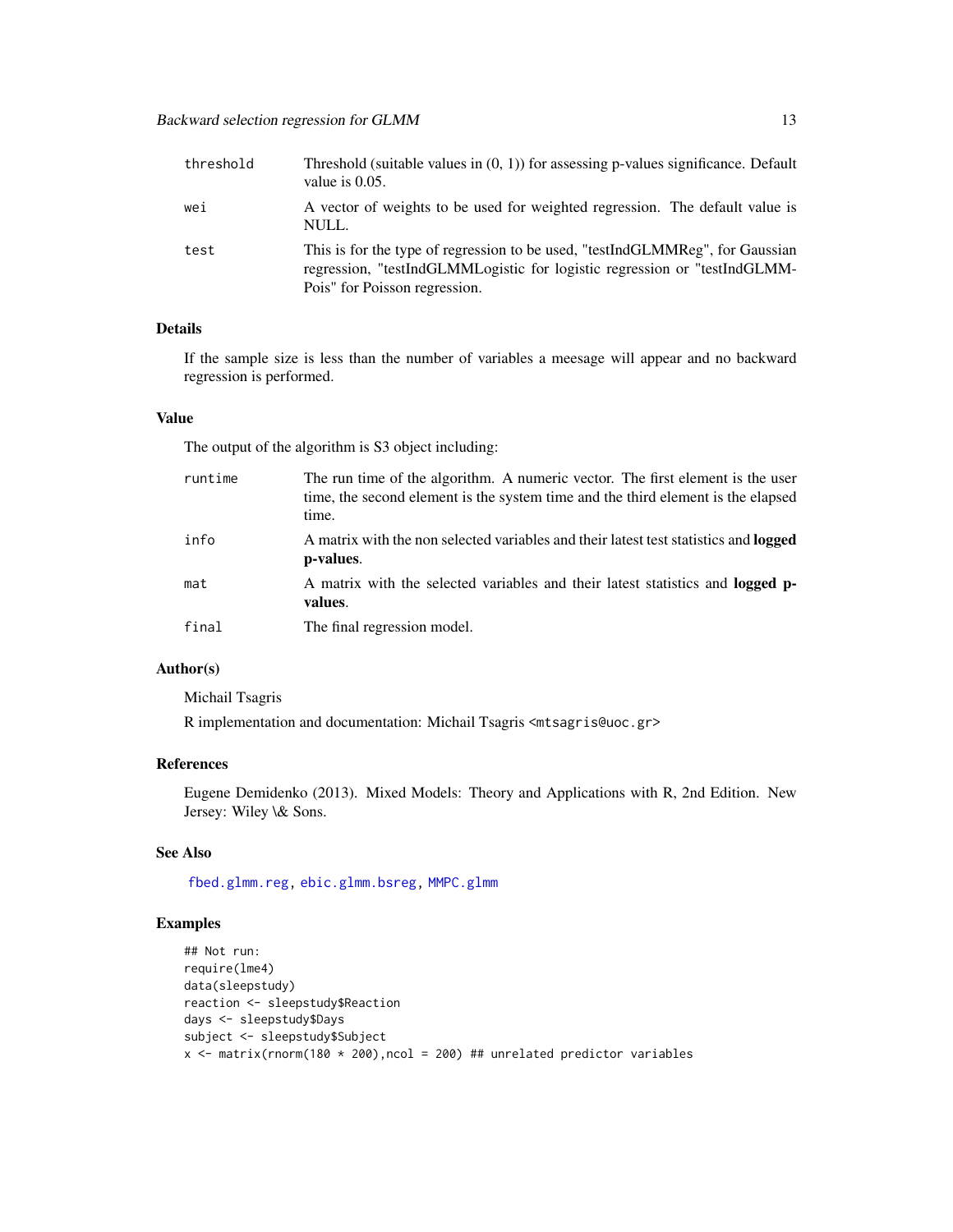| | |
|---|---|
| threshold | Threshold (suitable values in (0, 1)) for assessing p-values significance. Default value is 0.05. |
| wei | A vector of weights to be used for weighted regression. The default value is NULL. |
| test | This is for the type of regression to be used, "testIndGLMMReg", for Gaussian regression, "testIndGLMMLogistic for logistic regression or "testIndGLMM-Pois" for Poisson regression. |

### Details

If the sample size is less than the number of variables a meesage will appear and no backward regression is performed.

### Value

The output of the algorithm is S3 object including:

| | |
|---|---|
| runtime | The run time of the algorithm. A numeric vector. The first element is the user time, the second element is the system time and the third element is the elapsed time. |
| info | A matrix with the non selected variables and their latest test statistics and **logged p-values**. |
| mat | A matrix with the selected variables and their latest statistics and **logged p-values**. |
| final | The final regression model. |

### Author(s)

Michail Tsagris

R implementation and documentation: Michail Tsagris <mtsagris@uoc.gr>

### References

Eugene Demidenko (2013). Mixed Models: Theory and Applications with R, 2nd Edition. New Jersey: Wiley \& Sons.

### See Also

fbed.glmm.reg, ebic.glmm.bsreg, MMPC.glmm

### Examples

```
## Not run:
require(lme4)
data(sleepstudy)
reaction <- sleepstudy$Reaction
days <- sleepstudy$Days
subject <- sleepstudy$Subject
x <- matrix(rnorm(180 * 200),ncol = 200) ## unrelated predictor variables
```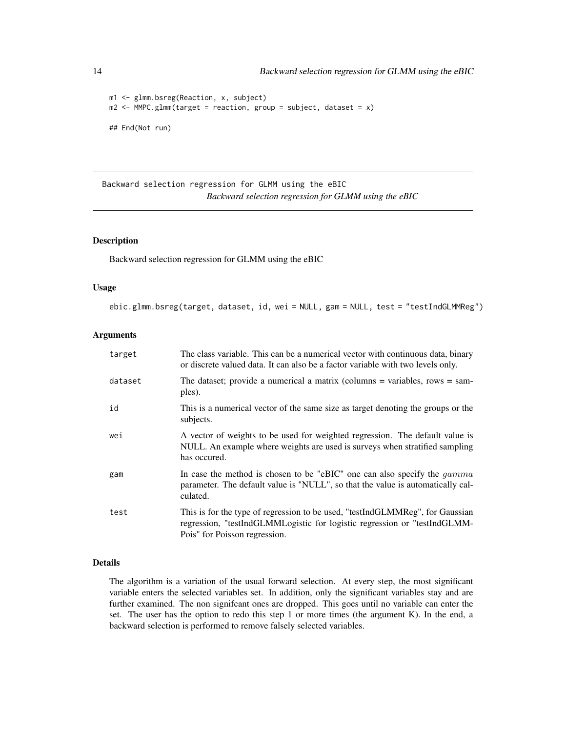```
m1 <- glmm.bsreg(Reaction, x, subject)
m2 <- MMPC.glmm(target = reaction, group = subject, dataset = x)

## End(Not run)
```

## Backward selection regression for GLMM using the eBIC

*Backward selection regression for GLMM using the eBIC*

### Description

Backward selection regression for GLMM using the eBIC

### Usage

```
ebic.glmm.bsreg(target, dataset, id, wei = NULL, gam = NULL, test = "testIndGLMMReg")
```

### Arguments

| | |
|---|---|
| target | The class variable. This can be a numerical vector with continuous data, binary or discrete valued data. It can also be a factor variable with two levels only. |
| dataset | The dataset; provide a numerical a matrix (columns = variables, rows = samples). |
| id | This is a numerical vector of the same size as target denoting the groups or the subjects. |
| wei | A vector of weights to be used for weighted regression. The default value is NULL. An example where weights are used is surveys when stratified sampling has occured. |
| gam | In case the method is chosen to be "eBIC" one can also specify the $gamma$ parameter. The default value is "NULL", so that the value is automatically calculated. |
| test | This is for the type of regression to be used, "testIndGLMMReg", for Gaussian regression, "testIndGLMMLogistic for logistic regression or "testIndGLMMPois" for Poisson regression. |

### Details

The algorithm is a variation of the usual forward selection. At every step, the most significant variable enters the selected variables set. In addition, only the significant variables stay and are further examined. The non signifcant ones are dropped. This goes until no variable can enter the set. The user has the option to redo this step 1 or more times (the argument K). In the end, a backward selection is performed to remove falsely selected variables.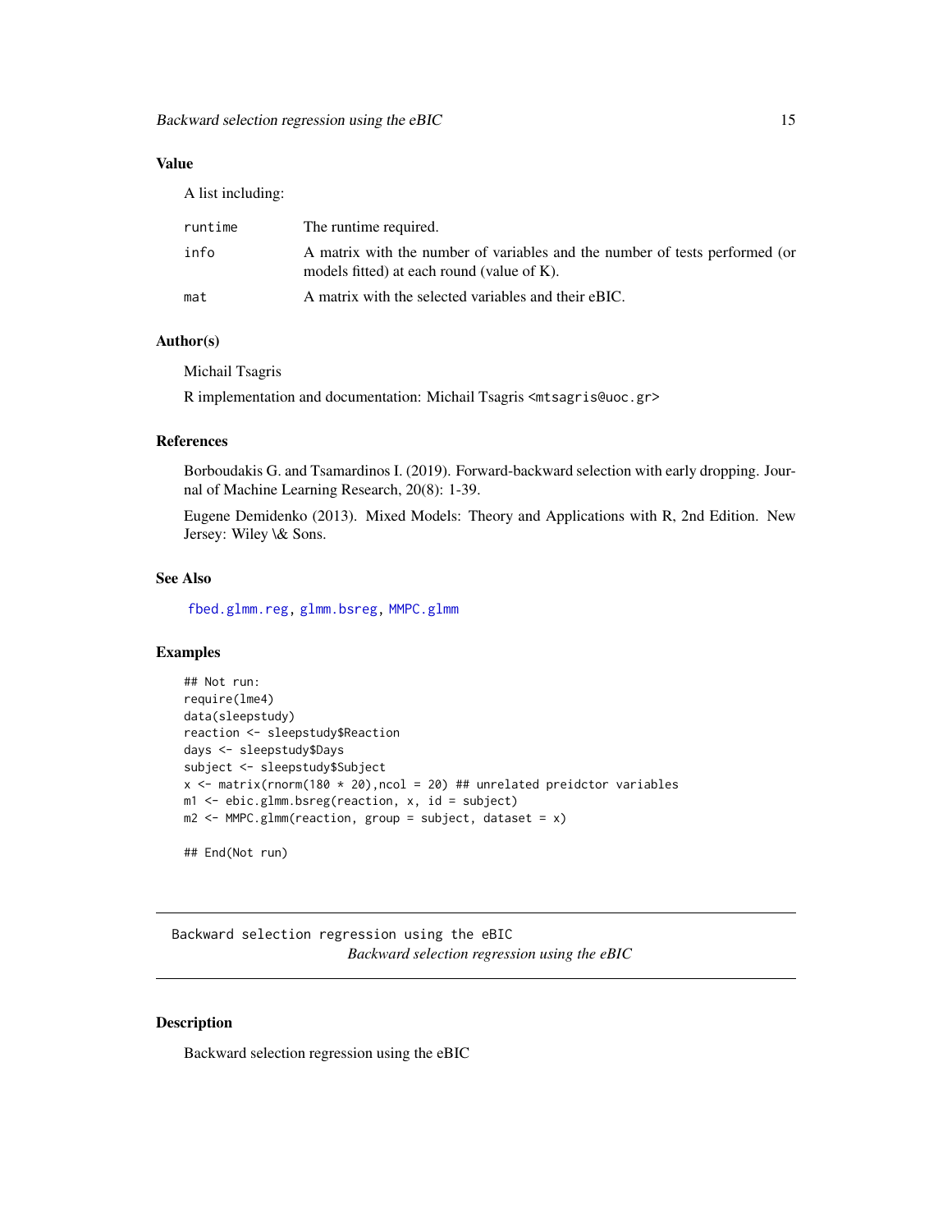## Value

A list including:

| | |
|---|---|
| runtime | The runtime required. |
| info | A matrix with the number of variables and the number of tests performed (or models fitted) at each round (value of K). |
| mat | A matrix with the selected variables and their eBIC. |

## Author(s)

Michail Tsagris

R implementation and documentation: Michail Tsagris <mtsagris@uoc.gr>

## References

Borboudakis G. and Tsamardinos I. (2019). Forward-backward selection with early dropping. Journal of Machine Learning Research, 20(8): 1-39.

Eugene Demidenko (2013). Mixed Models: Theory and Applications with R, 2nd Edition. New Jersey: Wiley \& Sons.

## See Also

fbed.glmm.reg, glmm.bsreg, MMPC.glmm

## Examples

```
## Not run:
require(lme4)
data(sleepstudy)
reaction <- sleepstudy$Reaction
days <- sleepstudy$Days
subject <- sleepstudy$Subject
x <- matrix(rnorm(180 * 20),ncol = 20) ## unrelated preidctor variables
m1 <- ebic.glmm.bsreg(reaction, x, id = subject)
m2 <- MMPC.glmm(reaction, group = subject, dataset = x)

## End(Not run)
```

---

`Backward selection regression using the eBIC`

# *Backward selection regression using the eBIC*

---

## Description

Backward selection regression using the eBIC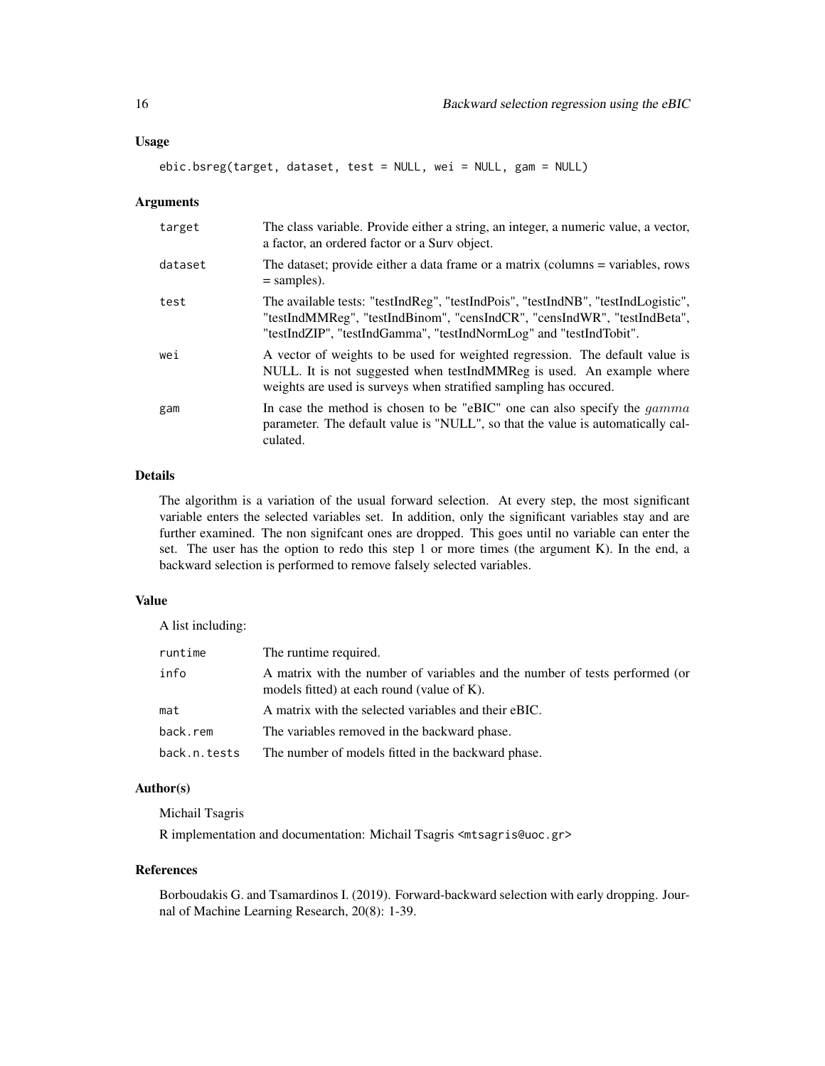## Usage

```
ebic.bsreg(target, dataset, test = NULL, wei = NULL, gam = NULL)
```

## Arguments

| | |
|---|---|
| target | The class variable. Provide either a string, an integer, a numeric value, a vector, a factor, an ordered factor or a Surv object. |
| dataset | The dataset; provide either a data frame or a matrix (columns = variables, rows = samples). |
| test | The available tests: "testIndReg", "testIndPois", "testIndNB", "testIndLogistic", "testIndMMReg", "testIndBinom", "censIndCR", "censIndWR", "testIndBeta", "testIndZIP", "testIndGamma", "testIndNormLog" and "testIndTobit". |
| wei | A vector of weights to be used for weighted regression. The default value is NULL. It is not suggested when testIndMMReg is used. An example where weights are used is surveys when stratified sampling has occured. |
| gam | In case the method is chosen to be "eBIC" one can also specify the $gamma$ parameter. The default value is "NULL", so that the value is automatically calculated. |

## Details

The algorithm is a variation of the usual forward selection. At every step, the most significant variable enters the selected variables set. In addition, only the significant variables stay and are further examined. The non signifcant ones are dropped. This goes until no variable can enter the set. The user has the option to redo this step 1 or more times (the argument K). In the end, a backward selection is performed to remove falsely selected variables.

## Value

A list including:

| | |
|---|---|
| runtime | The runtime required. |
| info | A matrix with the number of variables and the number of tests performed (or models fitted) at each round (value of K). |
| mat | A matrix with the selected variables and their eBIC. |
| back.rem | The variables removed in the backward phase. |
| back.n.tests | The number of models fitted in the backward phase. |

## Author(s)

Michail Tsagris

R implementation and documentation: Michail Tsagris <mtsagris@uoc.gr>

## References

Borboudakis G. and Tsamardinos I. (2019). Forward-backward selection with early dropping. Journal of Machine Learning Research, 20(8): 1-39.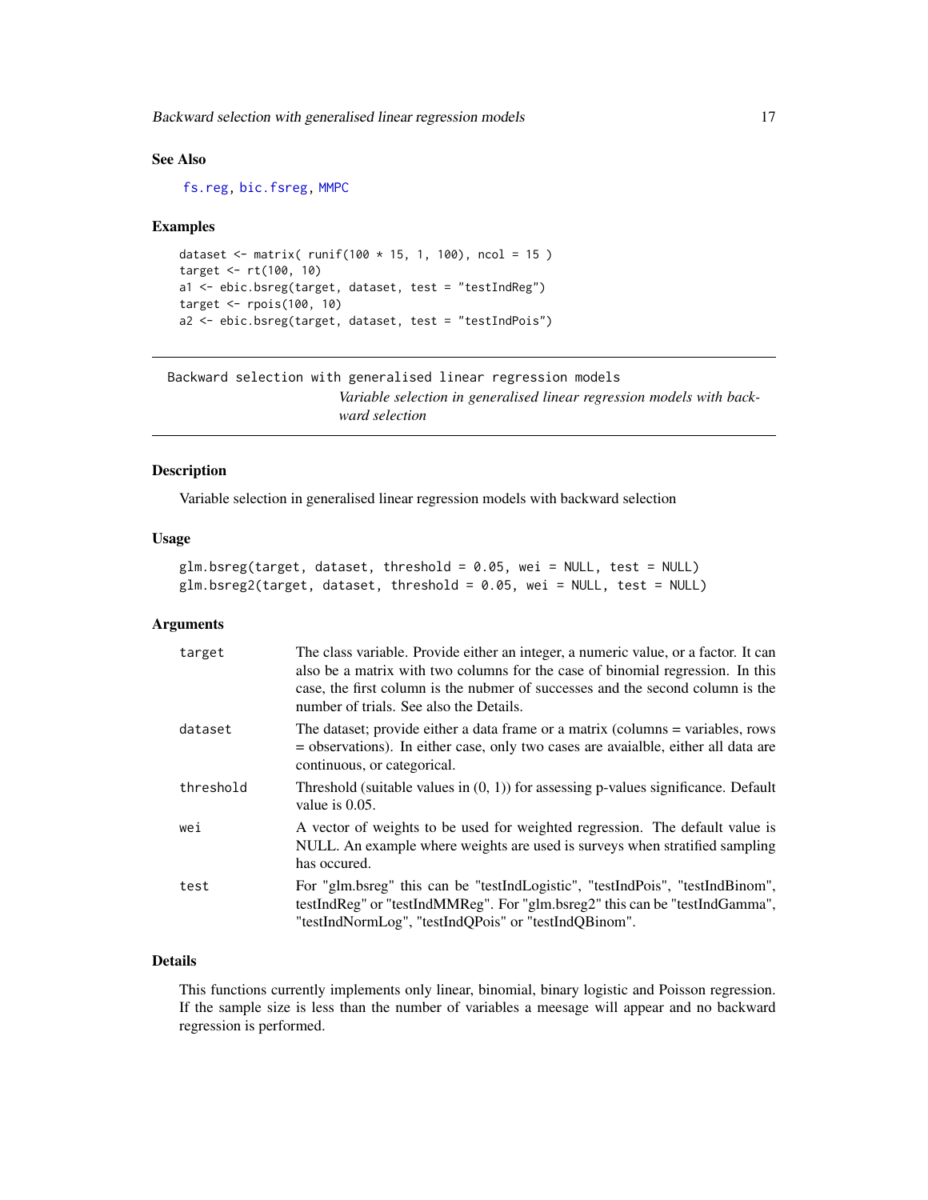## See Also

fs.reg, bic.fsreg, MMPC

## Examples

```
dataset <- matrix( runif(100 * 15, 1, 100), ncol = 15 )
target <- rt(100, 10)
a1 <- ebic.bsreg(target, dataset, test = "testIndReg")
target <- rpois(100, 10)
a2 <- ebic.bsreg(target, dataset, test = "testIndPois")
```

---

# Backward selection with generalised linear regression models

*Variable selection in generalised linear regression models with backward selection*

---

## Description

Variable selection in generalised linear regression models with backward selection

## Usage

```
glm.bsreg(target, dataset, threshold = 0.05, wei = NULL, test = NULL)
glm.bsreg2(target, dataset, threshold = 0.05, wei = NULL, test = NULL)
```

## Arguments

| | |
|---|---|
| target | The class variable. Provide either an integer, a numeric value, or a factor. It can also be a matrix with two columns for the case of binomial regression. In this case, the first column is the nubmer of successes and the second column is the number of trials. See also the Details. |
| dataset | The dataset; provide either a data frame or a matrix (columns = variables, rows = observations). In either case, only two cases are avaialble, either all data are continuous, or categorical. |
| threshold | Threshold (suitable values in (0, 1)) for assessing p-values significance. Default value is 0.05. |
| wei | A vector of weights to be used for weighted regression. The default value is NULL. An example where weights are used is surveys when stratified sampling has occured. |
| test | For "glm.bsreg" this can be "testIndLogistic", "testIndPois", "testIndBinom", testIndReg" or "testIndMMReg". For "glm.bsreg2" this can be "testIndGamma", "testIndNormLog", "testIndQPois" or "testIndQBinom". |

## Details

This functions currently implements only linear, binomial, binary logistic and Poisson regression. If the sample size is less than the number of variables a meesage will appear and no backward regression is performed.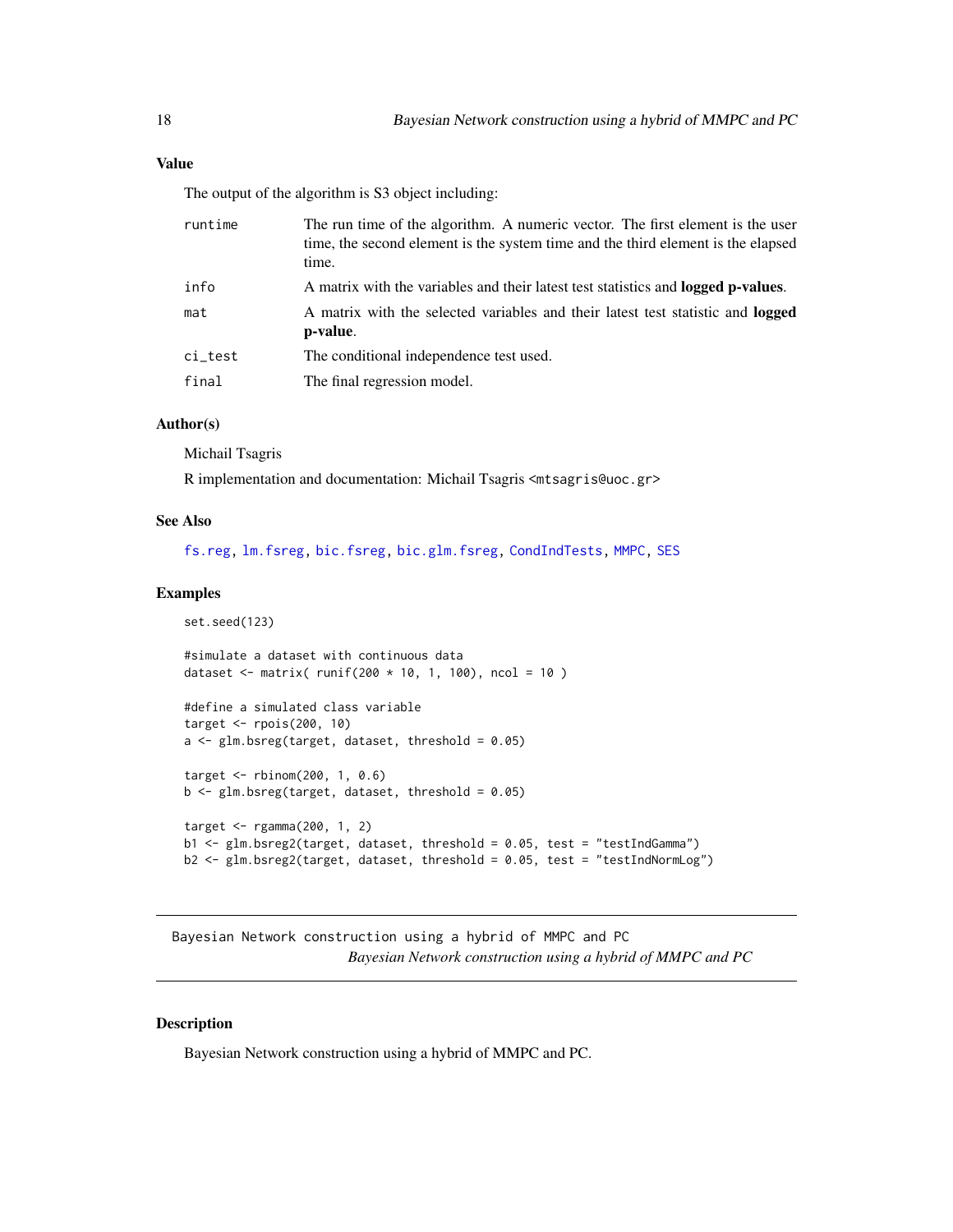### Value

The output of the algorithm is S3 object including:

| | |
|---|---|
| runtime | The run time of the algorithm. A numeric vector. The first element is the user time, the second element is the system time and the third element is the elapsed time. |
| info | A matrix with the variables and their latest test statistics and **logged p-values**. |
| mat | A matrix with the selected variables and their latest test statistic and **logged p-value**. |
| ci_test | The conditional independence test used. |
| final | The final regression model. |

### Author(s)

Michail Tsagris

R implementation and documentation: Michail Tsagris <mtsagris@uoc.gr>

### See Also

fs.reg, lm.fsreg, bic.fsreg, bic.glm.fsreg, CondIndTests, MMPC, SES

### Examples

```
set.seed(123)

#simulate a dataset with continuous data
dataset <- matrix( runif(200 * 10, 1, 100), ncol = 10 )

#define a simulated class variable
target <- rpois(200, 10)
a <- glm.bsreg(target, dataset, threshold = 0.05)

target <- rbinom(200, 1, 0.6)
b <- glm.bsreg(target, dataset, threshold = 0.05)

target <- rgamma(200, 1, 2)
b1 <- glm.bsreg2(target, dataset, threshold = 0.05, test = "testIndGamma")
b2 <- glm.bsreg2(target, dataset, threshold = 0.05, test = "testIndNormLog")
```

---

## Bayesian Network construction using a hybrid of MMPC and PC

*Bayesian Network construction using a hybrid of MMPC and PC*

---

### Description

Bayesian Network construction using a hybrid of MMPC and PC.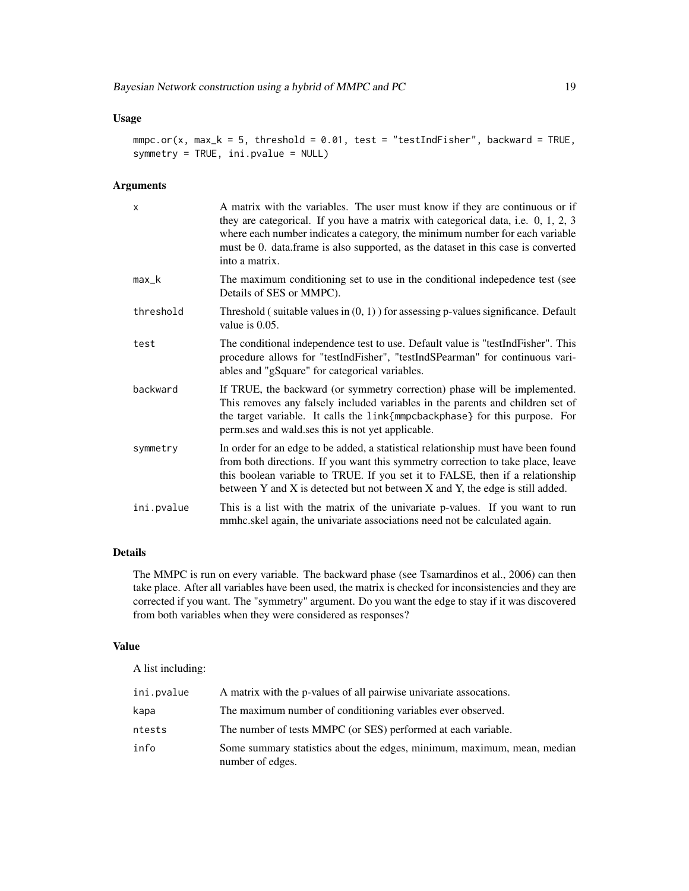### Usage

```
mmpc.or(x, max_k = 5, threshold = 0.01, test = "testIndFisher", backward = TRUE,
symmetry = TRUE, ini.pvalue = NULL)
```

### Arguments

| | |
|---|---|
| `x` | A matrix with the variables. The user must know if they are continuous or if they are categorical. If you have a matrix with categorical data, i.e. 0, 1, 2, 3 where each number indicates a category, the minimum number for each variable must be 0. data.frame is also supported, as the dataset in this case is converted into a matrix. |
| `max_k` | The maximum conditioning set to use in the conditional indepedence test (see Details of SES or MMPC). |
| `threshold` | Threshold ( suitable values in (0, 1) ) for assessing p-values significance. Default value is 0.05. |
| `test` | The conditional independence test to use. Default value is "testIndFisher". This procedure allows for "testIndFisher", "testIndSPearman" for continuous variables and "gSquare" for categorical variables. |
| `backward` | If TRUE, the backward (or symmetry correction) phase will be implemented. This removes any falsely included variables in the parents and children set of the target variable. It calls the `link{mmpcbackphase}` for this purpose. For perm.ses and wald.ses this is not yet applicable. |
| `symmetry` | In order for an edge to be added, a statistical relationship must have been found from both directions. If you want this symmetry correction to take place, leave this boolean variable to TRUE. If you set it to FALSE, then if a relationship between Y and X is detected but not between X and Y, the edge is still added. |
| `ini.pvalue` | This is a list with the matrix of the univariate p-values. If you want to run mmhc.skel again, the univariate associations need not be calculated again. |

### Details

The MMPC is run on every variable. The backward phase (see Tsamardinos et al., 2006) can then take place. After all variables have been used, the matrix is checked for inconsistencies and they are corrected if you want. The "symmetry" argument. Do you want the edge to stay if it was discovered from both variables when they were considered as responses?

### Value

A list including:

| | |
|---|---|
| `ini.pvalue` | A matrix with the p-values of all pairwise univariate assocations. |
| `kapa` | The maximum number of conditioning variables ever observed. |
| `ntests` | The number of tests MMPC (or SES) performed at each variable. |
| `info` | Some summary statistics about the edges, minimum, maximum, mean, median number of edges. |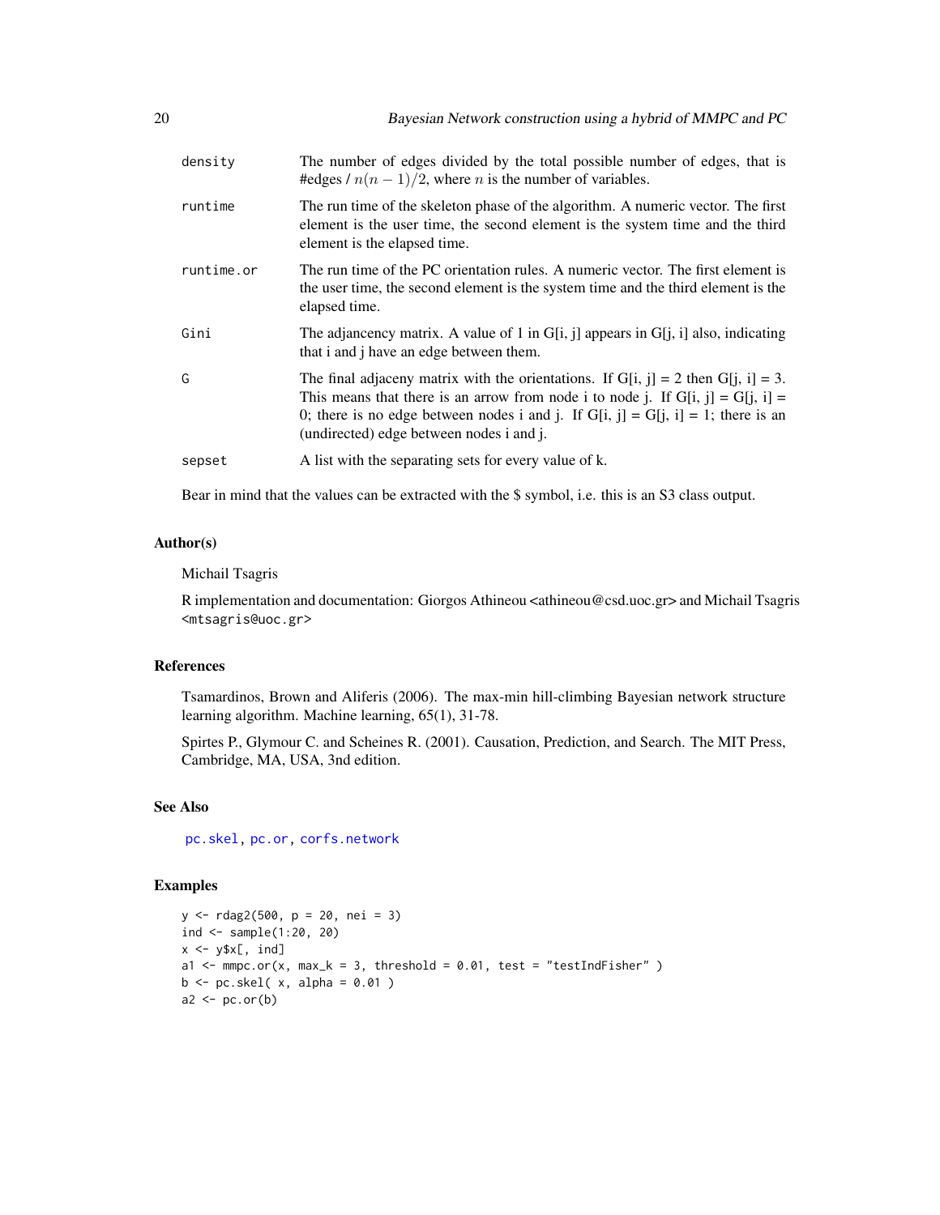| | |
|---|---|
| density | The number of edges divided by the total possible number of edges, that is #edges / $n(n-1)/2$, where $n$ is the number of variables. |
| runtime | The run time of the skeleton phase of the algorithm. A numeric vector. The first element is the user time, the second element is the system time and the third element is the elapsed time. |
| runtime.or | The run time of the PC orientation rules. A numeric vector. The first element is the user time, the second element is the system time and the third element is the elapsed time. |
| Gini | The adjancency matrix. A value of 1 in G[i, j] appears in G[j, i] also, indicating that i and j have an edge between them. |
| G | The final adjaceny matrix with the orientations. If G[i, j] = 2 then G[j, i] = 3. This means that there is an arrow from node i to node j. If G[i, j] = G[j, i] = 0; there is no edge between nodes i and j. If G[i, j] = G[j, i] = 1; there is an (undirected) edge between nodes i and j. |
| sepset | A list with the separating sets for every value of k. |

Bear in mind that the values can be extracted with the $ symbol, i.e. this is an S3 class output.

## Author(s)

Michail Tsagris

R implementation and documentation: Giorgos Athineou <athineou@csd.uoc.gr> and Michail Tsagris <mtsagris@uoc.gr>

## References

Tsamardinos, Brown and Aliferis (2006). The max-min hill-climbing Bayesian network structure learning algorithm. Machine learning, 65(1), 31-78.

Spirtes P., Glymour C. and Scheines R. (2001). Causation, Prediction, and Search. The MIT Press, Cambridge, MA, USA, 3nd edition.

## See Also

pc.skel, pc.or, corfs.network

## Examples

```
y <- rdag2(500, p = 20, nei = 3)
ind <- sample(1:20, 20)
x <- y$x[, ind]
a1 <- mmpc.or(x, max_k = 3, threshold = 0.01, test = "testIndFisher" )
b <- pc.skel( x, alpha = 0.01 )
a2 <- pc.or(b)
```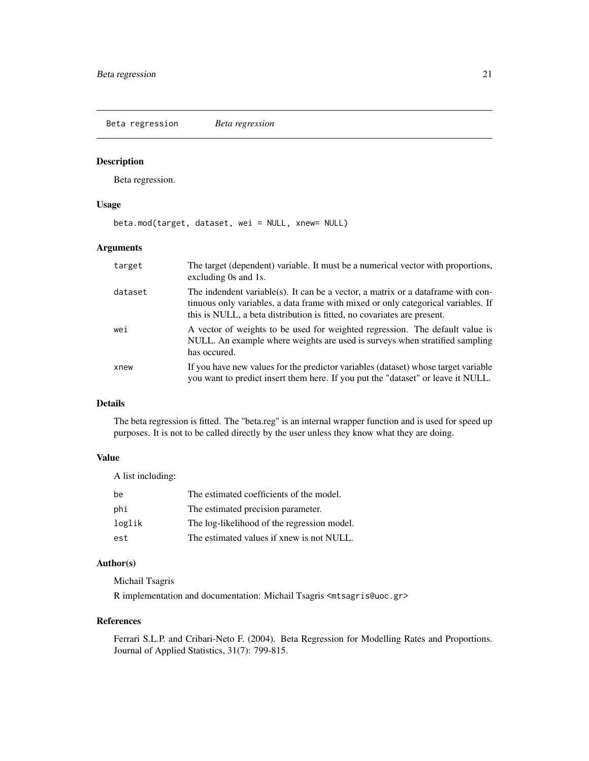Beta regression *Beta regression*

## Description

Beta regression.

## Usage

```
beta.mod(target, dataset, wei = NULL, xnew= NULL)
```

## Arguments

| | |
|---|---|
| target | The target (dependent) variable. It must be a numerical vector with proportions, excluding 0s and 1s. |
| dataset | The indendent variable(s). It can be a vector, a matrix or a dataframe with continuous only variables, a data frame with mixed or only categorical variables. If this is NULL, a beta distribution is fitted, no covariates are present. |
| wei | A vector of weights to be used for weighted regression. The default value is NULL. An example where weights are used is surveys when stratified sampling has occured. |
| xnew | If you have new values for the predictor variables (dataset) whose target variable you want to predict insert them here. If you put the "dataset" or leave it NULL. |

## Details

The beta regression is fitted. The "beta.reg" is an internal wrapper function and is used for speed up purposes. It is not to be called directly by the user unless they know what they are doing.

## Value

A list including:

| | |
|---|---|
| be | The estimated coefficients of the model. |
| phi | The estimated precision parameter. |
| loglik | The log-likelihood of the regression model. |
| est | The estimated values if xnew is not NULL. |

## Author(s)

Michail Tsagris

R implementation and documentation: Michail Tsagris <mtsagris@uoc.gr>

## References

Ferrari S.L.P. and Cribari-Neto F. (2004). Beta Regression for Modelling Rates and Proportions. Journal of Applied Statistics, 31(7): 799-815.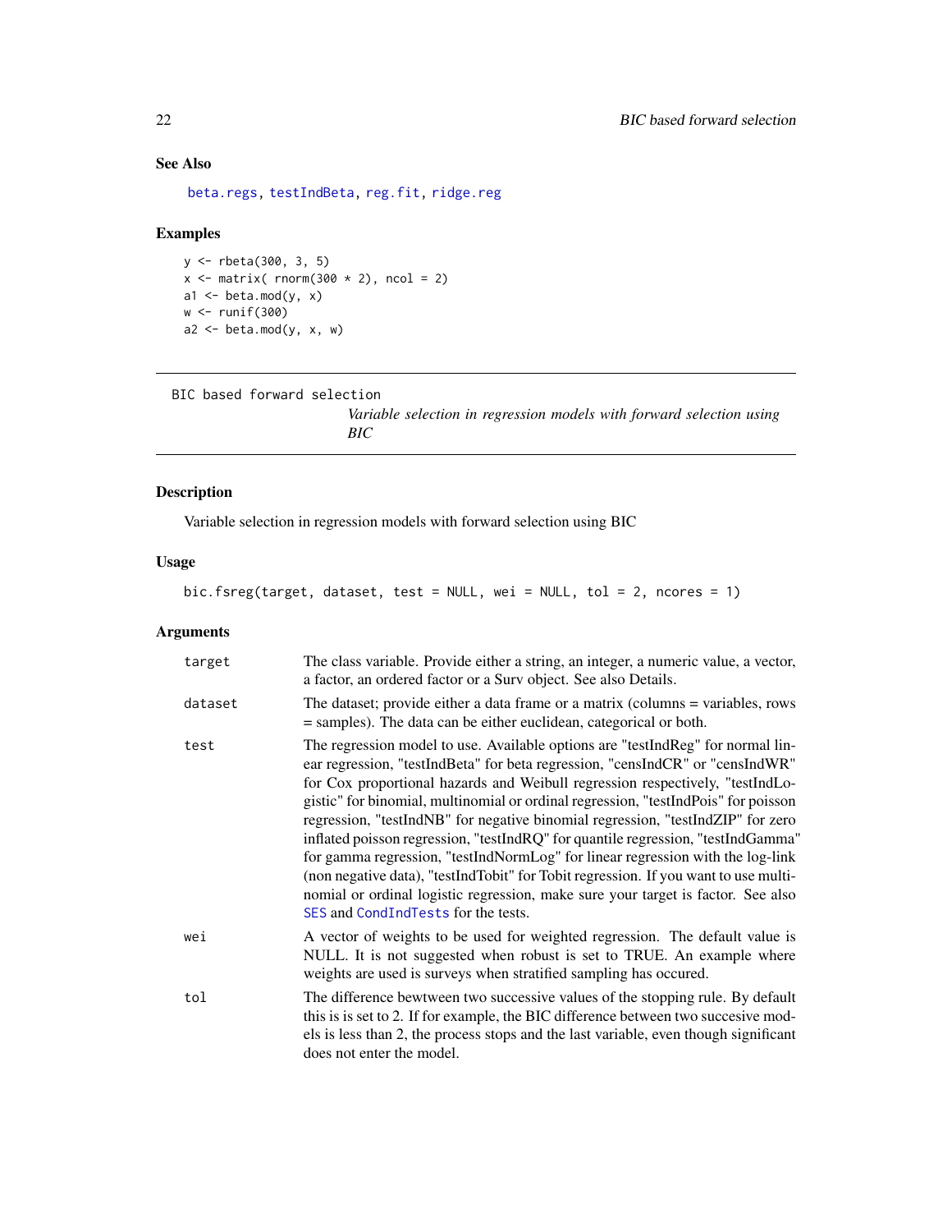### See Also

beta.regs, testIndBeta, reg.fit, ridge.reg

### Examples

```
y <- rbeta(300, 3, 5)
x <- matrix( rnorm(300 * 2), ncol = 2)
a1 <- beta.mod(y, x)
w <- runif(300)
a2 <- beta.mod(y, x, w)
```

---

## BIC based forward selection

*Variable selection in regression models with forward selection using BIC*

---

### Description

Variable selection in regression models with forward selection using BIC

### Usage

```
bic.fsreg(target, dataset, test = NULL, wei = NULL, tol = 2, ncores = 1)
```

### Arguments

| | |
|---|---|
| target | The class variable. Provide either a string, an integer, a numeric value, a vector, a factor, an ordered factor or a Surv object. See also Details. |
| dataset | The dataset; provide either a data frame or a matrix (columns = variables, rows = samples). The data can be either euclidean, categorical or both. |
| test | The regression model to use. Available options are "testIndReg" for normal linear regression, "testIndBeta" for beta regression, "censIndCR" or "censIndWR" for Cox proportional hazards and Weibull regression respectively, "testIndLogistic" for binomial, multinomial or ordinal regression, "testIndPois" for poisson regression, "testIndNB" for negative binomial regression, "testIndZIP" for zero inflated poisson regression, "testIndRQ" for quantile regression, "testIndGamma" for gamma regression, "testIndNormLog" for linear regression with the log-link (non negative data), "testIndTobit" for Tobit regression. If you want to use multinomial or ordinal logistic regression, make sure your target is factor. See also SES and CondIndTests for the tests. |
| wei | A vector of weights to be used for weighted regression. The default value is NULL. It is not suggested when robust is set to TRUE. An example where weights are used is surveys when stratified sampling has occured. |
| tol | The difference bewtween two successive values of the stopping rule. By default this is is set to 2. If for example, the BIC difference between two succesive models is less than 2, the process stops and the last variable, even though significant does not enter the model. |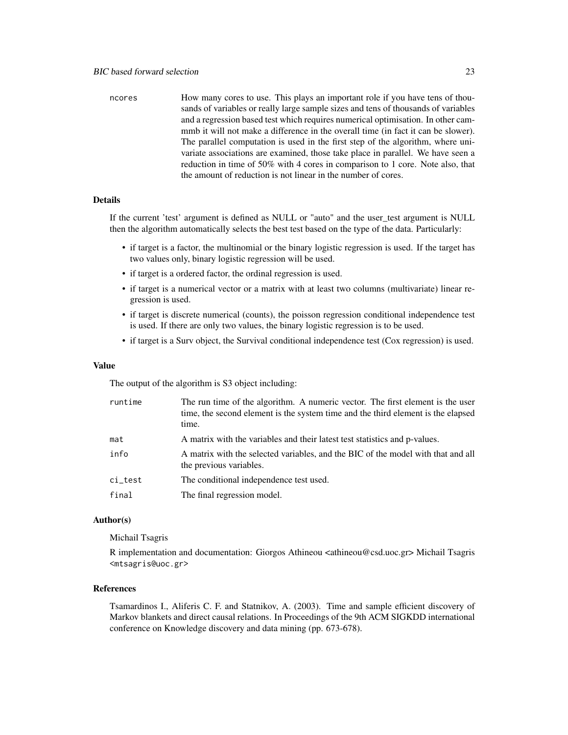| | |
|---|---|
| ncores | How many cores to use. This plays an important role if you have tens of thousands of variables or really large sample sizes and tens of thousands of variables and a regression based test which requires numerical optimisation. In other cammmb it will not make a difference in the overall time (in fact it can be slower). The parallel computation is used in the first step of the algorithm, where univariate associations are examined, those take place in parallel. We have seen a reduction in time of 50% with 4 cores in comparison to 1 core. Note also, that the amount of reduction is not linear in the number of cores. |

### Details

If the current 'test' argument is defined as NULL or "auto" and the user_test argument is NULL then the algorithm automatically selects the best test based on the type of the data. Particularly:

- if target is a factor, the multinomial or the binary logistic regression is used. If the target has two values only, binary logistic regression will be used.
- if target is a ordered factor, the ordinal regression is used.
- if target is a numerical vector or a matrix with at least two columns (multivariate) linear regression is used.
- if target is discrete numerical (counts), the poisson regression conditional independence test is used. If there are only two values, the binary logistic regression is to be used.
- if target is a Surv object, the Survival conditional independence test (Cox regression) is used.

### Value

The output of the algorithm is S3 object including:

| | |
|---|---|
| runtime | The run time of the algorithm. A numeric vector. The first element is the user time, the second element is the system time and the third element is the elapsed time. |
| mat | A matrix with the variables and their latest test statistics and p-values. |
| info | A matrix with the selected variables, and the BIC of the model with that and all the previous variables. |
| ci_test | The conditional independence test used. |
| final | The final regression model. |

### Author(s)

Michail Tsagris

R implementation and documentation: Giorgos Athineou <athineou@csd.uoc.gr> Michail Tsagris <mtsagris@uoc.gr>

### References

Tsamardinos I., Aliferis C. F. and Statnikov, A. (2003). Time and sample efficient discovery of Markov blankets and direct causal relations. In Proceedings of the 9th ACM SIGKDD international conference on Knowledge discovery and data mining (pp. 673-678).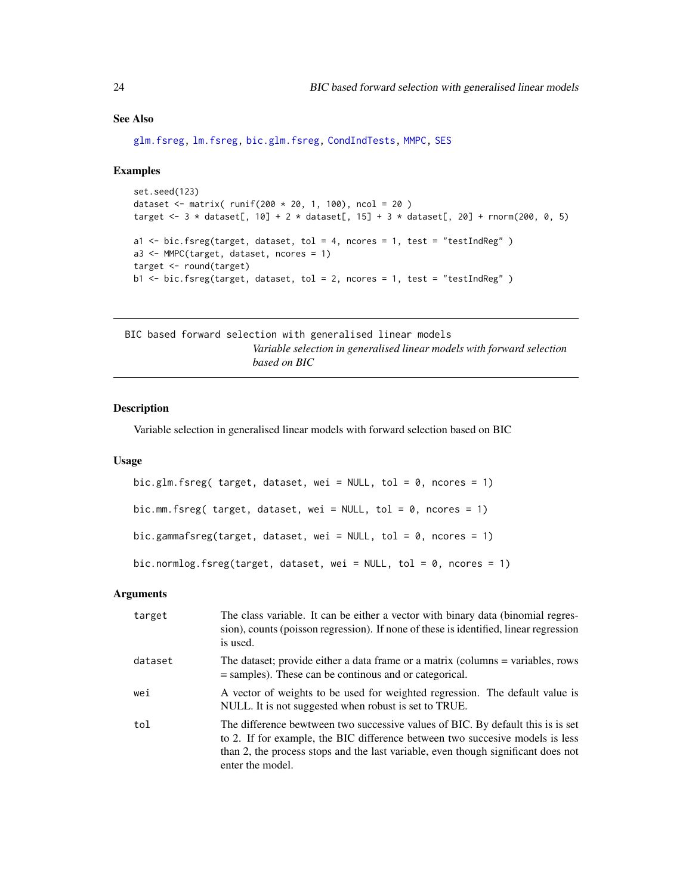## See Also

glm.fsreg, lm.fsreg, bic.glm.fsreg, CondIndTests, MMPC, SES

## Examples

```
set.seed(123)
dataset <- matrix( runif(200 * 20, 1, 100), ncol = 20 )
target <- 3 * dataset[, 10] + 2 * dataset[, 15] + 3 * dataset[, 20] + rnorm(200, 0, 5)

a1 <- bic.fsreg(target, dataset, tol = 4, ncores = 1, test = "testIndReg" )
a3 <- MMPC(target, dataset, ncores = 1)
target <- round(target)
b1 <- bic.fsreg(target, dataset, tol = 2, ncores = 1, test = "testIndReg" )
```

---

# BIC based forward selection with generalised linear models

*Variable selection in generalised linear models with forward selection based on BIC*

---

## Description

Variable selection in generalised linear models with forward selection based on BIC

## Usage

```
bic.glm.fsreg( target, dataset, wei = NULL, tol = 0, ncores = 1)

bic.mm.fsreg( target, dataset, wei = NULL, tol = 0, ncores = 1)

bic.gammafsreg(target, dataset, wei = NULL, tol = 0, ncores = 1)

bic.normlog.fsreg(target, dataset, wei = NULL, tol = 0, ncores = 1)
```

## Arguments

| | |
|---|---|
| target | The class variable. It can be either a vector with binary data (binomial regression), counts (poisson regression). If none of these is identified, linear regression is used. |
| dataset | The dataset; provide either a data frame or a matrix (columns = variables, rows = samples). These can be continous and or categorical. |
| wei | A vector of weights to be used for weighted regression. The default value is NULL. It is not suggested when robust is set to TRUE. |
| tol | The difference bewtween two successive values of BIC. By default this is is set to 2. If for example, the BIC difference between two succesive models is less than 2, the process stops and the last variable, even though significant does not enter the model. |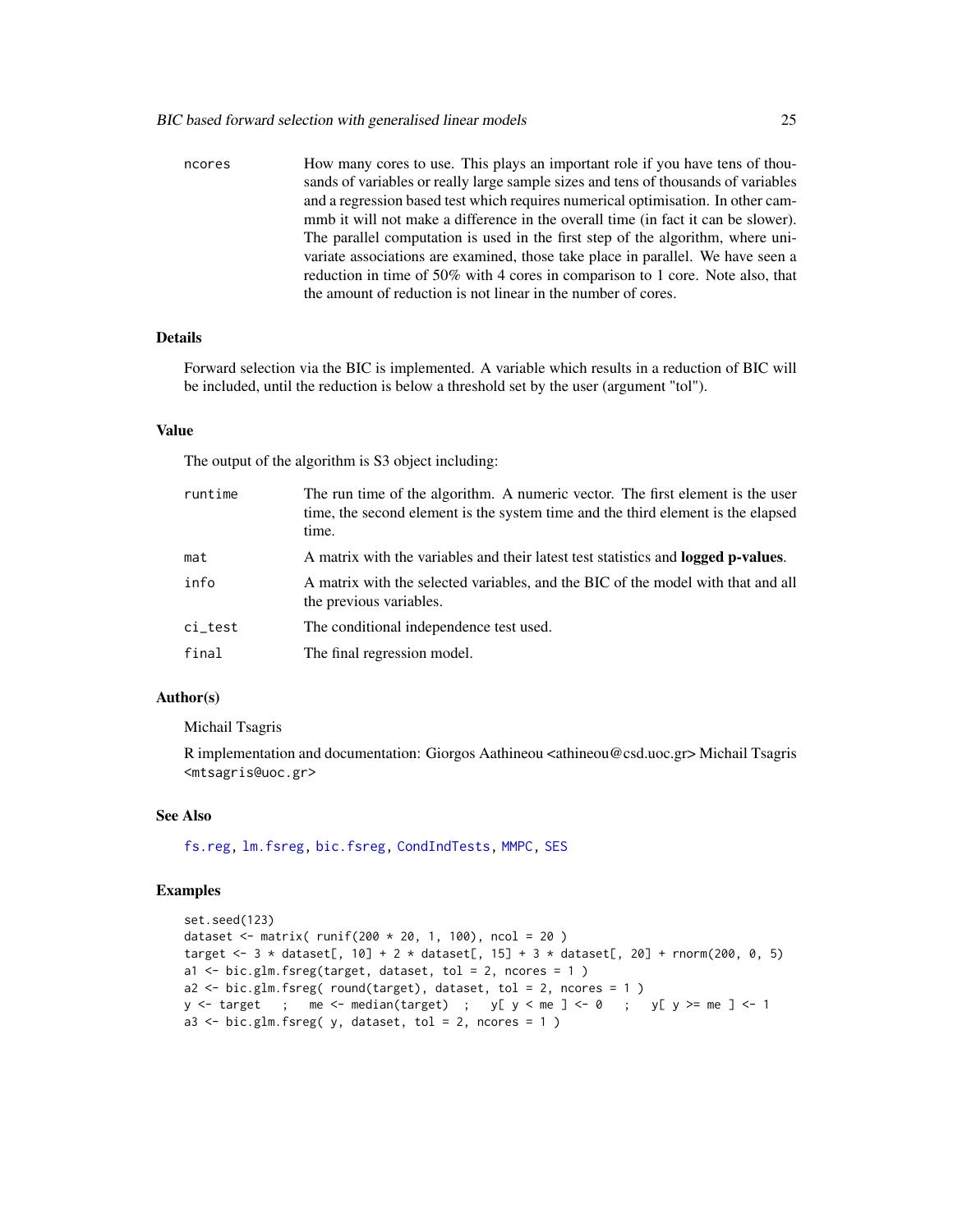ncores — How many cores to use. This plays an important role if you have tens of thousands of variables or really large sample sizes and tens of thousands of variables and a regression based test which requires numerical optimisation. In other cammmb it will not make a difference in the overall time (in fact it can be slower). The parallel computation is used in the first step of the algorithm, where univariate associations are examined, those take place in parallel. We have seen a reduction in time of 50% with 4 cores in comparison to 1 core. Note also, that the amount of reduction is not linear in the number of cores.

### Details

Forward selection via the BIC is implemented. A variable which results in a reduction of BIC will be included, until the reduction is below a threshold set by the user (argument "tol").

### Value

The output of the algorithm is S3 object including:

| | |
|---|---|
| runtime | The run time of the algorithm. A numeric vector. The first element is the user time, the second element is the system time and the third element is the elapsed time. |
| mat | A matrix with the variables and their latest test statistics and **logged p-values**. |
| info | A matrix with the selected variables, and the BIC of the model with that and all the previous variables. |
| ci_test | The conditional independence test used. |
| final | The final regression model. |

### Author(s)

Michail Tsagris

R implementation and documentation: Giorgos Aathineou <athineou@csd.uoc.gr> Michail Tsagris <mtsagris@uoc.gr>

### See Also

fs.reg, lm.fsreg, bic.fsreg, CondIndTests, MMPC, SES

### Examples

```
set.seed(123)
dataset <- matrix( runif(200 * 20, 1, 100), ncol = 20 )
target <- 3 * dataset[, 10] + 2 * dataset[, 15] + 3 * dataset[, 20] + rnorm(200, 0, 5)
a1 <- bic.glm.fsreg(target, dataset, tol = 2, ncores = 1 )
a2 <- bic.glm.fsreg( round(target), dataset, tol = 2, ncores = 1 )
y <- target   ;   me <- median(target)  ;   y[ y < me ] <- 0   ;   y[ y >= me ] <- 1
a3 <- bic.glm.fsreg( y, dataset, tol = 2, ncores = 1 )
```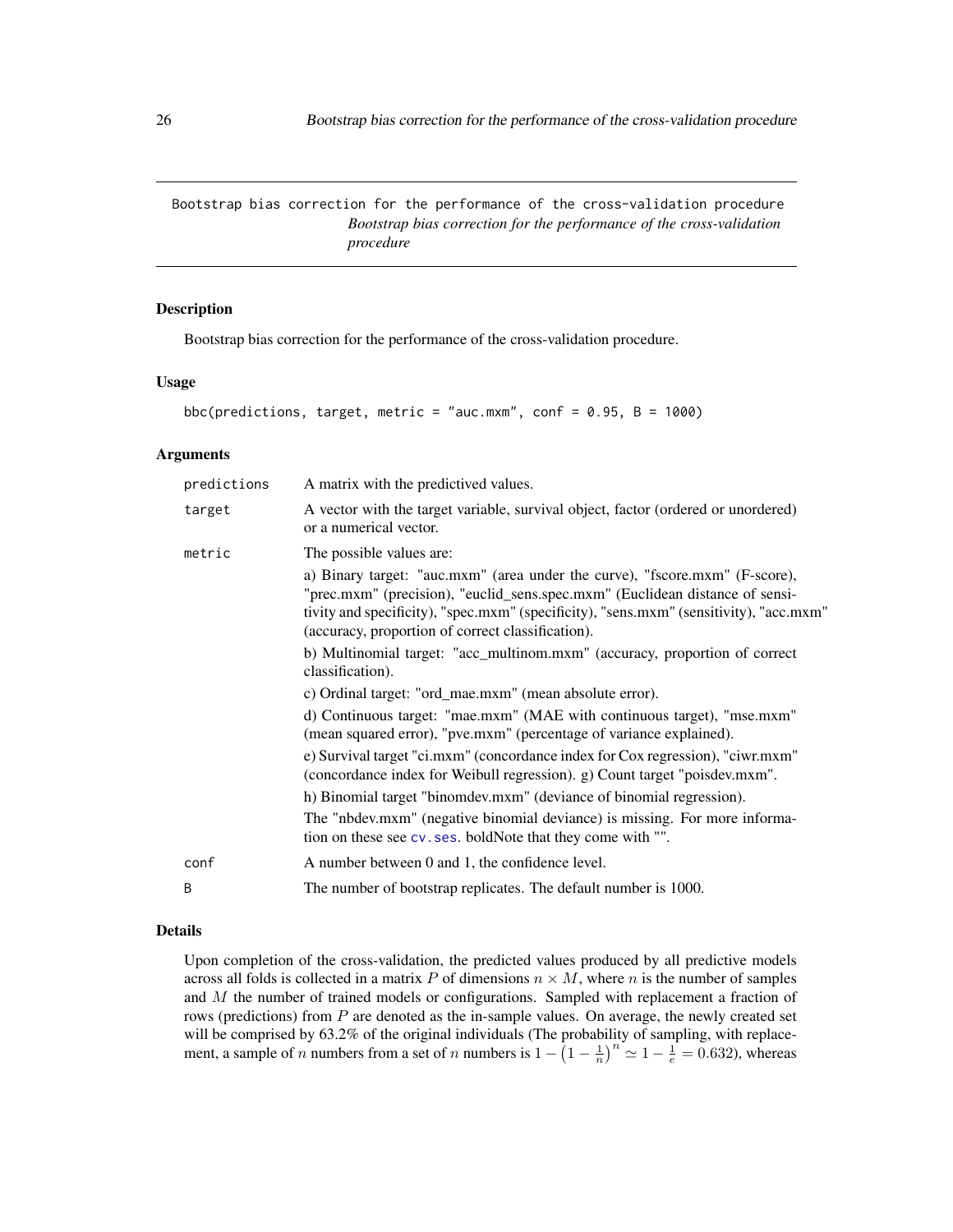Bootstrap bias correction for the performance of the cross-validation procedure
*Bootstrap bias correction for the performance of the cross-validation procedure*

## Description

Bootstrap bias correction for the performance of the cross-validation procedure.

## Usage

```
bbc(predictions, target, metric = "auc.mxm", conf = 0.95, B = 1000)
```

## Arguments

| | |
|---|---|
| predictions | A matrix with the predictived values. |
| target | A vector with the target variable, survival object, factor (ordered or unordered) or a numerical vector. |
| metric | The possible values are: a) Binary target: "auc.mxm" (area under the curve), "fscore.mxm" (F-score), "prec.mxm" (precision), "euclid_sens.spec.mxm" (Euclidean distance of sensitivity and specificity), "spec.mxm" (specificity), "sens.mxm" (sensitivity), "acc.mxm" (accuracy, proportion of correct classification). b) Multinomial target: "acc_multinom.mxm" (accuracy, proportion of correct classification). c) Ordinal target: "ord_mae.mxm" (mean absolute error). d) Continuous target: "mae.mxm" (MAE with continuous target), "mse.mxm" (mean squared error), "pve.mxm" (percentage of variance explained). e) Survival target "ci.mxm" (concordance index for Cox regression), "ciwr.mxm" (concordance index for Weibull regression). g) Count target "poisdev.mxm". h) Binomial target "binomdev.mxm" (deviance of binomial regression). The "nbdev.mxm" (negative binomial deviance) is missing. For more information on these see cv.ses. boldNote that they come with "". |
| conf | A number between 0 and 1, the confidence level. |
| B | The number of bootstrap replicates. The default number is 1000. |

## Details

Upon completion of the cross-validation, the predicted values produced by all predictive models across all folds is collected in a matrix $P$ of dimensions $n \times M$, where $n$ is the number of samples and $M$ the number of trained models or configurations. Sampled with replacement a fraction of rows (predictions) from $P$ are denoted as the in-sample values. On average, the newly created set will be comprised by 63.2% of the original individuals (The probability of sampling, with replacement, a sample of $n$ numbers from a set of $n$ numbers is $1 - \left(1 - \frac{1}{n}\right)^n \simeq 1 - \frac{1}{e} = 0.632$), whereas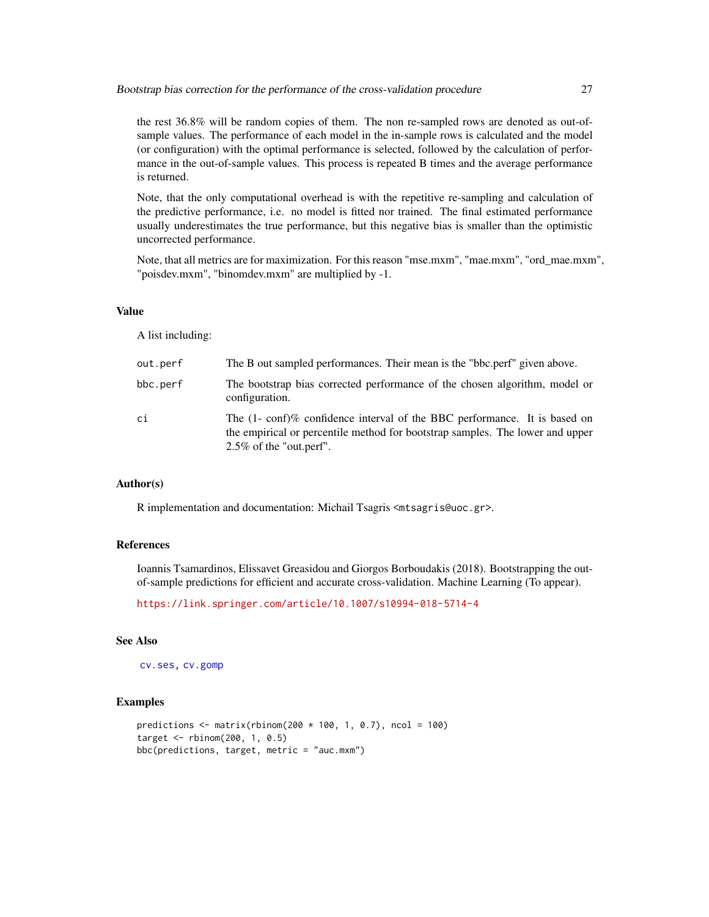the rest 36.8% will be random copies of them. The non re-sampled rows are denoted as out-of-sample values. The performance of each model in the in-sample rows is calculated and the model (or configuration) with the optimal performance is selected, followed by the calculation of performance in the out-of-sample values. This process is repeated B times and the average performance is returned.

Note, that the only computational overhead is with the repetitive re-sampling and calculation of the predictive performance, i.e. no model is fitted nor trained. The final estimated performance usually underestimates the true performance, but this negative bias is smaller than the optimistic uncorrected performance.

Note, that all metrics are for maximization. For this reason "mse.mxm", "mae.mxm", "ord_mae.mxm", "poisdev.mxm", "binomdev.mxm" are multiplied by -1.

## Value

A list including:

- `out.perf` — The B out sampled performances. Their mean is the "bbc.perf" given above.
- `bbc.perf` — The bootstrap bias corrected performance of the chosen algorithm, model or configuration.
- `ci` — The (1- conf)% confidence interval of the BBC performance. It is based on the empirical or percentile method for bootstrap samples. The lower and upper 2.5% of the "out.perf".

## Author(s)

R implementation and documentation: Michail Tsagris <mtsagris@uoc.gr>.

## References

Ioannis Tsamardinos, Elissavet Greasidou and Giorgos Borboudakis (2018). Bootstrapping the out-of-sample predictions for efficient and accurate cross-validation. Machine Learning (To appear).

https://link.springer.com/article/10.1007/s10994-018-5714-4

## See Also

cv.ses, cv.gomp

## Examples

```
predictions <- matrix(rbinom(200 * 100, 1, 0.7), ncol = 100)
target <- rbinom(200, 1, 0.5)
bbc(predictions, target, metric = "auc.mxm")
```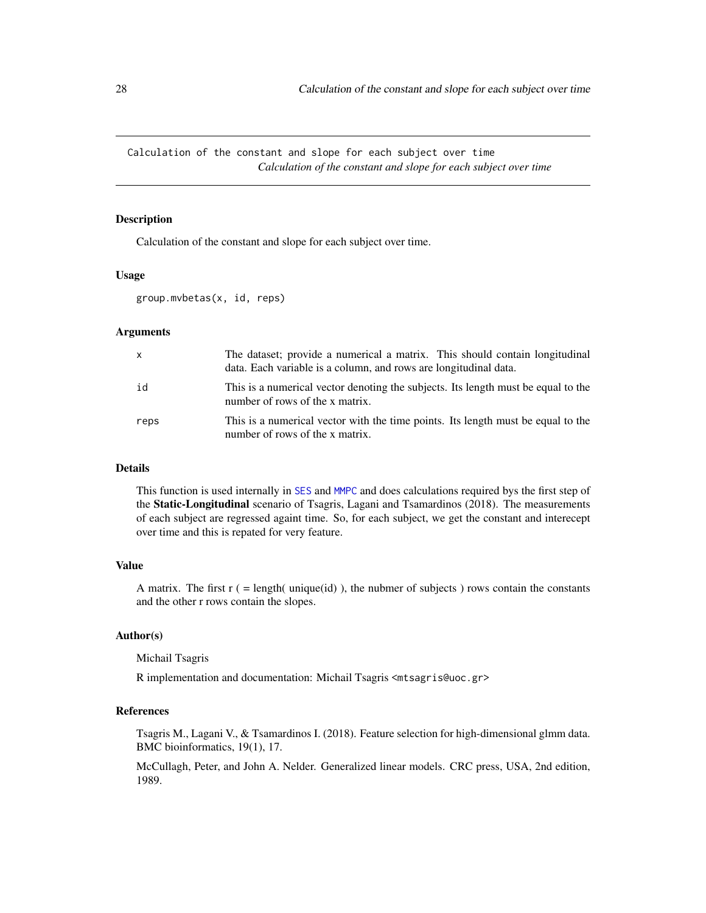# Calculation of the constant and slope for each subject over time

*Calculation of the constant and slope for each subject over time*

## Description

Calculation of the constant and slope for each subject over time.

## Usage

```
group.mvbetas(x, id, reps)
```

## Arguments

| | |
|---|---|
| x | The dataset; provide a numerical a matrix. This should contain longitudinal data. Each variable is a column, and rows are longitudinal data. |
| id | This is a numerical vector denoting the subjects. Its length must be equal to the number of rows of the x matrix. |
| reps | This is a numerical vector with the time points. Its length must be equal to the number of rows of the x matrix. |

## Details

This function is used internally in SES and MMPC and does calculations required bys the first step of the **Static-Longitudinal** scenario of Tsagris, Lagani and Tsamardinos (2018). The measurements of each subject are regressed againt time. So, for each subject, we get the constant and interecept over time and this is repated for very feature.

## Value

A matrix. The first r ( = length( unique(id) ), the nubmer of subjects ) rows contain the constants and the other r rows contain the slopes.

## Author(s)

Michail Tsagris

R implementation and documentation: Michail Tsagris <mtsagris@uoc.gr>

## References

Tsagris M., Lagani V., & Tsamardinos I. (2018). Feature selection for high-dimensional glmm data. BMC bioinformatics, 19(1), 17.

McCullagh, Peter, and John A. Nelder. Generalized linear models. CRC press, USA, 2nd edition, 1989.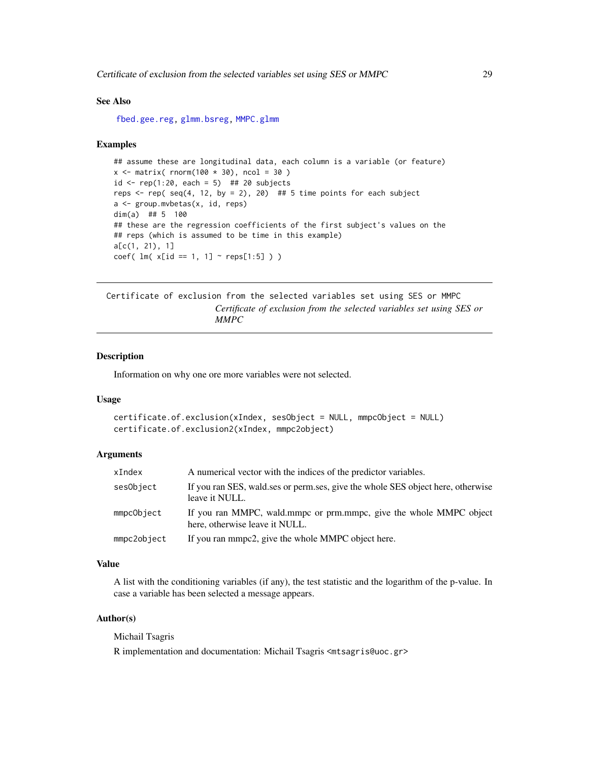### See Also

fbed.gee.reg, glmm.bsreg, MMPC.glmm

### Examples

```
## assume these are longitudinal data, each column is a variable (or feature)
x <- matrix( rnorm(100 * 30), ncol = 30 )
id <- rep(1:20, each = 5)  ## 20 subjects
reps <- rep( seq(4, 12, by = 2), 20)  ## 5 time points for each subject
a <- group.mvbetas(x, id, reps)
dim(a)  ## 5  100
## these are the regression coefficients of the first subject's values on the
## reps (which is assumed to be time in this example)
a[c(1, 21), 1]
coef( lm( x[id == 1, 1] ~ reps[1:5] ) )
```

---

## Certificate of exclusion from the selected variables set using SES or MMPC

*Certificate of exclusion from the selected variables set using SES or MMPC*

---

### Description

Information on why one ore more variables were not selected.

### Usage

```
certificate.of.exclusion(xIndex, sesObject = NULL, mmpcObject = NULL)
certificate.of.exclusion2(xIndex, mmpc2object)
```

### Arguments

| | |
|---|---|
| xIndex | A numerical vector with the indices of the predictor variables. |
| sesObject | If you ran SES, wald.ses or perm.ses, give the whole SES object here, otherwise leave it NULL. |
| mmpcObject | If you ran MMPC, wald.mmpc or prm.mmpc, give the whole MMPC object here, otherwise leave it NULL. |
| mmpc2object | If you ran mmpc2, give the whole MMPC object here. |

### Value

A list with the conditioning variables (if any), the test statistic and the logarithm of the p-value. In case a variable has been selected a message appears.

### Author(s)

Michail Tsagris

R implementation and documentation: Michail Tsagris <mtsagris@uoc.gr>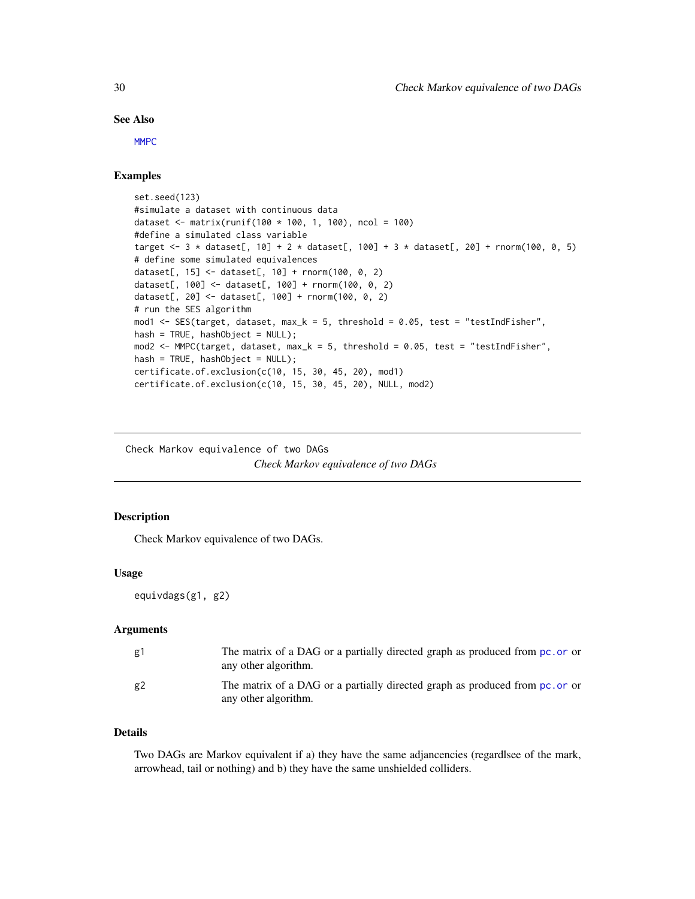## See Also

MMPC

## Examples

```
set.seed(123)
#simulate a dataset with continuous data
dataset <- matrix(runif(100 * 100, 1, 100), ncol = 100)
#define a simulated class variable
target <- 3 * dataset[, 10] + 2 * dataset[, 100] + 3 * dataset[, 20] + rnorm(100, 0, 5)
# define some simulated equivalences
dataset[, 15] <- dataset[, 10] + rnorm(100, 0, 2)
dataset[, 100] <- dataset[, 100] + rnorm(100, 0, 2)
dataset[, 20] <- dataset[, 100] + rnorm(100, 0, 2)
# run the SES algorithm
mod1 <- SES(target, dataset, max_k = 5, threshold = 0.05, test = "testIndFisher",
hash = TRUE, hashObject = NULL);
mod2 <- MMPC(target, dataset, max_k = 5, threshold = 0.05, test = "testIndFisher",
hash = TRUE, hashObject = NULL);
certificate.of.exclusion(c(10, 15, 30, 45, 20), mod1)
certificate.of.exclusion(c(10, 15, 30, 45, 20), NULL, mod2)
```

---

Check Markov equivalence of two DAGs

# *Check Markov equivalence of two DAGs*

---

## Description

Check Markov equivalence of two DAGs.

## Usage

```
equivdags(g1, g2)
```

## Arguments

| | |
|---|---|
| g1 | The matrix of a DAG or a partially directed graph as produced from pc.or or any other algorithm. |
| g2 | The matrix of a DAG or a partially directed graph as produced from pc.or or any other algorithm. |

## Details

Two DAGs are Markov equivalent if a) they have the same adjancencies (regardlsee of the mark, arrowhead, tail or nothing) and b) they have the same unshielded colliders.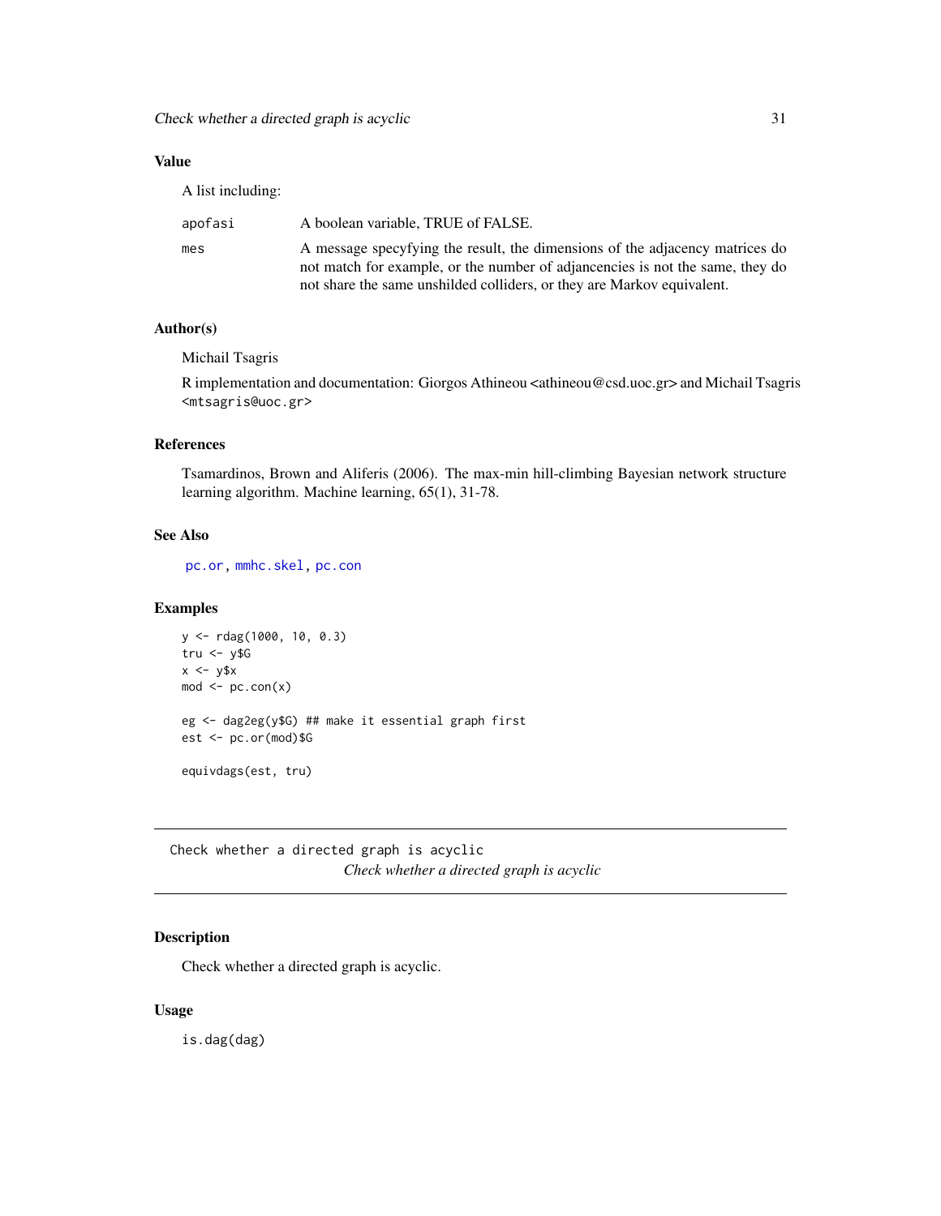### Value

A list including:

| | |
|---|---|
| apofasi | A boolean variable, TRUE of FALSE. |
| mes | A message specyfying the result, the dimensions of the adjacency matrices do not match for example, or the number of adjancencies is not the same, they do not share the same unshilded colliders, or they are Markov equivalent. |

### Author(s)

Michail Tsagris

R implementation and documentation: Giorgos Athineou <athineou@csd.uoc.gr> and Michail Tsagris <mtsagris@uoc.gr>

### References

Tsamardinos, Brown and Aliferis (2006). The max-min hill-climbing Bayesian network structure learning algorithm. Machine learning, 65(1), 31-78.

### See Also

pc.or, mmhc.skel, pc.con

### Examples

```
y <- rdag(1000, 10, 0.3)
tru <- y$G
x <- y$x
mod <- pc.con(x)

eg <- dag2eg(y$G) ## make it essential graph first
est <- pc.or(mod)$G

equivdags(est, tru)
```

---

## Check whether a directed graph is acyclic

*Check whether a directed graph is acyclic*

---

### Description

Check whether a directed graph is acyclic.

### Usage

```
is.dag(dag)
```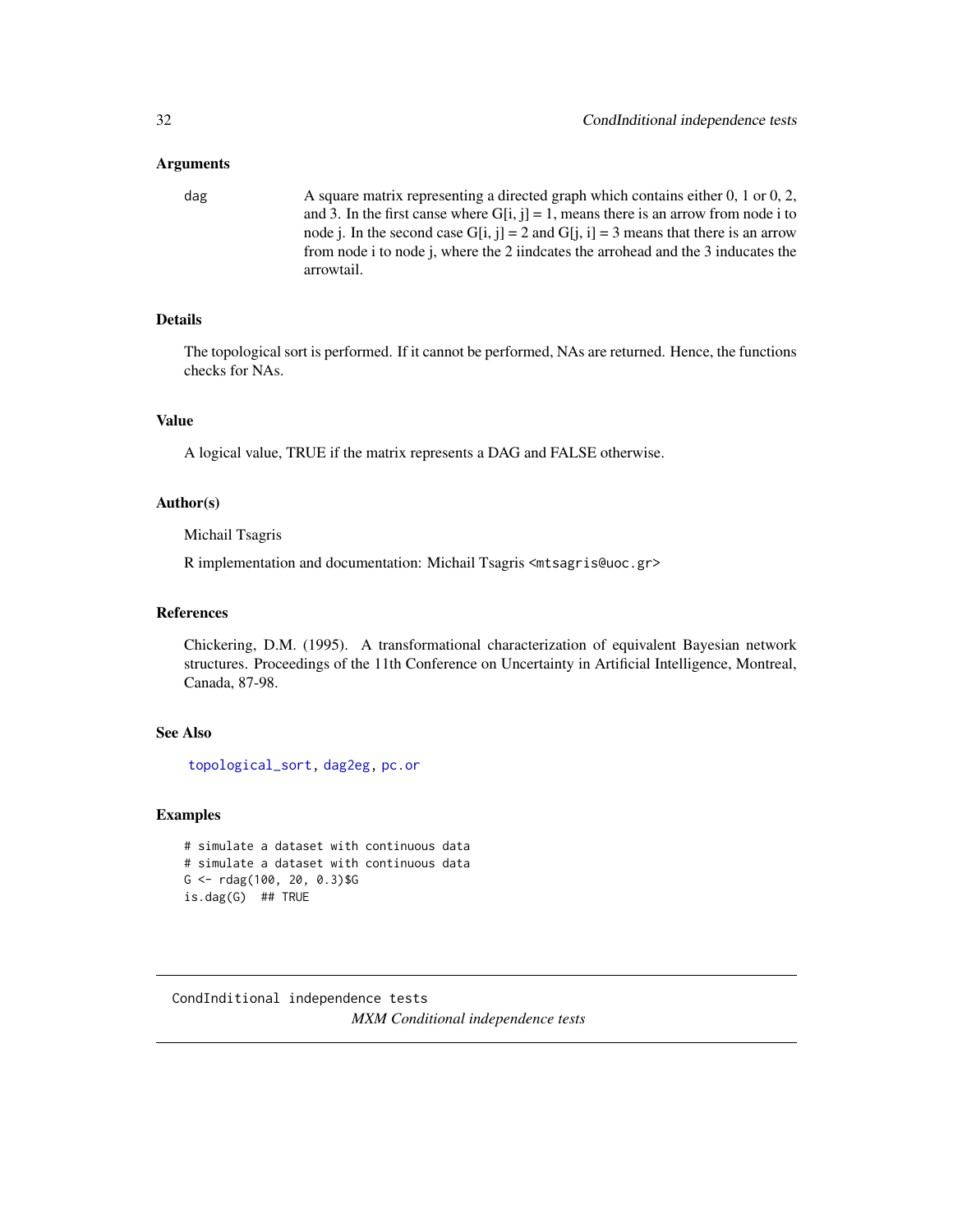### Arguments

dag A square matrix representing a directed graph which contains either 0, 1 or 0, 2, and 3. In the first canse where G[i, j] = 1, means there is an arrow from node i to node j. In the second case G[i, j] = 2 and G[j, i] = 3 means that there is an arrow from node i to node j, where the 2 iindcates the arrohead and the 3 inducates the arrowtail.

### Details

The topological sort is performed. If it cannot be performed, NAs are returned. Hence, the functions checks for NAs.

### Value

A logical value, TRUE if the matrix represents a DAG and FALSE otherwise.

### Author(s)

Michail Tsagris

R implementation and documentation: Michail Tsagris <mtsagris@uoc.gr>

### References

Chickering, D.M. (1995). A transformational characterization of equivalent Bayesian network structures. Proceedings of the 11th Conference on Uncertainty in Artificial Intelligence, Montreal, Canada, 87-98.

### See Also

topological_sort, dag2eg, pc.or

### Examples

```
# simulate a dataset with continuous data
# simulate a dataset with continuous data
G <- rdag(100, 20, 0.3)$G
is.dag(G)  ## TRUE
```

---

CondIndititional independence tests

*MXM Conditional independence tests*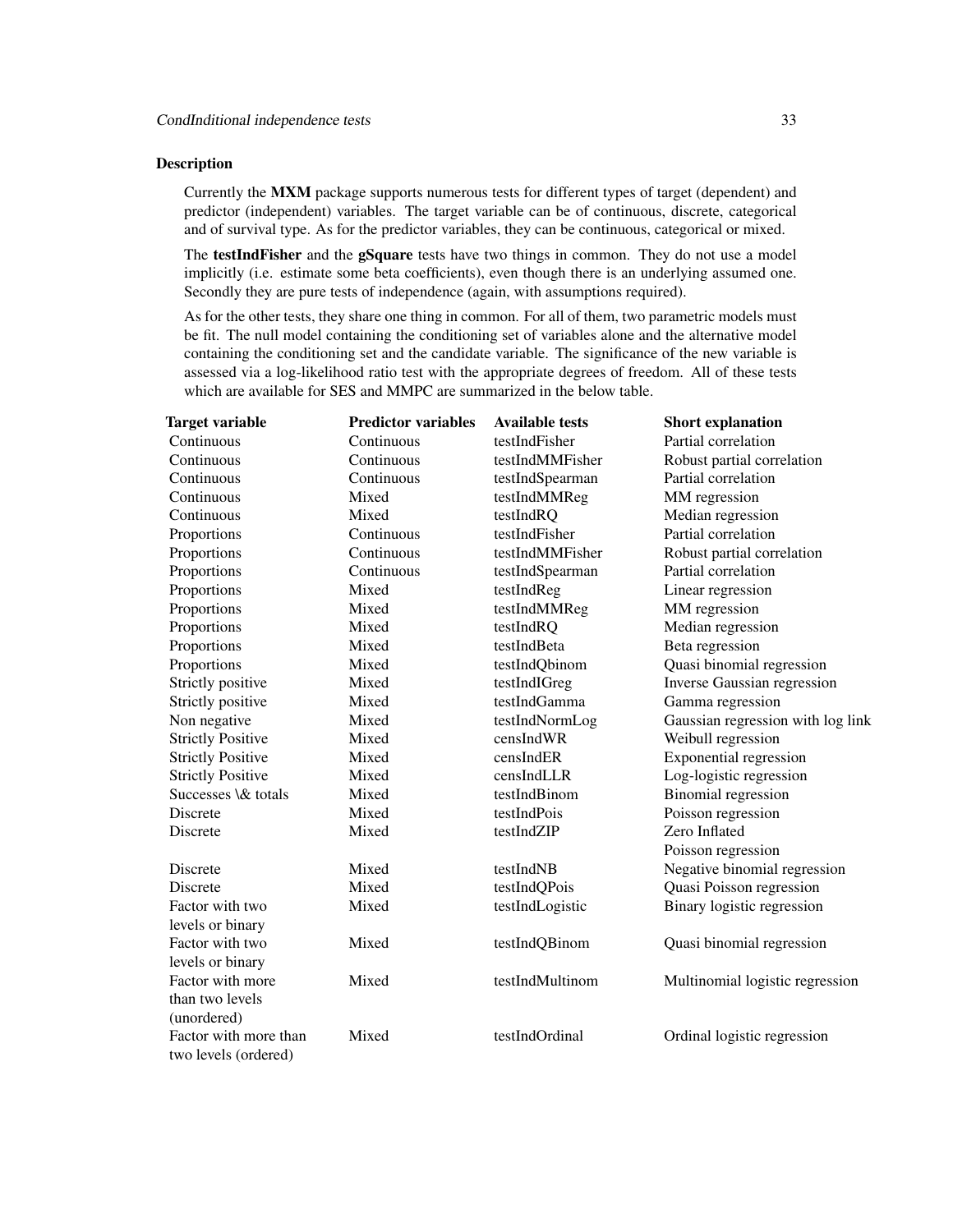### Description

Currently the **MXM** package supports numerous tests for different types of target (dependent) and predictor (independent) variables. The target variable can be of continuous, discrete, categorical and of survival type. As for the predictor variables, they can be continuous, categorical or mixed.

The **testIndFisher** and the **gSquare** tests have two things in common. They do not use a model implicitly (i.e. estimate some beta coefficients), even though there is an underlying assumed one. Secondly they are pure tests of independence (again, with assumptions required).

As for the other tests, they share one thing in common. For all of them, two parametric models must be fit. The null model containing the conditioning set of variables alone and the alternative model containing the conditioning set and the candidate variable. The significance of the new variable is assessed via a log-likelihood ratio test with the appropriate degrees of freedom. All of these tests which are available for SES and MMPC are summarized in the below table.

| **Target variable** | **Predictor variables** | **Available tests** | **Short explanation** |
|---|---|---|---|
| Continuous | Continuous | testIndFisher | Partial correlation |
| Continuous | Continuous | testIndMMFisher | Robust partial correlation |
| Continuous | Continuous | testIndSpearman | Partial correlation |
| Continuous | Mixed | testIndMMReg | MM regression |
| Continuous | Mixed | testIndRQ | Median regression |
| Proportions | Continuous | testIndFisher | Partial correlation |
| Proportions | Continuous | testIndMMFisher | Robust partial correlation |
| Proportions | Continuous | testIndSpearman | Partial correlation |
| Proportions | Mixed | testIndReg | Linear regression |
| Proportions | Mixed | testIndMMReg | MM regression |
| Proportions | Mixed | testIndRQ | Median regression |
| Proportions | Mixed | testIndBeta | Beta regression |
| Proportions | Mixed | testIndQbinom | Quasi binomial regression |
| Strictly positive | Mixed | testIndIGreg | Inverse Gaussian regression |
| Strictly positive | Mixed | testIndGamma | Gamma regression |
| Non negative | Mixed | testIndNormLog | Gaussian regression with log link |
| Strictly Positive | Mixed | censIndWR | Weibull regression |
| Strictly Positive | Mixed | censIndER | Exponential regression |
| Strictly Positive | Mixed | censIndLLR | Log-logistic regression |
| Successes \& totals | Mixed | testIndBinom | Binomial regression |
| Discrete | Mixed | testIndPois | Poisson regression |
| Discrete | Mixed | testIndZIP | Zero Inflated Poisson regression |
| Discrete | Mixed | testIndNB | Negative binomial regression |
| Discrete | Mixed | testIndQPois | Quasi Poisson regression |
| Factor with two levels or binary | Mixed | testIndLogistic | Binary logistic regression |
| Factor with two levels or binary | Mixed | testIndQBinom | Quasi binomial regression |
| Factor with more than two levels (unordered) | Mixed | testIndMultinom | Multinomial logistic regression |
| Factor with more than two levels (ordered) | Mixed | testIndOrdinal | Ordinal logistic regression |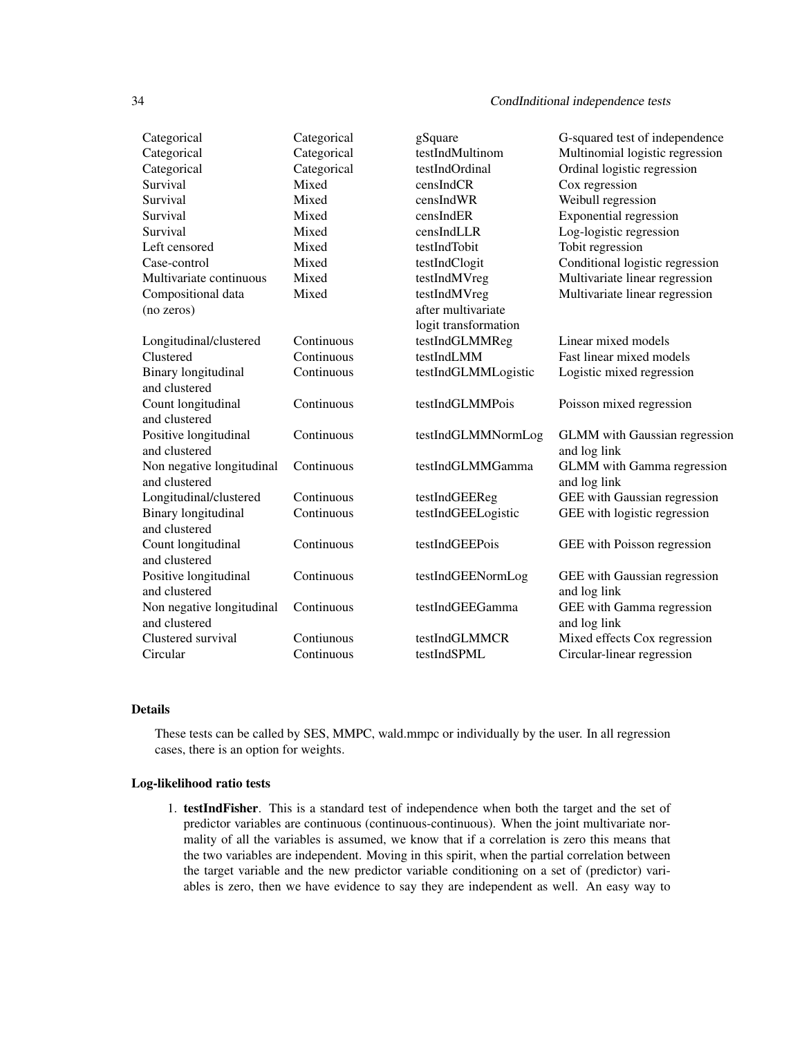| | | | |
|---|---|---|---|
| Categorical | Categorical | gSquare | G-squared test of independence |
| Categorical | Categorical | testIndMultinom | Multinomial logistic regression |
| Categorical | Categorical | testIndOrdinal | Ordinal logistic regression |
| Survival | Mixed | censIndCR | Cox regression |
| Survival | Mixed | censIndWR | Weibull regression |
| Survival | Mixed | censIndER | Exponential regression |
| Survival | Mixed | censIndLLR | Log-logistic regression |
| Left censored | Mixed | testIndTobit | Tobit regression |
| Case-control | Mixed | testIndClogit | Conditional logistic regression |
| Multivariate continuous | Mixed | testIndMVreg | Multivariate linear regression |
| Compositional data (no zeros) | Mixed | testIndMVreg after multivariate logit transformation | Multivariate linear regression |
| Longitudinal/clustered | Continuous | testIndGLMMReg | Linear mixed models |
| Clustered | Continuous | testIndLMM | Fast linear mixed models |
| Binary longitudinal and clustered | Continuous | testIndGLMMLogistic | Logistic mixed regression |
| Count longitudinal and clustered | Continuous | testIndGLMMPois | Poisson mixed regression |
| Positive longitudinal and clustered | Continuous | testIndGLMMNormLog | GLMM with Gaussian regression and log link |
| Non negative longitudinal and clustered | Continuous | testIndGLMMGamma | GLMM with Gamma regression and log link |
| Longitudinal/clustered | Continuous | testIndGEEReg | GEE with Gaussian regression |
| Binary longitudinal and clustered | Continuous | testIndGEELogistic | GEE with logistic regression |
| Count longitudinal and clustered | Continuous | testIndGEEPois | GEE with Poisson regression |
| Positive longitudinal and clustered | Continuous | testIndGEENormLog | GEE with Gaussian regression and log link |
| Non negative longitudinal and clustered | Continuous | testIndGEEGamma | GEE with Gamma regression and log link |
| Clustered survival | Contiunous | testIndGLMMCR | Mixed effects Cox regression |
| Circular | Continuous | testIndSPML | Circular-linear regression |

### Details

These tests can be called by SES, MMPC, wald.mmpc or individually by the user. In all regression cases, there is an option for weights.

### Log-likelihood ratio tests

1. **testIndFisher**. This is a standard test of independence when both the target and the set of predictor variables are continuous (continuous-continuous). When the joint multivariate normality of all the variables is assumed, we know that if a correlation is zero this means that the two variables are independent. Moving in this spirit, when the partial correlation between the target variable and the new predictor variable conditioning on a set of (predictor) variables is zero, then we have evidence to say they are independent as well. An easy way to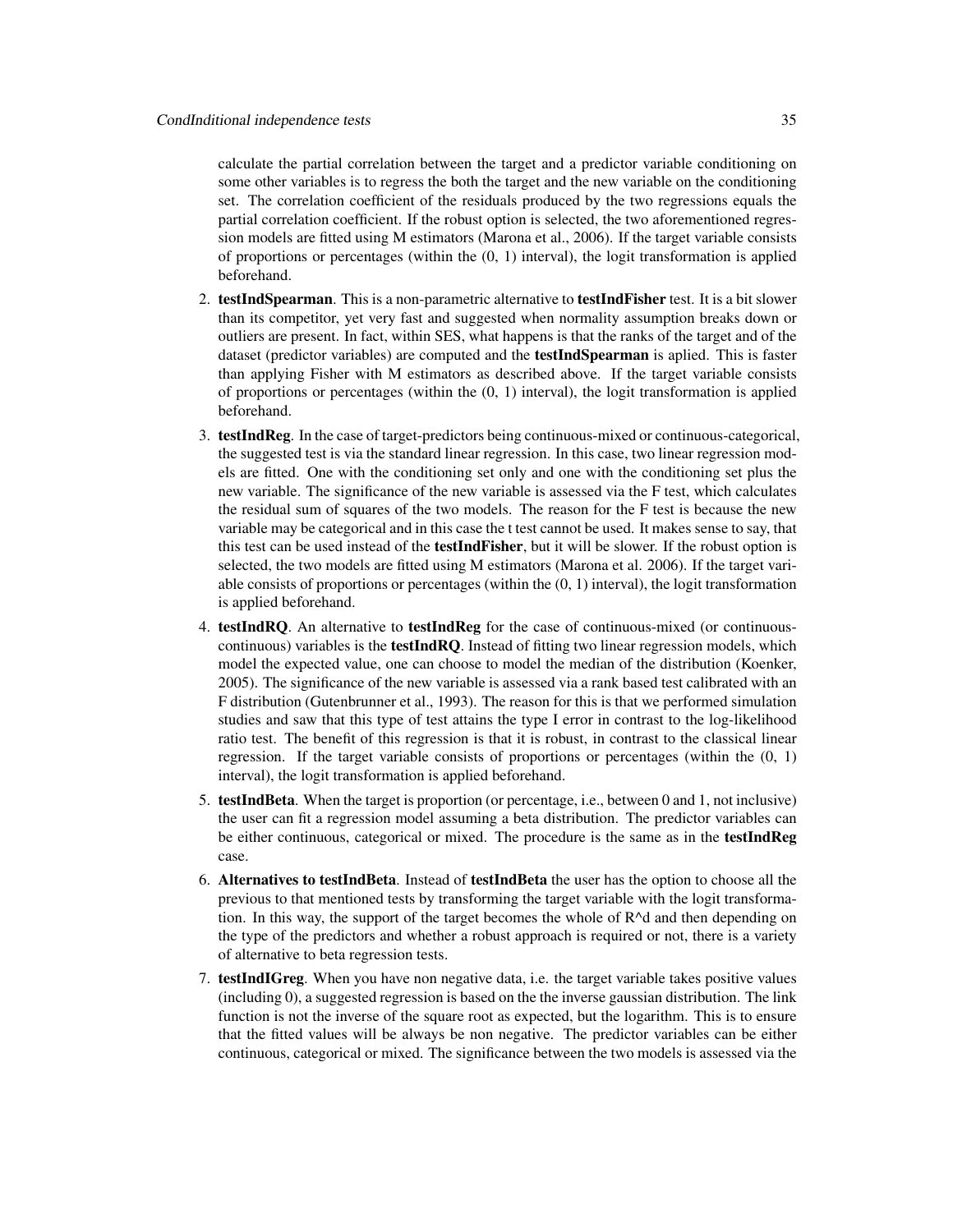calculate the partial correlation between the target and a predictor variable conditioning on some other variables is to regress the both the target and the new variable on the conditioning set. The correlation coefficient of the residuals produced by the two regressions equals the partial correlation coefficient. If the robust option is selected, the two aforementioned regression models are fitted using M estimators (Marona et al., 2006). If the target variable consists of proportions or percentages (within the (0, 1) interval), the logit transformation is applied beforehand.

2. **testIndSpearman**. This is a non-parametric alternative to **testIndFisher** test. It is a bit slower than its competitor, yet very fast and suggested when normality assumption breaks down or outliers are present. In fact, within SES, what happens is that the ranks of the target and of the dataset (predictor variables) are computed and the **testIndSpearman** is aplied. This is faster than applying Fisher with M estimators as described above. If the target variable consists of proportions or percentages (within the (0, 1) interval), the logit transformation is applied beforehand.
3. **testIndReg**. In the case of target-predictors being continuous-mixed or continuous-categorical, the suggested test is via the standard linear regression. In this case, two linear regression models are fitted. One with the conditioning set only and one with the conditioning set plus the new variable. The significance of the new variable is assessed via the F test, which calculates the residual sum of squares of the two models. The reason for the F test is because the new variable may be categorical and in this case the t test cannot be used. It makes sense to say, that this test can be used instead of the **testIndFisher**, but it will be slower. If the robust option is selected, the two models are fitted using M estimators (Marona et al. 2006). If the target variable consists of proportions or percentages (within the (0, 1) interval), the logit transformation is applied beforehand.
4. **testIndRQ**. An alternative to **testIndReg** for the case of continuous-mixed (or continuous-continuous) variables is the **testIndRQ**. Instead of fitting two linear regression models, which model the expected value, one can choose to model the median of the distribution (Koenker, 2005). The significance of the new variable is assessed via a rank based test calibrated with an F distribution (Gutenbrunner et al., 1993). The reason for this is that we performed simulation studies and saw that this type of test attains the type I error in contrast to the log-likelihood ratio test. The benefit of this regression is that it is robust, in contrast to the classical linear regression. If the target variable consists of proportions or percentages (within the (0, 1) interval), the logit transformation is applied beforehand.
5. **testIndBeta**. When the target is proportion (or percentage, i.e., between 0 and 1, not inclusive) the user can fit a regression model assuming a beta distribution. The predictor variables can be either continuous, categorical or mixed. The procedure is the same as in the **testIndReg** case.
6. **Alternatives to testIndBeta**. Instead of **testIndBeta** the user has the option to choose all the previous to that mentioned tests by transforming the target variable with the logit transformation. In this way, the support of the target becomes the whole of R^d and then depending on the type of the predictors and whether a robust approach is required or not, there is a variety of alternative to beta regression tests.
7. **testIndIGreg**. When you have non negative data, i.e. the target variable takes positive values (including 0), a suggested regression is based on the the inverse gaussian distribution. The link function is not the inverse of the square root as expected, but the logarithm. This is to ensure that the fitted values will be always be non negative. The predictor variables can be either continuous, categorical or mixed. The significance between the two models is assessed via the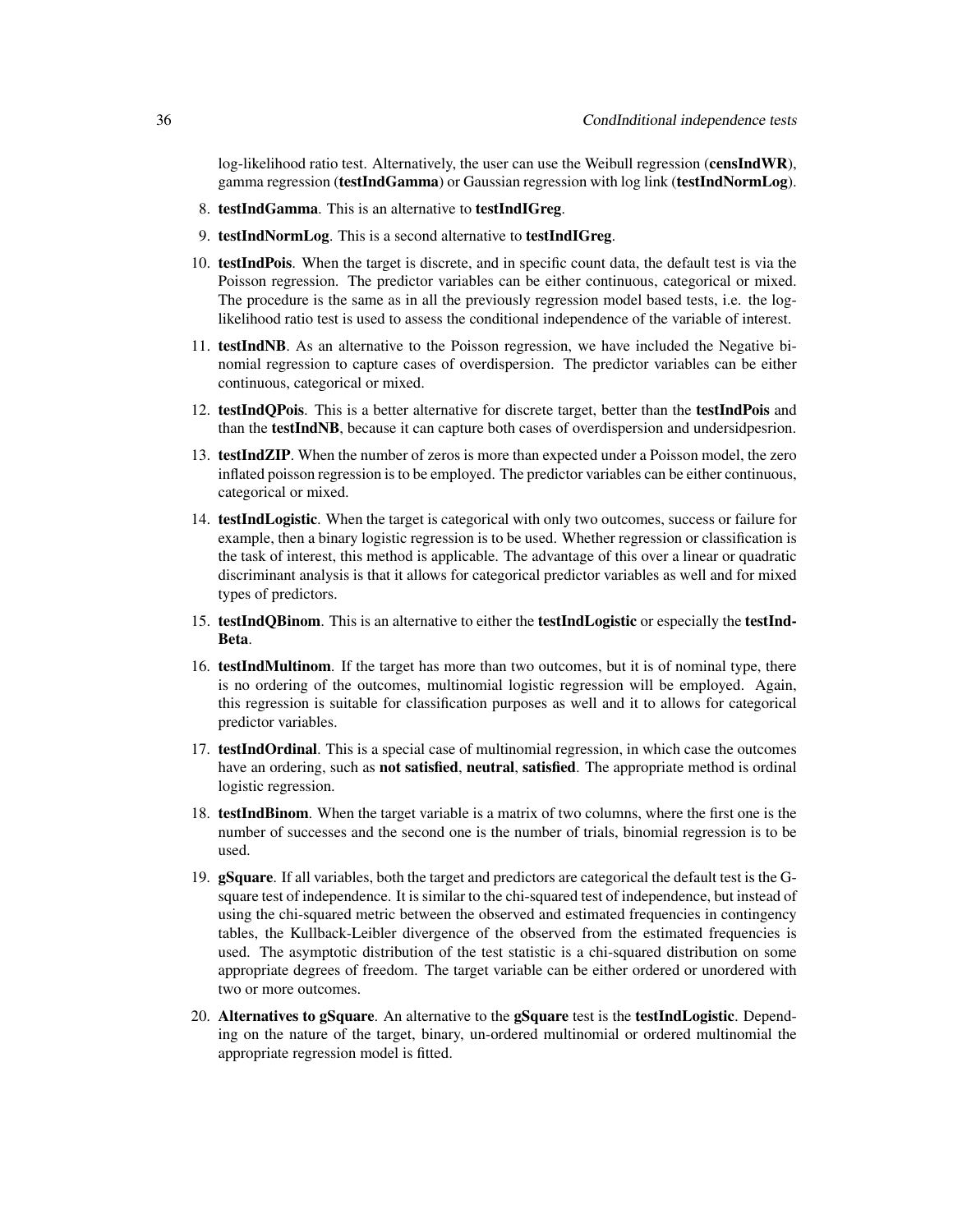log-likelihood ratio test. Alternatively, the user can use the Weibull regression (**censIndWR**), gamma regression (**testIndGamma**) or Gaussian regression with log link (**testIndNormLog**).

8. **testIndGamma**. This is an alternative to **testIndIGreg**.
9. **testIndNormLog**. This is a second alternative to **testIndIGreg**.
10. **testIndPois**. When the target is discrete, and in specific count data, the default test is via the Poisson regression. The predictor variables can be either continuous, categorical or mixed. The procedure is the same as in all the previously regression model based tests, i.e. the log-likelihood ratio test is used to assess the conditional independence of the variable of interest.
11. **testIndNB**. As an alternative to the Poisson regression, we have included the Negative binomial regression to capture cases of overdispersion. The predictor variables can be either continuous, categorical or mixed.
12. **testIndQPois**. This is a better alternative for discrete target, better than the **testIndPois** and than the **testIndNB**, because it can capture both cases of overdispersion and undersidpesrion.
13. **testIndZIP**. When the number of zeros is more than expected under a Poisson model, the zero inflated poisson regression is to be employed. The predictor variables can be either continuous, categorical or mixed.
14. **testIndLogistic**. When the target is categorical with only two outcomes, success or failure for example, then a binary logistic regression is to be used. Whether regression or classification is the task of interest, this method is applicable. The advantage of this over a linear or quadratic discriminant analysis is that it allows for categorical predictor variables as well and for mixed types of predictors.
15. **testIndQBinom**. This is an alternative to either the **testIndLogistic** or especially the **testIndBeta**.
16. **testIndMultinom**. If the target has more than two outcomes, but it is of nominal type, there is no ordering of the outcomes, multinomial logistic regression will be employed. Again, this regression is suitable for classification purposes as well and it to allows for categorical predictor variables.
17. **testIndOrdinal**. This is a special case of multinomial regression, in which case the outcomes have an ordering, such as **not satisfied**, **neutral**, **satisfied**. The appropriate method is ordinal logistic regression.
18. **testIndBinom**. When the target variable is a matrix of two columns, where the first one is the number of successes and the second one is the number of trials, binomial regression is to be used.
19. **gSquare**. If all variables, both the target and predictors are categorical the default test is the G-square test of independence. It is similar to the chi-squared test of independence, but instead of using the chi-squared metric between the observed and estimated frequencies in contingency tables, the Kullback-Leibler divergence of the observed from the estimated frequencies is used. The asymptotic distribution of the test statistic is a chi-squared distribution on some appropriate degrees of freedom. The target variable can be either ordered or unordered with two or more outcomes.
20. **Alternatives to gSquare**. An alternative to the **gSquare** test is the **testIndLogistic**. Depending on the nature of the target, binary, un-ordered multinomial or ordered multinomial the appropriate regression model is fitted.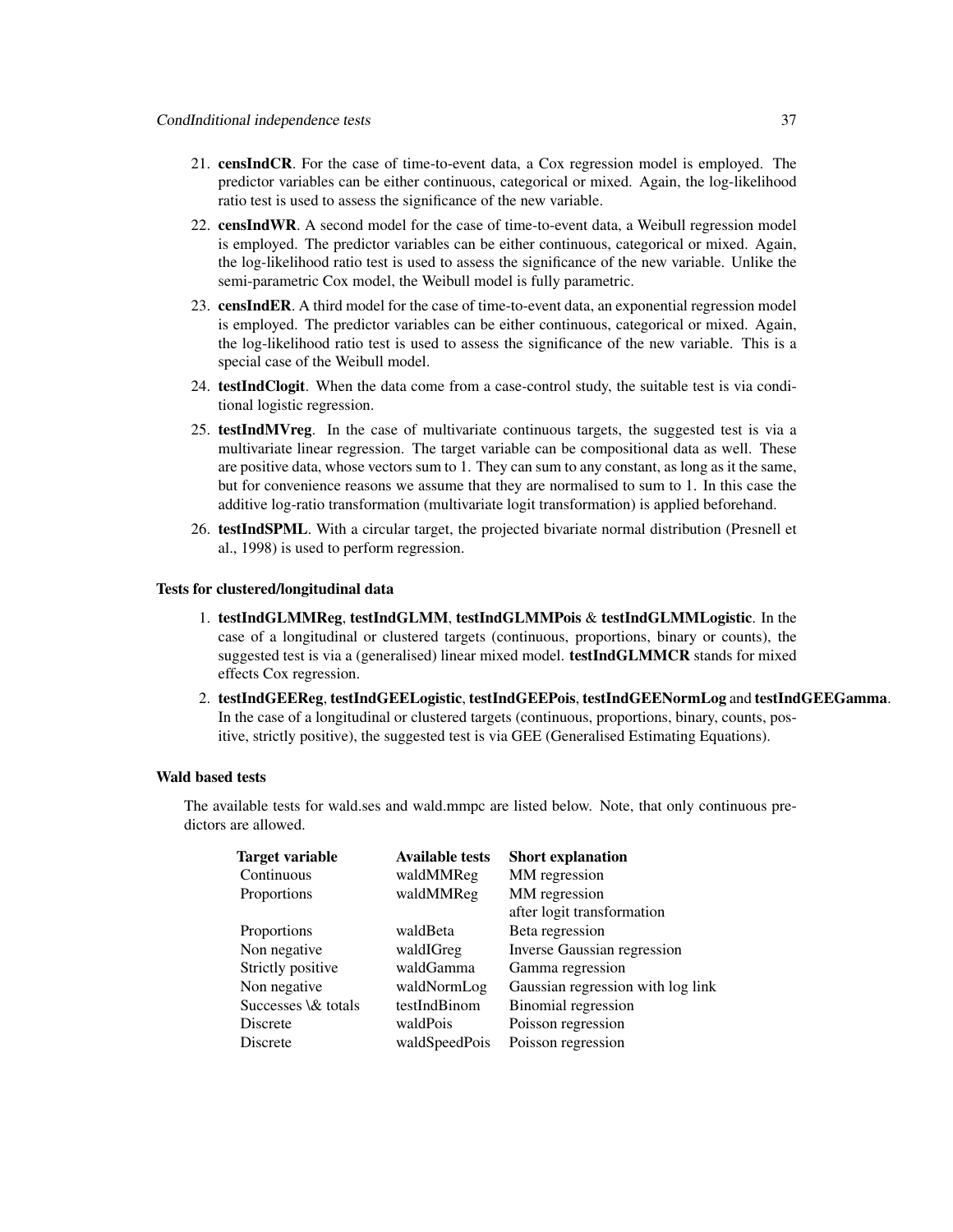21. **censIndCR**. For the case of time-to-event data, a Cox regression model is employed. The predictor variables can be either continuous, categorical or mixed. Again, the log-likelihood ratio test is used to assess the significance of the new variable.
22. **censIndWR**. A second model for the case of time-to-event data, a Weibull regression model is employed. The predictor variables can be either continuous, categorical or mixed. Again, the log-likelihood ratio test is used to assess the significance of the new variable. Unlike the semi-parametric Cox model, the Weibull model is fully parametric.
23. **censIndER**. A third model for the case of time-to-event data, an exponential regression model is employed. The predictor variables can be either continuous, categorical or mixed. Again, the log-likelihood ratio test is used to assess the significance of the new variable. This is a special case of the Weibull model.
24. **testIndClogit**. When the data come from a case-control study, the suitable test is via conditional logistic regression.
25. **testIndMVreg**. In the case of multivariate continuous targets, the suggested test is via a multivariate linear regression. The target variable can be compositional data as well. These are positive data, whose vectors sum to 1. They can sum to any constant, as long as it the same, but for convenience reasons we assume that they are normalised to sum to 1. In this case the additive log-ratio transformation (multivariate logit transformation) is applied beforehand.
26. **testIndSPML**. With a circular target, the projected bivariate normal distribution (Presnell et al., 1998) is used to perform regression.

**Tests for clustered/longitudinal data**

1. **testIndGLMMReg**, **testIndGLMM**, **testIndGLMMPois** & **testIndGLMMLogistic**. In the case of a longitudinal or clustered targets (continuous, proportions, binary or counts), the suggested test is via a (generalised) linear mixed model. **testIndGLMMCR** stands for mixed effects Cox regression.
2. **testIndGEEReg**, **testIndGEELogistic**, **testIndGEEPois**, **testIndGEENormLog** and **testIndGEEGamma**. In the case of a longitudinal or clustered targets (continuous, proportions, binary, counts, positive, strictly positive), the suggested test is via GEE (Generalised Estimating Equations).

**Wald based tests**

The available tests for wald.ses and wald.mmpc are listed below. Note, that only continuous predictors are allowed.

| Target variable | Available tests | Short explanation |
|---|---|---|
| Continuous | waldMMReg | MM regression |
| Proportions | waldMMReg | MM regression after logit transformation |
| Proportions | waldBeta | Beta regression |
| Non negative | waldIGreg | Inverse Gaussian regression |
| Strictly positive | waldGamma | Gamma regression |
| Non negative | waldNormLog | Gaussian regression with log link |
| Successes \& totals | testIndBinom | Binomial regression |
| Discrete | waldPois | Poisson regression |
| Discrete | waldSpeedPois | Poisson regression |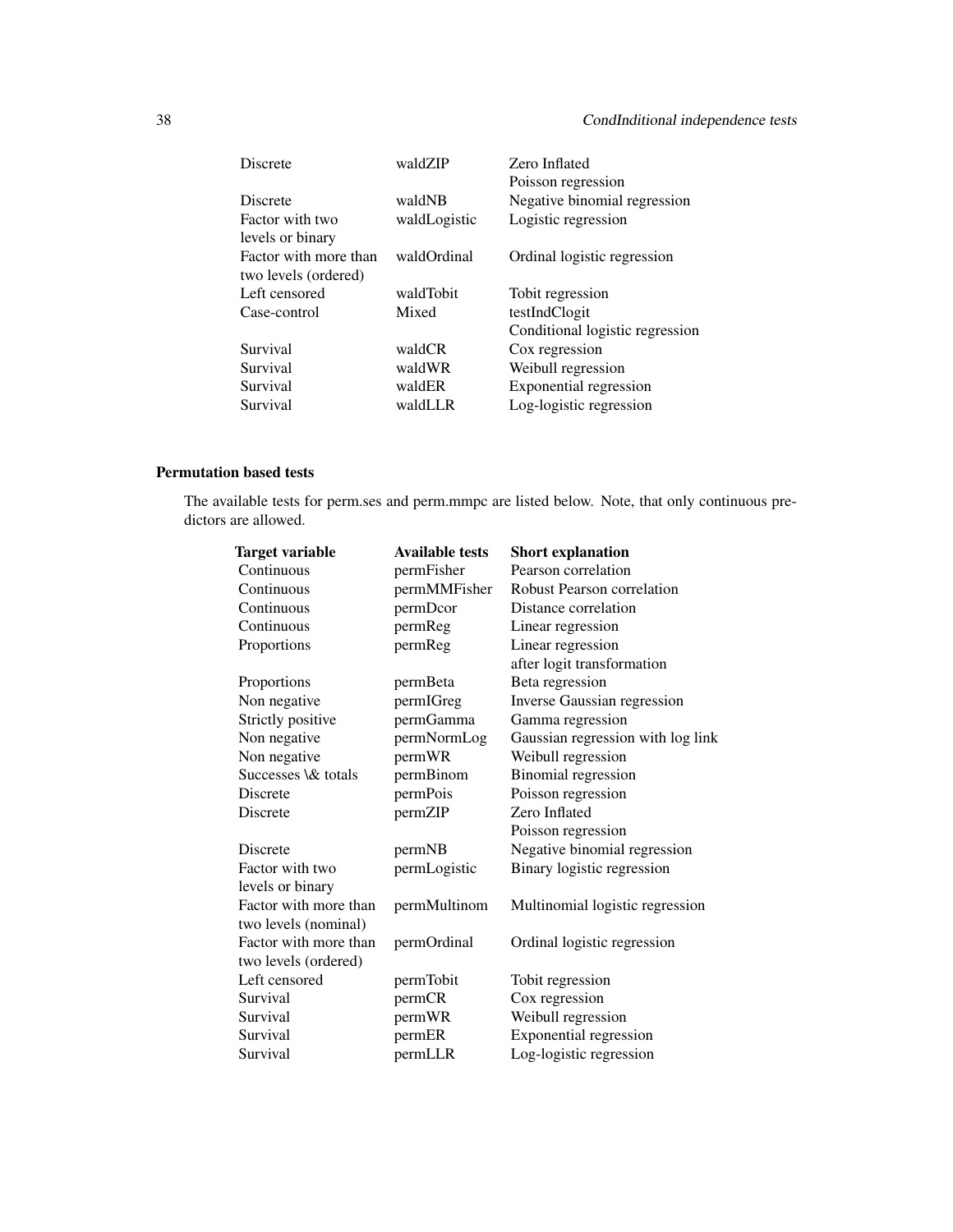| | | |
|---|---|---|
| Discrete | waldZIP | Zero Inflated Poisson regression |
| Discrete | waldNB | Negative binomial regression |
| Factor with two levels or binary | waldLogistic | Logistic regression |
| Factor with more than two levels (ordered) | waldOrdinal | Ordinal logistic regression |
| Left censored | waldTobit | Tobit regression |
| Case-control | Mixed | testIndClogit Conditional logistic regression |
| Survival | waldCR | Cox regression |
| Survival | waldWR | Weibull regression |
| Survival | waldER | Exponential regression |
| Survival | waldLLR | Log-logistic regression |

**Permutation based tests**

The available tests for perm.ses and perm.mmpc are listed below. Note, that only continuous predictors are allowed.

| Target variable | Available tests | Short explanation |
|---|---|---|
| Continuous | permFisher | Pearson correlation |
| Continuous | permMMFisher | Robust Pearson correlation |
| Continuous | permDcor | Distance correlation |
| Continuous | permReg | Linear regression |
| Proportions | permReg | Linear regression after logit transformation |
| Proportions | permBeta | Beta regression |
| Non negative | permIGreg | Inverse Gaussian regression |
| Strictly positive | permGamma | Gamma regression |
| Non negative | permNormLog | Gaussian regression with log link |
| Non negative | permWR | Weibull regression |
| Successes \& totals | permBinom | Binomial regression |
| Discrete | permPois | Poisson regression |
| Discrete | permZIP | Zero Inflated Poisson regression |
| Discrete | permNB | Negative binomial regression |
| Factor with two levels or binary | permLogistic | Binary logistic regression |
| Factor with more than two levels (nominal) | permMultinom | Multinomial logistic regression |
| Factor with more than two levels (ordered) | permOrdinal | Ordinal logistic regression |
| Left censored | permTobit | Tobit regression |
| Survival | permCR | Cox regression |
| Survival | permWR | Weibull regression |
| Survival | permER | Exponential regression |
| Survival | permLLR | Log-logistic regression |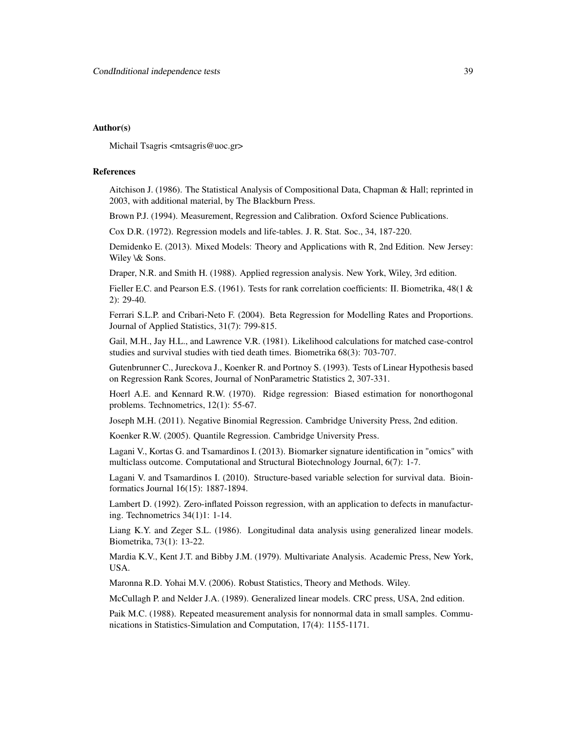## Author(s)

Michail Tsagris <mtsagris@uoc.gr>

## References

Aitchison J. (1986). The Statistical Analysis of Compositional Data, Chapman & Hall; reprinted in 2003, with additional material, by The Blackburn Press.

Brown P.J. (1994). Measurement, Regression and Calibration. Oxford Science Publications.

Cox D.R. (1972). Regression models and life-tables. J. R. Stat. Soc., 34, 187-220.

Demidenko E. (2013). Mixed Models: Theory and Applications with R, 2nd Edition. New Jersey: Wiley \& Sons.

Draper, N.R. and Smith H. (1988). Applied regression analysis. New York, Wiley, 3rd edition.

Fieller E.C. and Pearson E.S. (1961). Tests for rank correlation coefficients: II. Biometrika, 48(1 & 2): 29-40.

Ferrari S.L.P. and Cribari-Neto F. (2004). Beta Regression for Modelling Rates and Proportions. Journal of Applied Statistics, 31(7): 799-815.

Gail, M.H., Jay H.L., and Lawrence V.R. (1981). Likelihood calculations for matched case-control studies and survival studies with tied death times. Biometrika 68(3): 703-707.

Gutenbrunner C., Jureckova J., Koenker R. and Portnoy S. (1993). Tests of Linear Hypothesis based on Regression Rank Scores, Journal of NonParametric Statistics 2, 307-331.

Hoerl A.E. and Kennard R.W. (1970). Ridge regression: Biased estimation for nonorthogonal problems. Technometrics, 12(1): 55-67.

Joseph M.H. (2011). Negative Binomial Regression. Cambridge University Press, 2nd edition.

Koenker R.W. (2005). Quantile Regression. Cambridge University Press.

Lagani V., Kortas G. and Tsamardinos I. (2013). Biomarker signature identification in "omics" with multiclass outcome. Computational and Structural Biotechnology Journal, 6(7): 1-7.

Lagani V. and Tsamardinos I. (2010). Structure-based variable selection for survival data. Bioinformatics Journal 16(15): 1887-1894.

Lambert D. (1992). Zero-inflated Poisson regression, with an application to defects in manufacturing. Technometrics 34(1)1: 1-14.

Liang K.Y. and Zeger S.L. (1986). Longitudinal data analysis using generalized linear models. Biometrika, 73(1): 13-22.

Mardia K.V., Kent J.T. and Bibby J.M. (1979). Multivariate Analysis. Academic Press, New York, USA.

Maronna R.D. Yohai M.V. (2006). Robust Statistics, Theory and Methods. Wiley.

McCullagh P. and Nelder J.A. (1989). Generalized linear models. CRC press, USA, 2nd edition.

Paik M.C. (1988). Repeated measurement analysis for nonnormal data in small samples. Communications in Statistics-Simulation and Computation, 17(4): 1155-1171.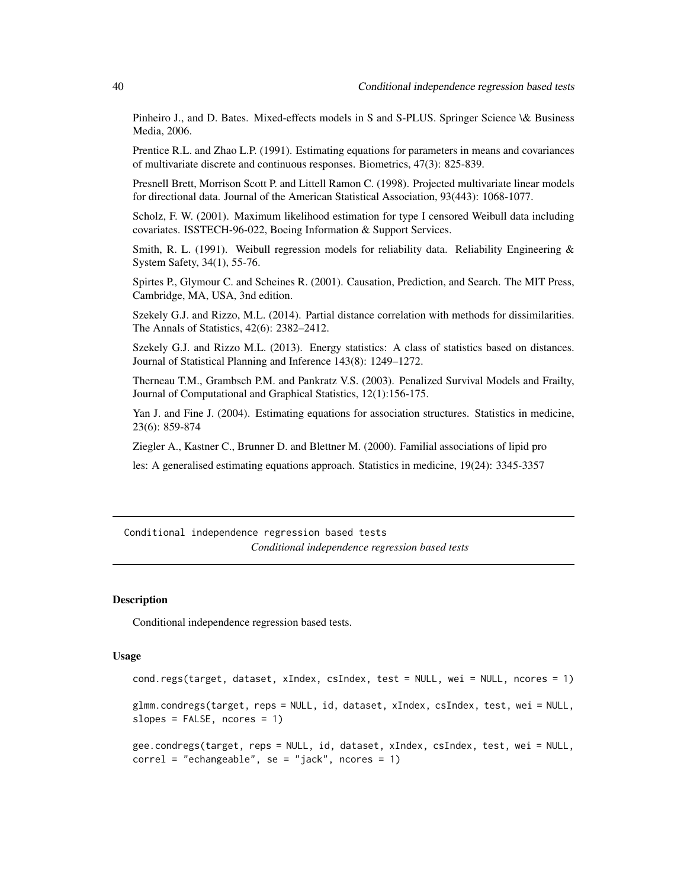Pinheiro J., and D. Bates. Mixed-effects models in S and S-PLUS. Springer Science \& Business Media, 2006.

Prentice R.L. and Zhao L.P. (1991). Estimating equations for parameters in means and covariances of multivariate discrete and continuous responses. Biometrics, 47(3): 825-839.

Presnell Brett, Morrison Scott P. and Littell Ramon C. (1998). Projected multivariate linear models for directional data. Journal of the American Statistical Association, 93(443): 1068-1077.

Scholz, F. W. (2001). Maximum likelihood estimation for type I censored Weibull data including covariates. ISSTECH-96-022, Boeing Information & Support Services.

Smith, R. L. (1991). Weibull regression models for reliability data. Reliability Engineering & System Safety, 34(1), 55-76.

Spirtes P., Glymour C. and Scheines R. (2001). Causation, Prediction, and Search. The MIT Press, Cambridge, MA, USA, 3nd edition.

Szekely G.J. and Rizzo, M.L. (2014). Partial distance correlation with methods for dissimilarities. The Annals of Statistics, 42(6): 2382–2412.

Szekely G.J. and Rizzo M.L. (2013). Energy statistics: A class of statistics based on distances. Journal of Statistical Planning and Inference 143(8): 1249–1272.

Therneau T.M., Grambsch P.M. and Pankratz V.S. (2003). Penalized Survival Models and Frailty, Journal of Computational and Graphical Statistics, 12(1):156-175.

Yan J. and Fine J. (2004). Estimating equations for association structures. Statistics in medicine, 23(6): 859-874

Ziegler A., Kastner C., Brunner D. and Blettner M. (2000). Familial associations of lipid pro

les: A generalised estimating equations approach. Statistics in medicine, 19(24): 3345-3357

---

# Conditional independence regression based tests

*Conditional independence regression based tests*

### Description

Conditional independence regression based tests.

### Usage

```
cond.regs(target, dataset, xIndex, csIndex, test = NULL, wei = NULL, ncores = 1)

glmm.condregs(target, reps = NULL, id, dataset, xIndex, csIndex, test, wei = NULL,
slopes = FALSE, ncores = 1)

gee.condregs(target, reps = NULL, id, dataset, xIndex, csIndex, test, wei = NULL,
correl = "echangeable", se = "jack", ncores = 1)
```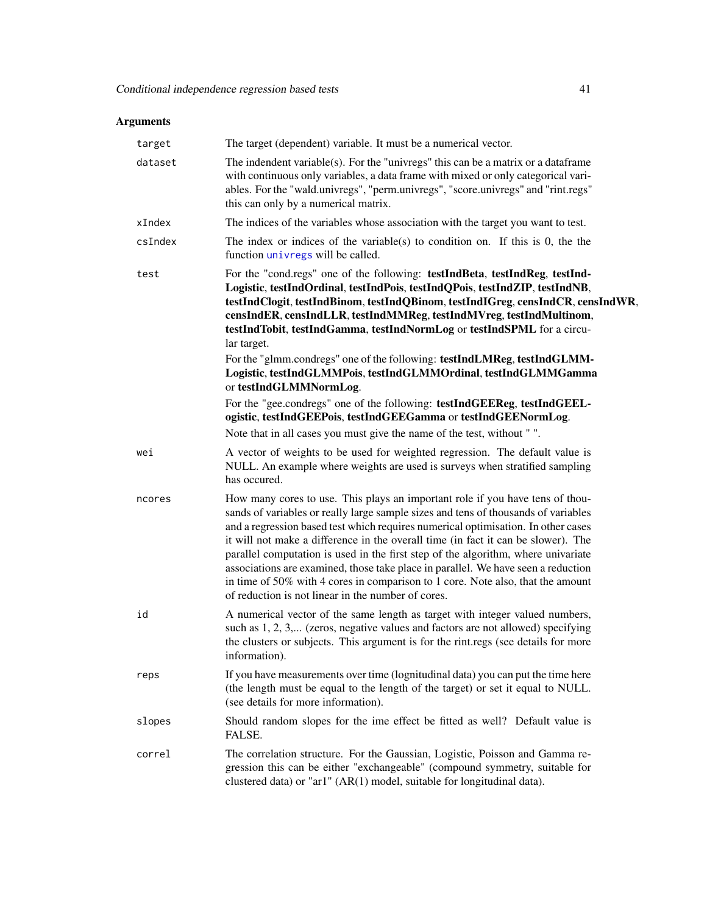## Arguments

| | |
|---|---|
| `target` | The target (dependent) variable. It must be a numerical vector. |
| `dataset` | The indendent variable(s). For the "univregs" this can be a matrix or a dataframe with continuous only variables, a data frame with mixed or only categorical variables. For the "wald.univregs", "perm.univregs", "score.univregs" and "rint.regs" this can only by a numerical matrix. |
| `xIndex` | The indices of the variables whose association with the target you want to test. |
| `csIndex` | The index or indices of the variable(s) to condition on. If this is 0, the the function `univregs` will be called. |
| `test` | For the "cond.regs" one of the following: **testIndBeta**, **testIndReg**, **testIndLogistic**, **testIndOrdinal**, **testIndPois**, **testIndQPois**, **testIndZIP**, **testIndNB**, **testIndClogit**, **testIndBinom**, **testIndQBinom**, **testIndIGreg**, **censIndCR**, **censIndWR**, **censIndER**, **censIndLLR**, **testIndMMReg**, **testIndMVreg**, **testIndMultinom**, **testIndTobit**, **testIndGamma**, **testIndNormLog** or **testIndSPML** for a circular target. <br><br> For the "glmm.condregs" one of the following: **testIndLMReg**, **testIndGLMMLogistic**, **testIndGLMMPois**, **testIndGLMMOrdinal**, **testIndGLMMGamma** or **testIndGLMMNormLog**. <br><br> For the "gee.condregs" one of the following: **testIndGEEReg**, **testIndGEELogistic**, **testIndGEEPois**, **testIndGEEGamma** or **testIndGEENormLog**. <br><br> Note that in all cases you must give the name of the test, without " ". |
| `wei` | A vector of weights to be used for weighted regression. The default value is NULL. An example where weights are used is surveys when stratified sampling has occured. |
| `ncores` | How many cores to use. This plays an important role if you have tens of thousands of variables or really large sample sizes and tens of thousands of variables and a regression based test which requires numerical optimisation. In other cases it will not make a difference in the overall time (in fact it can be slower). The parallel computation is used in the first step of the algorithm, where univariate associations are examined, those take place in parallel. We have seen a reduction in time of 50% with 4 cores in comparison to 1 core. Note also, that the amount of reduction is not linear in the number of cores. |
| `id` | A numerical vector of the same length as target with integer valued numbers, such as 1, 2, 3,... (zeros, negative values and factors are not allowed) specifying the clusters or subjects. This argument is for the rint.regs (see details for more information). |
| `reps` | If you have measurements over time (lognitudinal data) you can put the time here (the length must be equal to the length of the target) or set it equal to NULL. (see details for more information). |
| `slopes` | Should random slopes for the ime effect be fitted as well? Default value is FALSE. |
| `correl` | The correlation structure. For the Gaussian, Logistic, Poisson and Gamma regression this can be either "exchangeable" (compound symmetry, suitable for clustered data) or "ar1" (AR(1) model, suitable for longitudinal data). |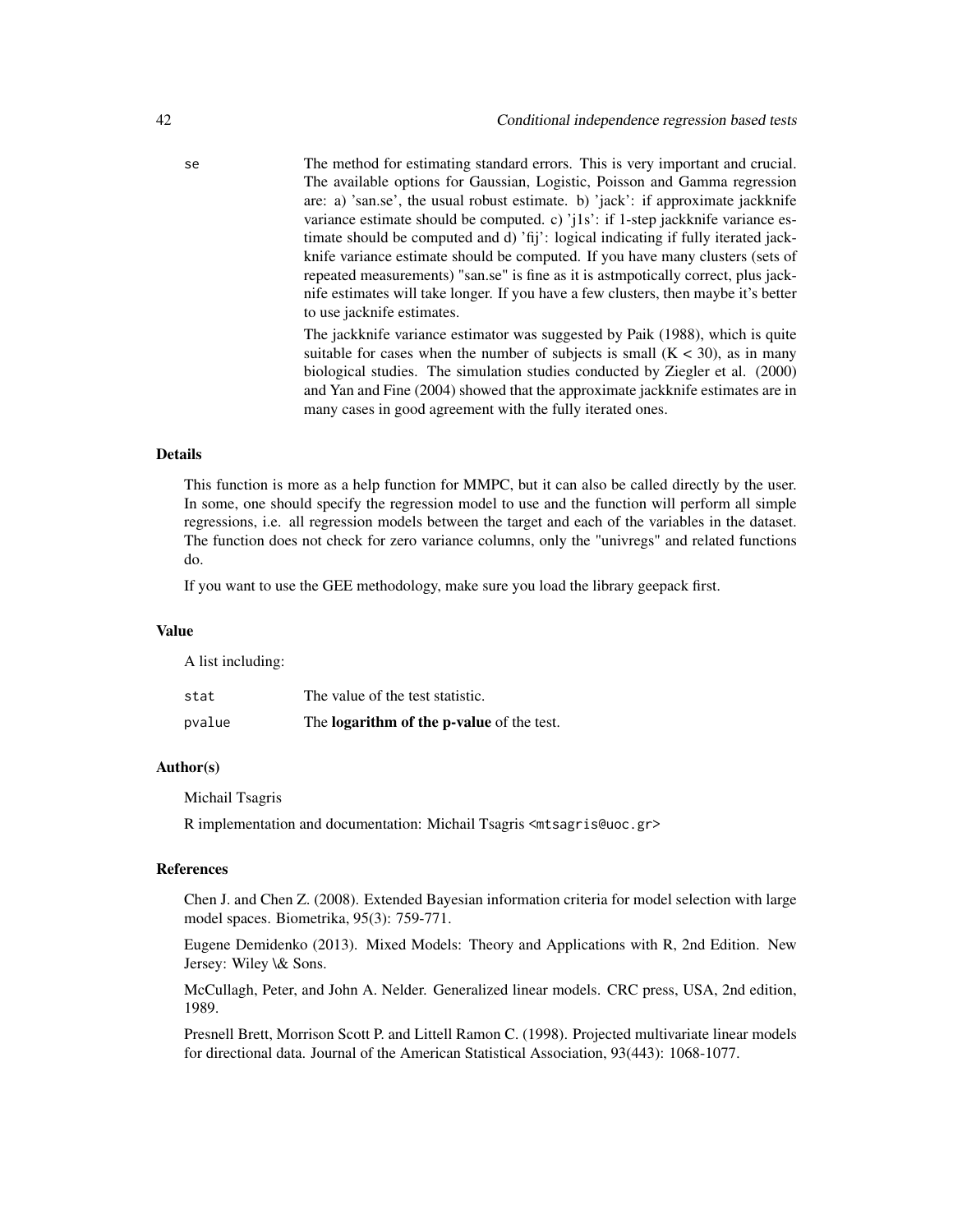se — The method for estimating standard errors. This is very important and crucial. The available options for Gaussian, Logistic, Poisson and Gamma regression are: a) 'san.se', the usual robust estimate. b) 'jack': if approximate jackknife variance estimate should be computed. c) 'j1s': if 1-step jackknife variance estimate should be computed and d) 'fij': logical indicating if fully iterated jackknife variance estimate should be computed. If you have many clusters (sets of repeated measurements) "san.se" is fine as it is astmpotically correct, plus jacknife estimates will take longer. If you have a few clusters, then maybe it's better to use jacknife estimates.

The jackknife variance estimator was suggested by Paik (1988), which is quite suitable for cases when the number of subjects is small ($K < 30$), as in many biological studies. The simulation studies conducted by Ziegler et al. (2000) and Yan and Fine (2004) showed that the approximate jackknife estimates are in many cases in good agreement with the fully iterated ones.

### Details

This function is more as a help function for MMPC, but it can also be called directly by the user. In some, one should specify the regression model to use and the function will perform all simple regressions, i.e. all regression models between the target and each of the variables in the dataset. The function does not check for zero variance columns, only the "univregs" and related functions do.

If you want to use the GEE methodology, make sure you load the library geepack first.

### Value

A list including:

| | |
|---|---|
| stat | The value of the test statistic. |
| pvalue | The **logarithm of the p-value** of the test. |

### Author(s)

Michail Tsagris

R implementation and documentation: Michail Tsagris <mtsagris@uoc.gr>

### References

Chen J. and Chen Z. (2008). Extended Bayesian information criteria for model selection with large model spaces. Biometrika, 95(3): 759-771.

Eugene Demidenko (2013). Mixed Models: Theory and Applications with R, 2nd Edition. New Jersey: Wiley \& Sons.

McCullagh, Peter, and John A. Nelder. Generalized linear models. CRC press, USA, 2nd edition, 1989.

Presnell Brett, Morrison Scott P. and Littell Ramon C. (1998). Projected multivariate linear models for directional data. Journal of the American Statistical Association, 93(443): 1068-1077.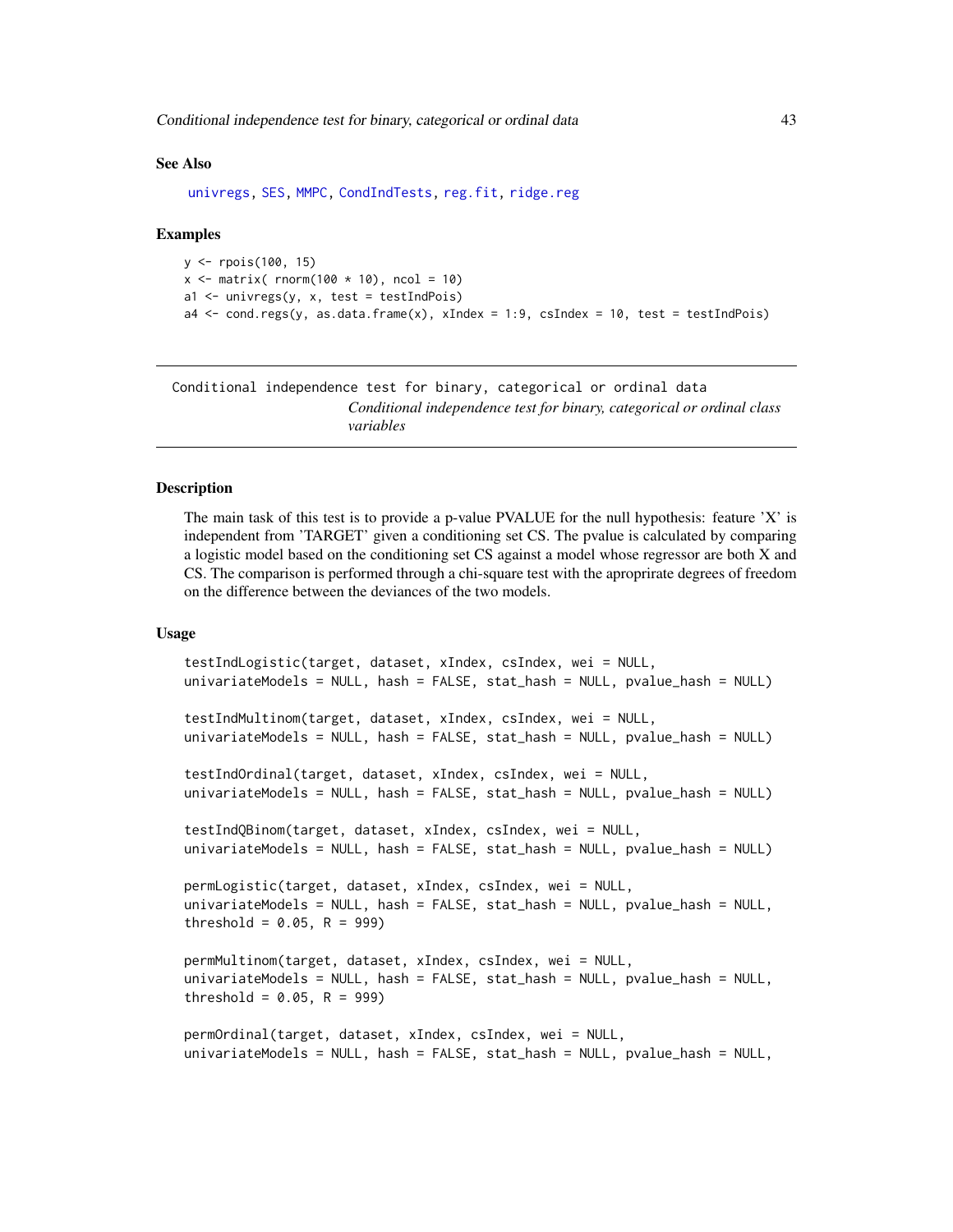### See Also

univregs, SES, MMPC, CondIndTests, reg.fit, ridge.reg

### Examples

```
y <- rpois(100, 15)
x <- matrix( rnorm(100 * 10), ncol = 10)
a1 <- univregs(y, x, test = testIndPois)
a4 <- cond.regs(y, as.data.frame(x), xIndex = 1:9, csIndex = 10, test = testIndPois)
```

---

## Conditional independence test for binary, categorical or ordinal data

*Conditional independence test for binary, categorical or ordinal class variables*

---

### Description

The main task of this test is to provide a p-value PVALUE for the null hypothesis: feature 'X' is independent from 'TARGET' given a conditioning set CS. The pvalue is calculated by comparing a logistic model based on the conditioning set CS against a model whose regressor are both X and CS. The comparison is performed through a chi-square test with the aproprirate degrees of freedom on the difference between the deviances of the two models.

### Usage

```
testIndLogistic(target, dataset, xIndex, csIndex, wei = NULL,
univariateModels = NULL, hash = FALSE, stat_hash = NULL, pvalue_hash = NULL)

testIndMultinom(target, dataset, xIndex, csIndex, wei = NULL,
univariateModels = NULL, hash = FALSE, stat_hash = NULL, pvalue_hash = NULL)

testIndOrdinal(target, dataset, xIndex, csIndex, wei = NULL,
univariateModels = NULL, hash = FALSE, stat_hash = NULL, pvalue_hash = NULL)

testIndQBinom(target, dataset, xIndex, csIndex, wei = NULL,
univariateModels = NULL, hash = FALSE, stat_hash = NULL, pvalue_hash = NULL)

permLogistic(target, dataset, xIndex, csIndex, wei = NULL,
univariateModels = NULL, hash = FALSE, stat_hash = NULL, pvalue_hash = NULL,
threshold = 0.05, R = 999)

permMultinom(target, dataset, xIndex, csIndex, wei = NULL,
univariateModels = NULL, hash = FALSE, stat_hash = NULL, pvalue_hash = NULL,
threshold = 0.05, R = 999)

permOrdinal(target, dataset, xIndex, csIndex, wei = NULL,
univariateModels = NULL, hash = FALSE, stat_hash = NULL, pvalue_hash = NULL,
```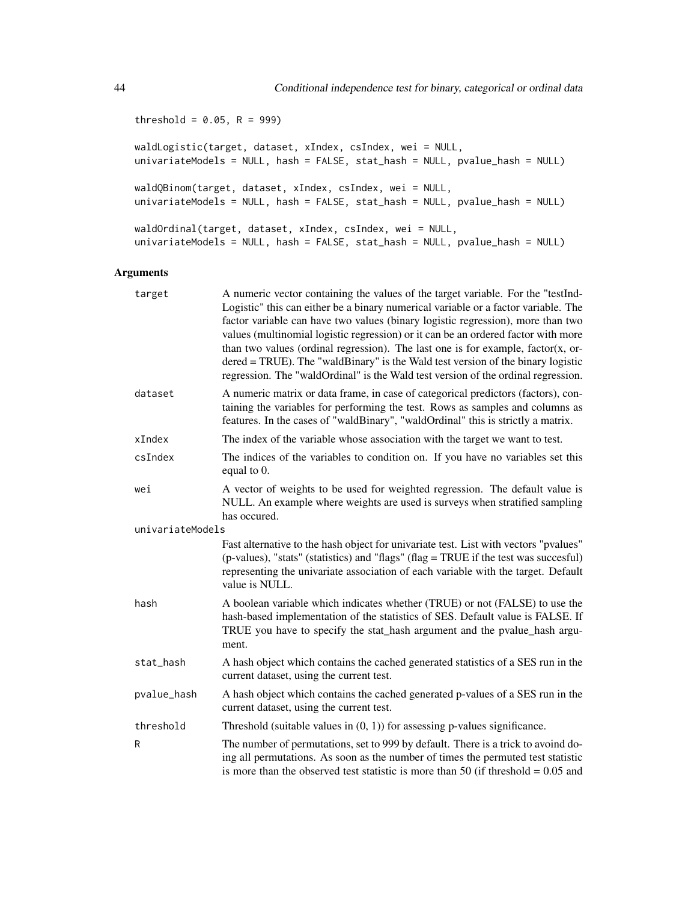```
threshold = 0.05, R = 999)

waldLogistic(target, dataset, xIndex, csIndex, wei = NULL,
univariateModels = NULL, hash = FALSE, stat_hash = NULL, pvalue_hash = NULL)

waldQBinom(target, dataset, xIndex, csIndex, wei = NULL,
univariateModels = NULL, hash = FALSE, stat_hash = NULL, pvalue_hash = NULL)

waldOrdinal(target, dataset, xIndex, csIndex, wei = NULL,
univariateModels = NULL, hash = FALSE, stat_hash = NULL, pvalue_hash = NULL)
```

## Arguments

| | |
|---|---|
| `target` | A numeric vector containing the values of the target variable. For the "testIndLogistic" this can either be a binary numerical variable or a factor variable. The factor variable can have two values (binary logistic regression), more than two values (multinomial logistic regression) or it can be an ordered factor with more than two values (ordinal regression). The last one is for example, factor(x, ordered = TRUE). The "waldBinary" is the Wald test version of the binary logistic regression. The "waldOrdinal" is the Wald test version of the ordinal regression. |
| `dataset` | A numeric matrix or data frame, in case of categorical predictors (factors), containing the variables for performing the test. Rows as samples and columns as features. In the cases of "waldBinary", "waldOrdinal" this is strictly a matrix. |
| `xIndex` | The index of the variable whose association with the target we want to test. |
| `csIndex` | The indices of the variables to condition on. If you have no variables set this equal to 0. |
| `wei` | A vector of weights to be used for weighted regression. The default value is NULL. An example where weights are used is surveys when stratified sampling has occured. |
| `univariateModels` | Fast alternative to the hash object for univariate test. List with vectors "pvalues" (p-values), "stats" (statistics) and "flags" (flag = TRUE if the test was succesful) representing the univariate association of each variable with the target. Default value is NULL. |
| `hash` | A boolean variable which indicates whether (TRUE) or not (FALSE) to use the hash-based implementation of the statistics of SES. Default value is FALSE. If TRUE you have to specify the stat_hash argument and the pvalue_hash argument. |
| `stat_hash` | A hash object which contains the cached generated statistics of a SES run in the current dataset, using the current test. |
| `pvalue_hash` | A hash object which contains the cached generated p-values of a SES run in the current dataset, using the current test. |
| `threshold` | Threshold (suitable values in (0, 1)) for assessing p-values significance. |
| `R` | The number of permutations, set to 999 by default. There is a trick to avoind doing all permutations. As soon as the number of times the permuted test statistic is more than the observed test statistic is more than 50 (if threshold = 0.05 and |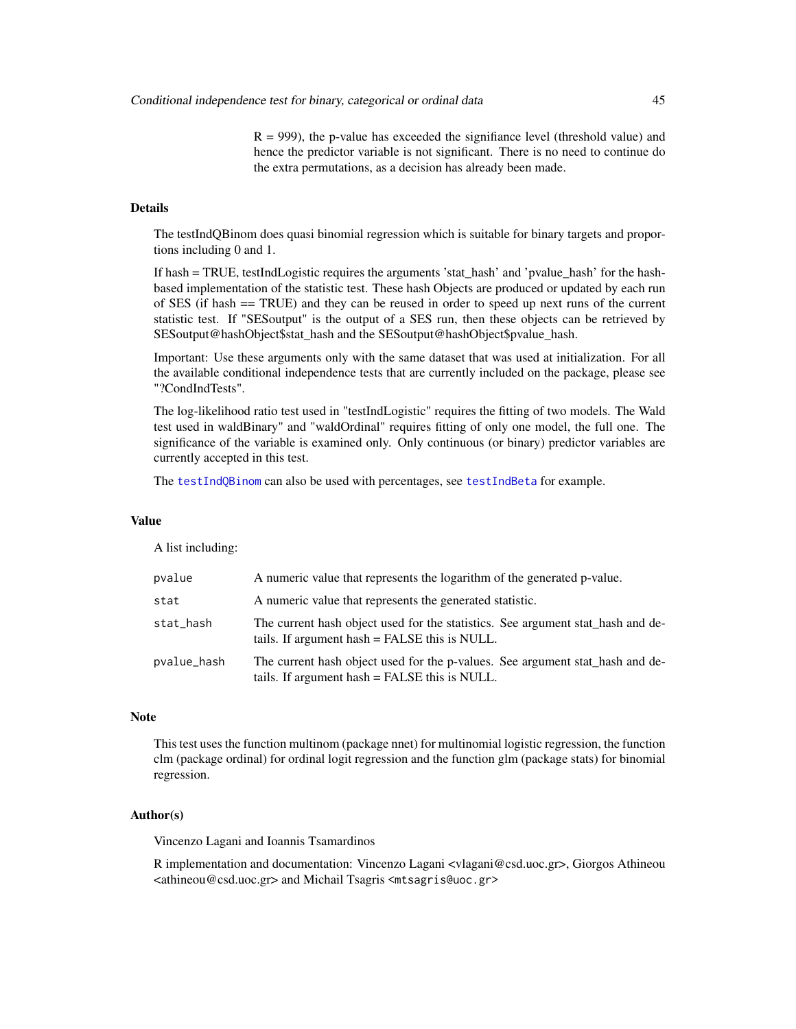R = 999), the p-value has exceeded the signifiance level (threshold value) and hence the predictor variable is not significant. There is no need to continue do the extra permutations, as a decision has already been made.

### Details

The testIndQBinom does quasi binomial regression which is suitable for binary targets and proportions including 0 and 1.

If hash = TRUE, testIndLogistic requires the arguments 'stat_hash' and 'pvalue_hash' for the hash-based implementation of the statistic test. These hash Objects are produced or updated by each run of SES (if hash == TRUE) and they can be reused in order to speed up next runs of the current statistic test. If "SESoutput" is the output of a SES run, then these objects can be retrieved by SESoutput@hashObject$stat_hash and the SESoutput@hashObject$pvalue_hash.

Important: Use these arguments only with the same dataset that was used at initialization. For all the available conditional independence tests that are currently included on the package, please see "?CondIndTests".

The log-likelihood ratio test used in "testIndLogistic" requires the fitting of two models. The Wald test used in waldBinary" and "waldOrdinal" requires fitting of only one model, the full one. The significance of the variable is examined only. Only continuous (or binary) predictor variables are currently accepted in this test.

The `testIndQBinom` can also be used with percentages, see `testIndBeta` for example.

### Value

A list including:

| | |
|---|---|
| `pvalue` | A numeric value that represents the logarithm of the generated p-value. |
| `stat` | A numeric value that represents the generated statistic. |
| `stat_hash` | The current hash object used for the statistics. See argument stat_hash and details. If argument hash = FALSE this is NULL. |
| `pvalue_hash` | The current hash object used for the p-values. See argument stat_hash and details. If argument hash = FALSE this is NULL. |

### Note

This test uses the function multinom (package nnet) for multinomial logistic regression, the function clm (package ordinal) for ordinal logit regression and the function glm (package stats) for binomial regression.

### Author(s)

Vincenzo Lagani and Ioannis Tsamardinos

R implementation and documentation: Vincenzo Lagani <vlagani@csd.uoc.gr>, Giorgos Athineou <athineou@csd.uoc.gr> and Michail Tsagris <mtsagris@uoc.gr>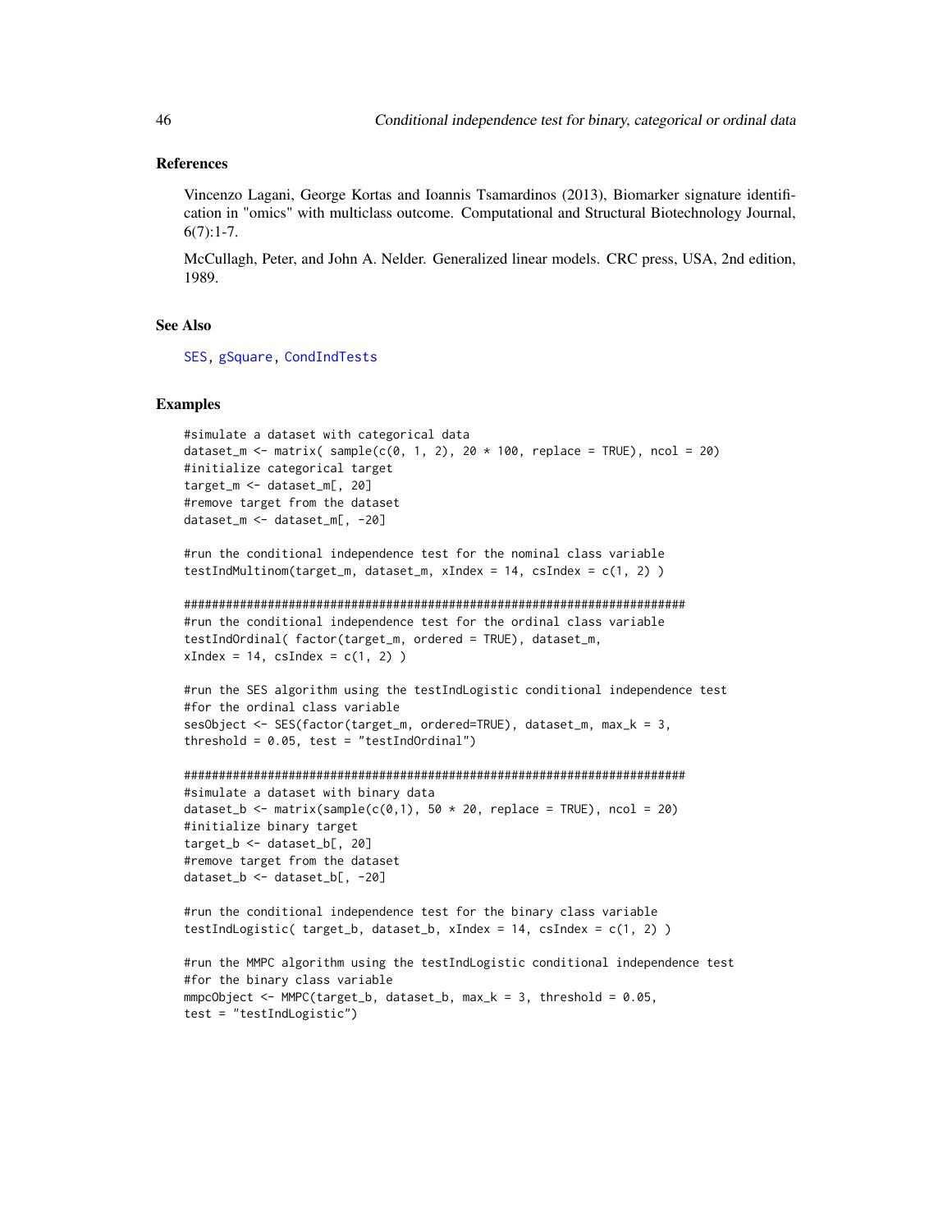### References

Vincenzo Lagani, George Kortas and Ioannis Tsamardinos (2013), Biomarker signature identification in "omics" with multiclass outcome. Computational and Structural Biotechnology Journal, 6(7):1-7.

McCullagh, Peter, and John A. Nelder. Generalized linear models. CRC press, USA, 2nd edition, 1989.

### See Also

SES, gSquare, CondIndTests

### Examples

```
#simulate a dataset with categorical data
dataset_m <- matrix( sample(c(0, 1, 2), 20 * 100, replace = TRUE), ncol = 20)
#initialize categorical target
target_m <- dataset_m[, 20]
#remove target from the dataset
dataset_m <- dataset_m[, -20]

#run the conditional independence test for the nominal class variable
testIndMultinom(target_m, dataset_m, xIndex = 14, csIndex = c(1, 2) )

#########################################################################
#run the conditional independence test for the ordinal class variable
testIndOrdinal( factor(target_m, ordered = TRUE), dataset_m,
xIndex = 14, csIndex = c(1, 2) )

#run the SES algorithm using the testIndLogistic conditional independence test
#for the ordinal class variable
sesObject <- SES(factor(target_m, ordered=TRUE), dataset_m, max_k = 3,
threshold = 0.05, test = "testIndOrdinal")

#########################################################################
#simulate a dataset with binary data
dataset_b <- matrix(sample(c(0,1), 50 * 20, replace = TRUE), ncol = 20)
#initialize binary target
target_b <- dataset_b[, 20]
#remove target from the dataset
dataset_b <- dataset_b[, -20]

#run the conditional independence test for the binary class variable
testIndLogistic( target_b, dataset_b, xIndex = 14, csIndex = c(1, 2) )

#run the MMPC algorithm using the testIndLogistic conditional independence test
#for the binary class variable
mmpcObject <- MMPC(target_b, dataset_b, max_k = 3, threshold = 0.05,
test = "testIndLogistic")
```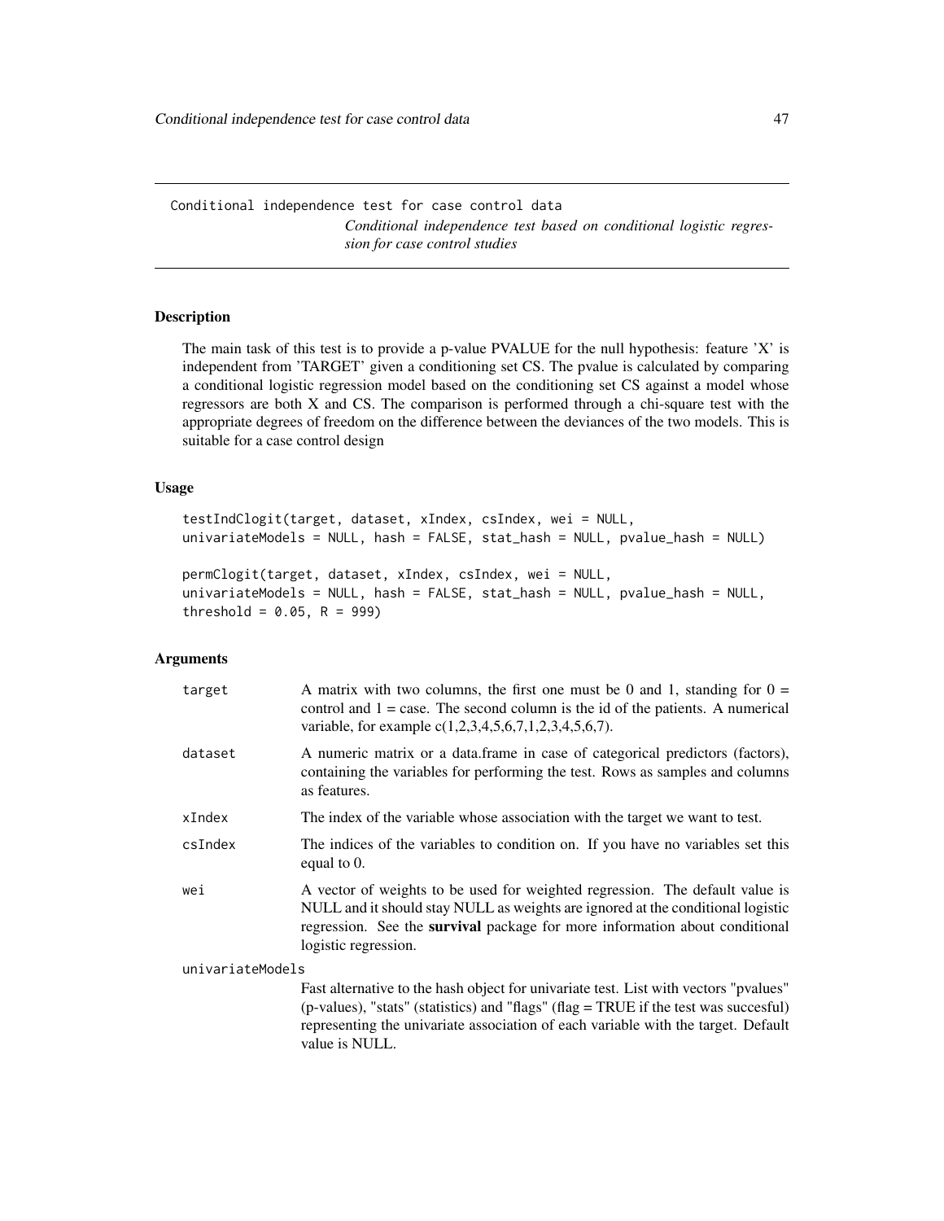Conditional independence test for case control data

*Conditional independence test based on conditional logistic regression for case control studies*

## Description

The main task of this test is to provide a p-value PVALUE for the null hypothesis: feature 'X' is independent from 'TARGET' given a conditioning set CS. The pvalue is calculated by comparing a conditional logistic regression model based on the conditioning set CS against a model whose regressors are both X and CS. The comparison is performed through a chi-square test with the appropriate degrees of freedom on the difference between the deviances of the two models. This is suitable for a case control design

## Usage

```
testIndClogit(target, dataset, xIndex, csIndex, wei = NULL,
univariateModels = NULL, hash = FALSE, stat_hash = NULL, pvalue_hash = NULL)

permClogit(target, dataset, xIndex, csIndex, wei = NULL,
univariateModels = NULL, hash = FALSE, stat_hash = NULL, pvalue_hash = NULL,
threshold = 0.05, R = 999)
```

## Arguments

| | |
|---|---|
| `target` | A matrix with two columns, the first one must be 0 and 1, standing for 0 = control and 1 = case. The second column is the id of the patients. A numerical variable, for example c(1,2,3,4,5,6,7,1,2,3,4,5,6,7). |
| `dataset` | A numeric matrix or a data.frame in case of categorical predictors (factors), containing the variables for performing the test. Rows as samples and columns as features. |
| `xIndex` | The index of the variable whose association with the target we want to test. |
| `csIndex` | The indices of the variables to condition on. If you have no variables set this equal to 0. |
| `wei` | A vector of weights to be used for weighted regression. The default value is NULL and it should stay NULL as weights are ignored at the conditional logistic regression. See the **survival** package for more information about conditional logistic regression. |
| `univariateModels` | Fast alternative to the hash object for univariate test. List with vectors "pvalues" (p-values), "stats" (statistics) and "flags" (flag = TRUE if the test was succesful) representing the univariate association of each variable with the target. Default value is NULL. |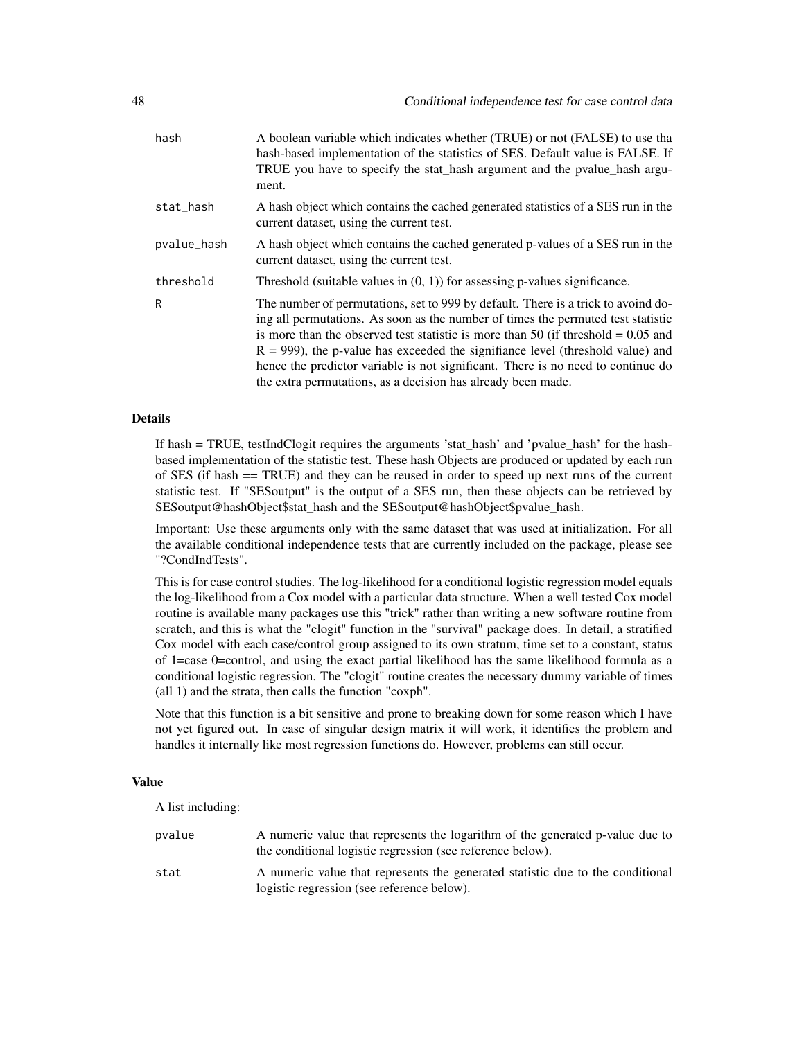| | |
|---|---|
| hash | A boolean variable which indicates whether (TRUE) or not (FALSE) to use tha hash-based implementation of the statistics of SES. Default value is FALSE. If TRUE you have to specify the stat_hash argument and the pvalue_hash argument. |
| stat_hash | A hash object which contains the cached generated statistics of a SES run in the current dataset, using the current test. |
| pvalue_hash | A hash object which contains the cached generated p-values of a SES run in the current dataset, using the current test. |
| threshold | Threshold (suitable values in (0, 1)) for assessing p-values significance. |
| R | The number of permutations, set to 999 by default. There is a trick to avoind doing all permutations. As soon as the number of times the permuted test statistic is more than the observed test statistic is more than 50 (if threshold = 0.05 and R = 999), the p-value has exceeded the signifiance level (threshold value) and hence the predictor variable is not significant. There is no need to continue do the extra permutations, as a decision has already been made. |

## Details

If hash = TRUE, testIndClogit requires the arguments 'stat_hash' and 'pvalue_hash' for the hash-based implementation of the statistic test. These hash Objects are produced or updated by each run of SES (if hash == TRUE) and they can be reused in order to speed up next runs of the current statistic test. If "SESoutput" is the output of a SES run, then these objects can be retrieved by SESoutput@hashObject$stat_hash and the SESoutput@hashObject$pvalue_hash.

Important: Use these arguments only with the same dataset that was used at initialization. For all the available conditional independence tests that are currently included on the package, please see "?CondIndTests".

This is for case control studies. The log-likelihood for a conditional logistic regression model equals the log-likelihood from a Cox model with a particular data structure. When a well tested Cox model routine is available many packages use this "trick" rather than writing a new software routine from scratch, and this is what the "clogit" function in the "survival" package does. In detail, a stratified Cox model with each case/control group assigned to its own stratum, time set to a constant, status of 1=case 0=control, and using the exact partial likelihood has the same likelihood formula as a conditional logistic regression. The "clogit" routine creates the necessary dummy variable of times (all 1) and the strata, then calls the function "coxph".

Note that this function is a bit sensitive and prone to breaking down for some reason which I have not yet figured out. In case of singular design matrix it will work, it identifies the problem and handles it internally like most regression functions do. However, problems can still occur.

## Value

A list including:

| | |
|---|---|
| pvalue | A numeric value that represents the logarithm of the generated p-value due to the conditional logistic regression (see reference below). |
| stat | A numeric value that represents the generated statistic due to the conditional logistic regression (see reference below). |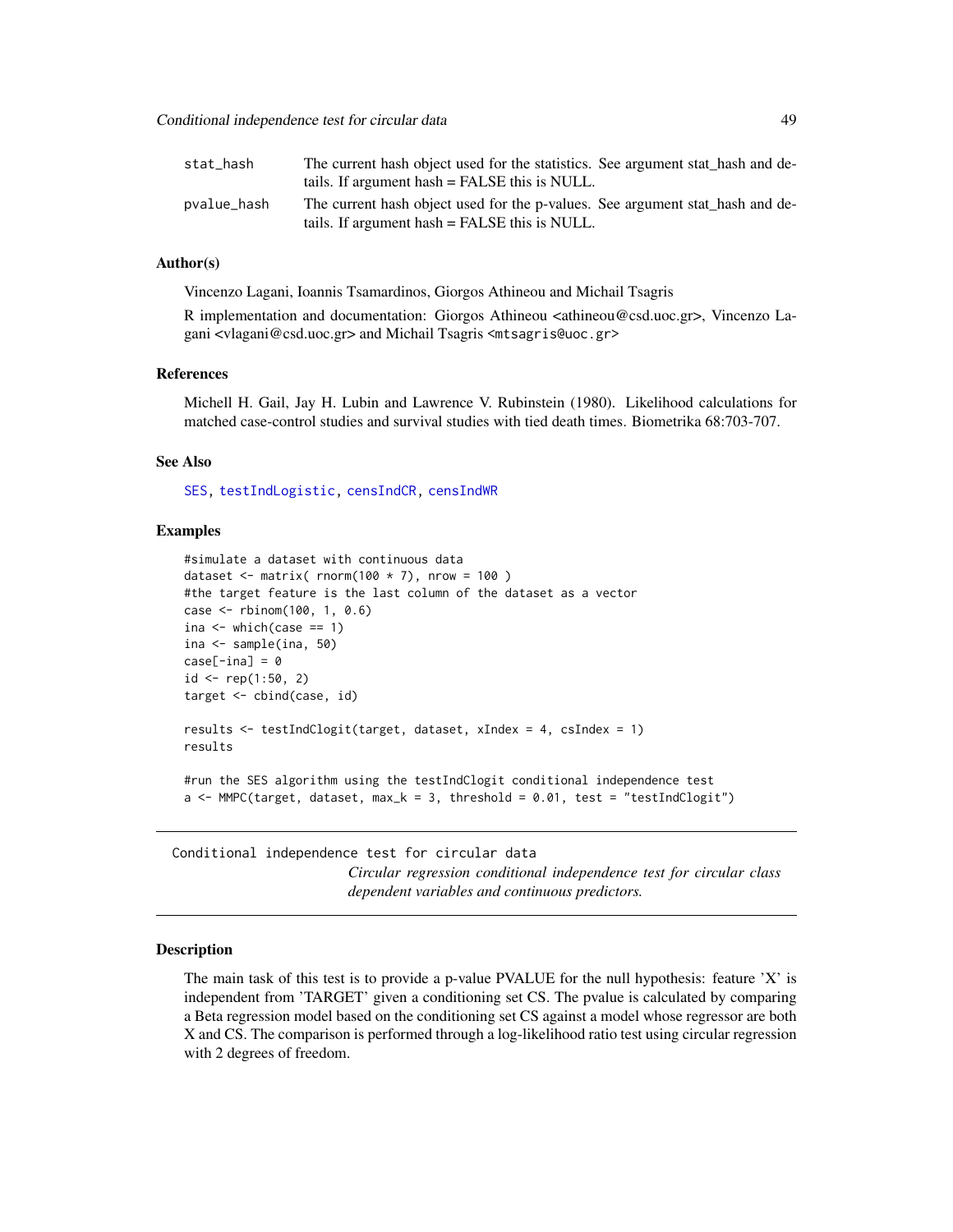stat_hash
: The current hash object used for the statistics. See argument stat_hash and details. If argument hash = FALSE this is NULL.

pvalue_hash
: The current hash object used for the p-values. See argument stat_hash and details. If argument hash = FALSE this is NULL.

### Author(s)

Vincenzo Lagani, Ioannis Tsamardinos, Giorgos Athineou and Michail Tsagris

R implementation and documentation: Giorgos Athineou <athineou@csd.uoc.gr>, Vincenzo Lagani <vlagani@csd.uoc.gr> and Michail Tsagris <mtsagris@uoc.gr>

### References

Michell H. Gail, Jay H. Lubin and Lawrence V. Rubinstein (1980). Likelihood calculations for matched case-control studies and survival studies with tied death times. Biometrika 68:703-707.

### See Also

SES, testIndLogistic, censIndCR, censIndWR

### Examples

```
#simulate a dataset with continuous data
dataset <- matrix( rnorm(100 * 7), nrow = 100 )
#the target feature is the last column of the dataset as a vector
case <- rbinom(100, 1, 0.6)
ina <- which(case == 1)
ina <- sample(ina, 50)
case[-ina] = 0
id <- rep(1:50, 2)
target <- cbind(case, id)

results <- testIndClogit(target, dataset, xIndex = 4, csIndex = 1)
results

#run the SES algorithm using the testIndClogit conditional independence test
a <- MMPC(target, dataset, max_k = 3, threshold = 0.01, test = "testIndClogit")
```

---

## Conditional independence test for circular data

*Circular regression conditional independence test for circular class dependent variables and continuous predictors.*

---

### Description

The main task of this test is to provide a p-value PVALUE for the null hypothesis: feature 'X' is independent from 'TARGET' given a conditioning set CS. The pvalue is calculated by comparing a Beta regression model based on the conditioning set CS against a model whose regressor are both X and CS. The comparison is performed through a log-likelihood ratio test using circular regression with 2 degrees of freedom.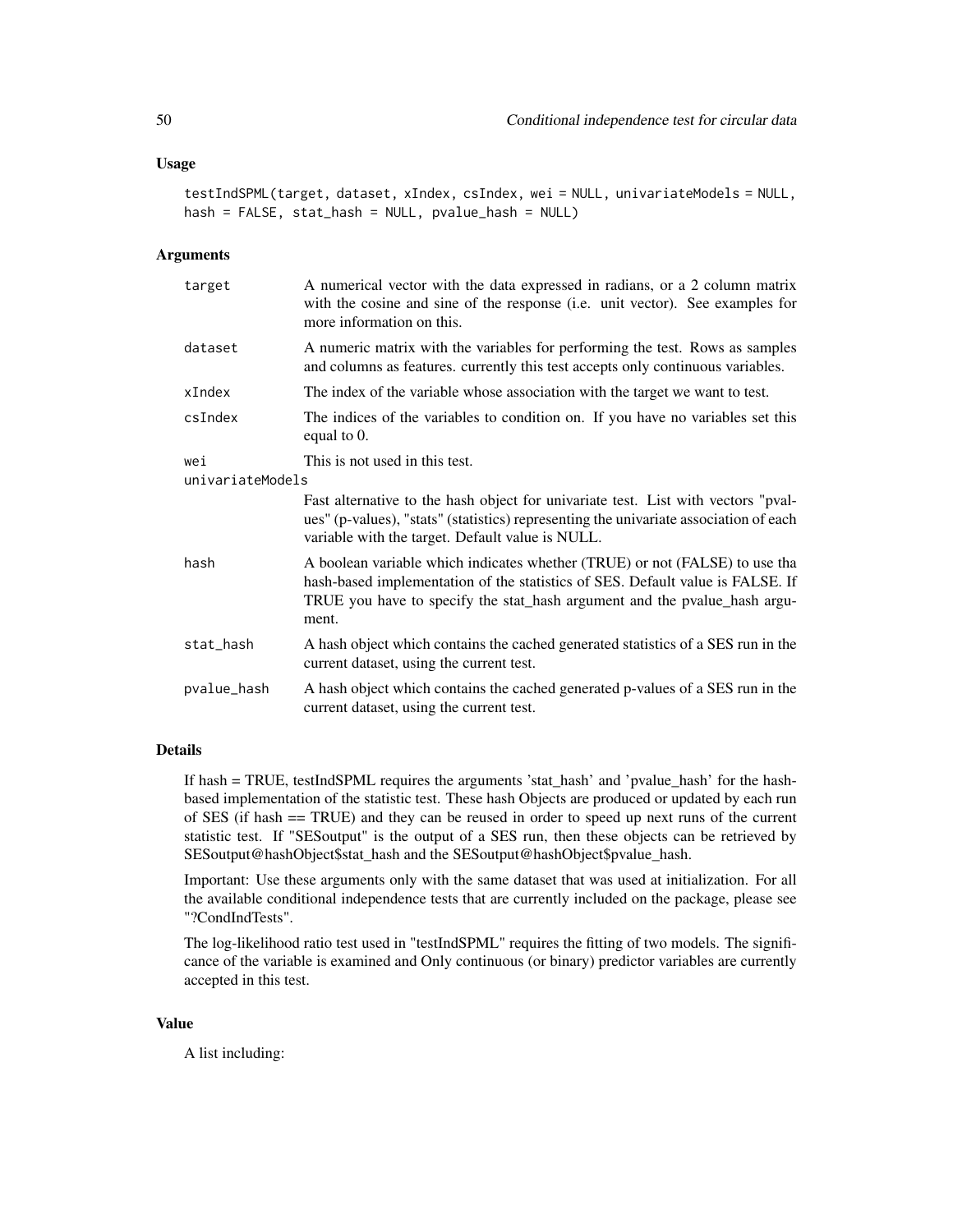### Usage

```
testIndSPML(target, dataset, xIndex, csIndex, wei = NULL, univariateModels = NULL,
hash = FALSE, stat_hash = NULL, pvalue_hash = NULL)
```

### Arguments

| | |
|---|---|
| target | A numerical vector with the data expressed in radians, or a 2 column matrix with the cosine and sine of the response (i.e. unit vector). See examples for more information on this. |
| dataset | A numeric matrix with the variables for performing the test. Rows as samples and columns as features. currently this test accepts only continuous variables. |
| xIndex | The index of the variable whose association with the target we want to test. |
| csIndex | The indices of the variables to condition on. If you have no variables set this equal to 0. |
| wei | This is not used in this test. |
| univariateModels | Fast alternative to the hash object for univariate test. List with vectors "pvalues" (p-values), "stats" (statistics) representing the univariate association of each variable with the target. Default value is NULL. |
| hash | A boolean variable which indicates whether (TRUE) or not (FALSE) to use tha hash-based implementation of the statistics of SES. Default value is FALSE. If TRUE you have to specify the stat_hash argument and the pvalue_hash argument. |
| stat_hash | A hash object which contains the cached generated statistics of a SES run in the current dataset, using the current test. |
| pvalue_hash | A hash object which contains the cached generated p-values of a SES run in the current dataset, using the current test. |

### Details

If hash = TRUE, testIndSPML requires the arguments 'stat_hash' and 'pvalue_hash' for the hash-based implementation of the statistic test. These hash Objects are produced or updated by each run of SES (if hash == TRUE) and they can be reused in order to speed up next runs of the current statistic test. If "SESoutput" is the output of a SES run, then these objects can be retrieved by SESoutput@hashObject$stat_hash and the SESoutput@hashObject$pvalue_hash.

Important: Use these arguments only with the same dataset that was used at initialization. For all the available conditional independence tests that are currently included on the package, please see "?CondIndTests".

The log-likelihood ratio test used in "testIndSPML" requires the fitting of two models. The significance of the variable is examined and Only continuous (or binary) predictor variables are currently accepted in this test.

### Value

A list including: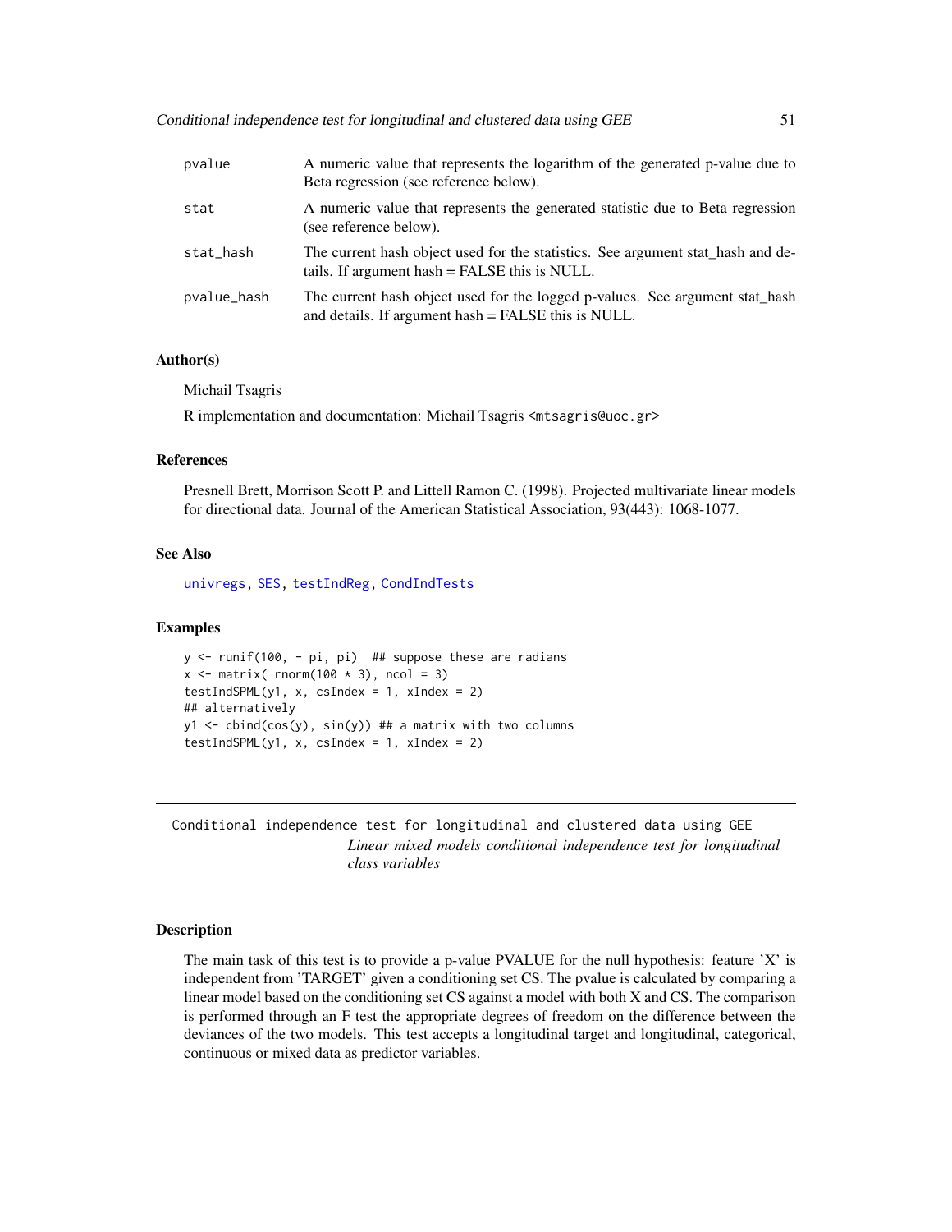| | |
|---|---|
| pvalue | A numeric value that represents the logarithm of the generated p-value due to Beta regression (see reference below). |
| stat | A numeric value that represents the generated statistic due to Beta regression (see reference below). |
| stat_hash | The current hash object used for the statistics. See argument stat_hash and details. If argument hash = FALSE this is NULL. |
| pvalue_hash | The current hash object used for the logged p-values. See argument stat_hash and details. If argument hash = FALSE this is NULL. |

### Author(s)

Michail Tsagris

R implementation and documentation: Michail Tsagris <mtsagris@uoc.gr>

### References

Presnell Brett, Morrison Scott P. and Littell Ramon C. (1998). Projected multivariate linear models for directional data. Journal of the American Statistical Association, 93(443): 1068-1077.

### See Also

univregs, SES, testIndReg, CondIndTests

### Examples

```
y <- runif(100, - pi, pi)  ## suppose these are radians
x <- matrix( rnorm(100 * 3), ncol = 3)
testIndSPML(y1, x, csIndex = 1, xIndex = 2)
## alternatively
y1 <- cbind(cos(y), sin(y)) ## a matrix with two columns
testIndSPML(y1, x, csIndex = 1, xIndex = 2)
```

---

## Conditional independence test for longitudinal and clustered data using GEE

*Linear mixed models conditional independence test for longitudinal class variables*

---

### Description

The main task of this test is to provide a p-value PVALUE for the null hypothesis: feature 'X' is independent from 'TARGET' given a conditioning set CS. The pvalue is calculated by comparing a linear model based on the conditioning set CS against a model with both X and CS. The comparison is performed through an F test the appropriate degrees of freedom on the difference between the deviances of the two models. This test accepts a longitudinal target and longitudinal, categorical, continuous or mixed data as predictor variables.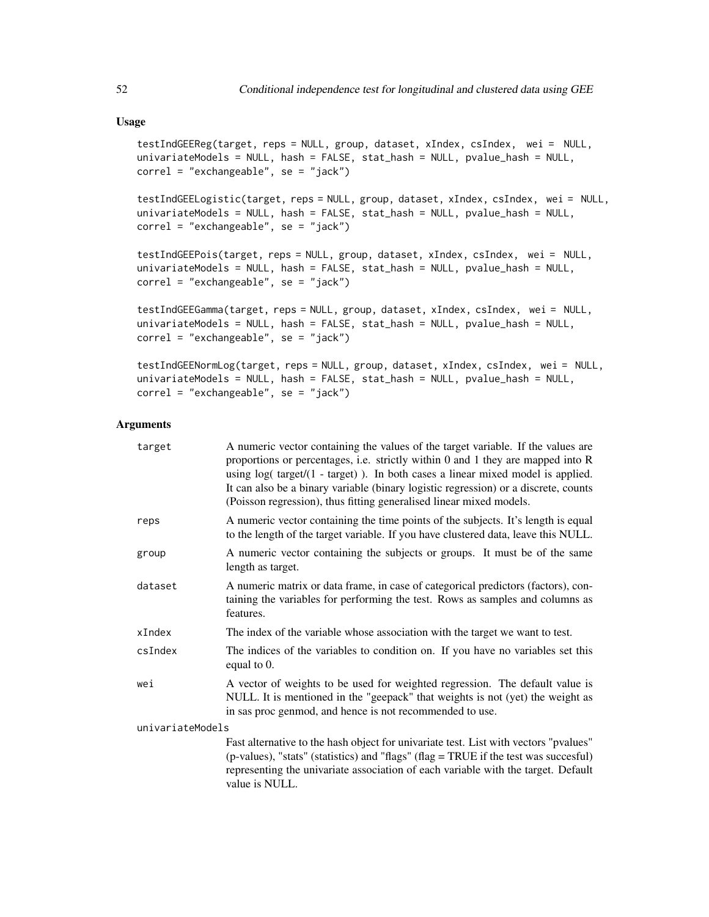## Usage

```
testIndGEEReg(target, reps = NULL, group, dataset, xIndex, csIndex,  wei =  NULL,
univariateModels = NULL, hash = FALSE, stat_hash = NULL, pvalue_hash = NULL,
correl = "exchangeable", se = "jack")

testIndGEELogistic(target, reps = NULL, group, dataset, xIndex, csIndex,  wei = NULL,
univariateModels = NULL, hash = FALSE, stat_hash = NULL, pvalue_hash = NULL,
correl = "exchangeable", se = "jack")

testIndGEEPois(target, reps = NULL, group, dataset, xIndex, csIndex,  wei =  NULL,
univariateModels = NULL, hash = FALSE, stat_hash = NULL, pvalue_hash = NULL,
correl = "exchangeable", se = "jack")

testIndGEEGamma(target, reps = NULL, group, dataset, xIndex, csIndex,  wei = NULL,
univariateModels = NULL, hash = FALSE, stat_hash = NULL, pvalue_hash = NULL,
correl = "exchangeable", se = "jack")

testIndGEENormLog(target, reps = NULL, group, dataset, xIndex, csIndex,  wei = NULL,
univariateModels = NULL, hash = FALSE, stat_hash = NULL, pvalue_hash = NULL,
correl = "exchangeable", se = "jack")
```

## Arguments

| Argument | Description |
|---|---|
| target | A numeric vector containing the values of the target variable. If the values are proportions or percentages, i.e. strictly within 0 and 1 they are mapped into R using log( target/(1 - target) ). In both cases a linear mixed model is applied. It can also be a binary variable (binary logistic regression) or a discrete, counts (Poisson regression), thus fitting generalised linear mixed models. |
| reps | A numeric vector containing the time points of the subjects. It's length is equal to the length of the target variable. If you have clustered data, leave this NULL. |
| group | A numeric vector containing the subjects or groups. It must be of the same length as target. |
| dataset | A numeric matrix or data frame, in case of categorical predictors (factors), containing the variables for performing the test. Rows as samples and columns as features. |
| xIndex | The index of the variable whose association with the target we want to test. |
| csIndex | The indices of the variables to condition on. If you have no variables set this equal to 0. |
| wei | A vector of weights to be used for weighted regression. The default value is NULL. It is mentioned in the "geepack" that weights is not (yet) the weight as in sas proc genmod, and hence is not recommended to use. |
| univariateModels | Fast alternative to the hash object for univariate test. List with vectors "pvalues" (p-values), "stats" (statistics) and "flags" (flag = TRUE if the test was succesful) representing the univariate association of each variable with the target. Default value is NULL. |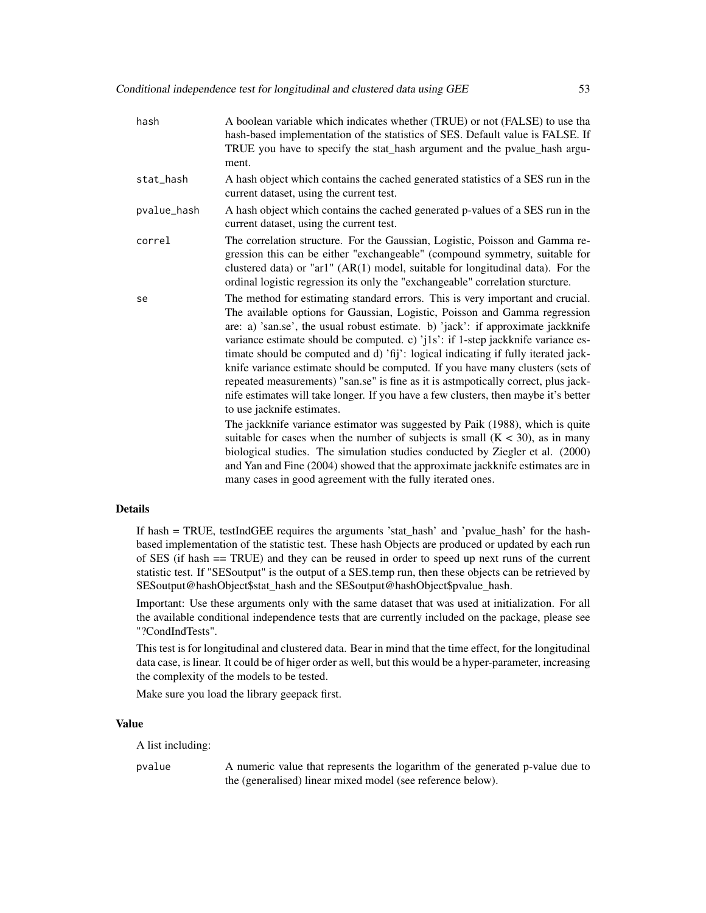hash
: A boolean variable which indicates whether (TRUE) or not (FALSE) to use tha hash-based implementation of the statistics of SES. Default value is FALSE. If TRUE you have to specify the stat_hash argument and the pvalue_hash argument.

stat_hash
: A hash object which contains the cached generated statistics of a SES run in the current dataset, using the current test.

pvalue_hash
: A hash object which contains the cached generated p-values of a SES run in the current dataset, using the current test.

correl
: The correlation structure. For the Gaussian, Logistic, Poisson and Gamma regression this can be either "exchangeable" (compound symmetry, suitable for clustered data) or "ar1" (AR(1) model, suitable for longitudinal data). For the ordinal logistic regression its only the "exchangeable" correlation sturcture.

se
: The method for estimating standard errors. This is very important and crucial. The available options for Gaussian, Logistic, Poisson and Gamma regression are: a) 'san.se', the usual robust estimate. b) 'jack': if approximate jackknife variance estimate should be computed. c) 'j1s': if 1-step jackknife variance estimate should be computed and d) 'fij': logical indicating if fully iterated jackknife variance estimate should be computed. If you have many clusters (sets of repeated measurements) "san.se" is fine as it is astmpotically correct, plus jacknife estimates will take longer. If you have a few clusters, then maybe it's better to use jacknife estimates.

  The jackknife variance estimator was suggested by Paik (1988), which is quite suitable for cases when the number of subjects is small (K < 30), as in many biological studies. The simulation studies conducted by Ziegler et al. (2000) and Yan and Fine (2004) showed that the approximate jackknife estimates are in many cases in good agreement with the fully iterated ones.

### Details

If hash = TRUE, testIndGEE requires the arguments 'stat_hash' and 'pvalue_hash' for the hash-based implementation of the statistic test. These hash Objects are produced or updated by each run of SES (if hash == TRUE) and they can be reused in order to speed up next runs of the current statistic test. If "SESoutput" is the output of a SES.temp run, then these objects can be retrieved by SESoutput@hashObject$stat_hash and the SESoutput@hashObject$pvalue_hash.

Important: Use these arguments only with the same dataset that was used at initialization. For all the available conditional independence tests that are currently included on the package, please see "?CondIndTests".

This test is for longitudinal and clustered data. Bear in mind that the time effect, for the longitudinal data case, is linear. It could be of higer order as well, but this would be a hyper-parameter, increasing the complexity of the models to be tested.

Make sure you load the library geepack first.

### Value

A list including:

pvalue
: A numeric value that represents the logarithm of the generated p-value due to the (generalised) linear mixed model (see reference below).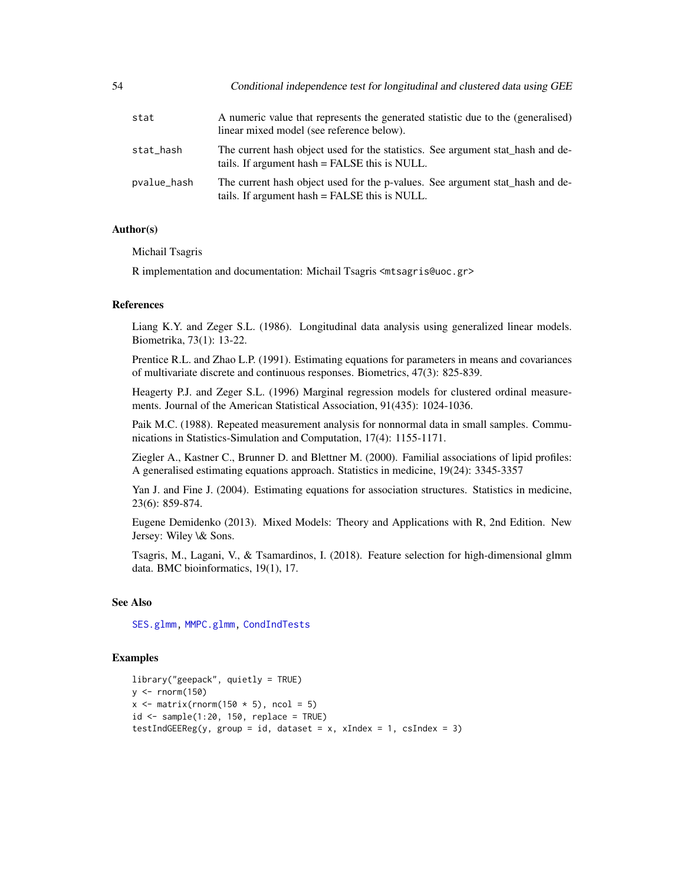| | |
|---|---|
| stat | A numeric value that represents the generated statistic due to the (generalised) linear mixed model (see reference below). |
| stat_hash | The current hash object used for the statistics. See argument stat_hash and details. If argument hash = FALSE this is NULL. |
| pvalue_hash | The current hash object used for the p-values. See argument stat_hash and details. If argument hash = FALSE this is NULL. |

### Author(s)

Michail Tsagris

R implementation and documentation: Michail Tsagris <mtsagris@uoc.gr>

### References

Liang K.Y. and Zeger S.L. (1986). Longitudinal data analysis using generalized linear models. Biometrika, 73(1): 13-22.

Prentice R.L. and Zhao L.P. (1991). Estimating equations for parameters in means and covariances of multivariate discrete and continuous responses. Biometrics, 47(3): 825-839.

Heagerty P.J. and Zeger S.L. (1996) Marginal regression models for clustered ordinal measurements. Journal of the American Statistical Association, 91(435): 1024-1036.

Paik M.C. (1988). Repeated measurement analysis for nonnormal data in small samples. Communications in Statistics-Simulation and Computation, 17(4): 1155-1171.

Ziegler A., Kastner C., Brunner D. and Blettner M. (2000). Familial associations of lipid profiles: A generalised estimating equations approach. Statistics in medicine, 19(24): 3345-3357

Yan J. and Fine J. (2004). Estimating equations for association structures. Statistics in medicine, 23(6): 859-874.

Eugene Demidenko (2013). Mixed Models: Theory and Applications with R, 2nd Edition. New Jersey: Wiley \& Sons.

Tsagris, M., Lagani, V., & Tsamardinos, I. (2018). Feature selection for high-dimensional glmm data. BMC bioinformatics, 19(1), 17.

### See Also

SES.glmm, MMPC.glmm, CondIndTests

### Examples

```
library("geepack", quietly = TRUE)
y <- rnorm(150)
x <- matrix(rnorm(150 * 5), ncol = 5)
id <- sample(1:20, 150, replace = TRUE)
testIndGEEReg(y, group = id, dataset = x, xIndex = 1, csIndex = 3)
```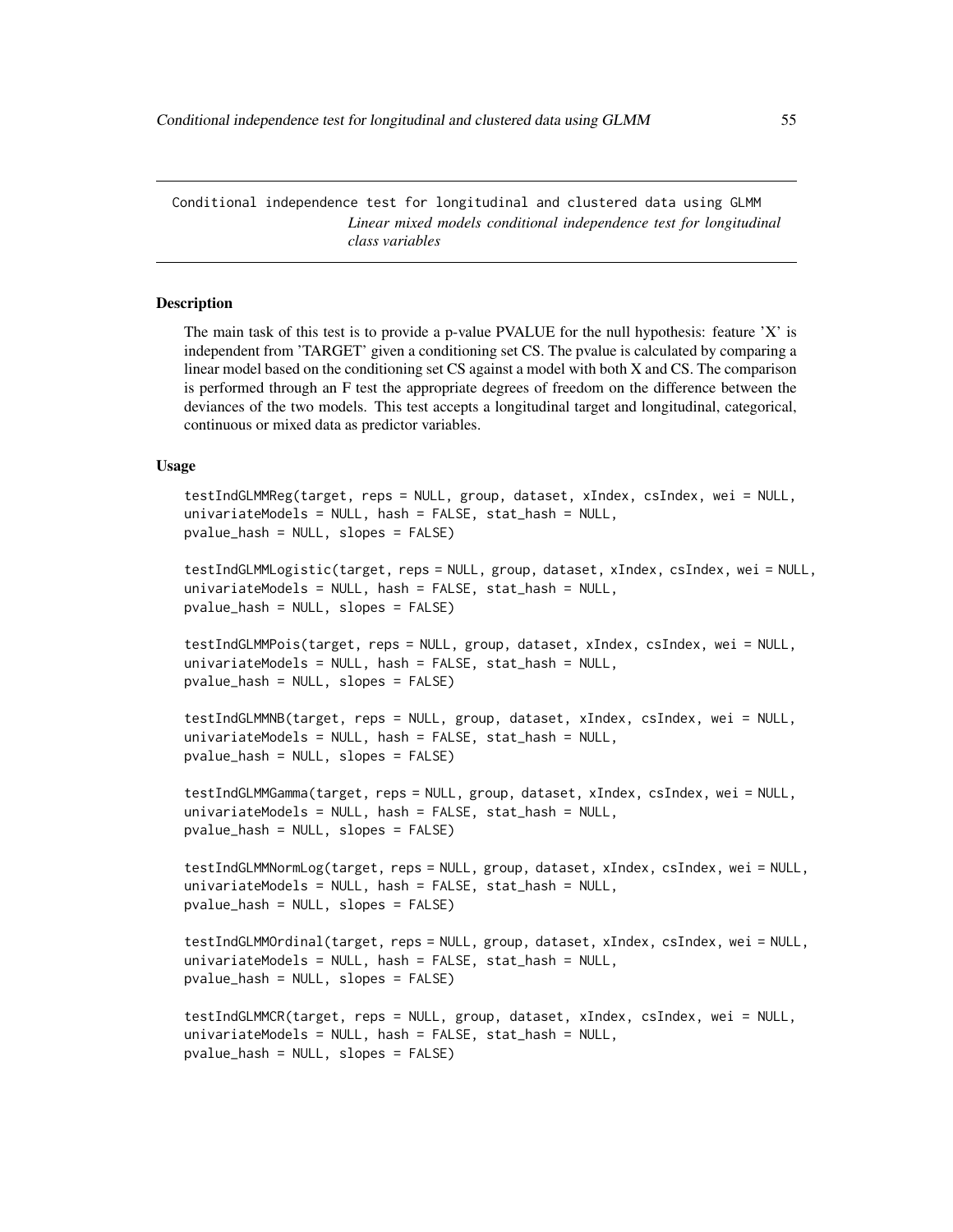Conditional independence test for longitudinal and clustered data using GLMM

*Linear mixed models conditional independence test for longitudinal class variables*

## Description

The main task of this test is to provide a p-value PVALUE for the null hypothesis: feature 'X' is independent from 'TARGET' given a conditioning set CS. The pvalue is calculated by comparing a linear model based on the conditioning set CS against a model with both X and CS. The comparison is performed through an F test the appropriate degrees of freedom on the difference between the deviances of the two models. This test accepts a longitudinal target and longitudinal, categorical, continuous or mixed data as predictor variables.

## Usage

```
testIndGLMMReg(target, reps = NULL, group, dataset, xIndex, csIndex, wei = NULL,
univariateModels = NULL, hash = FALSE, stat_hash = NULL,
pvalue_hash = NULL, slopes = FALSE)

testIndGLMMLogistic(target, reps = NULL, group, dataset, xIndex, csIndex, wei = NULL,
univariateModels = NULL, hash = FALSE, stat_hash = NULL,
pvalue_hash = NULL, slopes = FALSE)

testIndGLMMPois(target, reps = NULL, group, dataset, xIndex, csIndex, wei = NULL,
univariateModels = NULL, hash = FALSE, stat_hash = NULL,
pvalue_hash = NULL, slopes = FALSE)

testIndGLMMNB(target, reps = NULL, group, dataset, xIndex, csIndex, wei = NULL,
univariateModels = NULL, hash = FALSE, stat_hash = NULL,
pvalue_hash = NULL, slopes = FALSE)

testIndGLMMGamma(target, reps = NULL, group, dataset, xIndex, csIndex, wei = NULL,
univariateModels = NULL, hash = FALSE, stat_hash = NULL,
pvalue_hash = NULL, slopes = FALSE)

testIndGLMMNormLog(target, reps = NULL, group, dataset, xIndex, csIndex, wei = NULL,
univariateModels = NULL, hash = FALSE, stat_hash = NULL,
pvalue_hash = NULL, slopes = FALSE)

testIndGLMMOrdinal(target, reps = NULL, group, dataset, xIndex, csIndex, wei = NULL,
univariateModels = NULL, hash = FALSE, stat_hash = NULL,
pvalue_hash = NULL, slopes = FALSE)

testIndGLMMCR(target, reps = NULL, group, dataset, xIndex, csIndex, wei = NULL,
univariateModels = NULL, hash = FALSE, stat_hash = NULL,
pvalue_hash = NULL, slopes = FALSE)
```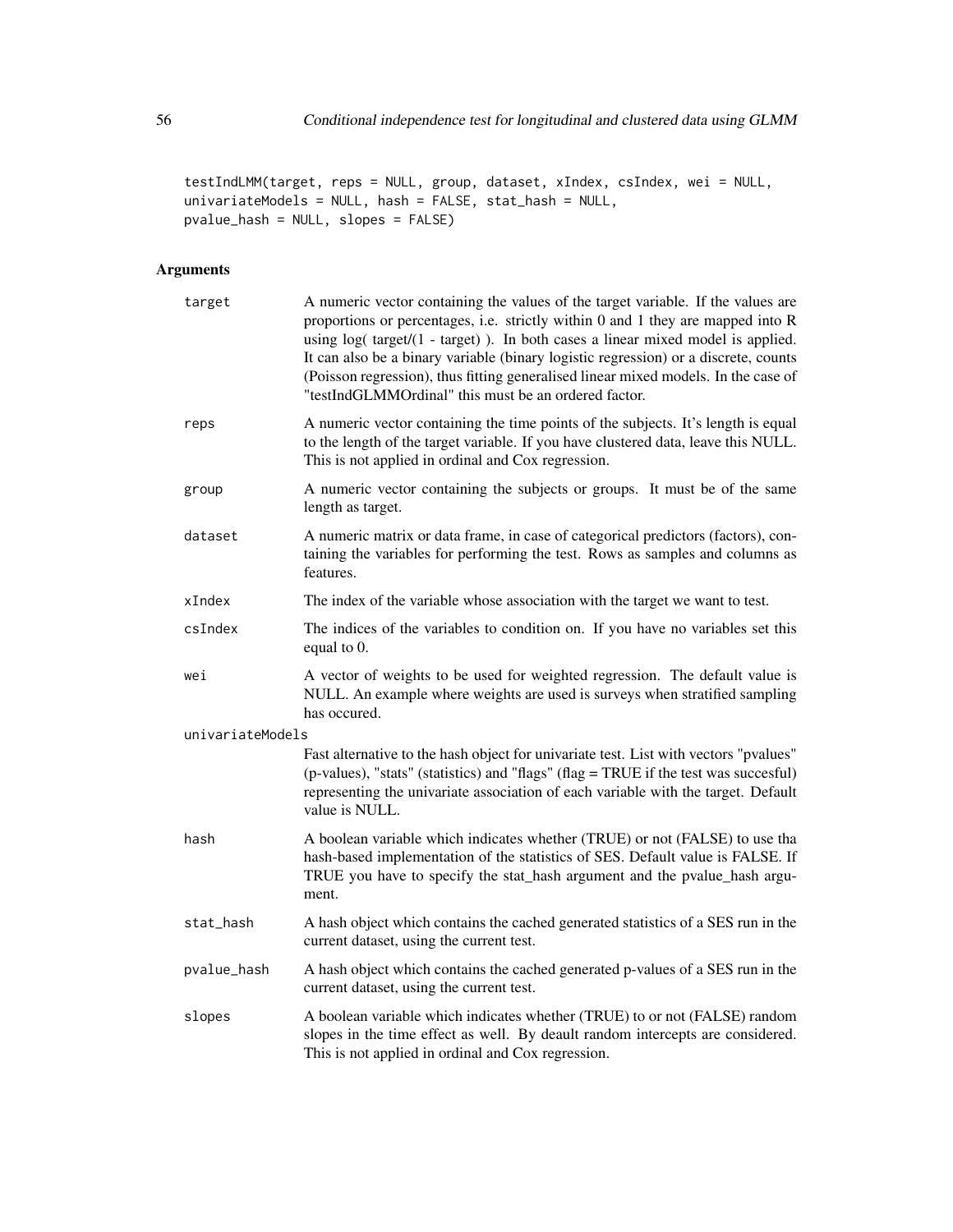```
testIndLMM(target, reps = NULL, group, dataset, xIndex, csIndex, wei = NULL,
univariateModels = NULL, hash = FALSE, stat_hash = NULL,
pvalue_hash = NULL, slopes = FALSE)
```

## Arguments

**target** A numeric vector containing the values of the target variable. If the values are proportions or percentages, i.e. strictly within 0 and 1 they are mapped into R using log( target/(1 - target) ). In both cases a linear mixed model is applied. It can also be a binary variable (binary logistic regression) or a discrete, counts (Poisson regression), thus fitting generalised linear mixed models. In the case of "testIndGLMMOrdinal" this must be an ordered factor.

**reps** A numeric vector containing the time points of the subjects. It's length is equal to the length of the target variable. If you have clustered data, leave this NULL. This is not applied in ordinal and Cox regression.

**group** A numeric vector containing the subjects or groups. It must be of the same length as target.

**dataset** A numeric matrix or data frame, in case of categorical predictors (factors), containing the variables for performing the test. Rows as samples and columns as features.

**xIndex** The index of the variable whose association with the target we want to test.

**csIndex** The indices of the variables to condition on. If you have no variables set this equal to 0.

**wei** A vector of weights to be used for weighted regression. The default value is NULL. An example where weights are used is surveys when stratified sampling has occured.

**univariateModels** Fast alternative to the hash object for univariate test. List with vectors "pvalues" (p-values), "stats" (statistics) and "flags" (flag = TRUE if the test was succesful) representing the univariate association of each variable with the target. Default value is NULL.

**hash** A boolean variable which indicates whether (TRUE) or not (FALSE) to use tha hash-based implementation of the statistics of SES. Default value is FALSE. If TRUE you have to specify the stat_hash argument and the pvalue_hash argument.

**stat_hash** A hash object which contains the cached generated statistics of a SES run in the current dataset, using the current test.

**pvalue_hash** A hash object which contains the cached generated p-values of a SES run in the current dataset, using the current test.

**slopes** A boolean variable which indicates whether (TRUE) to or not (FALSE) random slopes in the time effect as well. By deault random intercepts are considered. This is not applied in ordinal and Cox regression.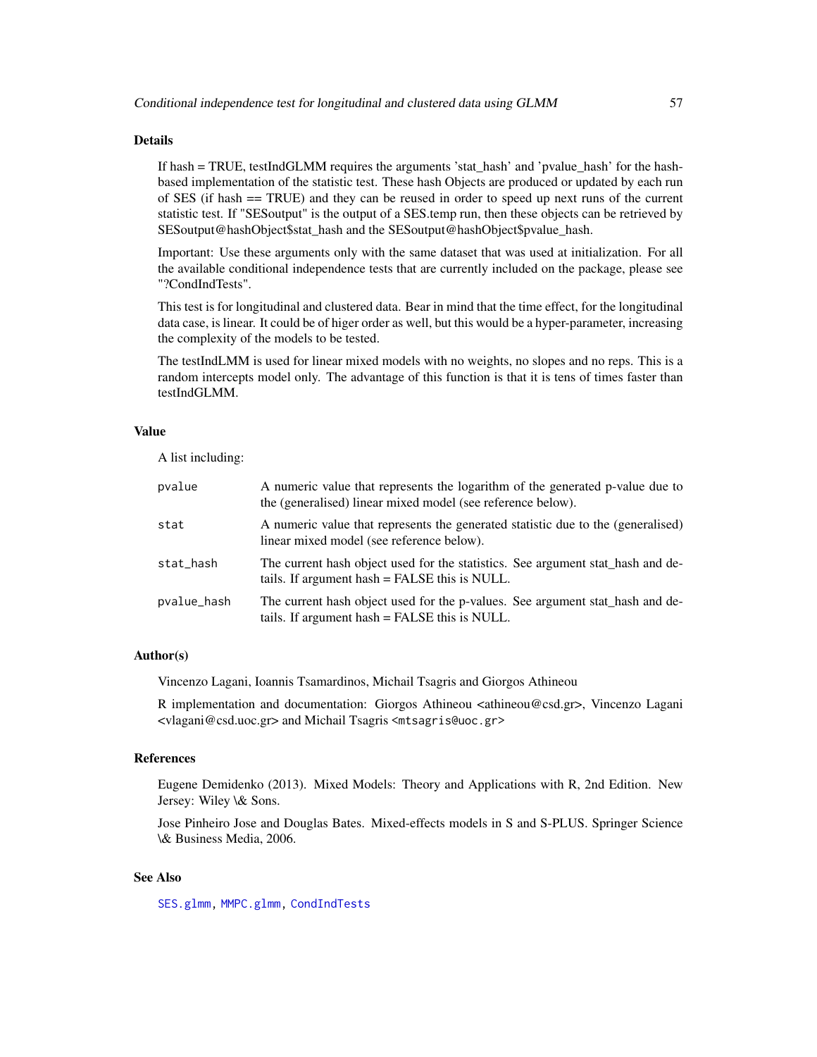## Details

If hash = TRUE, testIndGLMM requires the arguments 'stat_hash' and 'pvalue_hash' for the hash-based implementation of the statistic test. These hash Objects are produced or updated by each run of SES (if hash == TRUE) and they can be reused in order to speed up next runs of the current statistic test. If "SESoutput" is the output of a SES.temp run, then these objects can be retrieved by SESoutput@hashObject$stat_hash and the SESoutput@hashObject$pvalue_hash.

Important: Use these arguments only with the same dataset that was used at initialization. For all the available conditional independence tests that are currently included on the package, please see "?CondIndTests".

This test is for longitudinal and clustered data. Bear in mind that the time effect, for the longitudinal data case, is linear. It could be of higer order as well, but this would be a hyper-parameter, increasing the complexity of the models to be tested.

The testIndLMM is used for linear mixed models with no weights, no slopes and no reps. This is a random intercepts model only. The advantage of this function is that it is tens of times faster than testIndGLMM.

## Value

A list including:

| | |
|---|---|
| `pvalue` | A numeric value that represents the logarithm of the generated p-value due to the (generalised) linear mixed model (see reference below). |
| `stat` | A numeric value that represents the generated statistic due to the (generalised) linear mixed model (see reference below). |
| `stat_hash` | The current hash object used for the statistics. See argument stat_hash and details. If argument hash = FALSE this is NULL. |
| `pvalue_hash` | The current hash object used for the p-values. See argument stat_hash and details. If argument hash = FALSE this is NULL. |

## Author(s)

Vincenzo Lagani, Ioannis Tsamardinos, Michail Tsagris and Giorgos Athineou

R implementation and documentation: Giorgos Athineou <athineou@csd.gr>, Vincenzo Lagani <vlagani@csd.uoc.gr> and Michail Tsagris <mtsagris@uoc.gr>

## References

Eugene Demidenko (2013). Mixed Models: Theory and Applications with R, 2nd Edition. New Jersey: Wiley \& Sons.

Jose Pinheiro Jose and Douglas Bates. Mixed-effects models in S and S-PLUS. Springer Science \& Business Media, 2006.

## See Also

SES.glmm, MMPC.glmm, CondIndTests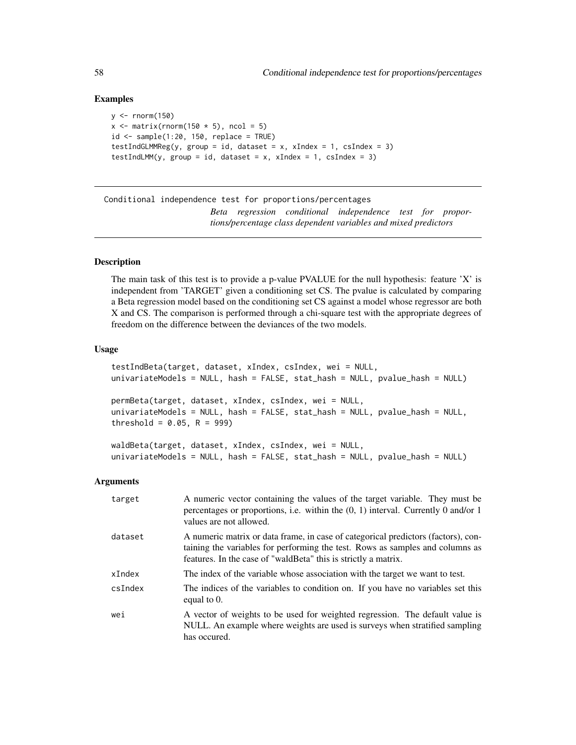## Examples

```
y <- rnorm(150)
x <- matrix(rnorm(150 * 5), ncol = 5)
id <- sample(1:20, 150, replace = TRUE)
testIndGLMMReg(y, group = id, dataset = x, xIndex = 1, csIndex = 3)
testIndLMM(y, group = id, dataset = x, xIndex = 1, csIndex = 3)
```

---

Conditional independence test for proportions/percentages

*Beta regression conditional independence test for proportions/percentage class dependent variables and mixed predictors*

---

## Description

The main task of this test is to provide a p-value PVALUE for the null hypothesis: feature 'X' is independent from 'TARGET' given a conditioning set CS. The pvalue is calculated by comparing a Beta regression model based on the conditioning set CS against a model whose regressor are both X and CS. The comparison is performed through a chi-square test with the appropriate degrees of freedom on the difference between the deviances of the two models.

## Usage

```
testIndBeta(target, dataset, xIndex, csIndex, wei = NULL,
univariateModels = NULL, hash = FALSE, stat_hash = NULL, pvalue_hash = NULL)

permBeta(target, dataset, xIndex, csIndex, wei = NULL,
univariateModels = NULL, hash = FALSE, stat_hash = NULL, pvalue_hash = NULL,
threshold = 0.05, R = 999)

waldBeta(target, dataset, xIndex, csIndex, wei = NULL,
univariateModels = NULL, hash = FALSE, stat_hash = NULL, pvalue_hash = NULL)
```

## Arguments

| | |
|---|---|
| `target` | A numeric vector containing the values of the target variable. They must be percentages or proportions, i.e. within the (0, 1) interval. Currently 0 and/or 1 values are not allowed. |
| `dataset` | A numeric matrix or data frame, in case of categorical predictors (factors), containing the variables for performing the test. Rows as samples and columns as features. In the case of "waldBeta" this is strictly a matrix. |
| `xIndex` | The index of the variable whose association with the target we want to test. |
| `csIndex` | The indices of the variables to condition on. If you have no variables set this equal to 0. |
| `wei` | A vector of weights to be used for weighted regression. The default value is NULL. An example where weights are used is surveys when stratified sampling has occured. |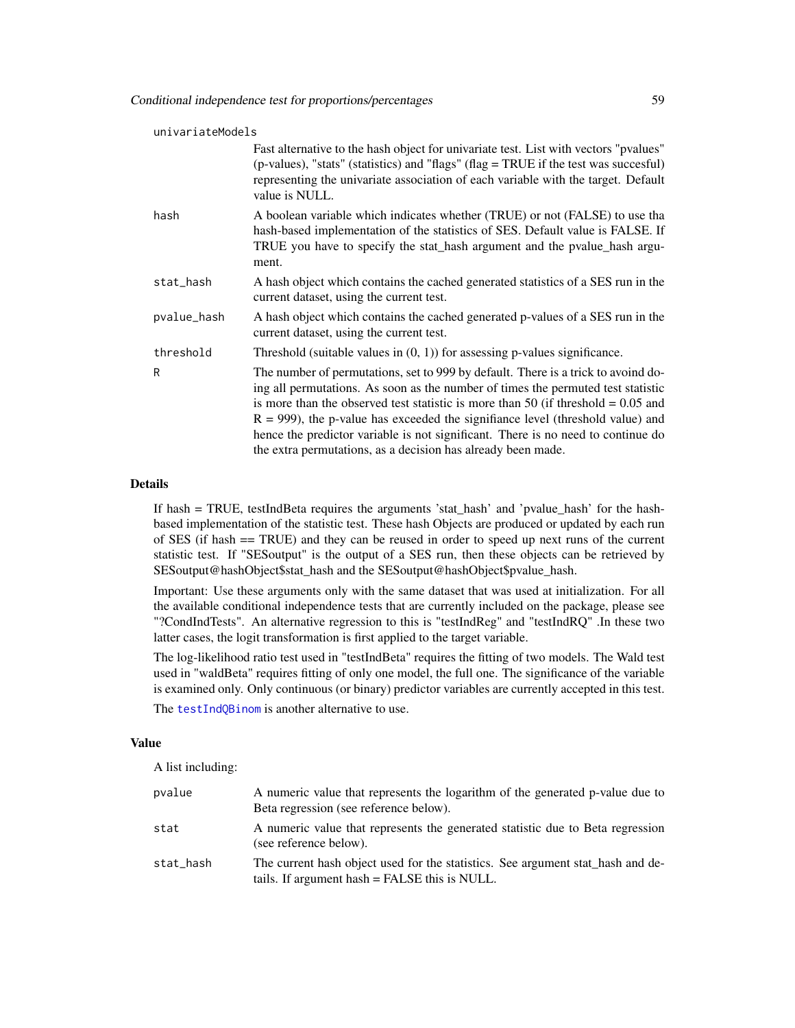univariateModels
: Fast alternative to the hash object for univariate test. List with vectors "pvalues" (p-values), "stats" (statistics) and "flags" (flag = TRUE if the test was succesful) representing the univariate association of each variable with the target. Default value is NULL.

hash
: A boolean variable which indicates whether (TRUE) or not (FALSE) to use tha hash-based implementation of the statistics of SES. Default value is FALSE. If TRUE you have to specify the stat_hash argument and the pvalue_hash argument.

stat_hash
: A hash object which contains the cached generated statistics of a SES run in the current dataset, using the current test.

pvalue_hash
: A hash object which contains the cached generated p-values of a SES run in the current dataset, using the current test.

threshold
: Threshold (suitable values in (0, 1)) for assessing p-values significance.

R
: The number of permutations, set to 999 by default. There is a trick to avoind doing all permutations. As soon as the number of times the permuted test statistic is more than the observed test statistic is more than 50 (if threshold = 0.05 and R = 999), the p-value has exceeded the signifiance level (threshold value) and hence the predictor variable is not significant. There is no need to continue do the extra permutations, as a decision has already been made.

## Details

If hash = TRUE, testIndBeta requires the arguments 'stat_hash' and 'pvalue_hash' for the hash-based implementation of the statistic test. These hash Objects are produced or updated by each run of SES (if hash == TRUE) and they can be reused in order to speed up next runs of the current statistic test. If "SESoutput" is the output of a SES run, then these objects can be retrieved by SESoutput@hashObject$stat_hash and the SESoutput@hashObject$pvalue_hash.

Important: Use these arguments only with the same dataset that was used at initialization. For all the available conditional independence tests that are currently included on the package, please see "?CondIndTests". An alternative regression to this is "testIndReg" and "testIndRQ" .In these two latter cases, the logit transformation is first applied to the target variable.

The log-likelihood ratio test used in "testIndBeta" requires the fitting of two models. The Wald test used in "waldBeta" requires fitting of only one model, the full one. The significance of the variable is examined only. Only continuous (or binary) predictor variables are currently accepted in this test.

The testIndQBinom is another alternative to use.

## Value

A list including:

pvalue
: A numeric value that represents the logarithm of the generated p-value due to Beta regression (see reference below).

stat
: A numeric value that represents the generated statistic due to Beta regression (see reference below).

stat_hash
: The current hash object used for the statistics. See argument stat_hash and details. If argument hash = FALSE this is NULL.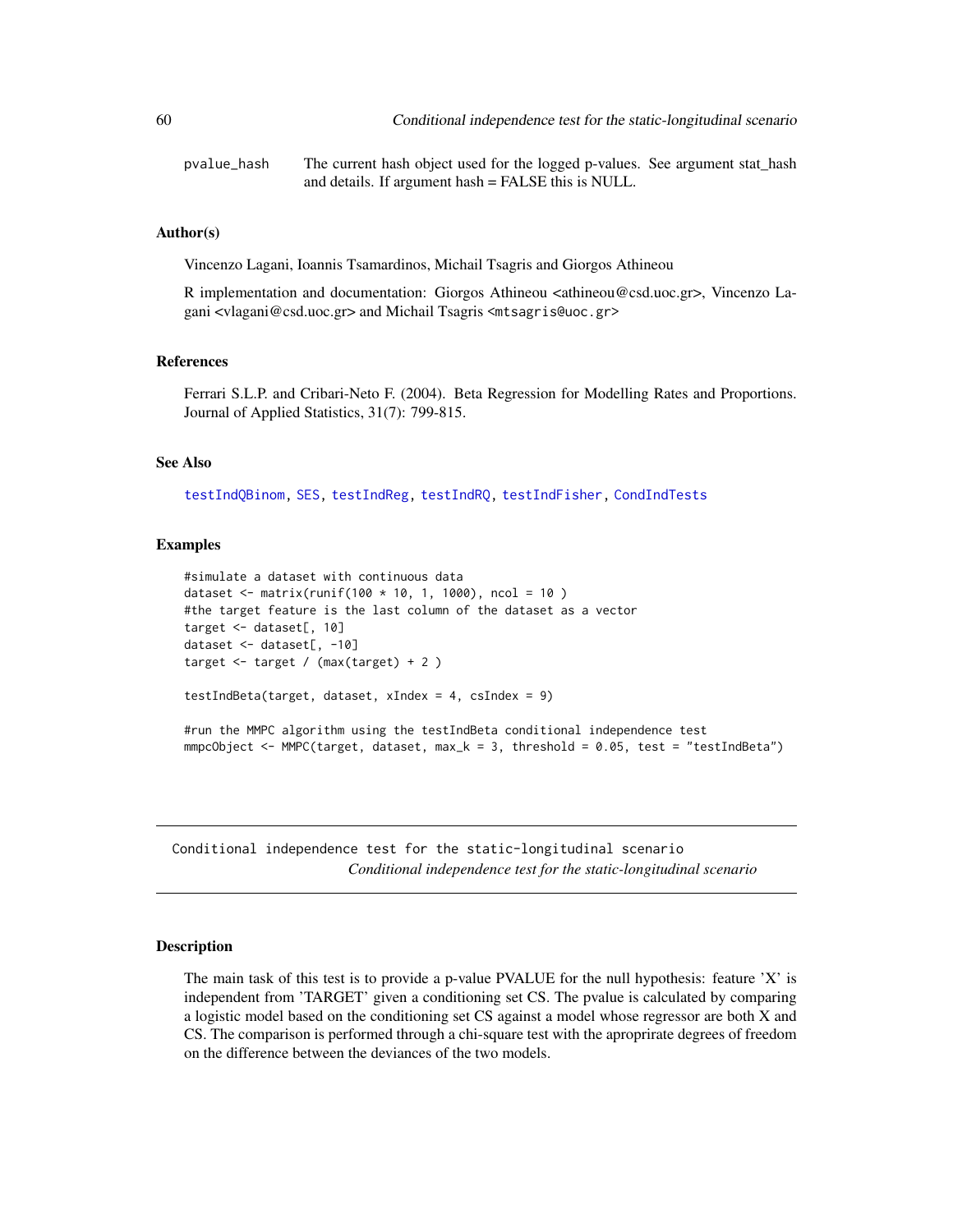pvalue_hash The current hash object used for the logged p-values. See argument stat_hash and details. If argument hash = FALSE this is NULL.

### Author(s)

Vincenzo Lagani, Ioannis Tsamardinos, Michail Tsagris and Giorgos Athineou

R implementation and documentation: Giorgos Athineou <athineou@csd.uoc.gr>, Vincenzo Lagani <vlagani@csd.uoc.gr> and Michail Tsagris <mtsagris@uoc.gr>

### References

Ferrari S.L.P. and Cribari-Neto F. (2004). Beta Regression for Modelling Rates and Proportions. Journal of Applied Statistics, 31(7): 799-815.

### See Also

testIndQBinom, SES, testIndReg, testIndRQ, testIndFisher, CondIndTests

### Examples

```
#simulate a dataset with continuous data
dataset <- matrix(runif(100 * 10, 1, 1000), ncol = 10 )
#the target feature is the last column of the dataset as a vector
target <- dataset[, 10]
dataset <- dataset[, -10]
target <- target / (max(target) + 2 )

testIndBeta(target, dataset, xIndex = 4, csIndex = 9)

#run the MMPC algorithm using the testIndBeta conditional independence test
mmpcObject <- MMPC(target, dataset, max_k = 3, threshold = 0.05, test = "testIndBeta")
```

---

## Conditional independence test for the static-longitudinal scenario

*Conditional independence test for the static-longitudinal scenario*

### Description

The main task of this test is to provide a p-value PVALUE for the null hypothesis: feature 'X' is independent from 'TARGET' given a conditioning set CS. The pvalue is calculated by comparing a logistic model based on the conditioning set CS against a model whose regressor are both X and CS. The comparison is performed through a chi-square test with the aproprirate degrees of freedom on the difference between the deviances of the two models.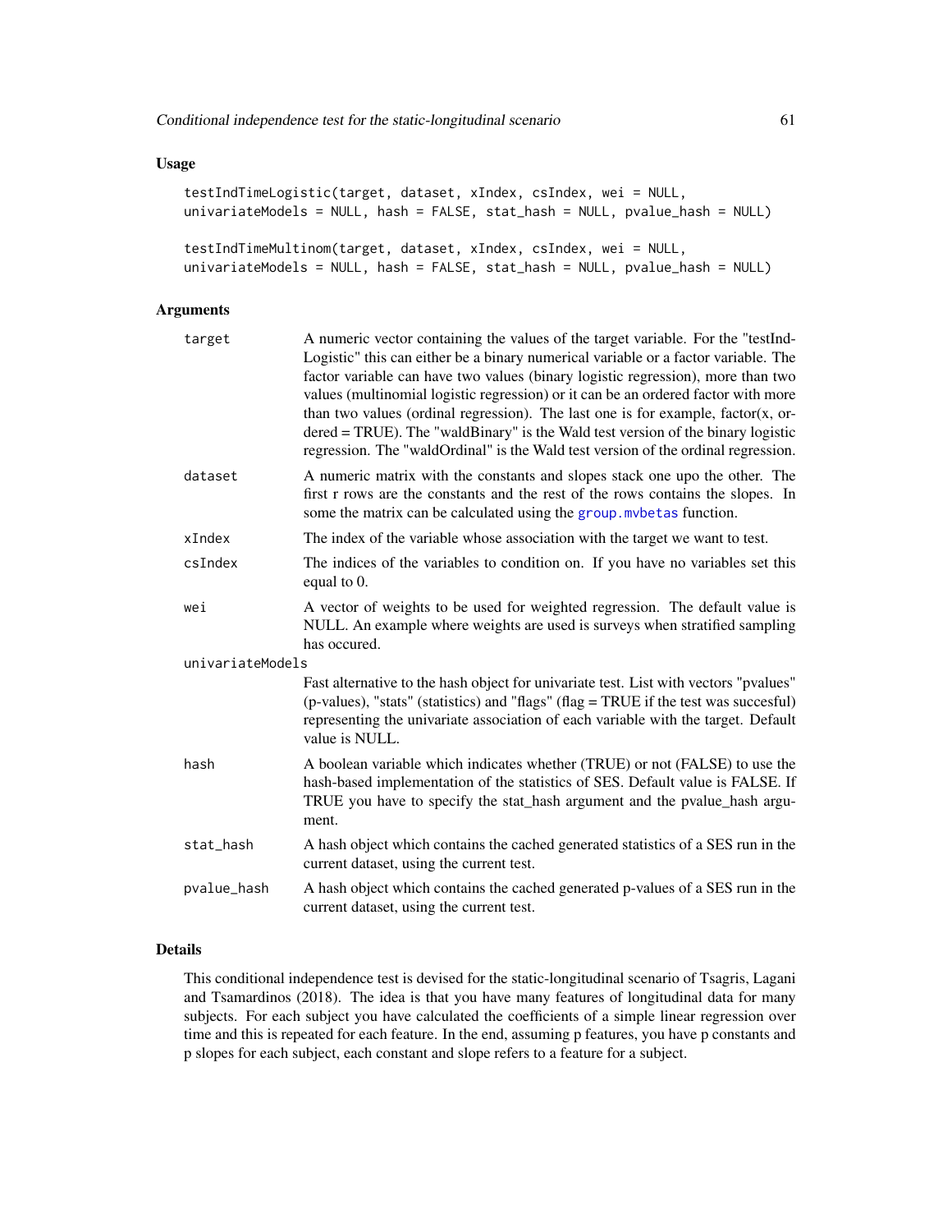## Usage

```
testIndTimeLogistic(target, dataset, xIndex, csIndex, wei = NULL,
univariateModels = NULL, hash = FALSE, stat_hash = NULL, pvalue_hash = NULL)

testIndTimeMultinom(target, dataset, xIndex, csIndex, wei = NULL,
univariateModels = NULL, hash = FALSE, stat_hash = NULL, pvalue_hash = NULL)
```

## Arguments

- `target` A numeric vector containing the values of the target variable. For the "testIndLogistic" this can either be a binary numerical variable or a factor variable. The factor variable can have two values (binary logistic regression), more than two values (multinomial logistic regression) or it can be an ordered factor with more than two values (ordinal regression). The last one is for example, factor(x, ordered = TRUE). The "waldBinary" is the Wald test version of the binary logistic regression. The "waldOrdinal" is the Wald test version of the ordinal regression.
- `dataset` A numeric matrix with the constants and slopes stack one upo the other. The first r rows are the constants and the rest of the rows contains the slopes. In some the matrix can be calculated using the group.mvbetas function.
- `xIndex` The index of the variable whose association with the target we want to test.
- `csIndex` The indices of the variables to condition on. If you have no variables set this equal to 0.
- `wei` A vector of weights to be used for weighted regression. The default value is NULL. An example where weights are used is surveys when stratified sampling has occured.
- `univariateModels` Fast alternative to the hash object for univariate test. List with vectors "pvalues" (p-values), "stats" (statistics) and "flags" (flag = TRUE if the test was succesful) representing the univariate association of each variable with the target. Default value is NULL.
- `hash` A boolean variable which indicates whether (TRUE) or not (FALSE) to use the hash-based implementation of the statistics of SES. Default value is FALSE. If TRUE you have to specify the stat_hash argument and the pvalue_hash argument.
- `stat_hash` A hash object which contains the cached generated statistics of a SES run in the current dataset, using the current test.
- `pvalue_hash` A hash object which contains the cached generated p-values of a SES run in the current dataset, using the current test.

## Details

This conditional independence test is devised for the static-longitudinal scenario of Tsagris, Lagani and Tsamardinos (2018). The idea is that you have many features of longitudinal data for many subjects. For each subject you have calculated the coefficients of a simple linear regression over time and this is repeated for each feature. In the end, assuming p features, you have p constants and p slopes for each subject, each constant and slope refers to a feature for a subject.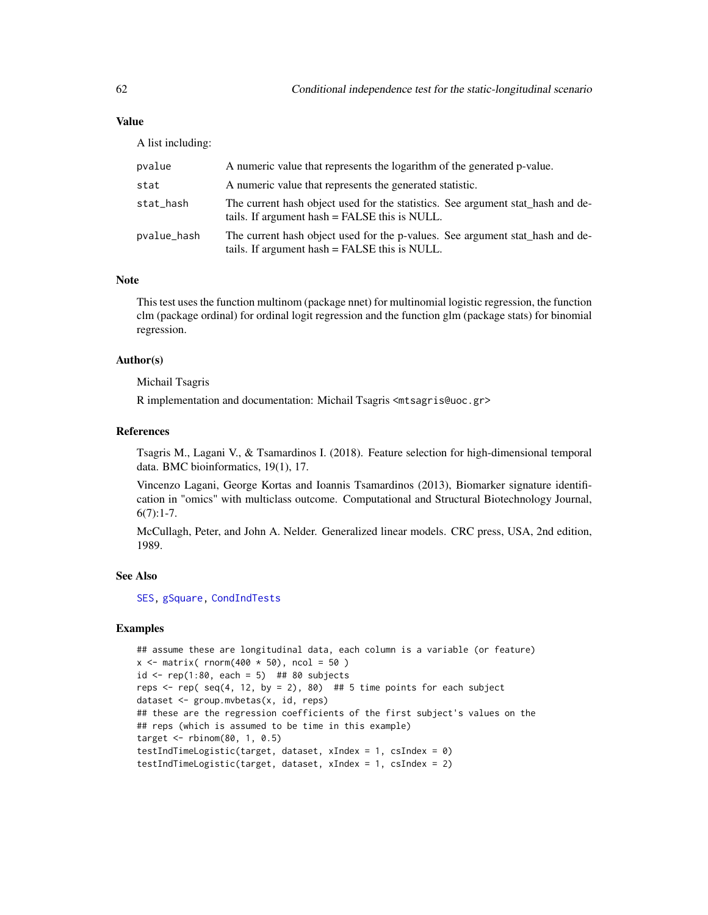## Value

A list including:

| | |
|---|---|
| pvalue | A numeric value that represents the logarithm of the generated p-value. |
| stat | A numeric value that represents the generated statistic. |
| stat_hash | The current hash object used for the statistics. See argument stat_hash and details. If argument hash = FALSE this is NULL. |
| pvalue_hash | The current hash object used for the p-values. See argument stat_hash and details. If argument hash = FALSE this is NULL. |

## Note

This test uses the function multinom (package nnet) for multinomial logistic regression, the function clm (package ordinal) for ordinal logit regression and the function glm (package stats) for binomial regression.

## Author(s)

Michail Tsagris

R implementation and documentation: Michail Tsagris <mtsagris@uoc.gr>

## References

Tsagris M., Lagani V., & Tsamardinos I. (2018). Feature selection for high-dimensional temporal data. BMC bioinformatics, 19(1), 17.

Vincenzo Lagani, George Kortas and Ioannis Tsamardinos (2013), Biomarker signature identification in "omics" with multiclass outcome. Computational and Structural Biotechnology Journal, 6(7):1-7.

McCullagh, Peter, and John A. Nelder. Generalized linear models. CRC press, USA, 2nd edition, 1989.

## See Also

SES, gSquare, CondIndTests

## Examples

```
## assume these are longitudinal data, each column is a variable (or feature)
x <- matrix( rnorm(400 * 50), ncol = 50 )
id <- rep(1:80, each = 5)  ## 80 subjects
reps <- rep( seq(4, 12, by = 2), 80)  ## 5 time points for each subject
dataset <- group.mvbetas(x, id, reps)
## these are the regression coefficients of the first subject's values on the
## reps (which is assumed to be time in this example)
target <- rbinom(80, 1, 0.5)
testIndTimeLogistic(target, dataset, xIndex = 1, csIndex = 0)
testIndTimeLogistic(target, dataset, xIndex = 1, csIndex = 2)
```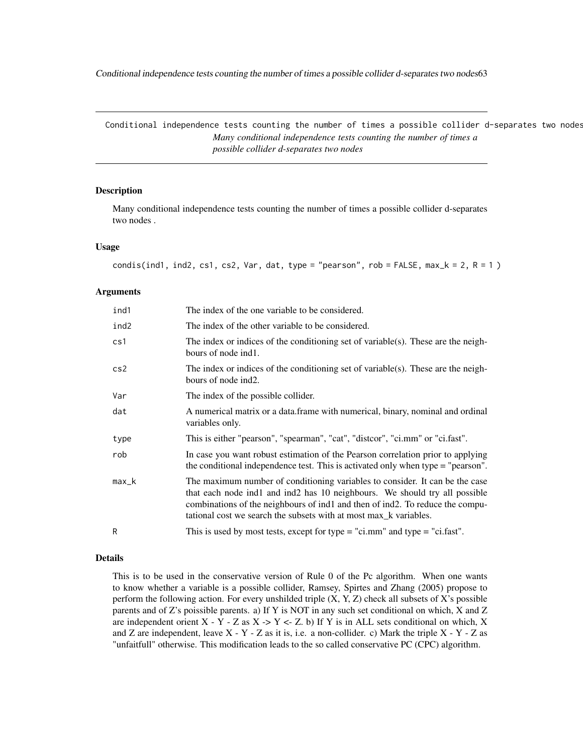Conditional independence tests counting the number of times a possible collider d-separates two nodes

*Many conditional independence tests counting the number of times a possible collider d-separates two nodes*

## Description

Many conditional independence tests counting the number of times a possible collider d-separates two nodes .

## Usage

```
condis(ind1, ind2, cs1, cs2, Var, dat, type = "pearson", rob = FALSE, max_k = 2, R = 1 )
```

## Arguments

| | |
|---|---|
| ind1 | The index of the one variable to be considered. |
| ind2 | The index of the other variable to be considered. |
| cs1 | The index or indices of the conditioning set of variable(s). These are the neighbours of node ind1. |
| cs2 | The index or indices of the conditioning set of variable(s). These are the neighbours of node ind2. |
| Var | The index of the possible collider. |
| dat | A numerical matrix or a data.frame with numerical, binary, nominal and ordinal variables only. |
| type | This is either "pearson", "spearman", "cat", "distcor", "ci.mm" or "ci.fast". |
| rob | In case you want robust estimation of the Pearson correlation prior to applying the conditional independence test. This is activated only when type = "pearson". |
| max_k | The maximum number of conditioning variables to consider. It can be the case that each node ind1 and ind2 has 10 neighbours. We should try all possible combinations of the neighbours of ind1 and then of ind2. To reduce the computational cost we search the subsets with at most max_k variables. |
| R | This is used by most tests, except for type = "ci.mm" and type = "ci.fast". |

## Details

This is to be used in the conservative version of Rule 0 of the Pc algorithm. When one wants to know whether a variable is a possible collider, Ramsey, Spirtes and Zhang (2005) propose to perform the following action. For every unshilded triple (X, Y, Z) check all subsets of X's possible parents and of Z's poissible parents. a) If Y is NOT in any such set conditional on which, X and Z are independent orient X - Y - Z as X -> Y <- Z. b) If Y is in ALL sets conditional on which, X and Z are independent, leave X - Y - Z as it is, i.e. a non-collider. c) Mark the triple X - Y - Z as "unfaitfull" otherwise. This modification leads to the so called conservative PC (CPC) algorithm.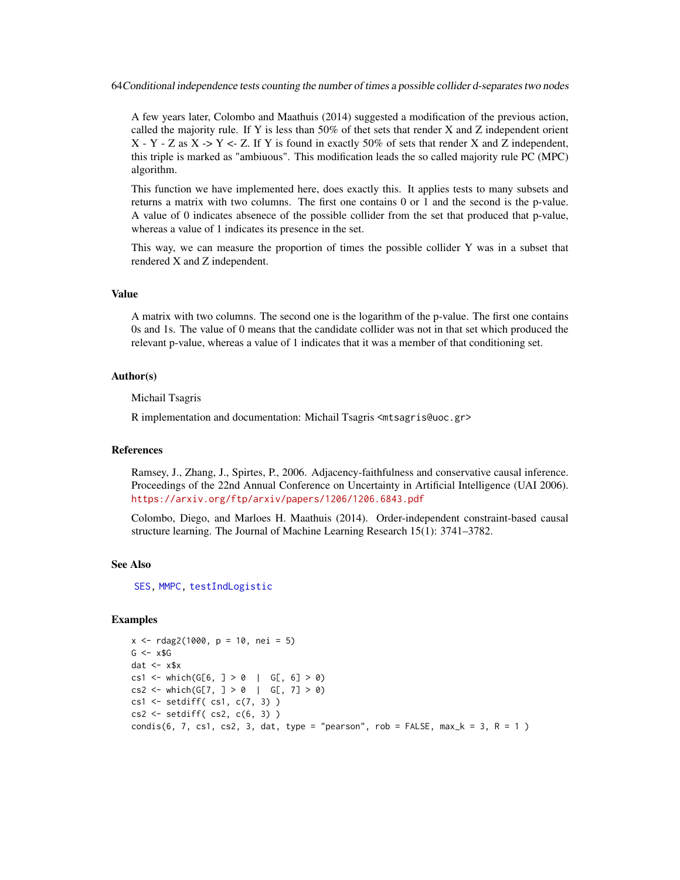A few years later, Colombo and Maathuis (2014) suggested a modification of the previous action, called the majority rule. If Y is less than 50% of thet sets that render X and Z independent orient X - Y - Z as X -> Y <- Z. If Y is found in exactly 50% of sets that render X and Z independent, this triple is marked as "ambiuous". This modification leads the so called majority rule PC (MPC) algorithm.

This function we have implemented here, does exactly this. It applies tests to many subsets and returns a matrix with two columns. The first one contains 0 or 1 and the second is the p-value. A value of 0 indicates absenece of the possible collider from the set that produced that p-value, whereas a value of 1 indicates its presence in the set.

This way, we can measure the proportion of times the possible collider Y was in a subset that rendered X and Z independent.

## Value

A matrix with two columns. The second one is the logarithm of the p-value. The first one contains 0s and 1s. The value of 0 means that the candidate collider was not in that set which produced the relevant p-value, whereas a value of 1 indicates that it was a member of that conditioning set.

## Author(s)

Michail Tsagris

R implementation and documentation: Michail Tsagris <mtsagris@uoc.gr>

## References

Ramsey, J., Zhang, J., Spirtes, P., 2006. Adjacency-faithfulness and conservative causal inference. Proceedings of the 22nd Annual Conference on Uncertainty in Artificial Intelligence (UAI 2006). https://arxiv.org/ftp/arxiv/papers/1206/1206.6843.pdf

Colombo, Diego, and Marloes H. Maathuis (2014). Order-independent constraint-based causal structure learning. The Journal of Machine Learning Research 15(1): 3741–3782.

## See Also

SES, MMPC, testIndLogistic

## Examples

```
x <- rdag2(1000, p = 10, nei = 5)
G <- x$G
dat <- x$x
cs1 <- which(G[6, ] > 0  |  G[, 6] > 0)
cs2 <- which(G[7, ] > 0  |  G[, 7] > 0)
cs1 <- setdiff( cs1, c(7, 3) )
cs2 <- setdiff( cs2, c(6, 3) )
condis(6, 7, cs1, cs2, 3, dat, type = "pearson", rob = FALSE, max_k = 3, R = 1 )
```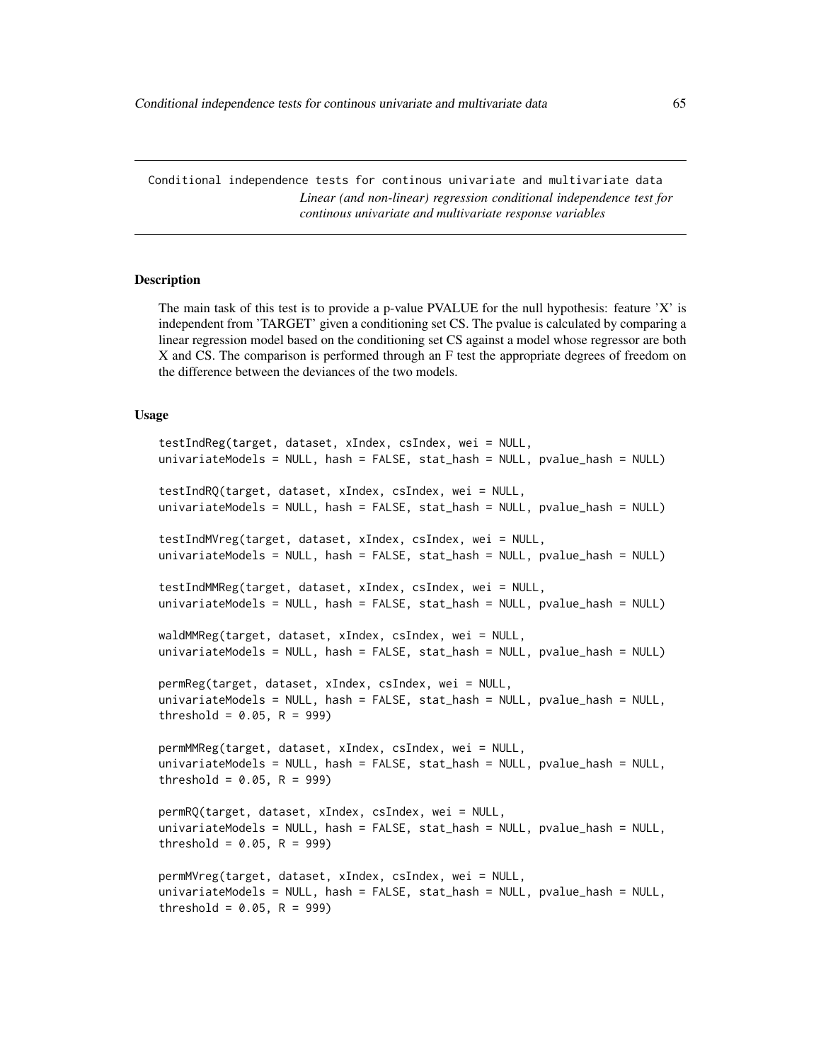Conditional independence tests for continous univariate and multivariate data

*Linear (and non-linear) regression conditional independence test for continous univariate and multivariate response variables*

## Description

The main task of this test is to provide a p-value PVALUE for the null hypothesis: feature 'X' is independent from 'TARGET' given a conditioning set CS. The pvalue is calculated by comparing a linear regression model based on the conditioning set CS against a model whose regressor are both X and CS. The comparison is performed through an F test the appropriate degrees of freedom on the difference between the deviances of the two models.

## Usage

```
testIndReg(target, dataset, xIndex, csIndex, wei = NULL,
univariateModels = NULL, hash = FALSE, stat_hash = NULL, pvalue_hash = NULL)

testIndRQ(target, dataset, xIndex, csIndex, wei = NULL,
univariateModels = NULL, hash = FALSE, stat_hash = NULL, pvalue_hash = NULL)

testIndMVreg(target, dataset, xIndex, csIndex, wei = NULL,
univariateModels = NULL, hash = FALSE, stat_hash = NULL, pvalue_hash = NULL)

testIndMMReg(target, dataset, xIndex, csIndex, wei = NULL,
univariateModels = NULL, hash = FALSE, stat_hash = NULL, pvalue_hash = NULL)

waldMMReg(target, dataset, xIndex, csIndex, wei = NULL,
univariateModels = NULL, hash = FALSE, stat_hash = NULL, pvalue_hash = NULL)

permReg(target, dataset, xIndex, csIndex, wei = NULL,
univariateModels = NULL, hash = FALSE, stat_hash = NULL, pvalue_hash = NULL,
threshold = 0.05, R = 999)

permMMReg(target, dataset, xIndex, csIndex, wei = NULL,
univariateModels = NULL, hash = FALSE, stat_hash = NULL, pvalue_hash = NULL,
threshold = 0.05, R = 999)

permRQ(target, dataset, xIndex, csIndex, wei = NULL,
univariateModels = NULL, hash = FALSE, stat_hash = NULL, pvalue_hash = NULL,
threshold = 0.05, R = 999)

permMVreg(target, dataset, xIndex, csIndex, wei = NULL,
univariateModels = NULL, hash = FALSE, stat_hash = NULL, pvalue_hash = NULL,
threshold = 0.05, R = 999)
```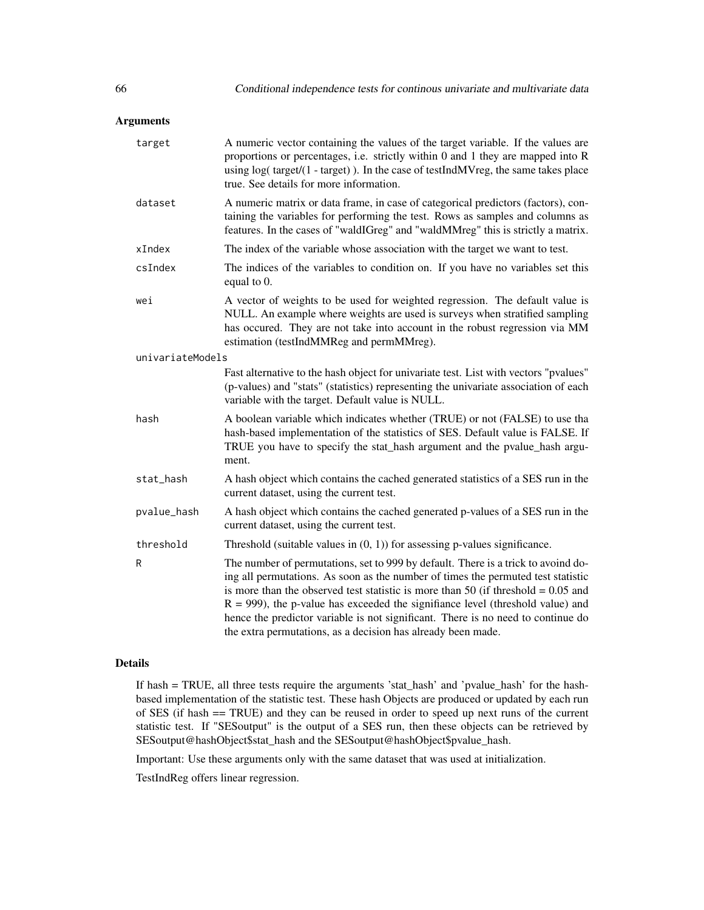## Arguments

- `target`: A numeric vector containing the values of the target variable. If the values are proportions or percentages, i.e. strictly within 0 and 1 they are mapped into R using log( target/(1 - target) ). In the case of testIndMVreg, the same takes place true. See details for more information.
- `dataset`: A numeric matrix or data frame, in case of categorical predictors (factors), containing the variables for performing the test. Rows as samples and columns as features. In the cases of "waldIGreg" and "waldMMreg" this is strictly a matrix.
- `xIndex`: The index of the variable whose association with the target we want to test.
- `csIndex`: The indices of the variables to condition on. If you have no variables set this equal to 0.
- `wei`: A vector of weights to be used for weighted regression. The default value is NULL. An example where weights are used is surveys when stratified sampling has occured. They are not take into account in the robust regression via MM estimation (testIndMMReg and permMMreg).
- `univariateModels`: Fast alternative to the hash object for univariate test. List with vectors "pvalues" (p-values) and "stats" (statistics) representing the univariate association of each variable with the target. Default value is NULL.
- `hash`: A boolean variable which indicates whether (TRUE) or not (FALSE) to use tha hash-based implementation of the statistics of SES. Default value is FALSE. If TRUE you have to specify the stat_hash argument and the pvalue_hash argument.
- `stat_hash`: A hash object which contains the cached generated statistics of a SES run in the current dataset, using the current test.
- `pvalue_hash`: A hash object which contains the cached generated p-values of a SES run in the current dataset, using the current test.
- `threshold`: Threshold (suitable values in (0, 1)) for assessing p-values significance.
- `R`: The number of permutations, set to 999 by default. There is a trick to avoind doing all permutations. As soon as the number of times the permuted test statistic is more than the observed test statistic is more than 50 (if threshold = 0.05 and R = 999), the p-value has exceeded the signifiance level (threshold value) and hence the predictor variable is not significant. There is no need to continue do the extra permutations, as a decision has already been made.

## Details

If hash = TRUE, all three tests require the arguments 'stat_hash' and 'pvalue_hash' for the hash-based implementation of the statistic test. These hash Objects are produced or updated by each run of SES (if hash == TRUE) and they can be reused in order to speed up next runs of the current statistic test. If "SESoutput" is the output of a SES run, then these objects can be retrieved by SESoutput@hashObject$stat_hash and the SESoutput@hashObject$pvalue_hash.

Important: Use these arguments only with the same dataset that was used at initialization.

TestIndReg offers linear regression.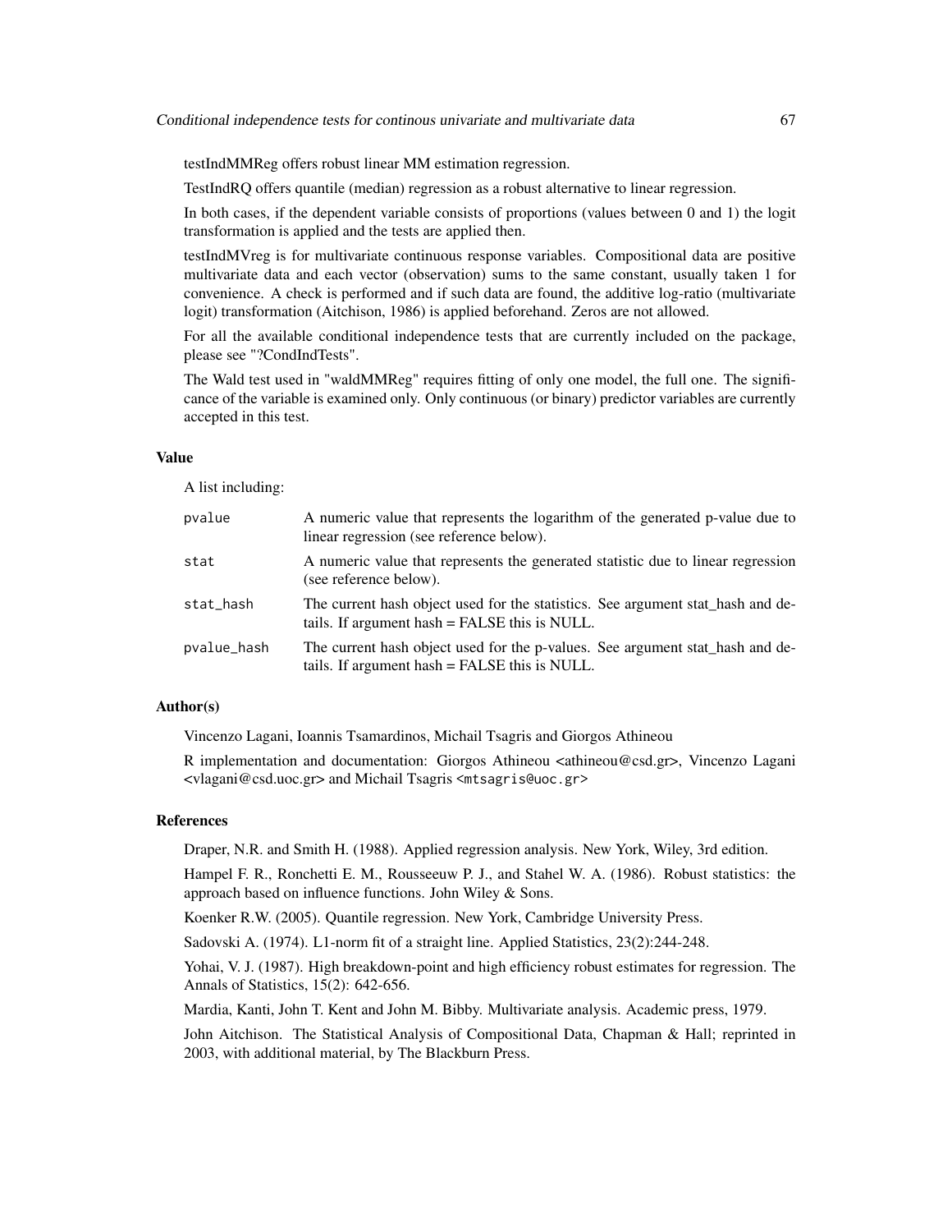testIndMMReg offers robust linear MM estimation regression.

TestIndRQ offers quantile (median) regression as a robust alternative to linear regression.

In both cases, if the dependent variable consists of proportions (values between 0 and 1) the logit transformation is applied and the tests are applied then.

testIndMVreg is for multivariate continuous response variables. Compositional data are positive multivariate data and each vector (observation) sums to the same constant, usually taken 1 for convenience. A check is performed and if such data are found, the additive log-ratio (multivariate logit) transformation (Aitchison, 1986) is applied beforehand. Zeros are not allowed.

For all the available conditional independence tests that are currently included on the package, please see "?CondIndTests".

The Wald test used in "waldMMReg" requires fitting of only one model, the full one. The significance of the variable is examined only. Only continuous (or binary) predictor variables are currently accepted in this test.

### Value

A list including:

| | |
|---|---|
| `pvalue` | A numeric value that represents the logarithm of the generated p-value due to linear regression (see reference below). |
| `stat` | A numeric value that represents the generated statistic due to linear regression (see reference below). |
| `stat_hash` | The current hash object used for the statistics. See argument stat_hash and details. If argument hash = FALSE this is NULL. |
| `pvalue_hash` | The current hash object used for the p-values. See argument stat_hash and details. If argument hash = FALSE this is NULL. |

### Author(s)

Vincenzo Lagani, Ioannis Tsamardinos, Michail Tsagris and Giorgos Athineou

R implementation and documentation: Giorgos Athineou <athineou@csd.gr>, Vincenzo Lagani <vlagani@csd.uoc.gr> and Michail Tsagris <mtsagris@uoc.gr>

### References

Draper, N.R. and Smith H. (1988). Applied regression analysis. New York, Wiley, 3rd edition.

Hampel F. R., Ronchetti E. M., Rousseeuw P. J., and Stahel W. A. (1986). Robust statistics: the approach based on influence functions. John Wiley & Sons.

Koenker R.W. (2005). Quantile regression. New York, Cambridge University Press.

Sadovski A. (1974). L1-norm fit of a straight line. Applied Statistics, 23(2):244-248.

Yohai, V. J. (1987). High breakdown-point and high efficiency robust estimates for regression. The Annals of Statistics, 15(2): 642-656.

Mardia, Kanti, John T. Kent and John M. Bibby. Multivariate analysis. Academic press, 1979.

John Aitchison. The Statistical Analysis of Compositional Data, Chapman & Hall; reprinted in 2003, with additional material, by The Blackburn Press.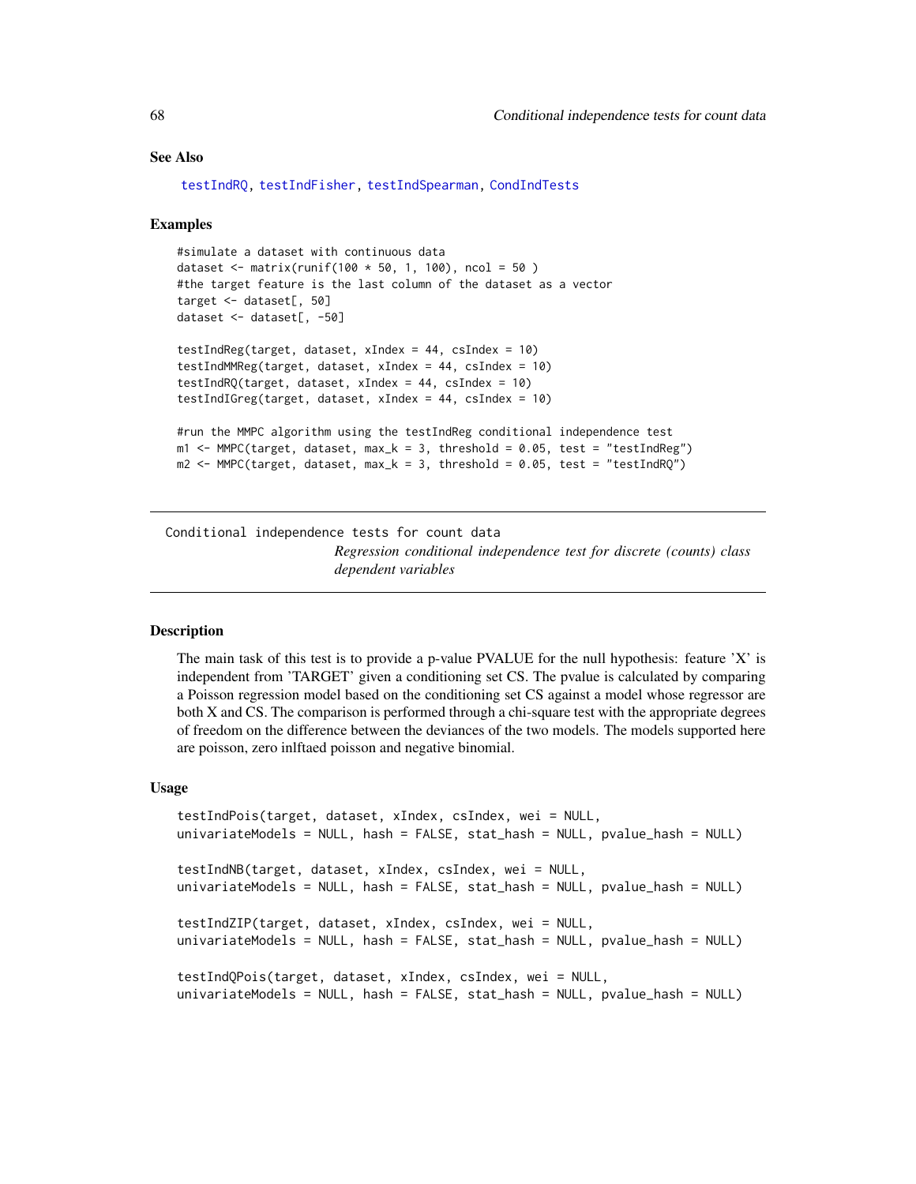## See Also

testIndRQ, testIndFisher, testIndSpearman, CondIndTests

## Examples

```
#simulate a dataset with continuous data
dataset <- matrix(runif(100 * 50, 1, 100), ncol = 50 )
#the target feature is the last column of the dataset as a vector
target <- dataset[, 50]
dataset <- dataset[, -50]

testIndReg(target, dataset, xIndex = 44, csIndex = 10)
testIndMMReg(target, dataset, xIndex = 44, csIndex = 10)
testIndRQ(target, dataset, xIndex = 44, csIndex = 10)
testIndIGreg(target, dataset, xIndex = 44, csIndex = 10)

#run the MMPC algorithm using the testIndReg conditional independence test
m1 <- MMPC(target, dataset, max_k = 3, threshold = 0.05, test = "testIndReg")
m2 <- MMPC(target, dataset, max_k = 3, threshold = 0.05, test = "testIndRQ")
```

---

# Conditional independence tests for count data

*Regression conditional independence test for discrete (counts) class dependent variables*

---

## Description

The main task of this test is to provide a p-value PVALUE for the null hypothesis: feature 'X' is independent from 'TARGET' given a conditioning set CS. The pvalue is calculated by comparing a Poisson regression model based on the conditioning set CS against a model whose regressor are both X and CS. The comparison is performed through a chi-square test with the appropriate degrees of freedom on the difference between the deviances of the two models. The models supported here are poisson, zero inlftaed poisson and negative binomial.

## Usage

```
testIndPois(target, dataset, xIndex, csIndex, wei = NULL,
univariateModels = NULL, hash = FALSE, stat_hash = NULL, pvalue_hash = NULL)

testIndNB(target, dataset, xIndex, csIndex, wei = NULL,
univariateModels = NULL, hash = FALSE, stat_hash = NULL, pvalue_hash = NULL)

testIndZIP(target, dataset, xIndex, csIndex, wei = NULL,
univariateModels = NULL, hash = FALSE, stat_hash = NULL, pvalue_hash = NULL)

testIndQPois(target, dataset, xIndex, csIndex, wei = NULL,
univariateModels = NULL, hash = FALSE, stat_hash = NULL, pvalue_hash = NULL)
```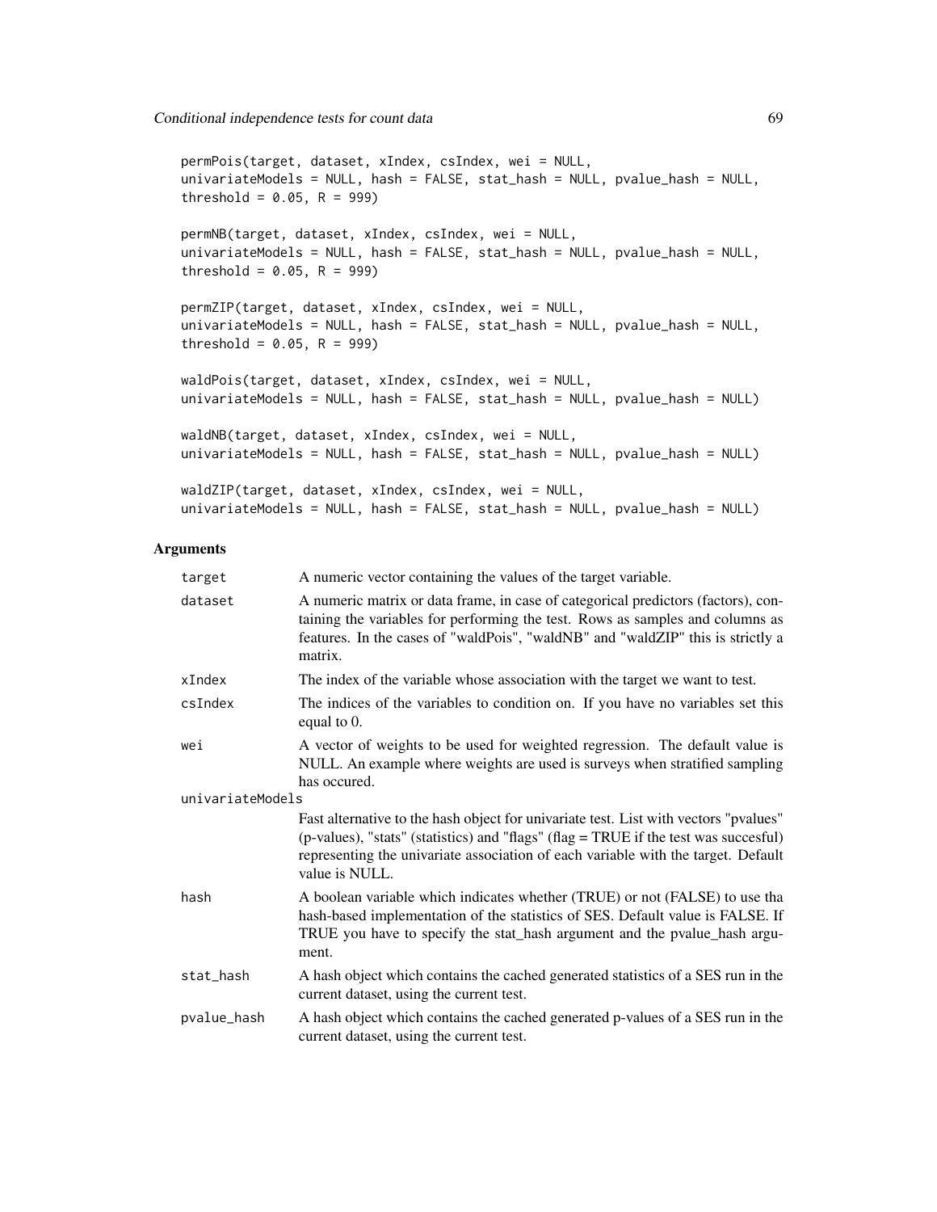```
permPois(target, dataset, xIndex, csIndex, wei = NULL,
univariateModels = NULL, hash = FALSE, stat_hash = NULL, pvalue_hash = NULL,
threshold = 0.05, R = 999)

permNB(target, dataset, xIndex, csIndex, wei = NULL,
univariateModels = NULL, hash = FALSE, stat_hash = NULL, pvalue_hash = NULL,
threshold = 0.05, R = 999)

permZIP(target, dataset, xIndex, csIndex, wei = NULL,
univariateModels = NULL, hash = FALSE, stat_hash = NULL, pvalue_hash = NULL,
threshold = 0.05, R = 999)

waldPois(target, dataset, xIndex, csIndex, wei = NULL,
univariateModels = NULL, hash = FALSE, stat_hash = NULL, pvalue_hash = NULL)

waldNB(target, dataset, xIndex, csIndex, wei = NULL,
univariateModels = NULL, hash = FALSE, stat_hash = NULL, pvalue_hash = NULL)

waldZIP(target, dataset, xIndex, csIndex, wei = NULL,
univariateModels = NULL, hash = FALSE, stat_hash = NULL, pvalue_hash = NULL)
```

## Arguments

| | |
|---|---|
| target | A numeric vector containing the values of the target variable. |
| dataset | A numeric matrix or data frame, in case of categorical predictors (factors), containing the variables for performing the test. Rows as samples and columns as features. In the cases of "waldPois", "waldNB" and "waldZIP" this is strictly a matrix. |
| xIndex | The index of the variable whose association with the target we want to test. |
| csIndex | The indices of the variables to condition on. If you have no variables set this equal to 0. |
| wei | A vector of weights to be used for weighted regression. The default value is NULL. An example where weights are used is surveys when stratified sampling has occured. |
| univariateModels | Fast alternative to the hash object for univariate test. List with vectors "pvalues" (p-values), "stats" (statistics) and "flags" (flag = TRUE if the test was succesful) representing the univariate association of each variable with the target. Default value is NULL. |
| hash | A boolean variable which indicates whether (TRUE) or not (FALSE) to use tha hash-based implementation of the statistics of SES. Default value is FALSE. If TRUE you have to specify the stat_hash argument and the pvalue_hash argument. |
| stat_hash | A hash object which contains the cached generated statistics of a SES run in the current dataset, using the current test. |
| pvalue_hash | A hash object which contains the cached generated p-values of a SES run in the current dataset, using the current test. |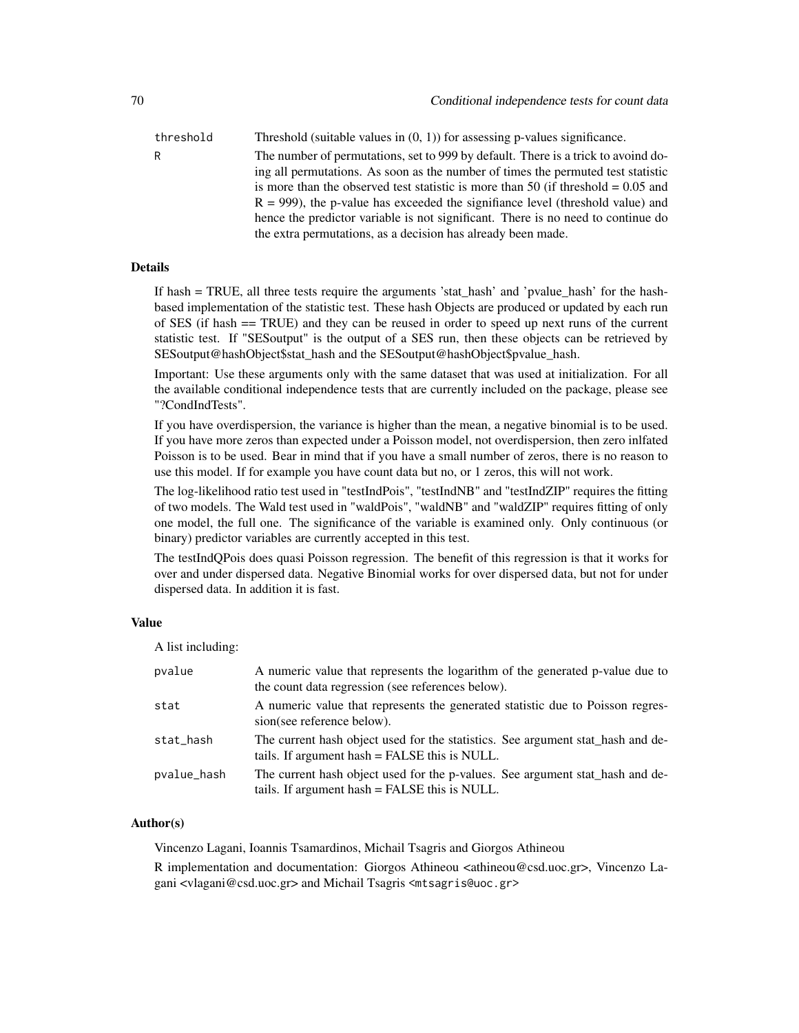| | |
|---|---|
| threshold | Threshold (suitable values in (0, 1)) for assessing p-values significance. |
| R | The number of permutations, set to 999 by default. There is a trick to avoind doing all permutations. As soon as the number of times the permuted test statistic is more than the observed test statistic is more than 50 (if threshold = 0.05 and R = 999), the p-value has exceeded the signifiance level (threshold value) and hence the predictor variable is not significant. There is no need to continue do the extra permutations, as a decision has already been made. |

### Details

If hash = TRUE, all three tests require the arguments 'stat_hash' and 'pvalue_hash' for the hash-based implementation of the statistic test. These hash Objects are produced or updated by each run of SES (if hash == TRUE) and they can be reused in order to speed up next runs of the current statistic test. If "SESoutput" is the output of a SES run, then these objects can be retrieved by SESoutput@hashObject$stat_hash and the SESoutput@hashObject$pvalue_hash.

Important: Use these arguments only with the same dataset that was used at initialization. For all the available conditional independence tests that are currently included on the package, please see "?CondIndTests".

If you have overdispersion, the variance is higher than the mean, a negative binomial is to be used. If you have more zeros than expected under a Poisson model, not overdispersion, then zero inlfated Poisson is to be used. Bear in mind that if you have a small number of zeros, there is no reason to use this model. If for example you have count data but no, or 1 zeros, this will not work.

The log-likelihood ratio test used in "testIndPois", "testIndNB" and "testIndZIP" requires the fitting of two models. The Wald test used in "waldPois", "waldNB" and "waldZIP" requires fitting of only one model, the full one. The significance of the variable is examined only. Only continuous (or binary) predictor variables are currently accepted in this test.

The testIndQPois does quasi Poisson regression. The benefit of this regression is that it works for over and under dispersed data. Negative Binomial works for over dispersed data, but not for under dispersed data. In addition it is fast.

### Value

A list including:

| | |
|---|---|
| pvalue | A numeric value that represents the logarithm of the generated p-value due to the count data regression (see references below). |
| stat | A numeric value that represents the generated statistic due to Poisson regression(see reference below). |
| stat_hash | The current hash object used for the statistics. See argument stat_hash and details. If argument hash = FALSE this is NULL. |
| pvalue_hash | The current hash object used for the p-values. See argument stat_hash and details. If argument hash = FALSE this is NULL. |

### Author(s)

Vincenzo Lagani, Ioannis Tsamardinos, Michail Tsagris and Giorgos Athineou

R implementation and documentation: Giorgos Athineou <athineou@csd.uoc.gr>, Vincenzo Lagani <vlagani@csd.uoc.gr> and Michail Tsagris <mtsagris@uoc.gr>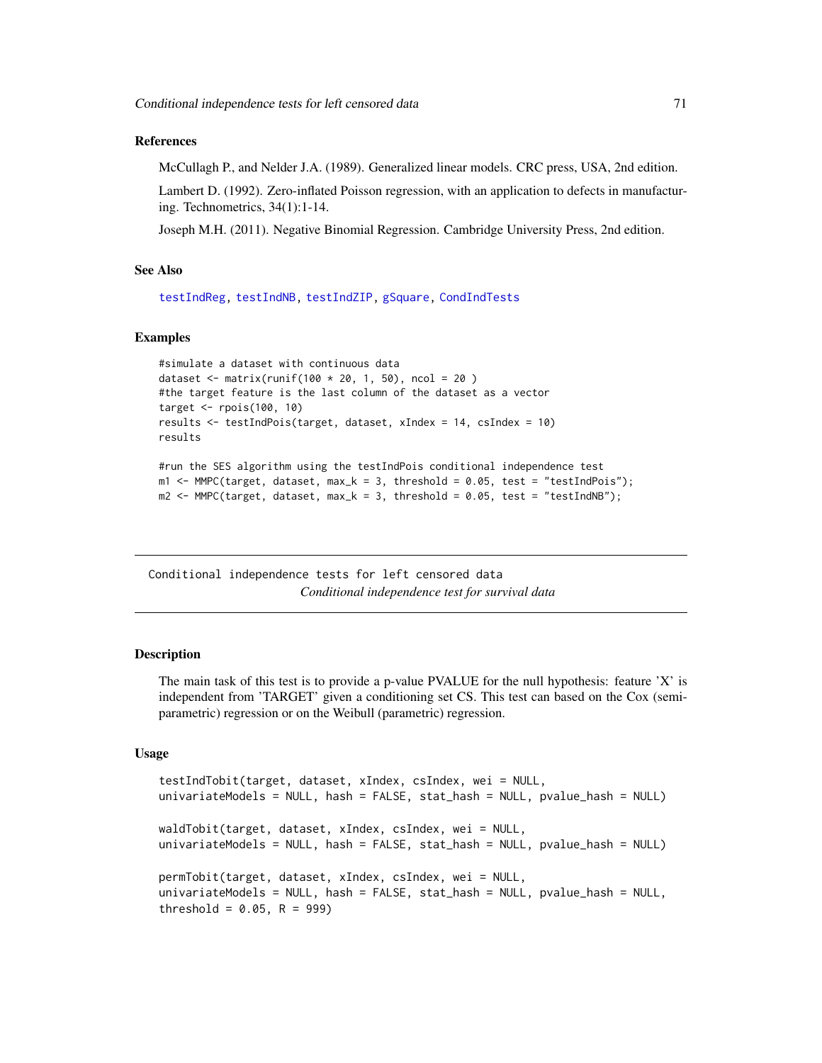### References

McCullagh P., and Nelder J.A. (1989). Generalized linear models. CRC press, USA, 2nd edition.

Lambert D. (1992). Zero-inflated Poisson regression, with an application to defects in manufacturing. Technometrics, 34(1):1-14.

Joseph M.H. (2011). Negative Binomial Regression. Cambridge University Press, 2nd edition.

### See Also

testIndReg, testIndNB, testIndZIP, gSquare, CondIndTests

### Examples

```
#simulate a dataset with continuous data
dataset <- matrix(runif(100 * 20, 1, 50), ncol = 20 )
#the target feature is the last column of the dataset as a vector
target <- rpois(100, 10)
results <- testIndPois(target, dataset, xIndex = 14, csIndex = 10)
results

#run the SES algorithm using the testIndPois conditional independence test
m1 <- MMPC(target, dataset, max_k = 3, threshold = 0.05, test = "testIndPois");
m2 <- MMPC(target, dataset, max_k = 3, threshold = 0.05, test = "testIndNB");
```

---

## Conditional independence tests for left censored data

*Conditional independence test for survival data*

---

### Description

The main task of this test is to provide a p-value PVALUE for the null hypothesis: feature 'X' is independent from 'TARGET' given a conditioning set CS. This test can based on the Cox (semi-parametric) regression or on the Weibull (parametric) regression.

### Usage

```
testIndTobit(target, dataset, xIndex, csIndex, wei = NULL,
univariateModels = NULL, hash = FALSE, stat_hash = NULL, pvalue_hash = NULL)

waldTobit(target, dataset, xIndex, csIndex, wei = NULL,
univariateModels = NULL, hash = FALSE, stat_hash = NULL, pvalue_hash = NULL)

permTobit(target, dataset, xIndex, csIndex, wei = NULL,
univariateModels = NULL, hash = FALSE, stat_hash = NULL, pvalue_hash = NULL,
threshold = 0.05, R = 999)
```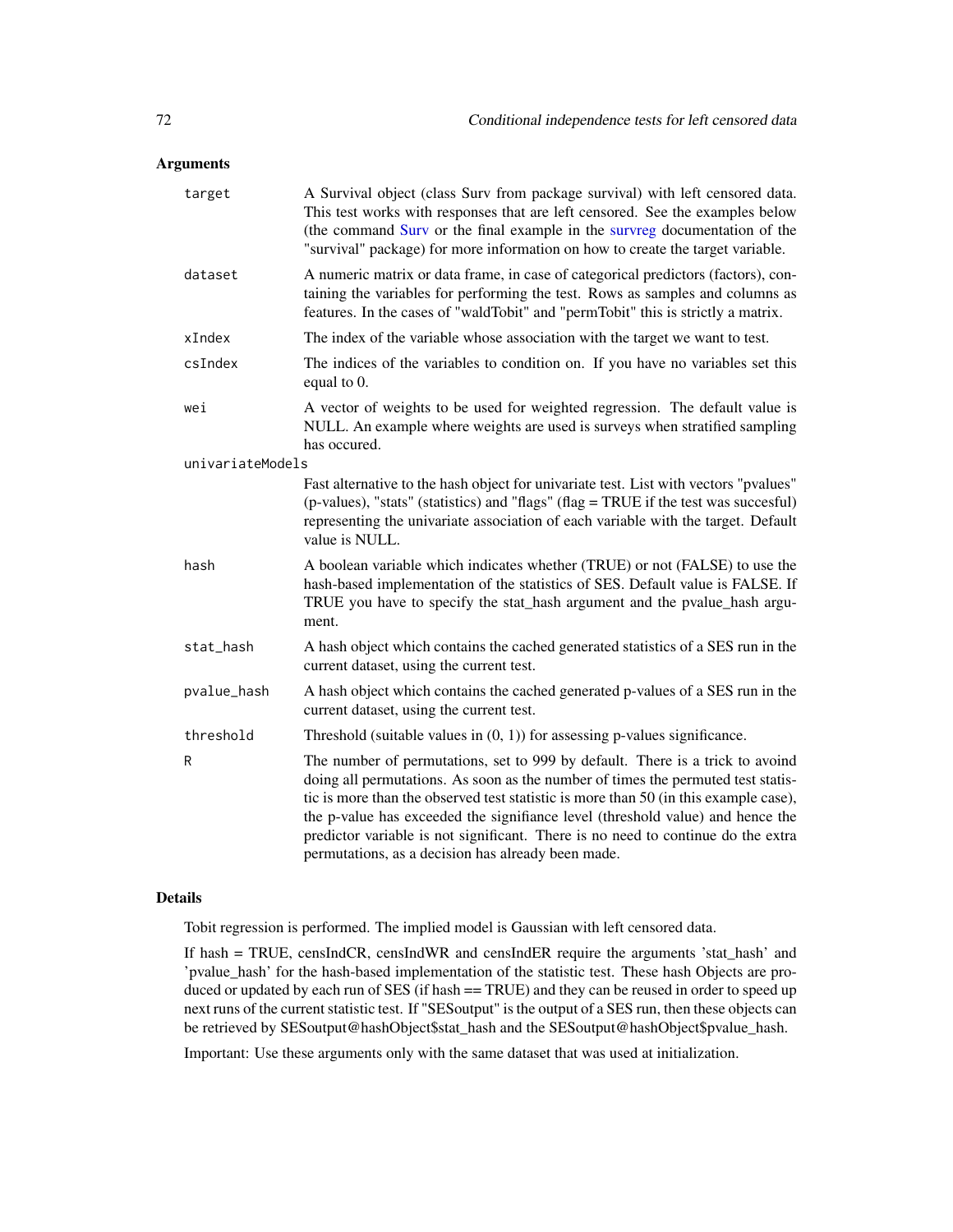## Arguments

**target** A Survival object (class Surv from package survival) with left censored data. This test works with responses that are left censored. See the examples below (the command Surv or the final example in the survreg documentation of the "survival" package) for more information on how to create the target variable.

**dataset** A numeric matrix or data frame, in case of categorical predictors (factors), containing the variables for performing the test. Rows as samples and columns as features. In the cases of "waldTobit" and "permTobit" this is strictly a matrix.

**xIndex** The index of the variable whose association with the target we want to test.

**csIndex** The indices of the variables to condition on. If you have no variables set this equal to 0.

**wei** A vector of weights to be used for weighted regression. The default value is NULL. An example where weights are used is surveys when stratified sampling has occured.

**univariateModels** Fast alternative to the hash object for univariate test. List with vectors "pvalues" (p-values), "stats" (statistics) and "flags" (flag = TRUE if the test was succesful) representing the univariate association of each variable with the target. Default value is NULL.

**hash** A boolean variable which indicates whether (TRUE) or not (FALSE) to use the hash-based implementation of the statistics of SES. Default value is FALSE. If TRUE you have to specify the stat_hash argument and the pvalue_hash argument.

**stat_hash** A hash object which contains the cached generated statistics of a SES run in the current dataset, using the current test.

**pvalue_hash** A hash object which contains the cached generated p-values of a SES run in the current dataset, using the current test.

**threshold** Threshold (suitable values in (0, 1)) for assessing p-values significance.

**R** The number of permutations, set to 999 by default. There is a trick to avoind doing all permutations. As soon as the number of times the permuted test statistic is more than the observed test statistic is more than 50 (in this example case), the p-value has exceeded the signifiance level (threshold value) and hence the predictor variable is not significant. There is no need to continue do the extra permutations, as a decision has already been made.

## Details

Tobit regression is performed. The implied model is Gaussian with left censored data.

If hash = TRUE, censIndCR, censIndWR and censIndER require the arguments 'stat_hash' and 'pvalue_hash' for the hash-based implementation of the statistic test. These hash Objects are produced or updated by each run of SES (if hash == TRUE) and they can be reused in order to speed up next runs of the current statistic test. If "SESoutput" is the output of a SES run, then these objects can be retrieved by SESoutput@hashObject$stat_hash and the SESoutput@hashObject$pvalue_hash.

Important: Use these arguments only with the same dataset that was used at initialization.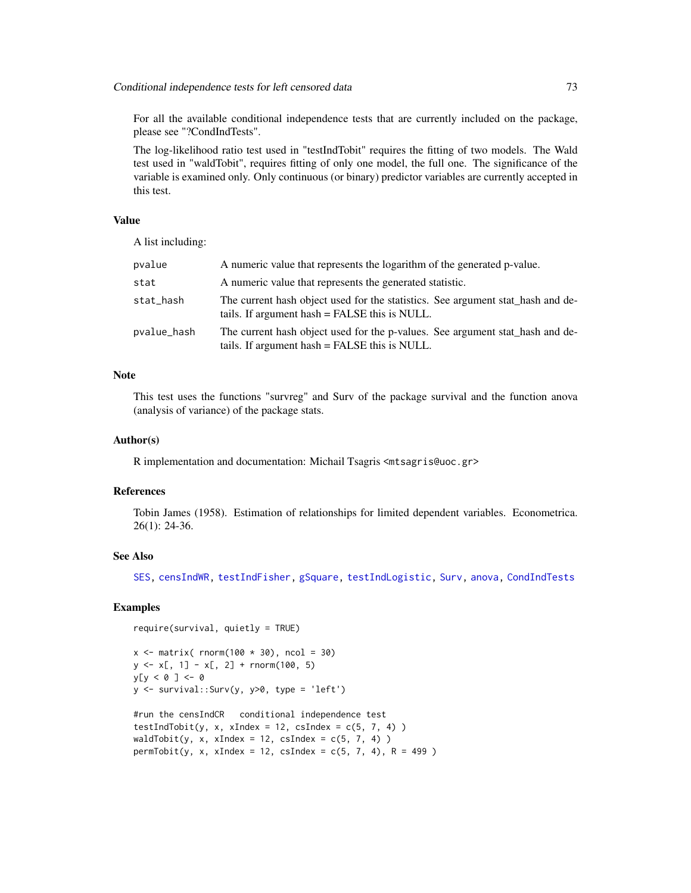For all the available conditional independence tests that are currently included on the package, please see "?CondIndTests".

The log-likelihood ratio test used in "testIndTobit" requires the fitting of two models. The Wald test used in "waldTobit", requires fitting of only one model, the full one. The significance of the variable is examined only. Only continuous (or binary) predictor variables are currently accepted in this test.

### Value

A list including:

| | |
|---|---|
| pvalue | A numeric value that represents the logarithm of the generated p-value. |
| stat | A numeric value that represents the generated statistic. |
| stat_hash | The current hash object used for the statistics. See argument stat_hash and details. If argument hash = FALSE this is NULL. |
| pvalue_hash | The current hash object used for the p-values. See argument stat_hash and details. If argument hash = FALSE this is NULL. |

### Note

This test uses the functions "survreg" and Surv of the package survival and the function anova (analysis of variance) of the package stats.

### Author(s)

R implementation and documentation: Michail Tsagris <mtsagris@uoc.gr>

### References

Tobin James (1958). Estimation of relationships for limited dependent variables. Econometrica. 26(1): 24-36.

### See Also

SES, censIndWR, testIndFisher, gSquare, testIndLogistic, Surv, anova, CondIndTests

### Examples

```
require(survival, quietly = TRUE)

x <- matrix( rnorm(100 * 30), ncol = 30)
y <- x[, 1] - x[, 2] + rnorm(100, 5)
y[y < 0 ] <- 0
y <- survival::Surv(y, y>0, type = 'left')

#run the censIndCR   conditional independence test
testIndTobit(y, x, xIndex = 12, csIndex = c(5, 7, 4) )
waldTobit(y, x, xIndex = 12, csIndex = c(5, 7, 4) )
permTobit(y, x, xIndex = 12, csIndex = c(5, 7, 4), R = 499 )
```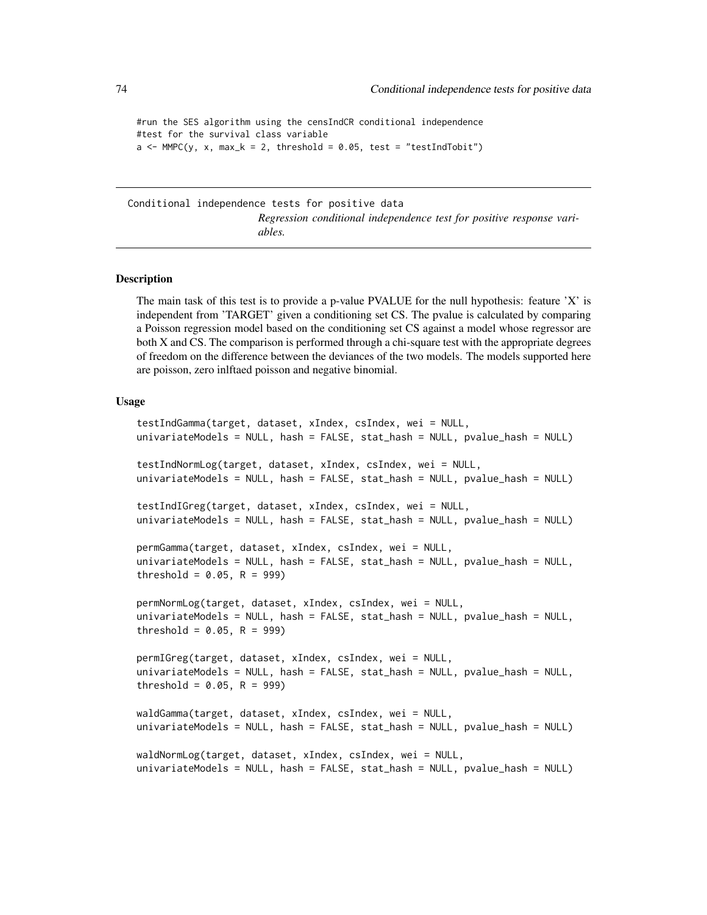```
#run the SES algorithm using the censIndCR conditional independence
#test for the survival class variable
a <- MMPC(y, x, max_k = 2, threshold = 0.05, test = "testIndTobit")
```

---

## Conditional independence tests for positive data

*Regression conditional independence test for positive response variables.*

---

### Description

The main task of this test is to provide a p-value PVALUE for the null hypothesis: feature 'X' is independent from 'TARGET' given a conditioning set CS. The pvalue is calculated by comparing a Poisson regression model based on the conditioning set CS against a model whose regressor are both X and CS. The comparison is performed through a chi-square test with the appropriate degrees of freedom on the difference between the deviances of the two models. The models supported here are poisson, zero inlftaed poisson and negative binomial.

### Usage

```
testIndGamma(target, dataset, xIndex, csIndex, wei = NULL,
univariateModels = NULL, hash = FALSE, stat_hash = NULL, pvalue_hash = NULL)

testIndNormLog(target, dataset, xIndex, csIndex, wei = NULL,
univariateModels = NULL, hash = FALSE, stat_hash = NULL, pvalue_hash = NULL)

testIndIGreg(target, dataset, xIndex, csIndex, wei = NULL,
univariateModels = NULL, hash = FALSE, stat_hash = NULL, pvalue_hash = NULL)

permGamma(target, dataset, xIndex, csIndex, wei = NULL,
univariateModels = NULL, hash = FALSE, stat_hash = NULL, pvalue_hash = NULL,
threshold = 0.05, R = 999)

permNormLog(target, dataset, xIndex, csIndex, wei = NULL,
univariateModels = NULL, hash = FALSE, stat_hash = NULL, pvalue_hash = NULL,
threshold = 0.05, R = 999)

permIGreg(target, dataset, xIndex, csIndex, wei = NULL,
univariateModels = NULL, hash = FALSE, stat_hash = NULL, pvalue_hash = NULL,
threshold = 0.05, R = 999)

waldGamma(target, dataset, xIndex, csIndex, wei = NULL,
univariateModels = NULL, hash = FALSE, stat_hash = NULL, pvalue_hash = NULL)

waldNormLog(target, dataset, xIndex, csIndex, wei = NULL,
univariateModels = NULL, hash = FALSE, stat_hash = NULL, pvalue_hash = NULL)
```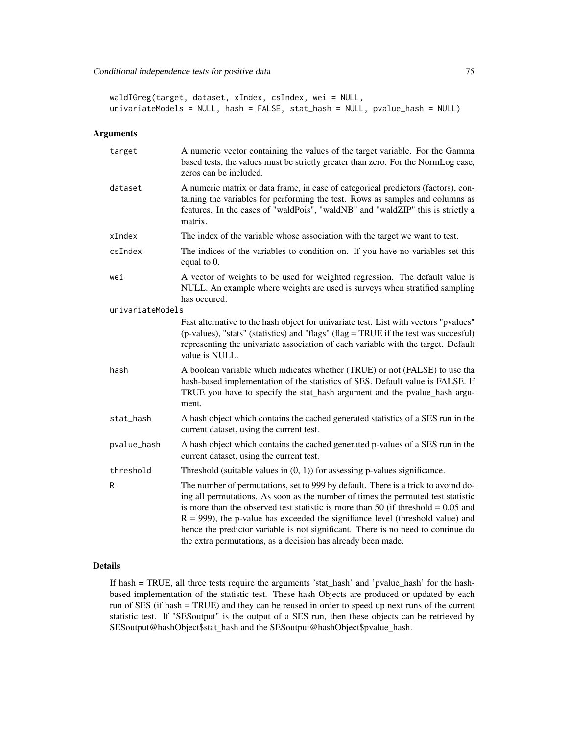```
waldIGreg(target, dataset, xIndex, csIndex, wei = NULL,
univariateModels = NULL, hash = FALSE, stat_hash = NULL, pvalue_hash = NULL)
```

### Arguments

| | |
|---|---|
| target | A numeric vector containing the values of the target variable. For the Gamma based tests, the values must be strictly greater than zero. For the NormLog case, zeros can be included. |
| dataset | A numeric matrix or data frame, in case of categorical predictors (factors), containing the variables for performing the test. Rows as samples and columns as features. In the cases of "waldPois", "waldNB" and "waldZIP" this is strictly a matrix. |
| xIndex | The index of the variable whose association with the target we want to test. |
| csIndex | The indices of the variables to condition on. If you have no variables set this equal to 0. |
| wei | A vector of weights to be used for weighted regression. The default value is NULL. An example where weights are used is surveys when stratified sampling has occured. |
| univariateModels | Fast alternative to the hash object for univariate test. List with vectors "pvalues" (p-values), "stats" (statistics) and "flags" (flag = TRUE if the test was succesful) representing the univariate association of each variable with the target. Default value is NULL. |
| hash | A boolean variable which indicates whether (TRUE) or not (FALSE) to use tha hash-based implementation of the statistics of SES. Default value is FALSE. If TRUE you have to specify the stat_hash argument and the pvalue_hash argument. |
| stat_hash | A hash object which contains the cached generated statistics of a SES run in the current dataset, using the current test. |
| pvalue_hash | A hash object which contains the cached generated p-values of a SES run in the current dataset, using the current test. |
| threshold | Threshold (suitable values in (0, 1)) for assessing p-values significance. |
| R | The number of permutations, set to 999 by default. There is a trick to avoind doing all permutations. As soon as the number of times the permuted test statistic is more than the observed test statistic is more than 50 (if threshold = 0.05 and R = 999), the p-value has exceeded the signifiance level (threshold value) and hence the predictor variable is not significant. There is no need to continue do the extra permutations, as a decision has already been made. |

### Details

If hash = TRUE, all three tests require the arguments 'stat_hash' and 'pvalue_hash' for the hash-based implementation of the statistic test. These hash Objects are produced or updated by each run of SES (if hash = TRUE) and they can be reused in order to speed up next runs of the current statistic test. If "SESoutput" is the output of a SES run, then these objects can be retrieved by SESoutput@hashObject$stat_hash and the SESoutput@hashObject$pvalue_hash.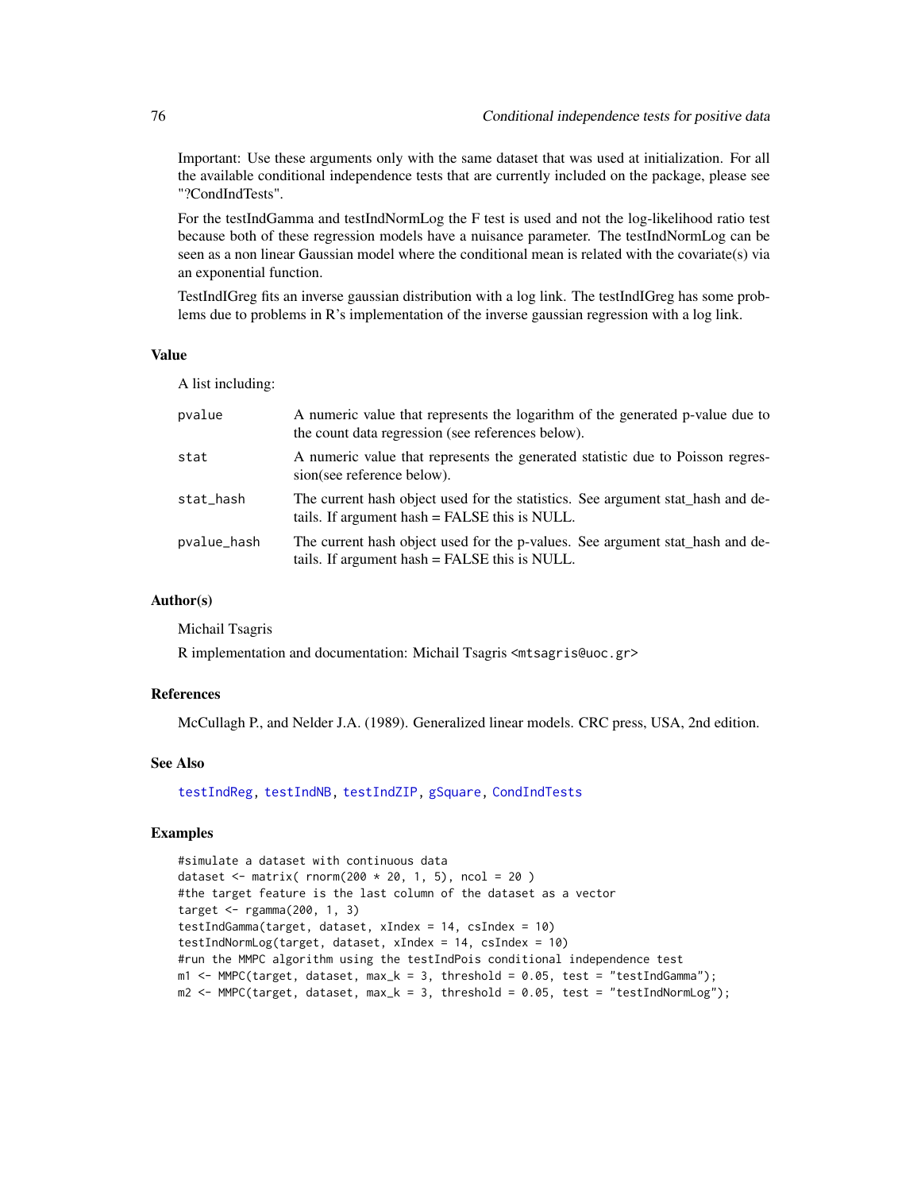Important: Use these arguments only with the same dataset that was used at initialization. For all the available conditional independence tests that are currently included on the package, please see "?CondIndTests".

For the testIndGamma and testIndNormLog the F test is used and not the log-likelihood ratio test because both of these regression models have a nuisance parameter. The testIndNormLog can be seen as a non linear Gaussian model where the conditional mean is related with the covariate(s) via an exponential function.

TestIndIGreg fits an inverse gaussian distribution with a log link. The testIndIGreg has some problems due to problems in R's implementation of the inverse gaussian regression with a log link.

### Value

A list including:

| | |
|---|---|
| pvalue | A numeric value that represents the logarithm of the generated p-value due to the count data regression (see references below). |
| stat | A numeric value that represents the generated statistic due to Poisson regression(see reference below). |
| stat_hash | The current hash object used for the statistics. See argument stat_hash and details. If argument hash = FALSE this is NULL. |
| pvalue_hash | The current hash object used for the p-values. See argument stat_hash and details. If argument hash = FALSE this is NULL. |

### Author(s)

Michail Tsagris

R implementation and documentation: Michail Tsagris <mtsagris@uoc.gr>

### References

McCullagh P., and Nelder J.A. (1989). Generalized linear models. CRC press, USA, 2nd edition.

### See Also

testIndReg, testIndNB, testIndZIP, gSquare, CondIndTests

### Examples

```
#simulate a dataset with continuous data
dataset <- matrix( rnorm(200 * 20, 1, 5), ncol = 20 )
#the target feature is the last column of the dataset as a vector
target <- rgamma(200, 1, 3)
testIndGamma(target, dataset, xIndex = 14, csIndex = 10)
testIndNormLog(target, dataset, xIndex = 14, csIndex = 10)
#run the MMPC algorithm using the testIndPois conditional independence test
m1 <- MMPC(target, dataset, max_k = 3, threshold = 0.05, test = "testIndGamma");
m2 <- MMPC(target, dataset, max_k = 3, threshold = 0.05, test = "testIndNormLog");
```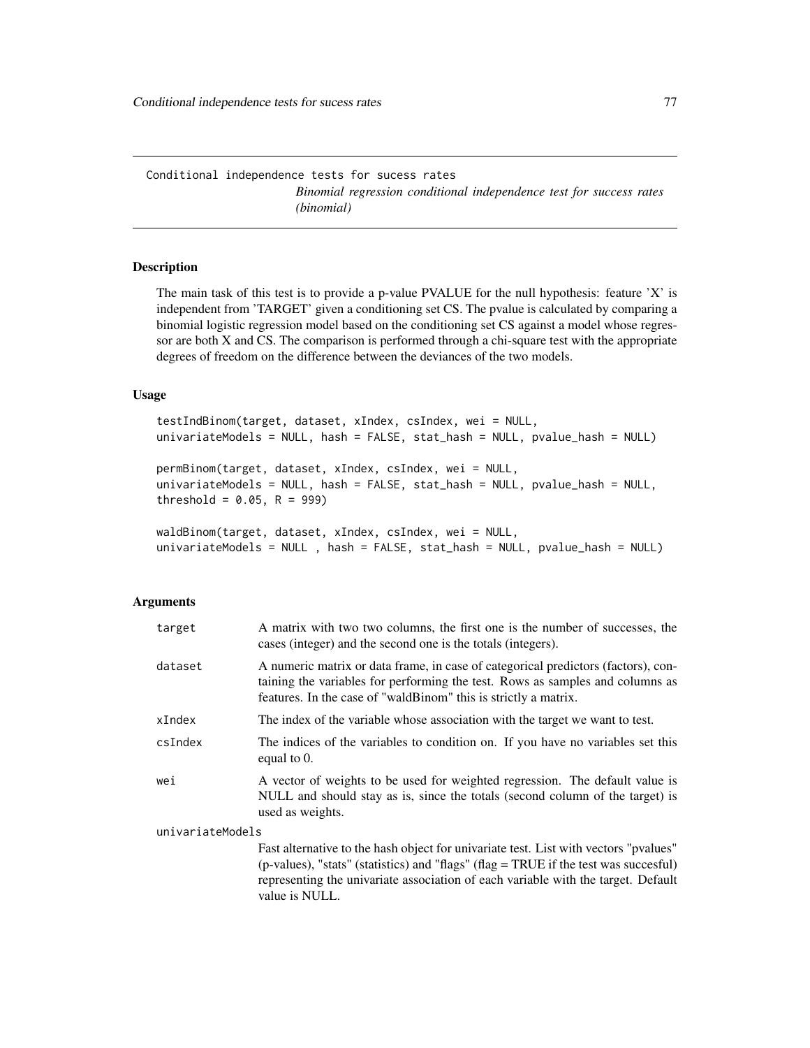Conditional independence tests for sucess rates

*Binomial regression conditional independence test for success rates (binomial)*

## Description

The main task of this test is to provide a p-value PVALUE for the null hypothesis: feature 'X' is independent from 'TARGET' given a conditioning set CS. The pvalue is calculated by comparing a binomial logistic regression model based on the conditioning set CS against a model whose regressor are both X and CS. The comparison is performed through a chi-square test with the appropriate degrees of freedom on the difference between the deviances of the two models.

## Usage

```
testIndBinom(target, dataset, xIndex, csIndex, wei = NULL,
univariateModels = NULL, hash = FALSE, stat_hash = NULL, pvalue_hash = NULL)

permBinom(target, dataset, xIndex, csIndex, wei = NULL,
univariateModels = NULL, hash = FALSE, stat_hash = NULL, pvalue_hash = NULL,
threshold = 0.05, R = 999)

waldBinom(target, dataset, xIndex, csIndex, wei = NULL,
univariateModels = NULL , hash = FALSE, stat_hash = NULL, pvalue_hash = NULL)
```

## Arguments

| | |
|---|---|
| target | A matrix with two two columns, the first one is the number of successes, the cases (integer) and the second one is the totals (integers). |
| dataset | A numeric matrix or data frame, in case of categorical predictors (factors), containing the variables for performing the test. Rows as samples and columns as features. In the case of "waldBinom" this is strictly a matrix. |
| xIndex | The index of the variable whose association with the target we want to test. |
| csIndex | The indices of the variables to condition on. If you have no variables set this equal to 0. |
| wei | A vector of weights to be used for weighted regression. The default value is NULL and should stay as is, since the totals (second column of the target) is used as weights. |
| univariateModels | Fast alternative to the hash object for univariate test. List with vectors "pvalues" (p-values), "stats" (statistics) and "flags" (flag = TRUE if the test was succesful) representing the univariate association of each variable with the target. Default value is NULL. |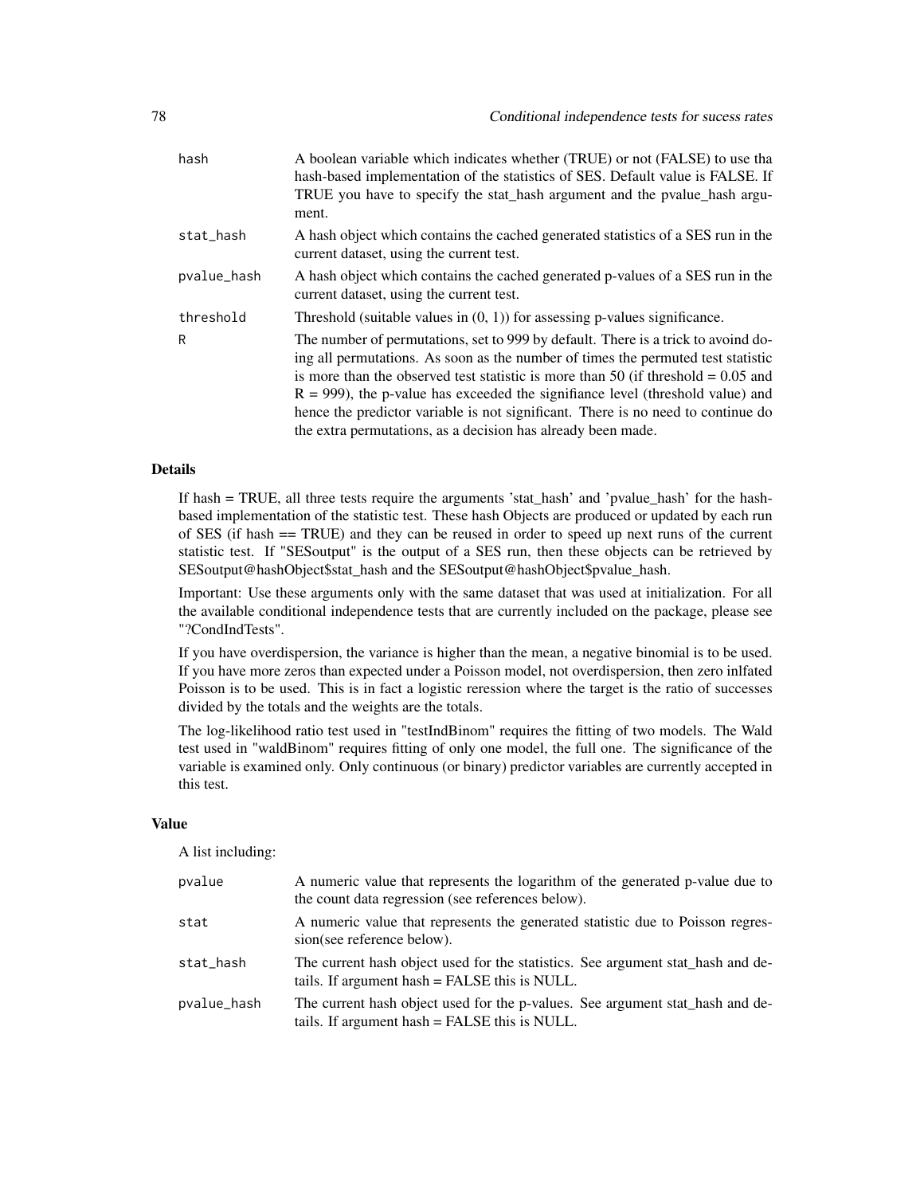| | |
|---|---|
| hash | A boolean variable which indicates whether (TRUE) or not (FALSE) to use tha hash-based implementation of the statistics of SES. Default value is FALSE. If TRUE you have to specify the stat_hash argument and the pvalue_hash argument. |
| stat_hash | A hash object which contains the cached generated statistics of a SES run in the current dataset, using the current test. |
| pvalue_hash | A hash object which contains the cached generated p-values of a SES run in the current dataset, using the current test. |
| threshold | Threshold (suitable values in (0, 1)) for assessing p-values significance. |
| R | The number of permutations, set to 999 by default. There is a trick to avoind doing all permutations. As soon as the number of times the permuted test statistic is more than the observed test statistic is more than 50 (if threshold = 0.05 and R = 999), the p-value has exceeded the signifiance level (threshold value) and hence the predictor variable is not significant. There is no need to continue do the extra permutations, as a decision has already been made. |

### Details

If hash = TRUE, all three tests require the arguments 'stat_hash' and 'pvalue_hash' for the hash-based implementation of the statistic test. These hash Objects are produced or updated by each run of SES (if hash == TRUE) and they can be reused in order to speed up next runs of the current statistic test. If "SESoutput" is the output of a SES run, then these objects can be retrieved by SESoutput@hashObject$stat_hash and the SESoutput@hashObject$pvalue_hash.

Important: Use these arguments only with the same dataset that was used at initialization. For all the available conditional independence tests that are currently included on the package, please see "?CondIndTests".

If you have overdispersion, the variance is higher than the mean, a negative binomial is to be used. If you have more zeros than expected under a Poisson model, not overdispersion, then zero inlfated Poisson is to be used. This is in fact a logistic reression where the target is the ratio of successes divided by the totals and the weights are the totals.

The log-likelihood ratio test used in "testIndBinom" requires the fitting of two models. The Wald test used in "waldBinom" requires fitting of only one model, the full one. The significance of the variable is examined only. Only continuous (or binary) predictor variables are currently accepted in this test.

### Value

A list including:

| | |
|---|---|
| pvalue | A numeric value that represents the logarithm of the generated p-value due to the count data regression (see references below). |
| stat | A numeric value that represents the generated statistic due to Poisson regression(see reference below). |
| stat_hash | The current hash object used for the statistics. See argument stat_hash and details. If argument hash = FALSE this is NULL. |
| pvalue_hash | The current hash object used for the p-values. See argument stat_hash and details. If argument hash = FALSE this is NULL. |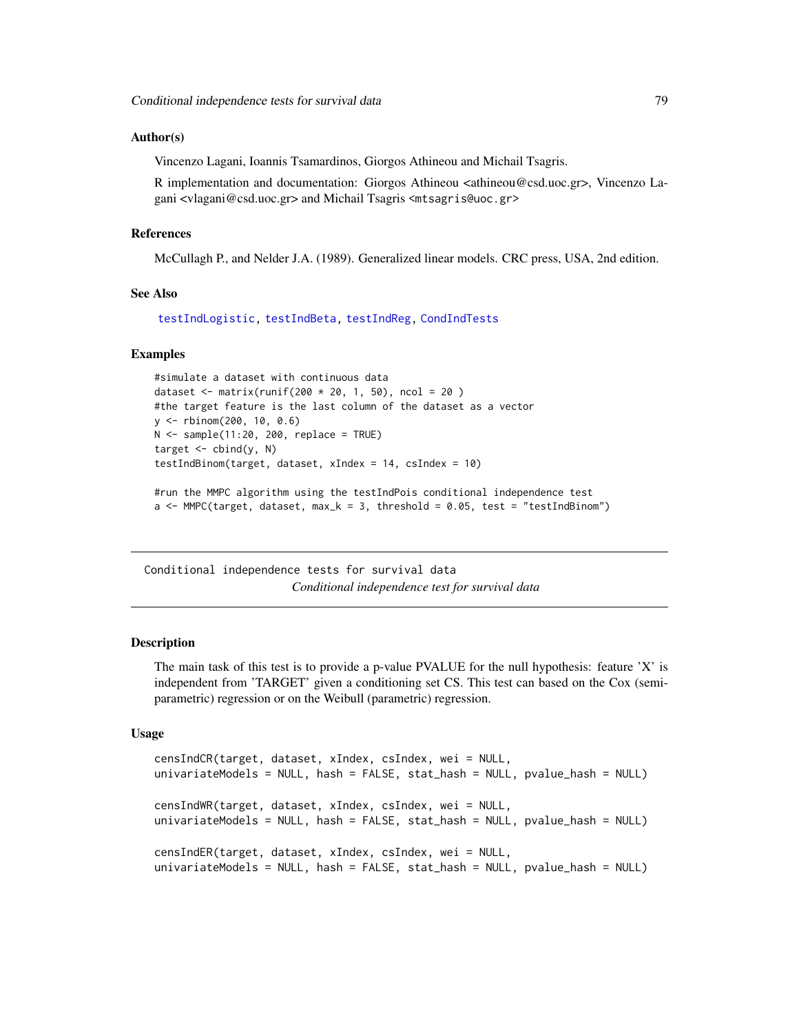### Author(s)

Vincenzo Lagani, Ioannis Tsamardinos, Giorgos Athineou and Michail Tsagris.

R implementation and documentation: Giorgos Athineou <athineou@csd.uoc.gr>, Vincenzo Lagani <vlagani@csd.uoc.gr> and Michail Tsagris <mtsagris@uoc.gr>

### References

McCullagh P., and Nelder J.A. (1989). Generalized linear models. CRC press, USA, 2nd edition.

### See Also

testIndLogistic, testIndBeta, testIndReg, CondIndTests

### Examples

```
#simulate a dataset with continuous data
dataset <- matrix(runif(200 * 20, 1, 50), ncol = 20 )
#the target feature is the last column of the dataset as a vector
y <- rbinom(200, 10, 0.6)
N <- sample(11:20, 200, replace = TRUE)
target <- cbind(y, N)
testIndBinom(target, dataset, xIndex = 14, csIndex = 10)

#run the MMPC algorithm using the testIndPois conditional independence test
a <- MMPC(target, dataset, max_k = 3, threshold = 0.05, test = "testIndBinom")
```

---

## Conditional independence tests for survival data

*Conditional independence test for survival data*

---

### Description

The main task of this test is to provide a p-value PVALUE for the null hypothesis: feature 'X' is independent from 'TARGET' given a conditioning set CS. This test can based on the Cox (semi-parametric) regression or on the Weibull (parametric) regression.

### Usage

```
censIndCR(target, dataset, xIndex, csIndex, wei = NULL,
univariateModels = NULL, hash = FALSE, stat_hash = NULL, pvalue_hash = NULL)

censIndWR(target, dataset, xIndex, csIndex, wei = NULL,
univariateModels = NULL, hash = FALSE, stat_hash = NULL, pvalue_hash = NULL)

censIndER(target, dataset, xIndex, csIndex, wei = NULL,
univariateModels = NULL, hash = FALSE, stat_hash = NULL, pvalue_hash = NULL)
```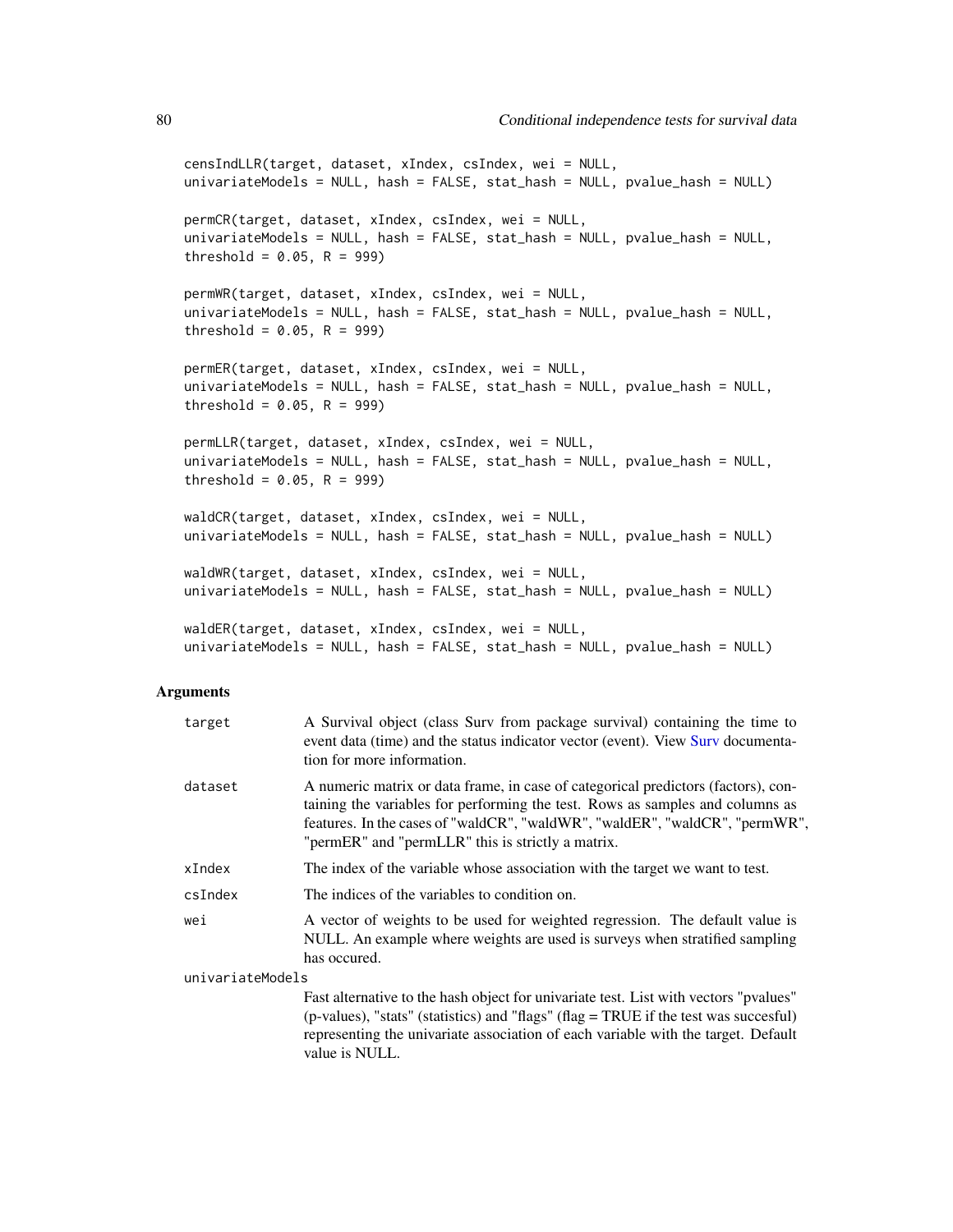```
censIndLLR(target, dataset, xIndex, csIndex, wei = NULL,
univariateModels = NULL, hash = FALSE, stat_hash = NULL, pvalue_hash = NULL)

permCR(target, dataset, xIndex, csIndex, wei = NULL,
univariateModels = NULL, hash = FALSE, stat_hash = NULL, pvalue_hash = NULL,
threshold = 0.05, R = 999)

permWR(target, dataset, xIndex, csIndex, wei = NULL,
univariateModels = NULL, hash = FALSE, stat_hash = NULL, pvalue_hash = NULL,
threshold = 0.05, R = 999)

permER(target, dataset, xIndex, csIndex, wei = NULL,
univariateModels = NULL, hash = FALSE, stat_hash = NULL, pvalue_hash = NULL,
threshold = 0.05, R = 999)

permLLR(target, dataset, xIndex, csIndex, wei = NULL,
univariateModels = NULL, hash = FALSE, stat_hash = NULL, pvalue_hash = NULL,
threshold = 0.05, R = 999)

waldCR(target, dataset, xIndex, csIndex, wei = NULL,
univariateModels = NULL, hash = FALSE, stat_hash = NULL, pvalue_hash = NULL)

waldWR(target, dataset, xIndex, csIndex, wei = NULL,
univariateModels = NULL, hash = FALSE, stat_hash = NULL, pvalue_hash = NULL)

waldER(target, dataset, xIndex, csIndex, wei = NULL,
univariateModels = NULL, hash = FALSE, stat_hash = NULL, pvalue_hash = NULL)
```

## Arguments

| | |
|---|---|
| target | A Survival object (class Surv from package survival) containing the time to event data (time) and the status indicator vector (event). View Surv documentation for more information. |
| dataset | A numeric matrix or data frame, in case of categorical predictors (factors), containing the variables for performing the test. Rows as samples and columns as features. In the cases of "waldCR", "waldWR", "waldER", "waldCR", "permWR", "permER" and "permLLR" this is strictly a matrix. |
| xIndex | The index of the variable whose association with the target we want to test. |
| csIndex | The indices of the variables to condition on. |
| wei | A vector of weights to be used for weighted regression. The default value is NULL. An example where weights are used is surveys when stratified sampling has occured. |
| univariateModels | Fast alternative to the hash object for univariate test. List with vectors "pvalues" (p-values), "stats" (statistics) and "flags" (flag = TRUE if the test was succesful) representing the univariate association of each variable with the target. Default value is NULL. |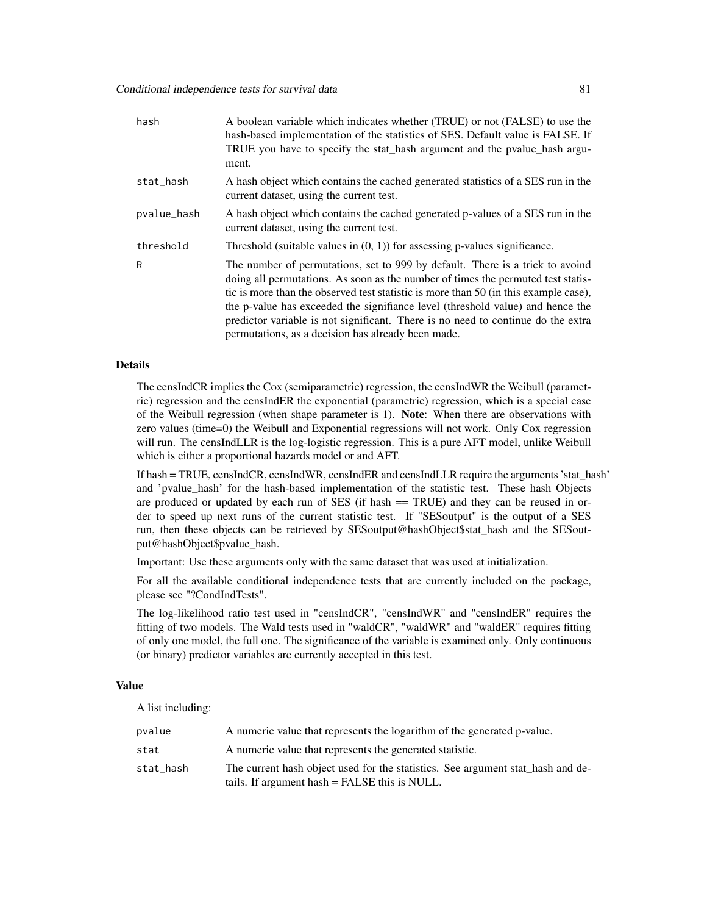| | |
|---|---|
| hash | A boolean variable which indicates whether (TRUE) or not (FALSE) to use the hash-based implementation of the statistics of SES. Default value is FALSE. If TRUE you have to specify the stat_hash argument and the pvalue_hash argument. |
| stat_hash | A hash object which contains the cached generated statistics of a SES run in the current dataset, using the current test. |
| pvalue_hash | A hash object which contains the cached generated p-values of a SES run in the current dataset, using the current test. |
| threshold | Threshold (suitable values in (0, 1)) for assessing p-values significance. |
| R | The number of permutations, set to 999 by default. There is a trick to avoind doing all permutations. As soon as the number of times the permuted test statistic is more than the observed test statistic is more than 50 (in this example case), the p-value has exceeded the signifiance level (threshold value) and hence the predictor variable is not significant. There is no need to continue do the extra permutations, as a decision has already been made. |

### Details

The censIndCR implies the Cox (semiparametric) regression, the censIndWR the Weibull (parametric) regression and the censIndER the exponential (parametric) regression, which is a special case of the Weibull regression (when shape parameter is 1). **Note**: When there are observations with zero values (time=0) the Weibull and Exponential regressions will not work. Only Cox regression will run. The censIndLLR is the log-logistic regression. This is a pure AFT model, unlike Weibull which is either a proportional hazards model or and AFT.

If hash = TRUE, censIndCR, censIndWR, censIndER and censIndLLR require the arguments 'stat_hash' and 'pvalue_hash' for the hash-based implementation of the statistic test. These hash Objects are produced or updated by each run of SES (if hash == TRUE) and they can be reused in order to speed up next runs of the current statistic test. If "SESoutput" is the output of a SES run, then these objects can be retrieved by SESoutput@hashObject$stat_hash and the SESoutput@hashObject$pvalue_hash.

Important: Use these arguments only with the same dataset that was used at initialization.

For all the available conditional independence tests that are currently included on the package, please see "?CondIndTests".

The log-likelihood ratio test used in "censIndCR", "censIndWR" and "censIndER" requires the fitting of two models. The Wald tests used in "waldCR", "waldWR" and "waldER" requires fitting of only one model, the full one. The significance of the variable is examined only. Only continuous (or binary) predictor variables are currently accepted in this test.

### Value

A list including:

| | |
|---|---|
| pvalue | A numeric value that represents the logarithm of the generated p-value. |
| stat | A numeric value that represents the generated statistic. |
| stat_hash | The current hash object used for the statistics. See argument stat_hash and details. If argument hash = FALSE this is NULL. |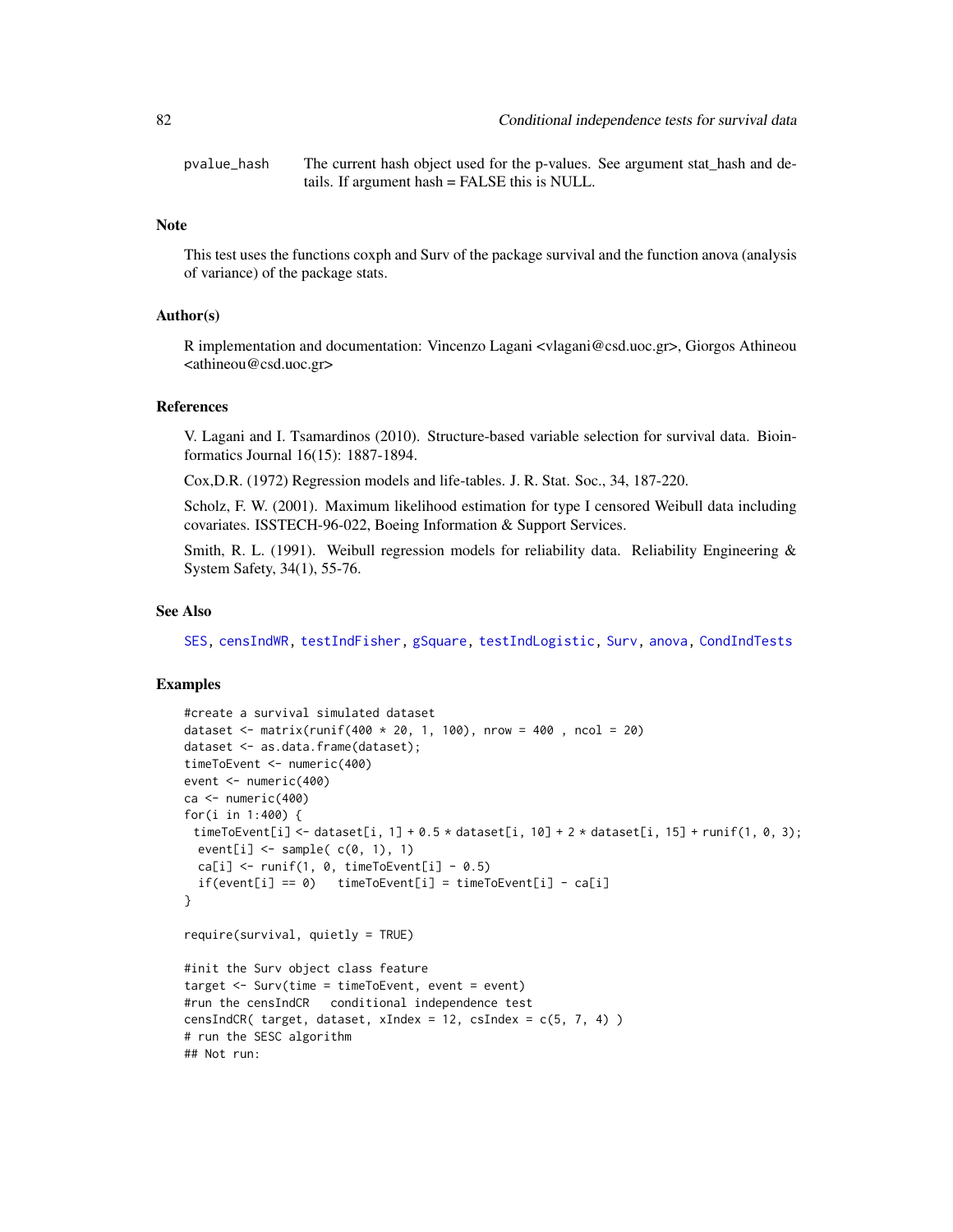pvalue_hash The current hash object used for the p-values. See argument stat_hash and details. If argument hash = FALSE this is NULL.

## Note

This test uses the functions coxph and Surv of the package survival and the function anova (analysis of variance) of the package stats.

## Author(s)

R implementation and documentation: Vincenzo Lagani <vlagani@csd.uoc.gr>, Giorgos Athineou <athineou@csd.uoc.gr>

## References

V. Lagani and I. Tsamardinos (2010). Structure-based variable selection for survival data. Bioinformatics Journal 16(15): 1887-1894.

Cox,D.R. (1972) Regression models and life-tables. J. R. Stat. Soc., 34, 187-220.

Scholz, F. W. (2001). Maximum likelihood estimation for type I censored Weibull data including covariates. ISSTECH-96-022, Boeing Information & Support Services.

Smith, R. L. (1991). Weibull regression models for reliability data. Reliability Engineering & System Safety, 34(1), 55-76.

## See Also

SES, censIndWR, testIndFisher, gSquare, testIndLogistic, Surv, anova, CondIndTests

## Examples

```
#create a survival simulated dataset
dataset <- matrix(runif(400 * 20, 1, 100), nrow = 400 , ncol = 20)
dataset <- as.data.frame(dataset);
timeToEvent <- numeric(400)
event <- numeric(400)
ca <- numeric(400)
for(i in 1:400) {
 timeToEvent[i] <- dataset[i, 1] + 0.5 * dataset[i, 10] + 2 * dataset[i, 15] + runif(1, 0, 3);
  event[i] <- sample( c(0, 1), 1)
  ca[i] <- runif(1, 0, timeToEvent[i] - 0.5)
  if(event[i] == 0)   timeToEvent[i] = timeToEvent[i] - ca[i]
}

require(survival, quietly = TRUE)

#init the Surv object class feature
target <- Surv(time = timeToEvent, event = event)
#run the censIndCR   conditional independence test
censIndCR( target, dataset, xIndex = 12, csIndex = c(5, 7, 4) )
# run the SESC algorithm
## Not run:
```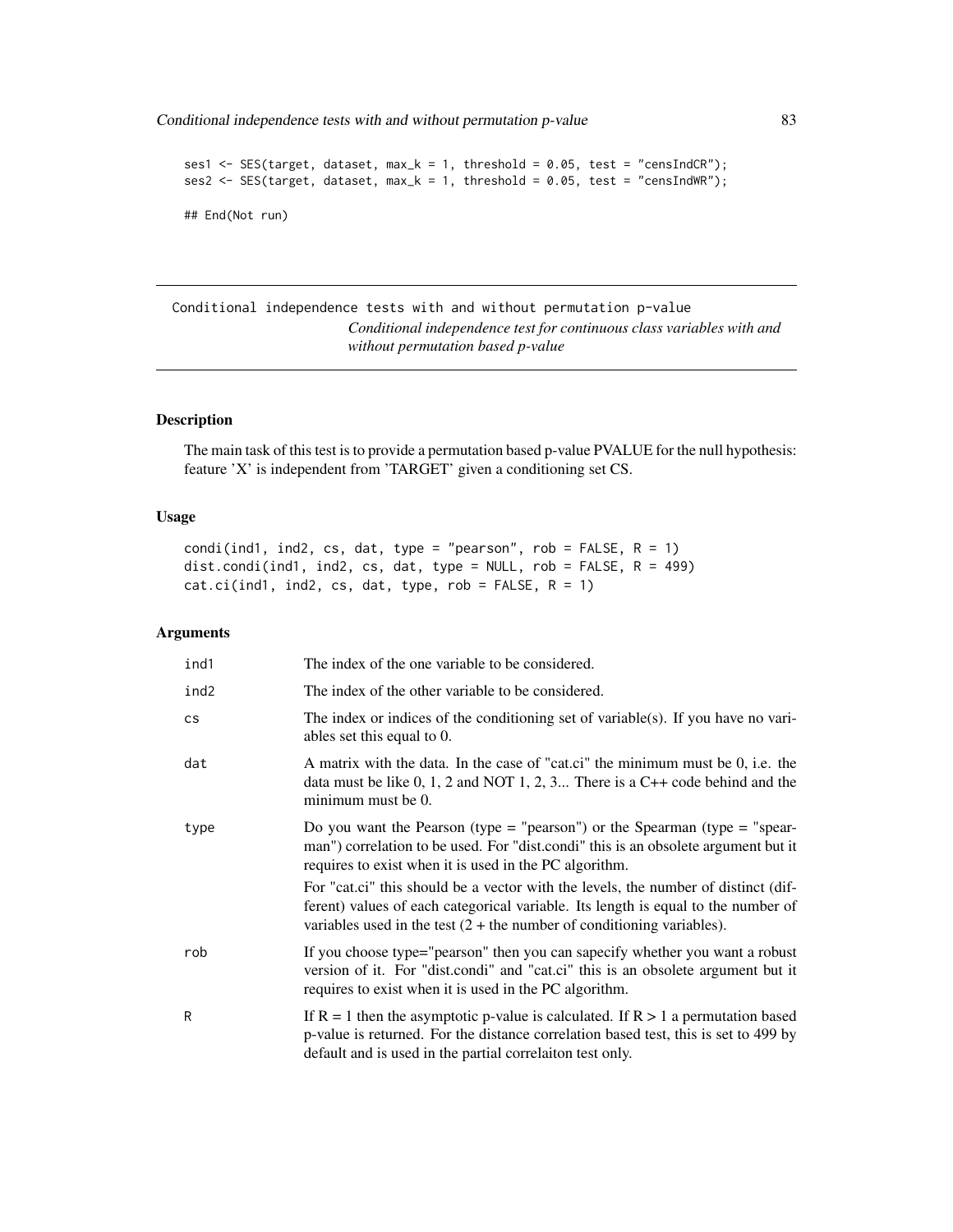```
ses1 <- SES(target, dataset, max_k = 1, threshold = 0.05, test = "censIndCR");
ses2 <- SES(target, dataset, max_k = 1, threshold = 0.05, test = "censIndWR");

## End(Not run)
```

---

Conditional independence tests with and without permutation p-value
*Conditional independence test for continuous class variables with and without permutation based p-value*

---

## Description

The main task of this test is to provide a permutation based p-value PVALUE for the null hypothesis: feature 'X' is independent from 'TARGET' given a conditioning set CS.

## Usage

```
condi(ind1, ind2, cs, dat, type = "pearson", rob = FALSE, R = 1)
dist.condi(ind1, ind2, cs, dat, type = NULL, rob = FALSE, R = 499)
cat.ci(ind1, ind2, cs, dat, type, rob = FALSE, R = 1)
```

## Arguments

| | |
|---|---|
| ind1 | The index of the one variable to be considered. |
| ind2 | The index of the other variable to be considered. |
| cs | The index or indices of the conditioning set of variable(s). If you have no variables set this equal to 0. |
| dat | A matrix with the data. In the case of "cat.ci" the minimum must be 0, i.e. the data must be like 0, 1, 2 and NOT 1, 2, 3... There is a C++ code behind and the minimum must be 0. |
| type | Do you want the Pearson (type = "pearson") or the Spearman (type = "spearman") correlation to be used. For "dist.condi" this is an obsolete argument but it requires to exist when it is used in the PC algorithm. <br> For "cat.ci" this should be a vector with the levels, the number of distinct (different) values of each categorical variable. Its length is equal to the number of variables used in the test (2 + the number of conditioning variables). |
| rob | If you choose type="pearson" then you can sapecify whether you want a robust version of it. For "dist.condi" and "cat.ci" this is an obsolete argument but it requires to exist when it is used in the PC algorithm. |
| R | If R = 1 then the asymptotic p-value is calculated. If R > 1 a permutation based p-value is returned. For the distance correlation based test, this is set to 499 by default and is used in the partial correlaiton test only. |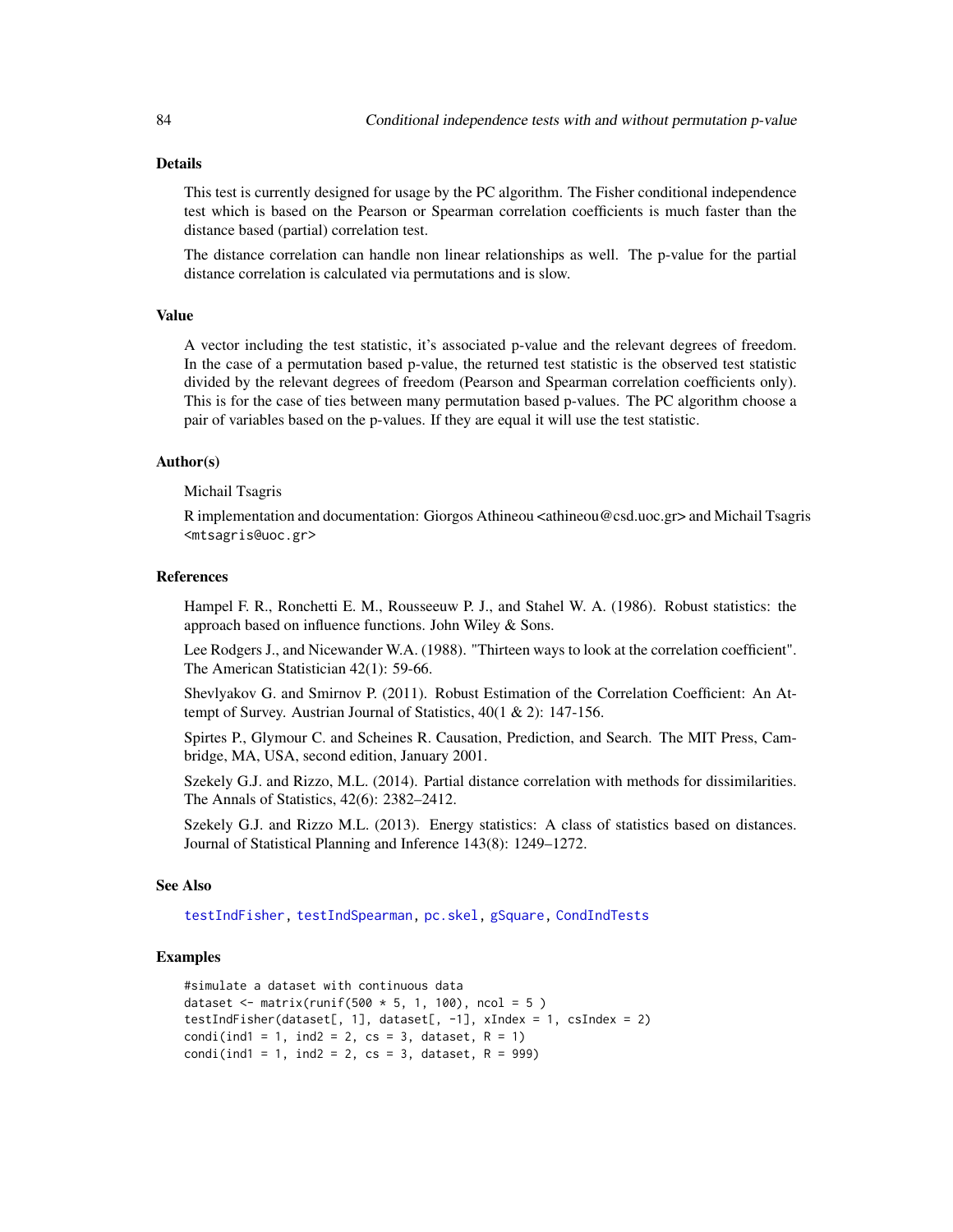## Details

This test is currently designed for usage by the PC algorithm. The Fisher conditional independence test which is based on the Pearson or Spearman correlation coefficients is much faster than the distance based (partial) correlation test.

The distance correlation can handle non linear relationships as well. The p-value for the partial distance correlation is calculated via permutations and is slow.

## Value

A vector including the test statistic, it's associated p-value and the relevant degrees of freedom. In the case of a permutation based p-value, the returned test statistic is the observed test statistic divided by the relevant degrees of freedom (Pearson and Spearman correlation coefficients only). This is for the case of ties between many permutation based p-values. The PC algorithm choose a pair of variables based on the p-values. If they are equal it will use the test statistic.

## Author(s)

Michail Tsagris

R implementation and documentation: Giorgos Athineou <athineou@csd.uoc.gr> and Michail Tsagris <mtsagris@uoc.gr>

## References

Hampel F. R., Ronchetti E. M., Rousseeuw P. J., and Stahel W. A. (1986). Robust statistics: the approach based on influence functions. John Wiley & Sons.

Lee Rodgers J., and Nicewander W.A. (1988). "Thirteen ways to look at the correlation coefficient". The American Statistician 42(1): 59-66.

Shevlyakov G. and Smirnov P. (2011). Robust Estimation of the Correlation Coefficient: An Attempt of Survey. Austrian Journal of Statistics, 40(1 & 2): 147-156.

Spirtes P., Glymour C. and Scheines R. Causation, Prediction, and Search. The MIT Press, Cambridge, MA, USA, second edition, January 2001.

Szekely G.J. and Rizzo, M.L. (2014). Partial distance correlation with methods for dissimilarities. The Annals of Statistics, 42(6): 2382–2412.

Szekely G.J. and Rizzo M.L. (2013). Energy statistics: A class of statistics based on distances. Journal of Statistical Planning and Inference 143(8): 1249–1272.

## See Also

testIndFisher, testIndSpearman, pc.skel, gSquare, CondIndTests

## Examples

```
#simulate a dataset with continuous data
dataset <- matrix(runif(500 * 5, 1, 100), ncol = 5 )
testIndFisher(dataset[, 1], dataset[, -1], xIndex = 1, csIndex = 2)
condi(ind1 = 1, ind2 = 2, cs = 3, dataset, R = 1)
condi(ind1 = 1, ind2 = 2, cs = 3, dataset, R = 999)
```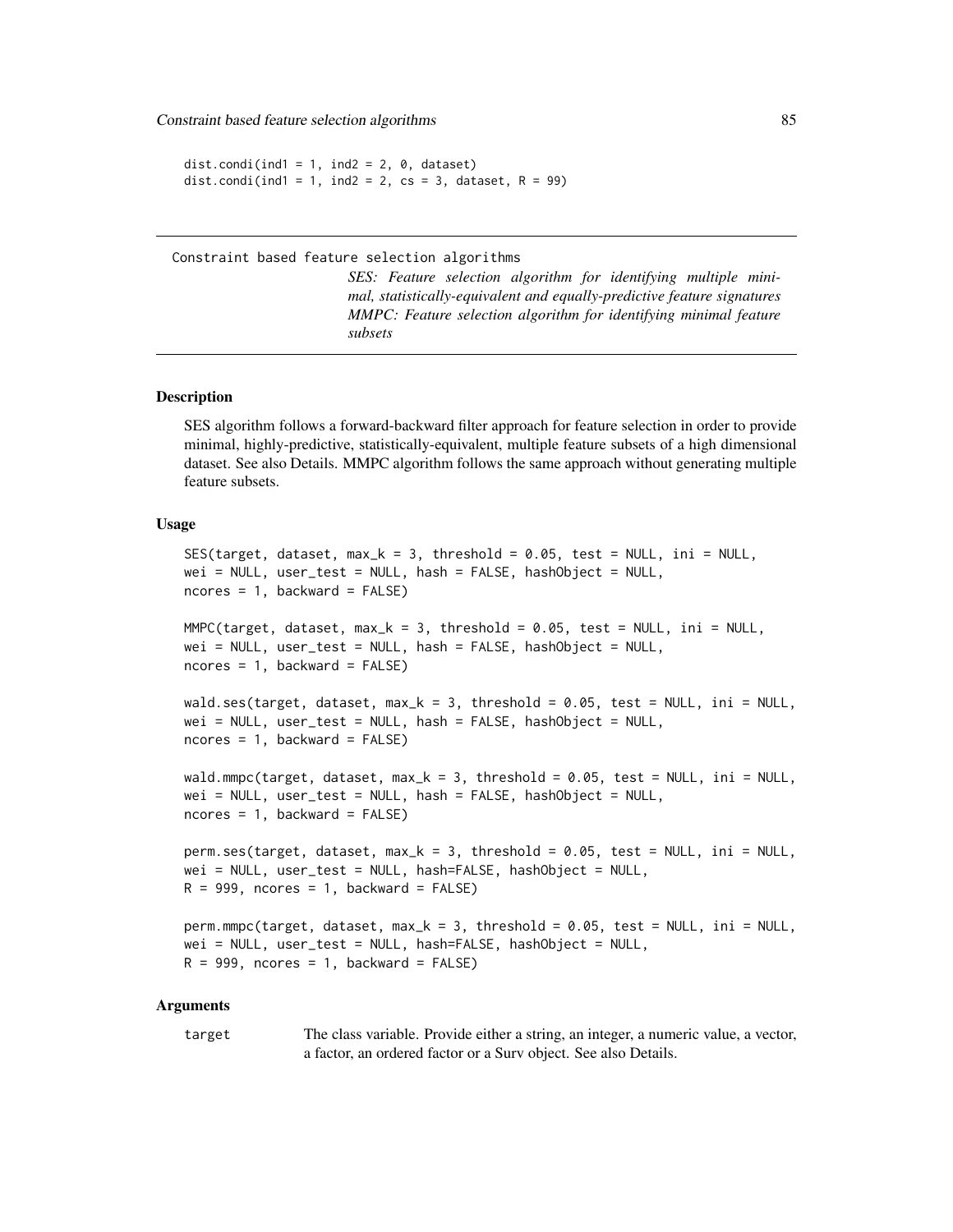```
dist.condi(ind1 = 1, ind2 = 2, 0, dataset)
dist.condi(ind1 = 1, ind2 = 2, cs = 3, dataset, R = 99)
```

---

## Constraint based feature selection algorithms

*SES: Feature selection algorithm for identifying multiple minimal, statistically-equivalent and equally-predictive feature signatures MMPC: Feature selection algorithm for identifying minimal feature subsets*

---

### Description

SES algorithm follows a forward-backward filter approach for feature selection in order to provide minimal, highly-predictive, statistically-equivalent, multiple feature subsets of a high dimensional dataset. See also Details. MMPC algorithm follows the same approach without generating multiple feature subsets.

### Usage

```
SES(target, dataset, max_k = 3, threshold = 0.05, test = NULL, ini = NULL,
wei = NULL, user_test = NULL, hash = FALSE, hashObject = NULL,
ncores = 1, backward = FALSE)

MMPC(target, dataset, max_k = 3, threshold = 0.05, test = NULL, ini = NULL,
wei = NULL, user_test = NULL, hash = FALSE, hashObject = NULL,
ncores = 1, backward = FALSE)

wald.ses(target, dataset, max_k = 3, threshold = 0.05, test = NULL, ini = NULL,
wei = NULL, user_test = NULL, hash = FALSE, hashObject = NULL,
ncores = 1, backward = FALSE)

wald.mmpc(target, dataset, max_k = 3, threshold = 0.05, test = NULL, ini = NULL,
wei = NULL, user_test = NULL, hash = FALSE, hashObject = NULL,
ncores = 1, backward = FALSE)

perm.ses(target, dataset, max_k = 3, threshold = 0.05, test = NULL, ini = NULL,
wei = NULL, user_test = NULL, hash=FALSE, hashObject = NULL,
R = 999, ncores = 1, backward = FALSE)

perm.mmpc(target, dataset, max_k = 3, threshold = 0.05, test = NULL, ini = NULL,
wei = NULL, user_test = NULL, hash=FALSE, hashObject = NULL,
R = 999, ncores = 1, backward = FALSE)
```

### Arguments

| | |
|---|---|
| target | The class variable. Provide either a string, an integer, a numeric value, a vector, a factor, an ordered factor or a Surv object. See also Details. |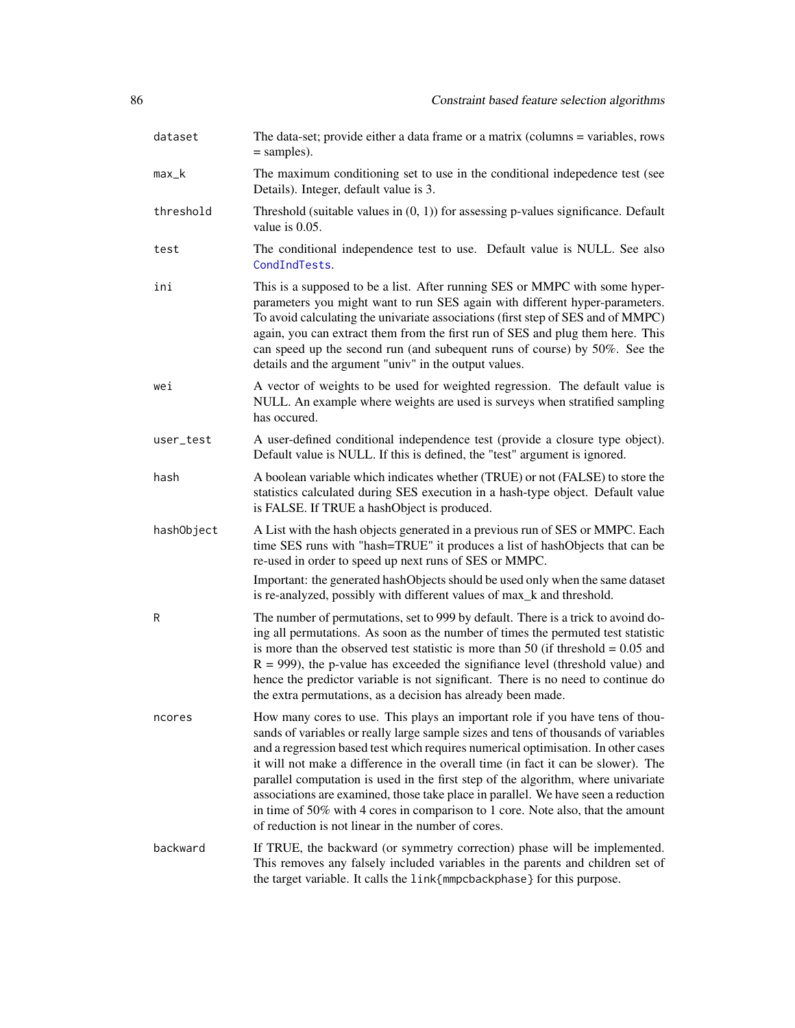| | |
|---|---|
| `dataset` | The data-set; provide either a data frame or a matrix (columns = variables, rows = samples). |
| `max_k` | The maximum conditioning set to use in the conditional indepedence test (see Details). Integer, default value is 3. |
| `threshold` | Threshold (suitable values in (0, 1)) for assessing p-values significance. Default value is 0.05. |
| `test` | The conditional independence test to use. Default value is NULL. See also `CondIndTests`. |
| `ini` | This is a supposed to be a list. After running SES or MMPC with some hyper-parameters you might want to run SES again with different hyper-parameters. To avoid calculating the univariate associations (first step of SES and of MMPC) again, you can extract them from the first run of SES and plug them here. This can speed up the second run (and subequent runs of course) by 50%. See the details and the argument "univ" in the output values. |
| `wei` | A vector of weights to be used for weighted regression. The default value is NULL. An example where weights are used is surveys when stratified sampling has occured. |
| `user_test` | A user-defined conditional independence test (provide a closure type object). Default value is NULL. If this is defined, the "test" argument is ignored. |
| `hash` | A boolean variable which indicates whether (TRUE) or not (FALSE) to store the statistics calculated during SES execution in a hash-type object. Default value is FALSE. If TRUE a hashObject is produced. |
| `hashObject` | A List with the hash objects generated in a previous run of SES or MMPC. Each time SES runs with "hash=TRUE" it produces a list of hashObjects that can be re-used in order to speed up next runs of SES or MMPC.<br><br>Important: the generated hashObjects should be used only when the same dataset is re-analyzed, possibly with different values of max_k and threshold. |
| `R` | The number of permutations, set to 999 by default. There is a trick to avoind doing all permutations. As soon as the number of times the permuted test statistic is more than the observed test statistic is more than 50 (if threshold = 0.05 and R = 999), the p-value has exceeded the signifiance level (threshold value) and hence the predictor variable is not significant. There is no need to continue do the extra permutations, as a decision has already been made. |
| `ncores` | How many cores to use. This plays an important role if you have tens of thousands of variables or really large sample sizes and tens of thousands of variables and a regression based test which requires numerical optimisation. In other cases it will not make a difference in the overall time (in fact it can be slower). The parallel computation is used in the first step of the algorithm, where univariate associations are examined, those take place in parallel. We have seen a reduction in time of 50% with 4 cores in comparison to 1 core. Note also, that the amount of reduction is not linear in the number of cores. |
| `backward` | If TRUE, the backward (or symmetry correction) phase will be implemented. This removes any falsely included variables in the parents and children set of the target variable. It calls the `link{mmpcbackphase}` for this purpose. |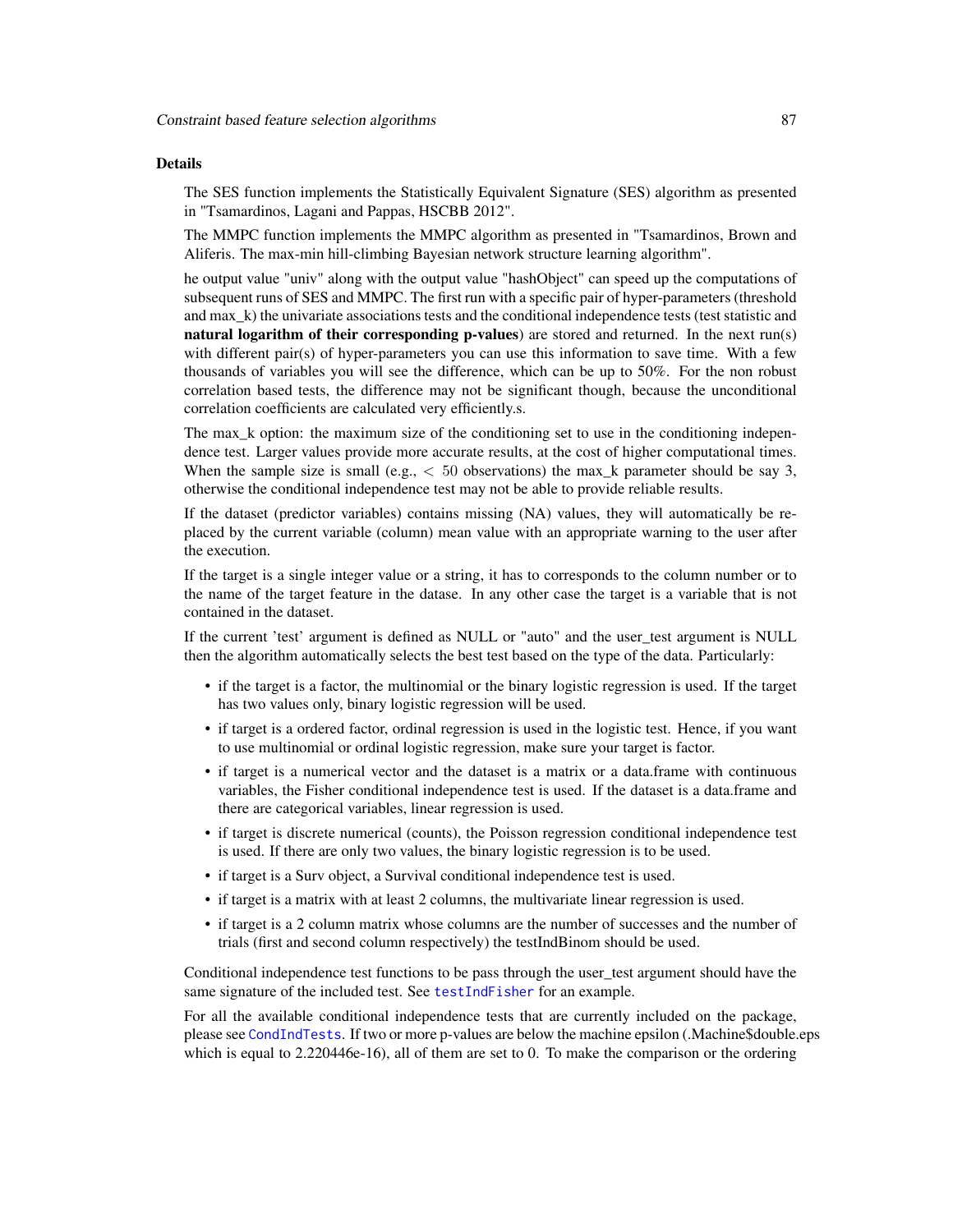## Details

The SES function implements the Statistically Equivalent Signature (SES) algorithm as presented in "Tsamardinos, Lagani and Pappas, HSCBB 2012".

The MMPC function implements the MMPC algorithm as presented in "Tsamardinos, Brown and Aliferis. The max-min hill-climbing Bayesian network structure learning algorithm".

he output value "univ" along with the output value "hashObject" can speed up the computations of subsequent runs of SES and MMPC. The first run with a specific pair of hyper-parameters (threshold and max_k) the univariate associations tests and the conditional independence tests (test statistic and **natural logarithm of their corresponding p-values**) are stored and returned. In the next run(s) with different pair(s) of hyper-parameters you can use this information to save time. With a few thousands of variables you will see the difference, which can be up to 50%. For the non robust correlation based tests, the difference may not be significant though, because the unconditional correlation coefficients are calculated very efficiently.s.

The max_k option: the maximum size of the conditioning set to use in the conditioning independence test. Larger values provide more accurate results, at the cost of higher computational times. When the sample size is small (e.g., $< 50$ observations) the max_k parameter should be say 3, otherwise the conditional independence test may not be able to provide reliable results.

If the dataset (predictor variables) contains missing (NA) values, they will automatically be replaced by the current variable (column) mean value with an appropriate warning to the user after the execution.

If the target is a single integer value or a string, it has to corresponds to the column number or to the name of the target feature in the datase. In any other case the target is a variable that is not contained in the dataset.

If the current 'test' argument is defined as NULL or "auto" and the user_test argument is NULL then the algorithm automatically selects the best test based on the type of the data. Particularly:

- if the target is a factor, the multinomial or the binary logistic regression is used. If the target has two values only, binary logistic regression will be used.
- if target is a ordered factor, ordinal regression is used in the logistic test. Hence, if you want to use multinomial or ordinal logistic regression, make sure your target is factor.
- if target is a numerical vector and the dataset is a matrix or a data.frame with continuous variables, the Fisher conditional independence test is used. If the dataset is a data.frame and there are categorical variables, linear regression is used.
- if target is discrete numerical (counts), the Poisson regression conditional independence test is used. If there are only two values, the binary logistic regression is to be used.
- if target is a Surv object, a Survival conditional independence test is used.
- if target is a matrix with at least 2 columns, the multivariate linear regression is used.
- if target is a 2 column matrix whose columns are the number of successes and the number of trials (first and second column respectively) the testIndBinom should be used.

Conditional independence test functions to be pass through the user_test argument should have the same signature of the included test. See `testIndFisher` for an example.

For all the available conditional independence tests that are currently included on the package, please see `CondIndTests`. If two or more p-values are below the machine epsilon (.Machine$double.eps which is equal to 2.220446e-16), all of them are set to 0. To make the comparison or the ordering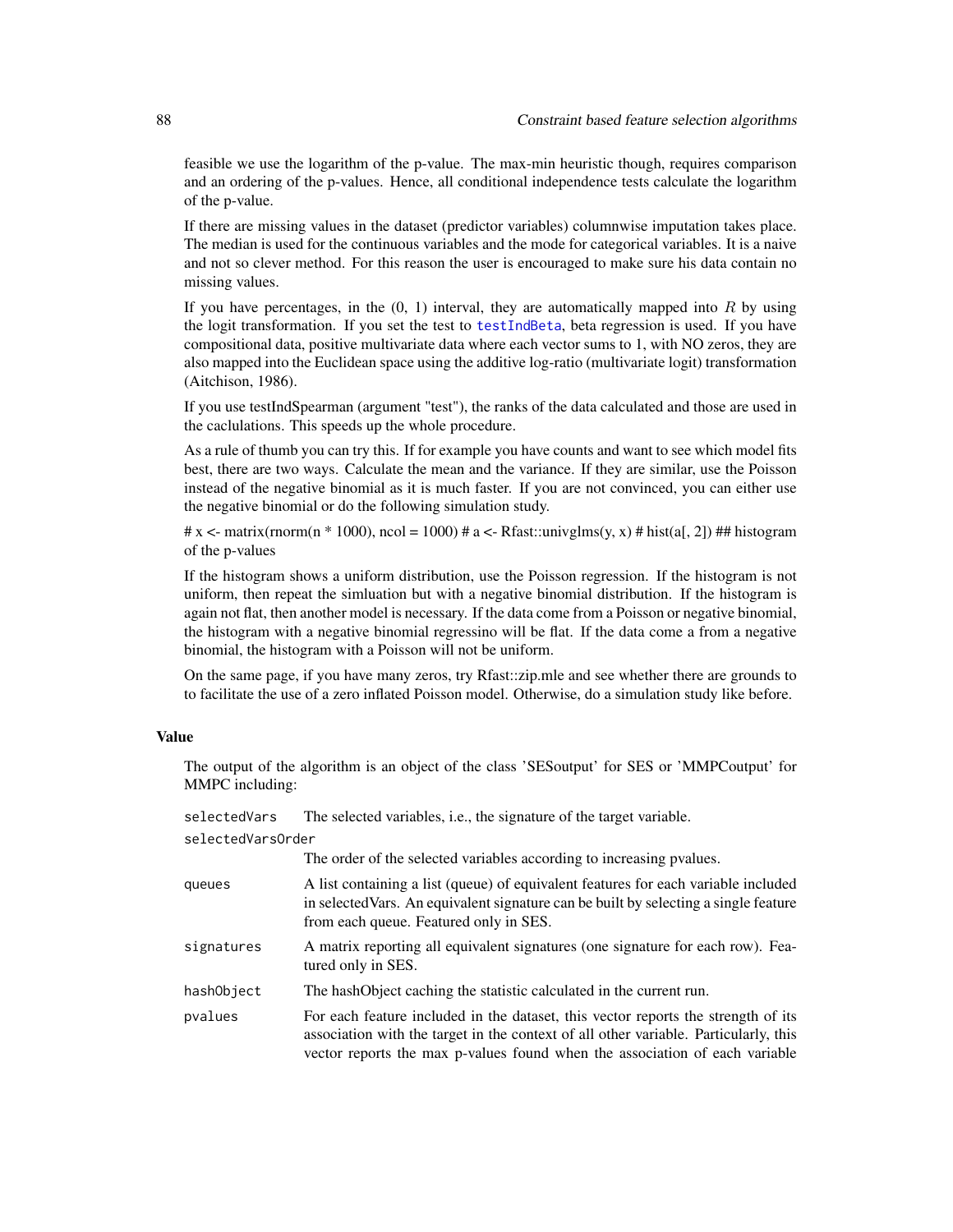feasible we use the logarithm of the p-value. The max-min heuristic though, requires comparison and an ordering of the p-values. Hence, all conditional independence tests calculate the logarithm of the p-value.

If there are missing values in the dataset (predictor variables) columnwise imputation takes place. The median is used for the continuous variables and the mode for categorical variables. It is a naive and not so clever method. For this reason the user is encouraged to make sure his data contain no missing values.

If you have percentages, in the (0, 1) interval, they are automatically mapped into $R$ by using the logit transformation. If you set the test to testIndBeta, beta regression is used. If you have compositional data, positive multivariate data where each vector sums to 1, with NO zeros, they are also mapped into the Euclidean space using the additive log-ratio (multivariate logit) transformation (Aitchison, 1986).

If you use testIndSpearman (argument "test"), the ranks of the data calculated and those are used in the caclulations. This speeds up the whole procedure.

As a rule of thumb you can try this. If for example you have counts and want to see which model fits best, there are two ways. Calculate the mean and the variance. If they are similar, use the Poisson instead of the negative binomial as it is much faster. If you are not convinced, you can either use the negative binomial or do the following simulation study.

# x <- matrix(rnorm(n * 1000), ncol = 1000) # a <- Rfast::univglms(y, x) # hist(a[, 2]) ## histogram of the p-values

If the histogram shows a uniform distribution, use the Poisson regression. If the histogram is not uniform, then repeat the simluation but with a negative binomial distribution. If the histogram is again not flat, then another model is necessary. If the data come from a Poisson or negative binomial, the histogram with a negative binomial regressino will be flat. If the data come a from a negative binomial, the histogram with a Poisson will not be uniform.

On the same page, if you have many zeros, try Rfast::zip.mle and see whether there are grounds to to facilitate the use of a zero inflated Poisson model. Otherwise, do a simulation study like before.

## Value

The output of the algorithm is an object of the class 'SESoutput' for SES or 'MMPCoutput' for MMPC including:

- `selectedVars` The selected variables, i.e., the signature of the target variable.
- `selectedVarsOrder` The order of the selected variables according to increasing pvalues.
- `queues` A list containing a list (queue) of equivalent features for each variable included in selectedVars. An equivalent signature can be built by selecting a single feature from each queue. Featured only in SES.
- `signatures` A matrix reporting all equivalent signatures (one signature for each row). Featured only in SES.
- `hashObject` The hashObject caching the statistic calculated in the current run.
- `pvalues` For each feature included in the dataset, this vector reports the strength of its association with the target in the context of all other variable. Particularly, this vector reports the max p-values found when the association of each variable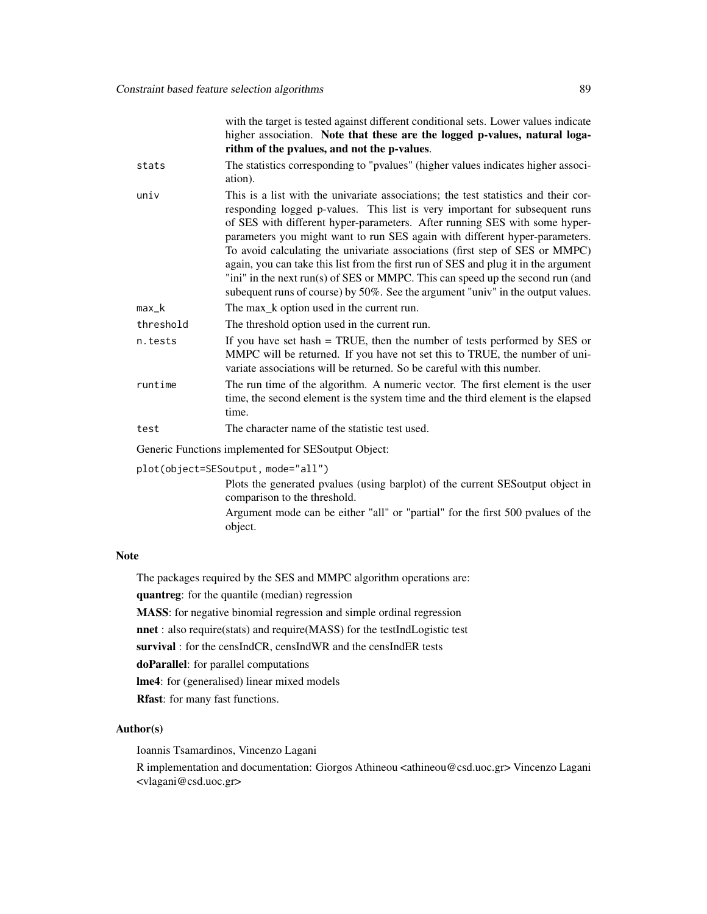with the target is tested against different conditional sets. Lower values indicate higher association. **Note that these are the logged p-values, natural logarithm of the pvalues, and not the p-values**.

`stats` The statistics corresponding to "pvalues" (higher values indicates higher association).

`univ` This is a list with the univariate associations; the test statistics and their corresponding logged p-values. This list is very important for subsequent runs of SES with different hyper-parameters. After running SES with some hyper-parameters you might want to run SES again with different hyper-parameters. To avoid calculating the univariate associations (first step of SES or MMPC) again, you can take this list from the first run of SES and plug it in the argument "ini" in the next run(s) of SES or MMPC. This can speed up the second run (and subequent runs of course) by 50%. See the argument "univ" in the output values.

`max_k` The max_k option used in the current run.

`threshold` The threshold option used in the current run.

`n.tests` If you have set hash = TRUE, then the number of tests performed by SES or MMPC will be returned. If you have not set this to TRUE, the number of univariate associations will be returned. So be careful with this number.

`runtime` The run time of the algorithm. A numeric vector. The first element is the user time, the second element is the system time and the third element is the elapsed time.

`test` The character name of the statistic test used.

Generic Functions implemented for SESoutput Object:

`plot(object=SESoutput, mode="all")`
Plots the generated pvalues (using barplot) of the current SESoutput object in comparison to the threshold.
Argument mode can be either "all" or "partial" for the first 500 pvalues of the object.

## Note

The packages required by the SES and MMPC algorithm operations are:

**quantreg**: for the quantile (median) regression

**MASS**: for negative binomial regression and simple ordinal regression

**nnet** : also require(stats) and require(MASS) for the testIndLogistic test

**survival** : for the censIndCR, censIndWR and the censIndER tests

**doParallel**: for parallel computations

**lme4**: for (generalised) linear mixed models

**Rfast**: for many fast functions.

## Author(s)

Ioannis Tsamardinos, Vincenzo Lagani

R implementation and documentation: Giorgos Athineou <athineou@csd.uoc.gr> Vincenzo Lagani <vlagani@csd.uoc.gr>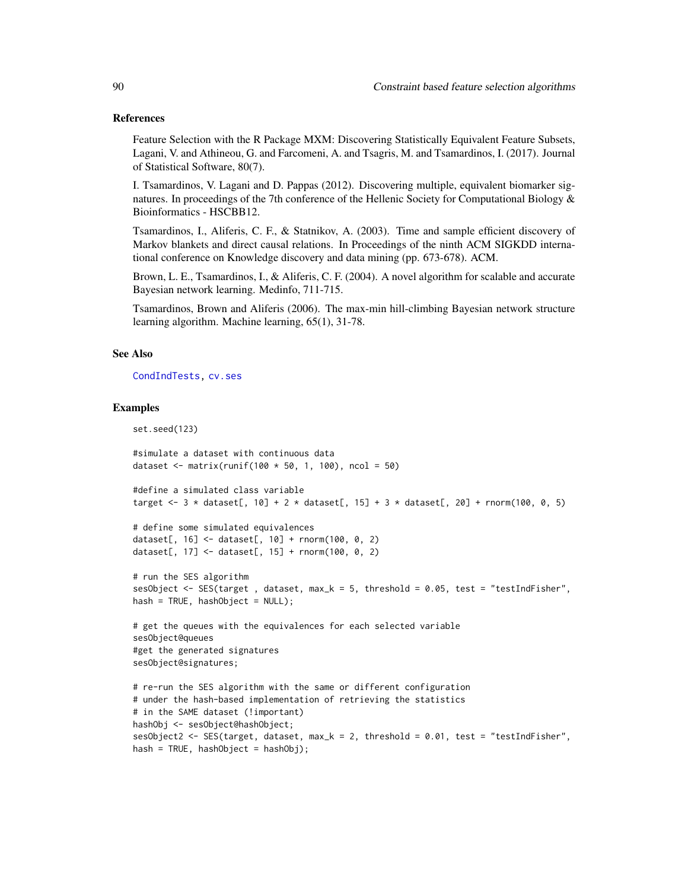## References

Feature Selection with the R Package MXM: Discovering Statistically Equivalent Feature Subsets, Lagani, V. and Athineou, G. and Farcomeni, A. and Tsagris, M. and Tsamardinos, I. (2017). Journal of Statistical Software, 80(7).

I. Tsamardinos, V. Lagani and D. Pappas (2012). Discovering multiple, equivalent biomarker signatures. In proceedings of the 7th conference of the Hellenic Society for Computational Biology & Bioinformatics - HSCBB12.

Tsamardinos, I., Aliferis, C. F., & Statnikov, A. (2003). Time and sample efficient discovery of Markov blankets and direct causal relations. In Proceedings of the ninth ACM SIGKDD international conference on Knowledge discovery and data mining (pp. 673-678). ACM.

Brown, L. E., Tsamardinos, I., & Aliferis, C. F. (2004). A novel algorithm for scalable and accurate Bayesian network learning. Medinfo, 711-715.

Tsamardinos, Brown and Aliferis (2006). The max-min hill-climbing Bayesian network structure learning algorithm. Machine learning, 65(1), 31-78.

## See Also

CondIndTests, cv.ses

## Examples

```
set.seed(123)

#simulate a dataset with continuous data
dataset <- matrix(runif(100 * 50, 1, 100), ncol = 50)

#define a simulated class variable
target <- 3 * dataset[, 10] + 2 * dataset[, 15] + 3 * dataset[, 20] + rnorm(100, 0, 5)

# define some simulated equivalences
dataset[, 16] <- dataset[, 10] + rnorm(100, 0, 2)
dataset[, 17] <- dataset[, 15] + rnorm(100, 0, 2)

# run the SES algorithm
sesObject <- SES(target , dataset, max_k = 5, threshold = 0.05, test = "testIndFisher",
hash = TRUE, hashObject = NULL);

# get the queues with the equivalences for each selected variable
sesObject@queues
#get the generated signatures
sesObject@signatures;

# re-run the SES algorithm with the same or different configuration
# under the hash-based implementation of retrieving the statistics
# in the SAME dataset (!important)
hashObj <- sesObject@hashObject;
sesObject2 <- SES(target, dataset, max_k = 2, threshold = 0.01, test = "testIndFisher",
hash = TRUE, hashObject = hashObj);
```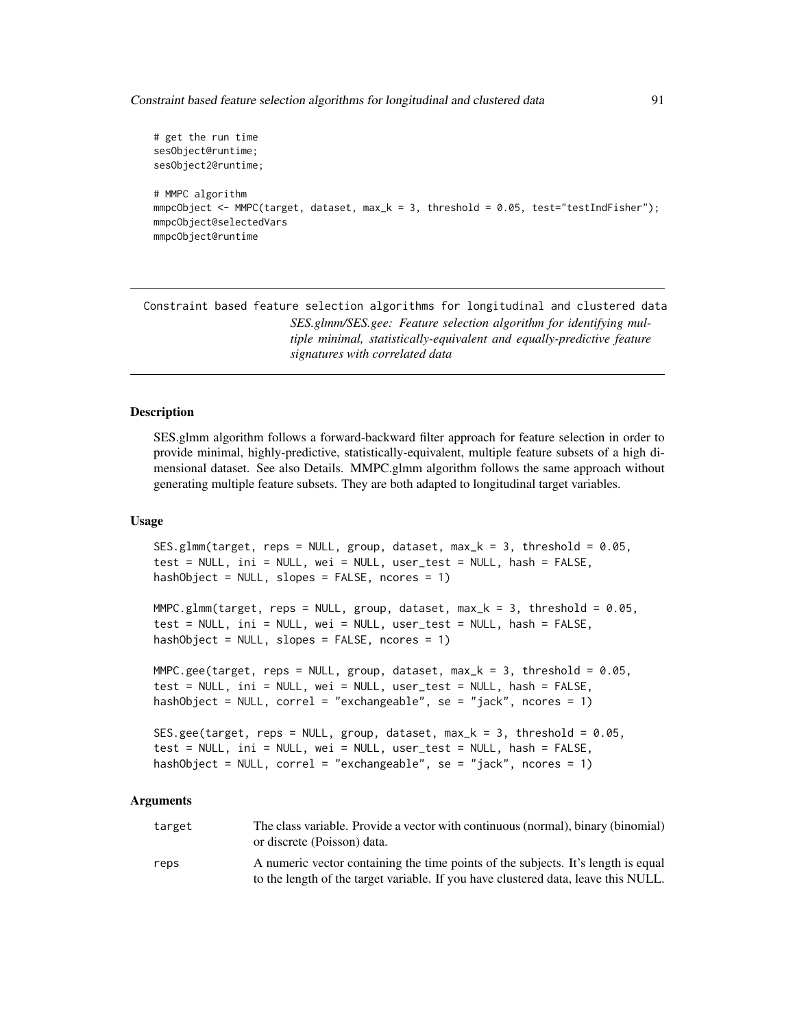```
# get the run time
sesObject@runtime;
sesObject2@runtime;

# MMPC algorithm
mmpcObject <- MMPC(target, dataset, max_k = 3, threshold = 0.05, test="testIndFisher");
mmpcObject@selectedVars
mmpcObject@runtime
```

---

## Constraint based feature selection algorithms for longitudinal and clustered data

*SES.glmm/SES.gee: Feature selection algorithm for identifying multiple minimal, statistically-equivalent and equally-predictive feature signatures with correlated data*

---

### Description

SES.glmm algorithm follows a forward-backward filter approach for feature selection in order to provide minimal, highly-predictive, statistically-equivalent, multiple feature subsets of a high dimensional dataset. See also Details. MMPC.glmm algorithm follows the same approach without generating multiple feature subsets. They are both adapted to longitudinal target variables.

### Usage

```
SES.glmm(target, reps = NULL, group, dataset, max_k = 3, threshold = 0.05,
test = NULL, ini = NULL, wei = NULL, user_test = NULL, hash = FALSE,
hashObject = NULL, slopes = FALSE, ncores = 1)

MMPC.glmm(target, reps = NULL, group, dataset, max_k = 3, threshold = 0.05,
test = NULL, ini = NULL, wei = NULL, user_test = NULL, hash = FALSE,
hashObject = NULL, slopes = FALSE, ncores = 1)

MMPC.gee(target, reps = NULL, group, dataset, max_k = 3, threshold = 0.05,
test = NULL, ini = NULL, wei = NULL, user_test = NULL, hash = FALSE,
hashObject = NULL, correl = "exchangeable", se = "jack", ncores = 1)

SES.gee(target, reps = NULL, group, dataset, max_k = 3, threshold = 0.05,
test = NULL, ini = NULL, wei = NULL, user_test = NULL, hash = FALSE,
hashObject = NULL, correl = "exchangeable", se = "jack", ncores = 1)
```

### Arguments

`target` The class variable. Provide a vector with continuous (normal), binary (binomial) or discrete (Poisson) data.

`reps` A numeric vector containing the time points of the subjects. It's length is equal to the length of the target variable. If you have clustered data, leave this NULL.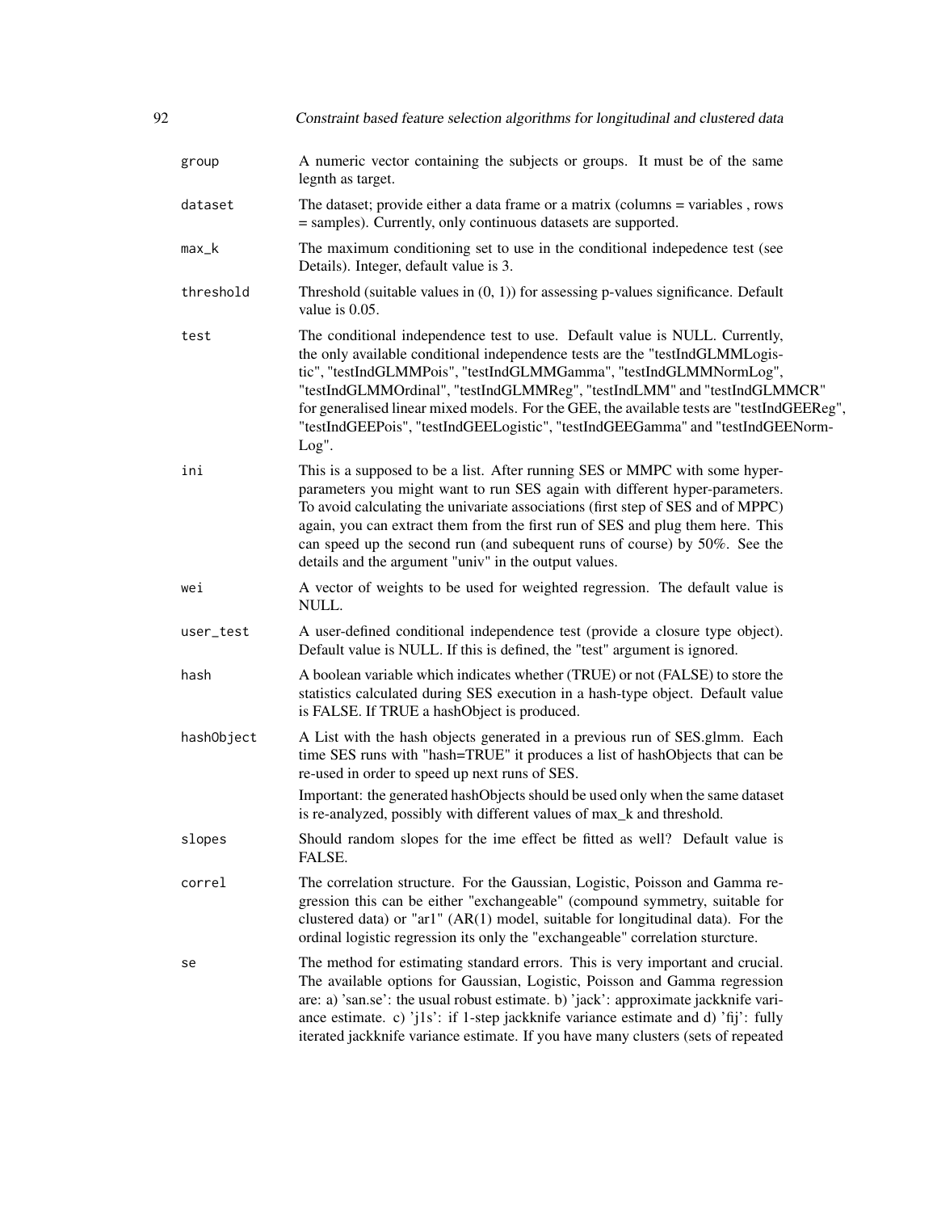| | |
|---|---|
| group | A numeric vector containing the subjects or groups. It must be of the same legnth as target. |
| dataset | The dataset; provide either a data frame or a matrix (columns = variables , rows = samples). Currently, only continuous datasets are supported. |
| max_k | The maximum conditioning set to use in the conditional indepedence test (see Details). Integer, default value is 3. |
| threshold | Threshold (suitable values in (0, 1)) for assessing p-values significance. Default value is 0.05. |
| test | The conditional independence test to use. Default value is NULL. Currently, the only available conditional independence tests are the "testIndGLMMLogistic", "testIndGLMMPois", "testIndGLMMGamma", "testIndGLMMNormLog", "testIndGLMMOrdinal", "testIndGLMMReg", "testIndLMM" and "testIndGLMMCR" for generalised linear mixed models. For the GEE, the available tests are "testIndGEEReg", "testIndGEEPois", "testIndGEELogistic", "testIndGEEGamma" and "testIndGEENormLog". |
| ini | This is a supposed to be a list. After running SES or MMPC with some hyper-parameters you might want to run SES again with different hyper-parameters. To avoid calculating the univariate associations (first step of SES and of MPPC) again, you can extract them from the first run of SES and plug them here. This can speed up the second run (and subequent runs of course) by 50%. See the details and the argument "univ" in the output values. |
| wei | A vector of weights to be used for weighted regression. The default value is NULL. |
| user_test | A user-defined conditional independence test (provide a closure type object). Default value is NULL. If this is defined, the "test" argument is ignored. |
| hash | A boolean variable which indicates whether (TRUE) or not (FALSE) to store the statistics calculated during SES execution in a hash-type object. Default value is FALSE. If TRUE a hashObject is produced. |
| hashObject | A List with the hash objects generated in a previous run of SES.glmm. Each time SES runs with "hash=TRUE" it produces a list of hashObjects that can be re-used in order to speed up next runs of SES.<br><br>Important: the generated hashObjects should be used only when the same dataset is re-analyzed, possibly with different values of max_k and threshold. |
| slopes | Should random slopes for the ime effect be fitted as well? Default value is FALSE. |
| correl | The correlation structure. For the Gaussian, Logistic, Poisson and Gamma regression this can be either "exchangeable" (compound symmetry, suitable for clustered data) or "ar1" (AR(1) model, suitable for longitudinal data). For the ordinal logistic regression its only the "exchangeable" correlation sturcture. |
| se | The method for estimating standard errors. This is very important and crucial. The available options for Gaussian, Logistic, Poisson and Gamma regression are: a) 'san.se': the usual robust estimate. b) 'jack': approximate jackknife variance estimate. c) 'j1s': if 1-step jackknife variance estimate and d) 'fij': fully iterated jackknife variance estimate. If you have many clusters (sets of repeated |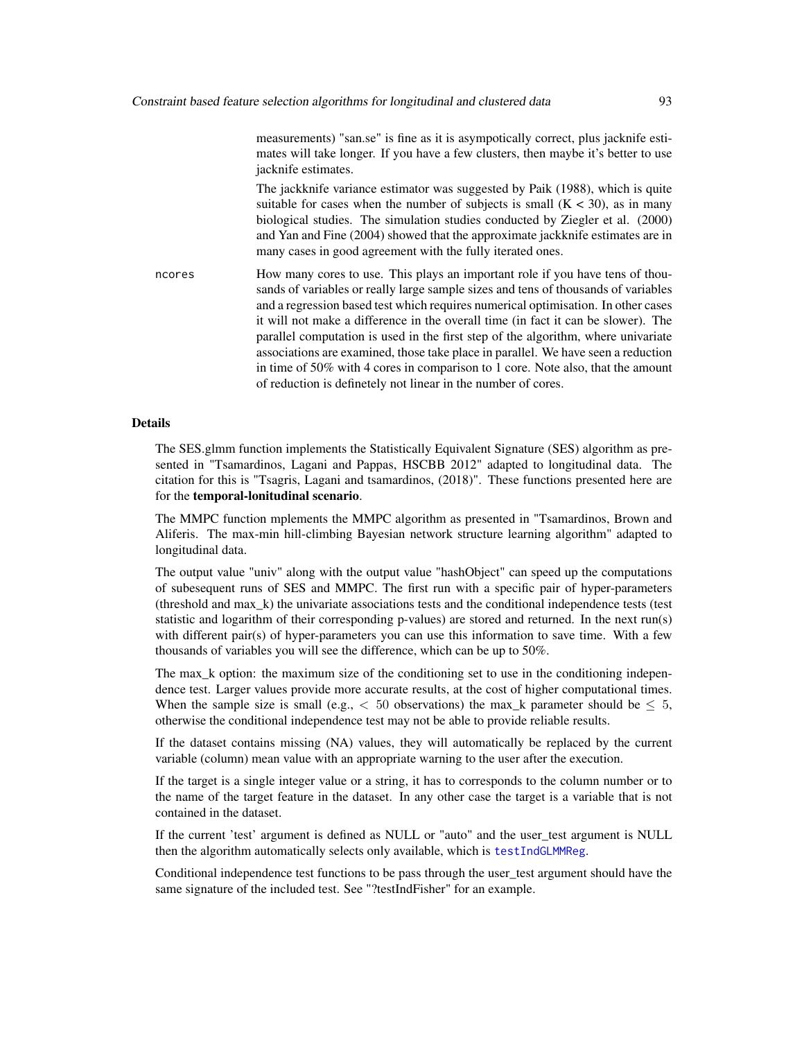measurements) "san.se" is fine as it is asympotically correct, plus jacknife estimates will take longer. If you have a few clusters, then maybe it's better to use jacknife estimates.

The jackknife variance estimator was suggested by Paik (1988), which is quite suitable for cases when the number of subjects is small (K < 30), as in many biological studies. The simulation studies conducted by Ziegler et al. (2000) and Yan and Fine (2004) showed that the approximate jackknife estimates are in many cases in good agreement with the fully iterated ones.

ncores
: How many cores to use. This plays an important role if you have tens of thousands of variables or really large sample sizes and tens of thousands of variables and a regression based test which requires numerical optimisation. In other cases it will not make a difference in the overall time (in fact it can be slower). The parallel computation is used in the first step of the algorithm, where univariate associations are examined, those take place in parallel. We have seen a reduction in time of 50% with 4 cores in comparison to 1 core. Note also, that the amount of reduction is definetely not linear in the number of cores.

## Details

The SES.glmm function implements the Statistically Equivalent Signature (SES) algorithm as presented in "Tsamardinos, Lagani and Pappas, HSCBB 2012" adapted to longitudinal data. The citation for this is "Tsagris, Lagani and tsamardinos, (2018)". These functions presented here are for the **temporal-lonitudinal scenario**.

The MMPC function mplements the MMPC algorithm as presented in "Tsamardinos, Brown and Aliferis. The max-min hill-climbing Bayesian network structure learning algorithm" adapted to longitudinal data.

The output value "univ" along with the output value "hashObject" can speed up the computations of subesequent runs of SES and MMPC. The first run with a specific pair of hyper-parameters (threshold and max_k) the univariate associations tests and the conditional independence tests (test statistic and logarithm of their corresponding p-values) are stored and returned. In the next run(s) with different pair(s) of hyper-parameters you can use this information to save time. With a few thousands of variables you will see the difference, which can be up to 50%.

The max_k option: the maximum size of the conditioning set to use in the conditioning independence test. Larger values provide more accurate results, at the cost of higher computational times. When the sample size is small (e.g., $< 50$ observations) the max_k parameter should be $\leq 5$, otherwise the conditional independence test may not be able to provide reliable results.

If the dataset contains missing (NA) values, they will automatically be replaced by the current variable (column) mean value with an appropriate warning to the user after the execution.

If the target is a single integer value or a string, it has to corresponds to the column number or to the name of the target feature in the dataset. In any other case the target is a variable that is not contained in the dataset.

If the current 'test' argument is defined as NULL or "auto" and the user_test argument is NULL then the algorithm automatically selects only available, which is `testIndGLMMReg`.

Conditional independence test functions to be pass through the user_test argument should have the same signature of the included test. See "?testIndFisher" for an example.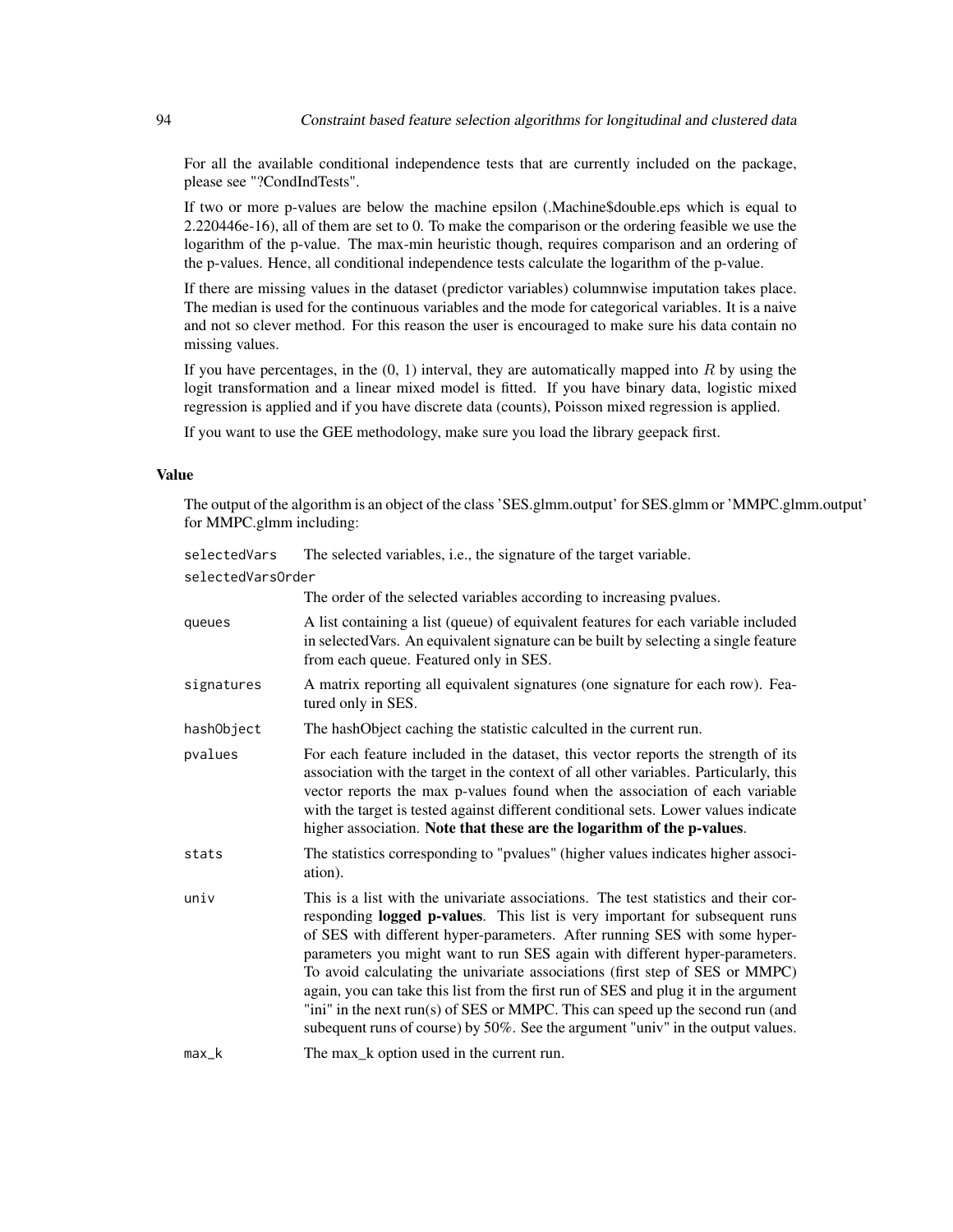For all the available conditional independence tests that are currently included on the package, please see "?CondIndTests".

If two or more p-values are below the machine epsilon (.Machine$double.eps which is equal to 2.220446e-16), all of them are set to 0. To make the comparison or the ordering feasible we use the logarithm of the p-value. The max-min heuristic though, requires comparison and an ordering of the p-values. Hence, all conditional independence tests calculate the logarithm of the p-value.

If there are missing values in the dataset (predictor variables) columnwise imputation takes place. The median is used for the continuous variables and the mode for categorical variables. It is a naive and not so clever method. For this reason the user is encouraged to make sure his data contain no missing values.

If you have percentages, in the (0, 1) interval, they are automatically mapped into $R$ by using the logit transformation and a linear mixed model is fitted. If you have binary data, logistic mixed regression is applied and if you have discrete data (counts), Poisson mixed regression is applied.

If you want to use the GEE methodology, make sure you load the library geepack first.

### Value

The output of the algorithm is an object of the class 'SES.glmm.output' for SES.glmm or 'MMPC.glmm.output' for MMPC.glmm including:

`selectedVars` The selected variables, i.e., the signature of the target variable.

`selectedVarsOrder` The order of the selected variables according to increasing pvalues.

`queues` A list containing a list (queue) of equivalent features for each variable included in selectedVars. An equivalent signature can be built by selecting a single feature from each queue. Featured only in SES.

`signatures` A matrix reporting all equivalent signatures (one signature for each row). Featured only in SES.

`hashObject` The hashObject caching the statistic calculted in the current run.

`pvalues` For each feature included in the dataset, this vector reports the strength of its association with the target in the context of all other variables. Particularly, this vector reports the max p-values found when the association of each variable with the target is tested against different conditional sets. Lower values indicate higher association. **Note that these are the logarithm of the p-values**.

`stats` The statistics corresponding to "pvalues" (higher values indicates higher association).

`univ` This is a list with the univariate associations. The test statistics and their corresponding **logged p-values**. This list is very important for subsequent runs of SES with different hyper-parameters. After running SES with some hyper-parameters you might want to run SES again with different hyper-parameters. To avoid calculating the univariate associations (first step of SES or MMPC) again, you can take this list from the first run of SES and plug it in the argument "ini" in the next run(s) of SES or MMPC. This can speed up the second run (and subequent runs of course) by 50%. See the argument "univ" in the output values.

`max_k` The max_k option used in the current run.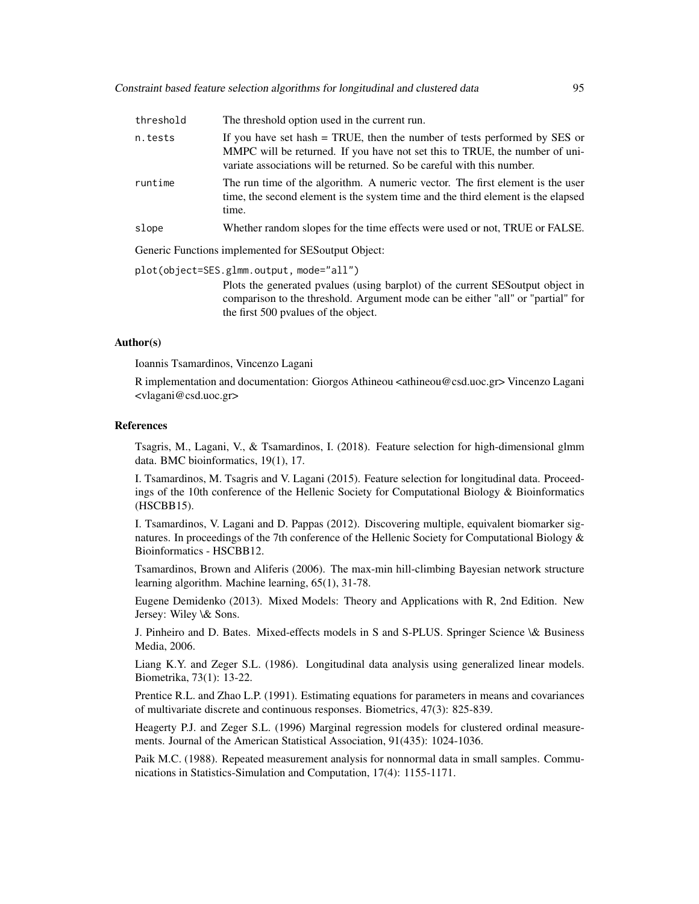threshold
: The threshold option used in the current run.

n.tests
: If you have set hash = TRUE, then the number of tests performed by SES or MMPC will be returned. If you have not set this to TRUE, the number of univariate associations will be returned. So be careful with this number.

runtime
: The run time of the algorithm. A numeric vector. The first element is the user time, the second element is the system time and the third element is the elapsed time.

slope
: Whether random slopes for the time effects were used or not, TRUE or FALSE.

Generic Functions implemented for SESoutput Object:

`plot(object=SES.glmm.output, mode="all")`
: Plots the generated pvalues (using barplot) of the current SESoutput object in comparison to the threshold. Argument mode can be either "all" or "partial" for the first 500 pvalues of the object.

### Author(s)

Ioannis Tsamardinos, Vincenzo Lagani

R implementation and documentation: Giorgos Athineou <athineou@csd.uoc.gr> Vincenzo Lagani <vlagani@csd.uoc.gr>

### References

Tsagris, M., Lagani, V., & Tsamardinos, I. (2018). Feature selection for high-dimensional glmm data. BMC bioinformatics, 19(1), 17.

I. Tsamardinos, M. Tsagris and V. Lagani (2015). Feature selection for longitudinal data. Proceedings of the 10th conference of the Hellenic Society for Computational Biology & Bioinformatics (HSCBB15).

I. Tsamardinos, V. Lagani and D. Pappas (2012). Discovering multiple, equivalent biomarker signatures. In proceedings of the 7th conference of the Hellenic Society for Computational Biology & Bioinformatics - HSCBB12.

Tsamardinos, Brown and Aliferis (2006). The max-min hill-climbing Bayesian network structure learning algorithm. Machine learning, 65(1), 31-78.

Eugene Demidenko (2013). Mixed Models: Theory and Applications with R, 2nd Edition. New Jersey: Wiley \& Sons.

J. Pinheiro and D. Bates. Mixed-effects models in S and S-PLUS. Springer Science \& Business Media, 2006.

Liang K.Y. and Zeger S.L. (1986). Longitudinal data analysis using generalized linear models. Biometrika, 73(1): 13-22.

Prentice R.L. and Zhao L.P. (1991). Estimating equations for parameters in means and covariances of multivariate discrete and continuous responses. Biometrics, 47(3): 825-839.

Heagerty P.J. and Zeger S.L. (1996) Marginal regression models for clustered ordinal measurements. Journal of the American Statistical Association, 91(435): 1024-1036.

Paik M.C. (1988). Repeated measurement analysis for nonnormal data in small samples. Communications in Statistics-Simulation and Computation, 17(4): 1155-1171.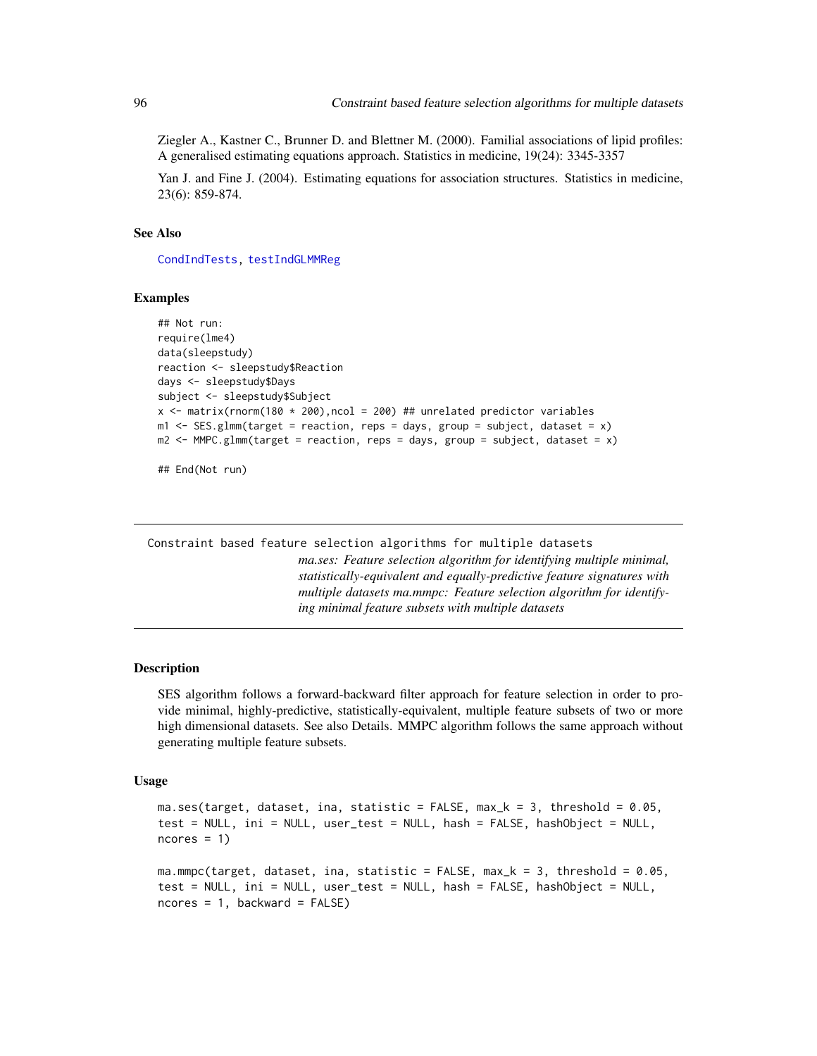Ziegler A., Kastner C., Brunner D. and Blettner M. (2000). Familial associations of lipid profiles: A generalised estimating equations approach. Statistics in medicine, 19(24): 3345-3357

Yan J. and Fine J. (2004). Estimating equations for association structures. Statistics in medicine, 23(6): 859-874.

### See Also

CondIndTests, testIndGLMMReg

### Examples

```
## Not run:
require(lme4)
data(sleepstudy)
reaction <- sleepstudy$Reaction
days <- sleepstudy$Days
subject <- sleepstudy$Subject
x <- matrix(rnorm(180 * 200),ncol = 200) ## unrelated predictor variables
m1 <- SES.glmm(target = reaction, reps = days, group = subject, dataset = x)
m2 <- MMPC.glmm(target = reaction, reps = days, group = subject, dataset = x)

## End(Not run)
```

---

## Constraint based feature selection algorithms for multiple datasets

*ma.ses: Feature selection algorithm for identifying multiple minimal, statistically-equivalent and equally-predictive feature signatures with multiple datasets ma.mmpc: Feature selection algorithm for identifying minimal feature subsets with multiple datasets*

---

### Description

SES algorithm follows a forward-backward filter approach for feature selection in order to provide minimal, highly-predictive, statistically-equivalent, multiple feature subsets of two or more high dimensional datasets. See also Details. MMPC algorithm follows the same approach without generating multiple feature subsets.

### Usage

```
ma.ses(target, dataset, ina, statistic = FALSE, max_k = 3, threshold = 0.05,
test = NULL, ini = NULL, user_test = NULL, hash = FALSE, hashObject = NULL,
ncores = 1)

ma.mmpc(target, dataset, ina, statistic = FALSE, max_k = 3, threshold = 0.05,
test = NULL, ini = NULL, user_test = NULL, hash = FALSE, hashObject = NULL,
ncores = 1, backward = FALSE)
```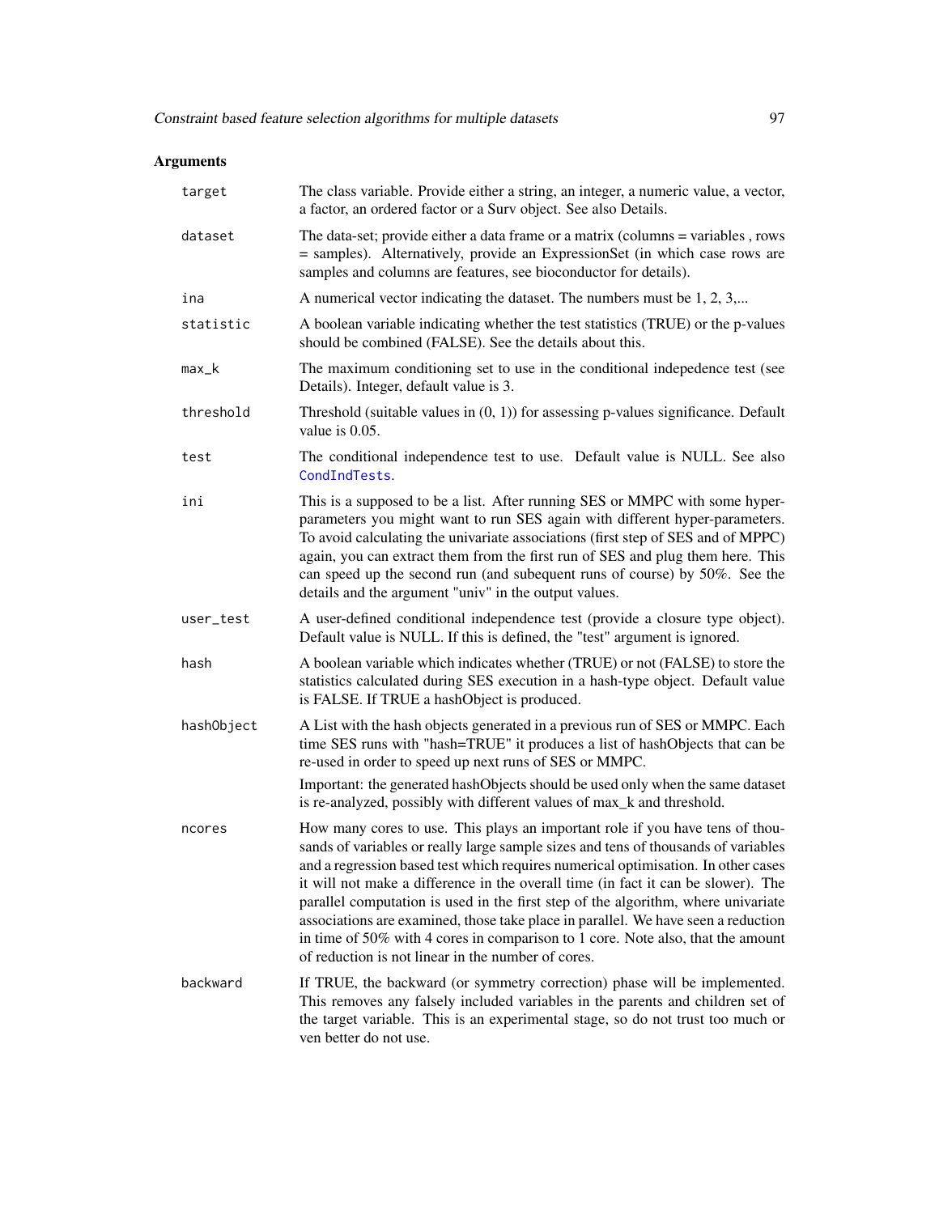### Arguments

| | |
|---|---|
| `target` | The class variable. Provide either a string, an integer, a numeric value, a vector, a factor, an ordered factor or a Surv object. See also Details. |
| `dataset` | The data-set; provide either a data frame or a matrix (columns = variables , rows = samples). Alternatively, provide an ExpressionSet (in which case rows are samples and columns are features, see bioconductor for details). |
| `ina` | A numerical vector indicating the dataset. The numbers must be 1, 2, 3,... |
| `statistic` | A boolean variable indicating whether the test statistics (TRUE) or the p-values should be combined (FALSE). See the details about this. |
| `max_k` | The maximum conditioning set to use in the conditional indepedence test (see Details). Integer, default value is 3. |
| `threshold` | Threshold (suitable values in (0, 1)) for assessing p-values significance. Default value is 0.05. |
| `test` | The conditional independence test to use. Default value is NULL. See also `CondIndTests`. |
| `ini` | This is a supposed to be a list. After running SES or MMPC with some hyper-parameters you might want to run SES again with different hyper-parameters. To avoid calculating the univariate associations (first step of SES and of MPPC) again, you can extract them from the first run of SES and plug them here. This can speed up the second run (and subequent runs of course) by 50%. See the details and the argument "univ" in the output values. |
| `user_test` | A user-defined conditional independence test (provide a closure type object). Default value is NULL. If this is defined, the "test" argument is ignored. |
| `hash` | A boolean variable which indicates whether (TRUE) or not (FALSE) to store the statistics calculated during SES execution in a hash-type object. Default value is FALSE. If TRUE a hashObject is produced. |
| `hashObject` | A List with the hash objects generated in a previous run of SES or MMPC. Each time SES runs with "hash=TRUE" it produces a list of hashObjects that can be re-used in order to speed up next runs of SES or MMPC.<br><br>Important: the generated hashObjects should be used only when the same dataset is re-analyzed, possibly with different values of max_k and threshold. |
| `ncores` | How many cores to use. This plays an important role if you have tens of thousands of variables or really large sample sizes and tens of thousands of variables and a regression based test which requires numerical optimisation. In other cases it will not make a difference in the overall time (in fact it can be slower). The parallel computation is used in the first step of the algorithm, where univariate associations are examined, those take place in parallel. We have seen a reduction in time of 50% with 4 cores in comparison to 1 core. Note also, that the amount of reduction is not linear in the number of cores. |
| `backward` | If TRUE, the backward (or symmetry correction) phase will be implemented. This removes any falsely included variables in the parents and children set of the target variable. This is an experimental stage, so do not trust too much or ven better do not use. |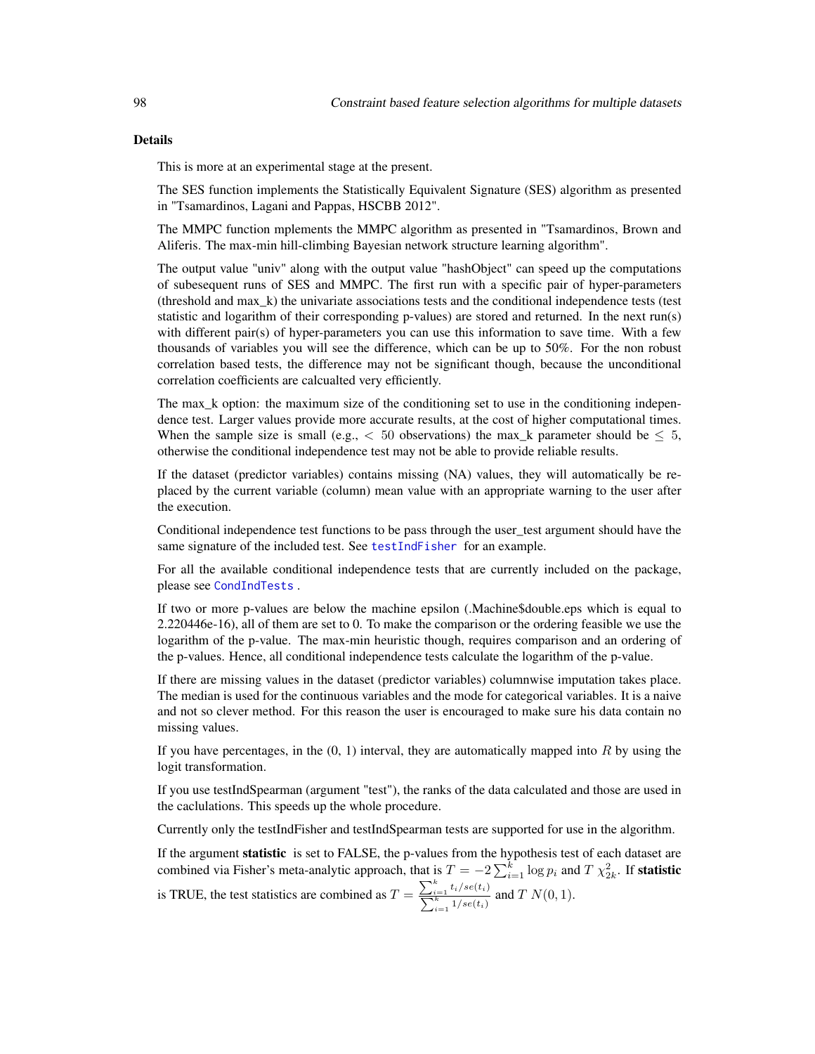## Details

This is more at an experimental stage at the present.

The SES function implements the Statistically Equivalent Signature (SES) algorithm as presented in "Tsamardinos, Lagani and Pappas, HSCBB 2012".

The MMPC function mplements the MMPC algorithm as presented in "Tsamardinos, Brown and Aliferis. The max-min hill-climbing Bayesian network structure learning algorithm".

The output value "univ" along with the output value "hashObject" can speed up the computations of subesequent runs of SES and MMPC. The first run with a specific pair of hyper-parameters (threshold and max_k) the univariate associations tests and the conditional independence tests (test statistic and logarithm of their corresponding p-values) are stored and returned. In the next run(s) with different pair(s) of hyper-parameters you can use this information to save time. With a few thousands of variables you will see the difference, which can be up to 50%. For the non robust correlation based tests, the difference may not be significant though, because the unconditional correlation coefficients are calcualted very efficiently.

The max_k option: the maximum size of the conditioning set to use in the conditioning independence test. Larger values provide more accurate results, at the cost of higher computational times. When the sample size is small (e.g., $< 50$ observations) the max_k parameter should be $\leq 5$, otherwise the conditional independence test may not be able to provide reliable results.

If the dataset (predictor variables) contains missing (NA) values, they will automatically be replaced by the current variable (column) mean value with an appropriate warning to the user after the execution.

Conditional independence test functions to be pass through the user_test argument should have the same signature of the included test. See testIndFisher for an example.

For all the available conditional independence tests that are currently included on the package, please see CondIndTests .

If two or more p-values are below the machine epsilon (.Machine$double.eps which is equal to 2.220446e-16), all of them are set to 0. To make the comparison or the ordering feasible we use the logarithm of the p-value. The max-min heuristic though, requires comparison and an ordering of the p-values. Hence, all conditional independence tests calculate the logarithm of the p-value.

If there are missing values in the dataset (predictor variables) columnwise imputation takes place. The median is used for the continuous variables and the mode for categorical variables. It is a naive and not so clever method. For this reason the user is encouraged to make sure his data contain no missing values.

If you have percentages, in the (0, 1) interval, they are automatically mapped into $R$ by using the logit transformation.

If you use testIndSpearman (argument "test"), the ranks of the data calculated and those are used in the caclulations. This speeds up the whole procedure.

Currently only the testIndFisher and testIndSpearman tests are supported for use in the algorithm.

If the argument **statistic** is set to FALSE, the p-values from the hypothesis test of each dataset are combined via Fisher's meta-analytic approach, that is $T = -2\sum_{i=1}^k \log p_i$ and $T\ \chi^2_{2k}$. If **statistic** is TRUE, the test statistics are combined as $T = \frac{\sum_{i=1}^k t_i/se(t_i)}{\sum_{i=1}^k 1/se(t_i)}$ and $T\ N(0,1)$.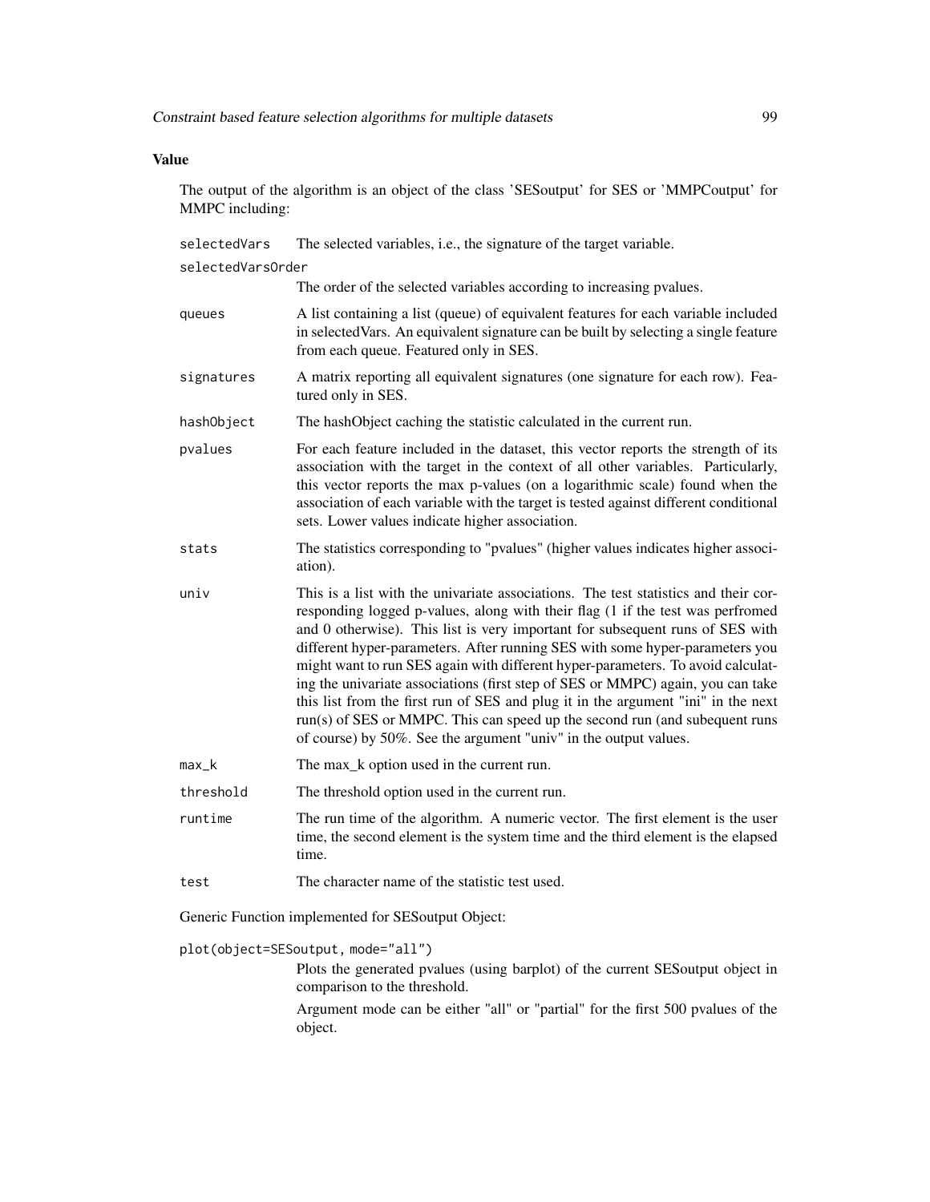## Value

The output of the algorithm is an object of the class 'SESoutput' for SES or 'MMPCoutput' for MMPC including:

`selectedVars` The selected variables, i.e., the signature of the target variable.

`selectedVarsOrder` The order of the selected variables according to increasing pvalues.

`queues` A list containing a list (queue) of equivalent features for each variable included in selectedVars. An equivalent signature can be built by selecting a single feature from each queue. Featured only in SES.

`signatures` A matrix reporting all equivalent signatures (one signature for each row). Featured only in SES.

`hashObject` The hashObject caching the statistic calculated in the current run.

`pvalues` For each feature included in the dataset, this vector reports the strength of its association with the target in the context of all other variables. Particularly, this vector reports the max p-values (on a logarithmic scale) found when the association of each variable with the target is tested against different conditional sets. Lower values indicate higher association.

`stats` The statistics corresponding to "pvalues" (higher values indicates higher association).

`univ` This is a list with the univariate associations. The test statistics and their corresponding logged p-values, along with their flag (1 if the test was perfromed and 0 otherwise). This list is very important for subsequent runs of SES with different hyper-parameters. After running SES with some hyper-parameters you might want to run SES again with different hyper-parameters. To avoid calculating the univariate associations (first step of SES or MMPC) again, you can take this list from the first run of SES and plug it in the argument "ini" in the next run(s) of SES or MMPC. This can speed up the second run (and subequent runs of course) by 50%. See the argument "univ" in the output values.

`max_k` The max_k option used in the current run.

`threshold` The threshold option used in the current run.

`runtime` The run time of the algorithm. A numeric vector. The first element is the user time, the second element is the system time and the third element is the elapsed time.

`test` The character name of the statistic test used.

Generic Function implemented for SESoutput Object:

`plot(object=SESoutput, mode="all")`

Plots the generated pvalues (using barplot) of the current SESoutput object in comparison to the threshold.

Argument mode can be either "all" or "partial" for the first 500 pvalues of the object.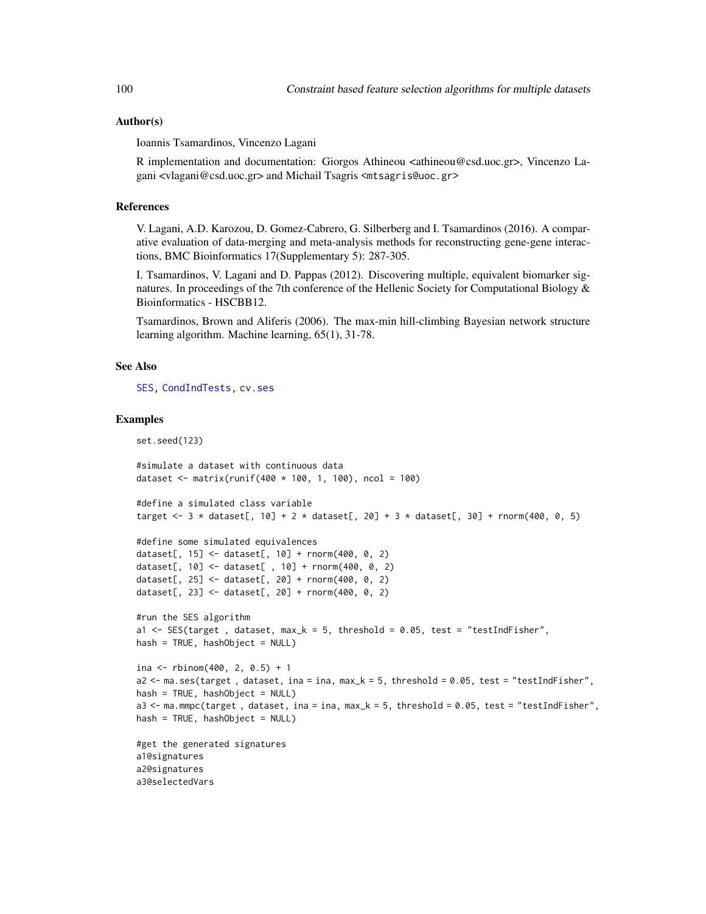### Author(s)

Ioannis Tsamardinos, Vincenzo Lagani

R implementation and documentation: Giorgos Athineou <athineou@csd.uoc.gr>, Vincenzo Lagani <vlagani@csd.uoc.gr> and Michail Tsagris <mtsagris@uoc.gr>

### References

V. Lagani, A.D. Karozou, D. Gomez-Cabrero, G. Silberberg and I. Tsamardinos (2016). A comparative evaluation of data-merging and meta-analysis methods for reconstructing gene-gene interactions, BMC Bioinformatics 17(Supplementary 5): 287-305.

I. Tsamardinos, V. Lagani and D. Pappas (2012). Discovering multiple, equivalent biomarker signatures. In proceedings of the 7th conference of the Hellenic Society for Computational Biology & Bioinformatics - HSCBB12.

Tsamardinos, Brown and Aliferis (2006). The max-min hill-climbing Bayesian network structure learning algorithm. Machine learning, 65(1), 31-78.

### See Also

SES, CondIndTests, cv.ses

### Examples

```
set.seed(123)

#simulate a dataset with continuous data
dataset <- matrix(runif(400 * 100, 1, 100), ncol = 100)

#define a simulated class variable
target <- 3 * dataset[, 10] + 2 * dataset[, 20] + 3 * dataset[, 30] + rnorm(400, 0, 5)

#define some simulated equivalences
dataset[, 15] <- dataset[, 10] + rnorm(400, 0, 2)
dataset[, 10] <- dataset[ , 10] + rnorm(400, 0, 2)
dataset[, 25] <- dataset[, 20] + rnorm(400, 0, 2)
dataset[, 23] <- dataset[, 20] + rnorm(400, 0, 2)

#run the SES algorithm
a1 <- SES(target , dataset, max_k = 5, threshold = 0.05, test = "testIndFisher",
hash = TRUE, hashObject = NULL)

ina <- rbinom(400, 2, 0.5) + 1
a2 <- ma.ses(target , dataset, ina = ina, max_k = 5, threshold = 0.05, test = "testIndFisher",
hash = TRUE, hashObject = NULL)
a3 <- ma.mmpc(target , dataset, ina = ina, max_k = 5, threshold = 0.05, test = "testIndFisher",
hash = TRUE, hashObject = NULL)

#get the generated signatures
a1@signatures
a2@signatures
a3@selectedVars
```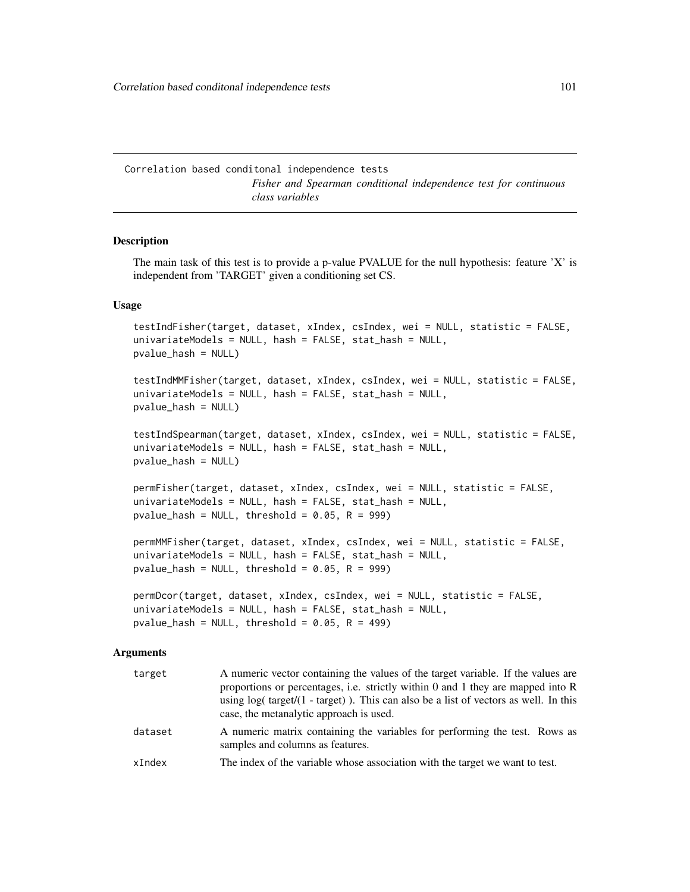Correlation based conditonal independence tests *Fisher and Spearman conditional independence test for continuous class variables*

## Description

The main task of this test is to provide a p-value PVALUE for the null hypothesis: feature 'X' is independent from 'TARGET' given a conditioning set CS.

## Usage

```
testIndFisher(target, dataset, xIndex, csIndex, wei = NULL, statistic = FALSE,
univariateModels = NULL, hash = FALSE, stat_hash = NULL,
pvalue_hash = NULL)

testIndMMFisher(target, dataset, xIndex, csIndex, wei = NULL, statistic = FALSE,
univariateModels = NULL, hash = FALSE, stat_hash = NULL,
pvalue_hash = NULL)

testIndSpearman(target, dataset, xIndex, csIndex, wei = NULL, statistic = FALSE,
univariateModels = NULL, hash = FALSE, stat_hash = NULL,
pvalue_hash = NULL)

permFisher(target, dataset, xIndex, csIndex, wei = NULL, statistic = FALSE,
univariateModels = NULL, hash = FALSE, stat_hash = NULL,
pvalue_hash = NULL, threshold = 0.05, R = 999)

permMMFisher(target, dataset, xIndex, csIndex, wei = NULL, statistic = FALSE,
univariateModels = NULL, hash = FALSE, stat_hash = NULL,
pvalue_hash = NULL, threshold = 0.05, R = 999)

permDcor(target, dataset, xIndex, csIndex, wei = NULL, statistic = FALSE,
univariateModels = NULL, hash = FALSE, stat_hash = NULL,
pvalue_hash = NULL, threshold = 0.05, R = 499)
```

## Arguments

| | |
|---|---|
| target | A numeric vector containing the values of the target variable. If the values are proportions or percentages, i.e. strictly within 0 and 1 they are mapped into R using log( target/(1 - target) ). This can also be a list of vectors as well. In this case, the metanalytic approach is used. |
| dataset | A numeric matrix containing the variables for performing the test. Rows as samples and columns as features. |
| xIndex | The index of the variable whose association with the target we want to test. |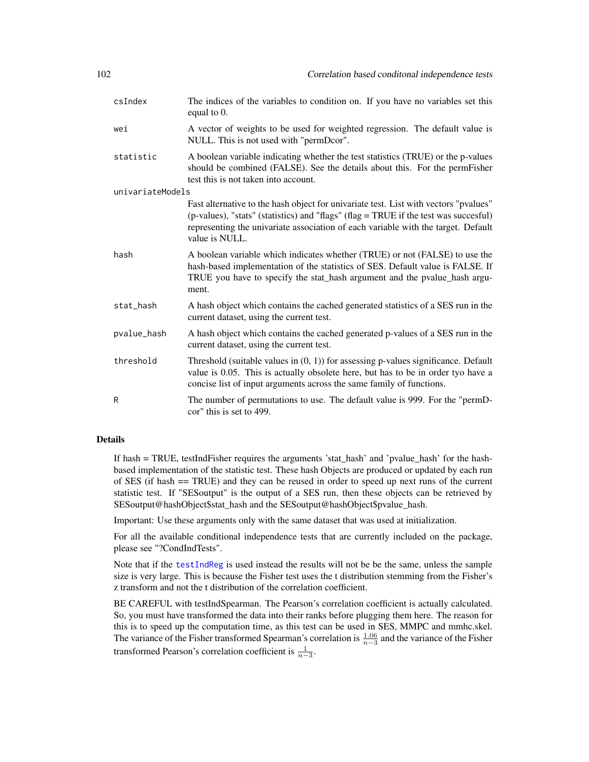| | |
|---|---|
| csIndex | The indices of the variables to condition on. If you have no variables set this equal to 0. |
| wei | A vector of weights to be used for weighted regression. The default value is NULL. This is not used with "permDcor". |
| statistic | A boolean variable indicating whether the test statistics (TRUE) or the p-values should be combined (FALSE). See the details about this. For the permFisher test this is not taken into account. |
| univariateModels | Fast alternative to the hash object for univariate test. List with vectors "pvalues" (p-values), "stats" (statistics) and "flags" (flag = TRUE if the test was succesful) representing the univariate association of each variable with the target. Default value is NULL. |
| hash | A boolean variable which indicates whether (TRUE) or not (FALSE) to use the hash-based implementation of the statistics of SES. Default value is FALSE. If TRUE you have to specify the stat_hash argument and the pvalue_hash argument. |
| stat_hash | A hash object which contains the cached generated statistics of a SES run in the current dataset, using the current test. |
| pvalue_hash | A hash object which contains the cached generated p-values of a SES run in the current dataset, using the current test. |
| threshold | Threshold (suitable values in (0, 1)) for assessing p-values significance. Default value is 0.05. This is actually obsolete here, but has to be in order tyo have a concise list of input arguments across the same family of functions. |
| R | The number of permutations to use. The default value is 999. For the "permDcor" this is set to 499. |

### Details

If hash = TRUE, testIndFisher requires the arguments 'stat_hash' and 'pvalue_hash' for the hash-based implementation of the statistic test. These hash Objects are produced or updated by each run of SES (if hash == TRUE) and they can be reused in order to speed up next runs of the current statistic test. If "SESoutput" is the output of a SES run, then these objects can be retrieved by SESoutput@hashObject$stat_hash and the SESoutput@hashObject$pvalue_hash.

Important: Use these arguments only with the same dataset that was used at initialization.

For all the available conditional independence tests that are currently included on the package, please see "?CondIndTests".

Note that if the testIndReg is used instead the results will not be be the same, unless the sample size is very large. This is because the Fisher test uses the t distribution stemming from the Fisher's z transform and not the t distribution of the correlation coefficient.

BE CAREFUL with testIndSpearman. The Pearson's correlation coefficient is actually calculated. So, you must have transformed the data into their ranks before plugging them here. The reason for this is to speed up the computation time, as this test can be used in SES, MMPC and mmhc.skel. The variance of the Fisher transformed Spearman's correlation is $\frac{1.06}{n-3}$ and the variance of the Fisher transformed Pearson's correlation coefficient is $\frac{1}{n-3}$.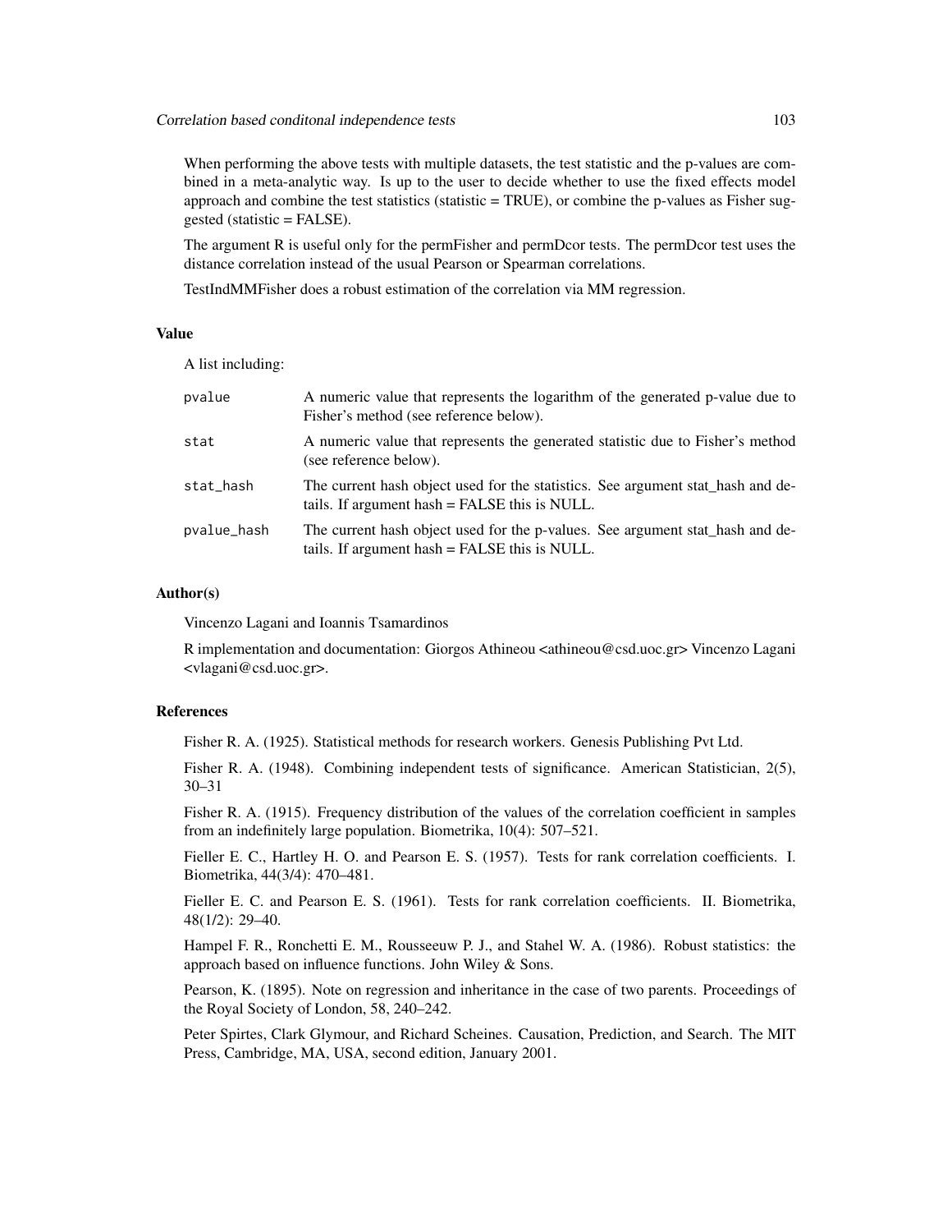When performing the above tests with multiple datasets, the test statistic and the p-values are combined in a meta-analytic way. Is up to the user to decide whether to use the fixed effects model approach and combine the test statistics (statistic = TRUE), or combine the p-values as Fisher suggested (statistic = FALSE).

The argument R is useful only for the permFisher and permDcor tests. The permDcor test uses the distance correlation instead of the usual Pearson or Spearman correlations.

TestIndMMFisher does a robust estimation of the correlation via MM regression.

## Value

A list including:

| | |
|---|---|
| `pvalue` | A numeric value that represents the logarithm of the generated p-value due to Fisher's method (see reference below). |
| `stat` | A numeric value that represents the generated statistic due to Fisher's method (see reference below). |
| `stat_hash` | The current hash object used for the statistics. See argument stat_hash and details. If argument hash = FALSE this is NULL. |
| `pvalue_hash` | The current hash object used for the p-values. See argument stat_hash and details. If argument hash = FALSE this is NULL. |

## Author(s)

Vincenzo Lagani and Ioannis Tsamardinos

R implementation and documentation: Giorgos Athineou <athineou@csd.uoc.gr> Vincenzo Lagani <vlagani@csd.uoc.gr>.

## References

Fisher R. A. (1925). Statistical methods for research workers. Genesis Publishing Pvt Ltd.

Fisher R. A. (1948). Combining independent tests of significance. American Statistician, 2(5), 30–31

Fisher R. A. (1915). Frequency distribution of the values of the correlation coefficient in samples from an indefinitely large population. Biometrika, 10(4): 507–521.

Fieller E. C., Hartley H. O. and Pearson E. S. (1957). Tests for rank correlation coefficients. I. Biometrika, 44(3/4): 470–481.

Fieller E. C. and Pearson E. S. (1961). Tests for rank correlation coefficients. II. Biometrika, 48(1/2): 29–40.

Hampel F. R., Ronchetti E. M., Rousseeuw P. J., and Stahel W. A. (1986). Robust statistics: the approach based on influence functions. John Wiley & Sons.

Pearson, K. (1895). Note on regression and inheritance in the case of two parents. Proceedings of the Royal Society of London, 58, 240–242.

Peter Spirtes, Clark Glymour, and Richard Scheines. Causation, Prediction, and Search. The MIT Press, Cambridge, MA, USA, second edition, January 2001.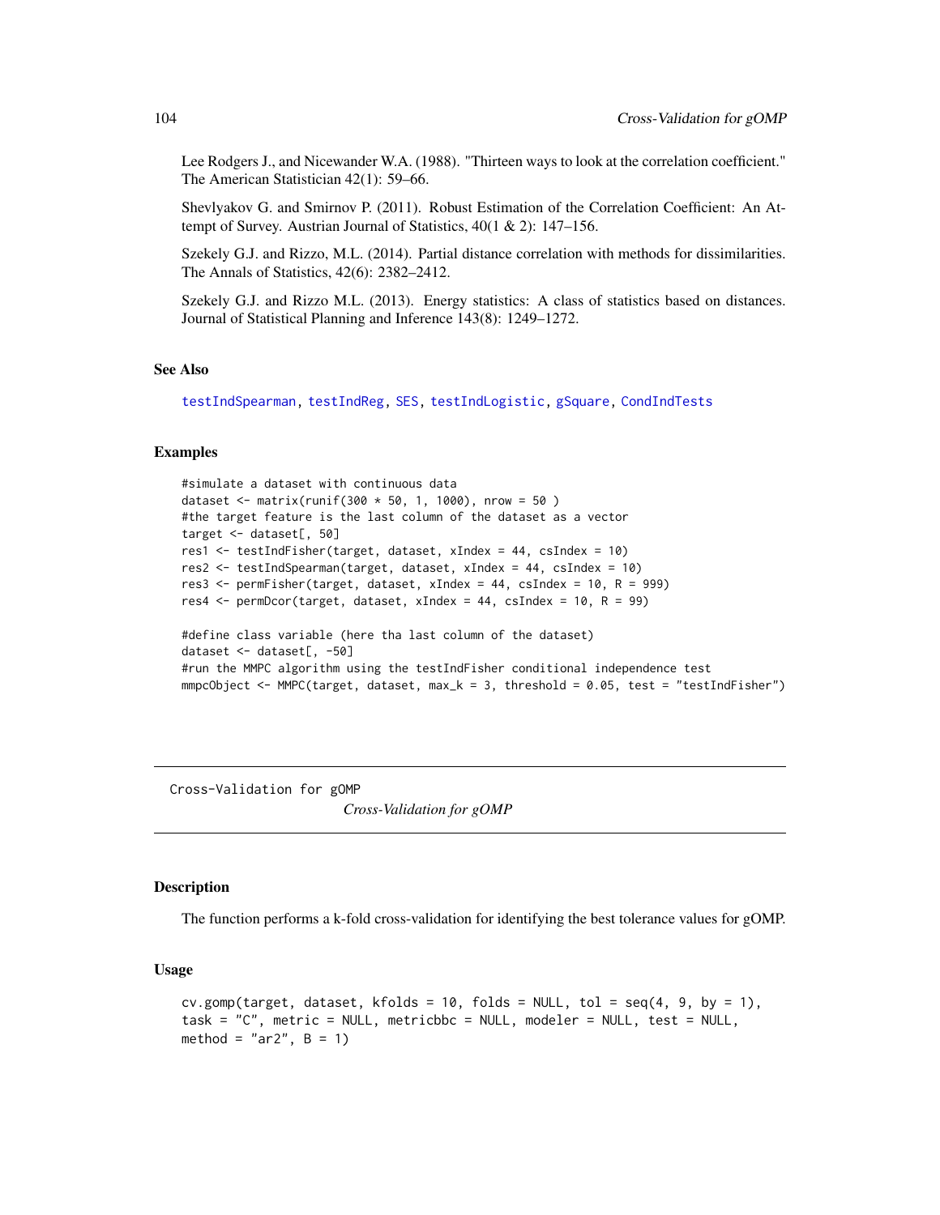Lee Rodgers J., and Nicewander W.A. (1988). "Thirteen ways to look at the correlation coefficient." The American Statistician 42(1): 59–66.

Shevlyakov G. and Smirnov P. (2011). Robust Estimation of the Correlation Coefficient: An Attempt of Survey. Austrian Journal of Statistics, 40(1 & 2): 147–156.

Szekely G.J. and Rizzo, M.L. (2014). Partial distance correlation with methods for dissimilarities. The Annals of Statistics, 42(6): 2382–2412.

Szekely G.J. and Rizzo M.L. (2013). Energy statistics: A class of statistics based on distances. Journal of Statistical Planning and Inference 143(8): 1249–1272.

### See Also

testIndSpearman, testIndReg, SES, testIndLogistic, gSquare, CondIndTests

### Examples

```
#simulate a dataset with continuous data
dataset <- matrix(runif(300 * 50, 1, 1000), nrow = 50 )
#the target feature is the last column of the dataset as a vector
target <- dataset[, 50]
res1 <- testIndFisher(target, dataset, xIndex = 44, csIndex = 10)
res2 <- testIndSpearman(target, dataset, xIndex = 44, csIndex = 10)
res3 <- permFisher(target, dataset, xIndex = 44, csIndex = 10, R = 999)
res4 <- permDcor(target, dataset, xIndex = 44, csIndex = 10, R = 99)

#define class variable (here tha last column of the dataset)
dataset <- dataset[, -50]
#run the MMPC algorithm using the testIndFisher conditional independence test
mmpcObject <- MMPC(target, dataset, max_k = 3, threshold = 0.05, test = "testIndFisher")
```

---

## Cross-Validation for gOMP

*Cross-Validation for gOMP*

### Description

The function performs a k-fold cross-validation for identifying the best tolerance values for gOMP.

### Usage

```
cv.gomp(target, dataset, kfolds = 10, folds = NULL, tol = seq(4, 9, by = 1),
task = "C", metric = NULL, metricbbc = NULL, modeler = NULL, test = NULL,
method = "ar2", B = 1)
```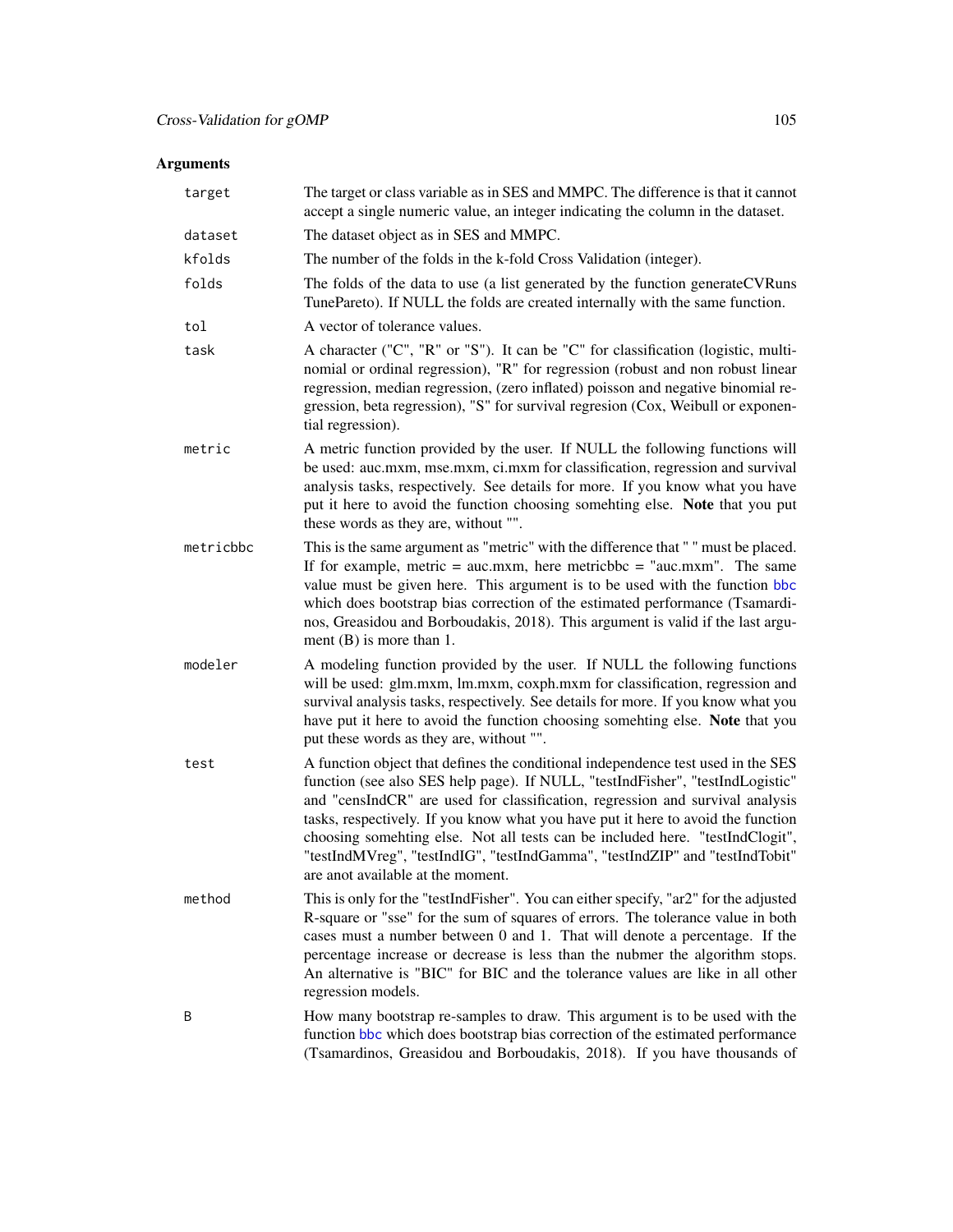## Arguments

**target** The target or class variable as in SES and MMPC. The difference is that it cannot accept a single numeric value, an integer indicating the column in the dataset.

**dataset** The dataset object as in SES and MMPC.

**kfolds** The number of the folds in the k-fold Cross Validation (integer).

**folds** The folds of the data to use (a list generated by the function generateCVRuns TunePareto). If NULL the folds are created internally with the same function.

**tol** A vector of tolerance values.

**task** A character ("C", "R" or "S"). It can be "C" for classification (logistic, multinomial or ordinal regression), "R" for regression (robust and non robust linear regression, median regression, (zero inflated) poisson and negative binomial regression, beta regression), "S" for survival regresion (Cox, Weibull or exponential regression).

**metric** A metric function provided by the user. If NULL the following functions will be used: auc.mxm, mse.mxm, ci.mxm for classification, regression and survival analysis tasks, respectively. See details for more. If you know what you have put it here to avoid the function choosing somehting else. **Note** that you put these words as they are, without "".

**metricbbc** This is the same argument as "metric" with the difference that " " must be placed. If for example, metric = auc.mxm, here metricbbc = "auc.mxm". The same value must be given here. This argument is to be used with the function bbc which does bootstrap bias correction of the estimated performance (Tsamardinos, Greasidou and Borboudakis, 2018). This argument is valid if the last argument (B) is more than 1.

**modeler** A modeling function provided by the user. If NULL the following functions will be used: glm.mxm, lm.mxm, coxph.mxm for classification, regression and survival analysis tasks, respectively. See details for more. If you know what you have put it here to avoid the function choosing somehting else. **Note** that you put these words as they are, without "".

**test** A function object that defines the conditional independence test used in the SES function (see also SES help page). If NULL, "testIndFisher", "testIndLogistic" and "censIndCR" are used for classification, regression and survival analysis tasks, respectively. If you know what you have put it here to avoid the function choosing somehting else. Not all tests can be included here. "testIndClogit", "testIndMVreg", "testIndIG", "testIndGamma", "testIndZIP" and "testIndTobit" are anot available at the moment.

**method** This is only for the "testIndFisher". You can either specify, "ar2" for the adjusted R-square or "sse" for the sum of squares of errors. The tolerance value in both cases must a number between 0 and 1. That will denote a percentage. If the percentage increase or decrease is less than the nubmer the algorithm stops. An alternative is "BIC" for BIC and the tolerance values are like in all other regression models.

**B** How many bootstrap re-samples to draw. This argument is to be used with the function bbc which does bootstrap bias correction of the estimated performance (Tsamardinos, Greasidou and Borboudakis, 2018). If you have thousands of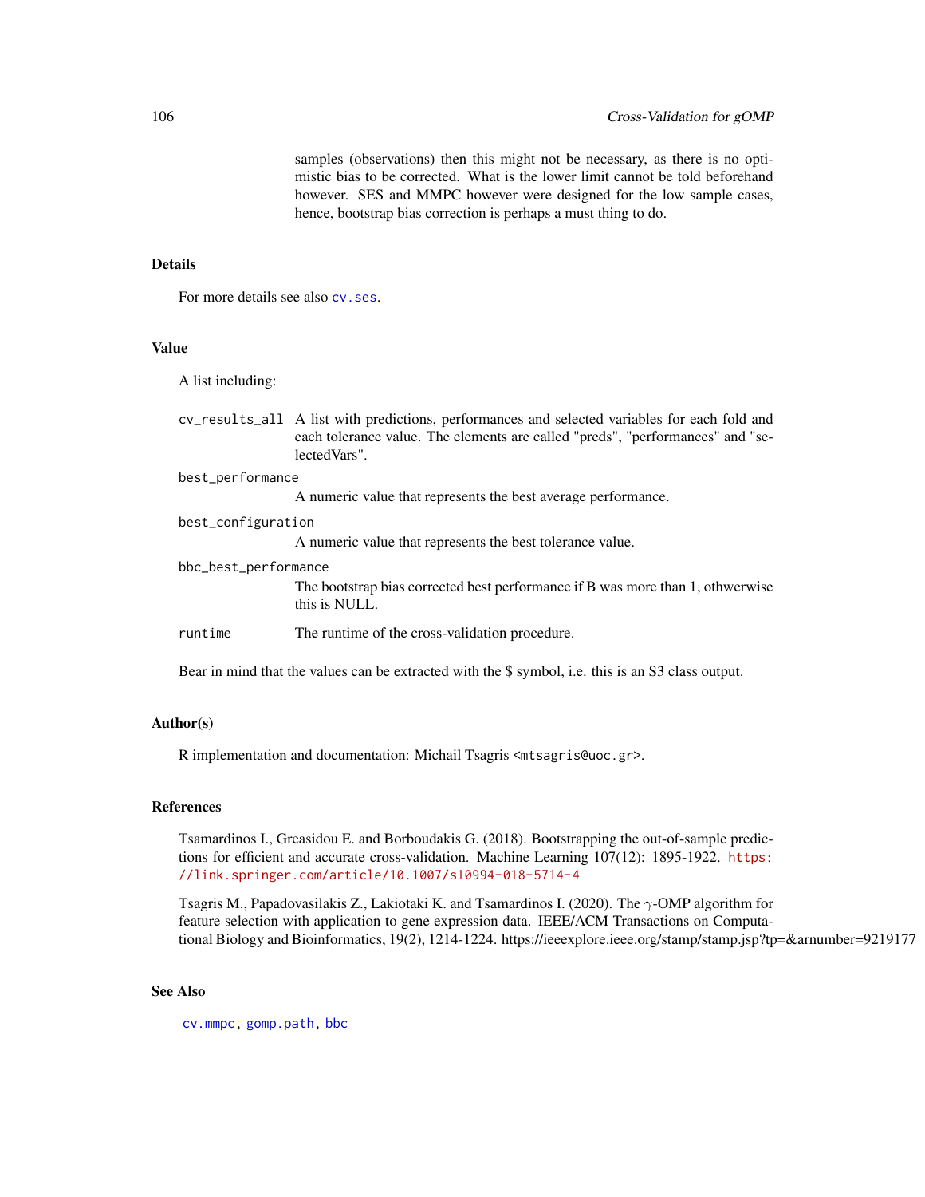samples (observations) then this might not be necessary, as there is no optimistic bias to be corrected. What is the lower limit cannot be told beforehand however. SES and MMPC however were designed for the low sample cases, hence, bootstrap bias correction is perhaps a must thing to do.

## Details

For more details see also `cv.ses`.

## Value

A list including:

- `cv_results_all` A list with predictions, performances and selected variables for each fold and each tolerance value. The elements are called "preds", "performances" and "selectedVars".
- `best_performance` A numeric value that represents the best average performance.
- `best_configuration` A numeric value that represents the best tolerance value.
- `bbc_best_performance` The bootstrap bias corrected best performance if B was more than 1, othwerwise this is NULL.
- `runtime` The runtime of the cross-validation procedure.

Bear in mind that the values can be extracted with the $ symbol, i.e. this is an S3 class output.

## Author(s)

R implementation and documentation: Michail Tsagris <mtsagris@uoc.gr>.

## References

Tsamardinos I., Greasidou E. and Borboudakis G. (2018). Bootstrapping the out-of-sample predictions for efficient and accurate cross-validation. Machine Learning 107(12): 1895-1922. https://link.springer.com/article/10.1007/s10994-018-5714-4

Tsagris M., Papadovasilakis Z., Lakiotaki K. and Tsamardinos I. (2020). The $\gamma$-OMP algorithm for feature selection with application to gene expression data. IEEE/ACM Transactions on Computational Biology and Bioinformatics, 19(2), 1214-1224. https://ieeexplore.ieee.org/stamp/stamp.jsp?tp=&arnumber=9219177

## See Also

`cv.mmpc`, `gomp.path`, `bbc`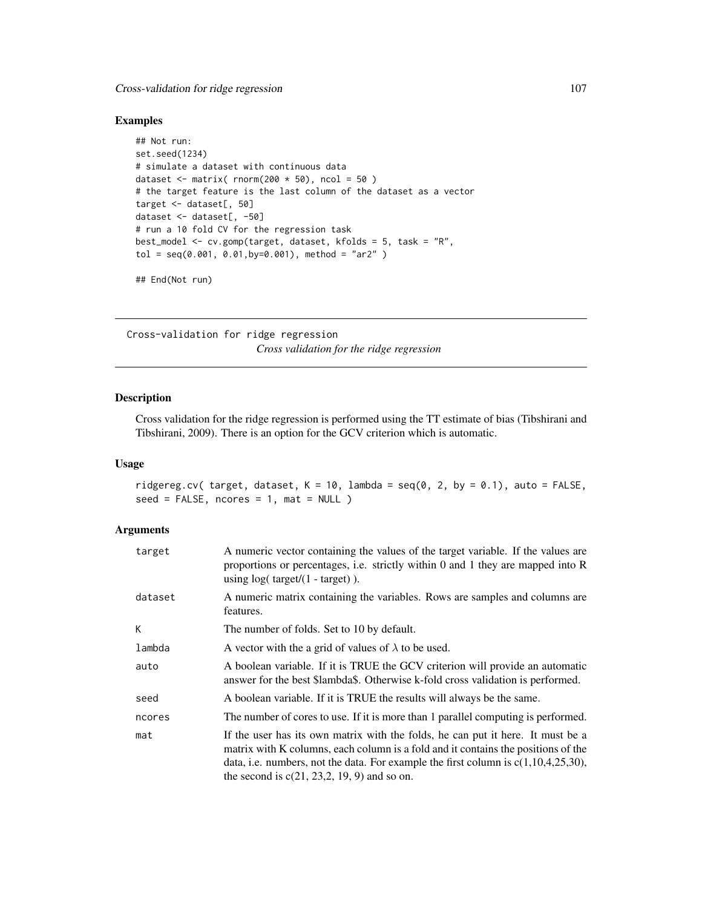### Examples

```
## Not run:
set.seed(1234)
# simulate a dataset with continuous data
dataset <- matrix( rnorm(200 * 50), ncol = 50 )
# the target feature is the last column of the dataset as a vector
target <- dataset[, 50]
dataset <- dataset[, -50]
# run a 10 fold CV for the regression task
best_model <- cv.gomp(target, dataset, kfolds = 5, task = "R",
tol = seq(0.001, 0.01,by=0.001), method = "ar2" )

## End(Not run)
```

---

Cross-validation for ridge regression
*Cross validation for the ridge regression*

---

### Description

Cross validation for the ridge regression is performed using the TT estimate of bias (Tibshirani and Tibshirani, 2009). There is an option for the GCV criterion which is automatic.

### Usage

```
ridgereg.cv( target, dataset, K = 10, lambda = seq(0, 2, by = 0.1), auto = FALSE,
seed = FALSE, ncores = 1, mat = NULL )
```

### Arguments

| | |
|---|---|
| target | A numeric vector containing the values of the target variable. If the values are proportions or percentages, i.e. strictly within 0 and 1 they are mapped into R using log( target/(1 - target) ). |
| dataset | A numeric matrix containing the variables. Rows are samples and columns are features. |
| K | The number of folds. Set to 10 by default. |
| lambda | A vector with the a grid of values of $\lambda$ to be used. |
| auto | A boolean variable. If it is TRUE the GCV criterion will provide an automatic answer for the best $lambda$. Otherwise k-fold cross validation is performed. |
| seed | A boolean variable. If it is TRUE the results will always be the same. |
| ncores | The number of cores to use. If it is more than 1 parallel computing is performed. |
| mat | If the user has its own matrix with the folds, he can put it here. It must be a matrix with K columns, each column is a fold and it contains the positions of the data, i.e. numbers, not the data. For example the first column is c(1,10,4,25,30), the second is c(21, 23,2, 19, 9) and so on. |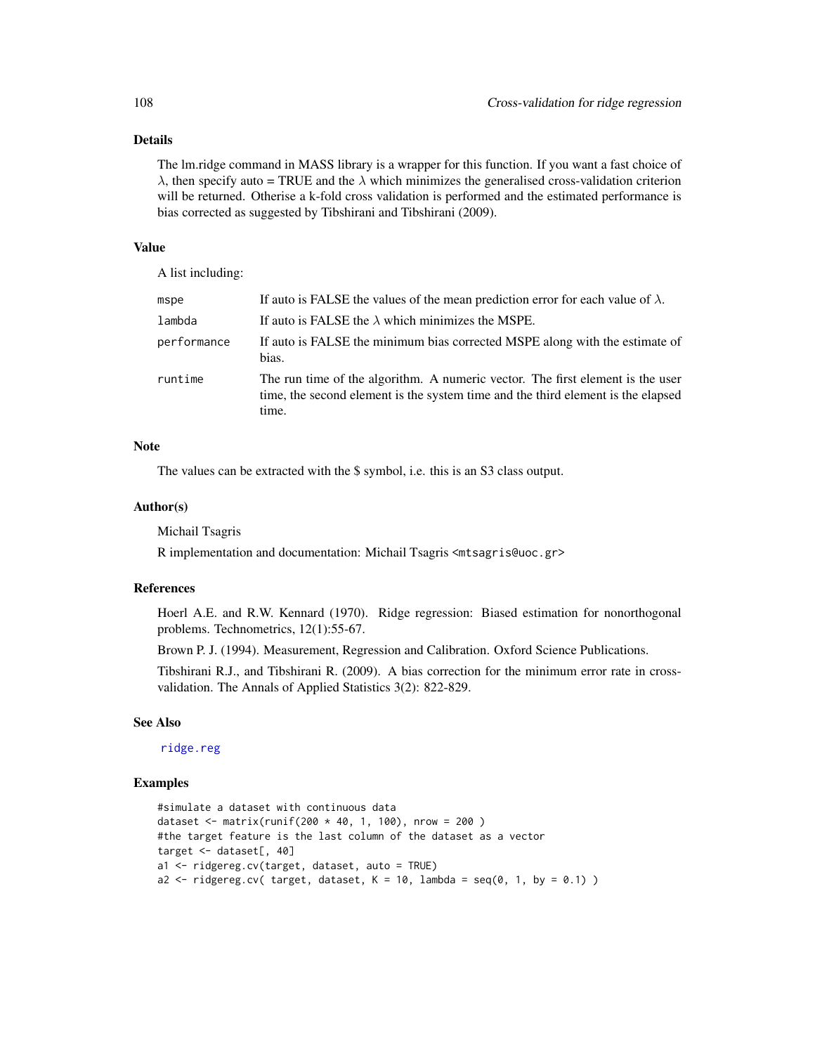### Details

The lm.ridge command in MASS library is a wrapper for this function. If you want a fast choice of $\lambda$, then specify auto = TRUE and the $\lambda$ which minimizes the generalised cross-validation criterion will be returned. Otherise a k-fold cross validation is performed and the estimated performance is bias corrected as suggested by Tibshirani and Tibshirani (2009).

### Value

A list including:

| | |
|---|---|
| mspe | If auto is FALSE the values of the mean prediction error for each value of $\lambda$. |
| lambda | If auto is FALSE the $\lambda$ which minimizes the MSPE. |
| performance | If auto is FALSE the minimum bias corrected MSPE along with the estimate of bias. |
| runtime | The run time of the algorithm. A numeric vector. The first element is the user time, the second element is the system time and the third element is the elapsed time. |

### Note

The values can be extracted with the $ symbol, i.e. this is an S3 class output.

### Author(s)

Michail Tsagris

R implementation and documentation: Michail Tsagris <mtsagris@uoc.gr>

### References

Hoerl A.E. and R.W. Kennard (1970). Ridge regression: Biased estimation for nonorthogonal problems. Technometrics, 12(1):55-67.

Brown P. J. (1994). Measurement, Regression and Calibration. Oxford Science Publications.

Tibshirani R.J., and Tibshirani R. (2009). A bias correction for the minimum error rate in cross-validation. The Annals of Applied Statistics 3(2): 822-829.

### See Also

ridge.reg

### Examples

```
#simulate a dataset with continuous data
dataset <- matrix(runif(200 * 40, 1, 100), nrow = 200 )
#the target feature is the last column of the dataset as a vector
target <- dataset[, 40]
a1 <- ridgereg.cv(target, dataset, auto = TRUE)
a2 <- ridgereg.cv( target, dataset, K = 10, lambda = seq(0, 1, by = 0.1) )
```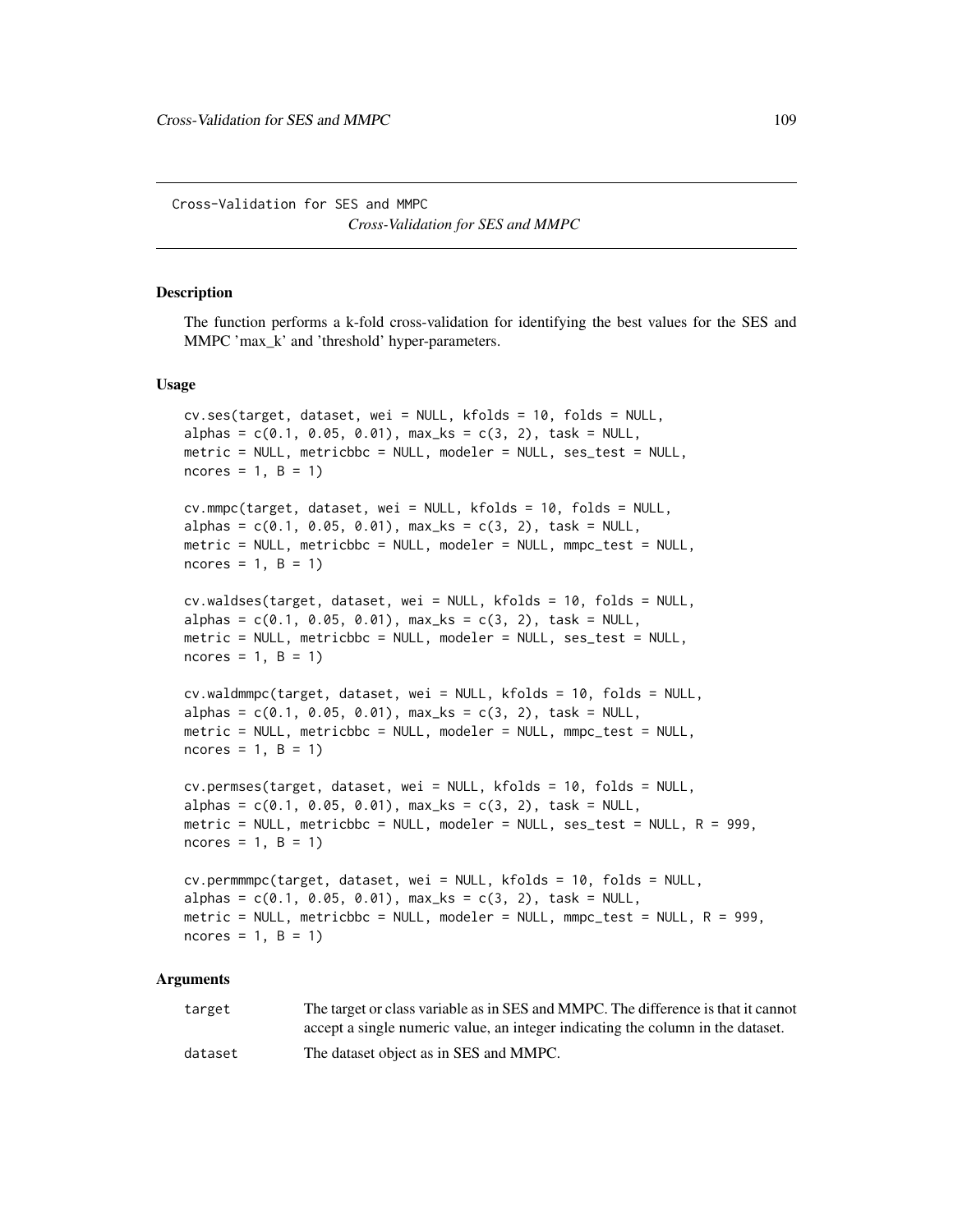Cross-Validation for SES and MMPC

*Cross-Validation for SES and MMPC*

## Description

The function performs a k-fold cross-validation for identifying the best values for the SES and MMPC 'max_k' and 'threshold' hyper-parameters.

## Usage

```
cv.ses(target, dataset, wei = NULL, kfolds = 10, folds = NULL,
alphas = c(0.1, 0.05, 0.01), max_ks = c(3, 2), task = NULL,
metric = NULL, metricbbc = NULL, modeler = NULL, ses_test = NULL,
ncores = 1, B = 1)

cv.mmpc(target, dataset, wei = NULL, kfolds = 10, folds = NULL,
alphas = c(0.1, 0.05, 0.01), max_ks = c(3, 2), task = NULL,
metric = NULL, metricbbc = NULL, modeler = NULL, mmpc_test = NULL,
ncores = 1, B = 1)

cv.waldses(target, dataset, wei = NULL, kfolds = 10, folds = NULL,
alphas = c(0.1, 0.05, 0.01), max_ks = c(3, 2), task = NULL,
metric = NULL, metricbbc = NULL, modeler = NULL, ses_test = NULL,
ncores = 1, B = 1)

cv.waldmmpc(target, dataset, wei = NULL, kfolds = 10, folds = NULL,
alphas = c(0.1, 0.05, 0.01), max_ks = c(3, 2), task = NULL,
metric = NULL, metricbbc = NULL, modeler = NULL, mmpc_test = NULL,
ncores = 1, B = 1)

cv.permses(target, dataset, wei = NULL, kfolds = 10, folds = NULL,
alphas = c(0.1, 0.05, 0.01), max_ks = c(3, 2), task = NULL,
metric = NULL, metricbbc = NULL, modeler = NULL, ses_test = NULL, R = 999,
ncores = 1, B = 1)

cv.permmmpc(target, dataset, wei = NULL, kfolds = 10, folds = NULL,
alphas = c(0.1, 0.05, 0.01), max_ks = c(3, 2), task = NULL,
metric = NULL, metricbbc = NULL, modeler = NULL, mmpc_test = NULL, R = 999,
ncores = 1, B = 1)
```

## Arguments

| | |
|---|---|
| target | The target or class variable as in SES and MMPC. The difference is that it cannot accept a single numeric value, an integer indicating the column in the dataset. |
| dataset | The dataset object as in SES and MMPC. |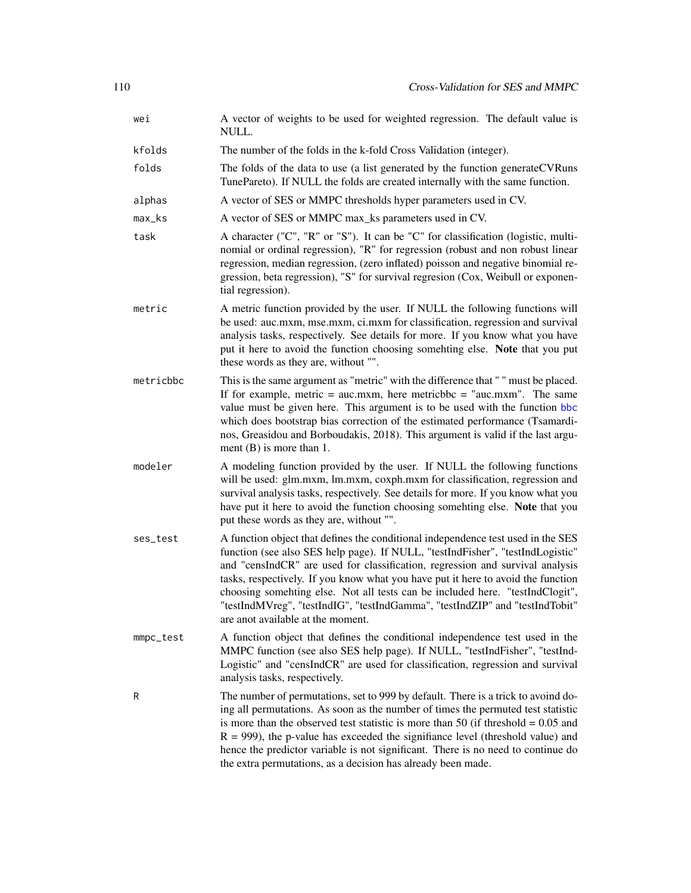| | |
|---|---|
| `wei` | A vector of weights to be used for weighted regression. The default value is NULL. |
| `kfolds` | The number of the folds in the k-fold Cross Validation (integer). |
| `folds` | The folds of the data to use (a list generated by the function generateCVRuns TunePareto). If NULL the folds are created internally with the same function. |
| `alphas` | A vector of SES or MMPC thresholds hyper parameters used in CV. |
| `max_ks` | A vector of SES or MMPC max_ks parameters used in CV. |
| `task` | A character ("C", "R" or "S"). It can be "C" for classification (logistic, multinomial or ordinal regression), "R" for regression (robust and non robust linear regression, median regression, (zero inflated) poisson and negative binomial regression, beta regression), "S" for survival regresion (Cox, Weibull or exponential regression). |
| `metric` | A metric function provided by the user. If NULL the following functions will be used: auc.mxm, mse.mxm, ci.mxm for classification, regression and survival analysis tasks, respectively. See details for more. If you know what you have put it here to avoid the function choosing somehting else. **Note** that you put these words as they are, without "". |
| `metricbbc` | This is the same argument as "metric" with the difference that " " must be placed. If for example, metric = auc.mxm, here metricbbc = "auc.mxm". The same value must be given here. This argument is to be used with the function bbc which does bootstrap bias correction of the estimated performance (Tsamardinos, Greasidou and Borboudakis, 2018). This argument is valid if the last argument (B) is more than 1. |
| `modeler` | A modeling function provided by the user. If NULL the following functions will be used: glm.mxm, lm.mxm, coxph.mxm for classification, regression and survival analysis tasks, respectively. See details for more. If you know what you have put it here to avoid the function choosing somehting else. **Note** that you put these words as they are, without "". |
| `ses_test` | A function object that defines the conditional independence test used in the SES function (see also SES help page). If NULL, "testIndFisher", "testIndLogistic" and "censIndCR" are used for classification, regression and survival analysis tasks, respectively. If you know what you have put it here to avoid the function choosing somehting else. Not all tests can be included here. "testIndClogit", "testIndMVreg", "testIndIG", "testIndGamma", "testIndZIP" and "testIndTobit" are anot available at the moment. |
| `mmpc_test` | A function object that defines the conditional independence test used in the MMPC function (see also SES help page). If NULL, "testIndFisher", "testIndLogistic" and "censIndCR" are used for classification, regression and survival analysis tasks, respectively. |
| `R` | The number of permutations, set to 999 by default. There is a trick to avoind doing all permutations. As soon as the number of times the permuted test statistic is more than the observed test statistic is more than 50 (if threshold = 0.05 and R = 999), the p-value has exceeded the signifiance level (threshold value) and hence the predictor variable is not significant. There is no need to continue do the extra permutations, as a decision has already been made. |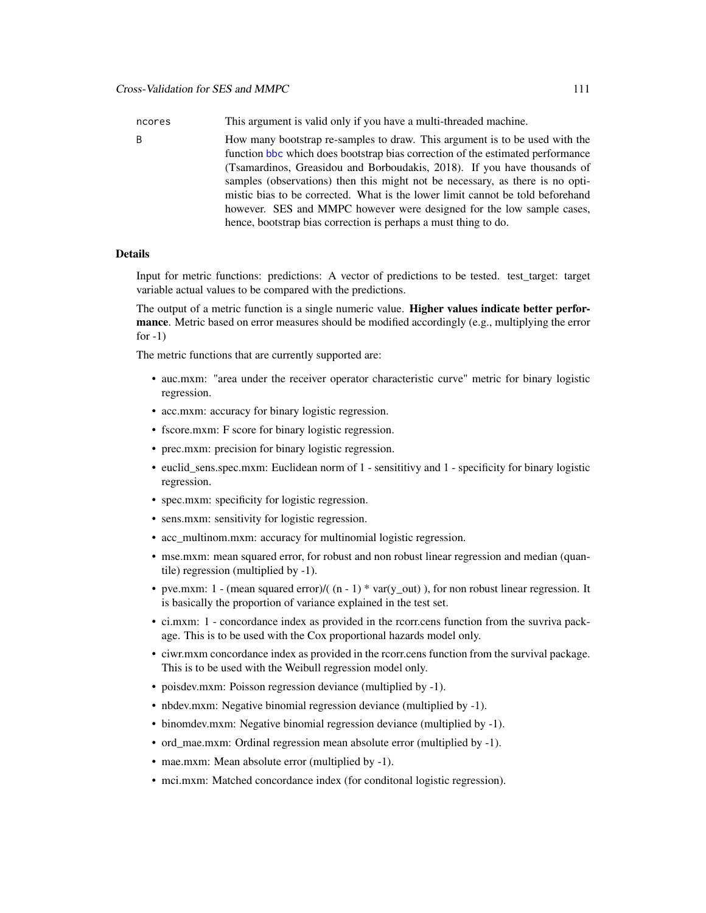ncores This argument is valid only if you have a multi-threaded machine.

B How many bootstrap re-samples to draw. This argument is to be used with the function bbc which does bootstrap bias correction of the estimated performance (Tsamardinos, Greasidou and Borboudakis, 2018). If you have thousands of samples (observations) then this might not be necessary, as there is no optimistic bias to be corrected. What is the lower limit cannot be told beforehand however. SES and MMPC however were designed for the low sample cases, hence, bootstrap bias correction is perhaps a must thing to do.

### Details

Input for metric functions: predictions: A vector of predictions to be tested. test_target: target variable actual values to be compared with the predictions.

The output of a metric function is a single numeric value. **Higher values indicate better performance**. Metric based on error measures should be modified accordingly (e.g., multiplying the error for -1)

The metric functions that are currently supported are:

- auc.mxm: "area under the receiver operator characteristic curve" metric for binary logistic regression.
- acc.mxm: accuracy for binary logistic regression.
- fscore.mxm: F score for binary logistic regression.
- prec.mxm: precision for binary logistic regression.
- euclid_sens.spec.mxm: Euclidean norm of 1 - sensititivy and 1 - specificity for binary logistic regression.
- spec.mxm: specificity for logistic regression.
- sens.mxm: sensitivity for logistic regression.
- acc_multinom.mxm: accuracy for multinomial logistic regression.
- mse.mxm: mean squared error, for robust and non robust linear regression and median (quantile) regression (multiplied by -1).
- pve.mxm: 1 - (mean squared error)/( (n - 1) * var(y_out) ), for non robust linear regression. It is basically the proportion of variance explained in the test set.
- ci.mxm: 1 - concordance index as provided in the rcorr.cens function from the suvriva package. This is to be used with the Cox proportional hazards model only.
- ciwr.mxm concordance index as provided in the rcorr.cens function from the survival package. This is to be used with the Weibull regression model only.
- poisdev.mxm: Poisson regression deviance (multiplied by -1).
- nbdev.mxm: Negative binomial regression deviance (multiplied by -1).
- binomdev.mxm: Negative binomial regression deviance (multiplied by -1).
- ord_mae.mxm: Ordinal regression mean absolute error (multiplied by -1).
- mae.mxm: Mean absolute error (multiplied by -1).
- mci.mxm: Matched concordance index (for conditonal logistic regression).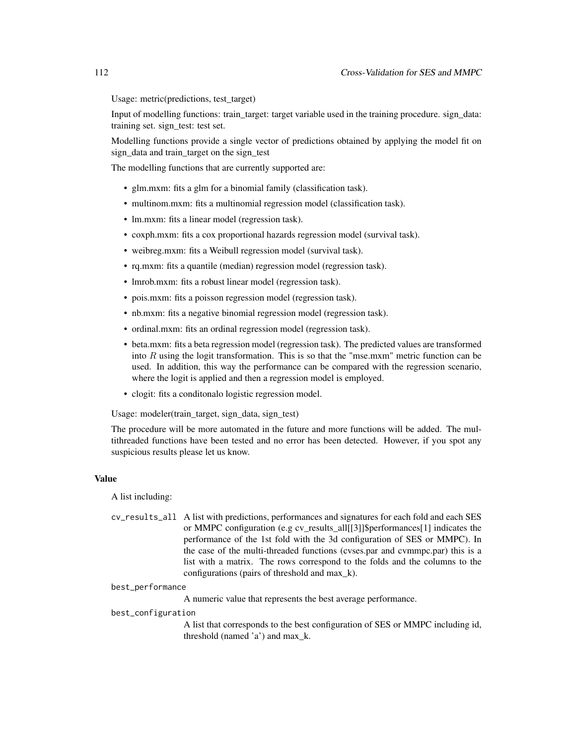Usage: metric(predictions, test_target)

Input of modelling functions: train_target: target variable used in the training procedure. sign_data: training set. sign_test: test set.

Modelling functions provide a single vector of predictions obtained by applying the model fit on sign_data and train_target on the sign_test

The modelling functions that are currently supported are:

- glm.mxm: fits a glm for a binomial family (classification task).
- multinom.mxm: fits a multinomial regression model (classification task).
- lm.mxm: fits a linear model (regression task).
- coxph.mxm: fits a cox proportional hazards regression model (survival task).
- weibreg.mxm: fits a Weibull regression model (survival task).
- rq.mxm: fits a quantile (median) regression model (regression task).
- lmrob.mxm: fits a robust linear model (regression task).
- pois.mxm: fits a poisson regression model (regression task).
- nb.mxm: fits a negative binomial regression model (regression task).
- ordinal.mxm: fits an ordinal regression model (regression task).
- beta.mxm: fits a beta regression model (regression task). The predicted values are transformed into $R$ using the logit transformation. This is so that the "mse.mxm" metric function can be used. In addition, this way the performance can be compared with the regression scenario, where the logit is applied and then a regression model is employed.
- clogit: fits a conditonalo logistic regression model.

Usage: modeler(train_target, sign_data, sign_test)

The procedure will be more automated in the future and more functions will be added. The multithreaded functions have been tested and no error has been detected. However, if you spot any suspicious results please let us know.

## Value

A list including:

`cv_results_all` A list with predictions, performances and signatures for each fold and each SES or MMPC configuration (e.g cv_results_all[[3]]$performances[1] indicates the performance of the 1st fold with the 3d configuration of SES or MMPC). In the case of the multi-threaded functions (cvses.par and cvmmpc.par) this is a list with a matrix. The rows correspond to the folds and the columns to the configurations (pairs of threshold and max_k).

`best_performance`
: A numeric value that represents the best average performance.

`best_configuration`
: A list that corresponds to the best configuration of SES or MMPC including id, threshold (named 'a') and max_k.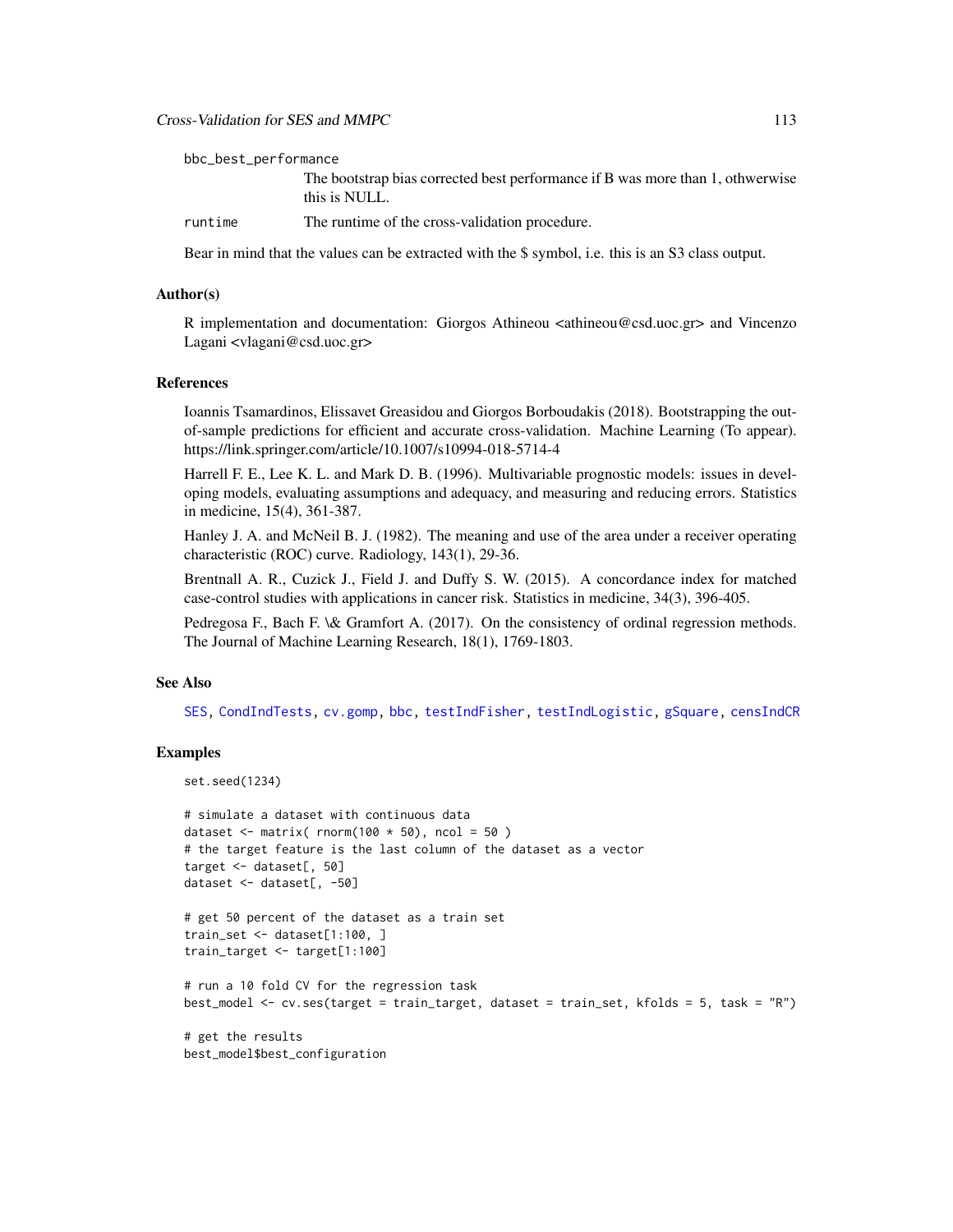bbc_best_performance
: The bootstrap bias corrected best performance if B was more than 1, othwerwise this is NULL.

runtime
: The runtime of the cross-validation procedure.

Bear in mind that the values can be extracted with the $ symbol, i.e. this is an S3 class output.

### Author(s)

R implementation and documentation: Giorgos Athineou <athineou@csd.uoc.gr> and Vincenzo Lagani <vlagani@csd.uoc.gr>

### References

Ioannis Tsamardinos, Elissavet Greasidou and Giorgos Borboudakis (2018). Bootstrapping the out-of-sample predictions for efficient and accurate cross-validation. Machine Learning (To appear). https://link.springer.com/article/10.1007/s10994-018-5714-4

Harrell F. E., Lee K. L. and Mark D. B. (1996). Multivariable prognostic models: issues in developing models, evaluating assumptions and adequacy, and measuring and reducing errors. Statistics in medicine, 15(4), 361-387.

Hanley J. A. and McNeil B. J. (1982). The meaning and use of the area under a receiver operating characteristic (ROC) curve. Radiology, 143(1), 29-36.

Brentnall A. R., Cuzick J., Field J. and Duffy S. W. (2015). A concordance index for matched case-control studies with applications in cancer risk. Statistics in medicine, 34(3), 396-405.

Pedregosa F., Bach F. \& Gramfort A. (2017). On the consistency of ordinal regression methods. The Journal of Machine Learning Research, 18(1), 1769-1803.

### See Also

SES, CondIndTests, cv.gomp, bbc, testIndFisher, testIndLogistic, gSquare, censIndCR

### Examples

```
set.seed(1234)

# simulate a dataset with continuous data
dataset <- matrix( rnorm(100 * 50), ncol = 50 )
# the target feature is the last column of the dataset as a vector
target <- dataset[, 50]
dataset <- dataset[, -50]

# get 50 percent of the dataset as a train set
train_set <- dataset[1:100, ]
train_target <- target[1:100]

# run a 10 fold CV for the regression task
best_model <- cv.ses(target = train_target, dataset = train_set, kfolds = 5, task = "R")

# get the results
best_model$best_configuration
```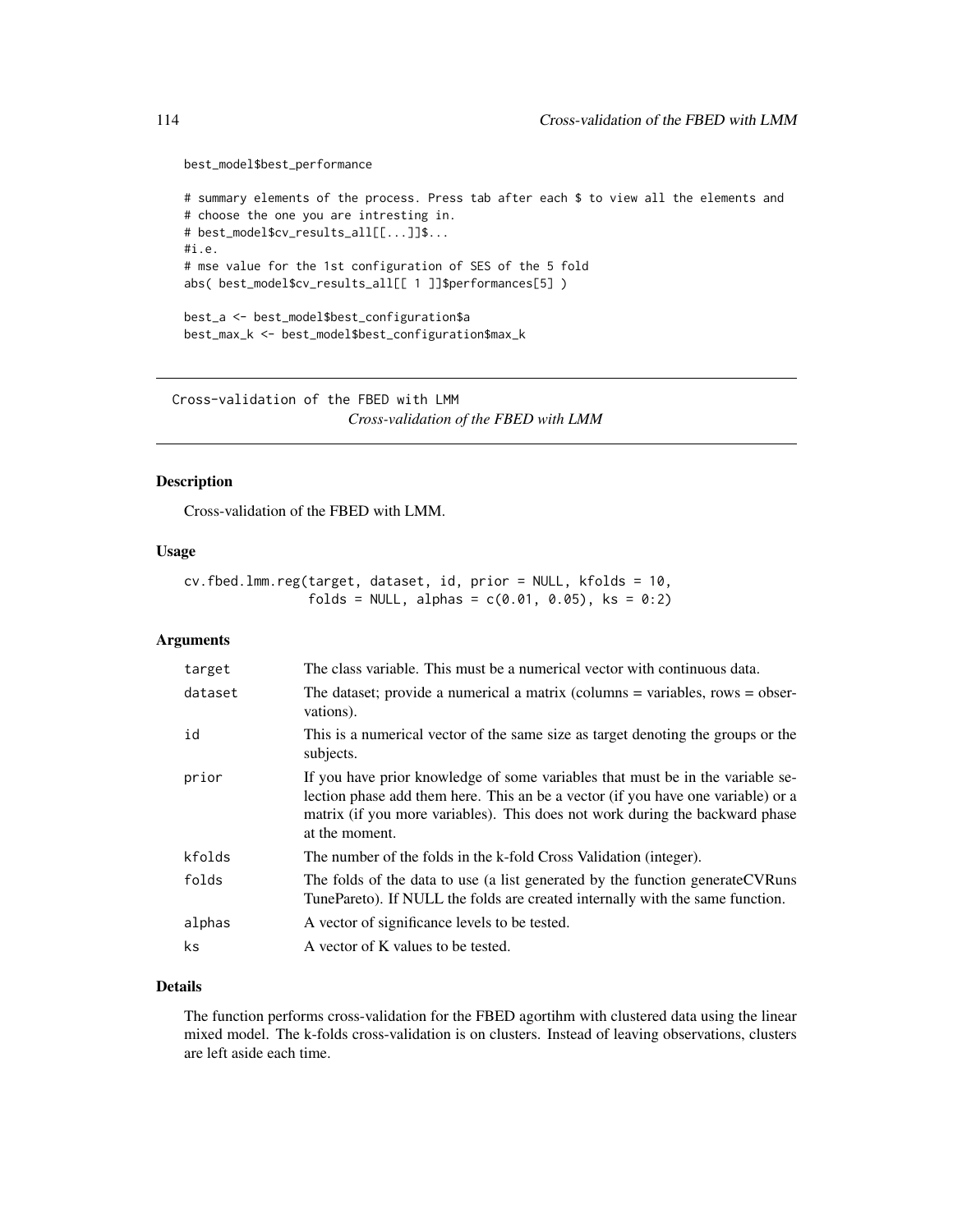```
best_model$best_performance

# summary elements of the process. Press tab after each $ to view all the elements and
# choose the one you are intresting in.
# best_model$cv_results_all[[...]]$...
#i.e.
# mse value for the 1st configuration of SES of the 5 fold
abs( best_model$cv_results_all[[ 1 ]]$performances[5] )

best_a <- best_model$best_configuration$a
best_max_k <- best_model$best_configuration$max_k
```

---

## Cross-validation of the FBED with LMM

*Cross-validation of the FBED with LMM*

---

### Description

Cross-validation of the FBED with LMM.

### Usage

```
cv.fbed.lmm.reg(target, dataset, id, prior = NULL, kfolds = 10,
                folds = NULL, alphas = c(0.01, 0.05), ks = 0:2)
```

### Arguments

| | |
|---|---|
| target | The class variable. This must be a numerical vector with continuous data. |
| dataset | The dataset; provide a numerical a matrix (columns = variables, rows = observations). |
| id | This is a numerical vector of the same size as target denoting the groups or the subjects. |
| prior | If you have prior knowledge of some variables that must be in the variable selection phase add them here. This an be a vector (if you have one variable) or a matrix (if you more variables). This does not work during the backward phase at the moment. |
| kfolds | The number of the folds in the k-fold Cross Validation (integer). |
| folds | The folds of the data to use (a list generated by the function generateCVRuns TunePareto). If NULL the folds are created internally with the same function. |
| alphas | A vector of significance levels to be tested. |
| ks | A vector of K values to be tested. |

### Details

The function performs cross-validation for the FBED agortihm with clustered data using the linear mixed model. The k-folds cross-validation is on clusters. Instead of leaving observations, clusters are left aside each time.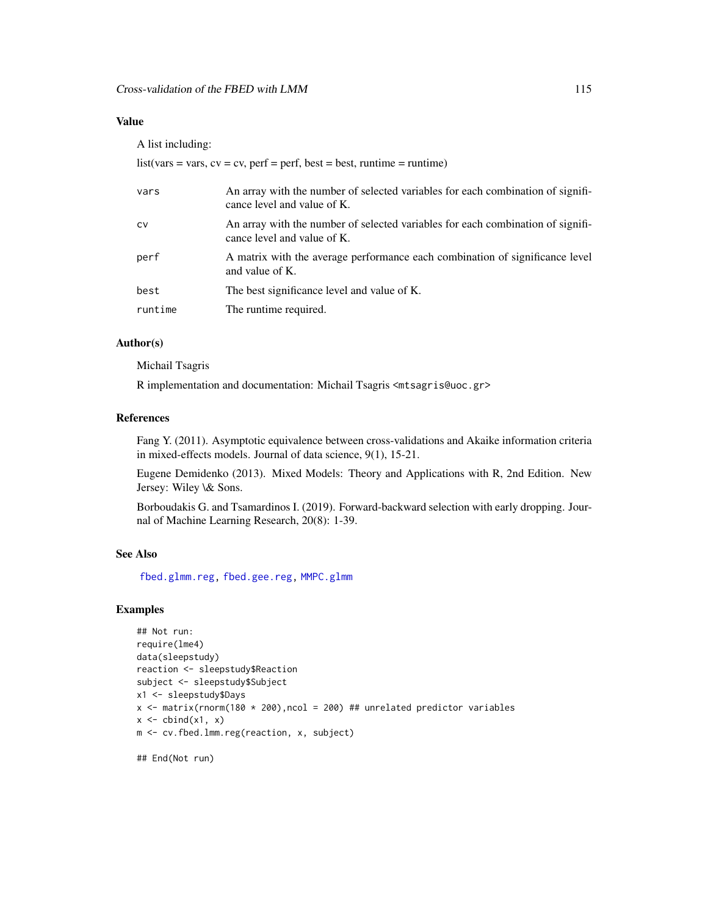## Value

A list including:

list(vars = vars, cv = cv, perf = perf, best = best, runtime = runtime)

| | |
|---|---|
| vars | An array with the number of selected variables for each combination of significance level and value of K. |
| cv | An array with the number of selected variables for each combination of significance level and value of K. |
| perf | A matrix with the average performance each combination of significance level and value of K. |
| best | The best significance level and value of K. |
| runtime | The runtime required. |

## Author(s)

Michail Tsagris

R implementation and documentation: Michail Tsagris <mtsagris@uoc.gr>

## References

Fang Y. (2011). Asymptotic equivalence between cross-validations and Akaike information criteria in mixed-effects models. Journal of data science, 9(1), 15-21.

Eugene Demidenko (2013). Mixed Models: Theory and Applications with R, 2nd Edition. New Jersey: Wiley \& Sons.

Borboudakis G. and Tsamardinos I. (2019). Forward-backward selection with early dropping. Journal of Machine Learning Research, 20(8): 1-39.

## See Also

fbed.glmm.reg, fbed.gee.reg, MMPC.glmm

## Examples

```
## Not run:
require(lme4)
data(sleepstudy)
reaction <- sleepstudy$Reaction
subject <- sleepstudy$Subject
x1 <- sleepstudy$Days
x <- matrix(rnorm(180 * 200),ncol = 200) ## unrelated predictor variables
x <- cbind(x1, x)
m <- cv.fbed.lmm.reg(reaction, x, subject)

## End(Not run)
```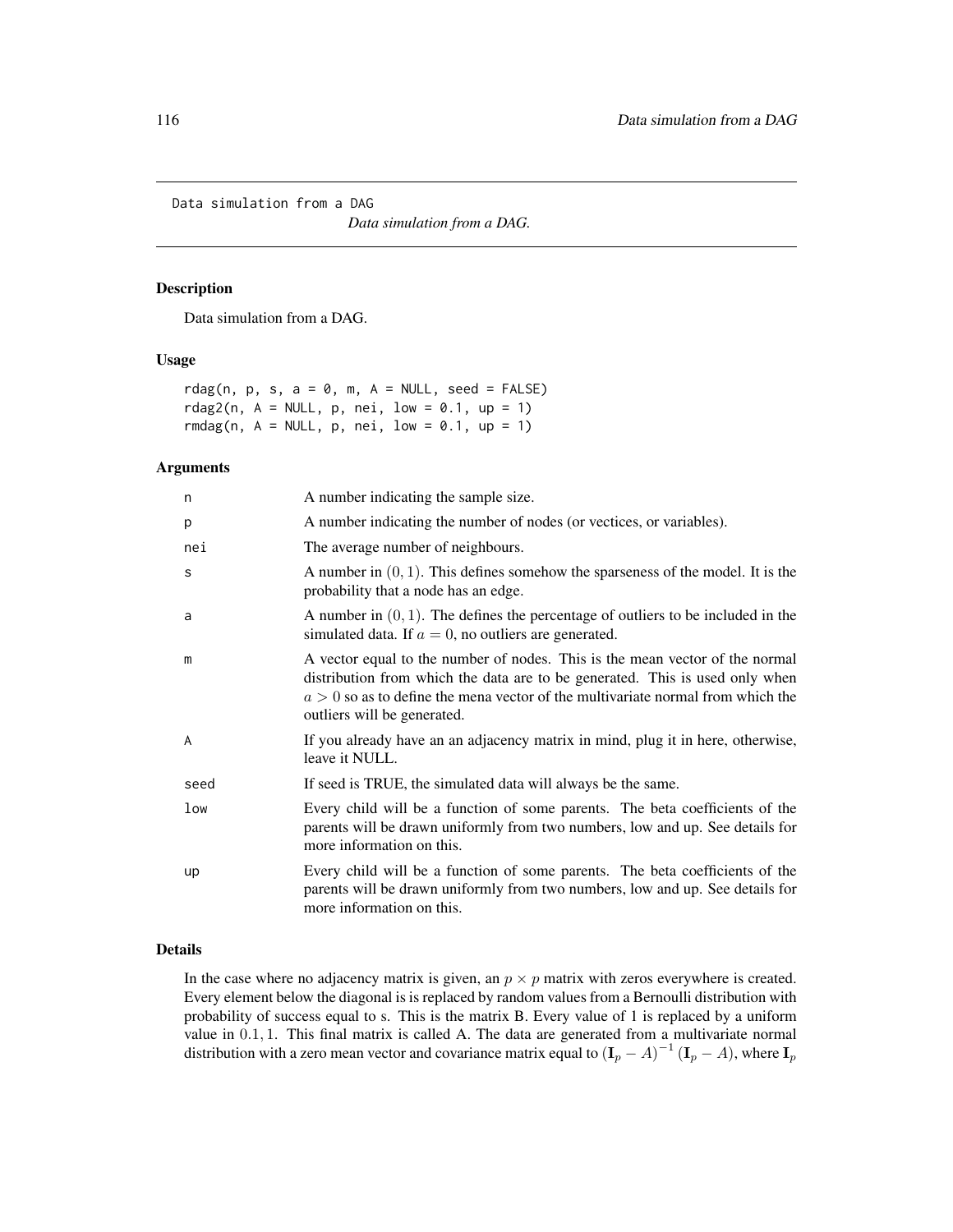Data simulation from a DAG

*Data simulation from a DAG.*

## Description

Data simulation from a DAG.

## Usage

```
rdag(n, p, s, a = 0, m, A = NULL, seed = FALSE)
rdag2(n, A = NULL, p, nei, low = 0.1, up = 1)
rmdag(n, A = NULL, p, nei, low = 0.1, up = 1)
```

## Arguments

| | |
|---|---|
| n | A number indicating the sample size. |
| p | A number indicating the number of nodes (or vectices, or variables). |
| nei | The average number of neighbours. |
| s | A number in $(0, 1)$. This defines somehow the sparseness of the model. It is the probability that a node has an edge. |
| a | A number in $(0, 1)$. The defines the percentage of outliers to be included in the simulated data. If $a = 0$, no outliers are generated. |
| m | A vector equal to the number of nodes. This is the mean vector of the normal distribution from which the data are to be generated. This is used only when $a > 0$ so as to define the mena vector of the multivariate normal from which the outliers will be generated. |
| A | If you already have an an adjacency matrix in mind, plug it in here, otherwise, leave it NULL. |
| seed | If seed is TRUE, the simulated data will always be the same. |
| low | Every child will be a function of some parents. The beta coefficients of the parents will be drawn uniformly from two numbers, low and up. See details for more information on this. |
| up | Every child will be a function of some parents. The beta coefficients of the parents will be drawn uniformly from two numbers, low and up. See details for more information on this. |

## Details

In the case where no adjacency matrix is given, an $p \times p$ matrix with zeros everywhere is created. Every element below the diagonal is is replaced by random values from a Bernoulli distribution with probability of success equal to s. This is the matrix B. Every value of 1 is replaced by a uniform value in $0.1, 1$. This final matrix is called A. The data are generated from a multivariate normal distribution with a zero mean vector and covariance matrix equal to $\left(\mathbf{I}_p - A\right)^{-1} \left(\mathbf{I}_p - A\right)$, where $\mathbf{I}_p$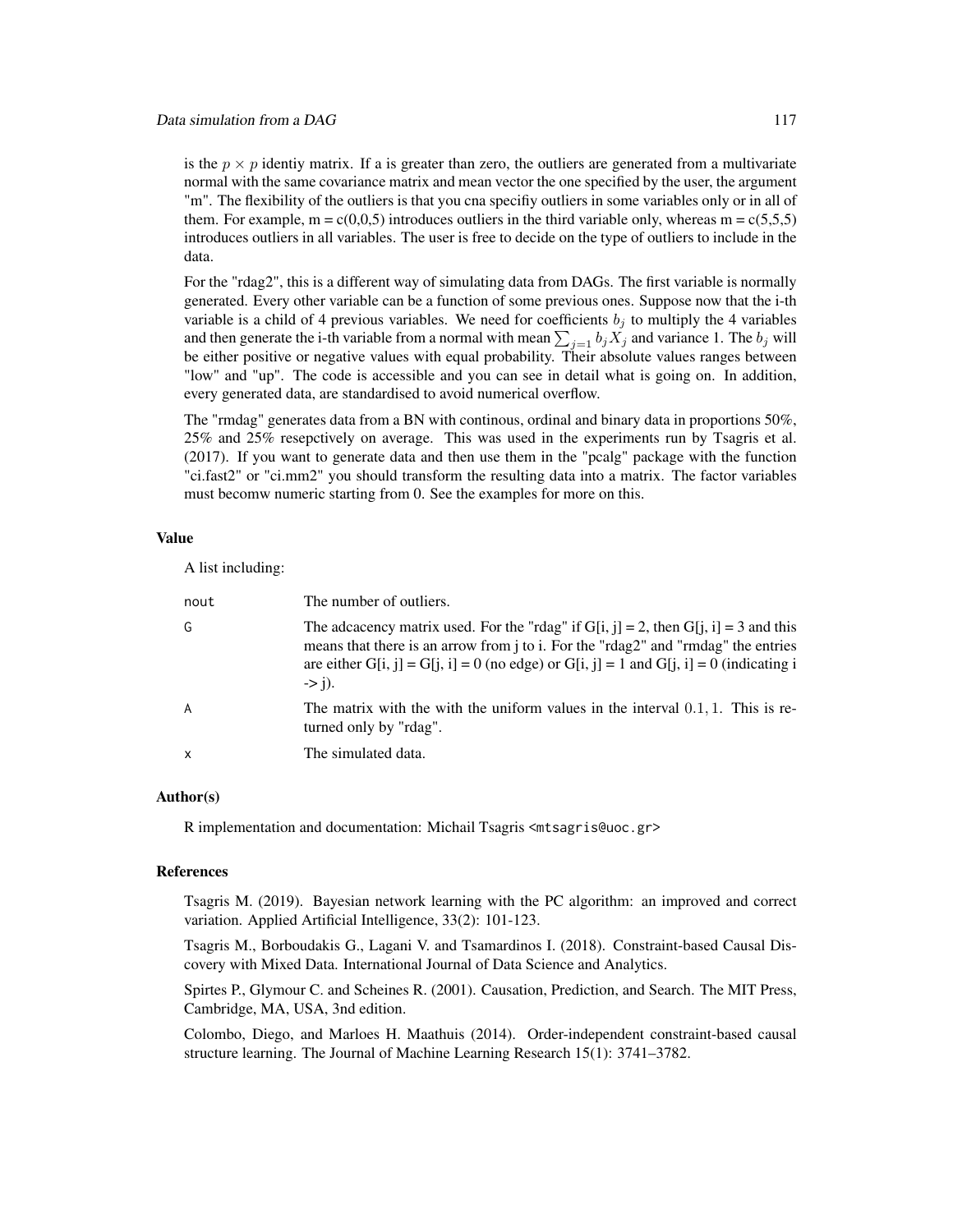is the $p \times p$ identiy matrix. If a is greater than zero, the outliers are generated from a multivariate normal with the same covariance matrix and mean vector the one specified by the user, the argument "m". The flexibility of the outliers is that you cna specifiy outliers in some variables only or in all of them. For example, m = c(0,0,5) introduces outliers in the third variable only, whereas m = c(5,5,5) introduces outliers in all variables. The user is free to decide on the type of outliers to include in the data.

For the "rdag2", this is a different way of simulating data from DAGs. The first variable is normally generated. Every other variable can be a function of some previous ones. Suppose now that the i-th variable is a child of 4 previous variables. We need for coefficients $b_j$ to multiply the 4 variables and then generate the i-th variable from a normal with mean $\sum_{j=1} b_j X_j$ and variance 1. The $b_j$ will be either positive or negative values with equal probability. Their absolute values ranges between "low" and "up". The code is accessible and you can see in detail what is going on. In addition, every generated data, are standardised to avoid numerical overflow.

The "rmdag" generates data from a BN with continous, ordinal and binary data in proportions 50%, 25% and 25% resepctively on average. This was used in the experiments run by Tsagris et al. (2017). If you want to generate data and then use them in the "pcalg" package with the function "ci.fast2" or "ci.mm2" you should transform the resulting data into a matrix. The factor variables must becomw numeric starting from 0. See the examples for more on this.

### Value

A list including:

- `nout` The number of outliers.
- `G` The adcacency matrix used. For the "rdag" if G[i, j] = 2, then G[j, i] = 3 and this means that there is an arrow from j to i. For the "rdag2" and "rmdag" the entries are either G[i, j] = G[j, i] = 0 (no edge) or G[i, j] = 1 and G[j, i] = 0 (indicating i -> j).
- `A` The matrix with the with the uniform values in the interval $0.1, 1$. This is returned only by "rdag".
- `x` The simulated data.

### Author(s)

R implementation and documentation: Michail Tsagris <mtsagris@uoc.gr>

### References

Tsagris M. (2019). Bayesian network learning with the PC algorithm: an improved and correct variation. Applied Artificial Intelligence, 33(2): 101-123.

Tsagris M., Borboudakis G., Lagani V. and Tsamardinos I. (2018). Constraint-based Causal Discovery with Mixed Data. International Journal of Data Science and Analytics.

Spirtes P., Glymour C. and Scheines R. (2001). Causation, Prediction, and Search. The MIT Press, Cambridge, MA, USA, 3nd edition.

Colombo, Diego, and Marloes H. Maathuis (2014). Order-independent constraint-based causal structure learning. The Journal of Machine Learning Research 15(1): 3741–3782.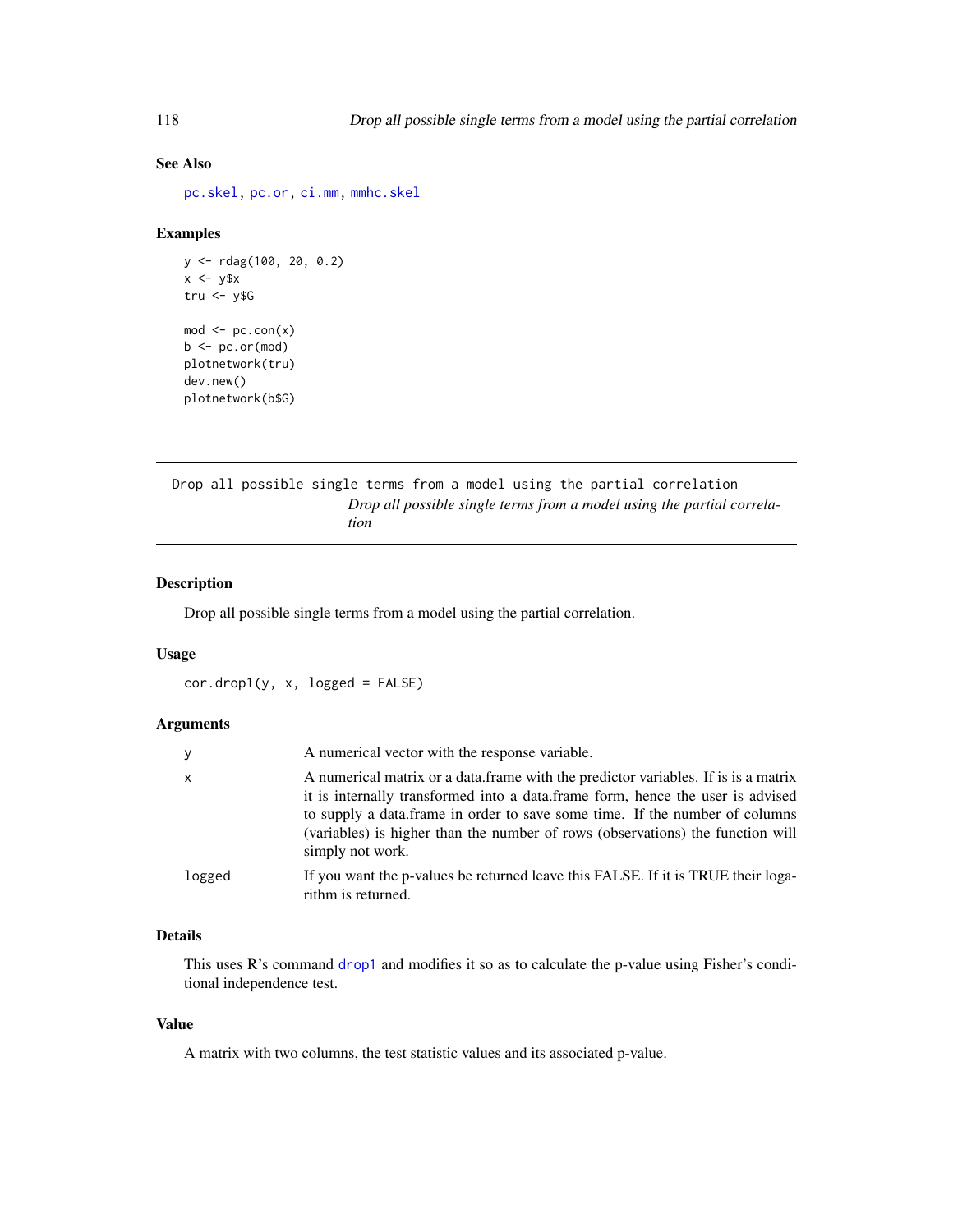### See Also

pc.skel, pc.or, ci.mm, mmhc.skel

### Examples

```
y <- rdag(100, 20, 0.2)
x <- y$x
tru <- y$G

mod <- pc.con(x)
b <- pc.or(mod)
plotnetwork(tru)
dev.new()
plotnetwork(b$G)
```

---

## Drop all possible single terms from a model using the partial correlation

*Drop all possible single terms from a model using the partial correlation*

---

### Description

Drop all possible single terms from a model using the partial correlation.

### Usage

```
cor.drop1(y, x, logged = FALSE)
```

### Arguments

| | |
|---|---|
| y | A numerical vector with the response variable. |
| x | A numerical matrix or a data.frame with the predictor variables. If is is a matrix it is internally transformed into a data.frame form, hence the user is advised to supply a data.frame in order to save some time. If the number of columns (variables) is higher than the number of rows (observations) the function will simply not work. |
| logged | If you want the p-values be returned leave this FALSE. If it is TRUE their logarithm is returned. |

### Details

This uses R's command drop1 and modifies it so as to calculate the p-value using Fisher's conditional independence test.

### Value

A matrix with two columns, the test statistic values and its associated p-value.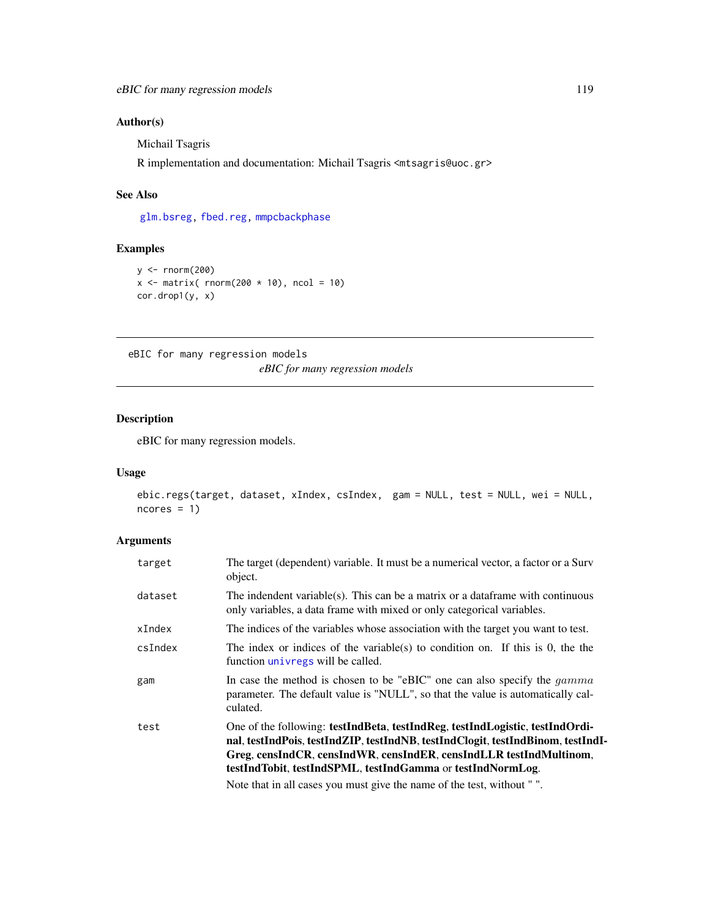## Author(s)

Michail Tsagris

R implementation and documentation: Michail Tsagris <mtsagris@uoc.gr>

## See Also

glm.bsreg, fbed.reg, mmpcbackphase

## Examples

```
y <- rnorm(200)
x <- matrix( rnorm(200 * 10), ncol = 10)
cor.drop1(y, x)
```

---

# eBIC for many regression models

*eBIC for many regression models*

---

## Description

eBIC for many regression models.

## Usage

```
ebic.regs(target, dataset, xIndex, csIndex,  gam = NULL, test = NULL, wei = NULL,
ncores = 1)
```

## Arguments

| | |
|---|---|
| target | The target (dependent) variable. It must be a numerical vector, a factor or a Surv object. |
| dataset | The indendent variable(s). This can be a matrix or a dataframe with continuous only variables, a data frame with mixed or only categorical variables. |
| xIndex | The indices of the variables whose association with the target you want to test. |
| csIndex | The index or indices of the variable(s) to condition on. If this is 0, the the function univregs will be called. |
| gam | In case the method is chosen to be "eBIC" one can also specify the $gamma$ parameter. The default value is "NULL", so that the value is automatically calculated. |
| test | One of the following: **testIndBeta**, **testIndReg**, **testIndLogistic**, **testIndOrdinal**, **testIndPois**, **testIndZIP**, **testIndNB**, **testIndClogit**, **testIndBinom**, **testIndIGreg**, **censIndCR**, **censIndWR**, **censIndER**, **censIndLLR** **testIndMultinom**, **testIndTobit**, **testIndSPML**, **testIndGamma** or **testIndNormLog**.<br>Note that in all cases you must give the name of the test, without " ". |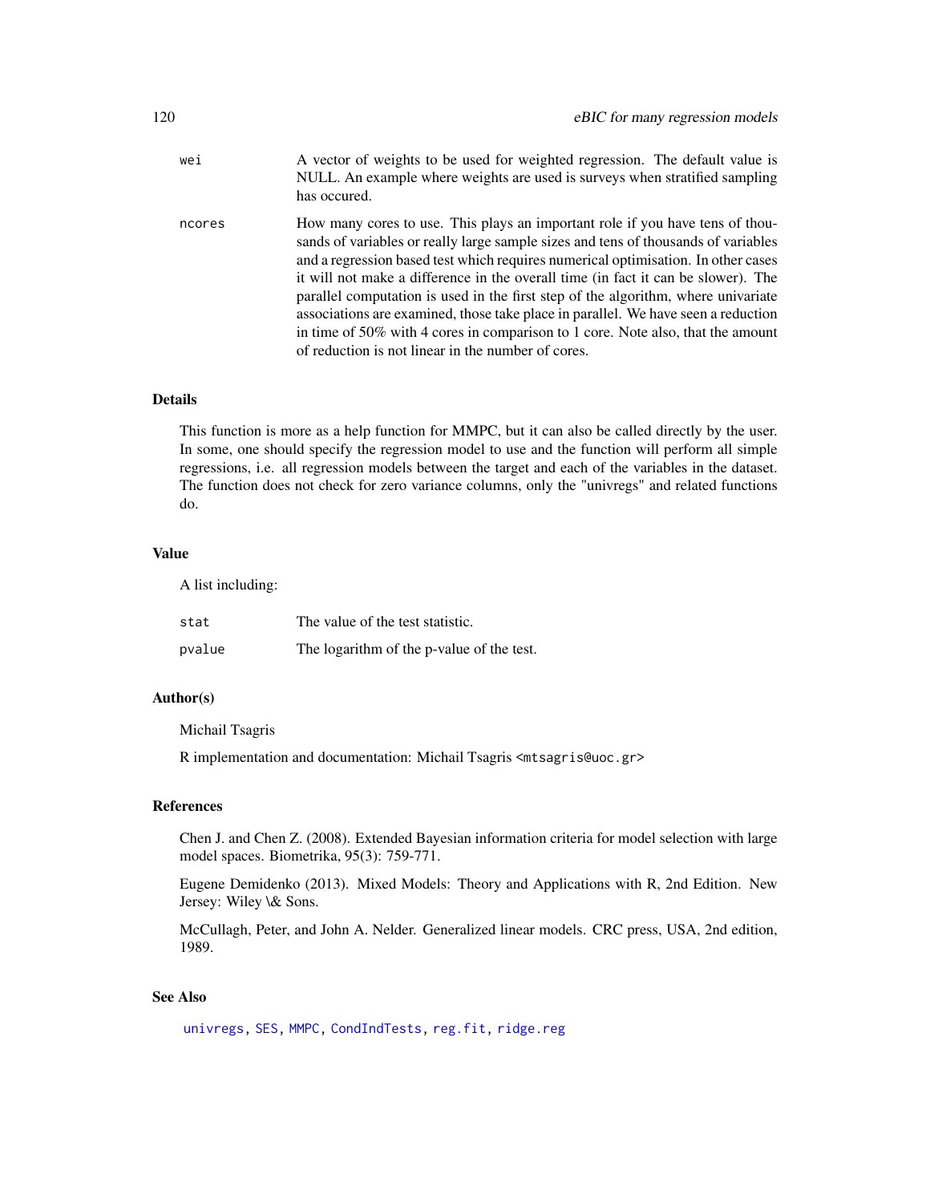| | |
|---|---|
| wei | A vector of weights to be used for weighted regression. The default value is NULL. An example where weights are used is surveys when stratified sampling has occured. |
| ncores | How many cores to use. This plays an important role if you have tens of thousands of variables or really large sample sizes and tens of thousands of variables and a regression based test which requires numerical optimisation. In other cases it will not make a difference in the overall time (in fact it can be slower). The parallel computation is used in the first step of the algorithm, where univariate associations are examined, those take place in parallel. We have seen a reduction in time of 50% with 4 cores in comparison to 1 core. Note also, that the amount of reduction is not linear in the number of cores. |

## Details

This function is more as a help function for MMPC, but it can also be called directly by the user. In some, one should specify the regression model to use and the function will perform all simple regressions, i.e. all regression models between the target and each of the variables in the dataset. The function does not check for zero variance columns, only the "univregs" and related functions do.

## Value

A list including:

| | |
|---|---|
| stat | The value of the test statistic. |
| pvalue | The logarithm of the p-value of the test. |

## Author(s)

Michail Tsagris

R implementation and documentation: Michail Tsagris <mtsagris@uoc.gr>

## References

Chen J. and Chen Z. (2008). Extended Bayesian information criteria for model selection with large model spaces. Biometrika, 95(3): 759-771.

Eugene Demidenko (2013). Mixed Models: Theory and Applications with R, 2nd Edition. New Jersey: Wiley \& Sons.

McCullagh, Peter, and John A. Nelder. Generalized linear models. CRC press, USA, 2nd edition, 1989.

## See Also

univregs, SES, MMPC, CondIndTests, reg.fit, ridge.reg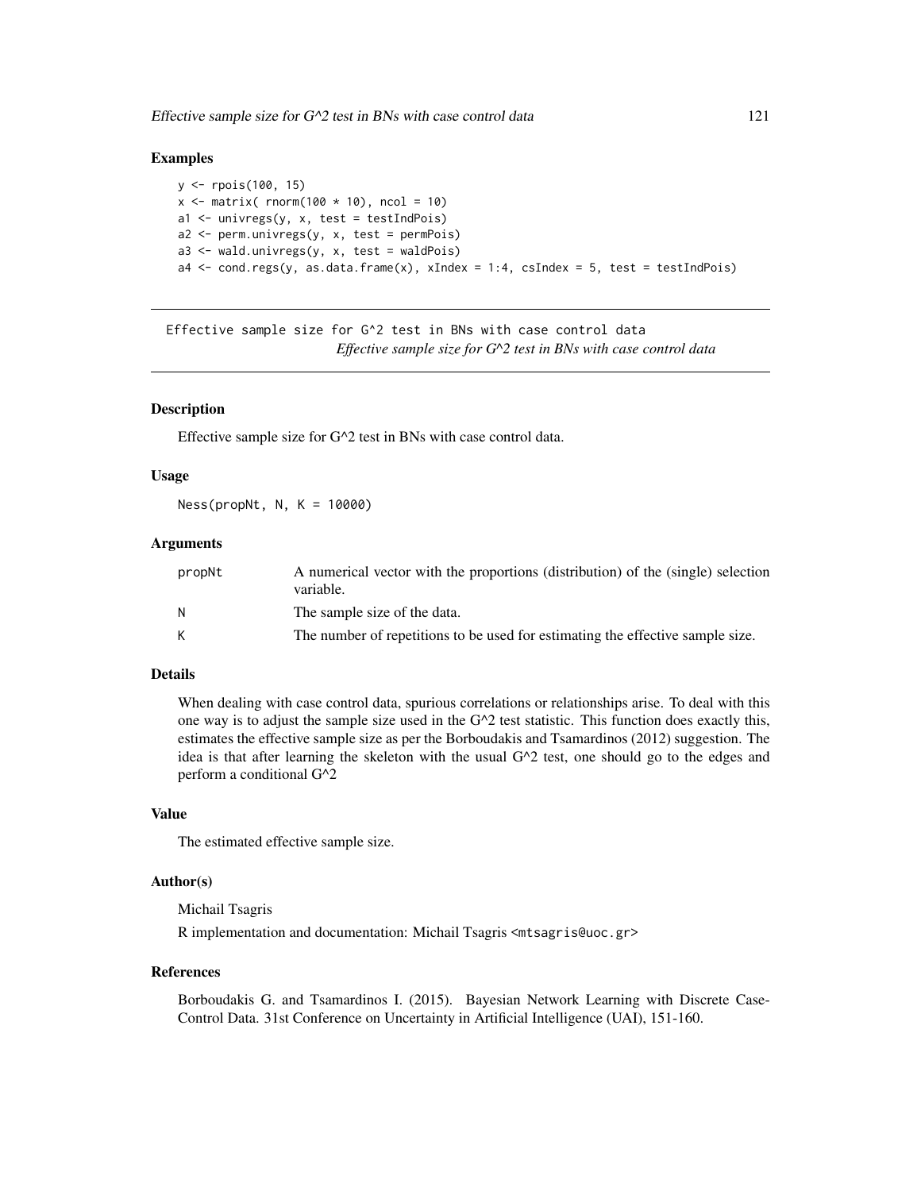## Examples

```
y <- rpois(100, 15)
x <- matrix( rnorm(100 * 10), ncol = 10)
a1 <- univregs(y, x, test = testIndPois)
a2 <- perm.univregs(y, x, test = permPois)
a3 <- wald.univregs(y, x, test = waldPois)
a4 <- cond.regs(y, as.data.frame(x), xIndex = 1:4, csIndex = 5, test = testIndPois)
```

---

# Effective sample size for G^2 test in BNs with case control data

*Effective sample size for G^2 test in BNs with case control data*

---

## Description

Effective sample size for G^2 test in BNs with case control data.

## Usage

```
Ness(propNt, N, K = 10000)
```

## Arguments

| | |
|---|---|
| propNt | A numerical vector with the proportions (distribution) of the (single) selection variable. |
| N | The sample size of the data. |
| K | The number of repetitions to be used for estimating the effective sample size. |

## Details

When dealing with case control data, spurious correlations or relationships arise. To deal with this one way is to adjust the sample size used in the G^2 test statistic. This function does exactly this, estimates the effective sample size as per the Borboudakis and Tsamardinos (2012) suggestion. The idea is that after learning the skeleton with the usual G^2 test, one should go to the edges and perform a conditional G^2

## Value

The estimated effective sample size.

## Author(s)

Michail Tsagris

R implementation and documentation: Michail Tsagris <mtsagris@uoc.gr>

## References

Borboudakis G. and Tsamardinos I. (2015). Bayesian Network Learning with Discrete Case-Control Data. 31st Conference on Uncertainty in Artificial Intelligence (UAI), 151-160.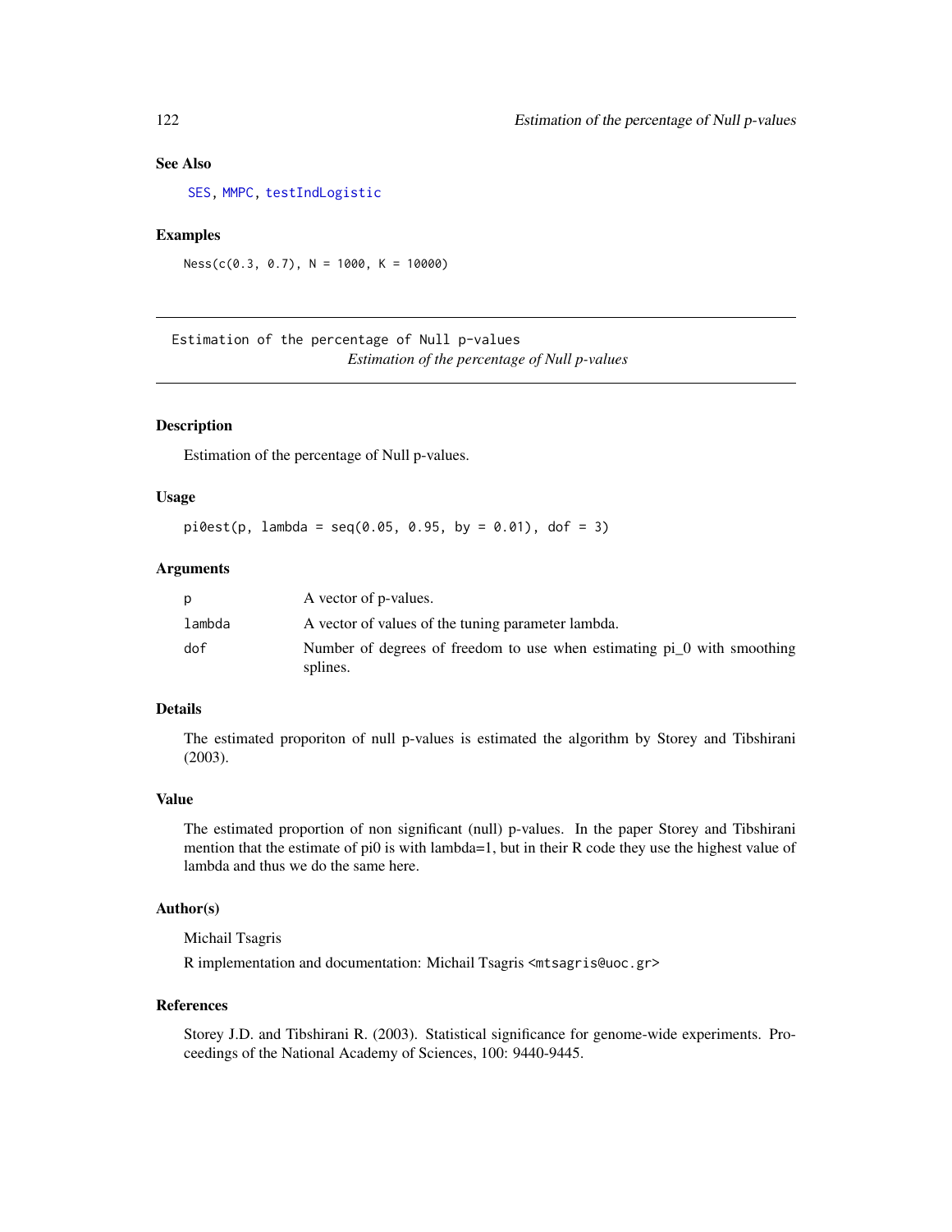## See Also

SES, MMPC, testIndLogistic

## Examples

```
Ness(c(0.3, 0.7), N = 1000, K = 10000)
```

---

# Estimation of the percentage of Null p-values

*Estimation of the percentage of Null p-values*

---

## Description

Estimation of the percentage of Null p-values.

## Usage

```
pi0est(p, lambda = seq(0.05, 0.95, by = 0.01), dof = 3)
```

## Arguments

| | |
|---|---|
| p | A vector of p-values. |
| lambda | A vector of values of the tuning parameter lambda. |
| dof | Number of degrees of freedom to use when estimating pi_0 with smoothing splines. |

## Details

The estimated proporiton of null p-values is estimated the algorithm by Storey and Tibshirani (2003).

## Value

The estimated proportion of non significant (null) p-values. In the paper Storey and Tibshirani mention that the estimate of pi0 is with lambda=1, but in their R code they use the highest value of lambda and thus we do the same here.

## Author(s)

Michail Tsagris

R implementation and documentation: Michail Tsagris <mtsagris@uoc.gr>

## References

Storey J.D. and Tibshirani R. (2003). Statistical significance for genome-wide experiments. Proceedings of the National Academy of Sciences, 100: 9440-9445.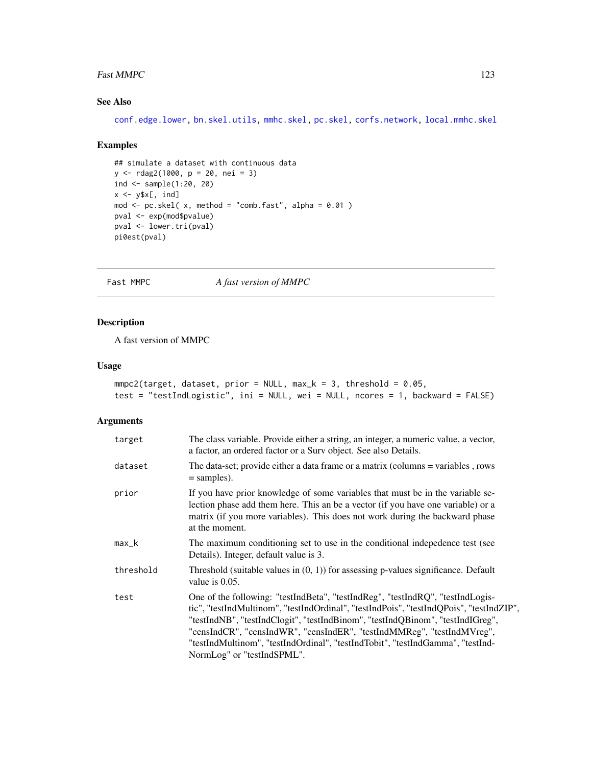### See Also

conf.edge.lower, bn.skel.utils, mmhc.skel, pc.skel, corfs.network, local.mmhc.skel

### Examples

```
## simulate a dataset with continuous data
y <- rdag2(1000, p = 20, nei = 3)
ind <- sample(1:20, 20)
x <- y$x[, ind]
mod <- pc.skel( x, method = "comb.fast", alpha = 0.01 )
pval <- exp(mod$pvalue)
pval <- lower.tri(pval)
pi0est(pval)
```

---

## Fast MMPC — *A fast version of MMPC*

---

### Description

A fast version of MMPC

### Usage

```
mmpc2(target, dataset, prior = NULL, max_k = 3, threshold = 0.05,
test = "testIndLogistic", ini = NULL, wei = NULL, ncores = 1, backward = FALSE)
```

### Arguments

| | |
|---|---|
| target | The class variable. Provide either a string, an integer, a numeric value, a vector, a factor, an ordered factor or a Surv object. See also Details. |
| dataset | The data-set; provide either a data frame or a matrix (columns = variables , rows = samples). |
| prior | If you have prior knowledge of some variables that must be in the variable selection phase add them here. This an be a vector (if you have one variable) or a matrix (if you more variables). This does not work during the backward phase at the moment. |
| max_k | The maximum conditioning set to use in the conditional indepedence test (see Details). Integer, default value is 3. |
| threshold | Threshold (suitable values in (0, 1)) for assessing p-values significance. Default value is 0.05. |
| test | One of the following: "testIndBeta", "testIndReg", "testIndRQ", "testIndLogistic", "testIndMultinom", "testIndOrdinal", "testIndPois", "testIndQPois", "testIndZIP", "testIndNB", "testIndClogit", "testIndBinom", "testIndQBinom", "testIndIGreg", "censIndCR", "censIndWR", "censIndER", "testIndMMReg", "testIndMVreg", "testIndMultinom", "testIndOrdinal", "testIndTobit", "testIndGamma", "testIndNormLog" or "testIndSPML". |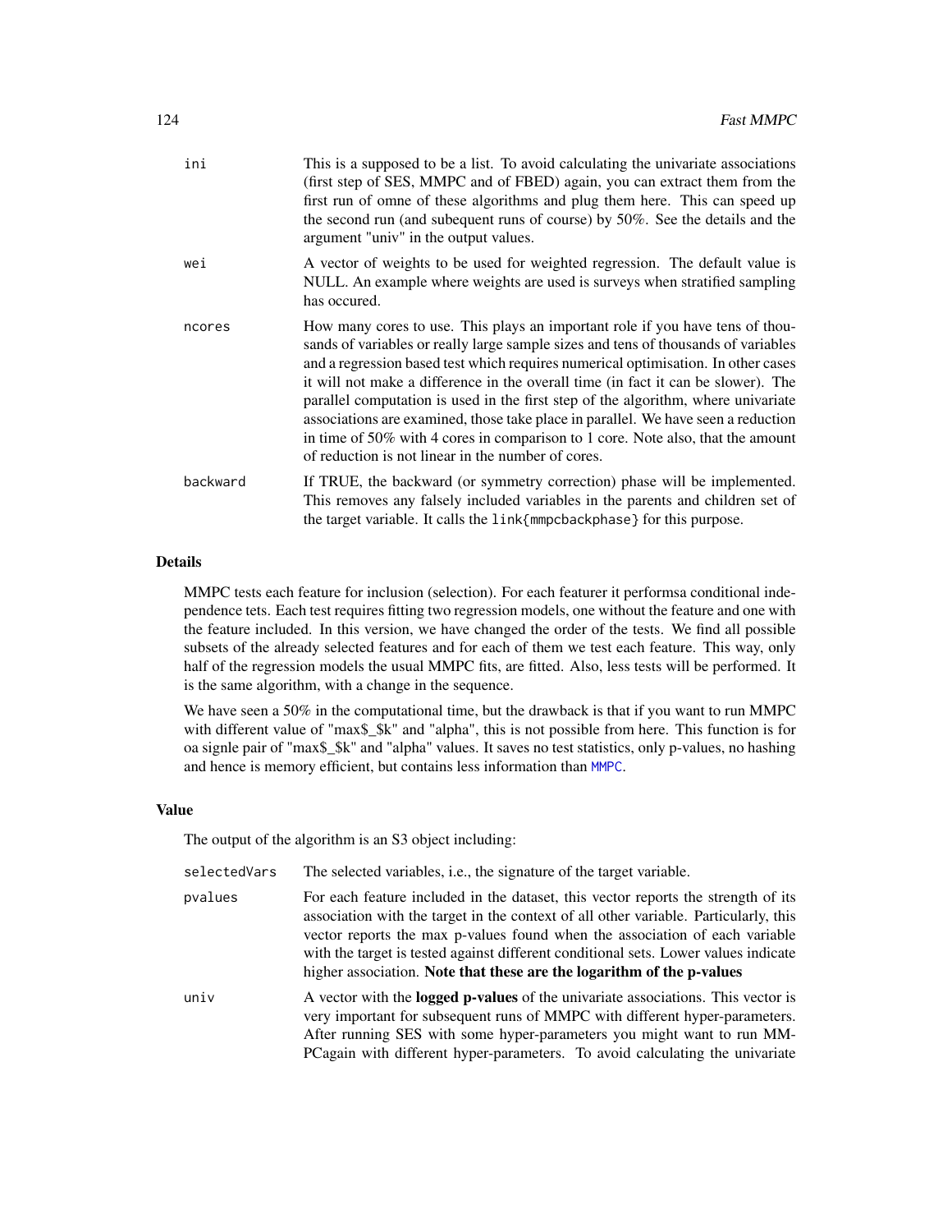ini
: This is a supposed to be a list. To avoid calculating the univariate associations (first step of SES, MMPC and of FBED) again, you can extract them from the first run of omne of these algorithms and plug them here. This can speed up the second run (and subequent runs of course) by 50%. See the details and the argument "univ" in the output values.

wei
: A vector of weights to be used for weighted regression. The default value is NULL. An example where weights are used is surveys when stratified sampling has occured.

ncores
: How many cores to use. This plays an important role if you have tens of thousands of variables or really large sample sizes and tens of thousands of variables and a regression based test which requires numerical optimisation. In other cases it will not make a difference in the overall time (in fact it can be slower). The parallel computation is used in the first step of the algorithm, where univariate associations are examined, those take place in parallel. We have seen a reduction in time of 50% with 4 cores in comparison to 1 core. Note also, that the amount of reduction is not linear in the number of cores.

backward
: If TRUE, the backward (or symmetry correction) phase will be implemented. This removes any falsely included variables in the parents and children set of the target variable. It calls the `link{mmpcbackphase}` for this purpose.

## Details

MMPC tests each feature for inclusion (selection). For each featurer it performsa conditional independence tets. Each test requires fitting two regression models, one without the feature and one with the feature included. In this version, we have changed the order of the tests. We find all possible subsets of the already selected features and for each of them we test each feature. This way, only half of the regression models the usual MMPC fits, are fitted. Also, less tests will be performed. It is the same algorithm, with a change in the sequence.

We have seen a 50% in the computational time, but the drawback is that if you want to run MMPC with different value of "max$_$k" and "alpha", this is not possible from here. This function is for oa signle pair of "max$_$k" and "alpha" values. It saves no test statistics, only p-values, no hashing and hence is memory efficient, but contains less information than MMPC.

## Value

The output of the algorithm is an S3 object including:

selectedVars
: The selected variables, i.e., the signature of the target variable.

pvalues
: For each feature included in the dataset, this vector reports the strength of its association with the target in the context of all other variable. Particularly, this vector reports the max p-values found when the association of each variable with the target is tested against different conditional sets. Lower values indicate higher association. **Note that these are the logarithm of the p-values**

univ
: A vector with the **logged p-values** of the univariate associations. This vector is very important for subsequent runs of MMPC with different hyper-parameters. After running SES with some hyper-parameters you might want to run MMPCagain with different hyper-parameters. To avoid calculating the univariate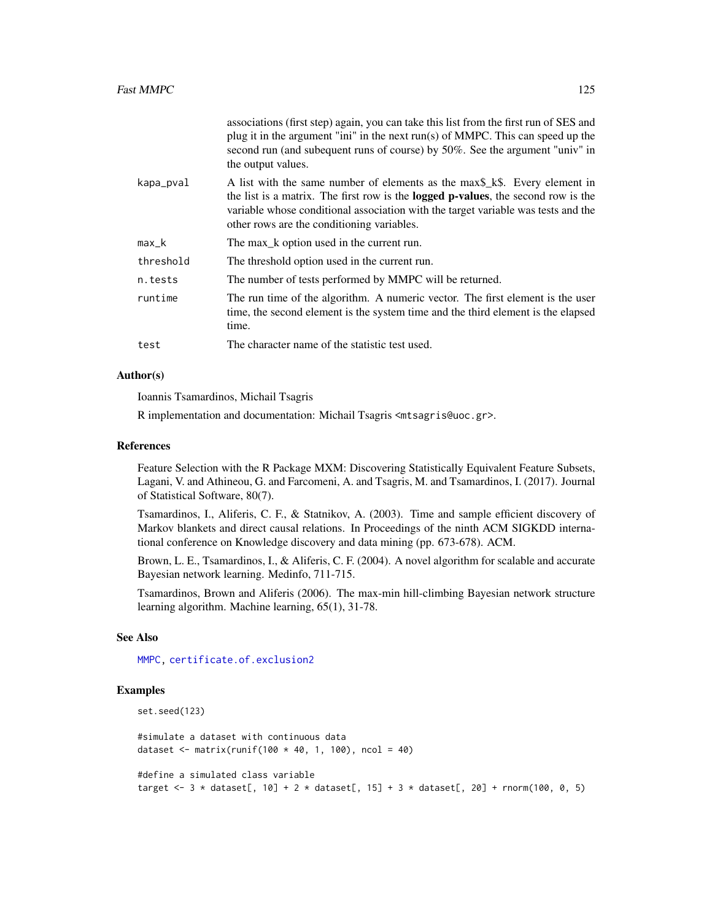associations (first step) again, you can take this list from the first run of SES and plug it in the argument "ini" in the next run(s) of MMPC. This can speed up the second run (and subequent runs of course) by 50%. See the argument "univ" in the output values.

| | |
|---|---|
| kapa_pval | A list with the same number of elements as the max$_k$. Every element in the list is a matrix. The first row is the **logged p-values**, the second row is the variable whose conditional association with the target variable was tests and the other rows are the conditioning variables. |
| max_k | The max_k option used in the current run. |
| threshold | The threshold option used in the current run. |
| n.tests | The number of tests performed by MMPC will be returned. |
| runtime | The run time of the algorithm. A numeric vector. The first element is the user time, the second element is the system time and the third element is the elapsed time. |
| test | The character name of the statistic test used. |

### Author(s)

Ioannis Tsamardinos, Michail Tsagris

R implementation and documentation: Michail Tsagris <mtsagris@uoc.gr>.

### References

Feature Selection with the R Package MXM: Discovering Statistically Equivalent Feature Subsets, Lagani, V. and Athineou, G. and Farcomeni, A. and Tsagris, M. and Tsamardinos, I. (2017). Journal of Statistical Software, 80(7).

Tsamardinos, I., Aliferis, C. F., & Statnikov, A. (2003). Time and sample efficient discovery of Markov blankets and direct causal relations. In Proceedings of the ninth ACM SIGKDD international conference on Knowledge discovery and data mining (pp. 673-678). ACM.

Brown, L. E., Tsamardinos, I., & Aliferis, C. F. (2004). A novel algorithm for scalable and accurate Bayesian network learning. Medinfo, 711-715.

Tsamardinos, Brown and Aliferis (2006). The max-min hill-climbing Bayesian network structure learning algorithm. Machine learning, 65(1), 31-78.

### See Also

MMPC, certificate.of.exclusion2

### Examples

```
set.seed(123)

#simulate a dataset with continuous data
dataset <- matrix(runif(100 * 40, 1, 100), ncol = 40)

#define a simulated class variable
target <- 3 * dataset[, 10] + 2 * dataset[, 15] + 3 * dataset[, 20] + rnorm(100, 0, 5)
```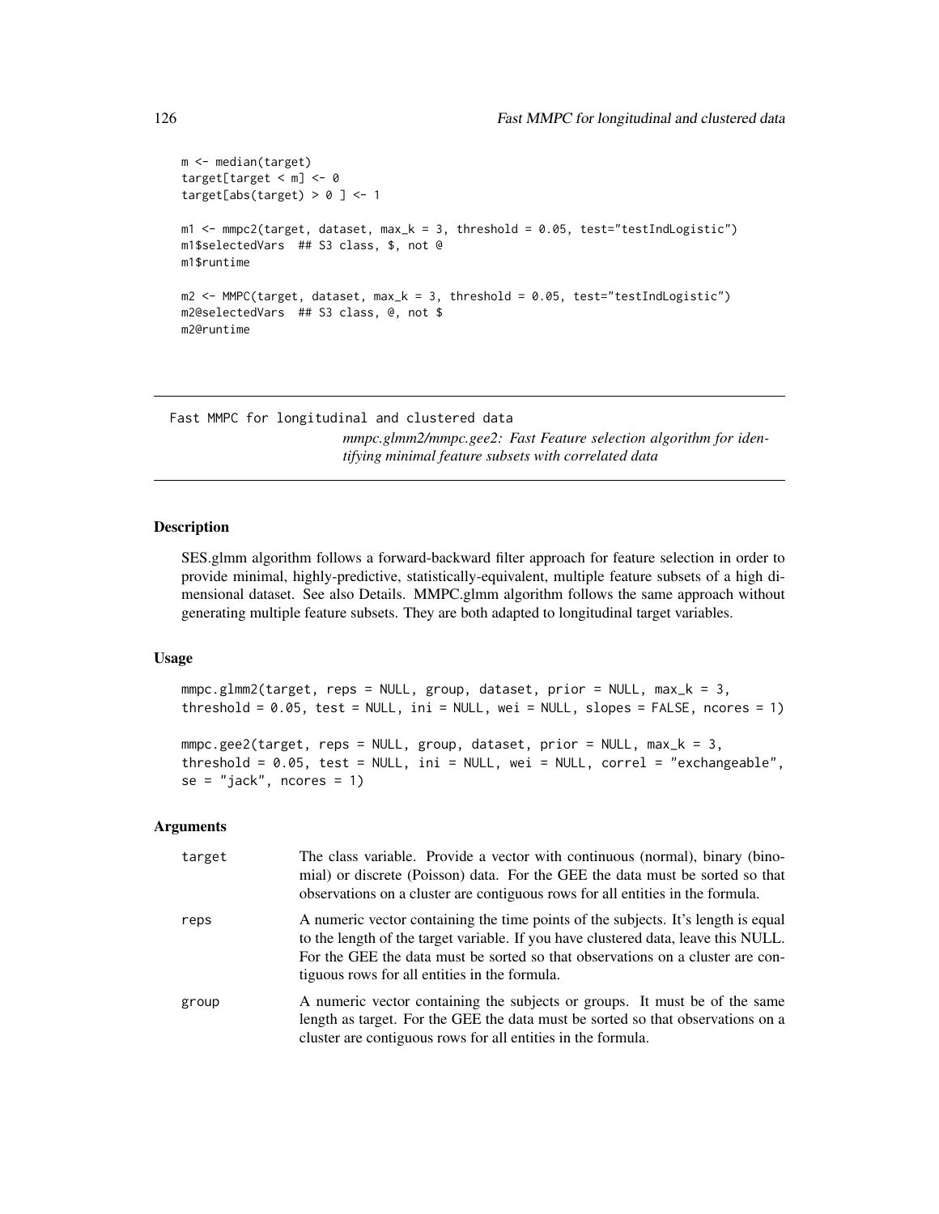```
m <- median(target)
target[target < m] <- 0
target[abs(target) > 0 ] <- 1

m1 <- mmpc2(target, dataset, max_k = 3, threshold = 0.05, test="testIndLogistic")
m1$selectedVars  ## S3 class, $, not @
m1$runtime

m2 <- MMPC(target, dataset, max_k = 3, threshold = 0.05, test="testIndLogistic")
m2@selectedVars  ## S3 class, @, not $
m2@runtime
```

---

## Fast MMPC for longitudinal and clustered data

*mmpc.glmm2/mmpc.gee2: Fast Feature selection algorithm for identifying minimal feature subsets with correlated data*

---

### Description

SES.glmm algorithm follows a forward-backward filter approach for feature selection in order to provide minimal, highly-predictive, statistically-equivalent, multiple feature subsets of a high dimensional dataset. See also Details. MMPC.glmm algorithm follows the same approach without generating multiple feature subsets. They are both adapted to longitudinal target variables.

### Usage

```
mmpc.glmm2(target, reps = NULL, group, dataset, prior = NULL, max_k = 3,
threshold = 0.05, test = NULL, ini = NULL, wei = NULL, slopes = FALSE, ncores = 1)

mmpc.gee2(target, reps = NULL, group, dataset, prior = NULL, max_k = 3,
threshold = 0.05, test = NULL, ini = NULL, wei = NULL, correl = "exchangeable",
se = "jack", ncores = 1)
```

### Arguments

| | |
|---|---|
| target | The class variable. Provide a vector with continuous (normal), binary (binomial) or discrete (Poisson) data. For the GEE the data must be sorted so that observations on a cluster are contiguous rows for all entities in the formula. |
| reps | A numeric vector containing the time points of the subjects. It's length is equal to the length of the target variable. If you have clustered data, leave this NULL. For the GEE the data must be sorted so that observations on a cluster are contiguous rows for all entities in the formula. |
| group | A numeric vector containing the subjects or groups. It must be of the same length as target. For the GEE the data must be sorted so that observations on a cluster are contiguous rows for all entities in the formula. |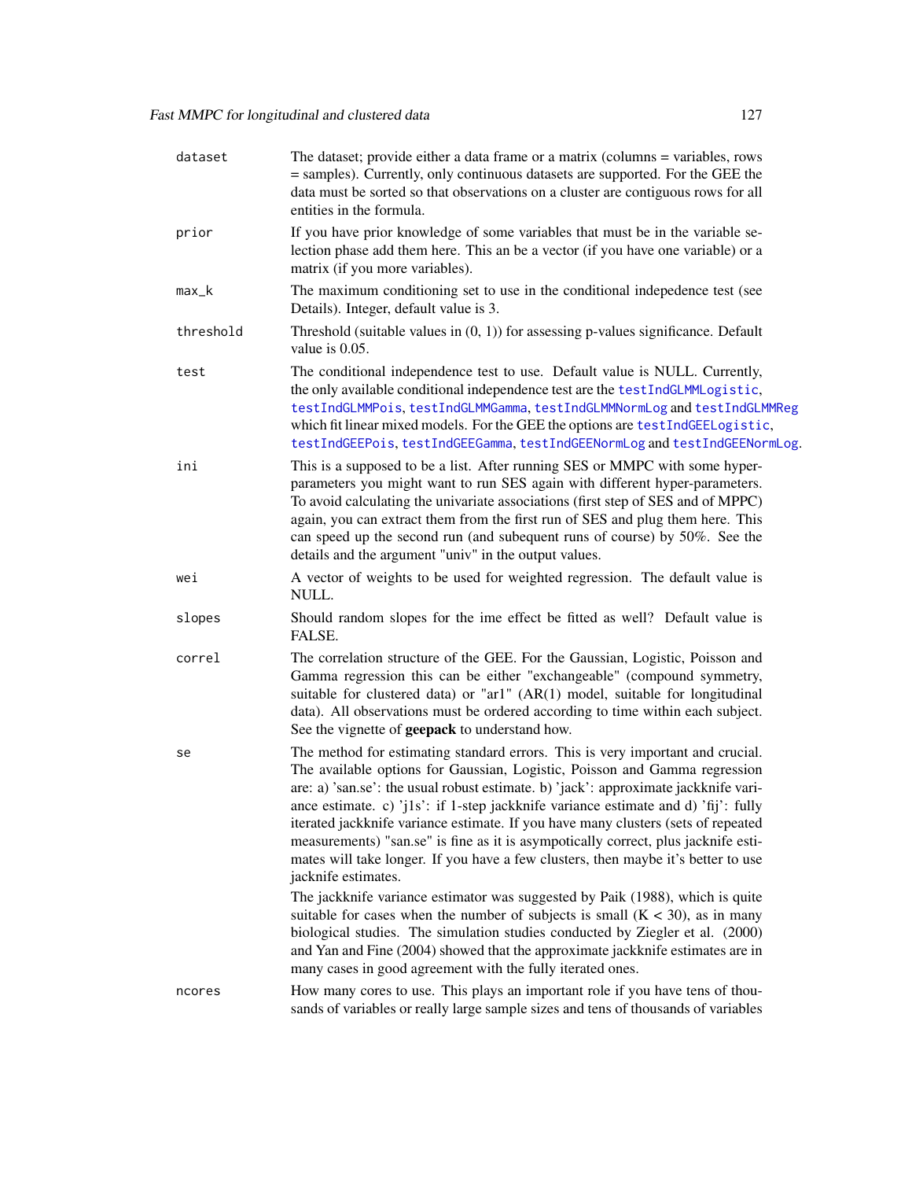| | |
|---|---|
| dataset | The dataset; provide either a data frame or a matrix (columns = variables, rows = samples). Currently, only continuous datasets are supported. For the GEE the data must be sorted so that observations on a cluster are contiguous rows for all entities in the formula. |
| prior | If you have prior knowledge of some variables that must be in the variable selection phase add them here. This an be a vector (if you have one variable) or a matrix (if you more variables). |
| max_k | The maximum conditioning set to use in the conditional indepedence test (see Details). Integer, default value is 3. |
| threshold | Threshold (suitable values in (0, 1)) for assessing p-values significance. Default value is 0.05. |
| test | The conditional independence test to use. Default value is NULL. Currently, the only available conditional independence test are the testIndGLMMLogistic, testIndGLMMPois, testIndGLMMGamma, testIndGLMMNormLog and testIndGLMMReg which fit linear mixed models. For the GEE the options are testIndGEELogistic, testIndGEEPois, testIndGEEGamma, testIndGEENormLog and testIndGEENormLog. |
| ini | This is a supposed to be a list. After running SES or MMPC with some hyper-parameters you might want to run SES again with different hyper-parameters. To avoid calculating the univariate associations (first step of SES and of MPPC) again, you can extract them from the first run of SES and plug them here. This can speed up the second run (and subequent runs of course) by 50%. See the details and the argument "univ" in the output values. |
| wei | A vector of weights to be used for weighted regression. The default value is NULL. |
| slopes | Should random slopes for the ime effect be fitted as well? Default value is FALSE. |
| correl | The correlation structure of the GEE. For the Gaussian, Logistic, Poisson and Gamma regression this can be either "exchangeable" (compound symmetry, suitable for clustered data) or "ar1" (AR(1) model, suitable for longitudinal data). All observations must be ordered according to time within each subject. See the vignette of **geepack** to understand how. |
| se | The method for estimating standard errors. This is very important and crucial. The available options for Gaussian, Logistic, Poisson and Gamma regression are: a) 'san.se': the usual robust estimate. b) 'jack': approximate jackknife variance estimate. c) 'j1s': if 1-step jackknife variance estimate and d) 'fij': fully iterated jackknife variance estimate. If you have many clusters (sets of repeated measurements) "san.se" is fine as it is asympotically correct, plus jacknife estimates will take longer. If you have a few clusters, then maybe it's better to use jacknife estimates.<br><br>The jackknife variance estimator was suggested by Paik (1988), which is quite suitable for cases when the number of subjects is small ($K < 30$), as in many biological studies. The simulation studies conducted by Ziegler et al. (2000) and Yan and Fine (2004) showed that the approximate jackknife estimates are in many cases in good agreement with the fully iterated ones. |
| ncores | How many cores to use. This plays an important role if you have tens of thousands of variables or really large sample sizes and tens of thousands of variables |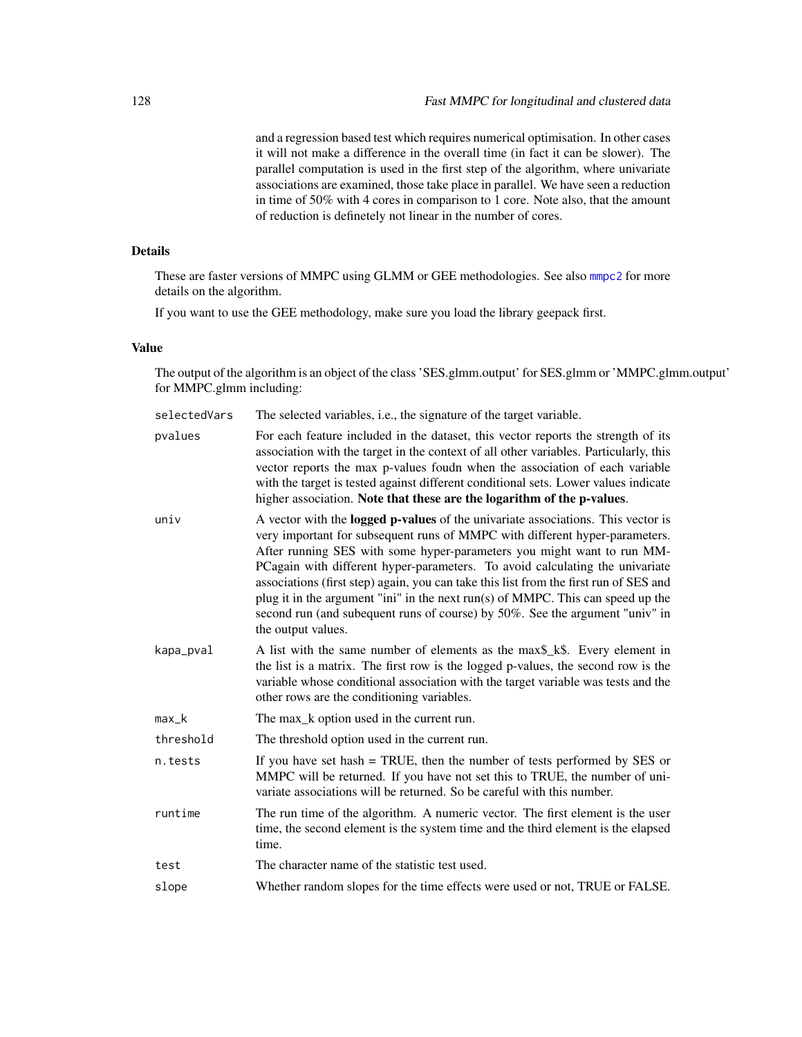and a regression based test which requires numerical optimisation. In other cases it will not make a difference in the overall time (in fact it can be slower). The parallel computation is used in the first step of the algorithm, where univariate associations are examined, those take place in parallel. We have seen a reduction in time of 50% with 4 cores in comparison to 1 core. Note also, that the amount of reduction is definetely not linear in the number of cores.

## Details

These are faster versions of MMPC using GLMM or GEE methodologies. See also mmpc2 for more details on the algorithm.

If you want to use the GEE methodology, make sure you load the library geepack first.

## Value

The output of the algorithm is an object of the class 'SES.glmm.output' for SES.glmm or 'MMPC.glmm.output' for MMPC.glmm including:

- `selectedVars` The selected variables, i.e., the signature of the target variable.
- `pvalues` For each feature included in the dataset, this vector reports the strength of its association with the target in the context of all other variables. Particularly, this vector reports the max p-values foudn when the association of each variable with the target is tested against different conditional sets. Lower values indicate higher association. **Note that these are the logarithm of the p-values**.
- `univ` A vector with the **logged p-values** of the univariate associations. This vector is very important for subsequent runs of MMPC with different hyper-parameters. After running SES with some hyper-parameters you might want to run MMPCagain with different hyper-parameters. To avoid calculating the univariate associations (first step) again, you can take this list from the first run of SES and plug it in the argument "ini" in the next run(s) of MMPC. This can speed up the second run (and subequent runs of course) by 50%. See the argument "univ" in the output values.
- `kapa_pval` A list with the same number of elements as the max$_k$. Every element in the list is a matrix. The first row is the logged p-values, the second row is the variable whose conditional association with the target variable was tests and the other rows are the conditioning variables.
- `max_k` The max_k option used in the current run.
- `threshold` The threshold option used in the current run.
- `n.tests` If you have set hash = TRUE, then the number of tests performed by SES or MMPC will be returned. If you have not set this to TRUE, the number of univariate associations will be returned. So be careful with this number.
- `runtime` The run time of the algorithm. A numeric vector. The first element is the user time, the second element is the system time and the third element is the elapsed time.
- `test` The character name of the statistic test used.
- `slope` Whether random slopes for the time effects were used or not, TRUE or FALSE.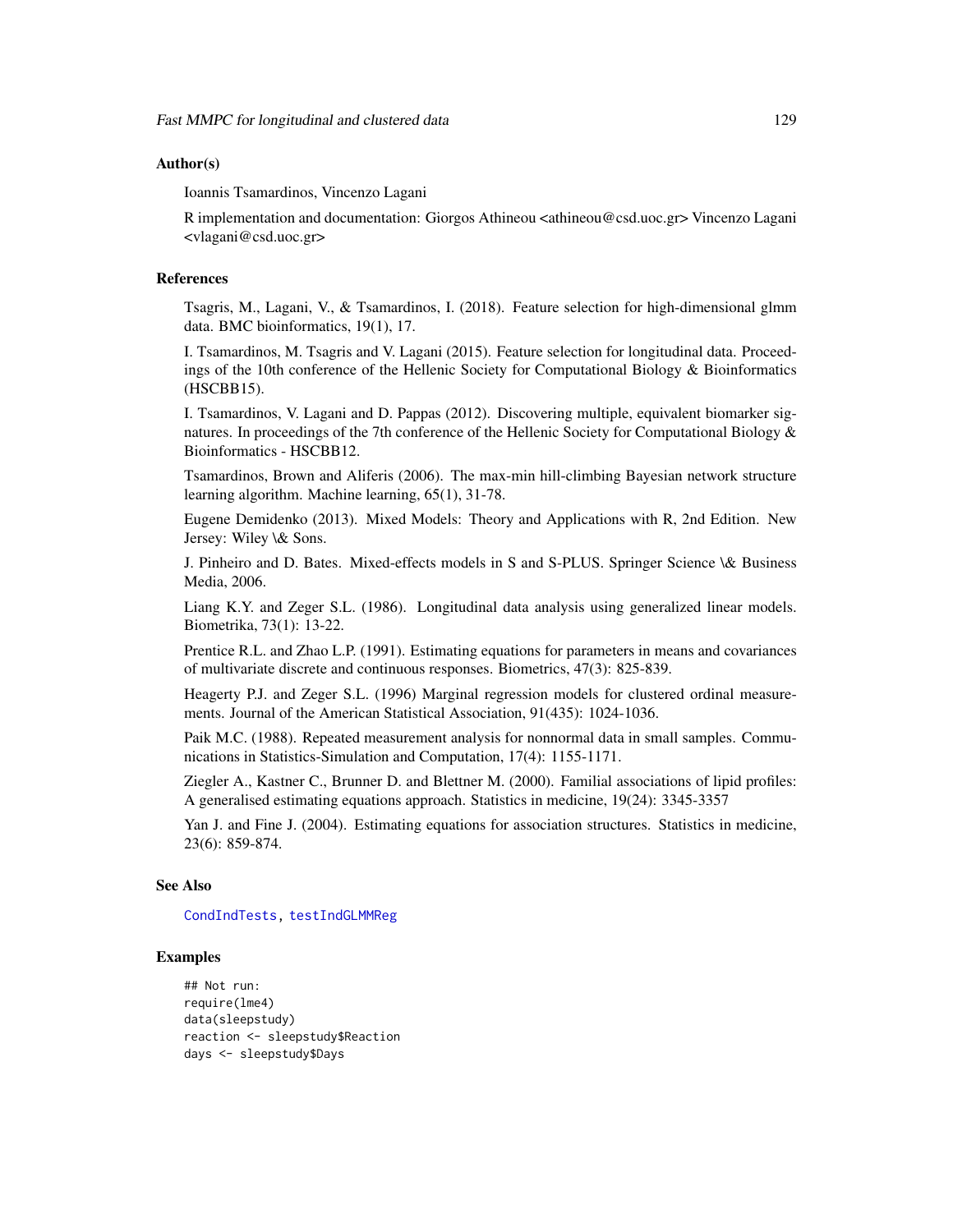### Author(s)

Ioannis Tsamardinos, Vincenzo Lagani

R implementation and documentation: Giorgos Athineou <athineou@csd.uoc.gr> Vincenzo Lagani <vlagani@csd.uoc.gr>

### References

Tsagris, M., Lagani, V., & Tsamardinos, I. (2018). Feature selection for high-dimensional glmm data. BMC bioinformatics, 19(1), 17.

I. Tsamardinos, M. Tsagris and V. Lagani (2015). Feature selection for longitudinal data. Proceedings of the 10th conference of the Hellenic Society for Computational Biology & Bioinformatics (HSCBB15).

I. Tsamardinos, V. Lagani and D. Pappas (2012). Discovering multiple, equivalent biomarker signatures. In proceedings of the 7th conference of the Hellenic Society for Computational Biology & Bioinformatics - HSCBB12.

Tsamardinos, Brown and Aliferis (2006). The max-min hill-climbing Bayesian network structure learning algorithm. Machine learning, 65(1), 31-78.

Eugene Demidenko (2013). Mixed Models: Theory and Applications with R, 2nd Edition. New Jersey: Wiley \& Sons.

J. Pinheiro and D. Bates. Mixed-effects models in S and S-PLUS. Springer Science \& Business Media, 2006.

Liang K.Y. and Zeger S.L. (1986). Longitudinal data analysis using generalized linear models. Biometrika, 73(1): 13-22.

Prentice R.L. and Zhao L.P. (1991). Estimating equations for parameters in means and covariances of multivariate discrete and continuous responses. Biometrics, 47(3): 825-839.

Heagerty P.J. and Zeger S.L. (1996) Marginal regression models for clustered ordinal measurements. Journal of the American Statistical Association, 91(435): 1024-1036.

Paik M.C. (1988). Repeated measurement analysis for nonnormal data in small samples. Communications in Statistics-Simulation and Computation, 17(4): 1155-1171.

Ziegler A., Kastner C., Brunner D. and Blettner M. (2000). Familial associations of lipid profiles: A generalised estimating equations approach. Statistics in medicine, 19(24): 3345-3357

Yan J. and Fine J. (2004). Estimating equations for association structures. Statistics in medicine, 23(6): 859-874.

### See Also

CondIndTests, testIndGLMMReg

### Examples

```
## Not run:
require(lme4)
data(sleepstudy)
reaction <- sleepstudy$Reaction
days <- sleepstudy$Days
```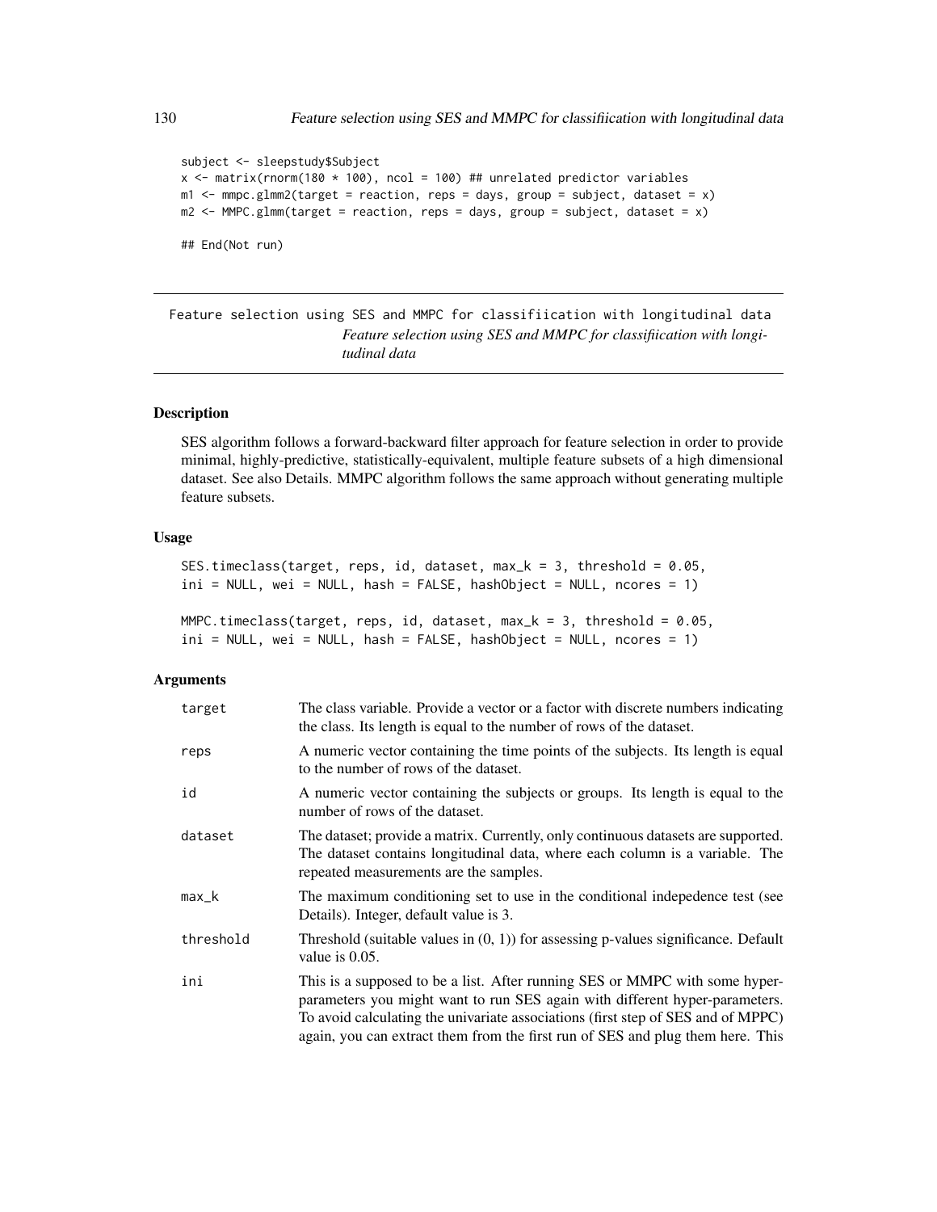```
subject <- sleepstudy$Subject
x <- matrix(rnorm(180 * 100), ncol = 100) ## unrelated predictor variables
m1 <- mmpc.glmm2(target = reaction, reps = days, group = subject, dataset = x)
m2 <- MMPC.glmm(target = reaction, reps = days, group = subject, dataset = x)

## End(Not run)
```

---

Feature selection using SES and MMPC for classifiication with longitudinal data
*Feature selection using SES and MMPC for classifiication with longitudinal data*

---

### Description

SES algorithm follows a forward-backward filter approach for feature selection in order to provide minimal, highly-predictive, statistically-equivalent, multiple feature subsets of a high dimensional dataset. See also Details. MMPC algorithm follows the same approach without generating multiple feature subsets.

### Usage

```
SES.timeclass(target, reps, id, dataset, max_k = 3, threshold = 0.05,
ini = NULL, wei = NULL, hash = FALSE, hashObject = NULL, ncores = 1)

MMPC.timeclass(target, reps, id, dataset, max_k = 3, threshold = 0.05,
ini = NULL, wei = NULL, hash = FALSE, hashObject = NULL, ncores = 1)
```

### Arguments

| | |
|---|---|
| target | The class variable. Provide a vector or a factor with discrete numbers indicating the class. Its length is equal to the number of rows of the dataset. |
| reps | A numeric vector containing the time points of the subjects. Its length is equal to the number of rows of the dataset. |
| id | A numeric vector containing the subjects or groups. Its length is equal to the number of rows of the dataset. |
| dataset | The dataset; provide a matrix. Currently, only continuous datasets are supported. The dataset contains longitudinal data, where each column is a variable. The repeated measurements are the samples. |
| max_k | The maximum conditioning set to use in the conditional indepedence test (see Details). Integer, default value is 3. |
| threshold | Threshold (suitable values in (0, 1)) for assessing p-values significance. Default value is 0.05. |
| ini | This is a supposed to be a list. After running SES or MMPC with some hyper-parameters you might want to run SES again with different hyper-parameters. To avoid calculating the univariate associations (first step of SES and of MPPC) again, you can extract them from the first run of SES and plug them here. This |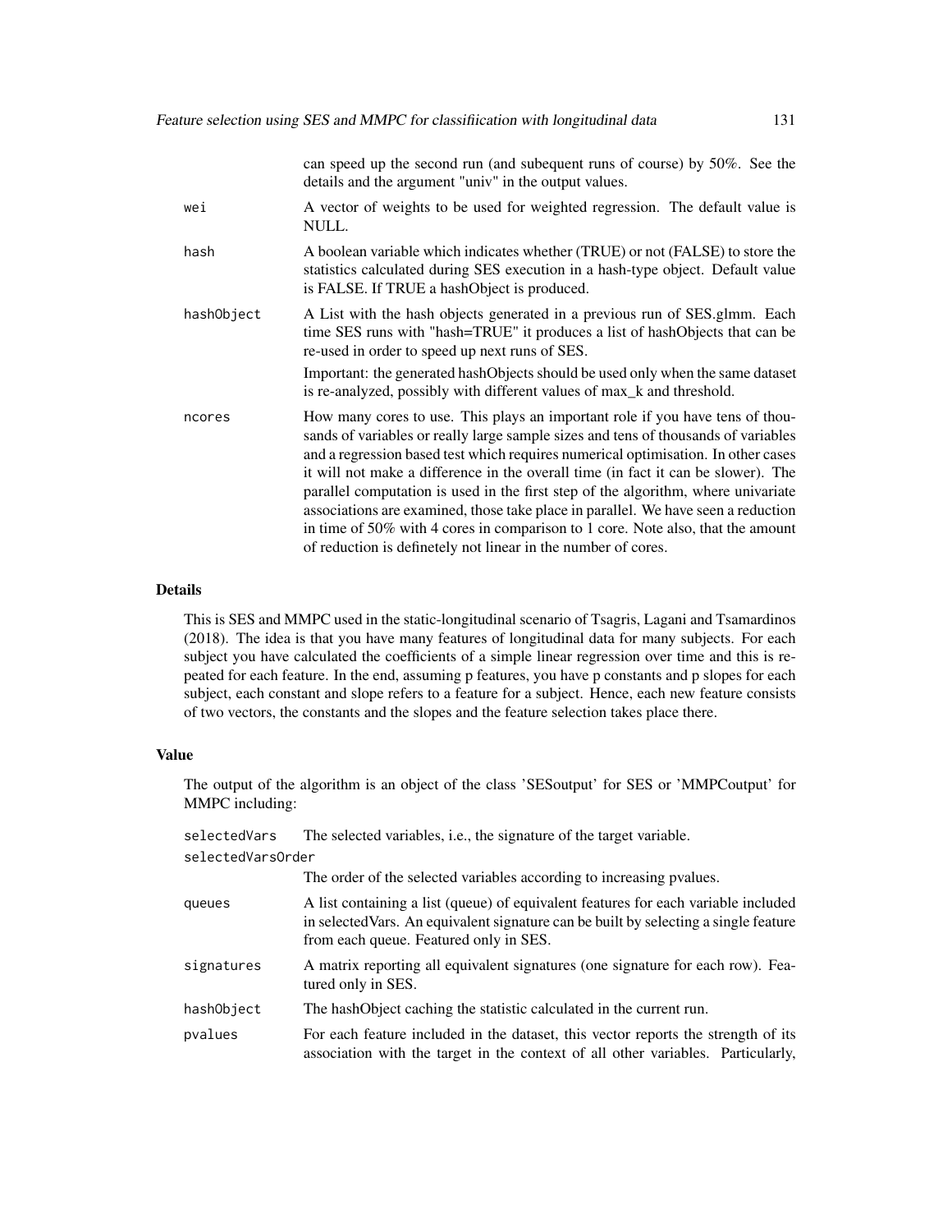can speed up the second run (and subequent runs of course) by 50%. See the details and the argument "univ" in the output values.

| | |
|---|---|
| `wei` | A vector of weights to be used for weighted regression. The default value is NULL. |
| `hash` | A boolean variable which indicates whether (TRUE) or not (FALSE) to store the statistics calculated during SES execution in a hash-type object. Default value is FALSE. If TRUE a hashObject is produced. |
| `hashObject` | A List with the hash objects generated in a previous run of SES.glmm. Each time SES runs with "hash=TRUE" it produces a list of hashObjects that can be re-used in order to speed up next runs of SES. Important: the generated hashObjects should be used only when the same dataset is re-analyzed, possibly with different values of max_k and threshold. |
| `ncores` | How many cores to use. This plays an important role if you have tens of thousands of variables or really large sample sizes and tens of thousands of variables and a regression based test which requires numerical optimisation. In other cases it will not make a difference in the overall time (in fact it can be slower). The parallel computation is used in the first step of the algorithm, where univariate associations are examined, those take place in parallel. We have seen a reduction in time of 50% with 4 cores in comparison to 1 core. Note also, that the amount of reduction is definetely not linear in the number of cores. |

### Details

This is SES and MMPC used in the static-longitudinal scenario of Tsagris, Lagani and Tsamardinos (2018). The idea is that you have many features of longitudinal data for many subjects. For each subject you have calculated the coefficients of a simple linear regression over time and this is repeated for each feature. In the end, assuming p features, you have p constants and p slopes for each subject, each constant and slope refers to a feature for a subject. Hence, each new feature consists of two vectors, the constants and the slopes and the feature selection takes place there.

### Value

The output of the algorithm is an object of the class 'SESoutput' for SES or 'MMPCoutput' for MMPC including:

| | |
|---|---|
| `selectedVars` | The selected variables, i.e., the signature of the target variable. |
| `selectedVarsOrder` | The order of the selected variables according to increasing pvalues. |
| `queues` | A list containing a list (queue) of equivalent features for each variable included in selectedVars. An equivalent signature can be built by selecting a single feature from each queue. Featured only in SES. |
| `signatures` | A matrix reporting all equivalent signatures (one signature for each row). Featured only in SES. |
| `hashObject` | The hashObject caching the statistic calculated in the current run. |
| `pvalues` | For each feature included in the dataset, this vector reports the strength of its association with the target in the context of all other variables. Particularly, |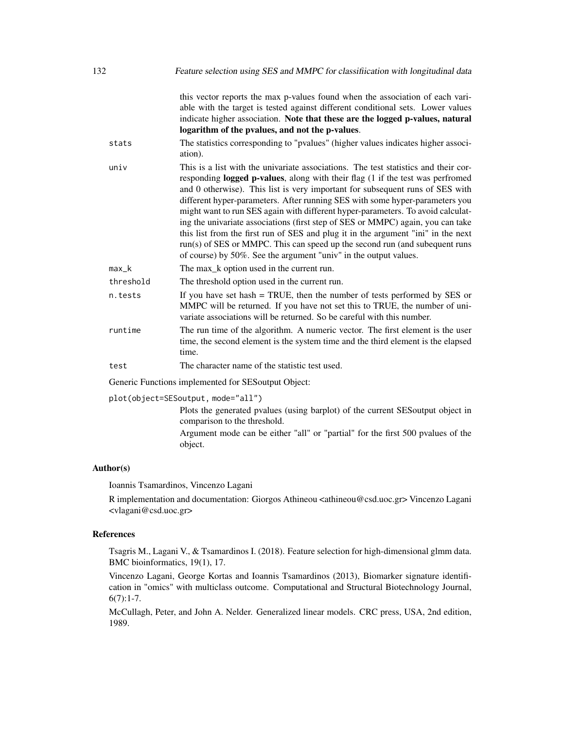this vector reports the max p-values found when the association of each variable with the target is tested against different conditional sets. Lower values indicate higher association. **Note that these are the logged p-values, natural logarithm of the pvalues, and not the p-values**.

`stats` The statistics corresponding to "pvalues" (higher values indicates higher association).

`univ` This is a list with the univariate associations. The test statistics and their corresponding **logged p-values**, along with their flag (1 if the test was perfromed and 0 otherwise). This list is very important for subsequent runs of SES with different hyper-parameters. After running SES with some hyper-parameters you might want to run SES again with different hyper-parameters. To avoid calculating the univariate associations (first step of SES or MMPC) again, you can take this list from the first run of SES and plug it in the argument "ini" in the next run(s) of SES or MMPC. This can speed up the second run (and subequent runs of course) by 50%. See the argument "univ" in the output values.

`max_k` The max_k option used in the current run.

`threshold` The threshold option used in the current run.

`n.tests` If you have set hash = TRUE, then the number of tests performed by SES or MMPC will be returned. If you have not set this to TRUE, the number of univariate associations will be returned. So be careful with this number.

`runtime` The run time of the algorithm. A numeric vector. The first element is the user time, the second element is the system time and the third element is the elapsed time.

`test` The character name of the statistic test used.

Generic Functions implemented for SESoutput Object:

`plot(object=SESoutput, mode="all")`
Plots the generated pvalues (using barplot) of the current SESoutput object in comparison to the threshold.
Argument mode can be either "all" or "partial" for the first 500 pvalues of the object.

### Author(s)

Ioannis Tsamardinos, Vincenzo Lagani

R implementation and documentation: Giorgos Athineou <athineou@csd.uoc.gr> Vincenzo Lagani <vlagani@csd.uoc.gr>

### References

Tsagris M., Lagani V., & Tsamardinos I. (2018). Feature selection for high-dimensional glmm data. BMC bioinformatics, 19(1), 17.

Vincenzo Lagani, George Kortas and Ioannis Tsamardinos (2013), Biomarker signature identification in "omics" with multiclass outcome. Computational and Structural Biotechnology Journal, 6(7):1-7.

McCullagh, Peter, and John A. Nelder. Generalized linear models. CRC press, USA, 2nd edition, 1989.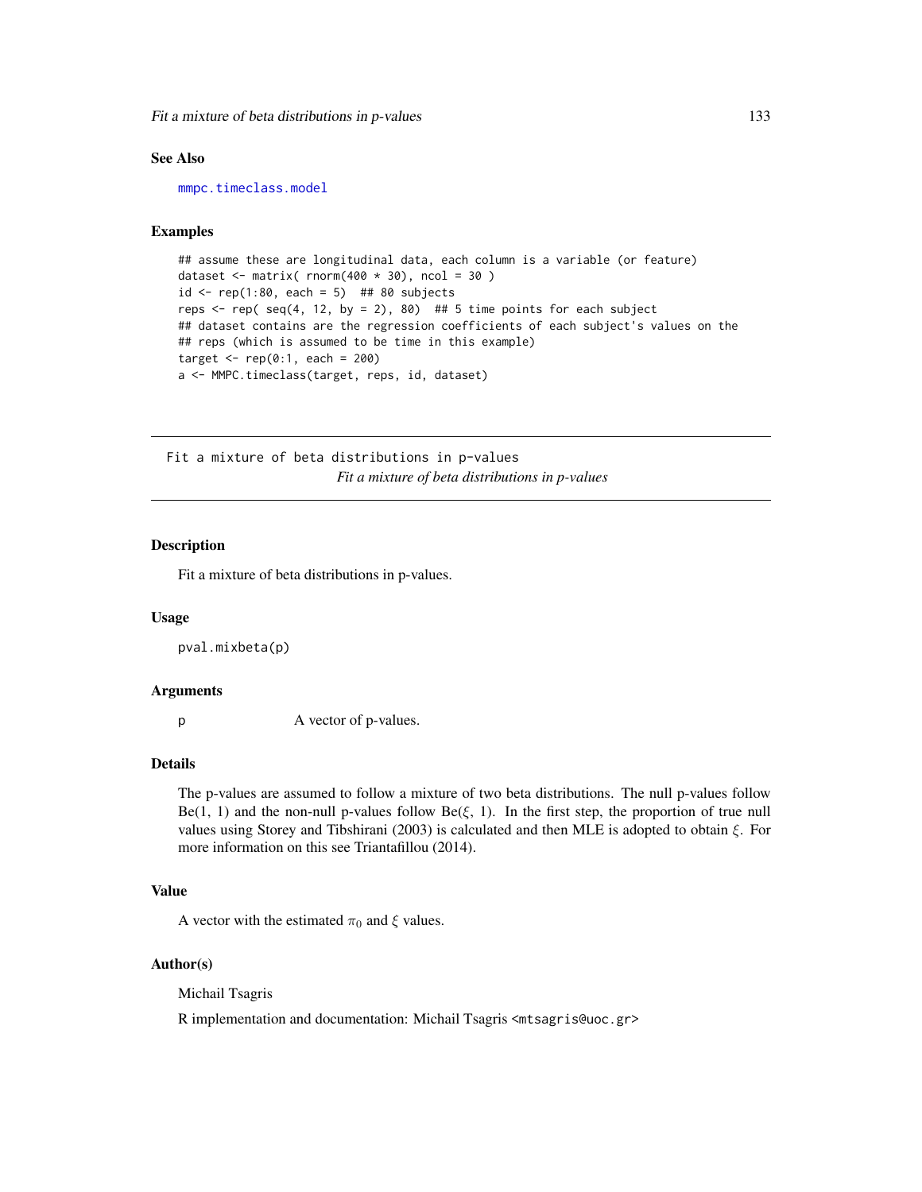## See Also

mmpc.timeclass.model

## Examples

```
## assume these are longitudinal data, each column is a variable (or feature)
dataset <- matrix( rnorm(400 * 30), ncol = 30 )
id <- rep(1:80, each = 5)  ## 80 subjects
reps <- rep( seq(4, 12, by = 2), 80)  ## 5 time points for each subject
## dataset contains are the regression coefficients of each subject's values on the
## reps (which is assumed to be time in this example)
target <- rep(0:1, each = 200)
a <- MMPC.timeclass(target, reps, id, dataset)
```

---

# Fit a mixture of beta distributions in p-values

*Fit a mixture of beta distributions in p-values*

---

## Description

Fit a mixture of beta distributions in p-values.

## Usage

```
pval.mixbeta(p)
```

## Arguments

| | |
|---|---|
| p | A vector of p-values. |

## Details

The p-values are assumed to follow a mixture of two beta distributions. The null p-values follow Be(1, 1) and the non-null p-values follow Be($\xi$, 1). In the first step, the proportion of true null values using Storey and Tibshirani (2003) is calculated and then MLE is adopted to obtain $\xi$. For more information on this see Triantafillou (2014).

## Value

A vector with the estimated $\pi_0$ and $\xi$ values.

## Author(s)

Michail Tsagris

R implementation and documentation: Michail Tsagris <mtsagris@uoc.gr>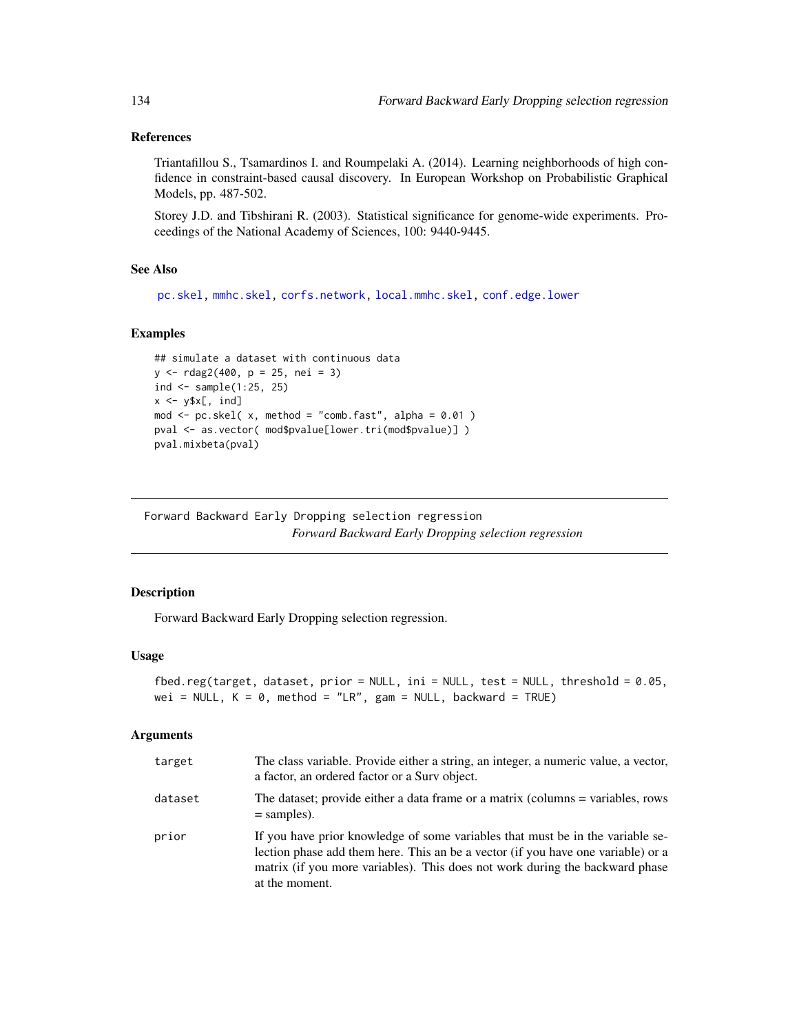### References

Triantafillou S., Tsamardinos I. and Roumpelaki A. (2014). Learning neighborhoods of high confidence in constraint-based causal discovery. In European Workshop on Probabilistic Graphical Models, pp. 487-502.

Storey J.D. and Tibshirani R. (2003). Statistical significance for genome-wide experiments. Proceedings of the National Academy of Sciences, 100: 9440-9445.

### See Also

pc.skel, mmhc.skel, corfs.network, local.mmhc.skel, conf.edge.lower

### Examples

```
## simulate a dataset with continuous data
y <- rdag2(400, p = 25, nei = 3)
ind <- sample(1:25, 25)
x <- y$x[, ind]
mod <- pc.skel( x, method = "comb.fast", alpha = 0.01 )
pval <- as.vector( mod$pvalue[lower.tri(mod$pvalue)] )
pval.mixbeta(pval)
```

---

## Forward Backward Early Dropping selection regression

*Forward Backward Early Dropping selection regression*

---

### Description

Forward Backward Early Dropping selection regression.

### Usage

```
fbed.reg(target, dataset, prior = NULL, ini = NULL, test = NULL, threshold = 0.05,
wei = NULL, K = 0, method = "LR", gam = NULL, backward = TRUE)
```

### Arguments

| | |
|---|---|
| target | The class variable. Provide either a string, an integer, a numeric value, a vector, a factor, an ordered factor or a Surv object. |
| dataset | The dataset; provide either a data frame or a matrix (columns = variables, rows = samples). |
| prior | If you have prior knowledge of some variables that must be in the variable selection phase add them here. This an be a vector (if you have one variable) or a matrix (if you more variables). This does not work during the backward phase at the moment. |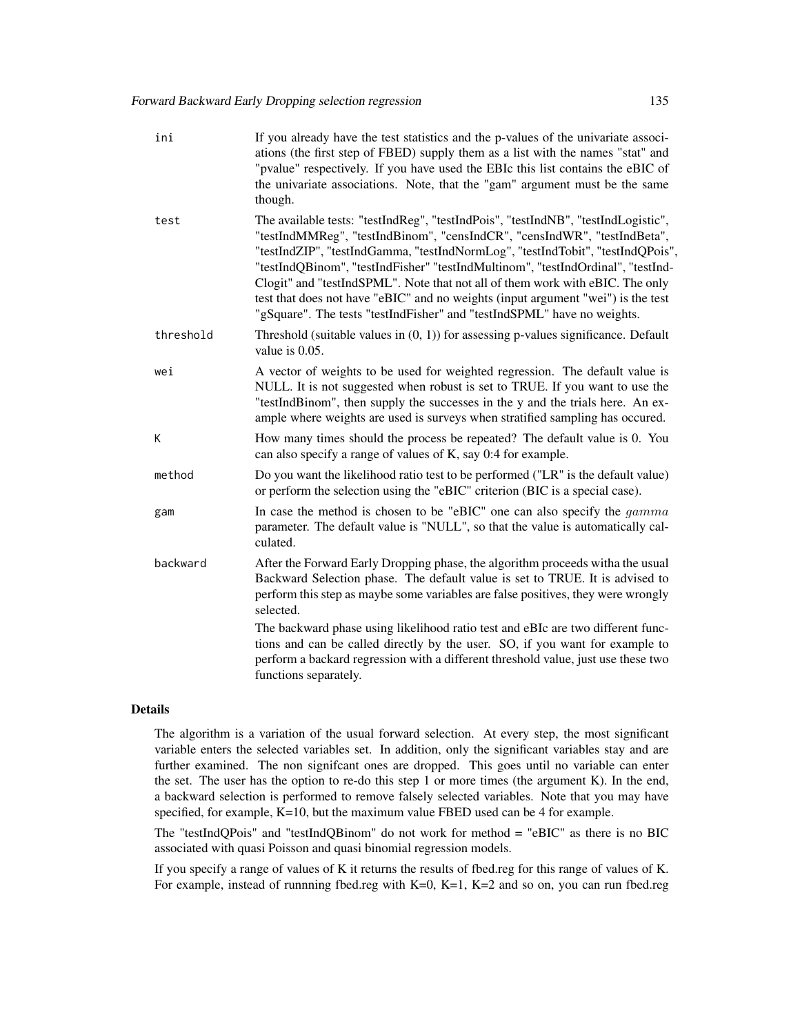| | |
|---|---|
| ini | If you already have the test statistics and the p-values of the univariate associations (the first step of FBED) supply them as a list with the names "stat" and "pvalue" respectively. If you have used the EBIc this list contains the eBIC of the univariate associations. Note, that the "gam" argument must be the same though. |
| test | The available tests: "testIndReg", "testIndPois", "testIndNB", "testIndLogistic", "testIndMMReg", "testIndBinom", "censIndCR", "censIndWR", "testIndBeta", "testIndZIP", "testIndGamma, "testIndNormLog", "testIndTobit", "testIndQPois", "testIndQBinom", "testIndFisher" "testIndMultinom", "testIndOrdinal", "testIndClogit" and "testIndSPML". Note that not all of them work with eBIC. The only test that does not have "eBIC" and no weights (input argument "wei") is the test "gSquare". The tests "testIndFisher" and "testIndSPML" have no weights. |
| threshold | Threshold (suitable values in (0, 1)) for assessing p-values significance. Default value is 0.05. |
| wei | A vector of weights to be used for weighted regression. The default value is NULL. It is not suggested when robust is set to TRUE. If you want to use the "testIndBinom", then supply the successes in the y and the trials here. An example where weights are used is surveys when stratified sampling has occured. |
| K | How many times should the process be repeated? The default value is 0. You can also specify a range of values of K, say 0:4 for example. |
| method | Do you want the likelihood ratio test to be performed ("LR" is the default value) or perform the selection using the "eBIC" criterion (BIC is a special case). |
| gam | In case the method is chosen to be "eBIC" one can also specify the $gamma$ parameter. The default value is "NULL", so that the value is automatically calculated. |
| backward | After the Forward Early Dropping phase, the algorithm proceeds witha the usual Backward Selection phase. The default value is set to TRUE. It is advised to perform this step as maybe some variables are false positives, they were wrongly selected. <br><br> The backward phase using likelihood ratio test and eBIc are two different functions and can be called directly by the user. SO, if you want for example to perform a backard regression with a different threshold value, just use these two functions separately. |

## Details

The algorithm is a variation of the usual forward selection. At every step, the most significant variable enters the selected variables set. In addition, only the significant variables stay and are further examined. The non signifcant ones are dropped. This goes until no variable can enter the set. The user has the option to re-do this step 1 or more times (the argument K). In the end, a backward selection is performed to remove falsely selected variables. Note that you may have specified, for example, K=10, but the maximum value FBED used can be 4 for example.

The "testIndQPois" and "testIndQBinom" do not work for method = "eBIC" as there is no BIC associated with quasi Poisson and quasi binomial regression models.

If you specify a range of values of K it returns the results of fbed.reg for this range of values of K. For example, instead of runnning fbed.reg with K=0, K=1, K=2 and so on, you can run fbed.reg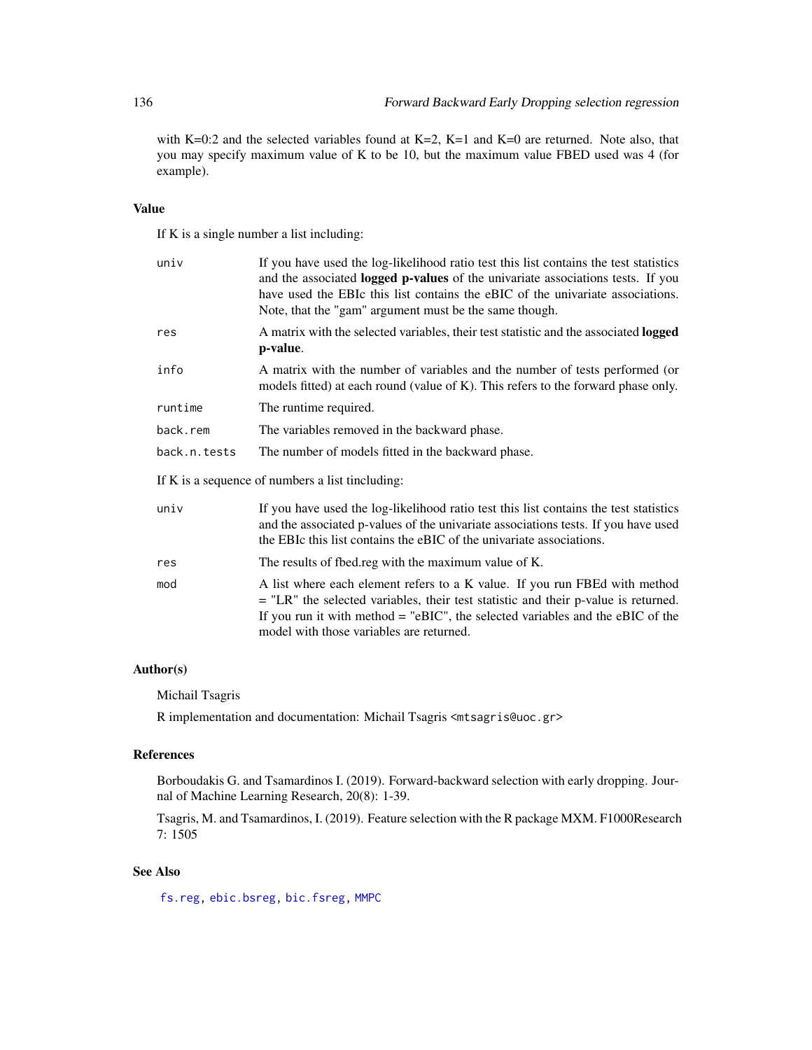with K=0:2 and the selected variables found at K=2, K=1 and K=0 are returned. Note also, that you may specify maximum value of K to be 10, but the maximum value FBED used was 4 (for example).

## Value

If K is a single number a list including:

| | |
|---|---|
| `univ` | If you have used the log-likelihood ratio test this list contains the test statistics and the associated **logged p-values** of the univariate associations tests. If you have used the EBIc this list contains the eBIC of the univariate associations. Note, that the "gam" argument must be the same though. |
| `res` | A matrix with the selected variables, their test statistic and the associated **logged p-value**. |
| `info` | A matrix with the number of variables and the number of tests performed (or models fitted) at each round (value of K). This refers to the forward phase only. |
| `runtime` | The runtime required. |
| `back.rem` | The variables removed in the backward phase. |
| `back.n.tests` | The number of models fitted in the backward phase. |

If K is a sequence of numbers a list tincluding:

| | |
|---|---|
| `univ` | If you have used the log-likelihood ratio test this list contains the test statistics and the associated p-values of the univariate associations tests. If you have used the EBIc this list contains the eBIC of the univariate associations. |
| `res` | The results of fbed.reg with the maximum value of K. |
| `mod` | A list where each element refers to a K value. If you run FBEd with method = "LR" the selected variables, their test statistic and their p-value is returned. If you run it with method = "eBIC", the selected variables and the eBIC of the model with those variables are returned. |

## Author(s)

Michail Tsagris

R implementation and documentation: Michail Tsagris <mtsagris@uoc.gr>

## References

Borboudakis G. and Tsamardinos I. (2019). Forward-backward selection with early dropping. Journal of Machine Learning Research, 20(8): 1-39.

Tsagris, M. and Tsamardinos, I. (2019). Feature selection with the R package MXM. F1000Research 7: 1505

## See Also

`fs.reg`, `ebic.bsreg`, `bic.fsreg`, `MMPC`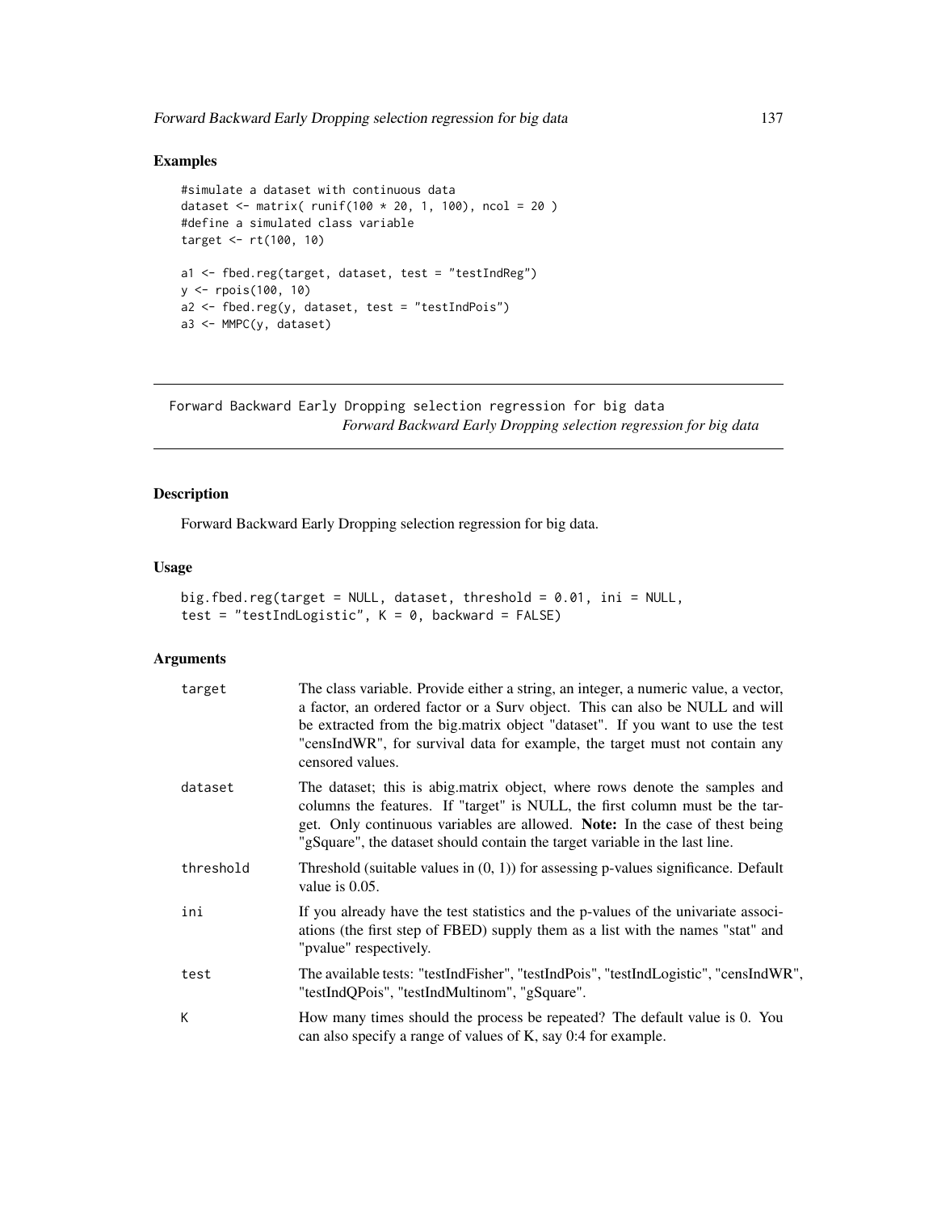## Examples

```
#simulate a dataset with continuous data
dataset <- matrix( runif(100 * 20, 1, 100), ncol = 20 )
#define a simulated class variable
target <- rt(100, 10)

a1 <- fbed.reg(target, dataset, test = "testIndReg")
y <- rpois(100, 10)
a2 <- fbed.reg(y, dataset, test = "testIndPois")
a3 <- MMPC(y, dataset)
```

---

# Forward Backward Early Dropping selection regression for big data

*Forward Backward Early Dropping selection regression for big data*

---

## Description

Forward Backward Early Dropping selection regression for big data.

## Usage

```
big.fbed.reg(target = NULL, dataset, threshold = 0.01, ini = NULL,
test = "testIndLogistic", K = 0, backward = FALSE)
```

## Arguments

| | |
|---|---|
| target | The class variable. Provide either a string, an integer, a numeric value, a vector, a factor, an ordered factor or a Surv object. This can also be NULL and will be extracted from the big.matrix object "dataset". If you want to use the test "censIndWR", for survival data for example, the target must not contain any censored values. |
| dataset | The dataset; this is abig.matrix object, where rows denote the samples and columns the features. If "target" is NULL, the first column must be the target. Only continuous variables are allowed. **Note:** In the case of thest being "gSquare", the dataset should contain the target variable in the last line. |
| threshold | Threshold (suitable values in (0, 1)) for assessing p-values significance. Default value is 0.05. |
| ini | If you already have the test statistics and the p-values of the univariate associations (the first step of FBED) supply them as a list with the names "stat" and "pvalue" respectively. |
| test | The available tests: "testIndFisher", "testIndPois", "testIndLogistic", "censIndWR", "testIndQPois", "testIndMultinom", "gSquare". |
| K | How many times should the process be repeated? The default value is 0. You can also specify a range of values of K, say 0:4 for example. |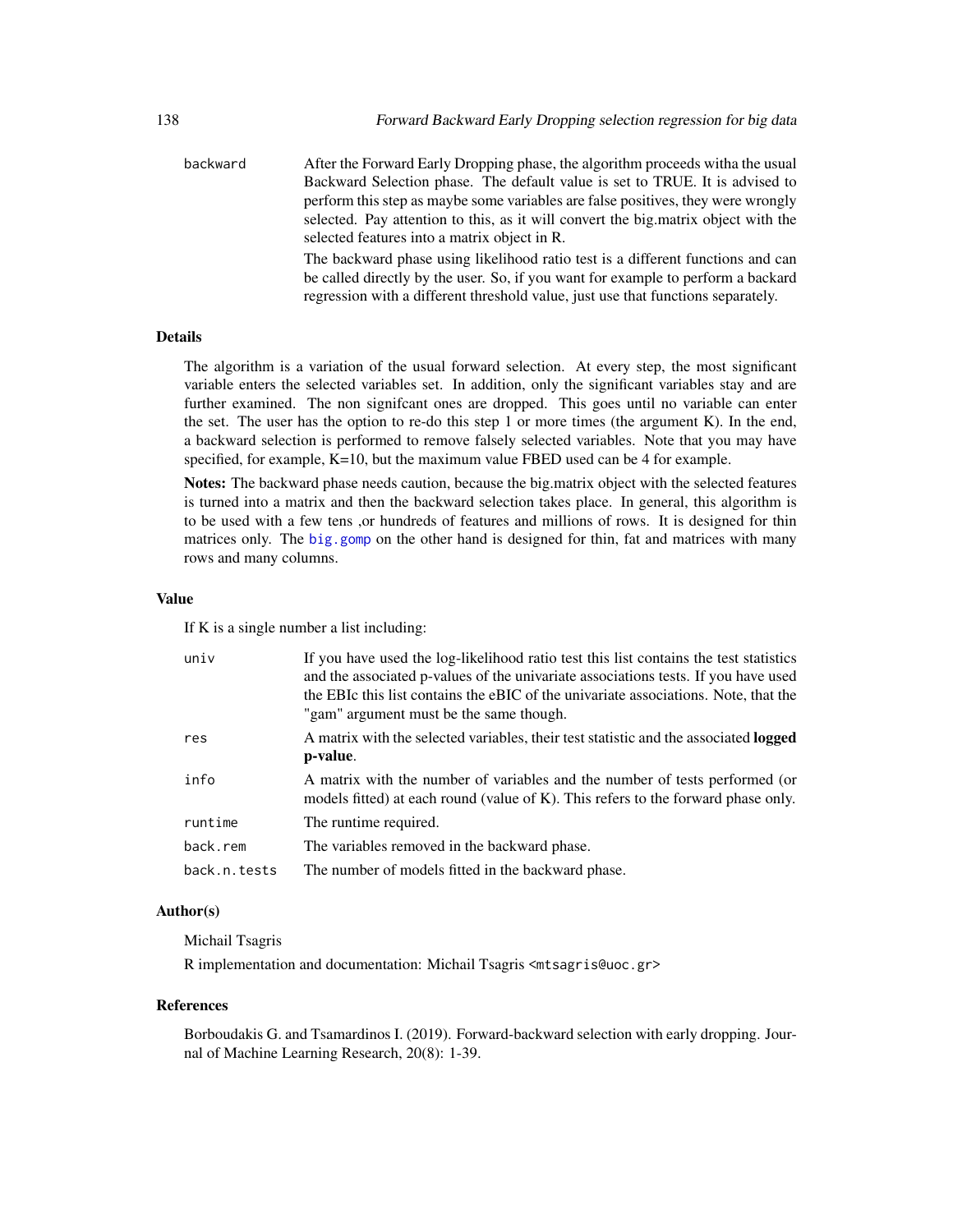backward
: After the Forward Early Dropping phase, the algorithm proceeds witha the usual Backward Selection phase. The default value is set to TRUE. It is advised to perform this step as maybe some variables are false positives, they were wrongly selected. Pay attention to this, as it will convert the big.matrix object with the selected features into a matrix object in R.

  The backward phase using likelihood ratio test is a different functions and can be called directly by the user. So, if you want for example to perform a backard regression with a different threshold value, just use that functions separately.

### Details

The algorithm is a variation of the usual forward selection. At every step, the most significant variable enters the selected variables set. In addition, only the significant variables stay and are further examined. The non signifcant ones are dropped. This goes until no variable can enter the set. The user has the option to re-do this step 1 or more times (the argument K). In the end, a backward selection is performed to remove falsely selected variables. Note that you may have specified, for example, K=10, but the maximum value FBED used can be 4 for example.

**Notes:** The backward phase needs caution, because the big.matrix object with the selected features is turned into a matrix and then the backward selection takes place. In general, this algorithm is to be used with a few tens ,or hundreds of features and millions of rows. It is designed for thin matrices only. The `big.gomp` on the other hand is designed for thin, fat and matrices with many rows and many columns.

### Value

If K is a single number a list including:

| | |
|---|---|
| `univ` | If you have used the log-likelihood ratio test this list contains the test statistics and the associated p-values of the univariate associations tests. If you have used the EBIc this list contains the eBIC of the univariate associations. Note, that the "gam" argument must be the same though. |
| `res` | A matrix with the selected variables, their test statistic and the associated **logged p-value**. |
| `info` | A matrix with the number of variables and the number of tests performed (or models fitted) at each round (value of K). This refers to the forward phase only. |
| `runtime` | The runtime required. |
| `back.rem` | The variables removed in the backward phase. |
| `back.n.tests` | The number of models fitted in the backward phase. |

### Author(s)

Michail Tsagris

R implementation and documentation: Michail Tsagris <mtsagris@uoc.gr>

### References

Borboudakis G. and Tsamardinos I. (2019). Forward-backward selection with early dropping. Journal of Machine Learning Research, 20(8): 1-39.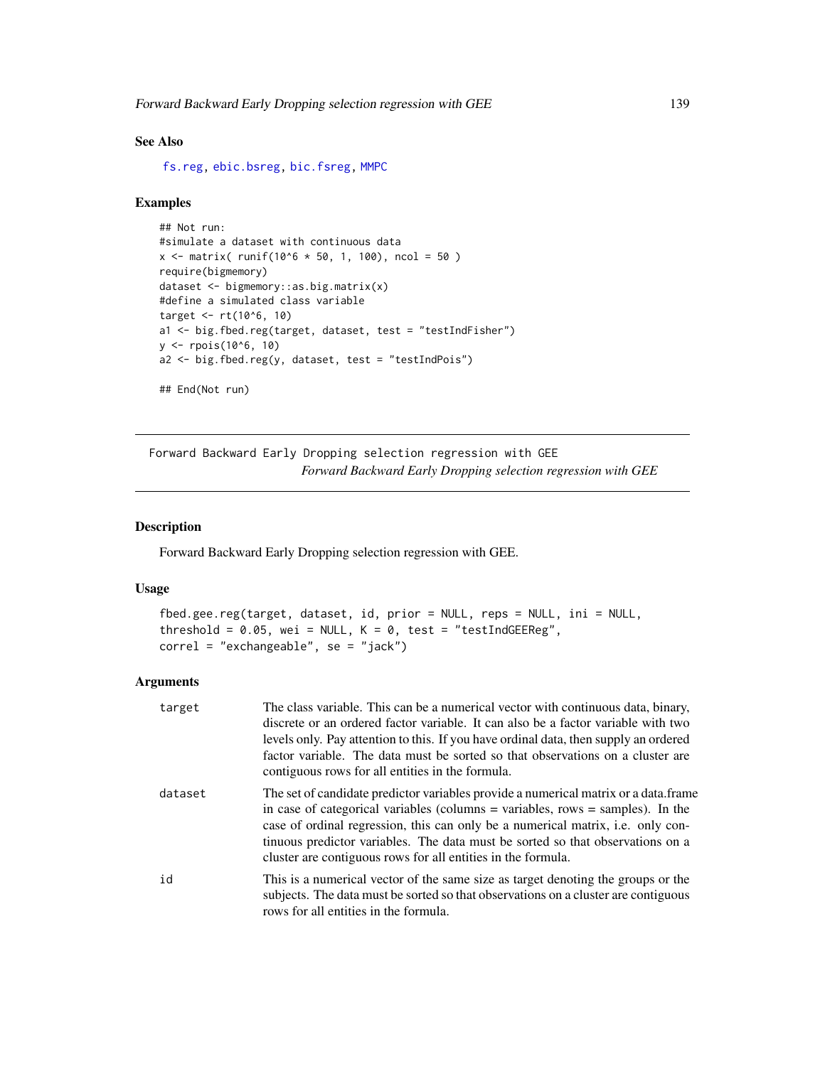### See Also

fs.reg, ebic.bsreg, bic.fsreg, MMPC

### Examples

```
## Not run:
#simulate a dataset with continuous data
x <- matrix( runif(10^6 * 50, 1, 100), ncol = 50 )
require(bigmemory)
dataset <- bigmemory::as.big.matrix(x)
#define a simulated class variable
target <- rt(10^6, 10)
a1 <- big.fbed.reg(target, dataset, test = "testIndFisher")
y <- rpois(10^6, 10)
a2 <- big.fbed.reg(y, dataset, test = "testIndPois")

## End(Not run)
```

---

## Forward Backward Early Dropping selection regression with GEE

*Forward Backward Early Dropping selection regression with GEE*

---

### Description

Forward Backward Early Dropping selection regression with GEE.

### Usage

```
fbed.gee.reg(target, dataset, id, prior = NULL, reps = NULL, ini = NULL,
threshold = 0.05, wei = NULL, K = 0, test = "testIndGEEReg",
correl = "exchangeable", se = "jack")
```

### Arguments

| | |
|---|---|
| target | The class variable. This can be a numerical vector with continuous data, binary, discrete or an ordered factor variable. It can also be a factor variable with two levels only. Pay attention to this. If you have ordinal data, then supply an ordered factor variable. The data must be sorted so that observations on a cluster are contiguous rows for all entities in the formula. |
| dataset | The set of candidate predictor variables provide a numerical matrix or a data.frame in case of categorical variables (columns = variables, rows = samples). In the case of ordinal regression, this can only be a numerical matrix, i.e. only continuous predictor variables. The data must be sorted so that observations on a cluster are contiguous rows for all entities in the formula. |
| id | This is a numerical vector of the same size as target denoting the groups or the subjects. The data must be sorted so that observations on a cluster are contiguous rows for all entities in the formula. |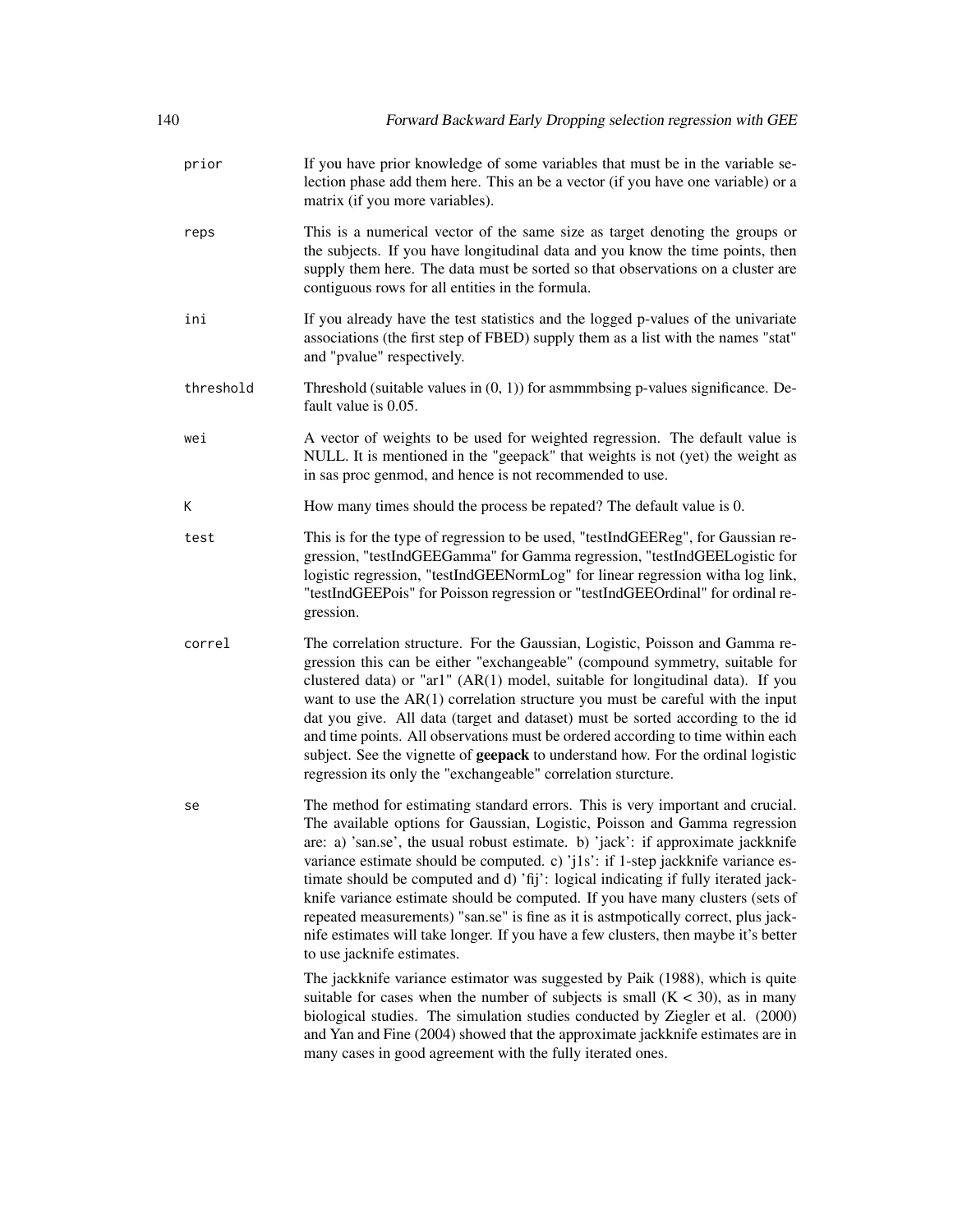| | |
|---|---|
| prior | If you have prior knowledge of some variables that must be in the variable selection phase add them here. This an be a vector (if you have one variable) or a matrix (if you more variables). |
| reps | This is a numerical vector of the same size as target denoting the groups or the subjects. If you have longitudinal data and you know the time points, then supply them here. The data must be sorted so that observations on a cluster are contiguous rows for all entities in the formula. |
| ini | If you already have the test statistics and the logged p-values of the univariate associations (the first step of FBED) supply them as a list with the names "stat" and "pvalue" respectively. |
| threshold | Threshold (suitable values in (0, 1)) for asmmmbsing p-values significance. Default value is 0.05. |
| wei | A vector of weights to be used for weighted regression. The default value is NULL. It is mentioned in the "geepack" that weights is not (yet) the weight as in sas proc genmod, and hence is not recommended to use. |
| K | How many times should the process be repated? The default value is 0. |
| test | This is for the type of regression to be used, "testIndGEEReg", for Gaussian regression, "testIndGEEGamma" for Gamma regression, "testIndGEELogistic for logistic regression, "testIndGEENormLog" for linear regression witha log link, "testIndGEEPois" for Poisson regression or "testIndGEEOrdinal" for ordinal regression. |
| correl | The correlation structure. For the Gaussian, Logistic, Poisson and Gamma regression this can be either "exchangeable" (compound symmetry, suitable for clustered data) or "ar1" (AR(1) model, suitable for longitudinal data). If you want to use the AR(1) correlation structure you must be careful with the input dat you give. All data (target and dataset) must be sorted according to the id and time points. All observations must be ordered according to time within each subject. See the vignette of **geepack** to understand how. For the ordinal logistic regression its only the "exchangeable" correlation sturcture. |
| se | The method for estimating standard errors. This is very important and crucial. The available options for Gaussian, Logistic, Poisson and Gamma regression are: a) 'san.se', the usual robust estimate. b) 'jack': if approximate jackknife variance estimate should be computed. c) 'j1s': if 1-step jackknife variance estimate should be computed and d) 'fij': logical indicating if fully iterated jackknife variance estimate should be computed. If you have many clusters (sets of repeated measurements) "san.se" is fine as it is astmpotically correct, plus jacknife estimates will take longer. If you have a few clusters, then maybe it's better to use jacknife estimates.<br><br>The jackknife variance estimator was suggested by Paik (1988), which is quite suitable for cases when the number of subjects is small ($K < 30$), as in many biological studies. The simulation studies conducted by Ziegler et al. (2000) and Yan and Fine (2004) showed that the approximate jackknife estimates are in many cases in good agreement with the fully iterated ones. |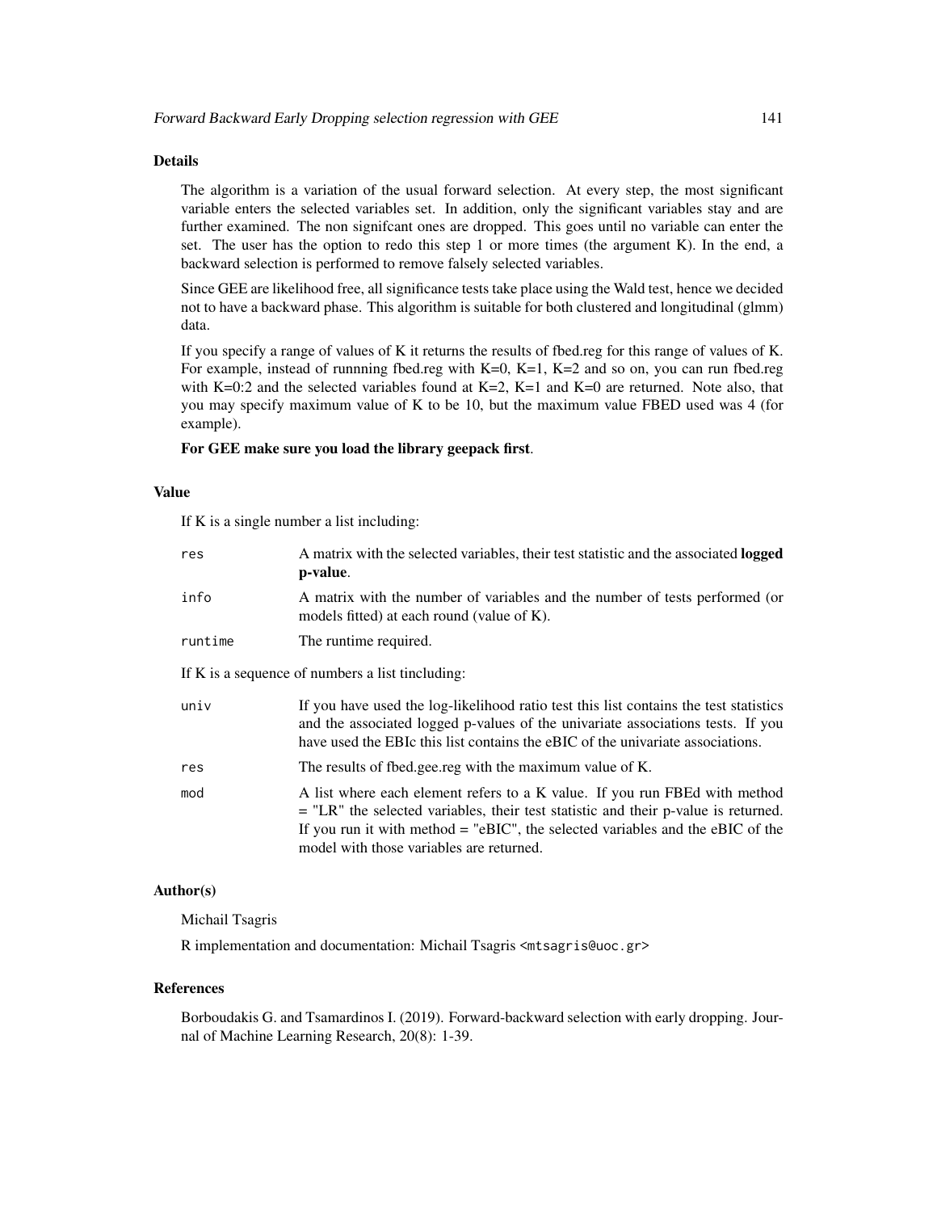## Details

The algorithm is a variation of the usual forward selection. At every step, the most significant variable enters the selected variables set. In addition, only the significant variables stay and are further examined. The non signifcant ones are dropped. This goes until no variable can enter the set. The user has the option to redo this step 1 or more times (the argument K). In the end, a backward selection is performed to remove falsely selected variables.

Since GEE are likelihood free, all significance tests take place using the Wald test, hence we decided not to have a backward phase. This algorithm is suitable for both clustered and longitudinal (glmm) data.

If you specify a range of values of K it returns the results of fbed.reg for this range of values of K. For example, instead of runnning fbed.reg with K=0, K=1, K=2 and so on, you can run fbed.reg with K=0:2 and the selected variables found at K=2, K=1 and K=0 are returned. Note also, that you may specify maximum value of K to be 10, but the maximum value FBED used was 4 (for example).

**For GEE make sure you load the library geepack first**.

## Value

If K is a single number a list including:

| | |
|---|---|
| `res` | A matrix with the selected variables, their test statistic and the associated **logged p-value**. |
| `info` | A matrix with the number of variables and the number of tests performed (or models fitted) at each round (value of K). |
| `runtime` | The runtime required. |

If K is a sequence of numbers a list tincluding:

| | |
|---|---|
| `univ` | If you have used the log-likelihood ratio test this list contains the test statistics and the associated logged p-values of the univariate associations tests. If you have used the EBIc this list contains the eBIC of the univariate associations. |
| `res` | The results of fbed.gee.reg with the maximum value of K. |
| `mod` | A list where each element refers to a K value. If you run FBEd with method = "LR" the selected variables, their test statistic and their p-value is returned. If you run it with method = "eBIC", the selected variables and the eBIC of the model with those variables are returned. |

## Author(s)

Michail Tsagris

R implementation and documentation: Michail Tsagris <mtsagris@uoc.gr>

## References

Borboudakis G. and Tsamardinos I. (2019). Forward-backward selection with early dropping. Journal of Machine Learning Research, 20(8): 1-39.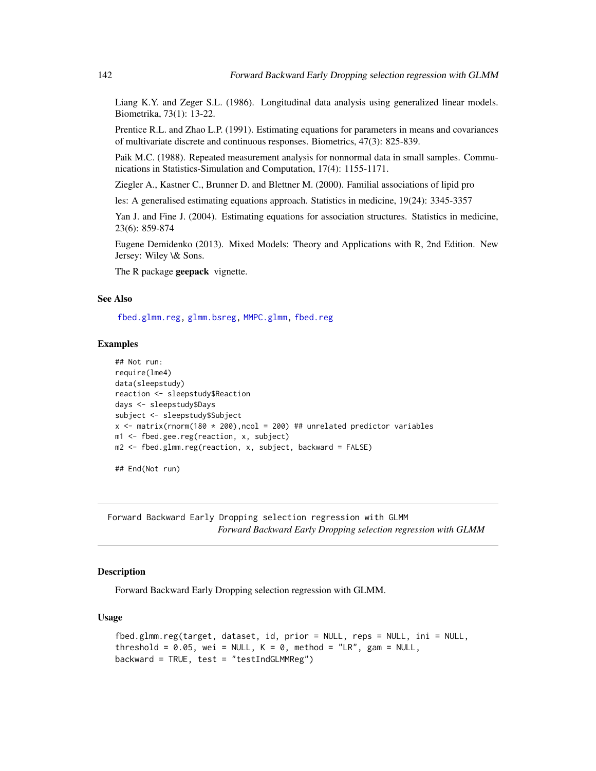Liang K.Y. and Zeger S.L. (1986). Longitudinal data analysis using generalized linear models. Biometrika, 73(1): 13-22.

Prentice R.L. and Zhao L.P. (1991). Estimating equations for parameters in means and covariances of multivariate discrete and continuous responses. Biometrics, 47(3): 825-839.

Paik M.C. (1988). Repeated measurement analysis for nonnormal data in small samples. Communications in Statistics-Simulation and Computation, 17(4): 1155-1171.

Ziegler A., Kastner C., Brunner D. and Blettner M. (2000). Familial associations of lipid pro

les: A generalised estimating equations approach. Statistics in medicine, 19(24): 3345-3357

Yan J. and Fine J. (2004). Estimating equations for association structures. Statistics in medicine, 23(6): 859-874

Eugene Demidenko (2013). Mixed Models: Theory and Applications with R, 2nd Edition. New Jersey: Wiley \& Sons.

The R package **geepack** vignette.

### See Also

fbed.glmm.reg, glmm.bsreg, MMPC.glmm, fbed.reg

### Examples

```
## Not run:
require(lme4)
data(sleepstudy)
reaction <- sleepstudy$Reaction
days <- sleepstudy$Days
subject <- sleepstudy$Subject
x <- matrix(rnorm(180 * 200),ncol = 200) ## unrelated predictor variables
m1 <- fbed.gee.reg(reaction, x, subject)
m2 <- fbed.glmm.reg(reaction, x, subject, backward = FALSE)

## End(Not run)
```

---

## Forward Backward Early Dropping selection regression with GLMM

*Forward Backward Early Dropping selection regression with GLMM*

### Description

Forward Backward Early Dropping selection regression with GLMM.

### Usage

```
fbed.glmm.reg(target, dataset, id, prior = NULL, reps = NULL, ini = NULL,
threshold = 0.05, wei = NULL, K = 0, method = "LR", gam = NULL,
backward = TRUE, test = "testIndGLMMReg")
```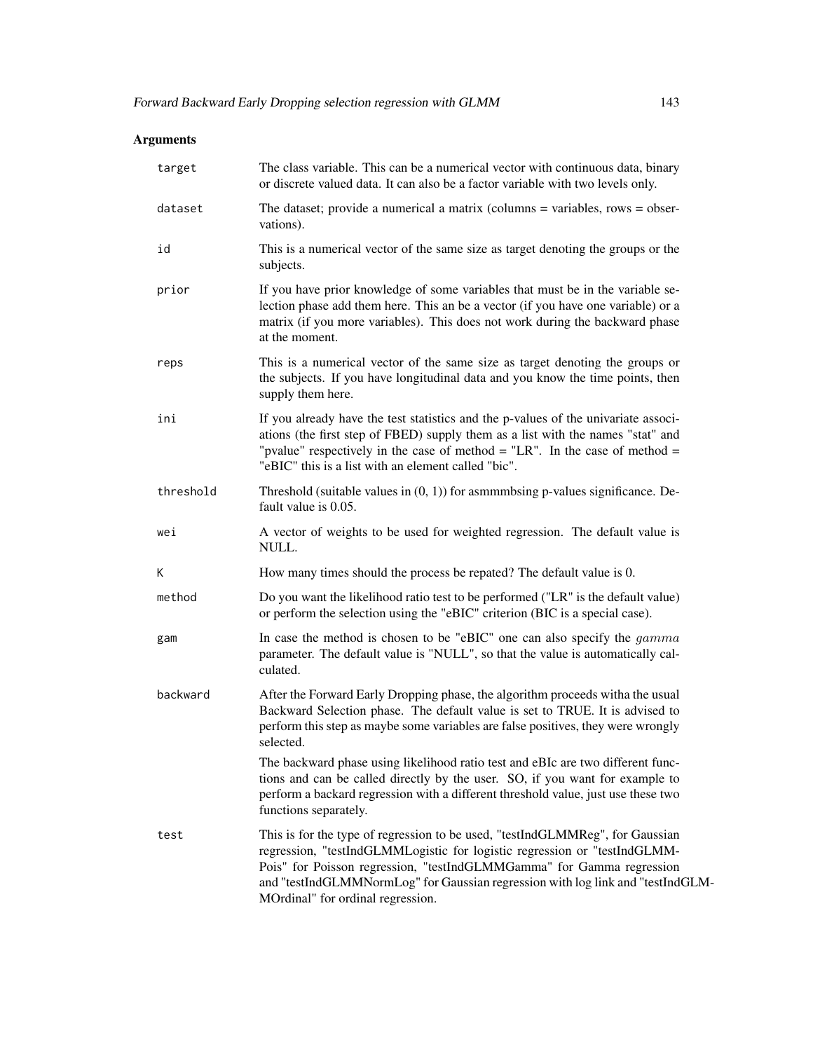## Arguments

**target** The class variable. This can be a numerical vector with continuous data, binary or discrete valued data. It can also be a factor variable with two levels only.

**dataset** The dataset; provide a numerical a matrix (columns = variables, rows = observations).

**id** This is a numerical vector of the same size as target denoting the groups or the subjects.

**prior** If you have prior knowledge of some variables that must be in the variable selection phase add them here. This an be a vector (if you have one variable) or a matrix (if you more variables). This does not work during the backward phase at the moment.

**reps** This is a numerical vector of the same size as target denoting the groups or the subjects. If you have longitudinal data and you know the time points, then supply them here.

**ini** If you already have the test statistics and the p-values of the univariate associations (the first step of FBED) supply them as a list with the names "stat" and "pvalue" respectively in the case of method = "LR". In the case of method = "eBIC" this is a list with an element called "bic".

**threshold** Threshold (suitable values in (0, 1)) for asmmmbsing p-values significance. Default value is 0.05.

**wei** A vector of weights to be used for weighted regression. The default value is NULL.

**K** How many times should the process be repated? The default value is 0.

**method** Do you want the likelihood ratio test to be performed ("LR" is the default value) or perform the selection using the "eBIC" criterion (BIC is a special case).

**gam** In case the method is chosen to be "eBIC" one can also specify the $gamma$ parameter. The default value is "NULL", so that the value is automatically calculated.

**backward** After the Forward Early Dropping phase, the algorithm proceeds witha the usual Backward Selection phase. The default value is set to TRUE. It is advised to perform this step as maybe some variables are false positives, they were wrongly selected.

The backward phase using likelihood ratio test and eBIc are two different functions and can be called directly by the user. SO, if you want for example to perform a backard regression with a different threshold value, just use these two functions separately.

**test** This is for the type of regression to be used, "testIndGLMMReg", for Gaussian regression, "testIndGLMMLogistic for logistic regression or "testIndGLMMPois" for Poisson regression, "testIndGLMMGamma" for Gamma regression and "testIndGLMMNormLog" for Gaussian regression with log link and "testIndGLMMOrdinal" for ordinal regression.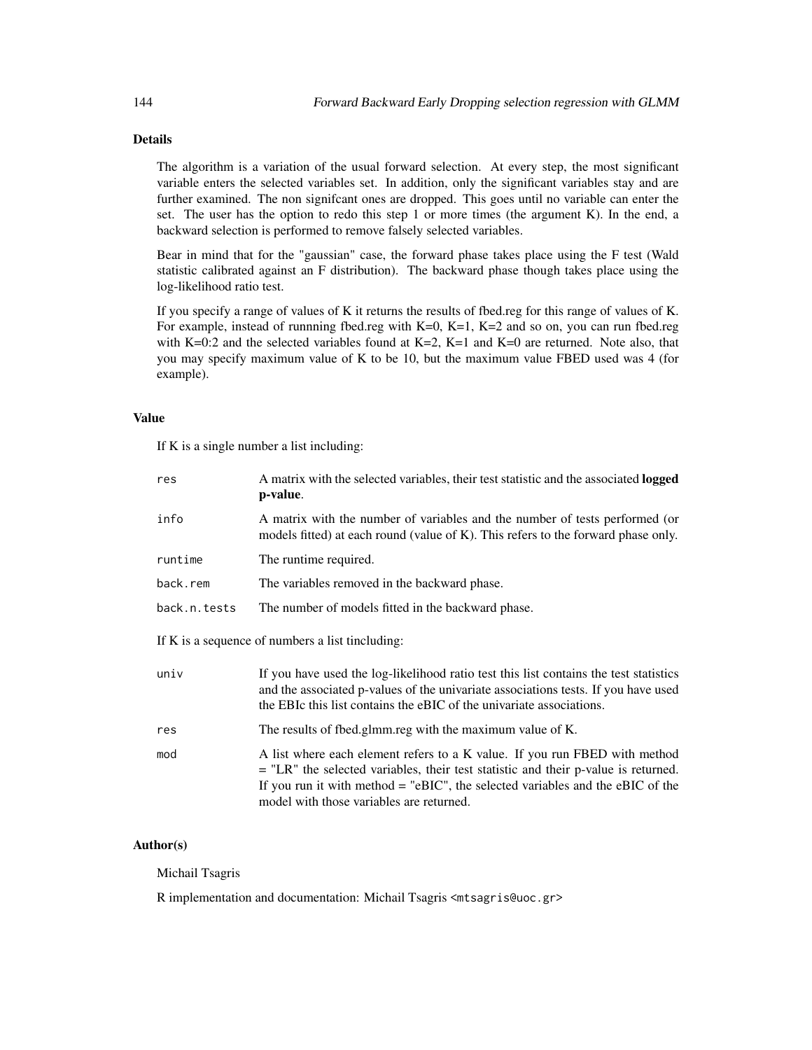## Details

The algorithm is a variation of the usual forward selection. At every step, the most significant variable enters the selected variables set. In addition, only the significant variables stay and are further examined. The non signifcant ones are dropped. This goes until no variable can enter the set. The user has the option to redo this step 1 or more times (the argument K). In the end, a backward selection is performed to remove falsely selected variables.

Bear in mind that for the "gaussian" case, the forward phase takes place using the F test (Wald statistic calibrated against an F distribution). The backward phase though takes place using the log-likelihood ratio test.

If you specify a range of values of K it returns the results of fbed.reg for this range of values of K. For example, instead of runnning fbed.reg with K=0, K=1, K=2 and so on, you can run fbed.reg with K=0:2 and the selected variables found at K=2, K=1 and K=0 are returned. Note also, that you may specify maximum value of K to be 10, but the maximum value FBED used was 4 (for example).

## Value

If K is a single number a list including:

| | |
|---|---|
| `res` | A matrix with the selected variables, their test statistic and the associated **logged p-value**. |
| `info` | A matrix with the number of variables and the number of tests performed (or models fitted) at each round (value of K). This refers to the forward phase only. |
| `runtime` | The runtime required. |
| `back.rem` | The variables removed in the backward phase. |
| `back.n.tests` | The number of models fitted in the backward phase. |

If K is a sequence of numbers a list tincluding:

| | |
|---|---|
| `univ` | If you have used the log-likelihood ratio test this list contains the test statistics and the associated p-values of the univariate associations tests. If you have used the EBIc this list contains the eBIC of the univariate associations. |
| `res` | The results of fbed.glmm.reg with the maximum value of K. |
| `mod` | A list where each element refers to a K value. If you run FBED with method = "LR" the selected variables, their test statistic and their p-value is returned. If you run it with method = "eBIC", the selected variables and the eBIC of the model with those variables are returned. |

## Author(s)

Michail Tsagris

R implementation and documentation: Michail Tsagris <mtsagris@uoc.gr>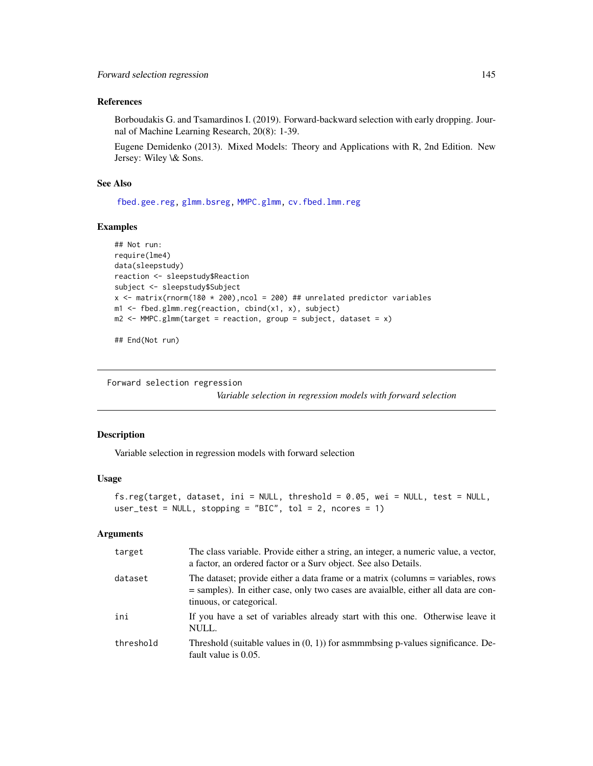### References

Borboudakis G. and Tsamardinos I. (2019). Forward-backward selection with early dropping. Journal of Machine Learning Research, 20(8): 1-39.

Eugene Demidenko (2013). Mixed Models: Theory and Applications with R, 2nd Edition. New Jersey: Wiley \& Sons.

### See Also

fbed.gee.reg, glmm.bsreg, MMPC.glmm, cv.fbed.lmm.reg

### Examples

```
## Not run:
require(lme4)
data(sleepstudy)
reaction <- sleepstudy$Reaction
subject <- sleepstudy$Subject
x <- matrix(rnorm(180 * 200),ncol = 200) ## unrelated predictor variables
m1 <- fbed.glmm.reg(reaction, cbind(x1, x), subject)
m2 <- MMPC.glmm(target = reaction, group = subject, dataset = x)

## End(Not run)
```

---

Forward selection regression

*Variable selection in regression models with forward selection*

---

### Description

Variable selection in regression models with forward selection

### Usage

```
fs.reg(target, dataset, ini = NULL, threshold = 0.05, wei = NULL, test = NULL,
user_test = NULL, stopping = "BIC", tol = 2, ncores = 1)
```

### Arguments

| | |
|---|---|
| target | The class variable. Provide either a string, an integer, a numeric value, a vector, a factor, an ordered factor or a Surv object. See also Details. |
| dataset | The dataset; provide either a data frame or a matrix (columns = variables, rows = samples). In either case, only two cases are avaialble, either all data are continuous, or categorical. |
| ini | If you have a set of variables already start with this one. Otherwise leave it NULL. |
| threshold | Threshold (suitable values in (0, 1)) for asmmmbsing p-values significance. Default value is 0.05. |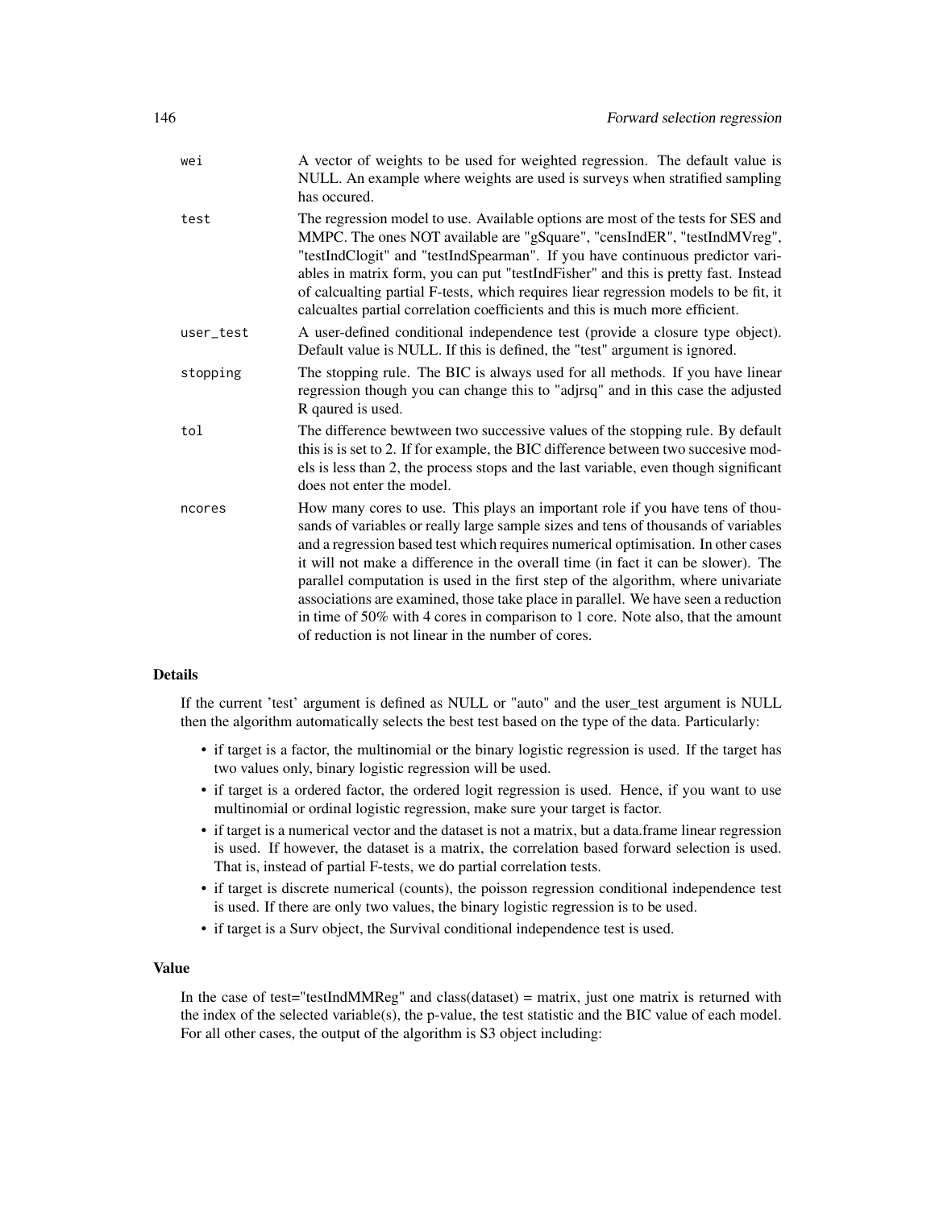| | |
|---|---|
| wei | A vector of weights to be used for weighted regression. The default value is NULL. An example where weights are used is surveys when stratified sampling has occured. |
| test | The regression model to use. Available options are most of the tests for SES and MMPC. The ones NOT available are "gSquare", "censIndER", "testIndMVreg", "testIndClogit" and "testIndSpearman". If you have continuous predictor variables in matrix form, you can put "testIndFisher" and this is pretty fast. Instead of calcualting partial F-tests, which requires liear regression models to be fit, it calcualtes partial correlation coefficients and this is much more efficient. |
| user_test | A user-defined conditional independence test (provide a closure type object). Default value is NULL. If this is defined, the "test" argument is ignored. |
| stopping | The stopping rule. The BIC is always used for all methods. If you have linear regression though you can change this to "adjrsq" and in this case the adjusted R qaured is used. |
| tol | The difference bewtween two successive values of the stopping rule. By default this is is set to 2. If for example, the BIC difference between two succesive models is less than 2, the process stops and the last variable, even though significant does not enter the model. |
| ncores | How many cores to use. This plays an important role if you have tens of thousands of variables or really large sample sizes and tens of thousands of variables and a regression based test which requires numerical optimisation. In other cases it will not make a difference in the overall time (in fact it can be slower). The parallel computation is used in the first step of the algorithm, where univariate associations are examined, those take place in parallel. We have seen a reduction in time of 50% with 4 cores in comparison to 1 core. Note also, that the amount of reduction is not linear in the number of cores. |

## Details

If the current 'test' argument is defined as NULL or "auto" and the user_test argument is NULL then the algorithm automatically selects the best test based on the type of the data. Particularly:

- if target is a factor, the multinomial or the binary logistic regression is used. If the target has two values only, binary logistic regression will be used.
- if target is a ordered factor, the ordered logit regression is used. Hence, if you want to use multinomial or ordinal logistic regression, make sure your target is factor.
- if target is a numerical vector and the dataset is not a matrix, but a data.frame linear regression is used. If however, the dataset is a matrix, the correlation based forward selection is used. That is, instead of partial F-tests, we do partial correlation tests.
- if target is discrete numerical (counts), the poisson regression conditional independence test is used. If there are only two values, the binary logistic regression is to be used.
- if target is a Surv object, the Survival conditional independence test is used.

## Value

In the case of test="testIndMMReg" and class(dataset) = matrix, just one matrix is returned with the index of the selected variable(s), the p-value, the test statistic and the BIC value of each model. For all other cases, the output of the algorithm is S3 object including: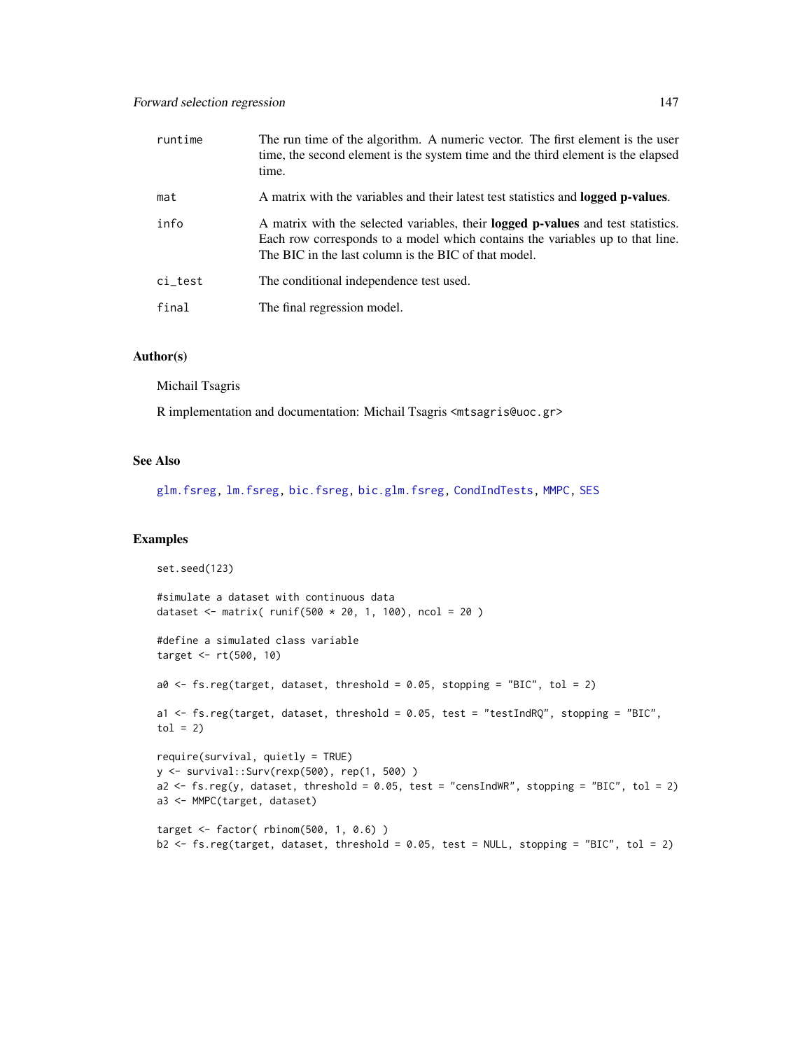runtime
: The run time of the algorithm. A numeric vector. The first element is the user time, the second element is the system time and the third element is the elapsed time.

mat
: A matrix with the variables and their latest test statistics and **logged p-values**.

info
: A matrix with the selected variables, their **logged p-values** and test statistics. Each row corresponds to a model which contains the variables up to that line. The BIC in the last column is the BIC of that model.

ci_test
: The conditional independence test used.

final
: The final regression model.

### Author(s)

Michail Tsagris

R implementation and documentation: Michail Tsagris <mtsagris@uoc.gr>

### See Also

glm.fsreg, lm.fsreg, bic.fsreg, bic.glm.fsreg, CondIndTests, MMPC, SES

### Examples

```
set.seed(123)

#simulate a dataset with continuous data
dataset <- matrix( runif(500 * 20, 1, 100), ncol = 20 )

#define a simulated class variable
target <- rt(500, 10)

a0 <- fs.reg(target, dataset, threshold = 0.05, stopping = "BIC", tol = 2)

a1 <- fs.reg(target, dataset, threshold = 0.05, test = "testIndRQ", stopping = "BIC",
tol = 2)

require(survival, quietly = TRUE)
y <- survival::Surv(rexp(500), rep(1, 500) )
a2 <- fs.reg(y, dataset, threshold = 0.05, test = "censIndWR", stopping = "BIC", tol = 2)
a3 <- MMPC(target, dataset)

target <- factor( rbinom(500, 1, 0.6) )
b2 <- fs.reg(target, dataset, threshold = 0.05, test = NULL, stopping = "BIC", tol = 2)
```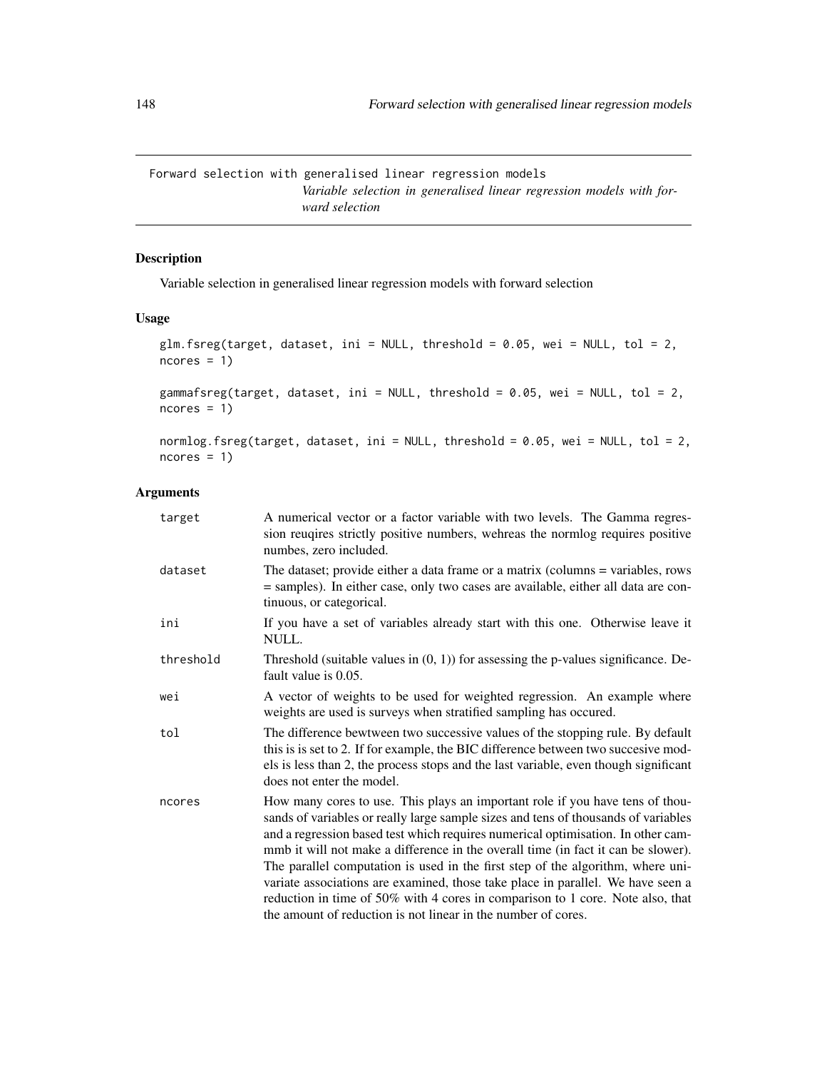Forward selection with generalised linear regression models

*Variable selection in generalised linear regression models with forward selection*

## Description

Variable selection in generalised linear regression models with forward selection

## Usage

```
glm.fsreg(target, dataset, ini = NULL, threshold = 0.05, wei = NULL, tol = 2,
ncores = 1)

gammafsreg(target, dataset, ini = NULL, threshold = 0.05, wei = NULL, tol = 2,
ncores = 1)

normlog.fsreg(target, dataset, ini = NULL, threshold = 0.05, wei = NULL, tol = 2,
ncores = 1)
```

## Arguments

| | |
|---|---|
| `target` | A numerical vector or a factor variable with two levels. The Gamma regression reuqires strictly positive numbers, wehreas the normlog requires positive numbes, zero included. |
| `dataset` | The dataset; provide either a data frame or a matrix (columns = variables, rows = samples). In either case, only two cases are available, either all data are continuous, or categorical. |
| `ini` | If you have a set of variables already start with this one. Otherwise leave it NULL. |
| `threshold` | Threshold (suitable values in (0, 1)) for assessing the p-values significance. Default value is 0.05. |
| `wei` | A vector of weights to be used for weighted regression. An example where weights are used is surveys when stratified sampling has occured. |
| `tol` | The difference bewtween two successive values of the stopping rule. By default this is is set to 2. If for example, the BIC difference between two succesive models is less than 2, the process stops and the last variable, even though significant does not enter the model. |
| `ncores` | How many cores to use. This plays an important role if you have tens of thousands of variables or really large sample sizes and tens of thousands of variables and a regression based test which requires numerical optimisation. In other cammmb it will not make a difference in the overall time (in fact it can be slower). The parallel computation is used in the first step of the algorithm, where univariate associations are examined, those take place in parallel. We have seen a reduction in time of 50% with 4 cores in comparison to 1 core. Note also, that the amount of reduction is not linear in the number of cores. |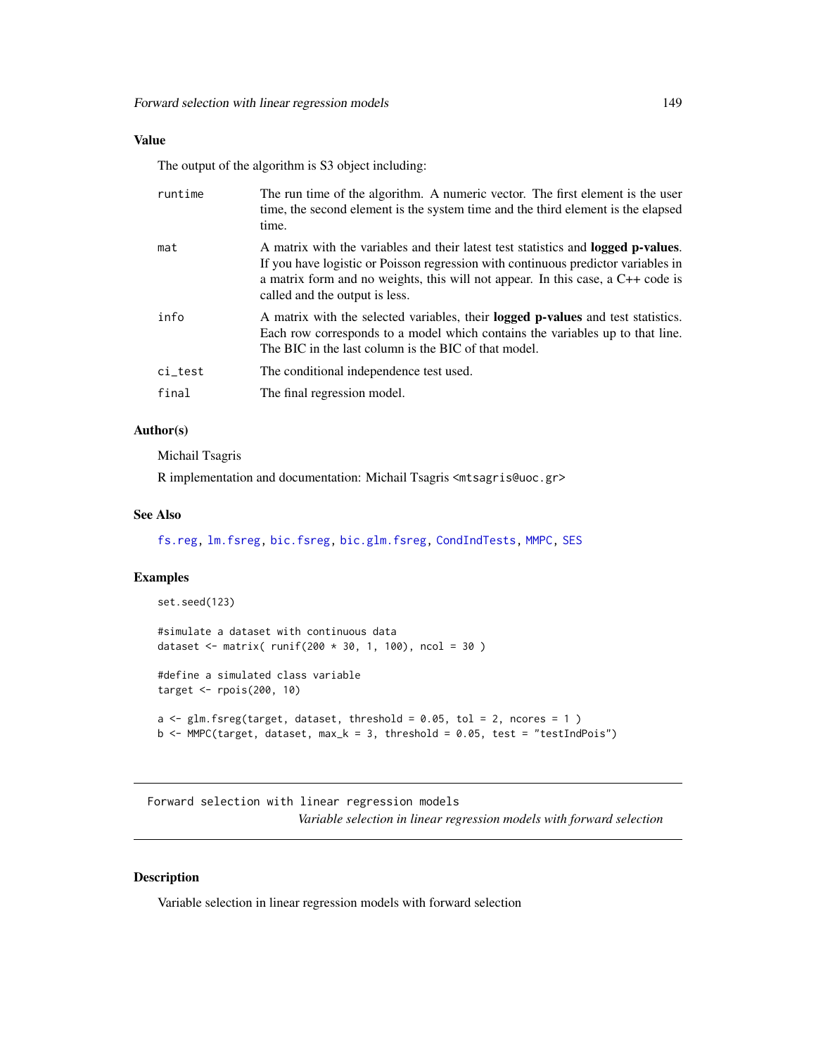### Value

The output of the algorithm is S3 object including:

| | |
|---|---|
| runtime | The run time of the algorithm. A numeric vector. The first element is the user time, the second element is the system time and the third element is the elapsed time. |
| mat | A matrix with the variables and their latest test statistics and **logged p-values**. If you have logistic or Poisson regression with continuous predictor variables in a matrix form and no weights, this will not appear. In this case, a C++ code is called and the output is less. |
| info | A matrix with the selected variables, their **logged p-values** and test statistics. Each row corresponds to a model which contains the variables up to that line. The BIC in the last column is the BIC of that model. |
| ci_test | The conditional independence test used. |
| final | The final regression model. |

### Author(s)

Michail Tsagris

R implementation and documentation: Michail Tsagris <mtsagris@uoc.gr>

### See Also

fs.reg, lm.fsreg, bic.fsreg, bic.glm.fsreg, CondIndTests, MMPC, SES

### Examples

```
set.seed(123)

#simulate a dataset with continuous data
dataset <- matrix( runif(200 * 30, 1, 100), ncol = 30 )

#define a simulated class variable
target <- rpois(200, 10)

a <- glm.fsreg(target, dataset, threshold = 0.05, tol = 2, ncores = 1 )
b <- MMPC(target, dataset, max_k = 3, threshold = 0.05, test = "testIndPois")
```

---

## Forward selection with linear regression models

*Variable selection in linear regression models with forward selection*

---

### Description

Variable selection in linear regression models with forward selection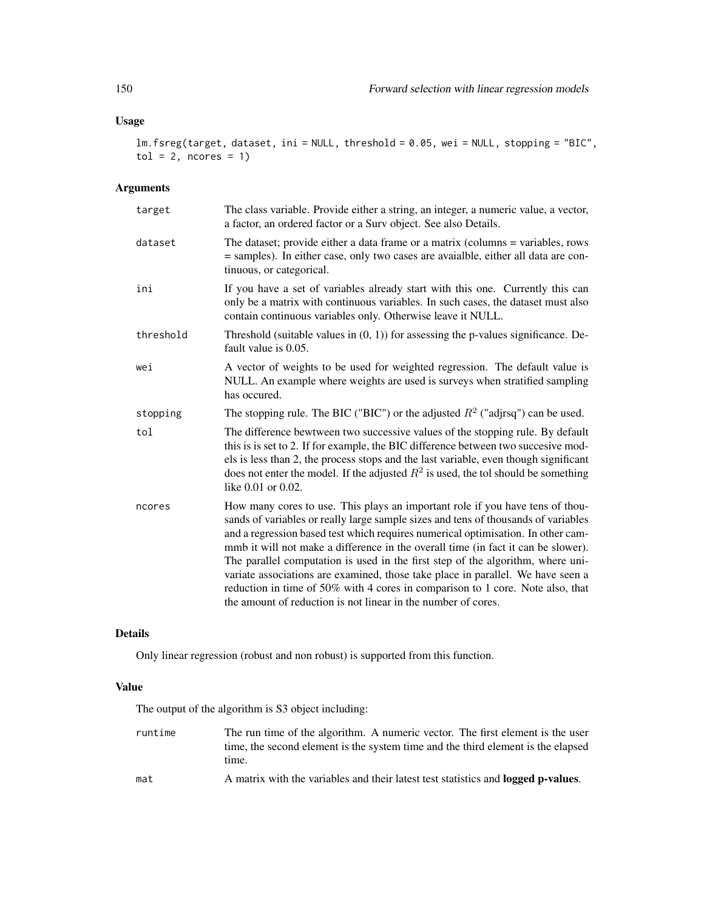## Usage

```
lm.fsreg(target, dataset, ini = NULL, threshold = 0.05, wei = NULL, stopping = "BIC",
tol = 2, ncores = 1)
```

## Arguments

| | |
|---|---|
| target | The class variable. Provide either a string, an integer, a numeric value, a vector, a factor, an ordered factor or a Surv object. See also Details. |
| dataset | The dataset; provide either a data frame or a matrix (columns = variables, rows = samples). In either case, only two cases are avaialble, either all data are continuous, or categorical. |
| ini | If you have a set of variables already start with this one. Currently this can only be a matrix with continuous variables. In such cases, the dataset must also contain continuous variables only. Otherwise leave it NULL. |
| threshold | Threshold (suitable values in (0, 1)) for assessing the p-values significance. Default value is 0.05. |
| wei | A vector of weights to be used for weighted regression. The default value is NULL. An example where weights are used is surveys when stratified sampling has occured. |
| stopping | The stopping rule. The BIC ("BIC") or the adjusted $R^2$ ("adjrsq") can be used. |
| tol | The difference bewtween two successive values of the stopping rule. By default this is is set to 2. If for example, the BIC difference between two succesive models is less than 2, the process stops and the last variable, even though significant does not enter the model. If the adjusted $R^2$ is used, the tol should be something like 0.01 or 0.02. |
| ncores | How many cores to use. This plays an important role if you have tens of thousands of variables or really large sample sizes and tens of thousands of variables and a regression based test which requires numerical optimisation. In other cammmb it will not make a difference in the overall time (in fact it can be slower). The parallel computation is used in the first step of the algorithm, where univariate associations are examined, those take place in parallel. We have seen a reduction in time of 50% with 4 cores in comparison to 1 core. Note also, that the amount of reduction is not linear in the number of cores. |

## Details

Only linear regression (robust and non robust) is supported from this function.

## Value

The output of the algorithm is S3 object including:

| | |
|---|---|
| runtime | The run time of the algorithm. A numeric vector. The first element is the user time, the second element is the system time and the third element is the elapsed time. |
| mat | A matrix with the variables and their latest test statistics and **logged p-values**. |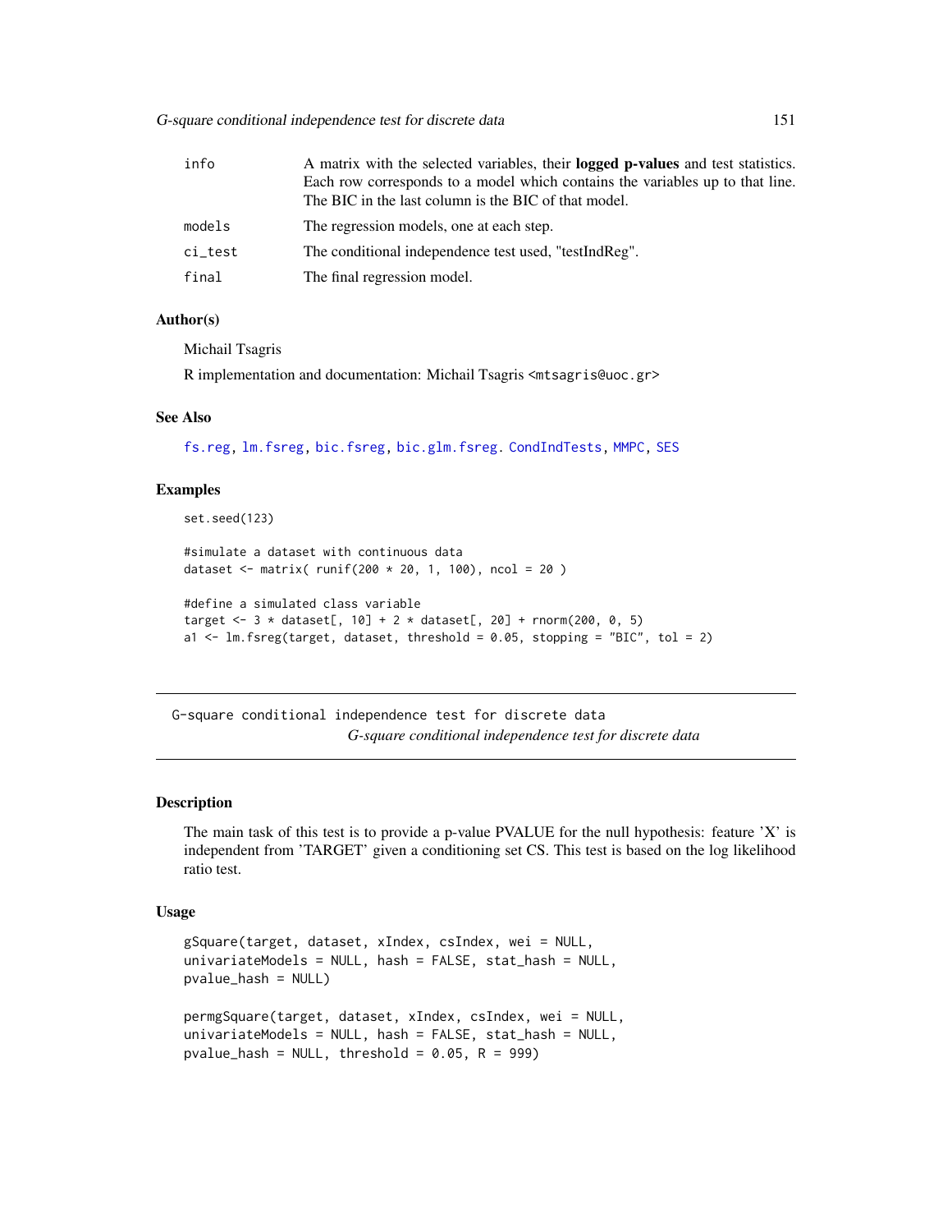| | |
|---|---|
| info | A matrix with the selected variables, their **logged p-values** and test statistics. Each row corresponds to a model which contains the variables up to that line. The BIC in the last column is the BIC of that model. |
| models | The regression models, one at each step. |
| ci_test | The conditional independence test used, "testIndReg". |
| final | The final regression model. |

### Author(s)

Michail Tsagris

R implementation and documentation: Michail Tsagris <mtsagris@uoc.gr>

### See Also

fs.reg, lm.fsreg, bic.fsreg, bic.glm.fsreg. CondIndTests, MMPC, SES

### Examples

```
set.seed(123)

#simulate a dataset with continuous data
dataset <- matrix( runif(200 * 20, 1, 100), ncol = 20 )

#define a simulated class variable
target <- 3 * dataset[, 10] + 2 * dataset[, 20] + rnorm(200, 0, 5)
a1 <- lm.fsreg(target, dataset, threshold = 0.05, stopping = "BIC", tol = 2)
```

---

## G-square conditional independence test for discrete data

*G-square conditional independence test for discrete data*

---

### Description

The main task of this test is to provide a p-value PVALUE for the null hypothesis: feature 'X' is independent from 'TARGET' given a conditioning set CS. This test is based on the log likelihood ratio test.

### Usage

```
gSquare(target, dataset, xIndex, csIndex, wei = NULL,
univariateModels = NULL, hash = FALSE, stat_hash = NULL,
pvalue_hash = NULL)

permgSquare(target, dataset, xIndex, csIndex, wei = NULL,
univariateModels = NULL, hash = FALSE, stat_hash = NULL,
pvalue_hash = NULL, threshold = 0.05, R = 999)
```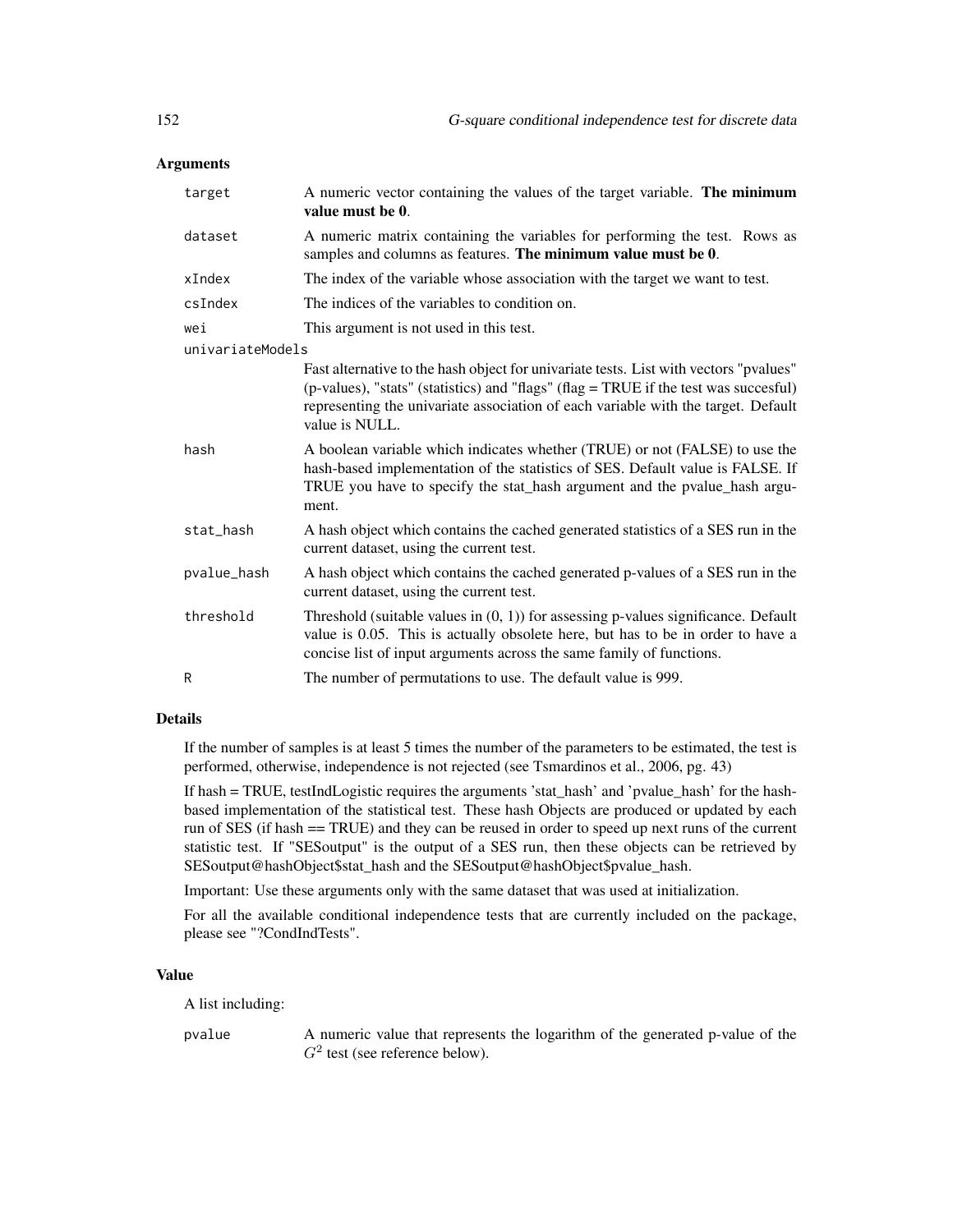### Arguments

| | |
|---|---|
| `target` | A numeric vector containing the values of the target variable. **The minimum value must be 0**. |
| `dataset` | A numeric matrix containing the variables for performing the test. Rows as samples and columns as features. **The minimum value must be 0**. |
| `xIndex` | The index of the variable whose association with the target we want to test. |
| `csIndex` | The indices of the variables to condition on. |
| `wei` | This argument is not used in this test. |
| `univariateModels` | Fast alternative to the hash object for univariate tests. List with vectors "pvalues" (p-values), "stats" (statistics) and "flags" (flag = TRUE if the test was succesful) representing the univariate association of each variable with the target. Default value is NULL. |
| `hash` | A boolean variable which indicates whether (TRUE) or not (FALSE) to use the hash-based implementation of the statistics of SES. Default value is FALSE. If TRUE you have to specify the stat_hash argument and the pvalue_hash argument. |
| `stat_hash` | A hash object which contains the cached generated statistics of a SES run in the current dataset, using the current test. |
| `pvalue_hash` | A hash object which contains the cached generated p-values of a SES run in the current dataset, using the current test. |
| `threshold` | Threshold (suitable values in (0, 1)) for assessing p-values significance. Default value is 0.05. This is actually obsolete here, but has to be in order to have a concise list of input arguments across the same family of functions. |
| `R` | The number of permutations to use. The default value is 999. |

### Details

If the number of samples is at least 5 times the number of the parameters to be estimated, the test is performed, otherwise, independence is not rejected (see Tsmardinos et al., 2006, pg. 43)

If hash = TRUE, testIndLogistic requires the arguments 'stat_hash' and 'pvalue_hash' for the hash-based implementation of the statistical test. These hash Objects are produced or updated by each run of SES (if hash == TRUE) and they can be reused in order to speed up next runs of the current statistic test. If "SESoutput" is the output of a SES run, then these objects can be retrieved by SESoutput@hashObject$stat_hash and the SESoutput@hashObject$pvalue_hash.

Important: Use these arguments only with the same dataset that was used at initialization.

For all the available conditional independence tests that are currently included on the package, please see "?CondIndTests".

### Value

A list including:

| | |
|---|---|
| `pvalue` | A numeric value that represents the logarithm of the generated p-value of the $G^2$ test (see reference below). |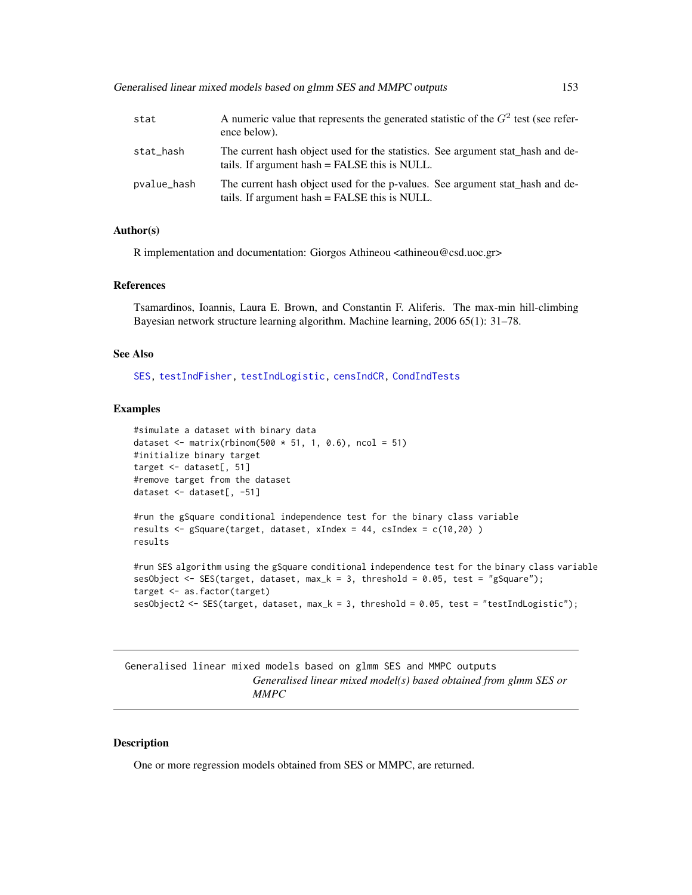| | |
|---|---|
| stat | A numeric value that represents the generated statistic of the $G^2$ test (see reference below). |
| stat_hash | The current hash object used for the statistics. See argument stat_hash and details. If argument hash = FALSE this is NULL. |
| pvalue_hash | The current hash object used for the p-values. See argument stat_hash and details. If argument hash = FALSE this is NULL. |

### Author(s)

R implementation and documentation: Giorgos Athineou <athineou@csd.uoc.gr>

### References

Tsamardinos, Ioannis, Laura E. Brown, and Constantin F. Aliferis. The max-min hill-climbing Bayesian network structure learning algorithm. Machine learning, 2006 65(1): 31–78.

### See Also

SES, testIndFisher, testIndLogistic, censIndCR, CondIndTests

### Examples

```
#simulate a dataset with binary data
dataset <- matrix(rbinom(500 * 51, 1, 0.6), ncol = 51)
#initialize binary target
target <- dataset[, 51]
#remove target from the dataset
dataset <- dataset[, -51]

#run the gSquare conditional independence test for the binary class variable
results <- gSquare(target, dataset, xIndex = 44, csIndex = c(10,20) )
results

#run SES algorithm using the gSquare conditional independence test for the binary class variable
sesObject <- SES(target, dataset, max_k = 3, threshold = 0.05, test = "gSquare");
target <- as.factor(target)
sesObject2 <- SES(target, dataset, max_k = 3, threshold = 0.05, test = "testIndLogistic");
```

---

## Generalised linear mixed models based on glmm SES and MMPC outputs

*Generalised linear mixed model(s) based obtained from glmm SES or MMPC*

---

### Description

One or more regression models obtained from SES or MMPC, are returned.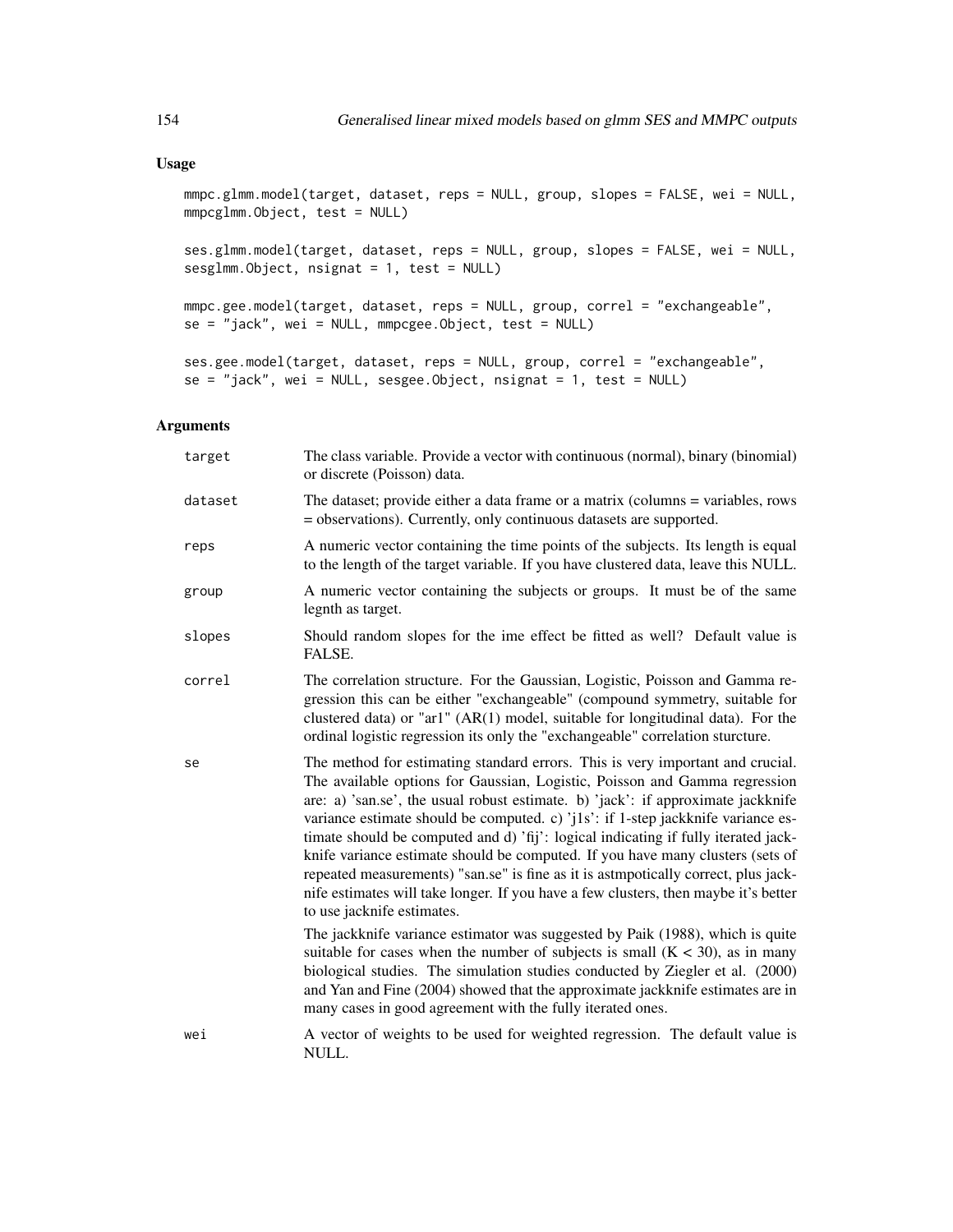## Usage

```
mmpc.glmm.model(target, dataset, reps = NULL, group, slopes = FALSE, wei = NULL,
mmpcglmm.Object, test = NULL)

ses.glmm.model(target, dataset, reps = NULL, group, slopes = FALSE, wei = NULL,
sesglmm.Object, nsignat = 1, test = NULL)

mmpc.gee.model(target, dataset, reps = NULL, group, correl = "exchangeable",
se = "jack", wei = NULL, mmpcgee.Object, test = NULL)

ses.gee.model(target, dataset, reps = NULL, group, correl = "exchangeable",
se = "jack", wei = NULL, sesgee.Object, nsignat = 1, test = NULL)
```

## Arguments

- `target`: The class variable. Provide a vector with continuous (normal), binary (binomial) or discrete (Poisson) data.
- `dataset`: The dataset; provide either a data frame or a matrix (columns = variables, rows = observations). Currently, only continuous datasets are supported.
- `reps`: A numeric vector containing the time points of the subjects. Its length is equal to the length of the target variable. If you have clustered data, leave this NULL.
- `group`: A numeric vector containing the subjects or groups. It must be of the same legnth as target.
- `slopes`: Should random slopes for the ime effect be fitted as well? Default value is FALSE.
- `correl`: The correlation structure. For the Gaussian, Logistic, Poisson and Gamma regression this can be either "exchangeable" (compound symmetry, suitable for clustered data) or "ar1" (AR(1) model, suitable for longitudinal data). For the ordinal logistic regression its only the "exchangeable" correlation sturcture.
- `se`: The method for estimating standard errors. This is very important and crucial. The available options for Gaussian, Logistic, Poisson and Gamma regression are: a) 'san.se', the usual robust estimate. b) 'jack': if approximate jackknife variance estimate should be computed. c) 'j1s': if 1-step jackknife variance estimate should be computed and d) 'fij': logical indicating if fully iterated jackknife variance estimate should be computed. If you have many clusters (sets of repeated measurements) "san.se" is fine as it is astmpotically correct, plus jacknife estimates will take longer. If you have a few clusters, then maybe it's better to use jacknife estimates.

  The jackknife variance estimator was suggested by Paik (1988), which is quite suitable for cases when the number of subjects is small ($K < 30$), as in many biological studies. The simulation studies conducted by Ziegler et al. (2000) and Yan and Fine (2004) showed that the approximate jackknife estimates are in many cases in good agreement with the fully iterated ones.
- `wei`: A vector of weights to be used for weighted regression. The default value is NULL.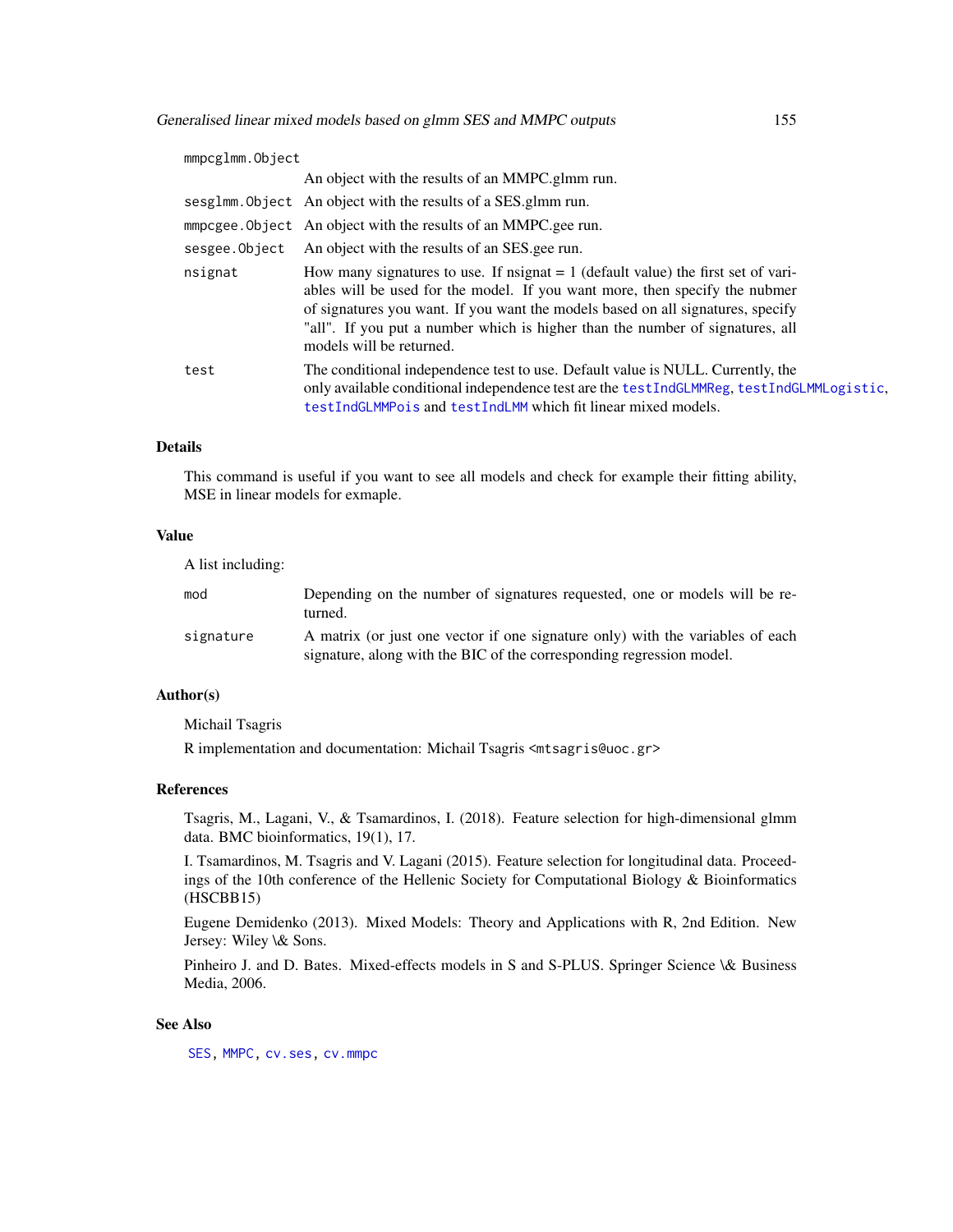mmpcglmm.Object
: An object with the results of an MMPC.glmm run.

sesglmm.Object
: An object with the results of a SES.glmm run.

mmpcgee.Object
: An object with the results of an MMPC.gee run.

sesgee.Object
: An object with the results of an SES.gee run.

nsignat
: How many signatures to use. If nsignat = 1 (default value) the first set of variables will be used for the model. If you want more, then specify the nubmer of signatures you want. If you want the models based on all signatures, specify "all". If you put a number which is higher than the number of signatures, all models will be returned.

test
: The conditional independence test to use. Default value is NULL. Currently, the only available conditional independence test are the testIndGLMMReg, testIndGLMMLogistic, testIndGLMMPois and testIndLMM which fit linear mixed models.

### Details

This command is useful if you want to see all models and check for example their fitting ability, MSE in linear models for exmaple.

### Value

A list including:

mod
: Depending on the number of signatures requested, one or models will be returned.

signature
: A matrix (or just one vector if one signature only) with the variables of each signature, along with the BIC of the corresponding regression model.

### Author(s)

Michail Tsagris

R implementation and documentation: Michail Tsagris <mtsagris@uoc.gr>

### References

Tsagris, M., Lagani, V., & Tsamardinos, I. (2018). Feature selection for high-dimensional glmm data. BMC bioinformatics, 19(1), 17.

I. Tsamardinos, M. Tsagris and V. Lagani (2015). Feature selection for longitudinal data. Proceedings of the 10th conference of the Hellenic Society for Computational Biology & Bioinformatics (HSCBB15)

Eugene Demidenko (2013). Mixed Models: Theory and Applications with R, 2nd Edition. New Jersey: Wiley \& Sons.

Pinheiro J. and D. Bates. Mixed-effects models in S and S-PLUS. Springer Science \& Business Media, 2006.

### See Also

SES, MMPC, cv.ses, cv.mmpc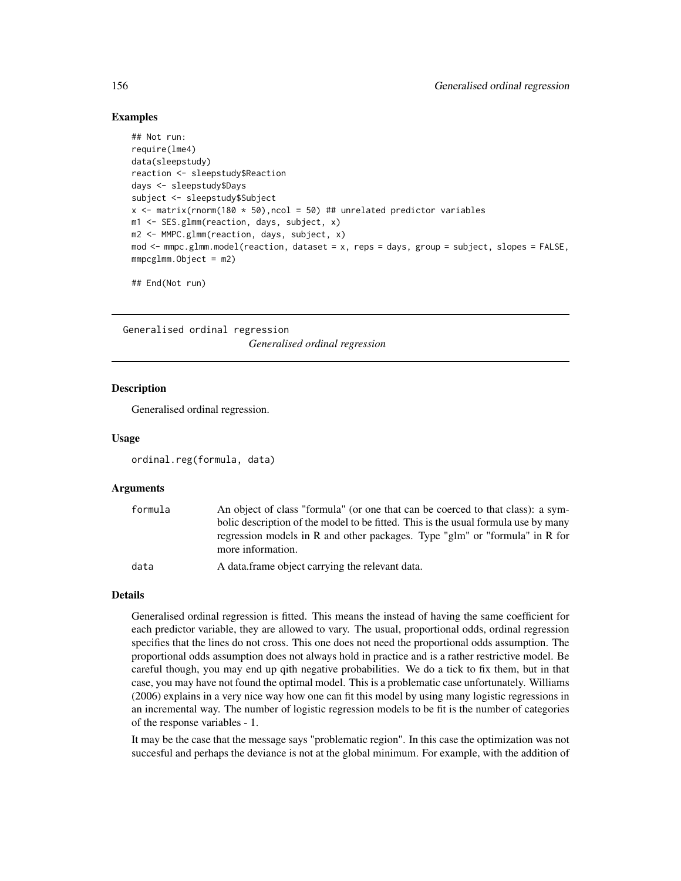### Examples

```
## Not run:
require(lme4)
data(sleepstudy)
reaction <- sleepstudy$Reaction
days <- sleepstudy$Days
subject <- sleepstudy$Subject
x <- matrix(rnorm(180 * 50),ncol = 50) ## unrelated predictor variables
m1 <- SES.glmm(reaction, days, subject, x)
m2 <- MMPC.glmm(reaction, days, subject, x)
mod <- mmpc.glmm.model(reaction, dataset = x, reps = days, group = subject, slopes = FALSE,
mmpcglmm.Object = m2)

## End(Not run)
```

---

## Generalised ordinal regression

*Generalised ordinal regression*

---

### Description

Generalised ordinal regression.

### Usage

```
ordinal.reg(formula, data)
```

### Arguments

| | |
|---|---|
| formula | An object of class "formula" (or one that can be coerced to that class): a symbolic description of the model to be fitted. This is the usual formula use by many regression models in R and other packages. Type "glm" or "formula" in R for more information. |
| data | A data.frame object carrying the relevant data. |

### Details

Generalised ordinal regression is fitted. This means the instead of having the same coefficient for each predictor variable, they are allowed to vary. The usual, proportional odds, ordinal regression specifies that the lines do not cross. This one does not need the proportional odds assumption. The proportional odds assumption does not always hold in practice and is a rather restrictive model. Be careful though, you may end up qith negative probabilities. We do a tick to fix them, but in that case, you may have not found the optimal model. This is a problematic case unfortunately. Williams (2006) explains in a very nice way how one can fit this model by using many logistic regressions in an incremental way. The number of logistic regression models to be fit is the number of categories of the response variables - 1.

It may be the case that the message says "problematic region". In this case the optimization was not succesful and perhaps the deviance is not at the global minimum. For example, with the addition of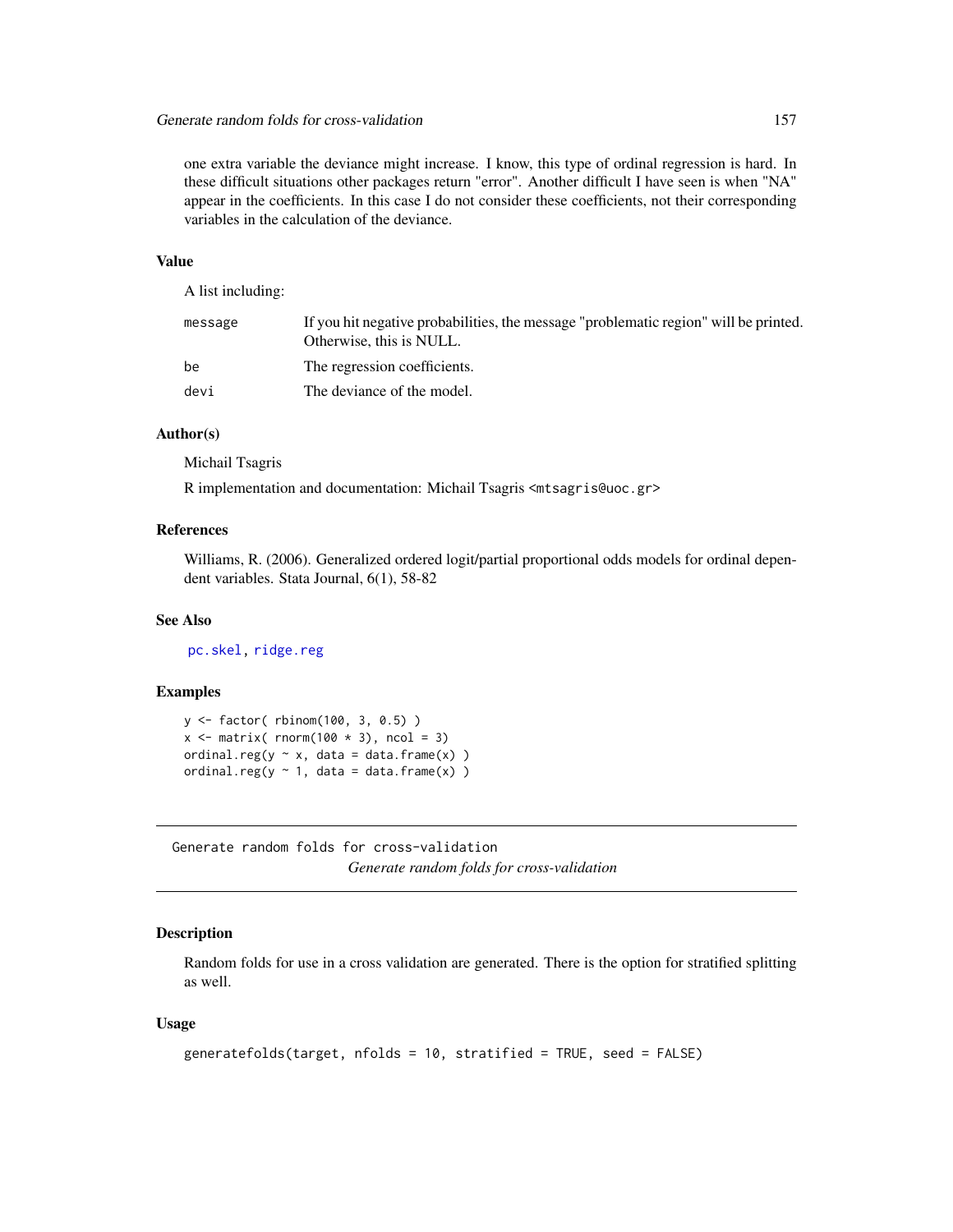one extra variable the deviance might increase. I know, this type of ordinal regression is hard. In these difficult situations other packages return "error". Another difficult I have seen is when "NA" appear in the coefficients. In this case I do not consider these coefficients, not their corresponding variables in the calculation of the deviance.

### Value

A list including:

| | |
|---|---|
| message | If you hit negative probabilities, the message "problematic region" will be printed. Otherwise, this is NULL. |
| be | The regression coefficients. |
| devi | The deviance of the model. |

### Author(s)

Michail Tsagris

R implementation and documentation: Michail Tsagris <mtsagris@uoc.gr>

### References

Williams, R. (2006). Generalized ordered logit/partial proportional odds models for ordinal dependent variables. Stata Journal, 6(1), 58-82

### See Also

pc.skel, ridge.reg

### Examples

```
y <- factor( rbinom(100, 3, 0.5) )
x <- matrix( rnorm(100 * 3), ncol = 3)
ordinal.reg(y ~ x, data = data.frame(x) )
ordinal.reg(y ~ 1, data = data.frame(x) )
```

---

## Generate random folds for cross-validation

*Generate random folds for cross-validation*

---

### Description

Random folds for use in a cross validation are generated. There is the option for stratified splitting as well.

### Usage

```
generatefolds(target, nfolds = 10, stratified = TRUE, seed = FALSE)
```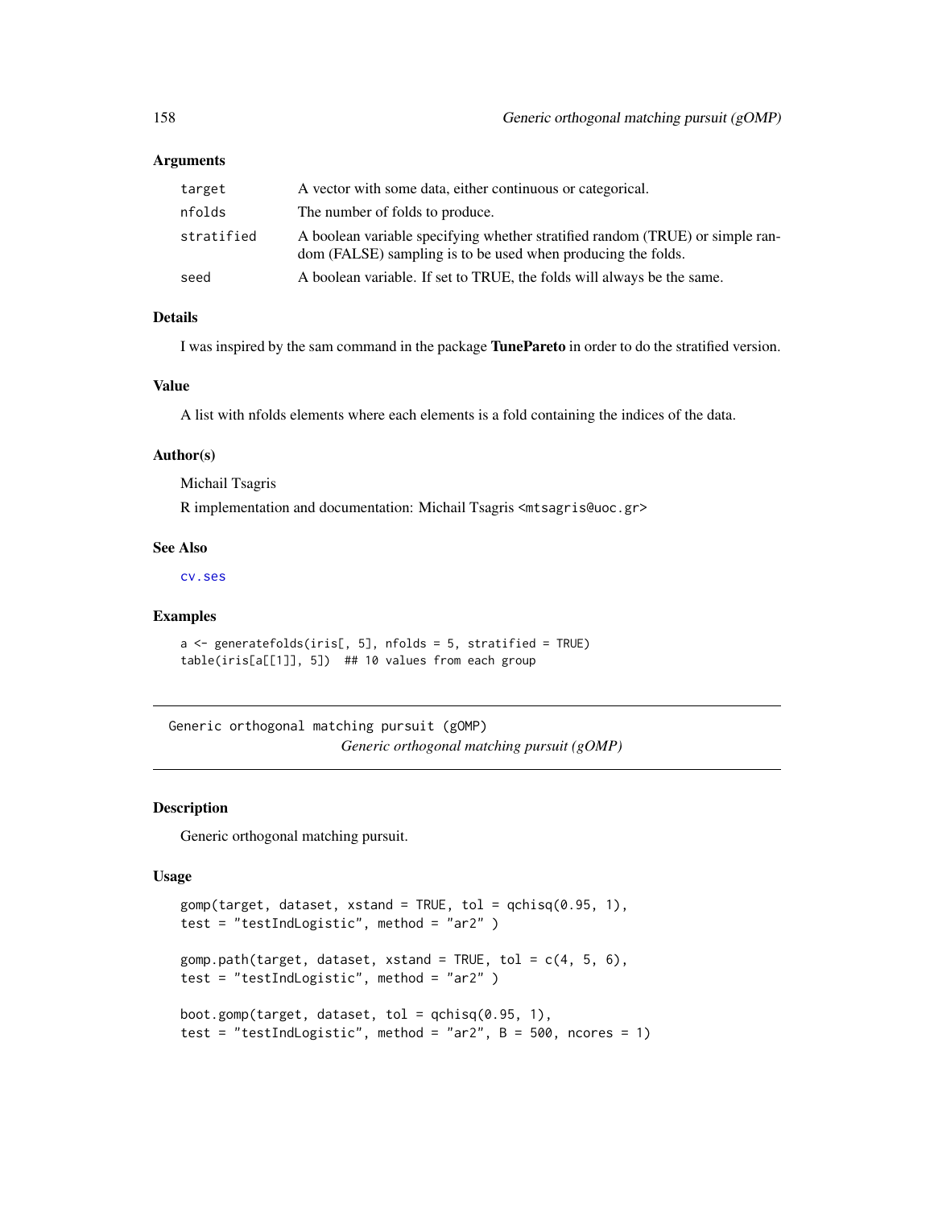### Arguments

| | |
|---|---|
| target | A vector with some data, either continuous or categorical. |
| nfolds | The number of folds to produce. |
| stratified | A boolean variable specifying whether stratified random (TRUE) or simple random (FALSE) sampling is to be used when producing the folds. |
| seed | A boolean variable. If set to TRUE, the folds will always be the same. |

### Details

I was inspired by the sam command in the package **TunePareto** in order to do the stratified version.

### Value

A list with nfolds elements where each elements is a fold containing the indices of the data.

### Author(s)

Michail Tsagris

R implementation and documentation: Michail Tsagris <mtsagris@uoc.gr>

### See Also

cv.ses

### Examples

```
a <- generatefolds(iris[, 5], nfolds = 5, stratified = TRUE)
table(iris[a[[1]], 5])  ## 10 values from each group
```

---

## Generic orthogonal matching pursuit (gOMP)

*Generic orthogonal matching pursuit (gOMP)*

---

### Description

Generic orthogonal matching pursuit.

### Usage

```
gomp(target, dataset, xstand = TRUE, tol = qchisq(0.95, 1),
test = "testIndLogistic", method = "ar2" )

gomp.path(target, dataset, xstand = TRUE, tol = c(4, 5, 6),
test = "testIndLogistic", method = "ar2" )

boot.gomp(target, dataset, tol = qchisq(0.95, 1),
test = "testIndLogistic", method = "ar2", B = 500, ncores = 1)
```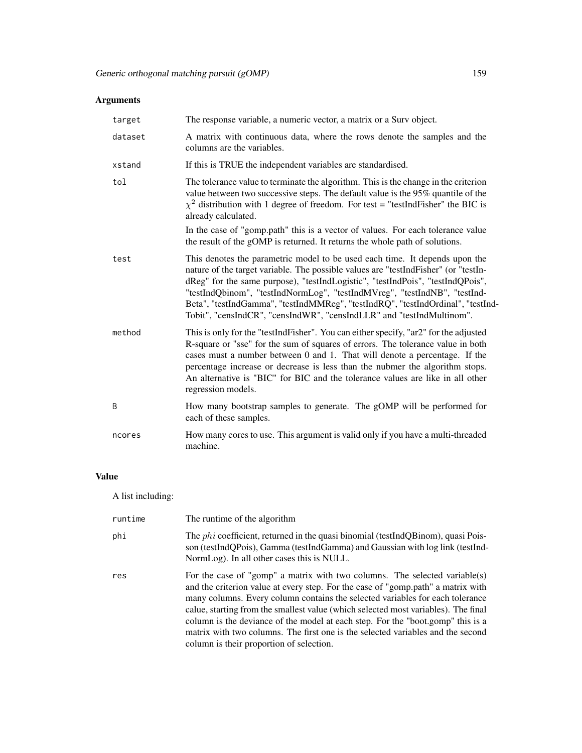## Arguments

| | |
|---|---|
| target | The response variable, a numeric vector, a matrix or a Surv object. |
| dataset | A matrix with continuous data, where the rows denote the samples and the columns are the variables. |
| xstand | If this is TRUE the independent variables are standardised. |
| tol | The tolerance value to terminate the algorithm. This is the change in the criterion value between two successive steps. The default value is the 95% quantile of the $\chi^2$ distribution with 1 degree of freedom. For test = "testIndFisher" the BIC is already calculated. <br><br> In the case of "gomp.path" this is a vector of values. For each tolerance value the result of the gOMP is returned. It returns the whole path of solutions. |
| test | This denotes the parametric model to be used each time. It depends upon the nature of the target variable. The possible values are "testIndFisher" (or "testIndReg" for the same purpose), "testIndLogistic", "testIndPois", "testIndQPois", "testIndQbinom", "testIndNormLog", "testIndMVreg", "testIndNB", "testIndBeta", "testIndGamma", "testIndMMReg", "testIndRQ", "testIndOrdinal", "testIndTobit", "censIndCR", "censIndWR", "censIndLLR" and "testIndMultinom". |
| method | This is only for the "testIndFisher". You can either specify, "ar2" for the adjusted R-square or "sse" for the sum of squares of errors. The tolerance value in both cases must a number between 0 and 1. That will denote a percentage. If the percentage increase or decrease is less than the nubmer the algorithm stops. An alternative is "BIC" for BIC and the tolerance values are like in all other regression models. |
| B | How many bootstrap samples to generate. The gOMP will be performed for each of these samples. |
| ncores | How many cores to use. This argument is valid only if you have a multi-threaded machine. |

## Value

A list including:

| | |
|---|---|
| runtime | The runtime of the algorithm |
| phi | The $phi$ coefficient, returned in the quasi binomial (testIndQBinom), quasi Poisson (testIndQPois), Gamma (testIndGamma) and Gaussian with log link (testIndNormLog). In all other cases this is NULL. |
| res | For the case of "gomp" a matrix with two columns. The selected variable(s) and the criterion value at every step. For the case of "gomp.path" a matrix with many columns. Every column contains the selected variables for each tolerance calue, starting from the smallest value (which selected most variables). The final column is the deviance of the model at each step. For the "boot.gomp" this is a matrix with two columns. The first one is the selected variables and the second column is their proportion of selection. |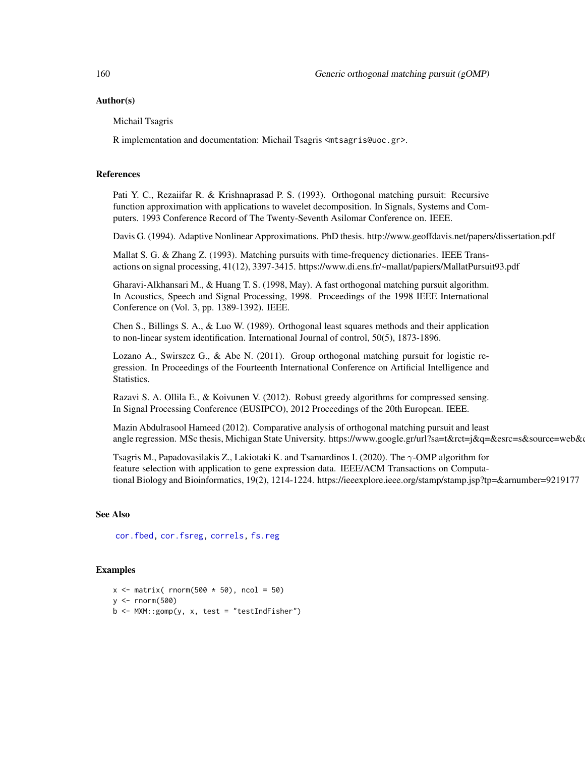## Author(s)

Michail Tsagris

R implementation and documentation: Michail Tsagris <mtsagris@uoc.gr>.

## References

Pati Y. C., Rezaiifar R. & Krishnaprasad P. S. (1993). Orthogonal matching pursuit: Recursive function approximation with applications to wavelet decomposition. In Signals, Systems and Computers. 1993 Conference Record of The Twenty-Seventh Asilomar Conference on. IEEE.

Davis G. (1994). Adaptive Nonlinear Approximations. PhD thesis. http://www.geoffdavis.net/papers/dissertation.pdf

Mallat S. G. & Zhang Z. (1993). Matching pursuits with time-frequency dictionaries. IEEE Transactions on signal processing, 41(12), 3397-3415. https://www.di.ens.fr/~mallat/papiers/MallatPursuit93.pdf

Gharavi-Alkhansari M., & Huang T. S. (1998, May). A fast orthogonal matching pursuit algorithm. In Acoustics, Speech and Signal Processing, 1998. Proceedings of the 1998 IEEE International Conference on (Vol. 3, pp. 1389-1392). IEEE.

Chen S., Billings S. A., & Luo W. (1989). Orthogonal least squares methods and their application to non-linear system identification. International Journal of control, 50(5), 1873-1896.

Lozano A., Swirszcz G., & Abe N. (2011). Group orthogonal matching pursuit for logistic regression. In Proceedings of the Fourteenth International Conference on Artificial Intelligence and Statistics.

Razavi S. A. Ollila E., & Koivunen V. (2012). Robust greedy algorithms for compressed sensing. In Signal Processing Conference (EUSIPCO), 2012 Proceedings of the 20th European. IEEE.

Mazin Abdulrasool Hameed (2012). Comparative analysis of orthogonal matching pursuit and least angle regression. MSc thesis, Michigan State University. https://www.google.gr/url?sa=t&rct=j&q=&esrc=s&source=web&c

Tsagris M., Papadovasilakis Z., Lakiotaki K. and Tsamardinos I. (2020). The $\gamma$-OMP algorithm for feature selection with application to gene expression data. IEEE/ACM Transactions on Computational Biology and Bioinformatics, 19(2), 1214-1224. https://ieeexplore.ieee.org/stamp/stamp.jsp?tp=&arnumber=9219177

## See Also

cor.fbed, cor.fsreg, correls, fs.reg

## Examples

```
x <- matrix( rnorm(500 * 50), ncol = 50)
y <- rnorm(500)
b <- MXM::gomp(y, x, test = "testIndFisher")
```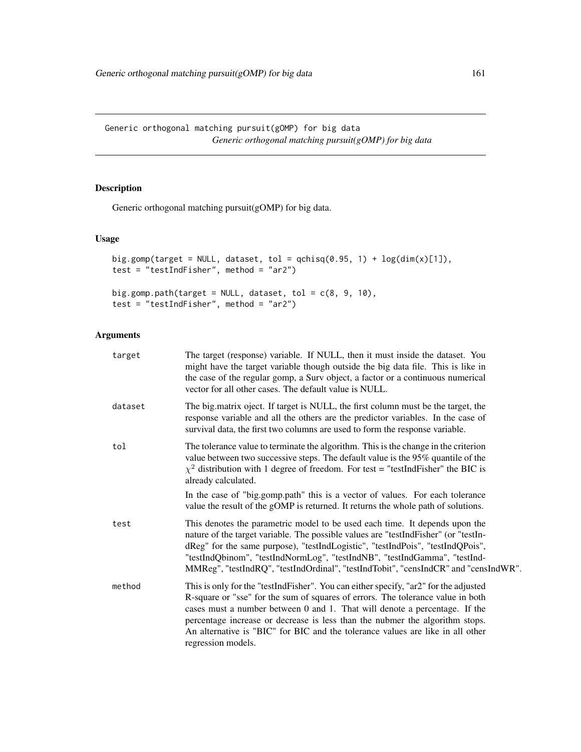Generic orthogonal matching pursuit(gOMP) for big data
*Generic orthogonal matching pursuit(gOMP) for big data*

## Description

Generic orthogonal matching pursuit(gOMP) for big data.

## Usage

```
big.gomp(target = NULL, dataset, tol = qchisq(0.95, 1) + log(dim(x)[1]),
test = "testIndFisher", method = "ar2")

big.gomp.path(target = NULL, dataset, tol = c(8, 9, 10),
test = "testIndFisher", method = "ar2")
```

## Arguments

| | |
|---|---|
| target | The target (response) variable. If NULL, then it must inside the dataset. You might have the target variable though outside the big data file. This is like in the case of the regular gomp, a Surv object, a factor or a continuous numerical vector for all other cases. The default value is NULL. |
| dataset | The big.matrix oject. If target is NULL, the first column must be the target, the response variable and all the others are the predictor variables. In the case of survival data, the first two columns are used to form the response variable. |
| tol | The tolerance value to terminate the algorithm. This is the change in the criterion value between two successive steps. The default value is the 95% quantile of the $\chi^2$ distribution with 1 degree of freedom. For test = "testIndFisher" the BIC is already calculated.<br><br>In the case of "big.gomp.path" this is a vector of values. For each tolerance value the result of the gOMP is returned. It returns the whole path of solutions. |
| test | This denotes the parametric model to be used each time. It depends upon the nature of the target variable. The possible values are "testIndFisher" (or "testIndReg" for the same purpose), "testIndLogistic", "testIndPois", "testIndQPois", "testIndQbinom", "testIndNormLog", "testIndNB", "testIndGamma", "testIndMMReg", "testIndRQ", "testIndOrdinal", "testIndTobit", "censIndCR" and "censIndWR". |
| method | This is only for the "testIndFisher". You can either specify, "ar2" for the adjusted R-square or "sse" for the sum of squares of errors. The tolerance value in both cases must a number between 0 and 1. That will denote a percentage. If the percentage increase or decrease is less than the nubmer the algorithm stops. An alternative is "BIC" for BIC and the tolerance values are like in all other regression models. |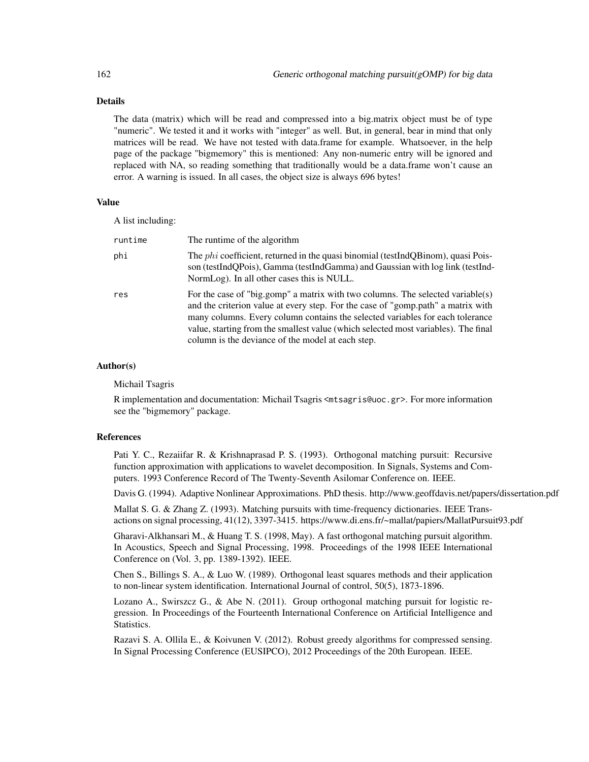## Details

The data (matrix) which will be read and compressed into a big.matrix object must be of type "numeric". We tested it and it works with "integer" as well. But, in general, bear in mind that only matrices will be read. We have not tested with data.frame for example. Whatsoever, in the help page of the package "bigmemory" this is mentioned: Any non-numeric entry will be ignored and replaced with NA, so reading something that traditionally would be a data.frame won't cause an error. A warning is issued. In all cases, the object size is always 696 bytes!

## Value

A list including:

| | |
|---|---|
| runtime | The runtime of the algorithm |
| phi | The $phi$ coefficient, returned in the quasi binomial (testIndQBinom), quasi Poisson (testIndQPois), Gamma (testIndGamma) and Gaussian with log link (testIndNormLog). In all other cases this is NULL. |
| res | For the case of "big.gomp" a matrix with two columns. The selected variable(s) and the criterion value at every step. For the case of "gomp.path" a matrix with many columns. Every column contains the selected variables for each tolerance value, starting from the smallest value (which selected most variables). The final column is the deviance of the model at each step. |

## Author(s)

Michail Tsagris

R implementation and documentation: Michail Tsagris <mtsagris@uoc.gr>. For more information see the "bigmemory" package.

## References

Pati Y. C., Rezaiifar R. & Krishnaprasad P. S. (1993). Orthogonal matching pursuit: Recursive function approximation with applications to wavelet decomposition. In Signals, Systems and Computers. 1993 Conference Record of The Twenty-Seventh Asilomar Conference on. IEEE.

Davis G. (1994). Adaptive Nonlinear Approximations. PhD thesis. http://www.geoffdavis.net/papers/dissertation.pdf

Mallat S. G. & Zhang Z. (1993). Matching pursuits with time-frequency dictionaries. IEEE Transactions on signal processing, 41(12), 3397-3415. https://www.di.ens.fr/~mallat/papiers/MallatPursuit93.pdf

Gharavi-Alkhansari M., & Huang T. S. (1998, May). A fast orthogonal matching pursuit algorithm. In Acoustics, Speech and Signal Processing, 1998. Proceedings of the 1998 IEEE International Conference on (Vol. 3, pp. 1389-1392). IEEE.

Chen S., Billings S. A., & Luo W. (1989). Orthogonal least squares methods and their application to non-linear system identification. International Journal of control, 50(5), 1873-1896.

Lozano A., Swirszcz G., & Abe N. (2011). Group orthogonal matching pursuit for logistic regression. In Proceedings of the Fourteenth International Conference on Artificial Intelligence and Statistics.

Razavi S. A. Ollila E., & Koivunen V. (2012). Robust greedy algorithms for compressed sensing. In Signal Processing Conference (EUSIPCO), 2012 Proceedings of the 20th European. IEEE.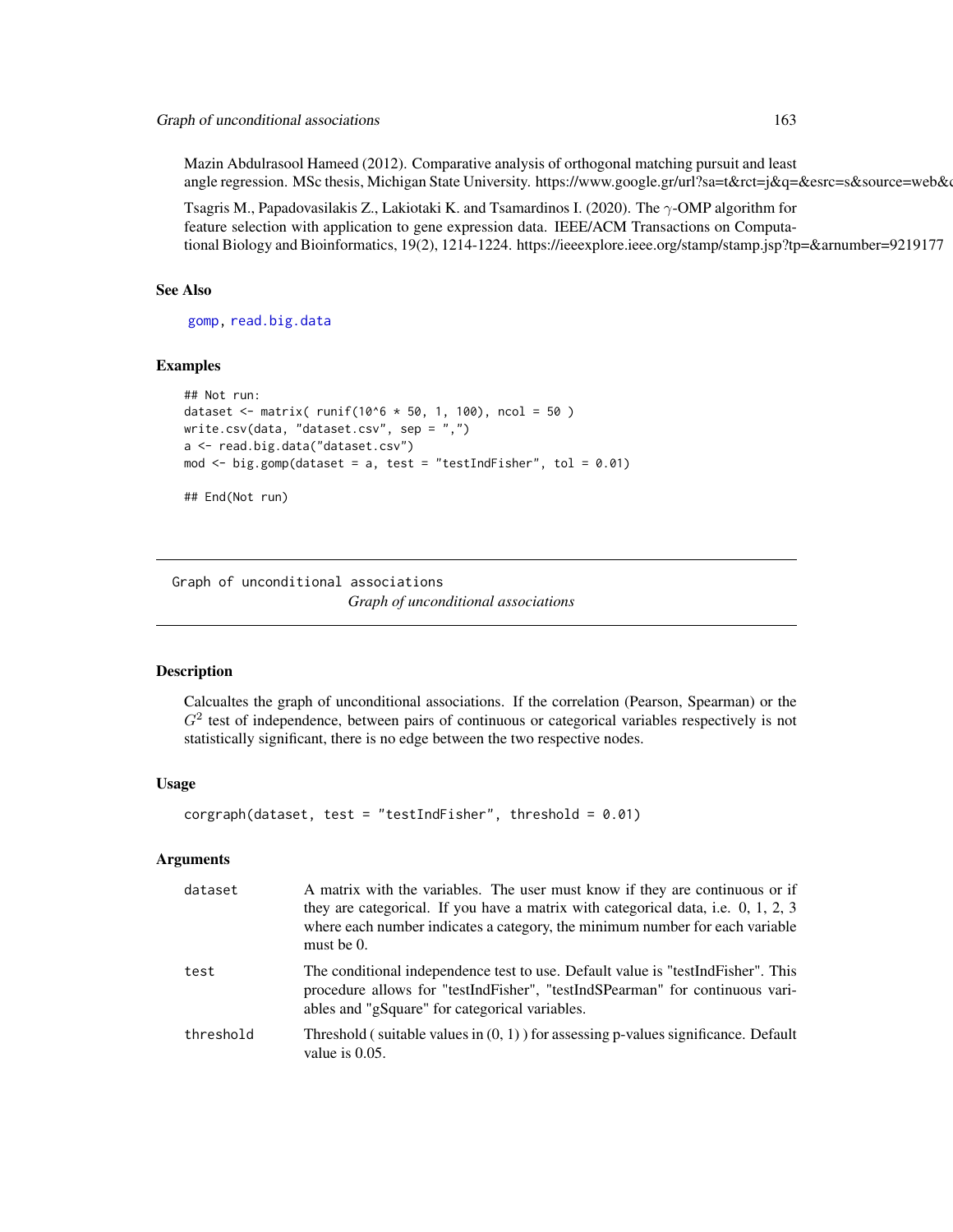Mazin Abdulrasool Hameed (2012). Comparative analysis of orthogonal matching pursuit and least angle regression. MSc thesis, Michigan State University. https://www.google.gr/url?sa=t&rct=j&q=&esrc=s&source=web&c

Tsagris M., Papadovasilakis Z., Lakiotaki K. and Tsamardinos I. (2020). The $\gamma$-OMP algorithm for feature selection with application to gene expression data. IEEE/ACM Transactions on Computational Biology and Bioinformatics, 19(2), 1214-1224. https://ieeexplore.ieee.org/stamp/stamp.jsp?tp=&arnumber=9219177

### See Also

gomp, read.big.data

### Examples

```
## Not run:
dataset <- matrix( runif(10^6 * 50, 1, 100), ncol = 50 )
write.csv(data, "dataset.csv", sep = ",")
a <- read.big.data("dataset.csv")
mod <- big.gomp(dataset = a, test = "testIndFisher", tol = 0.01)

## End(Not run)
```

---

## Graph of unconditional associations

*Graph of unconditional associations*

---

### Description

Calcualtes the graph of unconditional associations. If the correlation (Pearson, Spearman) or the $G^2$ test of independence, between pairs of continuous or categorical variables respectively is not statistically significant, there is no edge between the two respective nodes.

### Usage

```
corgraph(dataset, test = "testIndFisher", threshold = 0.01)
```

### Arguments

| | |
|---|---|
| dataset | A matrix with the variables. The user must know if they are continuous or if they are categorical. If you have a matrix with categorical data, i.e. 0, 1, 2, 3 where each number indicates a category, the minimum number for each variable must be 0. |
| test | The conditional independence test to use. Default value is "testIndFisher". This procedure allows for "testIndFisher", "testIndSPearman" for continuous variables and "gSquare" for categorical variables. |
| threshold | Threshold ( suitable values in (0, 1) ) for assessing p-values significance. Default value is 0.05. |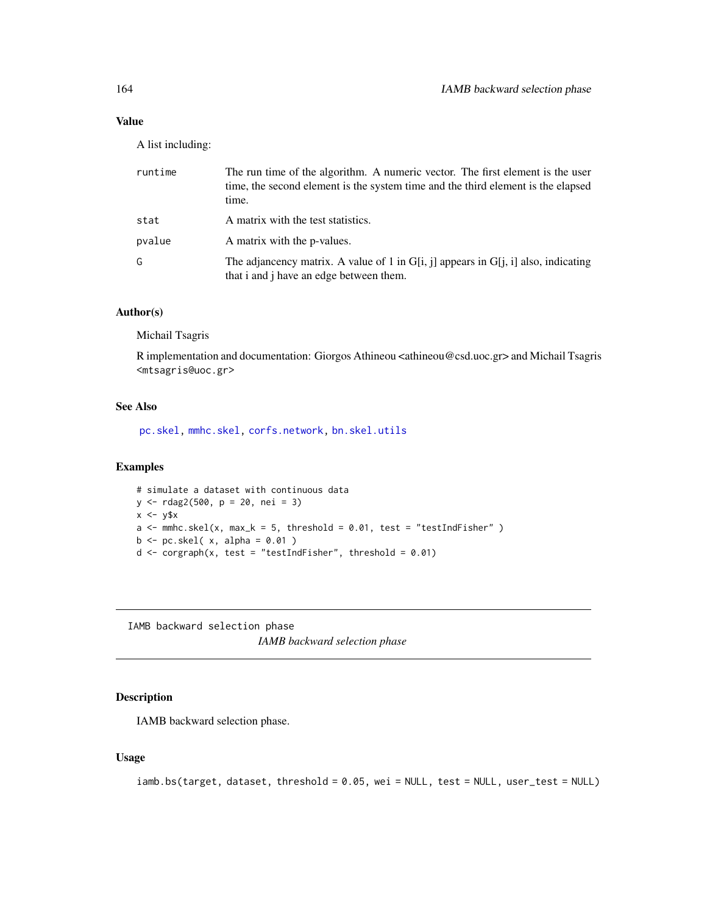### Value

A list including:

| | |
|---|---|
| runtime | The run time of the algorithm. A numeric vector. The first element is the user time, the second element is the system time and the third element is the elapsed time. |
| stat | A matrix with the test statistics. |
| pvalue | A matrix with the p-values. |
| G | The adjancency matrix. A value of 1 in G[i, j] appears in G[j, i] also, indicating that i and j have an edge between them. |

### Author(s)

Michail Tsagris

R implementation and documentation: Giorgos Athineou <athineou@csd.uoc.gr> and Michail Tsagris <mtsagris@uoc.gr>

### See Also

pc.skel, mmhc.skel, corfs.network, bn.skel.utils

### Examples

```
# simulate a dataset with continuous data
y <- rdag2(500, p = 20, nei = 3)
x <- y$x
a <- mmhc.skel(x, max_k = 5, threshold = 0.01, test = "testIndFisher" )
b <- pc.skel( x, alpha = 0.01 )
d <- corgraph(x, test = "testIndFisher", threshold = 0.01)
```

---

## IAMB backward selection phase

*IAMB backward selection phase*

### Description

IAMB backward selection phase.

### Usage

```
iamb.bs(target, dataset, threshold = 0.05, wei = NULL, test = NULL, user_test = NULL)
```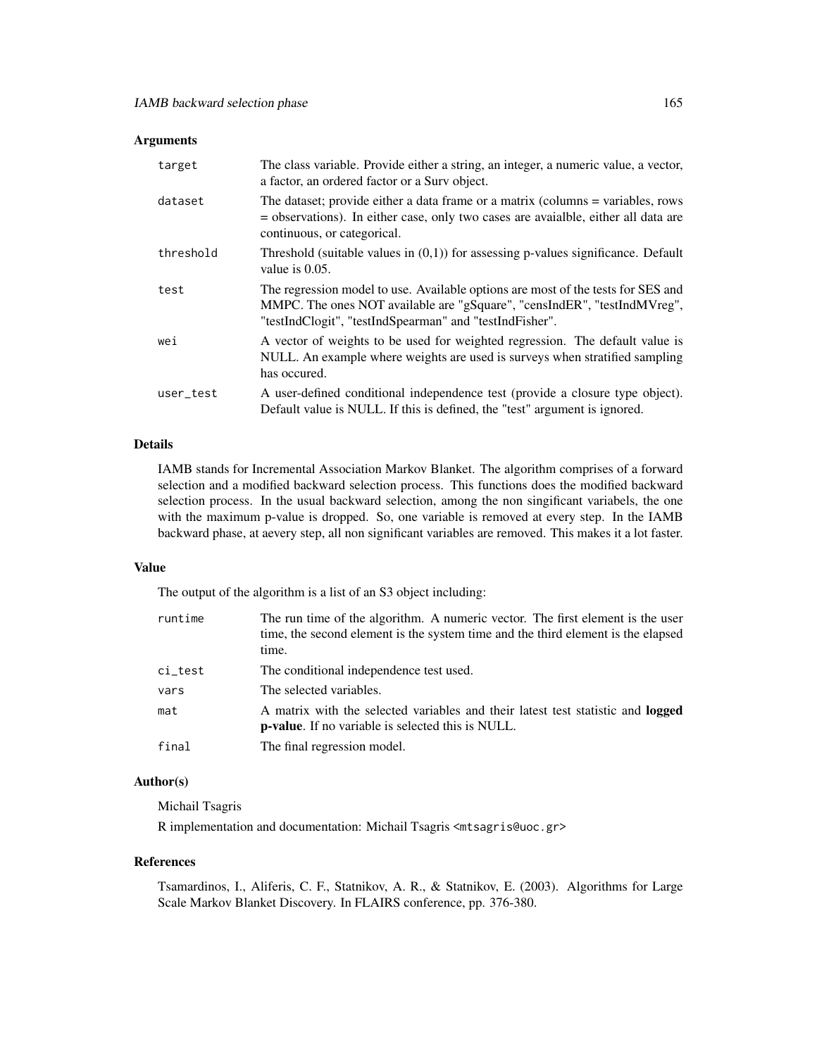## Arguments

| | |
|---|---|
| target | The class variable. Provide either a string, an integer, a numeric value, a vector, a factor, an ordered factor or a Surv object. |
| dataset | The dataset; provide either a data frame or a matrix (columns = variables, rows = observations). In either case, only two cases are avaialble, either all data are continuous, or categorical. |
| threshold | Threshold (suitable values in (0,1)) for assessing p-values significance. Default value is 0.05. |
| test | The regression model to use. Available options are most of the tests for SES and MMPC. The ones NOT available are "gSquare", "censIndER", "testIndMVreg", "testIndClogit", "testIndSpearman" and "testIndFisher". |
| wei | A vector of weights to be used for weighted regression. The default value is NULL. An example where weights are used is surveys when stratified sampling has occured. |
| user_test | A user-defined conditional independence test (provide a closure type object). Default value is NULL. If this is defined, the "test" argument is ignored. |

## Details

IAMB stands for Incremental Association Markov Blanket. The algorithm comprises of a forward selection and a modified backward selection process. This functions does the modified backward selection process. In the usual backward selection, among the non singificant variabels, the one with the maximum p-value is dropped. So, one variable is removed at every step. In the IAMB backward phase, at aevery step, all non significant variables are removed. This makes it a lot faster.

## Value

The output of the algorithm is a list of an S3 object including:

| | |
|---|---|
| runtime | The run time of the algorithm. A numeric vector. The first element is the user time, the second element is the system time and the third element is the elapsed time. |
| ci_test | The conditional independence test used. |
| vars | The selected variables. |
| mat | A matrix with the selected variables and their latest test statistic and **logged p-value**. If no variable is selected this is NULL. |
| final | The final regression model. |

## Author(s)

Michail Tsagris

R implementation and documentation: Michail Tsagris <mtsagris@uoc.gr>

## References

Tsamardinos, I., Aliferis, C. F., Statnikov, A. R., & Statnikov, E. (2003). Algorithms for Large Scale Markov Blanket Discovery. In FLAIRS conference, pp. 376-380.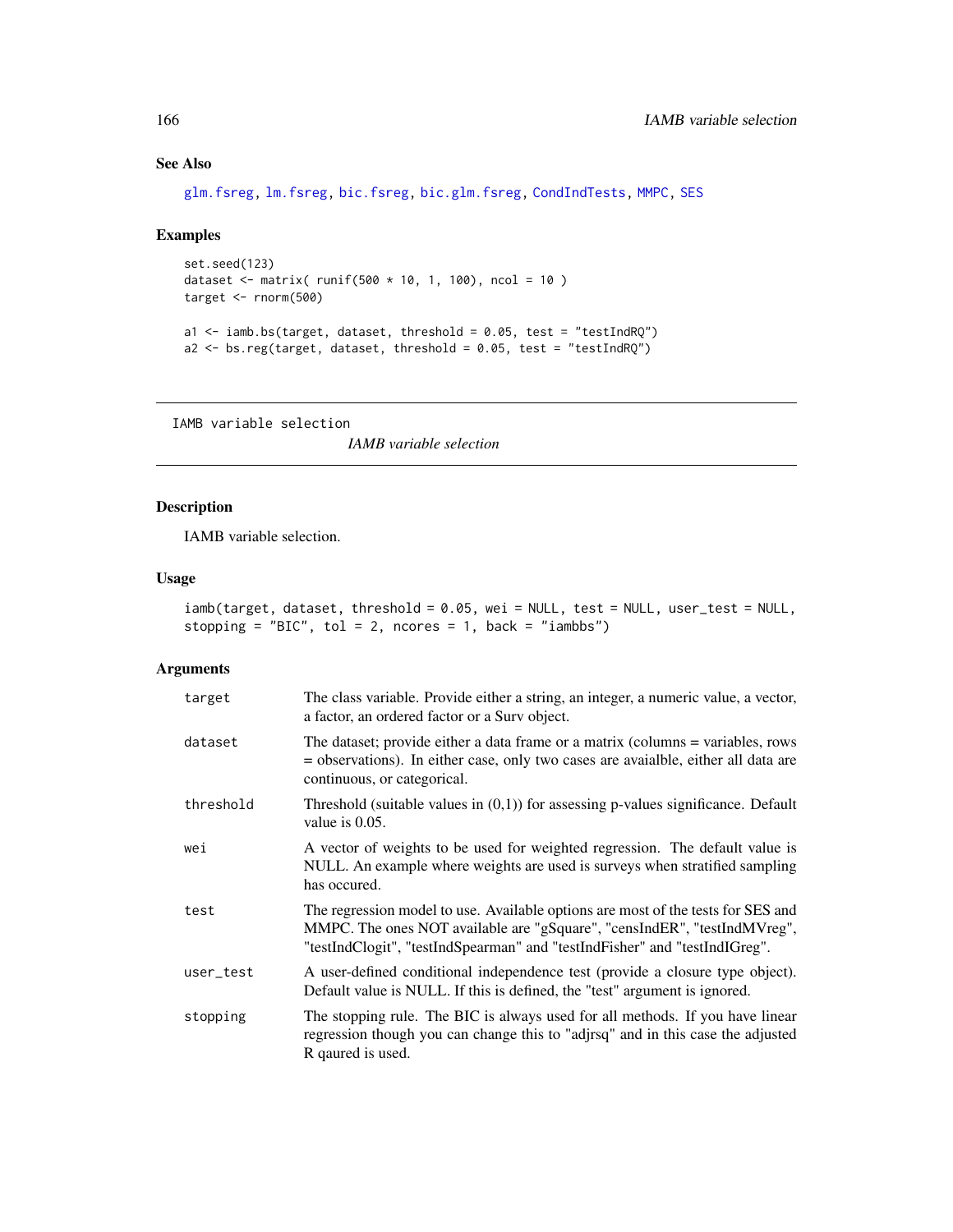## See Also

glm.fsreg, lm.fsreg, bic.fsreg, bic.glm.fsreg, CondIndTests, MMPC, SES

## Examples

```
set.seed(123)
dataset <- matrix( runif(500 * 10, 1, 100), ncol = 10 )
target <- rnorm(500)

a1 <- iamb.bs(target, dataset, threshold = 0.05, test = "testIndRQ")
a2 <- bs.reg(target, dataset, threshold = 0.05, test = "testIndRQ")
```

---

IAMB variable selection    *IAMB variable selection*

---

## Description

IAMB variable selection.

## Usage

```
iamb(target, dataset, threshold = 0.05, wei = NULL, test = NULL, user_test = NULL,
stopping = "BIC", tol = 2, ncores = 1, back = "iambbs")
```

## Arguments

| | |
|---|---|
| target | The class variable. Provide either a string, an integer, a numeric value, a vector, a factor, an ordered factor or a Surv object. |
| dataset | The dataset; provide either a data frame or a matrix (columns = variables, rows = observations). In either case, only two cases are avaialble, either all data are continuous, or categorical. |
| threshold | Threshold (suitable values in (0,1)) for assessing p-values significance. Default value is 0.05. |
| wei | A vector of weights to be used for weighted regression. The default value is NULL. An example where weights are used is surveys when stratified sampling has occured. |
| test | The regression model to use. Available options are most of the tests for SES and MMPC. The ones NOT available are "gSquare", "censIndER", "testIndMVreg", "testIndClogit", "testIndSpearman" and "testIndFisher" and "testIndIGreg". |
| user_test | A user-defined conditional independence test (provide a closure type object). Default value is NULL. If this is defined, the "test" argument is ignored. |
| stopping | The stopping rule. The BIC is always used for all methods. If you have linear regression though you can change this to "adjrsq" and in this case the adjusted R qaured is used. |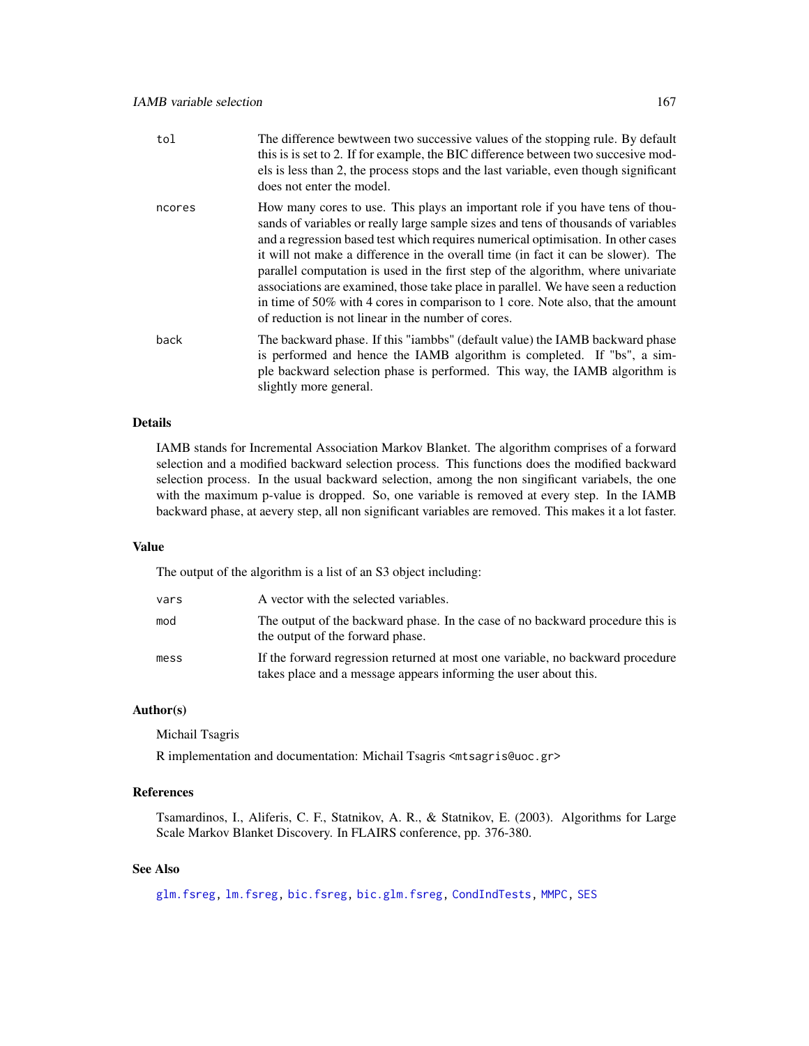| | |
|---|---|
| `tol` | The difference bewtween two successive values of the stopping rule. By default this is is set to 2. If for example, the BIC difference between two succesive models is less than 2, the process stops and the last variable, even though significant does not enter the model. |
| `ncores` | How many cores to use. This plays an important role if you have tens of thousands of variables or really large sample sizes and tens of thousands of variables and a regression based test which requires numerical optimisation. In other cases it will not make a difference in the overall time (in fact it can be slower). The parallel computation is used in the first step of the algorithm, where univariate associations are examined, those take place in parallel. We have seen a reduction in time of 50% with 4 cores in comparison to 1 core. Note also, that the amount of reduction is not linear in the number of cores. |
| `back` | The backward phase. If this "iambbs" (default value) the IAMB backward phase is performed and hence the IAMB algorithm is completed. If "bs", a simple backward selection phase is performed. This way, the IAMB algorithm is slightly more general. |

## Details

IAMB stands for Incremental Association Markov Blanket. The algorithm comprises of a forward selection and a modified backward selection process. This functions does the modified backward selection process. In the usual backward selection, among the non singificant variabels, the one with the maximum p-value is dropped. So, one variable is removed at every step. In the IAMB backward phase, at aevery step, all non significant variables are removed. This makes it a lot faster.

## Value

The output of the algorithm is a list of an S3 object including:

| | |
|---|---|
| `vars` | A vector with the selected variables. |
| `mod` | The output of the backward phase. In the case of no backward procedure this is the output of the forward phase. |
| `mess` | If the forward regression returned at most one variable, no backward procedure takes place and a message appears informing the user about this. |

## Author(s)

Michail Tsagris

R implementation and documentation: Michail Tsagris <mtsagris@uoc.gr>

## References

Tsamardinos, I., Aliferis, C. F., Statnikov, A. R., & Statnikov, E. (2003). Algorithms for Large Scale Markov Blanket Discovery. In FLAIRS conference, pp. 376-380.

## See Also

`glm.fsreg`, `lm.fsreg`, `bic.fsreg`, `bic.glm.fsreg`, `CondIndTests`, `MMPC`, `SES`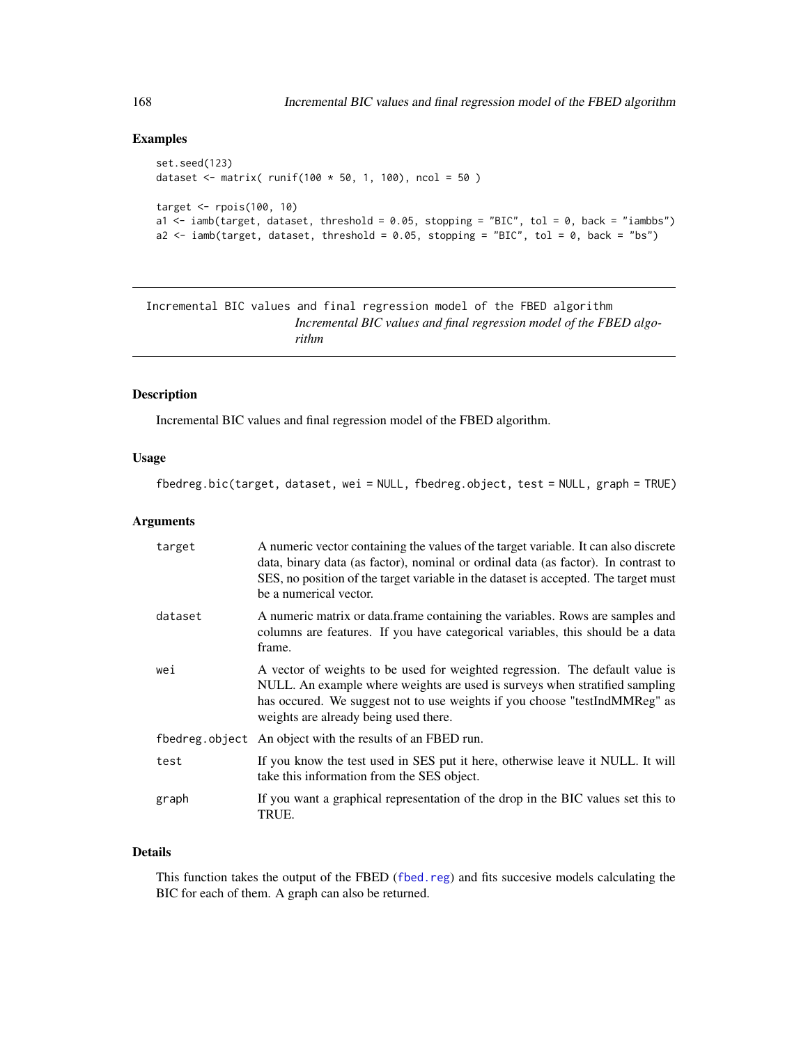## Examples

```
set.seed(123)
dataset <- matrix( runif(100 * 50, 1, 100), ncol = 50 )

target <- rpois(100, 10)
a1 <- iamb(target, dataset, threshold = 0.05, stopping = "BIC", tol = 0, back = "iambbs")
a2 <- iamb(target, dataset, threshold = 0.05, stopping = "BIC", tol = 0, back = "bs")
```

---

`Incremental BIC values and final regression model of the FBED algorithm`
*Incremental BIC values and final regression model of the FBED algorithm*

---

## Description

Incremental BIC values and final regression model of the FBED algorithm.

## Usage

```
fbedreg.bic(target, dataset, wei = NULL, fbedreg.object, test = NULL, graph = TRUE)
```

## Arguments

| | |
|---|---|
| target | A numeric vector containing the values of the target variable. It can also discrete data, binary data (as factor), nominal or ordinal data (as factor). In contrast to SES, no position of the target variable in the dataset is accepted. The target must be a numerical vector. |
| dataset | A numeric matrix or data.frame containing the variables. Rows are samples and columns are features. If you have categorical variables, this should be a data frame. |
| wei | A vector of weights to be used for weighted regression. The default value is NULL. An example where weights are used is surveys when stratified sampling has occured. We suggest not to use weights if you choose "testIndMMReg" as weights are already being used there. |
| fbedreg.object | An object with the results of an FBED run. |
| test | If you know the test used in SES put it here, otherwise leave it NULL. It will take this information from the SES object. |
| graph | If you want a graphical representation of the drop in the BIC values set this to TRUE. |

## Details

This function takes the output of the FBED (fbed.reg) and fits succesive models calculating the BIC for each of them. A graph can also be returned.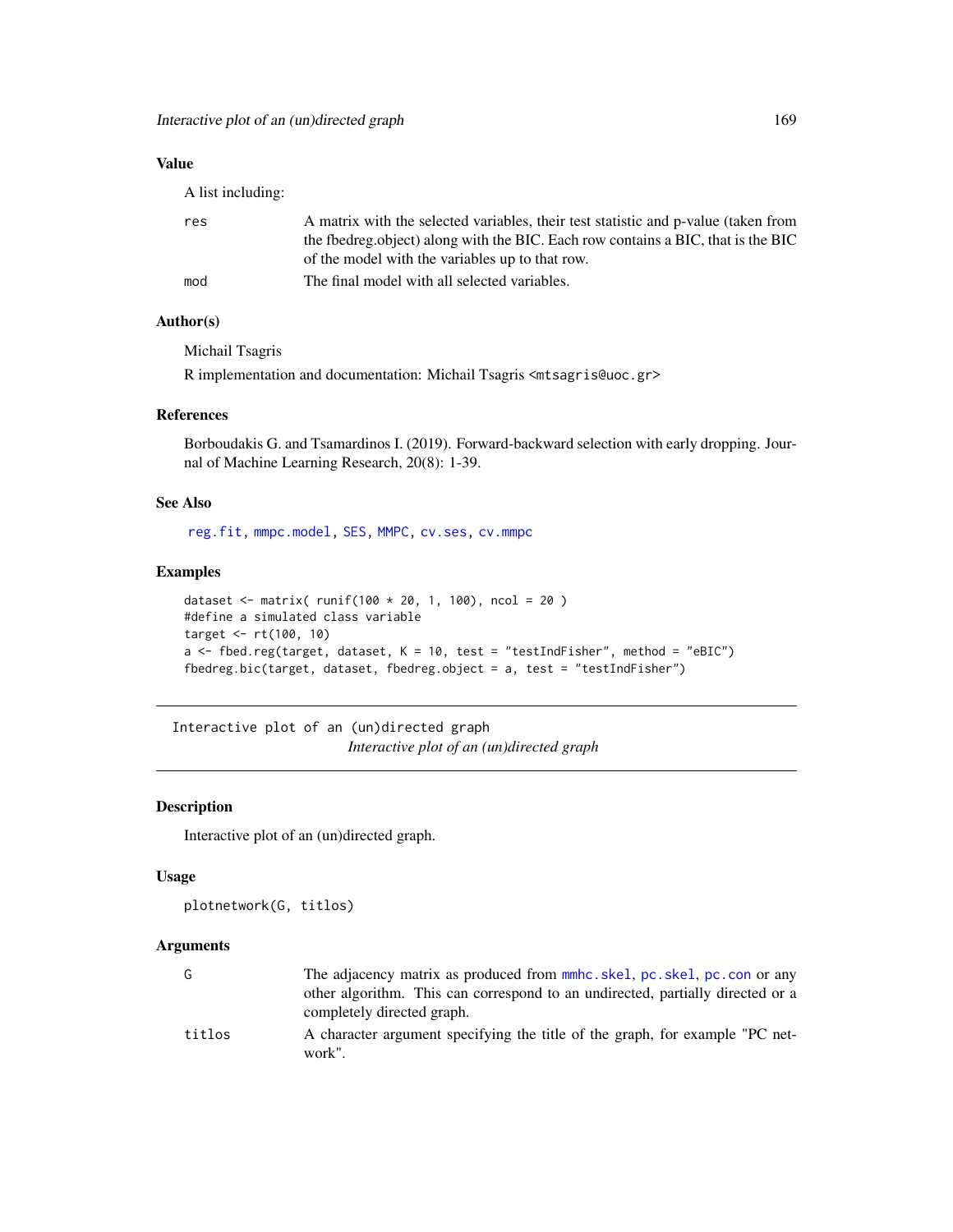## Value

A list including:

- **res** — A matrix with the selected variables, their test statistic and p-value (taken from the fbedreg.object) along with the BIC. Each row contains a BIC, that is the BIC of the model with the variables up to that row.
- **mod** — The final model with all selected variables.

## Author(s)

Michail Tsagris

R implementation and documentation: Michail Tsagris <mtsagris@uoc.gr>

## References

Borboudakis G. and Tsamardinos I. (2019). Forward-backward selection with early dropping. Journal of Machine Learning Research, 20(8): 1-39.

## See Also

reg.fit, mmpc.model, SES, MMPC, cv.ses, cv.mmpc

## Examples

```
dataset <- matrix( runif(100 * 20, 1, 100), ncol = 20 )
#define a simulated class variable
target <- rt(100, 10)
a <- fbed.reg(target, dataset, K = 10, test = "testIndFisher", method = "eBIC")
fbedreg.bic(target, dataset, fbedreg.object = a, test = "testIndFisher")
```

---

# Interactive plot of an (un)directed graph

*Interactive plot of an (un)directed graph*

## Description

Interactive plot of an (un)directed graph.

## Usage

```
plotnetwork(G, titlos)
```

## Arguments

- **G** — The adjacency matrix as produced from mmhc.skel, pc.skel, pc.con or any other algorithm. This can correspond to an undirected, partially directed or a completely directed graph.
- **titlos** — A character argument specifying the title of the graph, for example "PC network".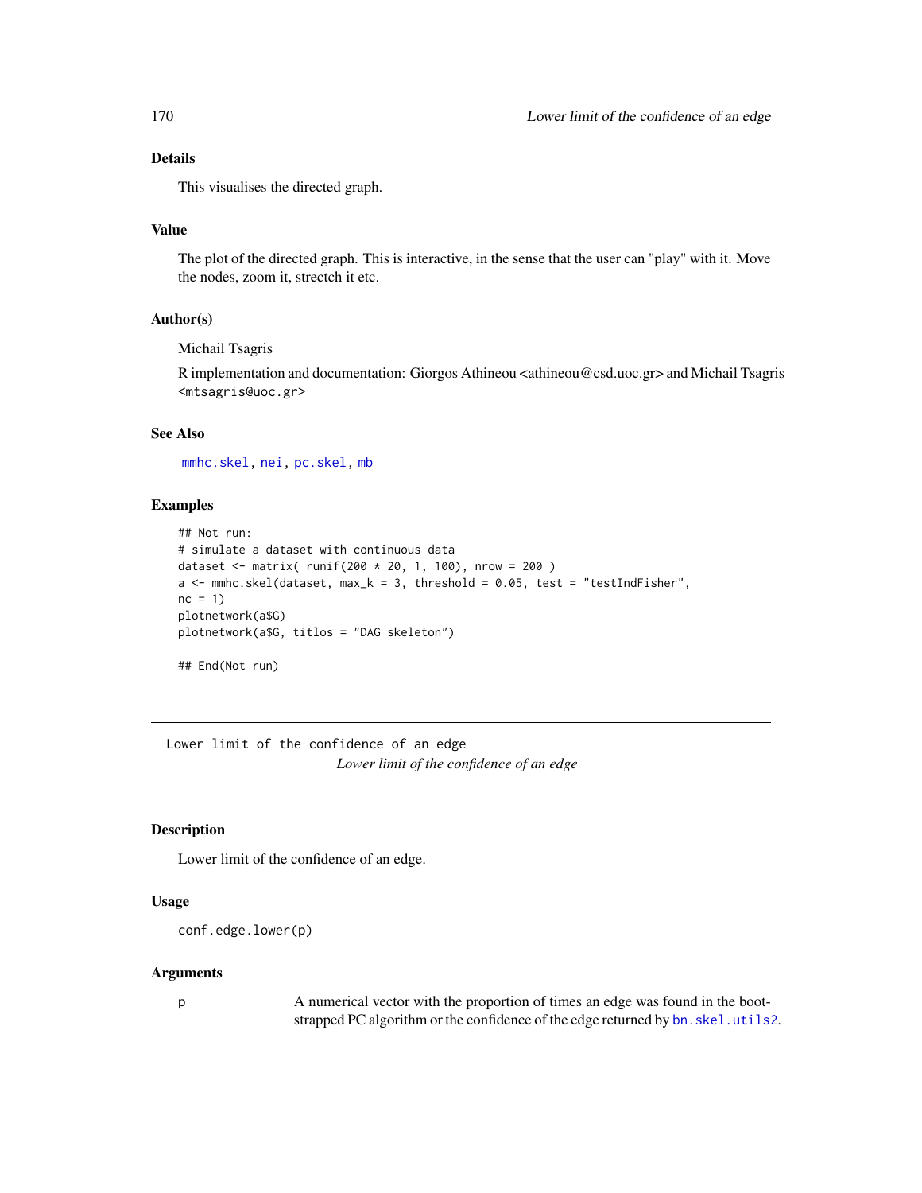## Details

This visualises the directed graph.

## Value

The plot of the directed graph. This is interactive, in the sense that the user can "play" with it. Move the nodes, zoom it, stretch it etc.

## Author(s)

Michail Tsagris

R implementation and documentation: Giorgos Athineou <athineou@csd.uoc.gr> and Michail Tsagris <mtsagris@uoc.gr>

## See Also

mmhc.skel, nei, pc.skel, mb

## Examples

```
## Not run:
# simulate a dataset with continuous data
dataset <- matrix( runif(200 * 20, 1, 100), nrow = 200 )
a <- mmhc.skel(dataset, max_k = 3, threshold = 0.05, test = "testIndFisher",
nc = 1)
plotnetwork(a$G)
plotnetwork(a$G, titlos = "DAG skeleton")

## End(Not run)
```

---

# Lower limit of the confidence of an edge

*Lower limit of the confidence of an edge*

---

## Description

Lower limit of the confidence of an edge.

## Usage

```
conf.edge.lower(p)
```

## Arguments

| | |
|---|---|
| p | A numerical vector with the proportion of times an edge was found in the bootstrapped PC algorithm or the confidence of the edge returned by bn.skel.utils2. |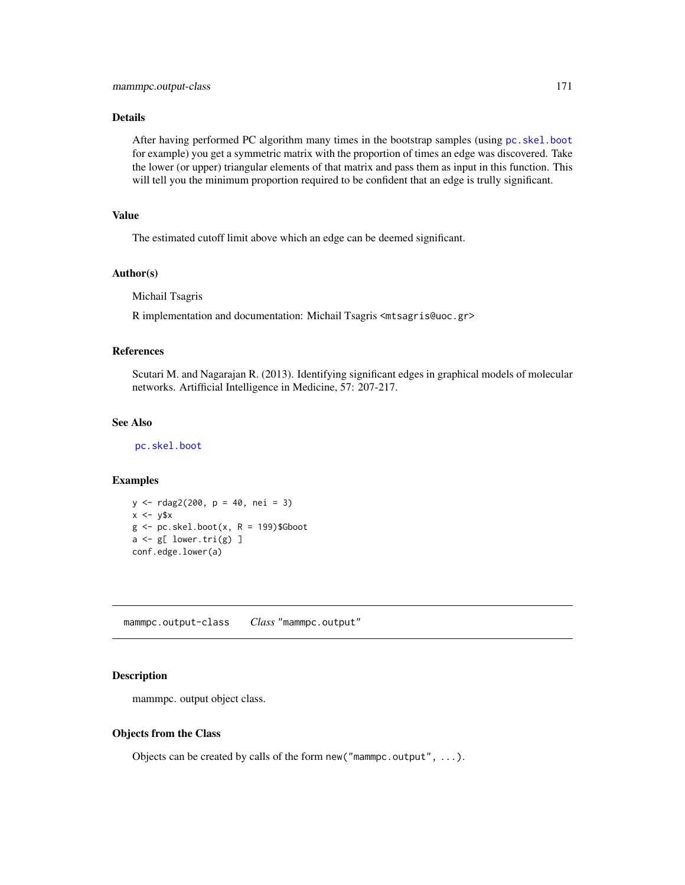## Details

After having performed PC algorithm many times in the bootstrap samples (using `pc.skel.boot` for example) you get a symmetric matrix with the proportion of times an edge was discovered. Take the lower (or upper) triangular elements of that matrix and pass them as input in this function. This will tell you the minimum proportion required to be confident that an edge is trully significant.

## Value

The estimated cutoff limit above which an edge can be deemed significant.

## Author(s)

Michail Tsagris

R implementation and documentation: Michail Tsagris <mtsagris@uoc.gr>

## References

Scutari M. and Nagarajan R. (2013). Identifying significant edges in graphical models of molecular networks. Artifficial Intelligence in Medicine, 57: 207-217.

## See Also

`pc.skel.boot`

## Examples

```
y <- rdag2(200, p = 40, nei = 3)
x <- y$x
g <- pc.skel.boot(x, R = 199)$Gboot
a <- g[ lower.tri(g) ]
conf.edge.lower(a)
```

---

# mammpc.output-class    *Class* "mammpc.output"

## Description

mammpc. output object class.

## Objects from the Class

Objects can be created by calls of the form `new("mammpc.output", ...)`.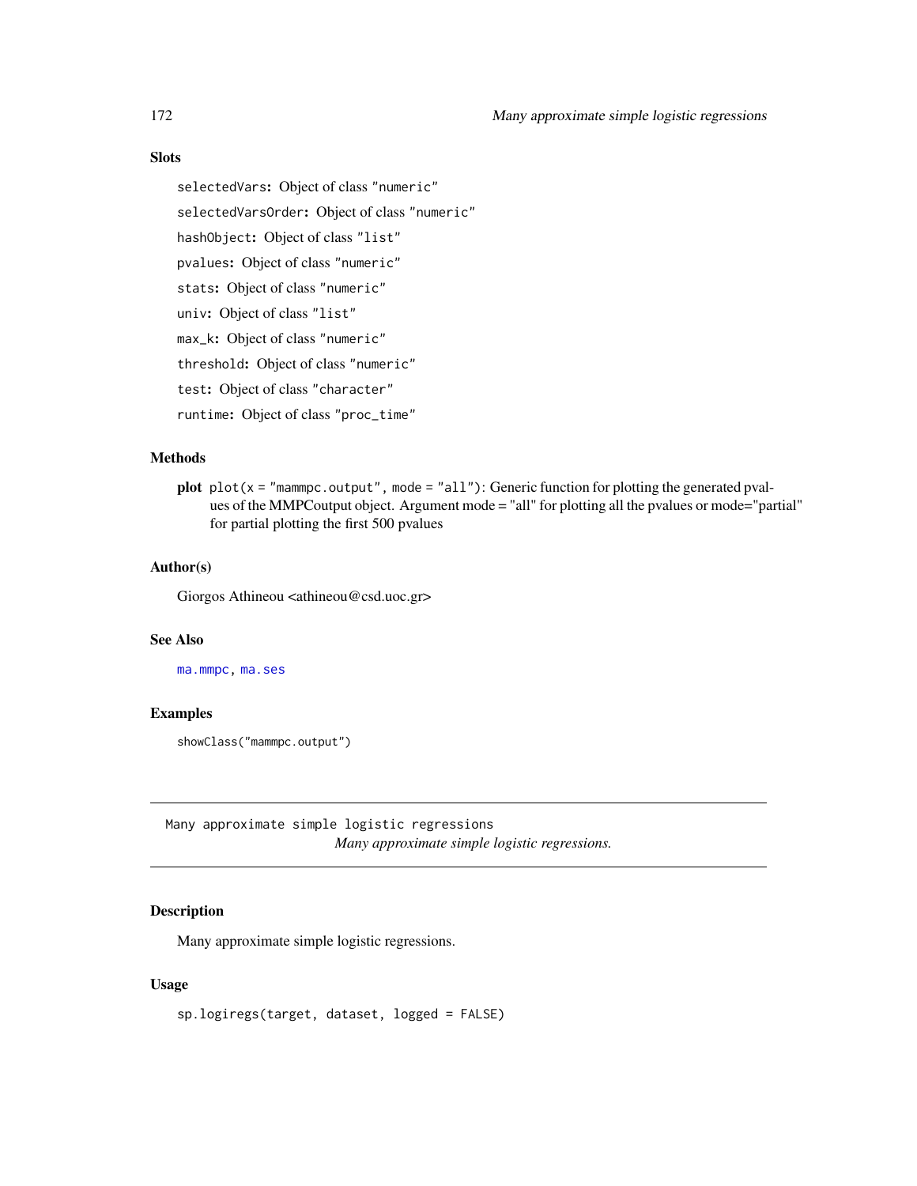### Slots

`selectedVars`: Object of class "numeric"

`selectedVarsOrder`: Object of class "numeric"

`hashObject`: Object of class "list"

`pvalues`: Object of class "numeric"

`stats`: Object of class "numeric"

`univ`: Object of class "list"

`max_k`: Object of class "numeric"

`threshold`: Object of class "numeric"

`test`: Object of class "character"

`runtime`: Object of class "proc_time"

### Methods

**plot** `plot(x = "mammpc.output", mode = "all")`: Generic function for plotting the generated pvalues of the MMPCoutput object. Argument mode = "all" for plotting all the pvalues or mode="partial" for partial plotting the first 500 pvalues

### Author(s)

Giorgos Athineou <athineou@csd.uoc.gr>

### See Also

`ma.mmpc`, `ma.ses`

### Examples

```
showClass("mammpc.output")
```

---

## Many approximate simple logistic regressions

*Many approximate simple logistic regressions.*

---

### Description

Many approximate simple logistic regressions.

### Usage

```
sp.logiregs(target, dataset, logged = FALSE)
```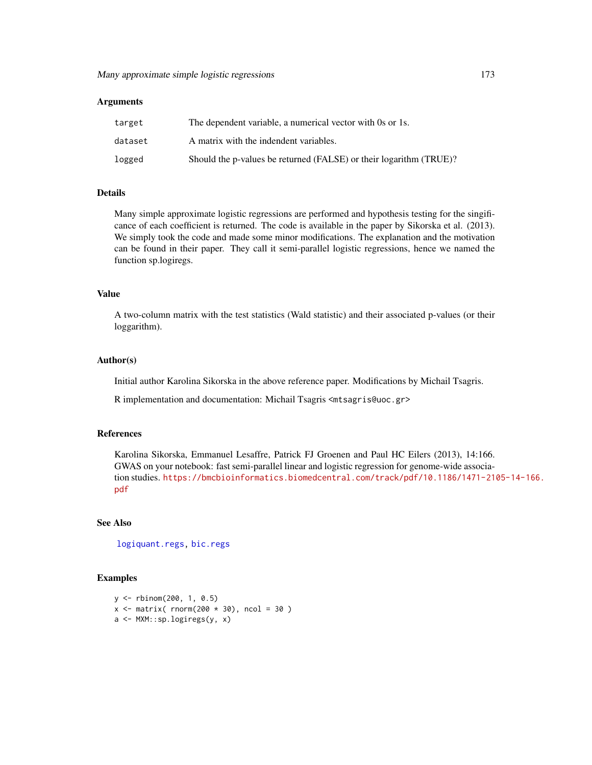### Arguments

| | |
|---|---|
| target | The dependent variable, a numerical vector with 0s or 1s. |
| dataset | A matrix with the indendent variables. |
| logged | Should the p-values be returned (FALSE) or their logarithm (TRUE)? |

### Details

Many simple approximate logistic regressions are performed and hypothesis testing for the singificance of each coefficient is returned. The code is available in the paper by Sikorska et al. (2013). We simply took the code and made some minor modifications. The explanation and the motivation can be found in their paper. They call it semi-parallel logistic regressions, hence we named the function sp.logiregs.

### Value

A two-column matrix with the test statistics (Wald statistic) and their associated p-values (or their loggarithm).

### Author(s)

Initial author Karolina Sikorska in the above reference paper. Modifications by Michail Tsagris.

R implementation and documentation: Michail Tsagris <mtsagris@uoc.gr>

### References

Karolina Sikorska, Emmanuel Lesaffre, Patrick FJ Groenen and Paul HC Eilers (2013), 14:166. GWAS on your notebook: fast semi-parallel linear and logistic regression for genome-wide association studies. https://bmcbioinformatics.biomedcentral.com/track/pdf/10.1186/1471-2105-14-166.pdf

### See Also

logiquant.regs, bic.regs

### Examples

```
y <- rbinom(200, 1, 0.5)
x <- matrix( rnorm(200 * 30), ncol = 30 )
a <- MXM::sp.logiregs(y, x)
```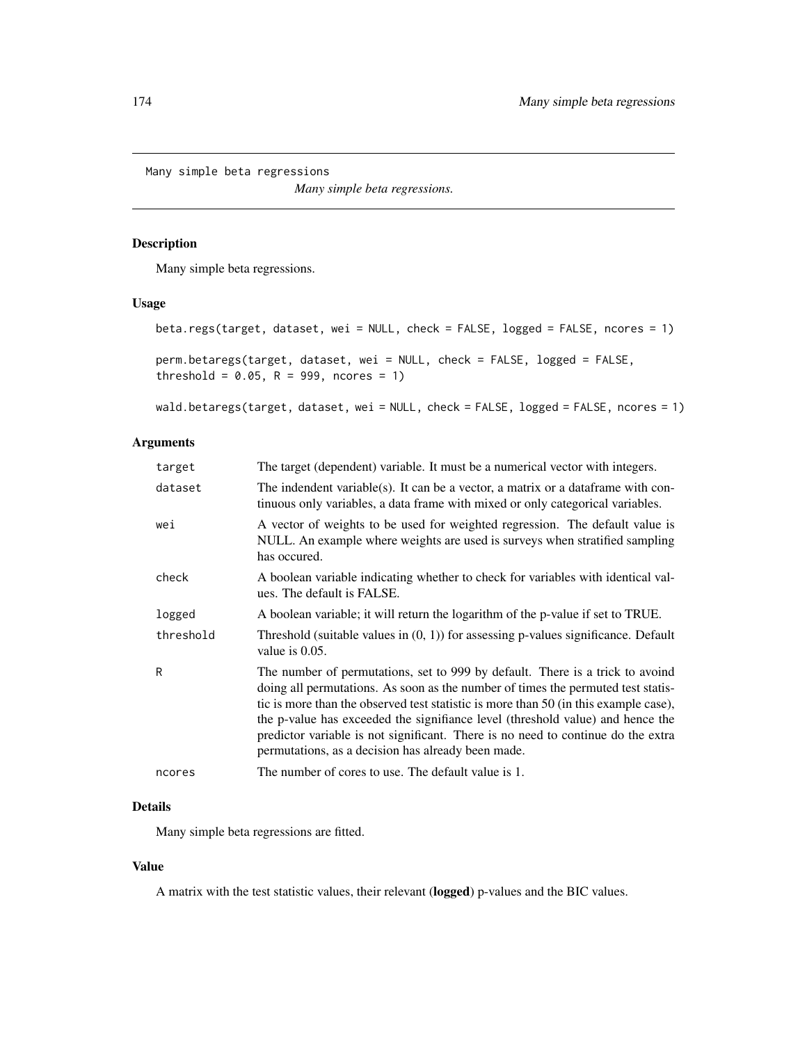Many simple beta regressions *Many simple beta regressions.*

## Description

Many simple beta regressions.

## Usage

```
beta.regs(target, dataset, wei = NULL, check = FALSE, logged = FALSE, ncores = 1)

perm.betaregs(target, dataset, wei = NULL, check = FALSE, logged = FALSE,
threshold = 0.05, R = 999, ncores = 1)

wald.betaregs(target, dataset, wei = NULL, check = FALSE, logged = FALSE, ncores = 1)
```

## Arguments

| | |
|---|---|
| target | The target (dependent) variable. It must be a numerical vector with integers. |
| dataset | The indendent variable(s). It can be a vector, a matrix or a dataframe with continuous only variables, a data frame with mixed or only categorical variables. |
| wei | A vector of weights to be used for weighted regression. The default value is NULL. An example where weights are used is surveys when stratified sampling has occured. |
| check | A boolean variable indicating whether to check for variables with identical values. The default is FALSE. |
| logged | A boolean variable; it will return the logarithm of the p-value if set to TRUE. |
| threshold | Threshold (suitable values in (0, 1)) for assessing p-values significance. Default value is 0.05. |
| R | The number of permutations, set to 999 by default. There is a trick to avoind doing all permutations. As soon as the number of times the permuted test statistic is more than the observed test statistic is more than 50 (in this example case), the p-value has exceeded the signifiance level (threshold value) and hence the predictor variable is not significant. There is no need to continue do the extra permutations, as a decision has already been made. |
| ncores | The number of cores to use. The default value is 1. |

## Details

Many simple beta regressions are fitted.

## Value

A matrix with the test statistic values, their relevant (**logged**) p-values and the BIC values.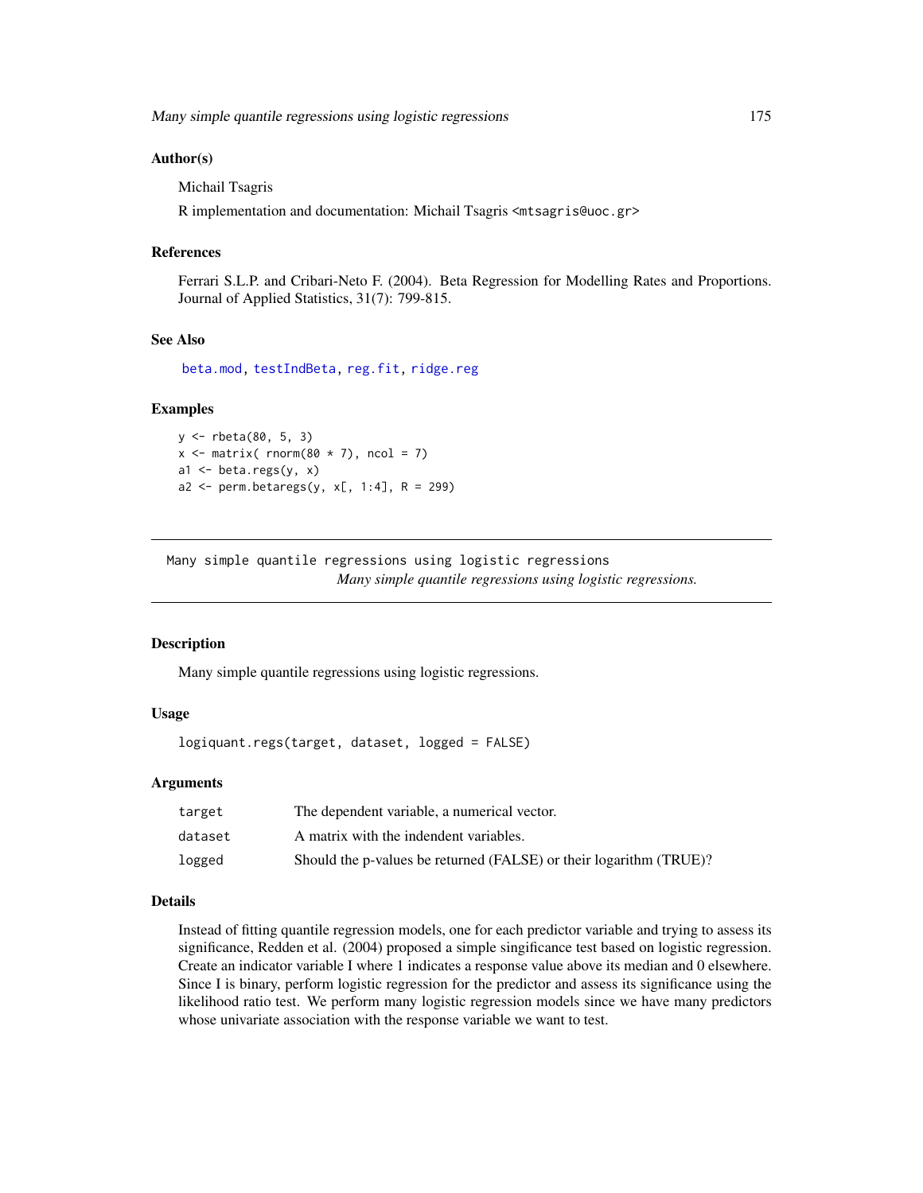### Author(s)

Michail Tsagris

R implementation and documentation: Michail Tsagris <mtsagris@uoc.gr>

### References

Ferrari S.L.P. and Cribari-Neto F. (2004). Beta Regression for Modelling Rates and Proportions. Journal of Applied Statistics, 31(7): 799-815.

### See Also

beta.mod, testIndBeta, reg.fit, ridge.reg

### Examples

```
y <- rbeta(80, 5, 3)
x <- matrix( rnorm(80 * 7), ncol = 7)
a1 <- beta.regs(y, x)
a2 <- perm.betaregs(y, x[, 1:4], R = 299)
```

---

## Many simple quantile regressions using logistic regressions

*Many simple quantile regressions using logistic regressions.*

---

### Description

Many simple quantile regressions using logistic regressions.

### Usage

```
logiquant.regs(target, dataset, logged = FALSE)
```

### Arguments

| | |
|---|---|
| target | The dependent variable, a numerical vector. |
| dataset | A matrix with the indendent variables. |
| logged | Should the p-values be returned (FALSE) or their logarithm (TRUE)? |

### Details

Instead of fitting quantile regression models, one for each predictor variable and trying to assess its significance, Redden et al. (2004) proposed a simple singificance test based on logistic regression. Create an indicator variable I where 1 indicates a response value above its median and 0 elsewhere. Since I is binary, perform logistic regression for the predictor and assess its significance using the likelihood ratio test. We perform many logistic regression models since we have many predictors whose univariate association with the response variable we want to test.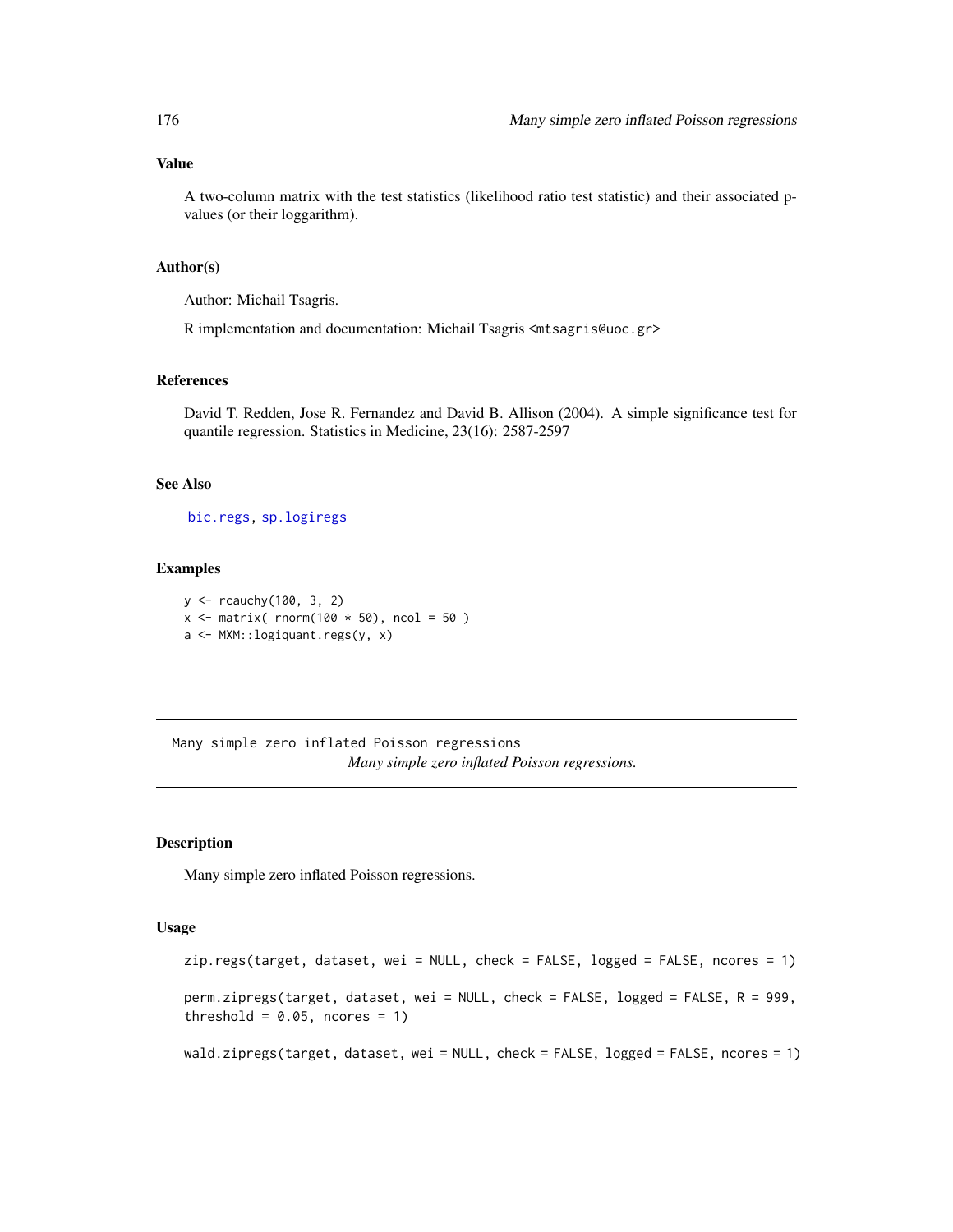### Value

A two-column matrix with the test statistics (likelihood ratio test statistic) and their associated p-values (or their loggarithm).

### Author(s)

Author: Michail Tsagris.

R implementation and documentation: Michail Tsagris <mtsagris@uoc.gr>

### References

David T. Redden, Jose R. Fernandez and David B. Allison (2004). A simple significance test for quantile regression. Statistics in Medicine, 23(16): 2587-2597

### See Also

bic.regs, sp.logiregs

### Examples

```
y <- rcauchy(100, 3, 2)
x <- matrix( rnorm(100 * 50), ncol = 50 )
a <- MXM::logiquant.regs(y, x)
```

---

## Many simple zero inflated Poisson regressions

*Many simple zero inflated Poisson regressions.*

---

### Description

Many simple zero inflated Poisson regressions.

### Usage

```
zip.regs(target, dataset, wei = NULL, check = FALSE, logged = FALSE, ncores = 1)

perm.zipregs(target, dataset, wei = NULL, check = FALSE, logged = FALSE, R = 999,
threshold = 0.05, ncores = 1)

wald.zipregs(target, dataset, wei = NULL, check = FALSE, logged = FALSE, ncores = 1)
```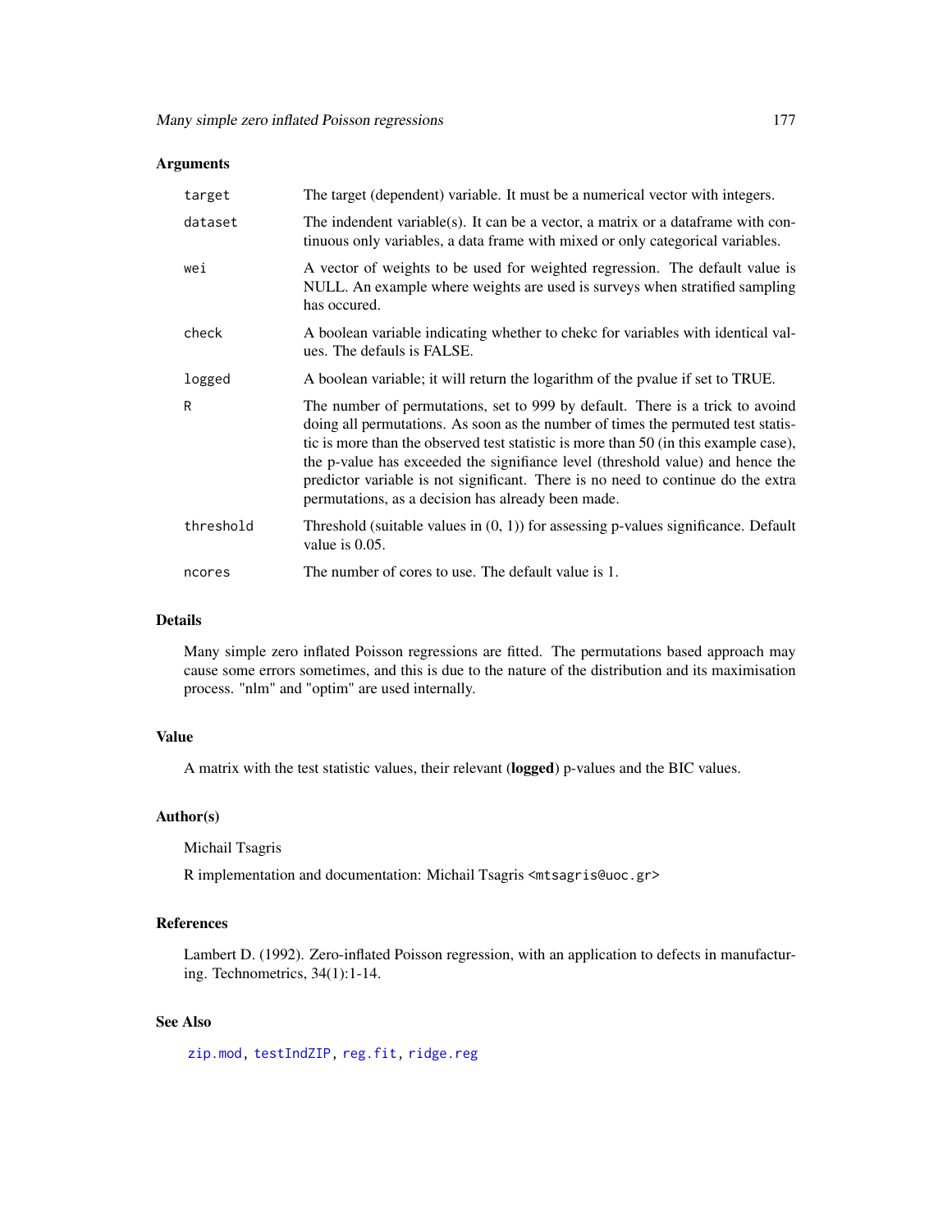## Arguments

| | |
|---|---|
| target | The target (dependent) variable. It must be a numerical vector with integers. |
| dataset | The indendent variable(s). It can be a vector, a matrix or a dataframe with continuous only variables, a data frame with mixed or only categorical variables. |
| wei | A vector of weights to be used for weighted regression. The default value is NULL. An example where weights are used is surveys when stratified sampling has occured. |
| check | A boolean variable indicating whether to chekc for variables with identical values. The defauls is FALSE. |
| logged | A boolean variable; it will return the logarithm of the pvalue if set to TRUE. |
| R | The number of permutations, set to 999 by default. There is a trick to avoind doing all permutations. As soon as the number of times the permuted test statistic is more than the observed test statistic is more than 50 (in this example case), the p-value has exceeded the signifiance level (threshold value) and hence the predictor variable is not significant. There is no need to continue do the extra permutations, as a decision has already been made. |
| threshold | Threshold (suitable values in (0, 1)) for assessing p-values significance. Default value is 0.05. |
| ncores | The number of cores to use. The default value is 1. |

## Details

Many simple zero inflated Poisson regressions are fitted. The permutations based approach may cause some errors sometimes, and this is due to the nature of the distribution and its maximisation process. "nlm" and "optim" are used internally.

## Value

A matrix with the test statistic values, their relevant (**logged**) p-values and the BIC values.

## Author(s)

Michail Tsagris

R implementation and documentation: Michail Tsagris <mtsagris@uoc.gr>

## References

Lambert D. (1992). Zero-inflated Poisson regression, with an application to defects in manufacturing. Technometrics, 34(1):1-14.

## See Also

zip.mod, testIndZIP, reg.fit, ridge.reg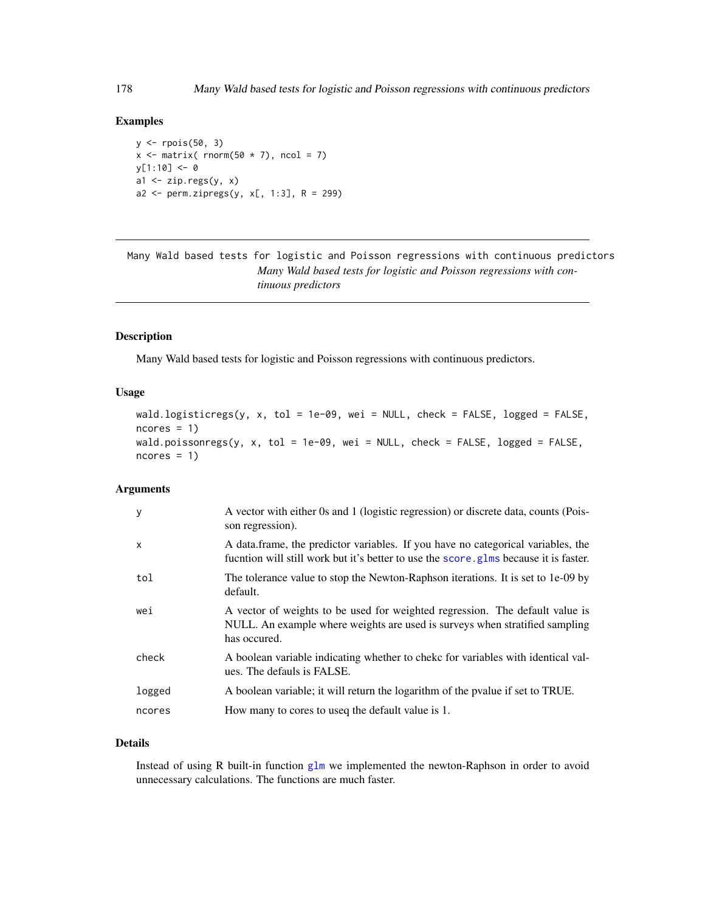## Examples

```
y <- rpois(50, 3)
x <- matrix( rnorm(50 * 7), ncol = 7)
y[1:10] <- 0
a1 <- zip.regs(y, x)
a2 <- perm.zipregs(y, x[, 1:3], R = 299)
```

---

Many Wald based tests for logistic and Poisson regressions with continuous predictors

*Many Wald based tests for logistic and Poisson regressions with continuous predictors*

---

## Description

Many Wald based tests for logistic and Poisson regressions with continuous predictors.

## Usage

```
wald.logisticregs(y, x, tol = 1e-09, wei = NULL, check = FALSE, logged = FALSE,
ncores = 1)
wald.poissonregs(y, x, tol = 1e-09, wei = NULL, check = FALSE, logged = FALSE,
ncores = 1)
```

## Arguments

| | |
|---|---|
| y | A vector with either 0s and 1 (logistic regression) or discrete data, counts (Poisson regression). |
| x | A data.frame, the predictor variables. If you have no categorical variables, the fucntion will still work but it's better to use the score.glms because it is faster. |
| tol | The tolerance value to stop the Newton-Raphson iterations. It is set to 1e-09 by default. |
| wei | A vector of weights to be used for weighted regression. The default value is NULL. An example where weights are used is surveys when stratified sampling has occured. |
| check | A boolean variable indicating whether to chekc for variables with identical values. The defauls is FALSE. |
| logged | A boolean variable; it will return the logarithm of the pvalue if set to TRUE. |
| ncores | How many to cores to useq the default value is 1. |

## Details

Instead of using R built-in function glm we implemented the newton-Raphson in order to avoid unnecessary calculations. The functions are much faster.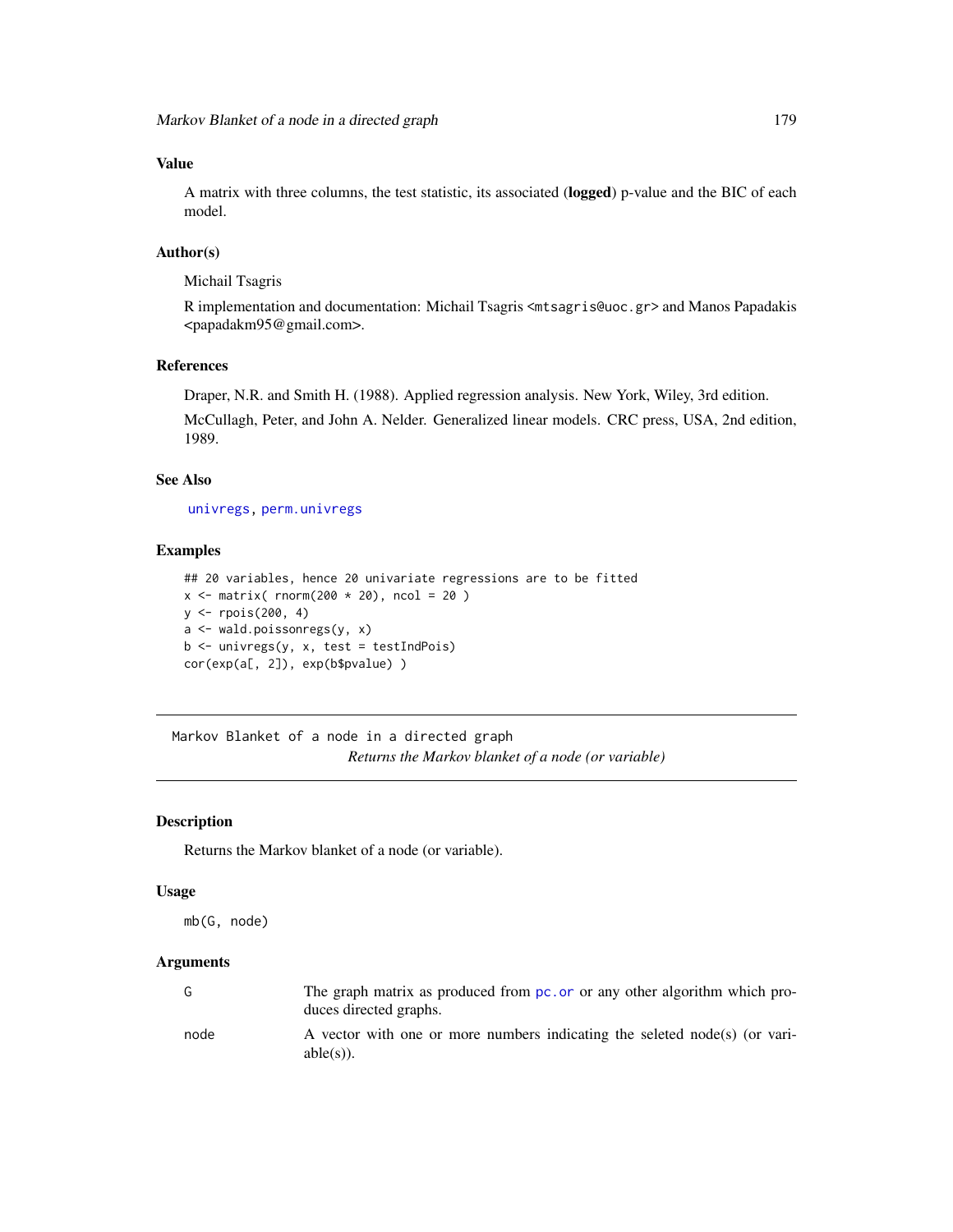### Value

A matrix with three columns, the test statistic, its associated (**logged**) p-value and the BIC of each model.

### Author(s)

Michail Tsagris

R implementation and documentation: Michail Tsagris <mtsagris@uoc.gr> and Manos Papadakis <papadakm95@gmail.com>.

### References

Draper, N.R. and Smith H. (1988). Applied regression analysis. New York, Wiley, 3rd edition.

McCullagh, Peter, and John A. Nelder. Generalized linear models. CRC press, USA, 2nd edition, 1989.

### See Also

univregs, perm.univregs

### Examples

```
## 20 variables, hence 20 univariate regressions are to be fitted
x <- matrix( rnorm(200 * 20), ncol = 20 )
y <- rpois(200, 4)
a <- wald.poissonregs(y, x)
b <- univregs(y, x, test = testIndPois)
cor(exp(a[, 2]), exp(b$pvalue) )
```

---

## Markov Blanket of a node in a directed graph

*Returns the Markov blanket of a node (or variable)*

---

### Description

Returns the Markov blanket of a node (or variable).

### Usage

```
mb(G, node)
```

### Arguments

| | |
|---|---|
| G | The graph matrix as produced from pc.or or any other algorithm which produces directed graphs. |
| node | A vector with one or more numbers indicating the seleted node(s) (or variable(s)). |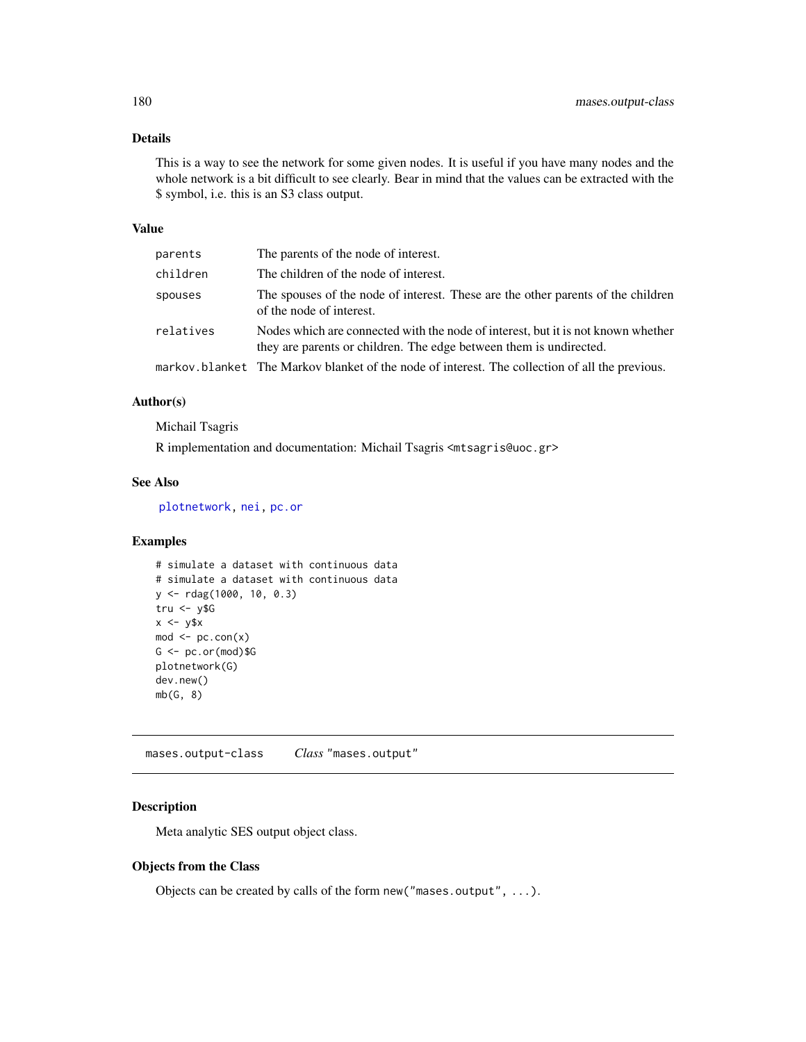## Details

This is a way to see the network for some given nodes. It is useful if you have many nodes and the whole network is a bit difficult to see clearly. Bear in mind that the values can be extracted with the $ symbol, i.e. this is an S3 class output.

## Value

| | |
|---|---|
| `parents` | The parents of the node of interest. |
| `children` | The children of the node of interest. |
| `spouses` | The spouses of the node of interest. These are the other parents of the children of the node of interest. |
| `relatives` | Nodes which are connected with the node of interest, but it is not known whether they are parents or children. The edge between them is undirected. |
| `markov.blanket` | The Markov blanket of the node of interest. The collection of all the previous. |

## Author(s)

Michail Tsagris

R implementation and documentation: Michail Tsagris <mtsagris@uoc.gr>

## See Also

`plotnetwork`, `nei`, `pc.or`

## Examples

```
# simulate a dataset with continuous data
# simulate a dataset with continuous data
y <- rdag(1000, 10, 0.3)
tru <- y$G
x <- y$x
mod <- pc.con(x)
G <- pc.or(mod)$G
plotnetwork(G)
dev.new()
mb(G, 8)
```

---

`mases.output-class` *Class* `"mases.output"`

---

## Description

Meta analytic SES output object class.

## Objects from the Class

Objects can be created by calls of the form `new("mases.output", ...)`.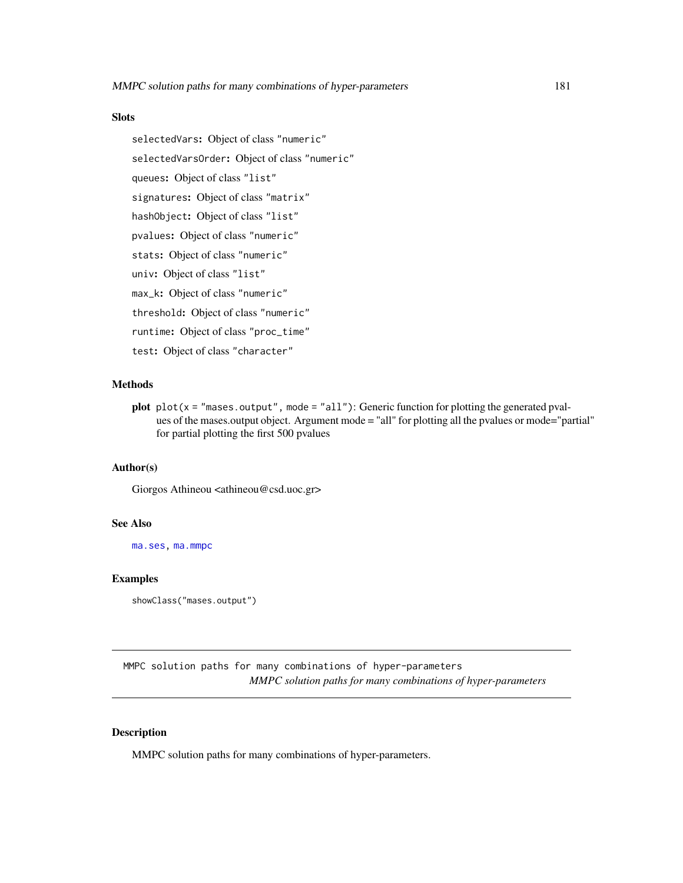### Slots

`selectedVars`: Object of class "numeric"

`selectedVarsOrder`: Object of class "numeric"

`queues`: Object of class "list"

`signatures`: Object of class "matrix"

`hashObject`: Object of class "list"

`pvalues`: Object of class "numeric"

`stats`: Object of class "numeric"

`univ`: Object of class "list"

`max_k`: Object of class "numeric"

`threshold`: Object of class "numeric"

`runtime`: Object of class "proc_time"

`test`: Object of class "character"

### Methods

**plot** `plot(x = "mases.output", mode = "all")`: Generic function for plotting the generated pvalues of the mases.output object. Argument mode = "all" for plotting all the pvalues or mode="partial" for partial plotting the first 500 pvalues

### Author(s)

Giorgos Athineou <athineou@csd.uoc.gr>

### See Also

`ma.ses`, `ma.mmpc`

### Examples

```
showClass("mases.output")
```

---

## MMPC solution paths for many combinations of hyper-parameters

*MMPC solution paths for many combinations of hyper-parameters*

---

### Description

MMPC solution paths for many combinations of hyper-parameters.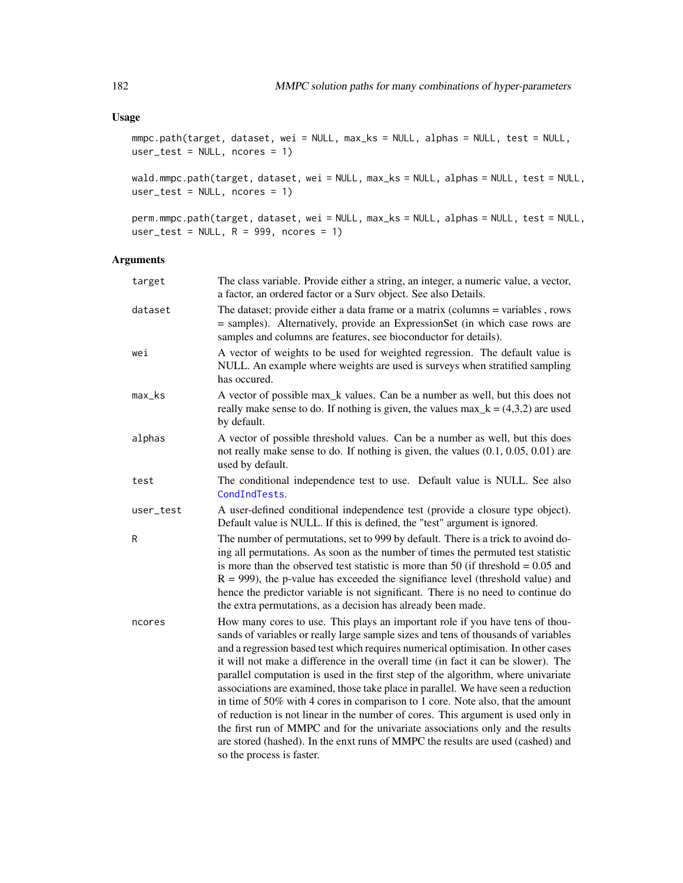### Usage

```
mmpc.path(target, dataset, wei = NULL, max_ks = NULL, alphas = NULL, test = NULL,
user_test = NULL, ncores = 1)

wald.mmpc.path(target, dataset, wei = NULL, max_ks = NULL, alphas = NULL, test = NULL,
user_test = NULL, ncores = 1)

perm.mmpc.path(target, dataset, wei = NULL, max_ks = NULL, alphas = NULL, test = NULL,
user_test = NULL, R = 999, ncores = 1)
```

### Arguments

| | |
|---|---|
| `target` | The class variable. Provide either a string, an integer, a numeric value, a vector, a factor, an ordered factor or a Surv object. See also Details. |
| `dataset` | The dataset; provide either a data frame or a matrix (columns = variables , rows = samples). Alternatively, provide an ExpressionSet (in which case rows are samples and columns are features, see bioconductor for details). |
| `wei` | A vector of weights to be used for weighted regression. The default value is NULL. An example where weights are used is surveys when stratified sampling has occured. |
| `max_ks` | A vector of possible max_k values. Can be a number as well, but this does not really make sense to do. If nothing is given, the values max_k = (4,3,2) are used by default. |
| `alphas` | A vector of possible threshold values. Can be a number as well, but this does not really make sense to do. If nothing is given, the values (0.1, 0.05, 0.01) are used by default. |
| `test` | The conditional independence test to use. Default value is NULL. See also CondIndTests. |
| `user_test` | A user-defined conditional independence test (provide a closure type object). Default value is NULL. If this is defined, the "test" argument is ignored. |
| `R` | The number of permutations, set to 999 by default. There is a trick to avoind doing all permutations. As soon as the number of times the permuted test statistic is more than the observed test statistic is more than 50 (if threshold = 0.05 and R = 999), the p-value has exceeded the signifiance level (threshold value) and hence the predictor variable is not significant. There is no need to continue do the extra permutations, as a decision has already been made. |
| `ncores` | How many cores to use. This plays an important role if you have tens of thousands of variables or really large sample sizes and tens of thousands of variables and a regression based test which requires numerical optimisation. In other cases it will not make a difference in the overall time (in fact it can be slower). The parallel computation is used in the first step of the algorithm, where univariate associations are examined, those take place in parallel. We have seen a reduction in time of 50% with 4 cores in comparison to 1 core. Note also, that the amount of reduction is not linear in the number of cores. This argument is used only in the first run of MMPC and for the univariate associations only and the results are stored (hashed). In the enxt runs of MMPC the results are used (cashed) and so the process is faster. |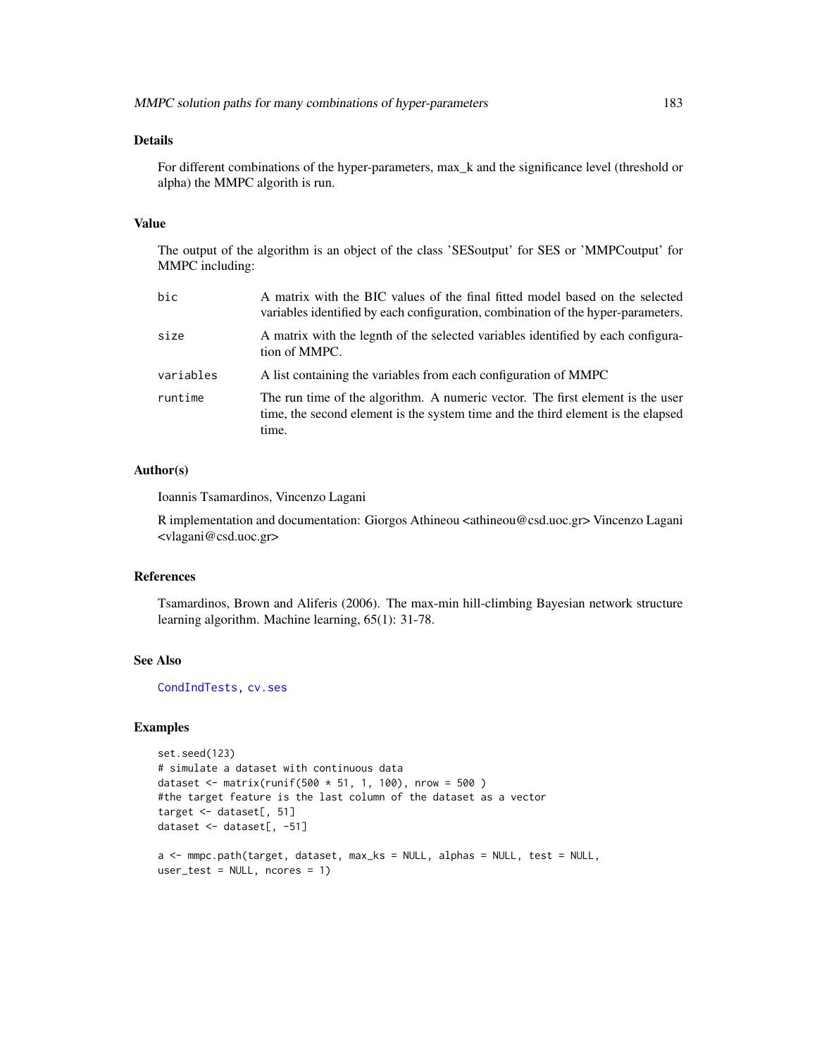### Details

For different combinations of the hyper-parameters, max_k and the significance level (threshold or alpha) the MMPC algorith is run.

### Value

The output of the algorithm is an object of the class 'SESoutput' for SES or 'MMPCoutput' for MMPC including:

| | |
|---|---|
| `bic` | A matrix with the BIC values of the final fitted model based on the selected variables identified by each configuration, combination of the hyper-parameters. |
| `size` | A matrix with the legnth of the selected variables identified by each configuration of MMPC. |
| `variables` | A list containing the variables from each configuration of MMPC |
| `runtime` | The run time of the algorithm. A numeric vector. The first element is the user time, the second element is the system time and the third element is the elapsed time. |

### Author(s)

Ioannis Tsamardinos, Vincenzo Lagani

R implementation and documentation: Giorgos Athineou <athineou@csd.uoc.gr> Vincenzo Lagani <vlagani@csd.uoc.gr>

### References

Tsamardinos, Brown and Aliferis (2006). The max-min hill-climbing Bayesian network structure learning algorithm. Machine learning, 65(1): 31-78.

### See Also

CondIndTests, cv.ses

### Examples

```
set.seed(123)
# simulate a dataset with continuous data
dataset <- matrix(runif(500 * 51, 1, 100), nrow = 500 )
#the target feature is the last column of the dataset as a vector
target <- dataset[, 51]
dataset <- dataset[, -51]

a <- mmpc.path(target, dataset, max_ks = NULL, alphas = NULL, test = NULL,
user_test = NULL, ncores = 1)
```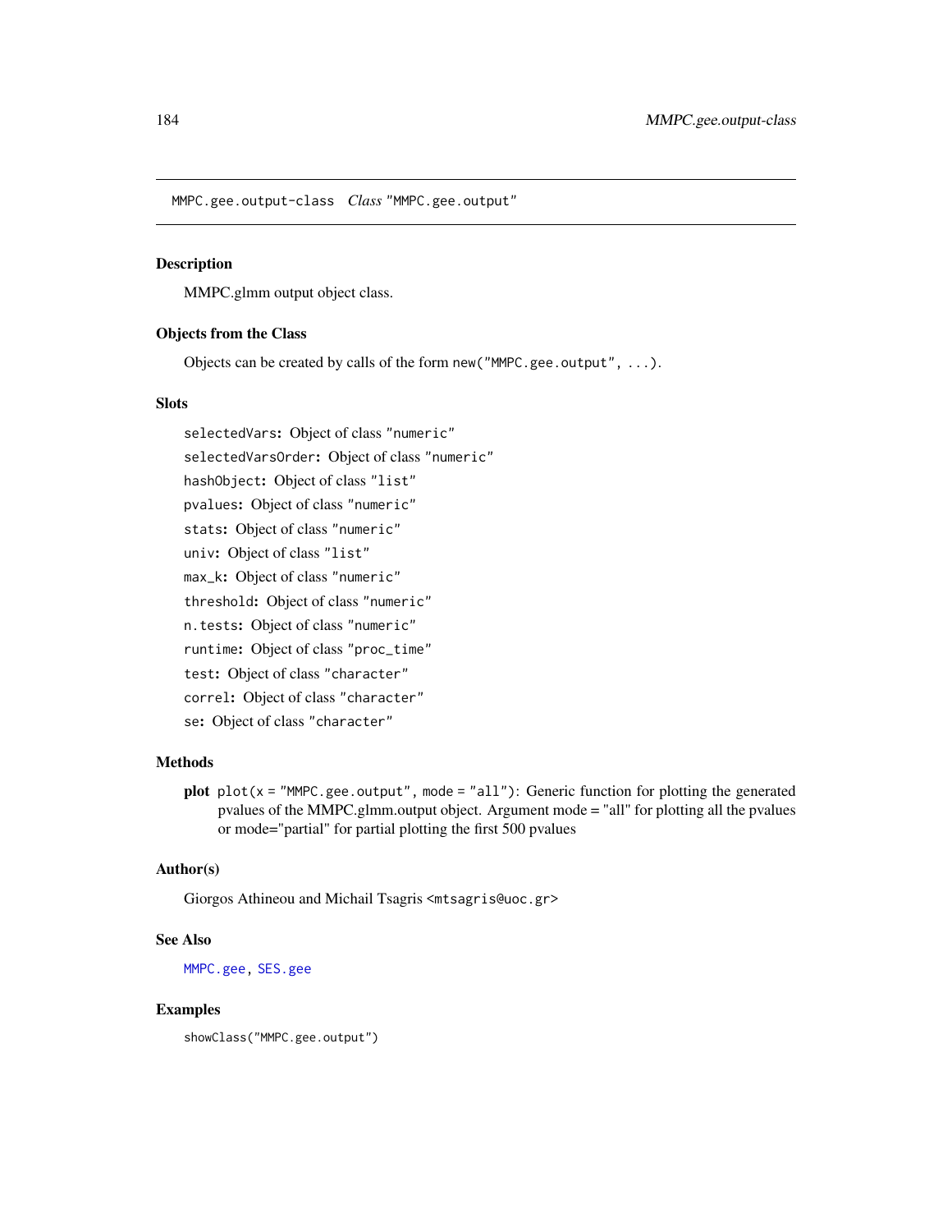## MMPC.gee.output-class *Class* "MMPC.gee.output"

### Description

MMPC.glmm output object class.

### Objects from the Class

Objects can be created by calls of the form `new("MMPC.gee.output", ...)`.

### Slots

- `selectedVars`: Object of class "numeric"
- `selectedVarsOrder`: Object of class "numeric"
- `hashObject`: Object of class "list"
- `pvalues`: Object of class "numeric"
- `stats`: Object of class "numeric"
- `univ`: Object of class "list"
- `max_k`: Object of class "numeric"
- `threshold`: Object of class "numeric"
- `n.tests`: Object of class "numeric"
- `runtime`: Object of class "proc_time"
- `test`: Object of class "character"
- `correl`: Object of class "character"
- `se`: Object of class "character"

### Methods

**plot** `plot(x = "MMPC.gee.output", mode = "all")`: Generic function for plotting the generated pvalues of the MMPC.glmm.output object. Argument mode = "all" for plotting all the pvalues or mode="partial" for partial plotting the first 500 pvalues

### Author(s)

Giorgos Athineou and Michail Tsagris <mtsagris@uoc.gr>

### See Also

MMPC.gee, SES.gee

### Examples

```
showClass("MMPC.gee.output")
```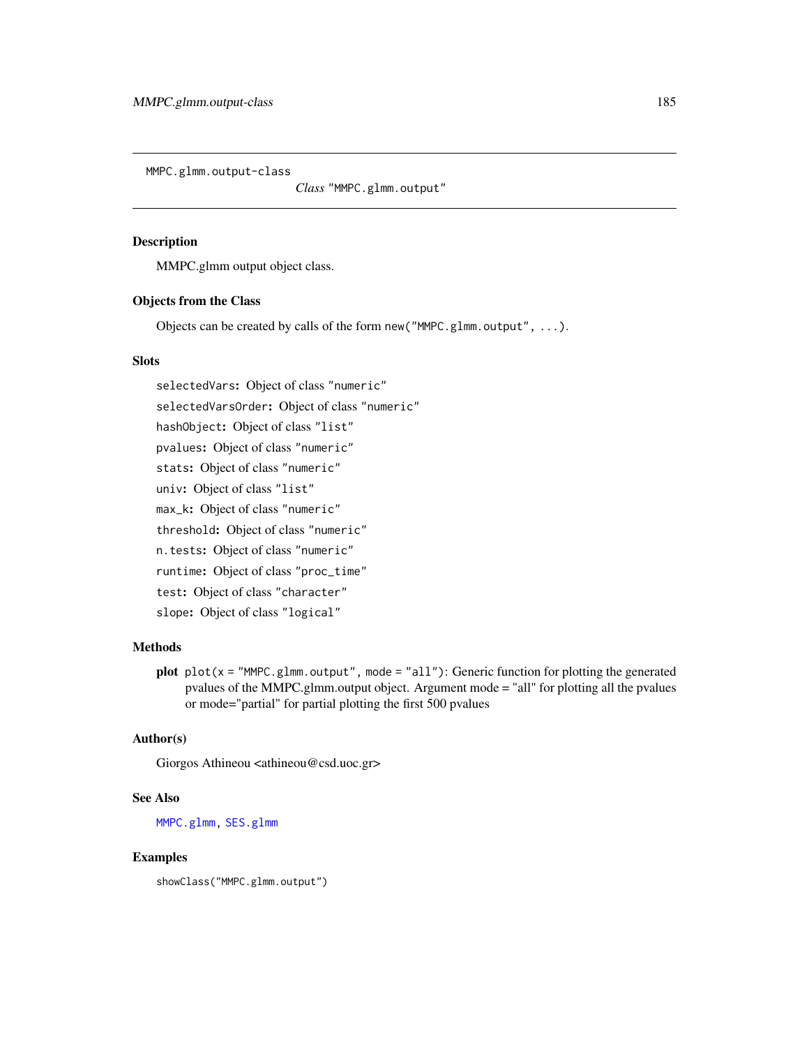MMPC.glmm.output-class        *Class* "MMPC.glmm.output"

## Description

MMPC.glmm output object class.

## Objects from the Class

Objects can be created by calls of the form `new("MMPC.glmm.output", ...)`.

## Slots

`selectedVars`: Object of class "numeric"

`selectedVarsOrder`: Object of class "numeric"

`hashObject`: Object of class "list"

`pvalues`: Object of class "numeric"

`stats`: Object of class "numeric"

`univ`: Object of class "list"

`max_k`: Object of class "numeric"

`threshold`: Object of class "numeric"

`n.tests`: Object of class "numeric"

`runtime`: Object of class "proc_time"

`test`: Object of class "character"

`slope`: Object of class "logical"

## Methods

**plot** `plot(x = "MMPC.glmm.output", mode = "all")`: Generic function for plotting the generated pvalues of the MMPC.glmm.output object. Argument mode = "all" for plotting all the pvalues or mode="partial" for partial plotting the first 500 pvalues

## Author(s)

Giorgos Athineou <athineou@csd.uoc.gr>

## See Also

MMPC.glmm, SES.glmm

## Examples

```
showClass("MMPC.glmm.output")
```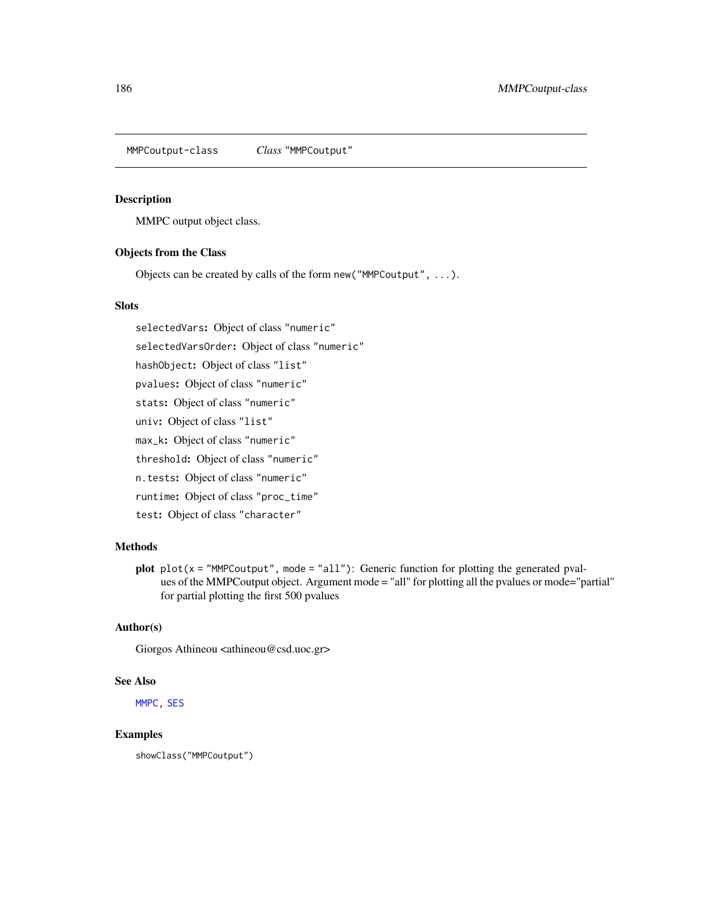# MMPCoutput-class — *Class* "MMPCoutput"

## Description

MMPC output object class.

## Objects from the Class

Objects can be created by calls of the form `new("MMPCoutput", ...)`.

## Slots

`selectedVars`: Object of class "numeric"

`selectedVarsOrder`: Object of class "numeric"

`hashObject`: Object of class "list"

`pvalues`: Object of class "numeric"

`stats`: Object of class "numeric"

`univ`: Object of class "list"

`max_k`: Object of class "numeric"

`threshold`: Object of class "numeric"

`n.tests`: Object of class "numeric"

`runtime`: Object of class "proc_time"

`test`: Object of class "character"

## Methods

**plot** `plot(x = "MMPCoutput", mode = "all")`: Generic function for plotting the generated pvalues of the MMPCoutput object. Argument mode = "all" for plotting all the pvalues or mode="partial" for partial plotting the first 500 pvalues

## Author(s)

Giorgos Athineou <athineou@csd.uoc.gr>

## See Also

MMPC, SES

## Examples

```
showClass("MMPCoutput")
```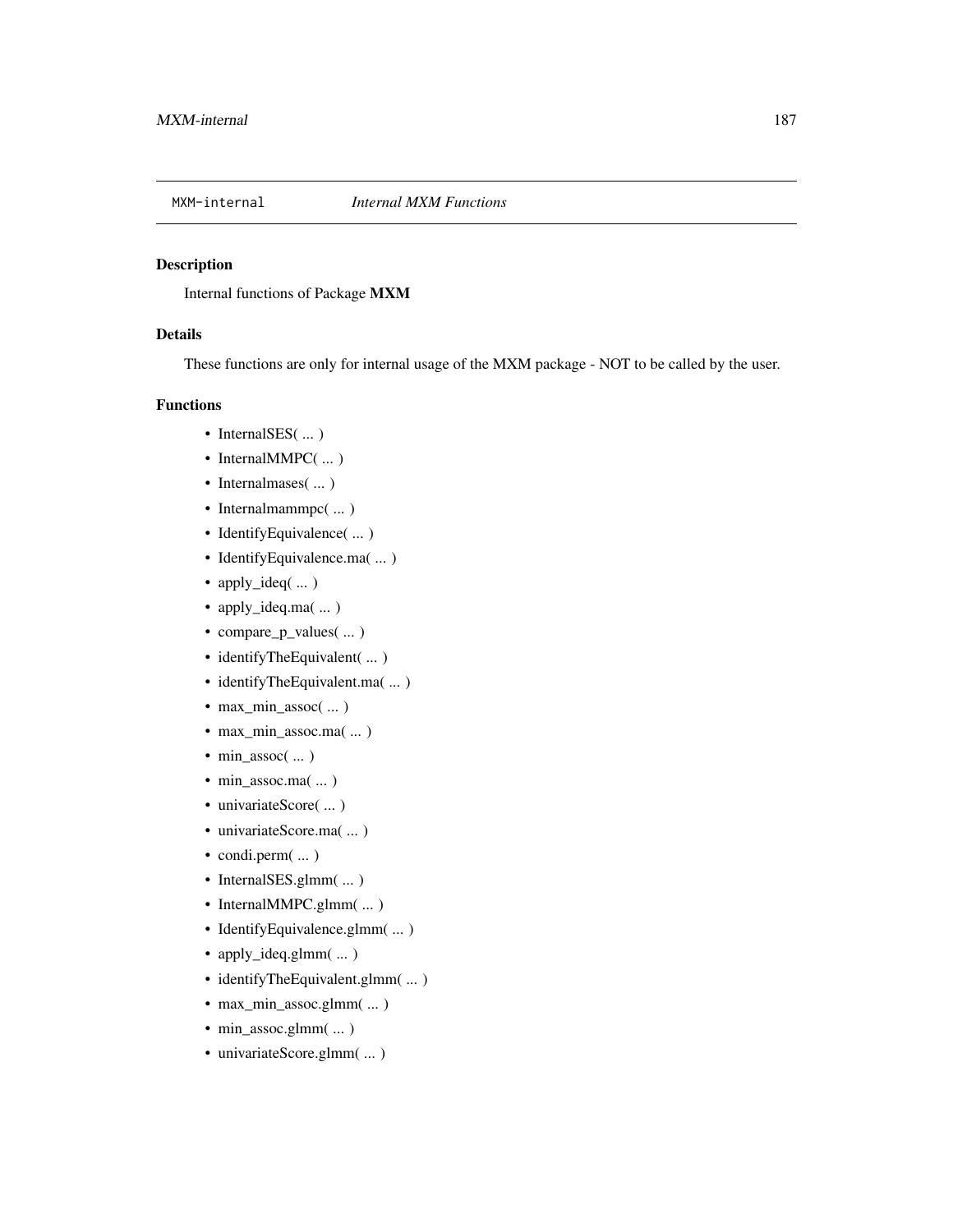MXM-internal *Internal MXM Functions*

## Description

Internal functions of Package **MXM**

## Details

These functions are only for internal usage of the MXM package - NOT to be called by the user.

## Functions

- InternalSES( ... )
- InternalMMPC( ... )
- Internalmases( ... )
- Internalmammpc( ... )
- IdentifyEquivalence( ... )
- IdentifyEquivalence.ma( ... )
- apply_ideq( ... )
- apply_ideq.ma( ... )
- compare_p_values( ... )
- identifyTheEquivalent( ... )
- identifyTheEquivalent.ma( ... )
- max_min_assoc( ... )
- max_min_assoc.ma( ... )
- min_assoc( ... )
- min_assoc.ma( ... )
- univariateScore( ... )
- univariateScore.ma( ... )
- condi.perm( ... )
- InternalSES.glmm( ... )
- InternalMMPC.glmm( ... )
- IdentifyEquivalence.glmm( ... )
- apply_ideq.glmm( ... )
- identifyTheEquivalent.glmm( ... )
- max_min_assoc.glmm( ... )
- min_assoc.glmm( ... )
- univariateScore.glmm( ... )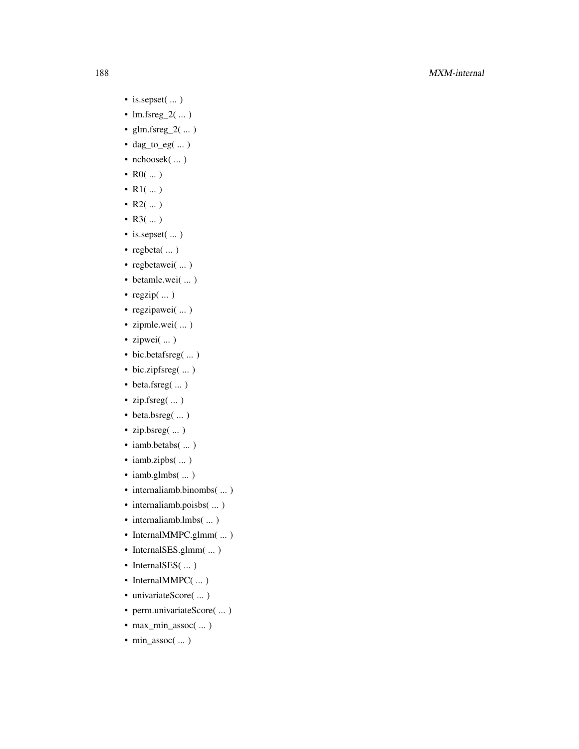- is.sepset( ... )
- lm.fsreg_2( ... )
- glm.fsreg_2( ... )
- dag_to_eg( ... )
- nchoosek( ... )
- R0( ... )
- R1( ... )
- R2( ... )
- R3( ... )
- is.sepset( ... )
- regbeta( ... )
- regbetawei( ... )
- betamle.wei( ... )
- regzip( ... )
- regzipawei( ... )
- zipmle.wei( ... )
- zipwei( ... )
- bic.betafsreg( ... )
- bic.zipfsreg( ... )
- beta.fsreg( ... )
- zip.fsreg( ... )
- beta.bsreg( ... )
- zip.bsreg( ... )
- iamb.betabs( ... )
- iamb.zipbs( ... )
- iamb.glmbs( ... )
- internaliamb.binombs( ... )
- internaliamb.poisbs( ... )
- internaliamb.lmbs( ... )
- InternalMMPC.glmm( ... )
- InternalSES.glmm( ... )
- InternalSES( ... )
- InternalMMPC( ... )
- univariateScore( ... )
- perm.univariateScore( ... )
- max_min_assoc( ... )
- min_assoc( ... )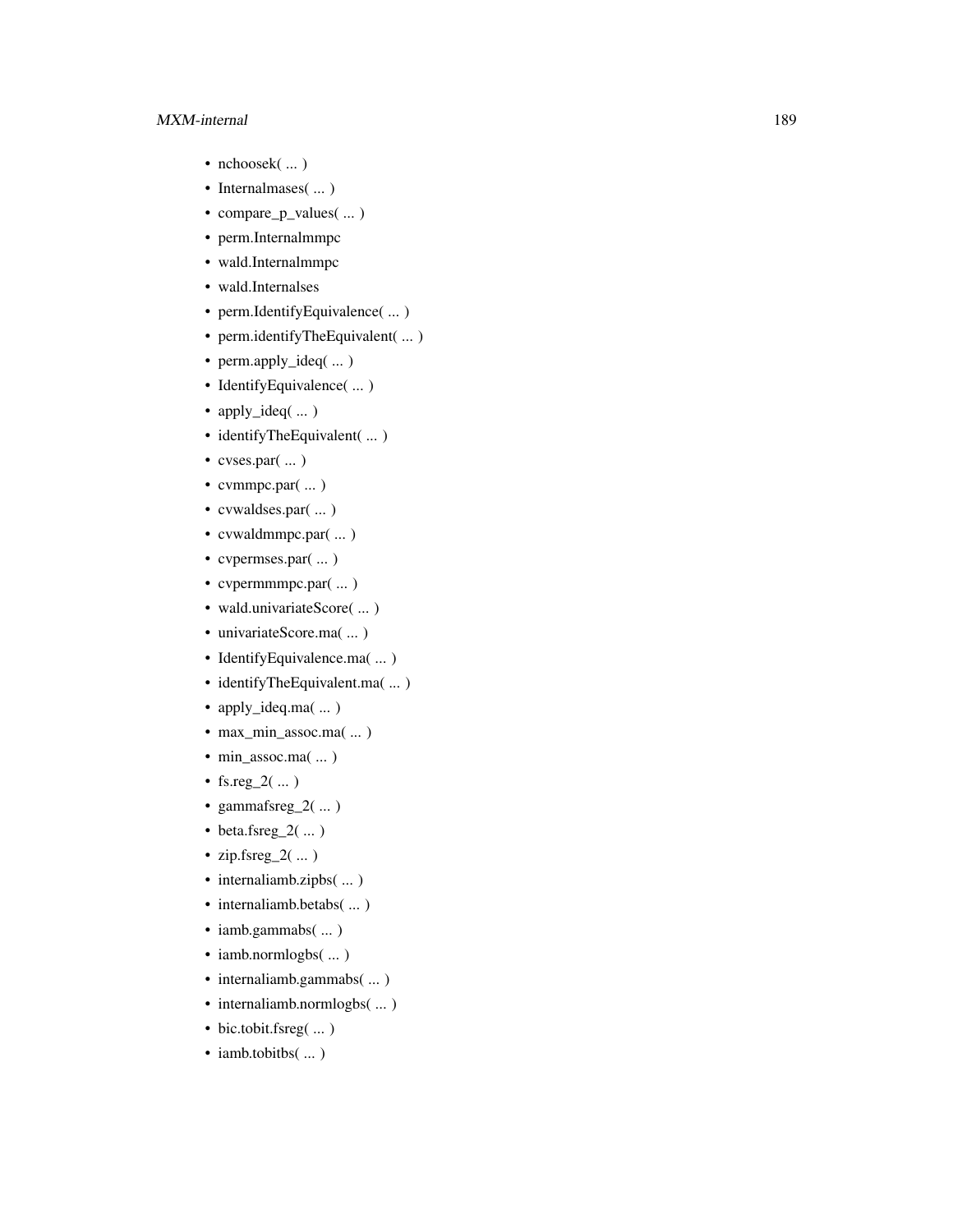- nchoosek( ... )
- Internalmases( ... )
- compare_p_values( ... )
- perm.Internalmmpc
- wald.Internalmmpc
- wald.Internalses
- perm.IdentifyEquivalence( ... )
- perm.identifyTheEquivalent( ... )
- perm.apply_ideq( ... )
- IdentifyEquivalence( ... )
- apply_ideq( ... )
- identifyTheEquivalent( ... )
- cvses.par( ... )
- cvmmpc.par( ... )
- cvwaldses.par( ... )
- cvwaldmmpc.par( ... )
- cvpermses.par( ... )
- cvpermmmpc.par( ... )
- wald.univariateScore( ... )
- univariateScore.ma( ... )
- IdentifyEquivalence.ma( ... )
- identifyTheEquivalent.ma( ... )
- apply_ideq.ma( ... )
- max_min_assoc.ma( ... )
- min_assoc.ma( ... )
- fs.reg_2( ... )
- gammafsreg_2( ... )
- beta.fsreg_2( ... )
- zip.fsreg_2( ... )
- internaliamb.zipbs( ... )
- internaliamb.betabs( ... )
- iamb.gammabs( ... )
- iamb.normlogbs( ... )
- internaliamb.gammabs( ... )
- internaliamb.normlogbs( ... )
- bic.tobit.fsreg( ... )
- iamb.tobitbs( ... )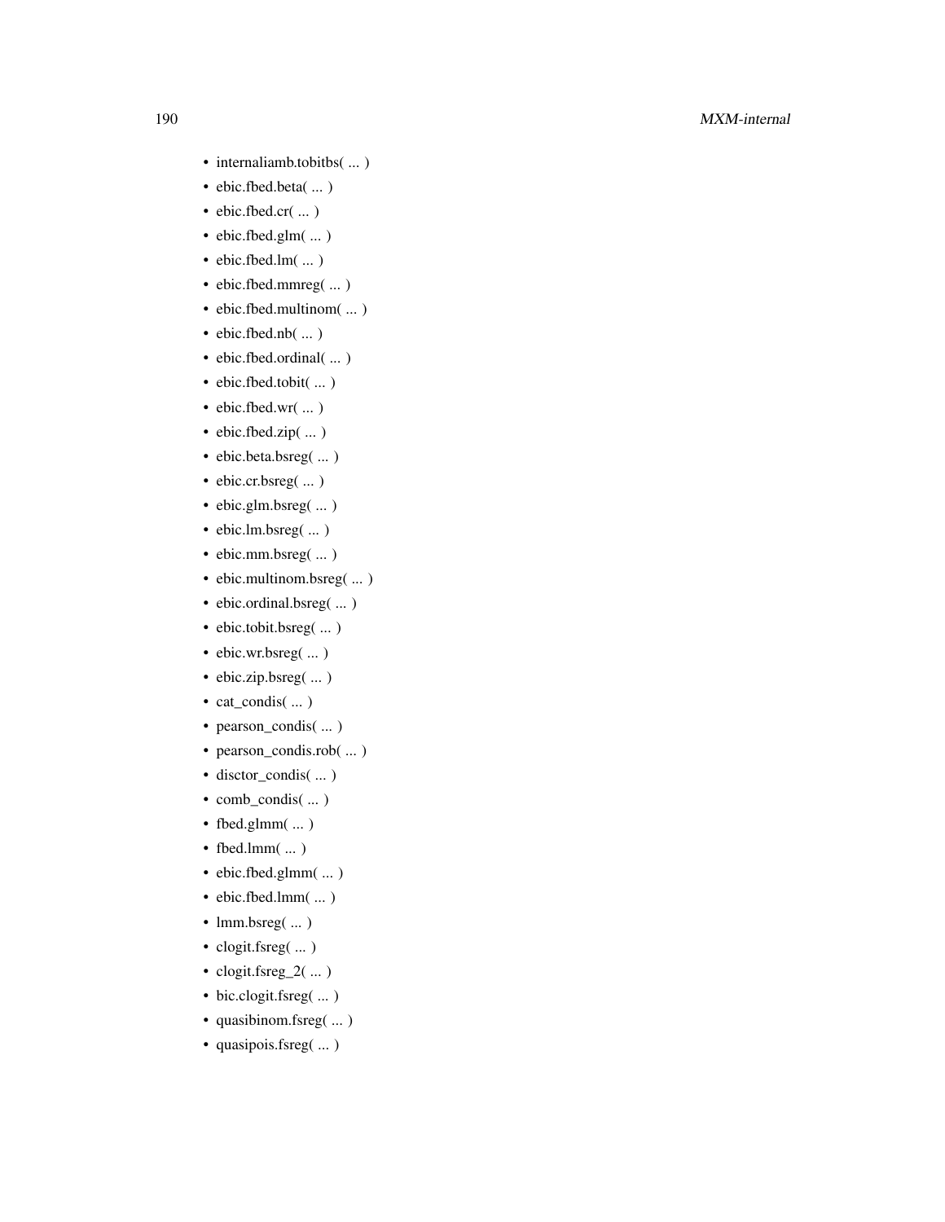- internaliamb.tobitbs( ... )
- ebic.fbed.beta( ... )
- ebic.fbed.cr( ... )
- ebic.fbed.glm( ... )
- ebic.fbed.lm( ... )
- ebic.fbed.mmreg( ... )
- ebic.fbed.multinom( ... )
- ebic.fbed.nb( ... )
- ebic.fbed.ordinal( ... )
- ebic.fbed.tobit( ... )
- ebic.fbed.wr( ... )
- ebic.fbed.zip( ... )
- ebic.beta.bsreg( ... )
- ebic.cr.bsreg( ... )
- ebic.glm.bsreg( ... )
- ebic.lm.bsreg( ... )
- ebic.mm.bsreg( ... )
- ebic.multinom.bsreg( ... )
- ebic.ordinal.bsreg( ... )
- ebic.tobit.bsreg( ... )
- ebic.wr.bsreg( ... )
- ebic.zip.bsreg( ... )
- cat_condis( ... )
- pearson_condis( ... )
- pearson_condis.rob( ... )
- disctor_condis( ... )
- comb_condis( ... )
- fbed.glmm( ... )
- fbed.lmm( ... )
- ebic.fbed.glmm( ... )
- ebic.fbed.lmm( ... )
- lmm.bsreg( ... )
- clogit.fsreg( ... )
- clogit.fsreg_2( ... )
- bic.clogit.fsreg( ... )
- quasibinom.fsreg( ... )
- quasipois.fsreg( ... )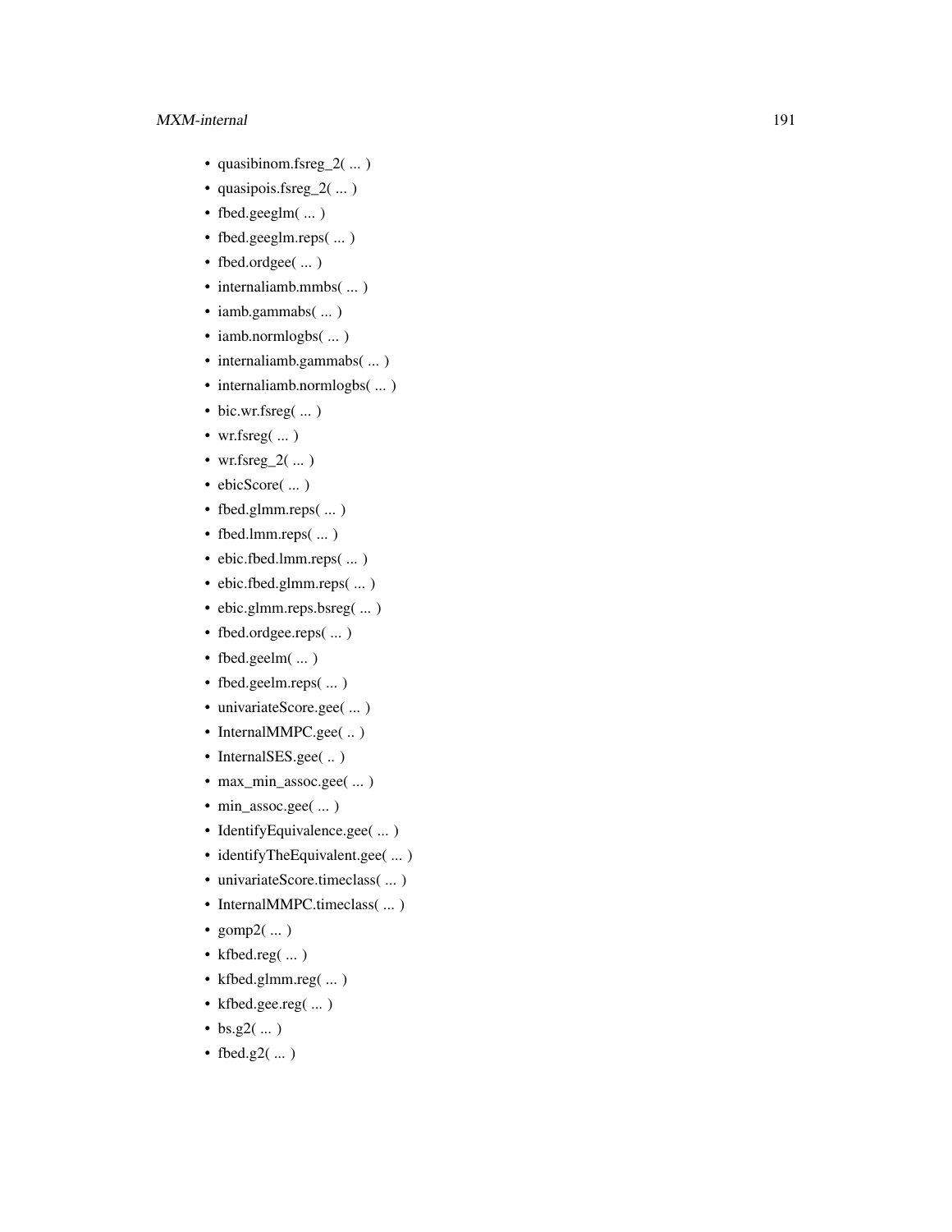- quasibinom.fsreg_2( ... )
- quasipois.fsreg_2( ... )
- fbed.geeglm( ... )
- fbed.geeglm.reps( ... )
- fbed.ordgee( ... )
- internaliamb.mmbs( ... )
- iamb.gammabs( ... )
- iamb.normlogbs( ... )
- internaliamb.gammabs( ... )
- internaliamb.normlogbs( ... )
- bic.wr.fsreg( ... )
- wr.fsreg( ... )
- wr.fsreg_2( ... )
- ebicScore( ... )
- fbed.glmm.reps( ... )
- fbed.lmm.reps( ... )
- ebic.fbed.lmm.reps( ... )
- ebic.fbed.glmm.reps( ... )
- ebic.glmm.reps.bsreg( ... )
- fbed.ordgee.reps( ... )
- fbed.geelm( ... )
- fbed.geelm.reps( ... )
- univariateScore.gee( ... )
- InternalMMPC.gee( .. )
- InternalSES.gee( .. )
- max_min_assoc.gee( ... )
- min_assoc.gee( ... )
- IdentifyEquivalence.gee( ... )
- identifyTheEquivalent.gee( ... )
- univariateScore.timeclass( ... )
- InternalMMPC.timeclass( ... )
- gomp2( ... )
- kfbed.reg( ... )
- kfbed.glmm.reg( ... )
- kfbed.gee.reg( ... )
- bs.g2( ... )
- fbed.g2( ... )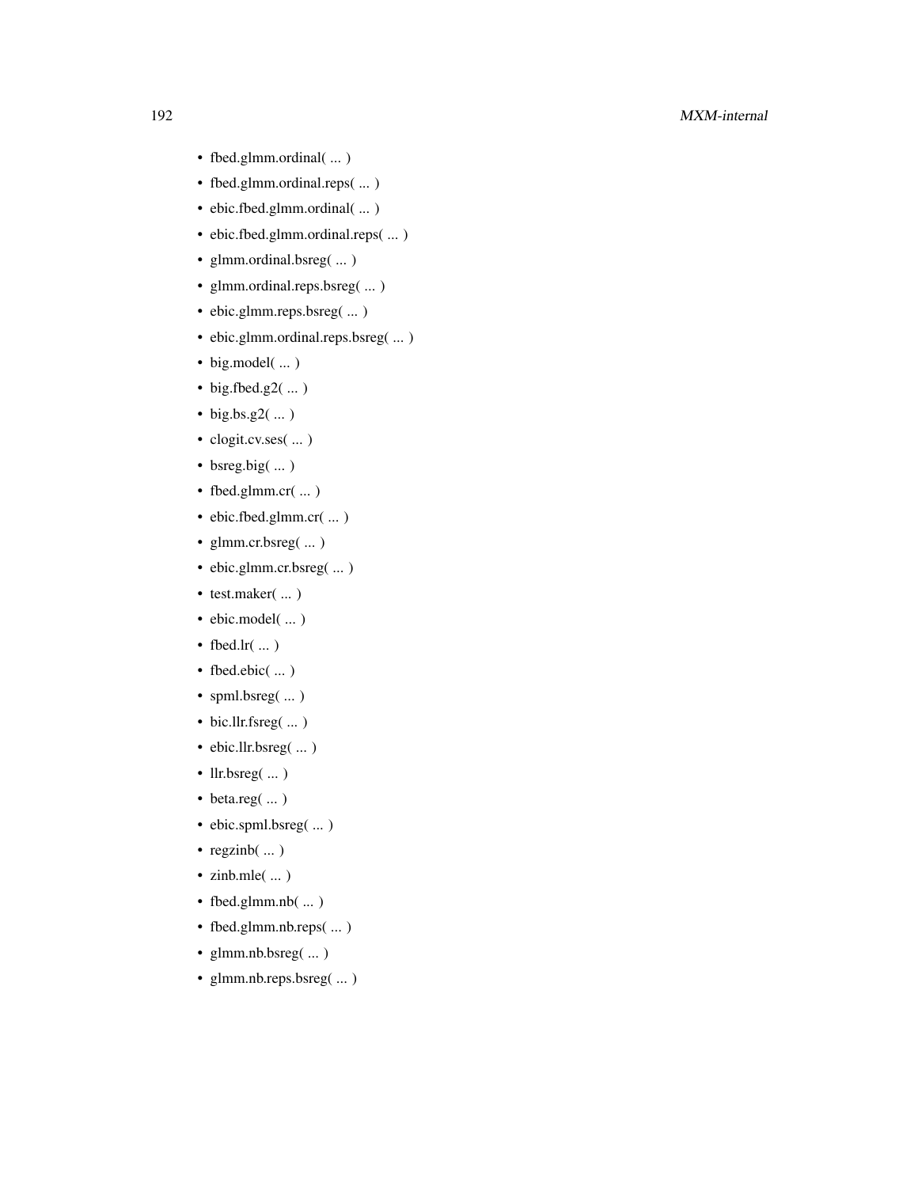- fbed.glmm.ordinal( ... )
- fbed.glmm.ordinal.reps( ... )
- ebic.fbed.glmm.ordinal( ... )
- ebic.fbed.glmm.ordinal.reps( ... )
- glmm.ordinal.bsreg( ... )
- glmm.ordinal.reps.bsreg( ... )
- ebic.glmm.reps.bsreg( ... )
- ebic.glmm.ordinal.reps.bsreg( ... )
- big.model( ... )
- big.fbed.g2( ... )
- big.bs.g2( ... )
- clogit.cv.ses( ... )
- bsreg.big( ... )
- fbed.glmm.cr( ... )
- ebic.fbed.glmm.cr( ... )
- glmm.cr.bsreg( ... )
- ebic.glmm.cr.bsreg( ... )
- test.maker( ... )
- ebic.model( ... )
- fbed.lr( ... )
- fbed.ebic( ... )
- spml.bsreg( ... )
- bic.llr.fsreg( ... )
- ebic.llr.bsreg( ... )
- llr.bsreg( ... )
- beta.reg( ... )
- ebic.spml.bsreg( ... )
- regzinb( ... )
- zinb.mle( ... )
- fbed.glmm.nb( ... )
- fbed.glmm.nb.reps( ... )
- glmm.nb.bsreg( ... )
- glmm.nb.reps.bsreg( ... )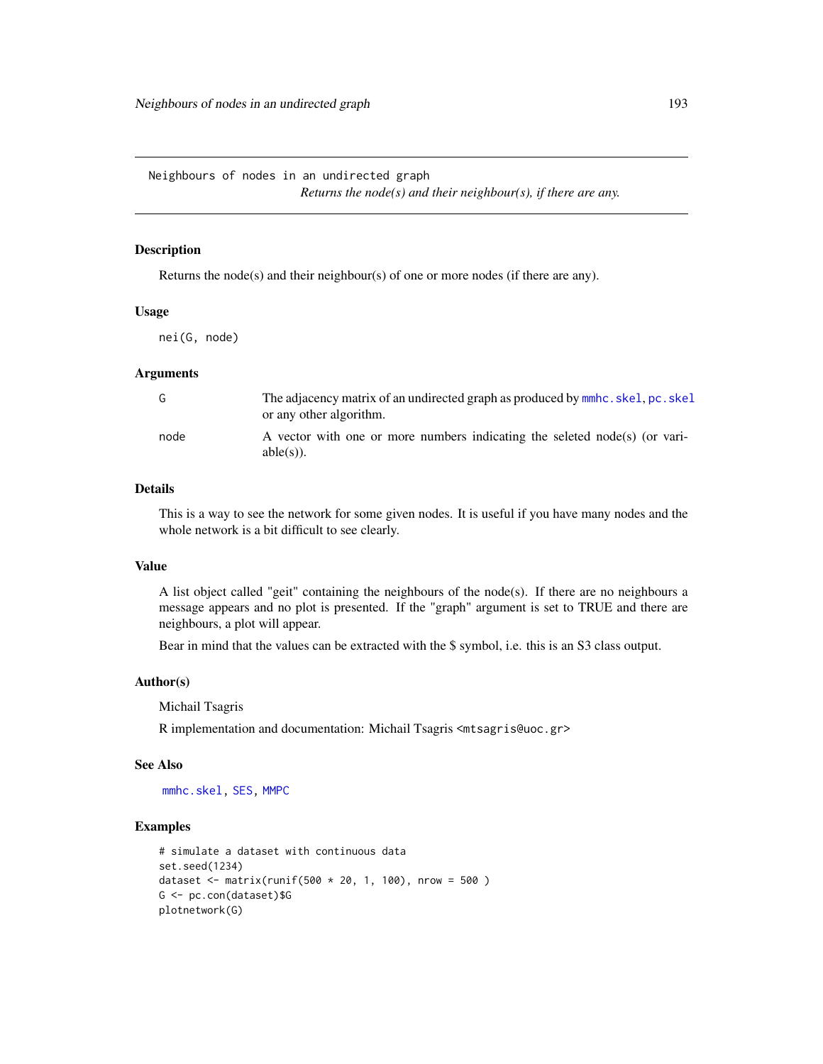Neighbours of nodes in an undirected graph

*Returns the node(s) and their neighbour(s), if there are any.*

## Description

Returns the node(s) and their neighbour(s) of one or more nodes (if there are any).

## Usage

```
nei(G, node)
```

## Arguments

| | |
|---|---|
| G | The adjacency matrix of an undirected graph as produced by mmhc.skel, pc.skel or any other algorithm. |
| node | A vector with one or more numbers indicating the seleted node(s) (or variable(s)). |

## Details

This is a way to see the network for some given nodes. It is useful if you have many nodes and the whole network is a bit difficult to see clearly.

## Value

A list object called "geit" containing the neighbours of the node(s). If there are no neighbours a message appears and no plot is presented. If the "graph" argument is set to TRUE and there are neighbours, a plot will appear.

Bear in mind that the values can be extracted with the $ symbol, i.e. this is an S3 class output.

## Author(s)

Michail Tsagris

R implementation and documentation: Michail Tsagris <mtsagris@uoc.gr>

## See Also

mmhc.skel, SES, MMPC

## Examples

```
# simulate a dataset with continuous data
set.seed(1234)
dataset <- matrix(runif(500 * 20, 1, 100), nrow = 500 )
G <- pc.con(dataset)$G
plotnetwork(G)
```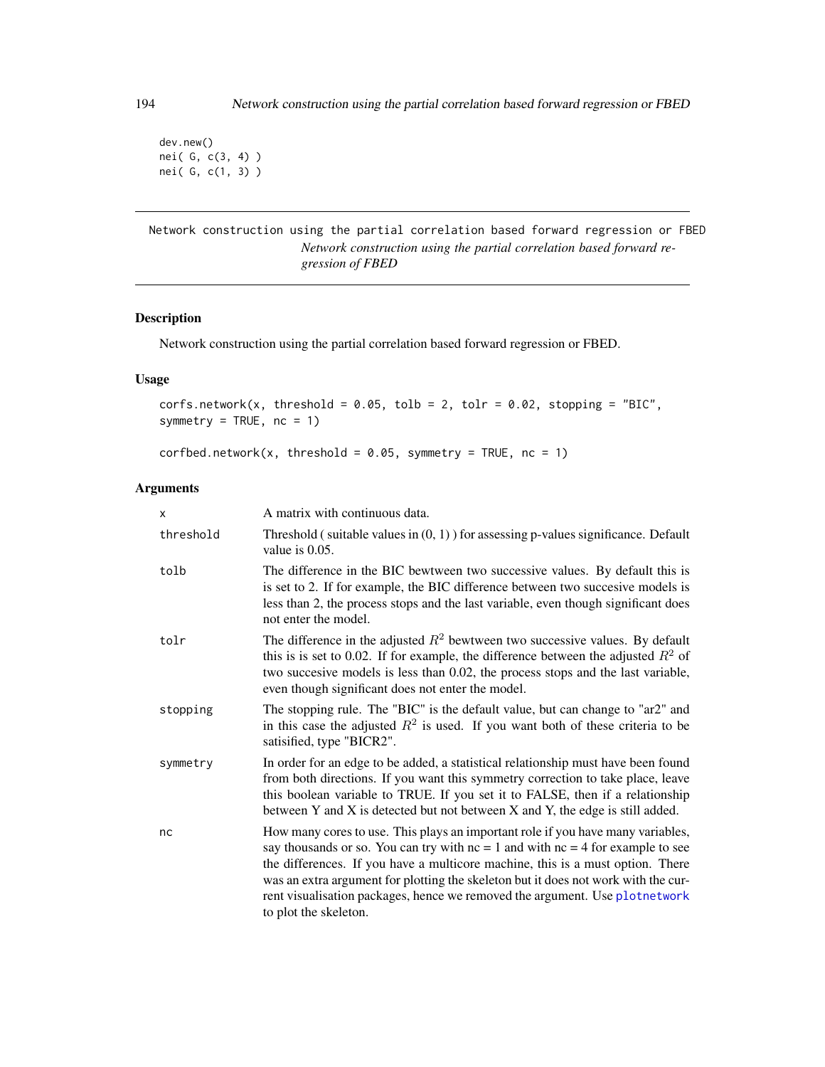```
dev.new()
nei( G, c(3, 4) )
nei( G, c(1, 3) )
```

---

Network construction using the partial correlation based forward regression or FBED

*Network construction using the partial correlation based forward regression of FBED*

---

## Description

Network construction using the partial correlation based forward regression or FBED.

## Usage

```
corfs.network(x, threshold = 0.05, tolb = 2, tolr = 0.02, stopping = "BIC",
symmetry = TRUE, nc = 1)

corfbed.network(x, threshold = 0.05, symmetry = TRUE, nc = 1)
```

## Arguments

| | |
|---|---|
| x | A matrix with continuous data. |
| threshold | Threshold ( suitable values in (0, 1) ) for assessing p-values significance. Default value is 0.05. |
| tolb | The difference in the BIC bewtween two successive values. By default this is is set to 2. If for example, the BIC difference between two succesive models is less than 2, the process stops and the last variable, even though significant does not enter the model. |
| tolr | The difference in the adjusted $R^2$ bewtween two successive values. By default this is is set to 0.02. If for example, the difference between the adjusted $R^2$ of two succesive models is less than 0.02, the process stops and the last variable, even though significant does not enter the model. |
| stopping | The stopping rule. The "BIC" is the default value, but can change to "ar2" and in this case the adjusted $R^2$ is used. If you want both of these criteria to be satisified, type "BICR2". |
| symmetry | In order for an edge to be added, a statistical relationship must have been found from both directions. If you want this symmetry correction to take place, leave this boolean variable to TRUE. If you set it to FALSE, then if a relationship between Y and X is detected but not between X and Y, the edge is still added. |
| nc | How many cores to use. This plays an important role if you have many variables, say thousands or so. You can try with nc = 1 and with nc = 4 for example to see the differences. If you have a multicore machine, this is a must option. There was an extra argument for plotting the skeleton but it does not work with the current visualisation packages, hence we removed the argument. Use plotnetwork to plot the skeleton. |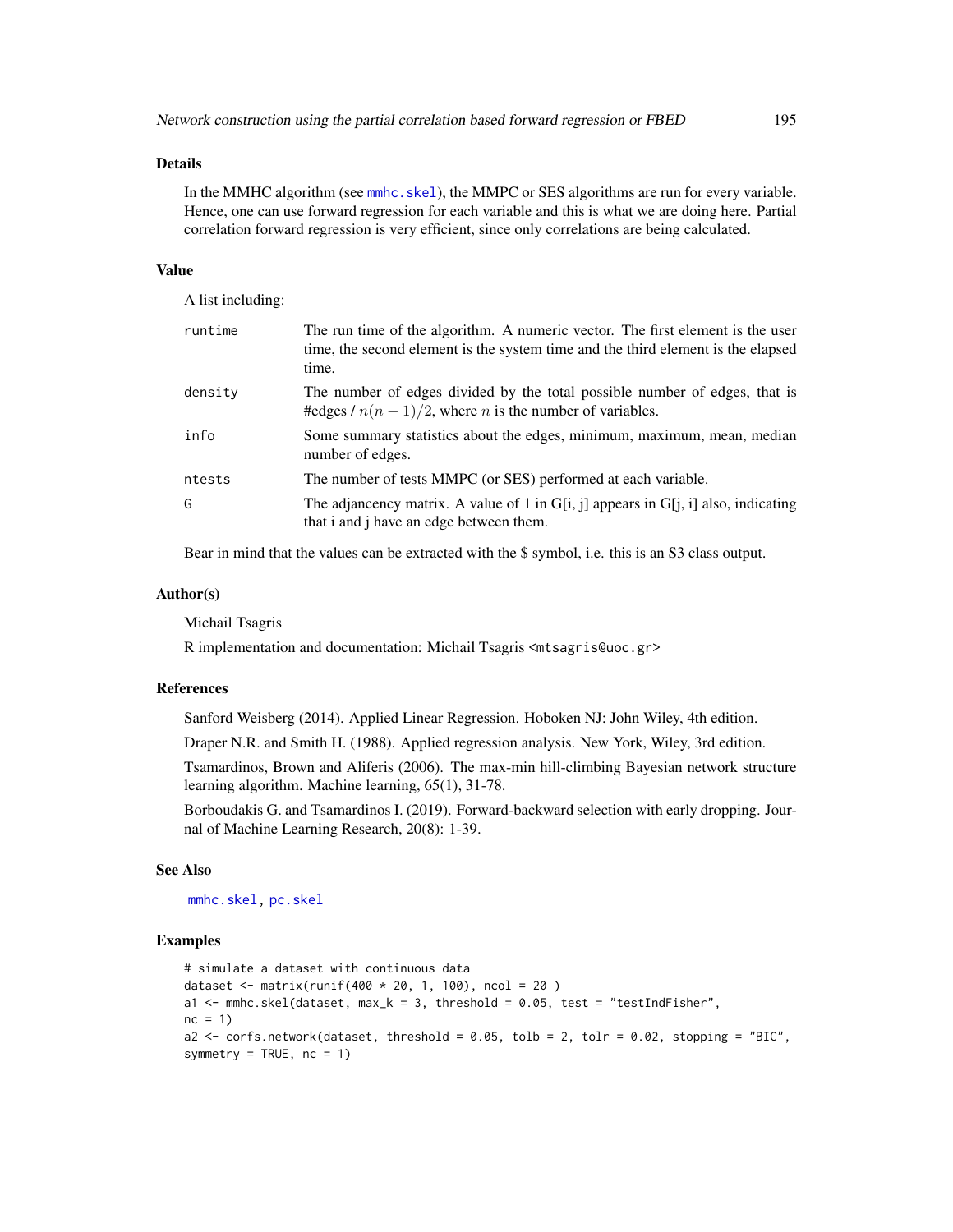## Details

In the MMHC algorithm (see `mmhc.skel`), the MMPC or SES algorithms are run for every variable. Hence, one can use forward regression for each variable and this is what we are doing here. Partial correlation forward regression is very efficient, since only correlations are being calculated.

## Value

A list including:

| | |
|---|---|
| `runtime` | The run time of the algorithm. A numeric vector. The first element is the user time, the second element is the system time and the third element is the elapsed time. |
| `density` | The number of edges divided by the total possible number of edges, that is #edges / $n(n-1)/2$, where $n$ is the number of variables. |
| `info` | Some summary statistics about the edges, minimum, maximum, mean, median number of edges. |
| `ntests` | The number of tests MMPC (or SES) performed at each variable. |
| `G` | The adjancency matrix. A value of 1 in G[i, j] appears in G[j, i] also, indicating that i and j have an edge between them. |

Bear in mind that the values can be extracted with the $ symbol, i.e. this is an S3 class output.

## Author(s)

Michail Tsagris

R implementation and documentation: Michail Tsagris <mtsagris@uoc.gr>

## References

Sanford Weisberg (2014). Applied Linear Regression. Hoboken NJ: John Wiley, 4th edition.

Draper N.R. and Smith H. (1988). Applied regression analysis. New York, Wiley, 3rd edition.

Tsamardinos, Brown and Aliferis (2006). The max-min hill-climbing Bayesian network structure learning algorithm. Machine learning, 65(1), 31-78.

Borboudakis G. and Tsamardinos I. (2019). Forward-backward selection with early dropping. Journal of Machine Learning Research, 20(8): 1-39.

## See Also

`mmhc.skel`, `pc.skel`

## Examples

```
# simulate a dataset with continuous data
dataset <- matrix(runif(400 * 20, 1, 100), ncol = 20 )
a1 <- mmhc.skel(dataset, max_k = 3, threshold = 0.05, test = "testIndFisher",
nc = 1)
a2 <- corfs.network(dataset, threshold = 0.05, tolb = 2, tolr = 0.02, stopping = "BIC",
symmetry = TRUE, nc = 1)
```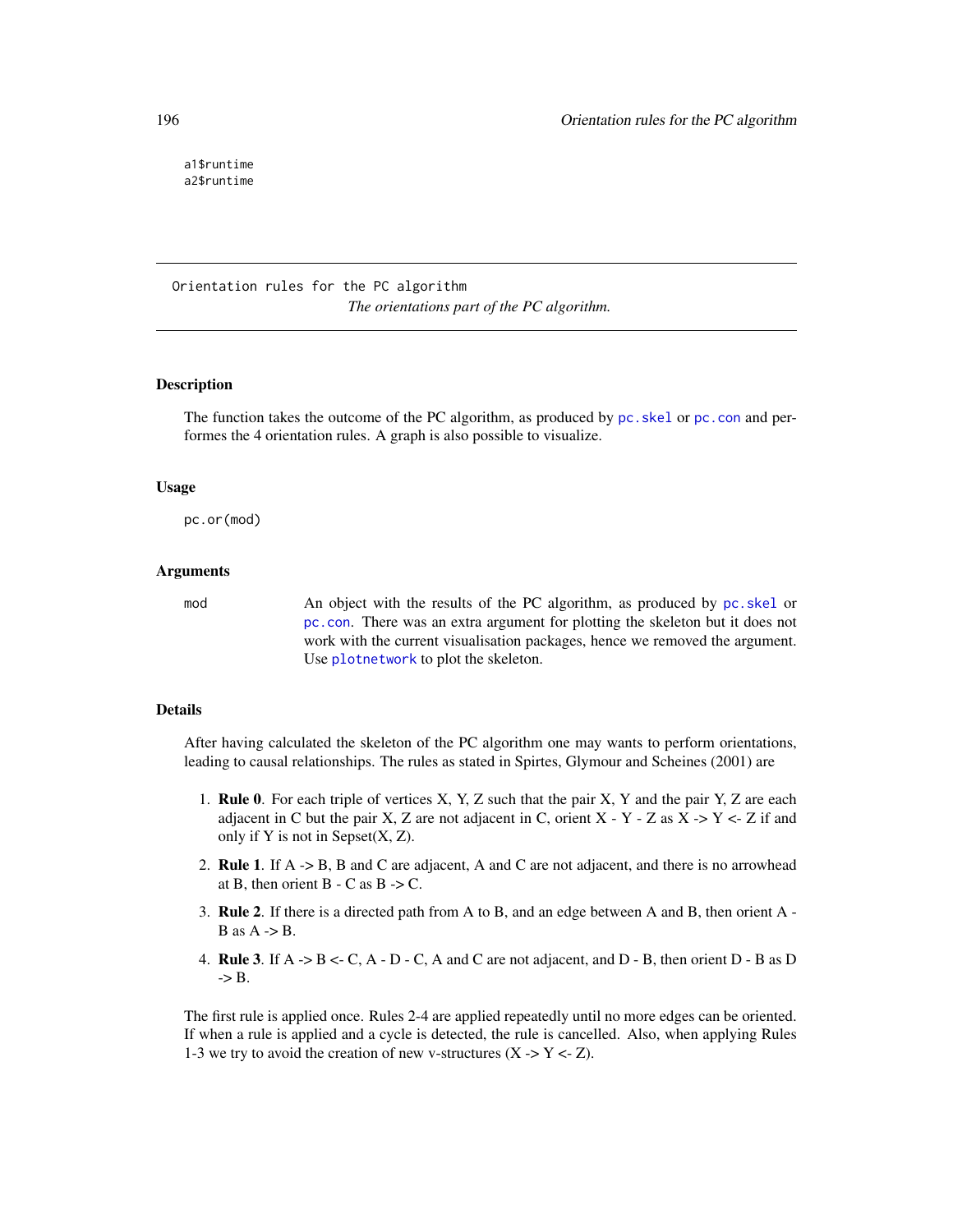```
a1$runtime
a2$runtime
```

---

Orientation rules for the PC algorithm

*The orientations part of the PC algorithm.*

---

## Description

The function takes the outcome of the PC algorithm, as produced by pc.skel or pc.con and performes the 4 orientation rules. A graph is also possible to visualize.

## Usage

```
pc.or(mod)
```

## Arguments

| | |
|---|---|
| mod | An object with the results of the PC algorithm, as produced by pc.skel or pc.con. There was an extra argument for plotting the skeleton but it does not work with the current visualisation packages, hence we removed the argument. Use plotnetwork to plot the skeleton. |

## Details

After having calculated the skeleton of the PC algorithm one may wants to perform orientations, leading to causal relationships. The rules as stated in Spirtes, Glymour and Scheines (2001) are

1. **Rule 0**. For each triple of vertices X, Y, Z such that the pair X, Y and the pair Y, Z are each adjacent in C but the pair X, Z are not adjacent in C, orient X - Y - Z as X -> Y <- Z if and only if Y is not in Sepset(X, Z).
2. **Rule 1**. If A -> B, B and C are adjacent, A and C are not adjacent, and there is no arrowhead at B, then orient B - C as B -> C.
3. **Rule 2**. If there is a directed path from A to B, and an edge between A and B, then orient A - B as A -> B.
4. **Rule 3**. If A -> B <- C, A - D - C, A and C are not adjacent, and D - B, then orient D - B as D -> B.

The first rule is applied once. Rules 2-4 are applied repeatedly until no more edges can be oriented. If when a rule is applied and a cycle is detected, the rule is cancelled. Also, when applying Rules 1-3 we try to avoid the creation of new v-structures (X -> Y <- Z).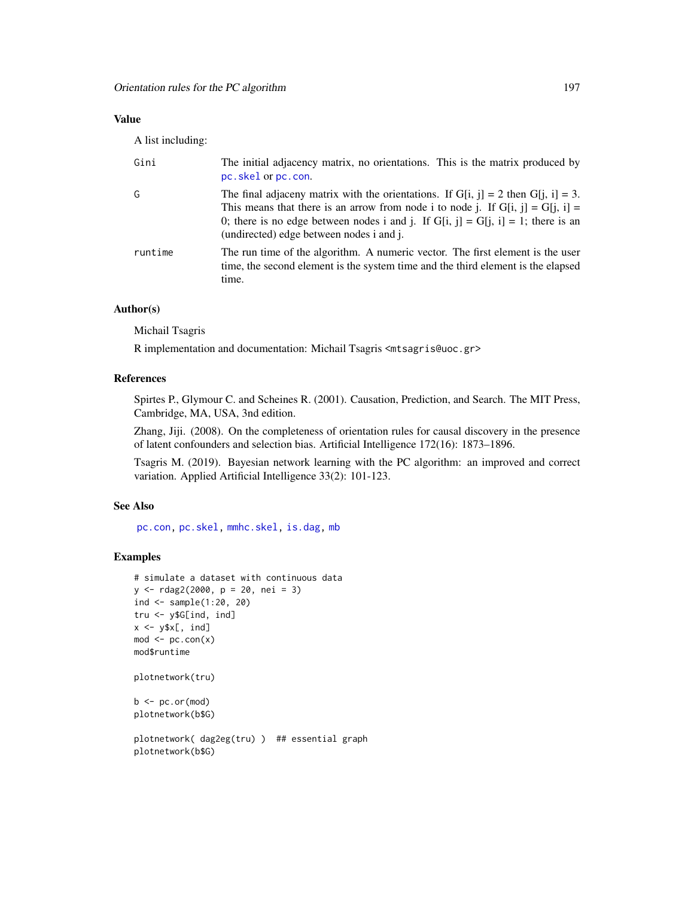### Value

A list including:

| | |
|---|---|
| Gini | The initial adjacency matrix, no orientations. This is the matrix produced by pc.skel or pc.con. |
| G | The final adjaceny matrix with the orientations. If G[i, j] = 2 then G[j, i] = 3. This means that there is an arrow from node i to node j. If G[i, j] = G[j, i] = 0; there is no edge between nodes i and j. If G[i, j] = G[j, i] = 1; there is an (undirected) edge between nodes i and j. |
| runtime | The run time of the algorithm. A numeric vector. The first element is the user time, the second element is the system time and the third element is the elapsed time. |

### Author(s)

Michail Tsagris

R implementation and documentation: Michail Tsagris <mtsagris@uoc.gr>

### References

Spirtes P., Glymour C. and Scheines R. (2001). Causation, Prediction, and Search. The MIT Press, Cambridge, MA, USA, 3nd edition.

Zhang, Jiji. (2008). On the completeness of orientation rules for causal discovery in the presence of latent confounders and selection bias. Artificial Intelligence 172(16): 1873–1896.

Tsagris M. (2019). Bayesian network learning with the PC algorithm: an improved and correct variation. Applied Artificial Intelligence 33(2): 101-123.

### See Also

pc.con, pc.skel, mmhc.skel, is.dag, mb

### Examples

```
# simulate a dataset with continuous data
y <- rdag2(2000, p = 20, nei = 3)
ind <- sample(1:20, 20)
tru <- y$G[ind, ind]
x <- y$x[, ind]
mod <- pc.con(x)
mod$runtime

plotnetwork(tru)

b <- pc.or(mod)
plotnetwork(b$G)

plotnetwork( dag2eg(tru) )  ## essential graph
plotnetwork(b$G)
```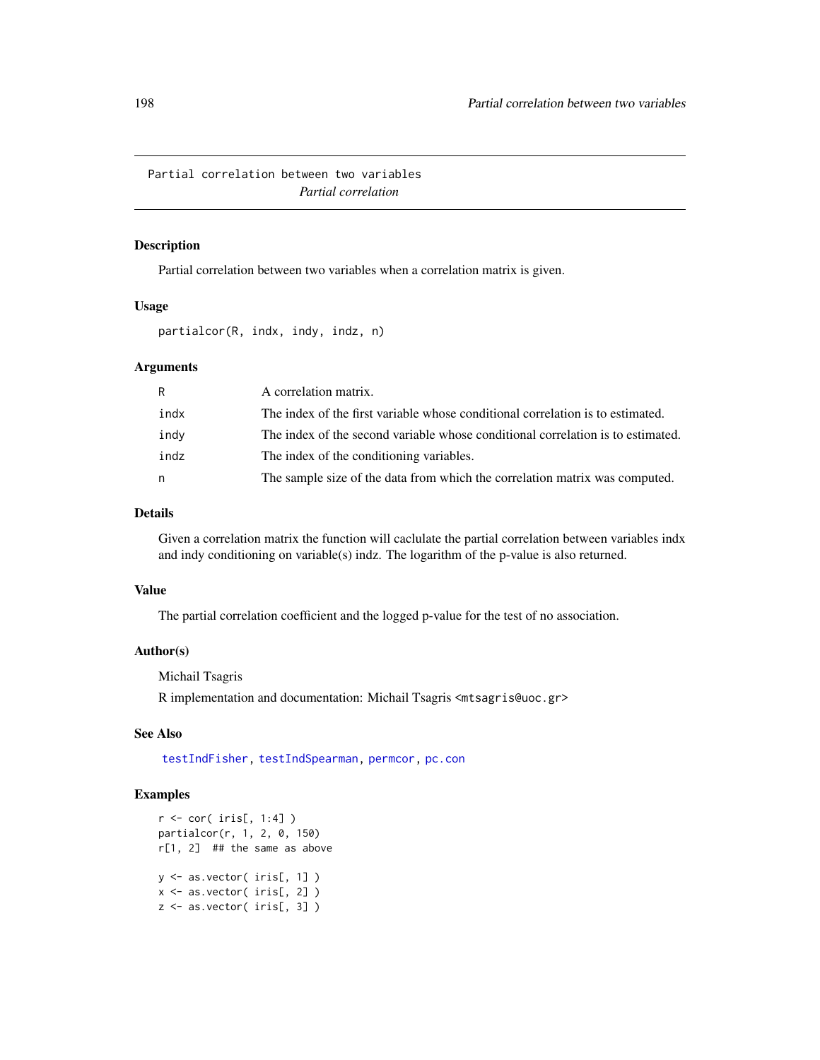Partial correlation between two variables
*Partial correlation*

## Description

Partial correlation between two variables when a correlation matrix is given.

## Usage

```
partialcor(R, indx, indy, indz, n)
```

## Arguments

| | |
|---|---|
| R | A correlation matrix. |
| indx | The index of the first variable whose conditional correlation is to estimated. |
| indy | The index of the second variable whose conditional correlation is to estimated. |
| indz | The index of the conditioning variables. |
| n | The sample size of the data from which the correlation matrix was computed. |

## Details

Given a correlation matrix the function will caclulate the partial correlation between variables indx and indy conditioning on variable(s) indz. The logarithm of the p-value is also returned.

## Value

The partial correlation coefficient and the logged p-value for the test of no association.

## Author(s)

Michail Tsagris

R implementation and documentation: Michail Tsagris <mtsagris@uoc.gr>

## See Also

testIndFisher, testIndSpearman, permcor, pc.con

## Examples

```
r <- cor( iris[, 1:4] )
partialcor(r, 1, 2, 0, 150)
r[1, 2]  ## the same as above

y <- as.vector( iris[, 1] )
x <- as.vector( iris[, 2] )
z <- as.vector( iris[, 3] )
```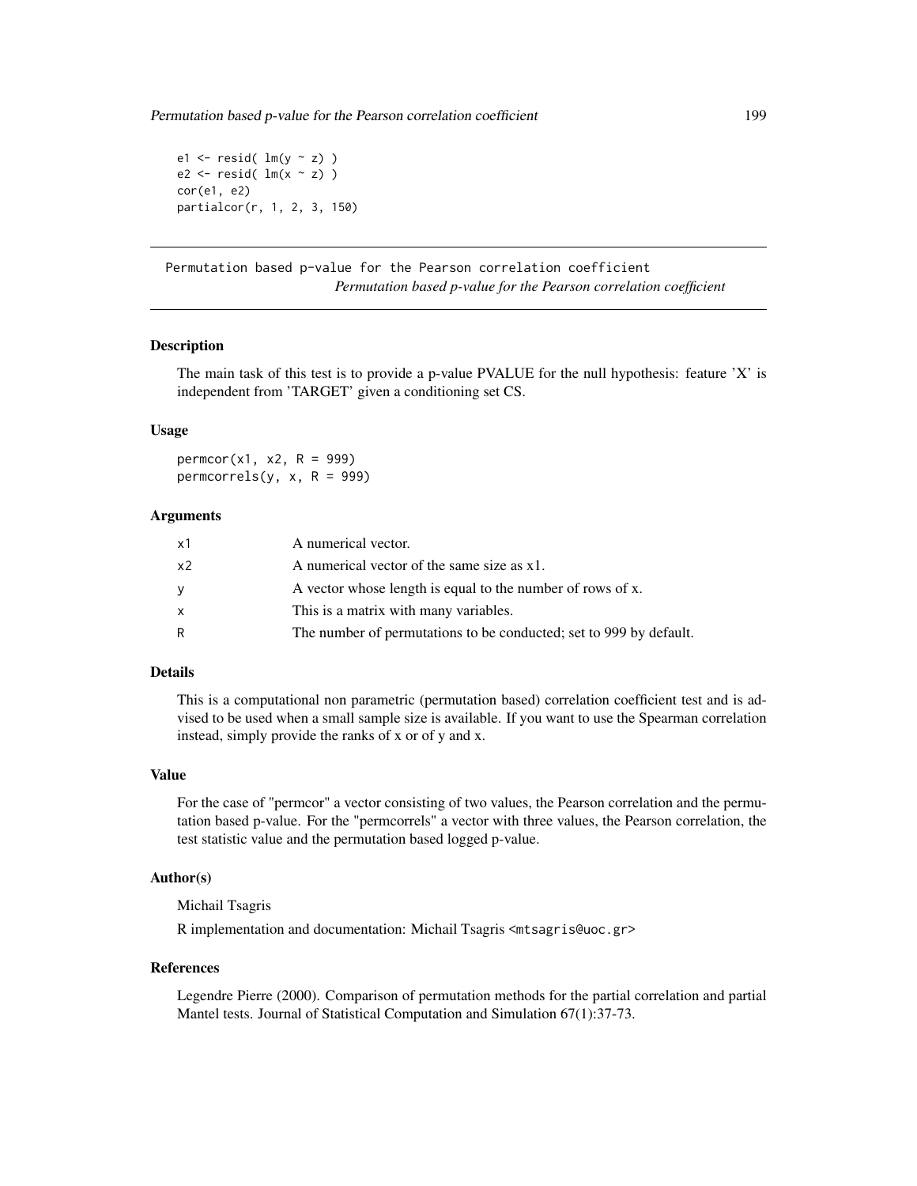```
e1 <- resid( lm(y ~ z) )
e2 <- resid( lm(x ~ z) )
cor(e1, e2)
partialcor(r, 1, 2, 3, 150)
```

---

Permutation based p-value for the Pearson correlation coefficient
*Permutation based p-value for the Pearson correlation coefficient*

---

### Description

The main task of this test is to provide a p-value PVALUE for the null hypothesis: feature 'X' is independent from 'TARGET' given a conditioning set CS.

### Usage

```
permcor(x1, x2, R = 999)
permcorrels(y, x, R = 999)
```

### Arguments

| | |
|---|---|
| x1 | A numerical vector. |
| x2 | A numerical vector of the same size as x1. |
| y | A vector whose length is equal to the number of rows of x. |
| x | This is a matrix with many variables. |
| R | The number of permutations to be conducted; set to 999 by default. |

### Details

This is a computational non parametric (permutation based) correlation coefficient test and is advised to be used when a small sample size is available. If you want to use the Spearman correlation instead, simply provide the ranks of x or of y and x.

### Value

For the case of "permcor" a vector consisting of two values, the Pearson correlation and the permutation based p-value. For the "permcorrels" a vector with three values, the Pearson correlation, the test statistic value and the permutation based logged p-value.

### Author(s)

Michail Tsagris

R implementation and documentation: Michail Tsagris <mtsagris@uoc.gr>

### References

Legendre Pierre (2000). Comparison of permutation methods for the partial correlation and partial Mantel tests. Journal of Statistical Computation and Simulation 67(1):37-73.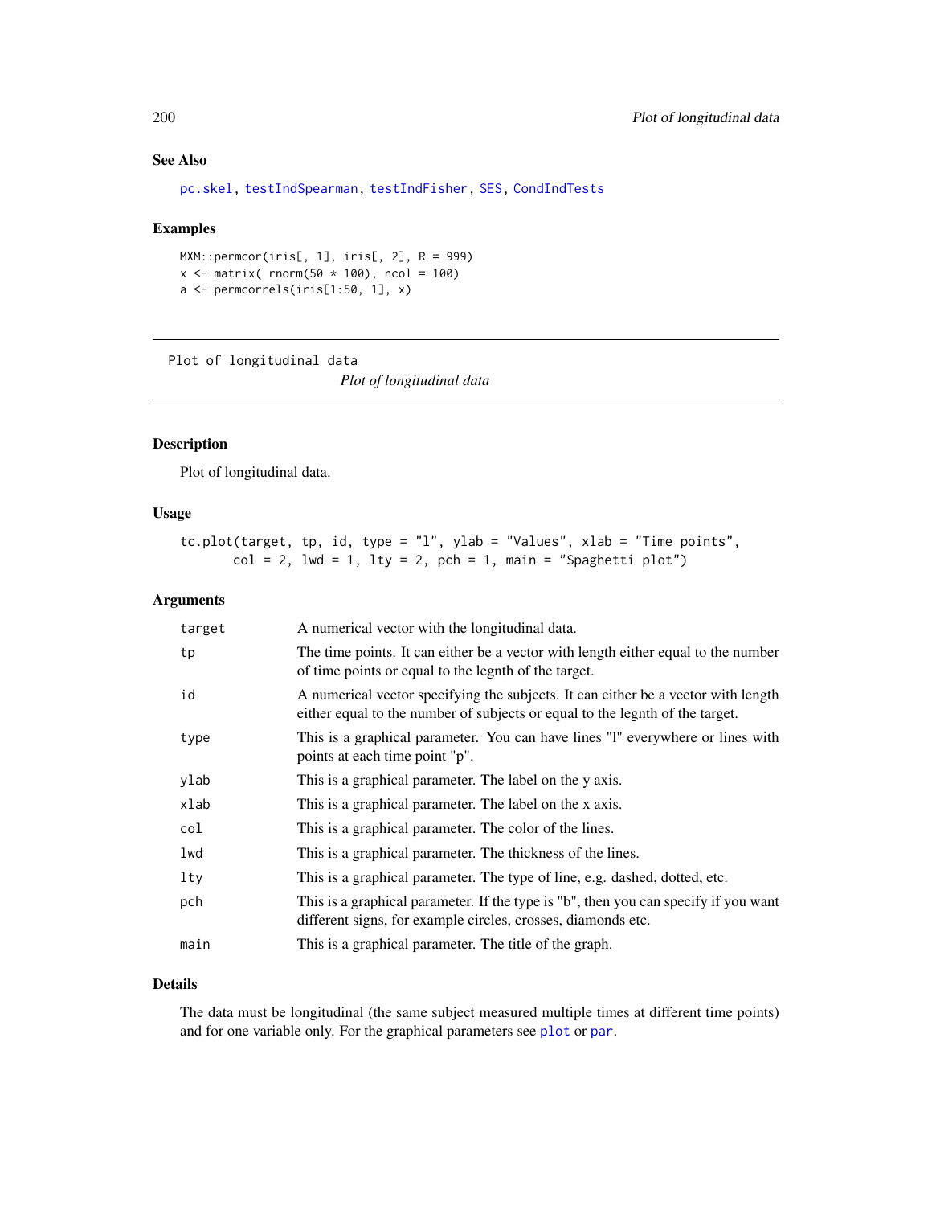### See Also

pc.skel, testIndSpearman, testIndFisher, SES, CondIndTests

### Examples

```
MXM::permcor(iris[, 1], iris[, 2], R = 999)
x <- matrix( rnorm(50 * 100), ncol = 100)
a <- permcorrels(iris[1:50, 1], x)
```

---

## Plot of longitudinal data

*Plot of longitudinal data*

---

### Description

Plot of longitudinal data.

### Usage

```
tc.plot(target, tp, id, type = "l", ylab = "Values", xlab = "Time points",
       col = 2, lwd = 1, lty = 2, pch = 1, main = "Spaghetti plot")
```

### Arguments

| | |
|---|---|
| target | A numerical vector with the longitudinal data. |
| tp | The time points. It can either be a vector with length either equal to the number of time points or equal to the legnth of the target. |
| id | A numerical vector specifying the subjects. It can either be a vector with length either equal to the number of subjects or equal to the legnth of the target. |
| type | This is a graphical parameter. You can have lines "l" everywhere or lines with points at each time point "p". |
| ylab | This is a graphical parameter. The label on the y axis. |
| xlab | This is a graphical parameter. The label on the x axis. |
| col | This is a graphical parameter. The color of the lines. |
| lwd | This is a graphical parameter. The thickness of the lines. |
| lty | This is a graphical parameter. The type of line, e.g. dashed, dotted, etc. |
| pch | This is a graphical parameter. If the type is "b", then you can specify if you want different signs, for example circles, crosses, diamonds etc. |
| main | This is a graphical parameter. The title of the graph. |

### Details

The data must be longitudinal (the same subject measured multiple times at different time points) and for one variable only. For the graphical parameters see plot or par.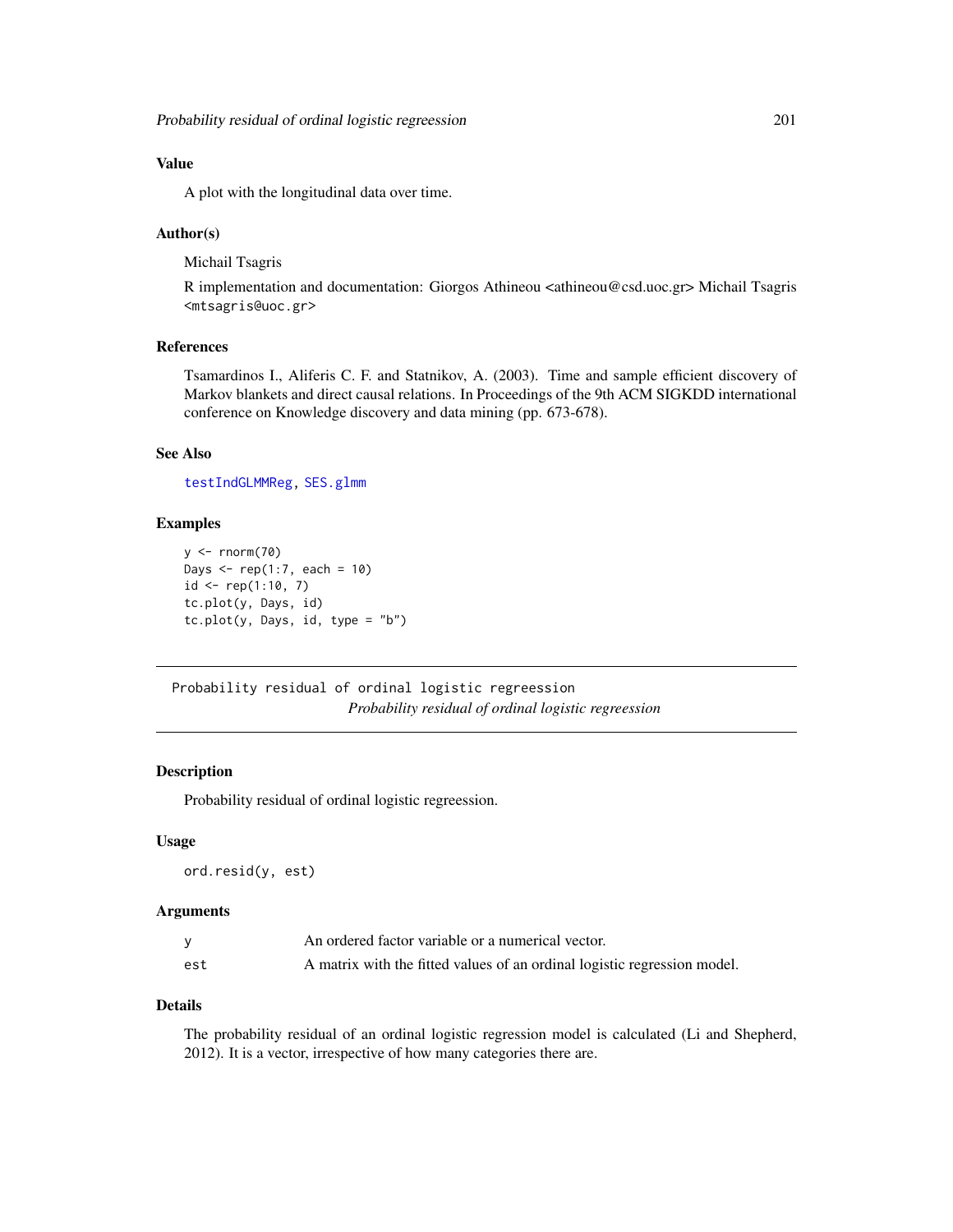## Value

A plot with the longitudinal data over time.

## Author(s)

Michail Tsagris

R implementation and documentation: Giorgos Athineou <athineou@csd.uoc.gr> Michail Tsagris <mtsagris@uoc.gr>

## References

Tsamardinos I., Aliferis C. F. and Statnikov, A. (2003). Time and sample efficient discovery of Markov blankets and direct causal relations. In Proceedings of the 9th ACM SIGKDD international conference on Knowledge discovery and data mining (pp. 673-678).

## See Also

testIndGLMMReg, SES.glmm

## Examples

```
y <- rnorm(70)
Days <- rep(1:7, each = 10)
id <- rep(1:10, 7)
tc.plot(y, Days, id)
tc.plot(y, Days, id, type = "b")
```

---

`Probability residual of ordinal logistic regreession`

# *Probability residual of ordinal logistic regreession*

---

## Description

Probability residual of ordinal logistic regreession.

## Usage

```
ord.resid(y, est)
```

## Arguments

| | |
|---|---|
| y | An ordered factor variable or a numerical vector. |
| est | A matrix with the fitted values of an ordinal logistic regression model. |

## Details

The probability residual of an ordinal logistic regression model is calculated (Li and Shepherd, 2012). It is a vector, irrespective of how many categories there are.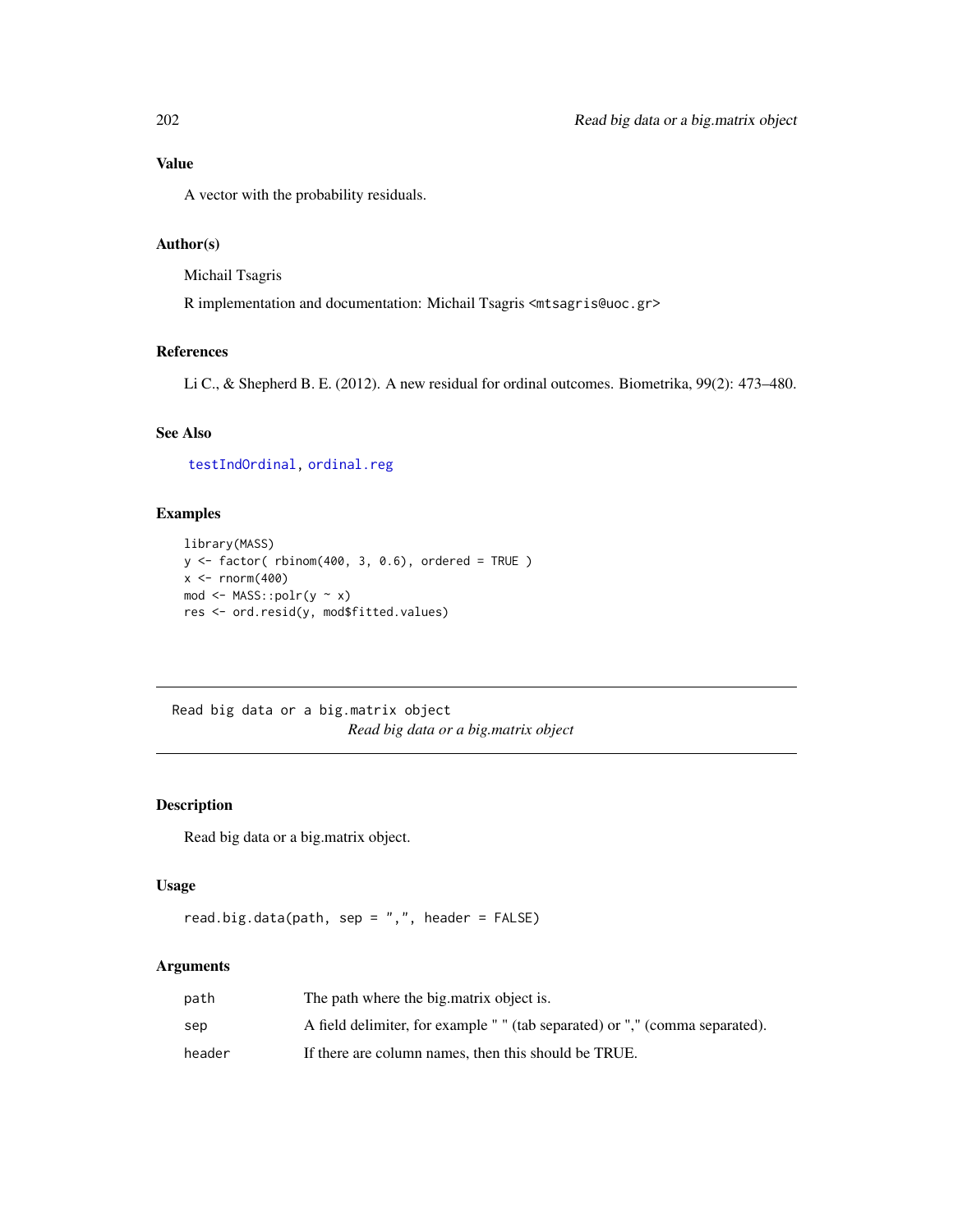### Value

A vector with the probability residuals.

### Author(s)

Michail Tsagris

R implementation and documentation: Michail Tsagris <mtsagris@uoc.gr>

### References

Li C., & Shepherd B. E. (2012). A new residual for ordinal outcomes. Biometrika, 99(2): 473–480.

### See Also

testIndOrdinal, ordinal.reg

### Examples

```
library(MASS)
y <- factor( rbinom(400, 3, 0.6), ordered = TRUE )
x <- rnorm(400)
mod <- MASS::polr(y ~ x)
res <- ord.resid(y, mod$fitted.values)
```

---

## Read big data or a big.matrix object

*Read big data or a big.matrix object*

### Description

Read big data or a big.matrix object.

### Usage

```
read.big.data(path, sep = ",", header = FALSE)
```

### Arguments

| | |
|---|---|
| path | The path where the big.matrix object is. |
| sep | A field delimiter, for example " " (tab separated) or "," (comma separated). |
| header | If there are column names, then this should be TRUE. |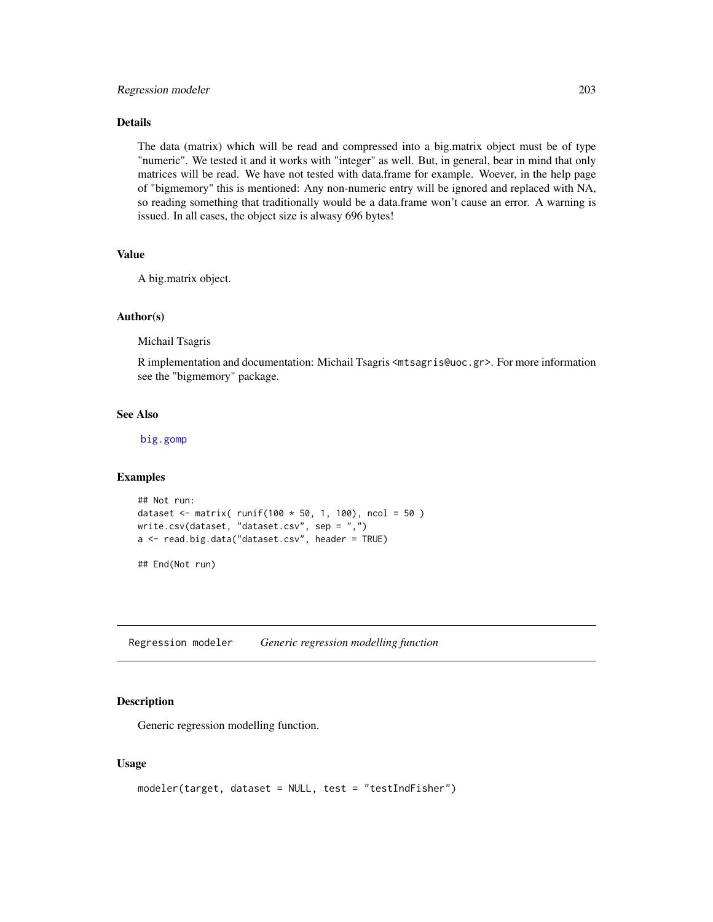## Details

The data (matrix) which will be read and compressed into a big.matrix object must be of type "numeric". We tested it and it works with "integer" as well. But, in general, bear in mind that only matrices will be read. We have not tested with data.frame for example. Woever, in the help page of "bigmemory" this is mentioned: Any non-numeric entry will be ignored and replaced with NA, so reading something that traditionally would be a data.frame won't cause an error. A warning is issued. In all cases, the object size is alwasy 696 bytes!

## Value

A big.matrix object.

## Author(s)

Michail Tsagris

R implementation and documentation: Michail Tsagris <mtsagris@uoc.gr>. For more information see the "bigmemory" package.

## See Also

big.gomp

## Examples

```
## Not run:
dataset <- matrix( runif(100 * 50, 1, 100), ncol = 50 )
write.csv(dataset, "dataset.csv", sep = ",")
a <- read.big.data("dataset.csv", header = TRUE)

## End(Not run)
```

---

# Regression modeler    *Generic regression modelling function*

## Description

Generic regression modelling function.

## Usage

```
modeler(target, dataset = NULL, test = "testIndFisher")
```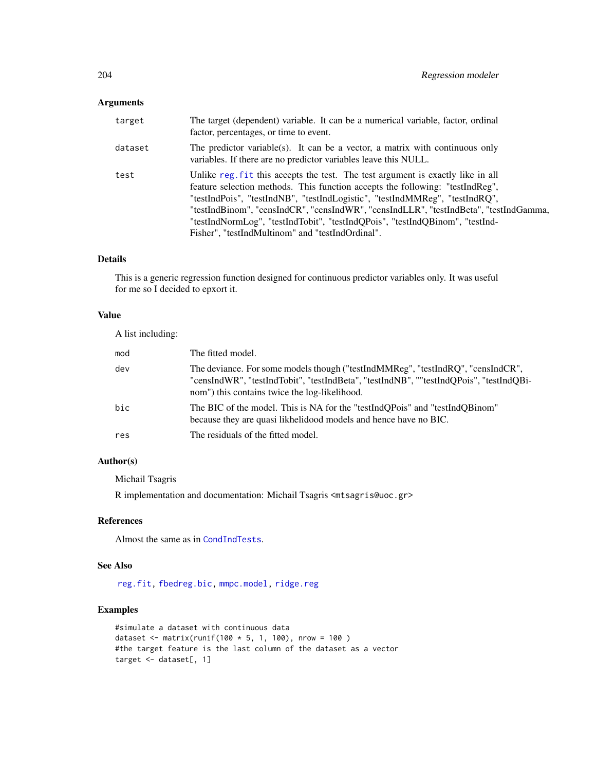## Arguments

| | |
|---|---|
| target | The target (dependent) variable. It can be a numerical variable, factor, ordinal factor, percentages, or time to event. |
| dataset | The predictor variable(s). It can be a vector, a matrix with continuous only variables. If there are no predictor variables leave this NULL. |
| test | Unlike reg.fit this accepts the test. The test argument is exactly like in all feature selection methods. This function accepts the following: "testIndReg", "testIndPois", "testIndNB", "testIndLogistic", "testIndMMReg", "testIndRQ", "testIndBinom", "censIndCR", "censIndWR", "censIndLLR", "testIndBeta", "testIndGamma, "testIndNormLog", "testIndTobit", "testIndQPois", "testIndQBinom", "testIndFisher", "testIndMultinom" and "testIndOrdinal". |

## Details

This is a generic regression function designed for continuous predictor variables only. It was useful for me so I decided to epxort it.

## Value

A list including:

| | |
|---|---|
| mod | The fitted model. |
| dev | The deviance. For some models though ("testIndMMReg", "testIndRQ", "censIndCR", "censIndWR", "testIndTobit", "testIndBeta", "testIndNB", ""testIndQPois", "testIndQBinom") this contains twice the log-likelihood. |
| bic | The BIC of the model. This is NA for the "testIndQPois" and "testIndQBinom" because they are quasi likhelidood models and hence have no BIC. |
| res | The residuals of the fitted model. |

## Author(s)

Michail Tsagris

R implementation and documentation: Michail Tsagris <mtsagris@uoc.gr>

## References

Almost the same as in CondIndTests.

## See Also

reg.fit, fbedreg.bic, mmpc.model, ridge.reg

## Examples

```
#simulate a dataset with continuous data
dataset <- matrix(runif(100 * 5, 1, 100), nrow = 100 )
#the target feature is the last column of the dataset as a vector
target <- dataset[, 1]
```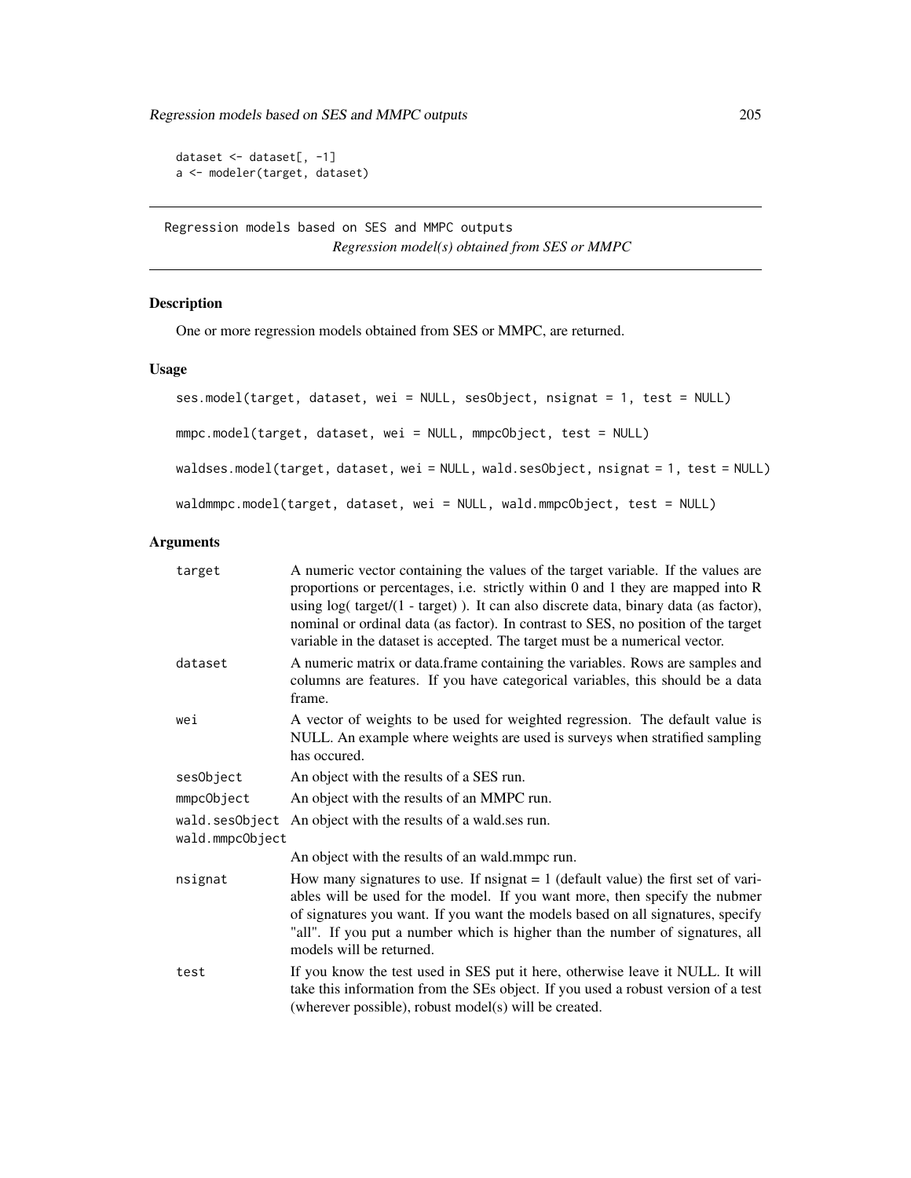```
dataset <- dataset[, -1]
a <- modeler(target, dataset)
```

---

Regression models based on SES and MMPC outputs

*Regression model(s) obtained from SES or MMPC*

---

### Description

One or more regression models obtained from SES or MMPC, are returned.

### Usage

```
ses.model(target, dataset, wei = NULL, sesObject, nsignat = 1, test = NULL)

mmpc.model(target, dataset, wei = NULL, mmpcObject, test = NULL)

waldses.model(target, dataset, wei = NULL, wald.sesObject, nsignat = 1, test = NULL)

waldmmpc.model(target, dataset, wei = NULL, wald.mmpcObject, test = NULL)
```

### Arguments

| | |
|---|---|
| `target` | A numeric vector containing the values of the target variable. If the values are proportions or percentages, i.e. strictly within 0 and 1 they are mapped into R using log( target/(1 - target) ). It can also discrete data, binary data (as factor), nominal or ordinal data (as factor). In contrast to SES, no position of the target variable in the dataset is accepted. The target must be a numerical vector. |
| `dataset` | A numeric matrix or data.frame containing the variables. Rows are samples and columns are features. If you have categorical variables, this should be a data frame. |
| `wei` | A vector of weights to be used for weighted regression. The default value is NULL. An example where weights are used is surveys when stratified sampling has occured. |
| `sesObject` | An object with the results of a SES run. |
| `mmpcObject` | An object with the results of an MMPC run. |
| `wald.sesObject` | An object with the results of a wald.ses run. |
| `wald.mmpcObject` | An object with the results of an wald.mmpc run. |
| `nsignat` | How many signatures to use. If nsignat = 1 (default value) the first set of variables will be used for the model. If you want more, then specify the nubmer of signatures you want. If you want the models based on all signatures, specify "all". If you put a number which is higher than the number of signatures, all models will be returned. |
| `test` | If you know the test used in SES put it here, otherwise leave it NULL. It will take this information from the SEs object. If you used a robust version of a test (wherever possible), robust model(s) will be created. |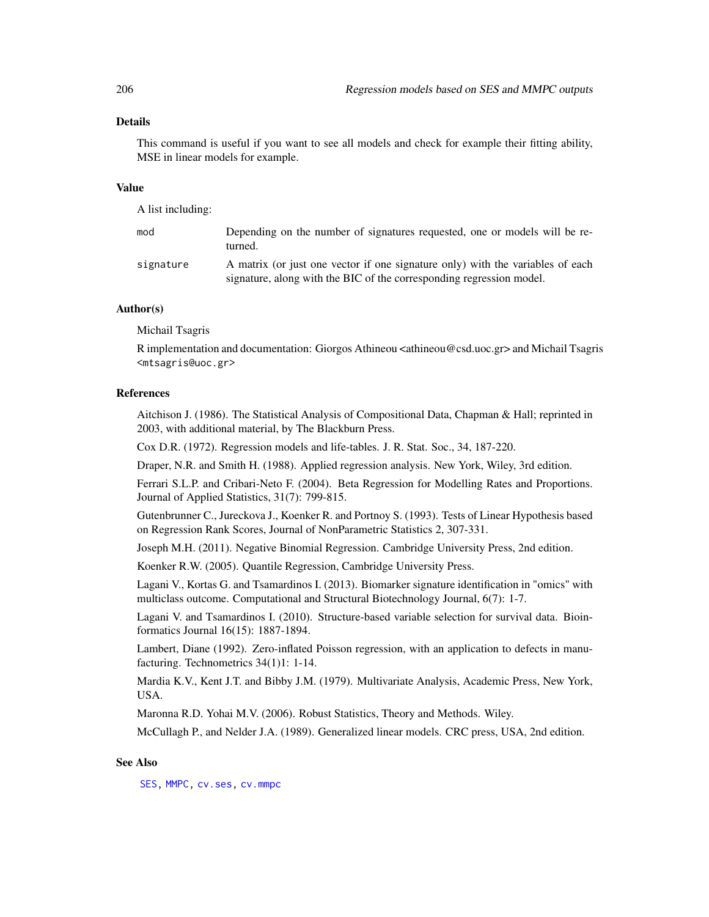### Details

This command is useful if you want to see all models and check for example their fitting ability, MSE in linear models for example.

### Value

A list including:

| | |
|---|---|
| `mod` | Depending on the number of signatures requested, one or models will be returned. |
| `signature` | A matrix (or just one vector if one signature only) with the variables of each signature, along with the BIC of the corresponding regression model. |

### Author(s)

Michail Tsagris

R implementation and documentation: Giorgos Athineou <athineou@csd.uoc.gr> and Michail Tsagris <mtsagris@uoc.gr>

### References

Aitchison J. (1986). The Statistical Analysis of Compositional Data, Chapman & Hall; reprinted in 2003, with additional material, by The Blackburn Press.

Cox D.R. (1972). Regression models and life-tables. J. R. Stat. Soc., 34, 187-220.

Draper, N.R. and Smith H. (1988). Applied regression analysis. New York, Wiley, 3rd edition.

Ferrari S.L.P. and Cribari-Neto F. (2004). Beta Regression for Modelling Rates and Proportions. Journal of Applied Statistics, 31(7): 799-815.

Gutenbrunner C., Jureckova J., Koenker R. and Portnoy S. (1993). Tests of Linear Hypothesis based on Regression Rank Scores, Journal of NonParametric Statistics 2, 307-331.

Joseph M.H. (2011). Negative Binomial Regression. Cambridge University Press, 2nd edition.

Koenker R.W. (2005). Quantile Regression, Cambridge University Press.

Lagani V., Kortas G. and Tsamardinos I. (2013). Biomarker signature identification in "omics" with multiclass outcome. Computational and Structural Biotechnology Journal, 6(7): 1-7.

Lagani V. and Tsamardinos I. (2010). Structure-based variable selection for survival data. Bioinformatics Journal 16(15): 1887-1894.

Lambert, Diane (1992). Zero-inflated Poisson regression, with an application to defects in manufacturing. Technometrics 34(1)1: 1-14.

Mardia K.V., Kent J.T. and Bibby J.M. (1979). Multivariate Analysis, Academic Press, New York, USA.

Maronna R.D. Yohai M.V. (2006). Robust Statistics, Theory and Methods. Wiley.

McCullagh P., and Nelder J.A. (1989). Generalized linear models. CRC press, USA, 2nd edition.

### See Also

`SES`, `MMPC`, `cv.ses`, `cv.mmpc`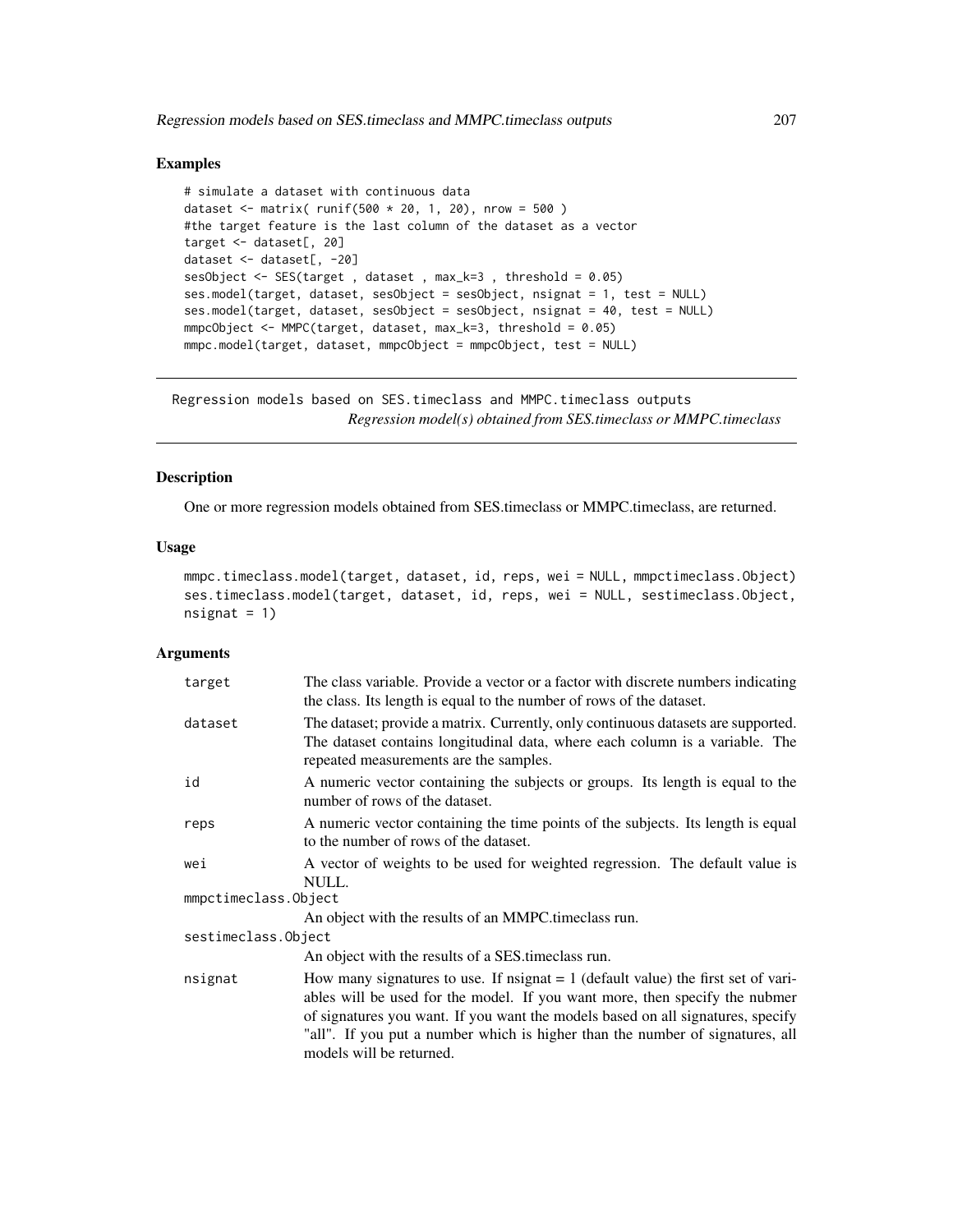### Examples

```
# simulate a dataset with continuous data
dataset <- matrix( runif(500 * 20, 1, 20), nrow = 500 )
#the target feature is the last column of the dataset as a vector
target <- dataset[, 20]
dataset <- dataset[, -20]
sesObject <- SES(target , dataset , max_k=3 , threshold = 0.05)
ses.model(target, dataset, sesObject = sesObject, nsignat = 1, test = NULL)
ses.model(target, dataset, sesObject = sesObject, nsignat = 40, test = NULL)
mmpcObject <- MMPC(target, dataset, max_k=3, threshold = 0.05)
mmpc.model(target, dataset, mmpcObject = mmpcObject, test = NULL)
```

---

## Regression models based on SES.timeclass and MMPC.timeclass outputs

*Regression model(s) obtained from SES.timeclass or MMPC.timeclass*

---

### Description

One or more regression models obtained from SES.timeclass or MMPC.timeclass, are returned.

### Usage

```
mmpc.timeclass.model(target, dataset, id, reps, wei = NULL, mmpctimeclass.Object)
ses.timeclass.model(target, dataset, id, reps, wei = NULL, sestimeclass.Object,
nsignat = 1)
```

### Arguments

| | |
|---|---|
| `target` | The class variable. Provide a vector or a factor with discrete numbers indicating the class. Its length is equal to the number of rows of the dataset. |
| `dataset` | The dataset; provide a matrix. Currently, only continuous datasets are supported. The dataset contains longitudinal data, where each column is a variable. The repeated measurements are the samples. |
| `id` | A numeric vector containing the subjects or groups. Its length is equal to the number of rows of the dataset. |
| `reps` | A numeric vector containing the time points of the subjects. Its length is equal to the number of rows of the dataset. |
| `wei` | A vector of weights to be used for weighted regression. The default value is NULL. |
| `mmpctimeclass.Object` | An object with the results of an MMPC.timeclass run. |
| `sestimeclass.Object` | An object with the results of a SES.timeclass run. |
| `nsignat` | How many signatures to use. If nsignat = 1 (default value) the first set of variables will be used for the model. If you want more, then specify the nubmer of signatures you want. If you want the models based on all signatures, specify "all". If you put a number which is higher than the number of signatures, all models will be returned. |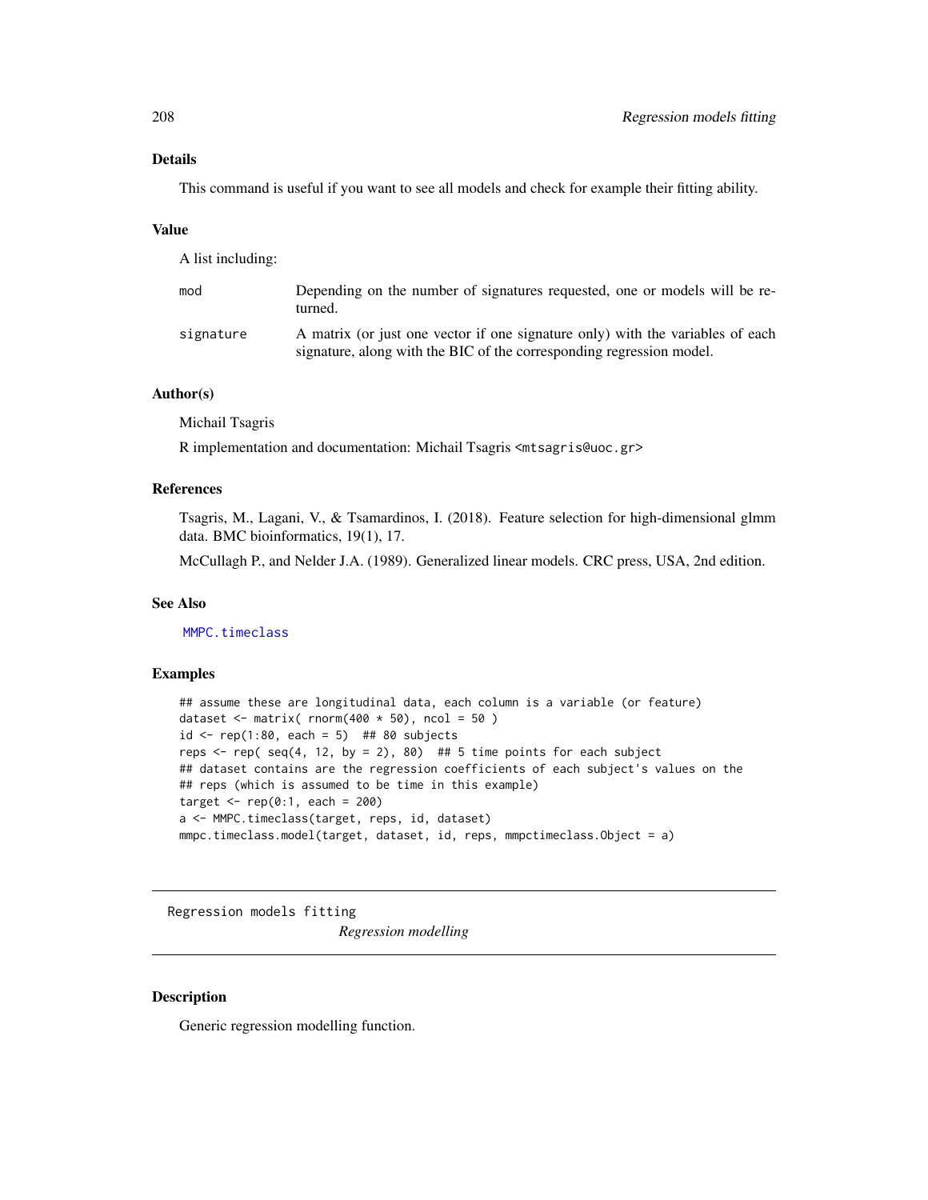## Details

This command is useful if you want to see all models and check for example their fitting ability.

## Value

A list including:

| | |
|---|---|
| mod | Depending on the number of signatures requested, one or models will be returned. |
| signature | A matrix (or just one vector if one signature only) with the variables of each signature, along with the BIC of the corresponding regression model. |

## Author(s)

Michail Tsagris

R implementation and documentation: Michail Tsagris <mtsagris@uoc.gr>

## References

Tsagris, M., Lagani, V., & Tsamardinos, I. (2018). Feature selection for high-dimensional glmm data. BMC bioinformatics, 19(1), 17.

McCullagh P., and Nelder J.A. (1989). Generalized linear models. CRC press, USA, 2nd edition.

## See Also

MMPC.timeclass

## Examples

```
## assume these are longitudinal data, each column is a variable (or feature)
dataset <- matrix( rnorm(400 * 50), ncol = 50 )
id <- rep(1:80, each = 5)  ## 80 subjects
reps <- rep( seq(4, 12, by = 2), 80)  ## 5 time points for each subject
## dataset contains are the regression coefficients of each subject's values on the
## reps (which is assumed to be time in this example)
target <- rep(0:1, each = 200)
a <- MMPC.timeclass(target, reps, id, dataset)
mmpc.timeclass.model(target, dataset, id, reps, mmpctimeclass.Object = a)
```

---

Regression models fitting &emsp; *Regression modelling*

---

## Description

Generic regression modelling function.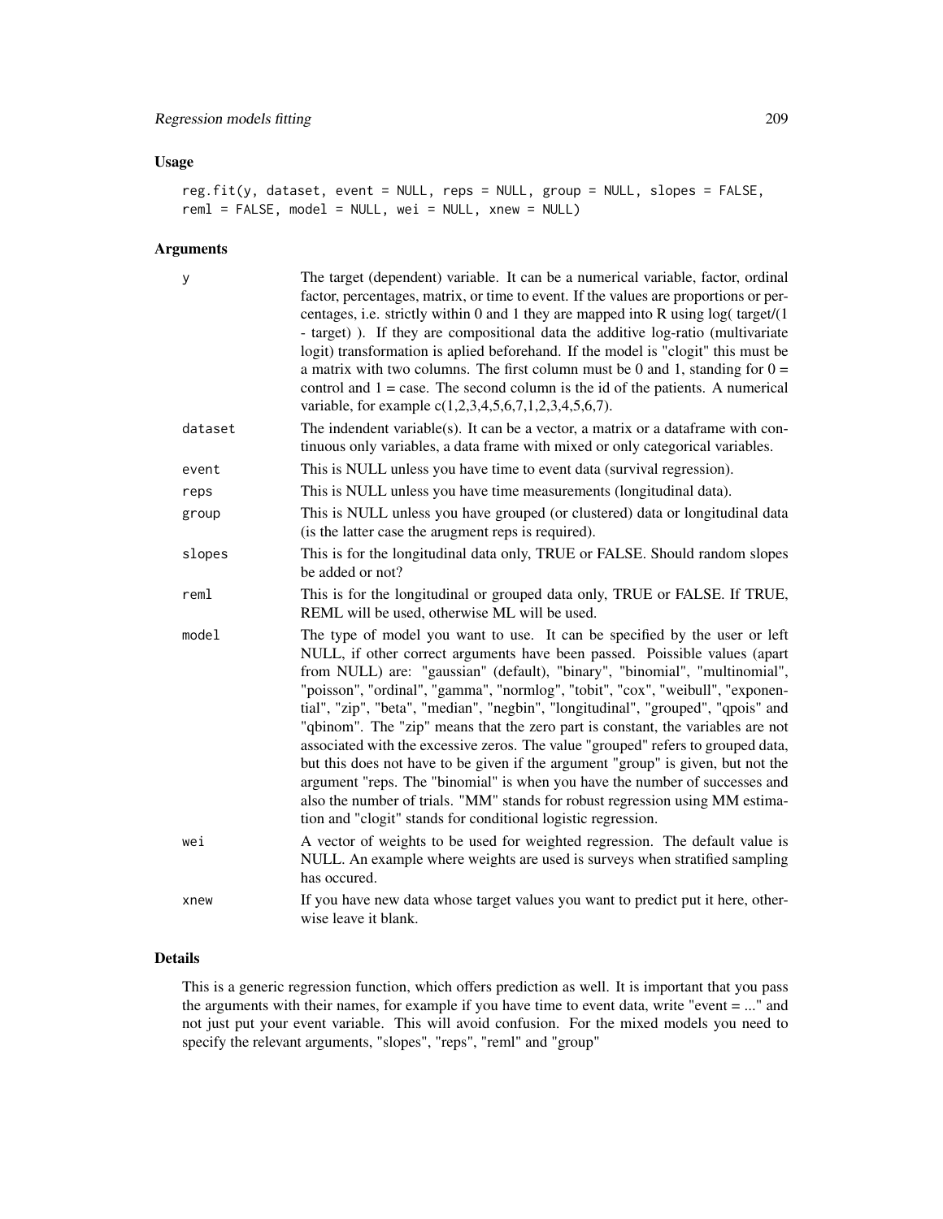## Usage

```
reg.fit(y, dataset, event = NULL, reps = NULL, group = NULL, slopes = FALSE,
reml = FALSE, model = NULL, wei = NULL, xnew = NULL)
```

## Arguments

| | |
|---|---|
| y | The target (dependent) variable. It can be a numerical variable, factor, ordinal factor, percentages, matrix, or time to event. If the values are proportions or percentages, i.e. strictly within 0 and 1 they are mapped into R using log( target/(1 - target) ). If they are compositional data the additive log-ratio (multivariate logit) transformation is aplied beforehand. If the model is "clogit" this must be a matrix with two columns. The first column must be 0 and 1, standing for 0 = control and 1 = case. The second column is the id of the patients. A numerical variable, for example c(1,2,3,4,5,6,7,1,2,3,4,5,6,7). |
| dataset | The indendent variable(s). It can be a vector, a matrix or a dataframe with continuous only variables, a data frame with mixed or only categorical variables. |
| event | This is NULL unless you have time to event data (survival regression). |
| reps | This is NULL unless you have time measurements (longitudinal data). |
| group | This is NULL unless you have grouped (or clustered) data or longitudinal data (is the latter case the arugment reps is required). |
| slopes | This is for the longitudinal data only, TRUE or FALSE. Should random slopes be added or not? |
| reml | This is for the longitudinal or grouped data only, TRUE or FALSE. If TRUE, REML will be used, otherwise ML will be used. |
| model | The type of model you want to use. It can be specified by the user or left NULL, if other correct arguments have been passed. Poissible values (apart from NULL) are: "gaussian" (default), "binary", "binomial", "multinomial", "poisson", "ordinal", "gamma", "normlog", "tobit", "cox", "weibull", "exponential", "zip", "beta", "median", "negbin", "longitudinal", "grouped", "qpois" and "qbinom". The "zip" means that the zero part is constant, the variables are not associated with the excessive zeros. The value "grouped" refers to grouped data, but this does not have to be given if the argument "group" is given, but not the argument "reps. The "binomial" is when you have the number of successes and also the number of trials. "MM" stands for robust regression using MM estimation and "clogit" stands for conditional logistic regression. |
| wei | A vector of weights to be used for weighted regression. The default value is NULL. An example where weights are used is surveys when stratified sampling has occured. |
| xnew | If you have new data whose target values you want to predict put it here, otherwise leave it blank. |

## Details

This is a generic regression function, which offers prediction as well. It is important that you pass the arguments with their names, for example if you have time to event data, write "event = ..." and not just put your event variable. This will avoid confusion. For the mixed models you need to specify the relevant arguments, "slopes", "reps", "reml" and "group"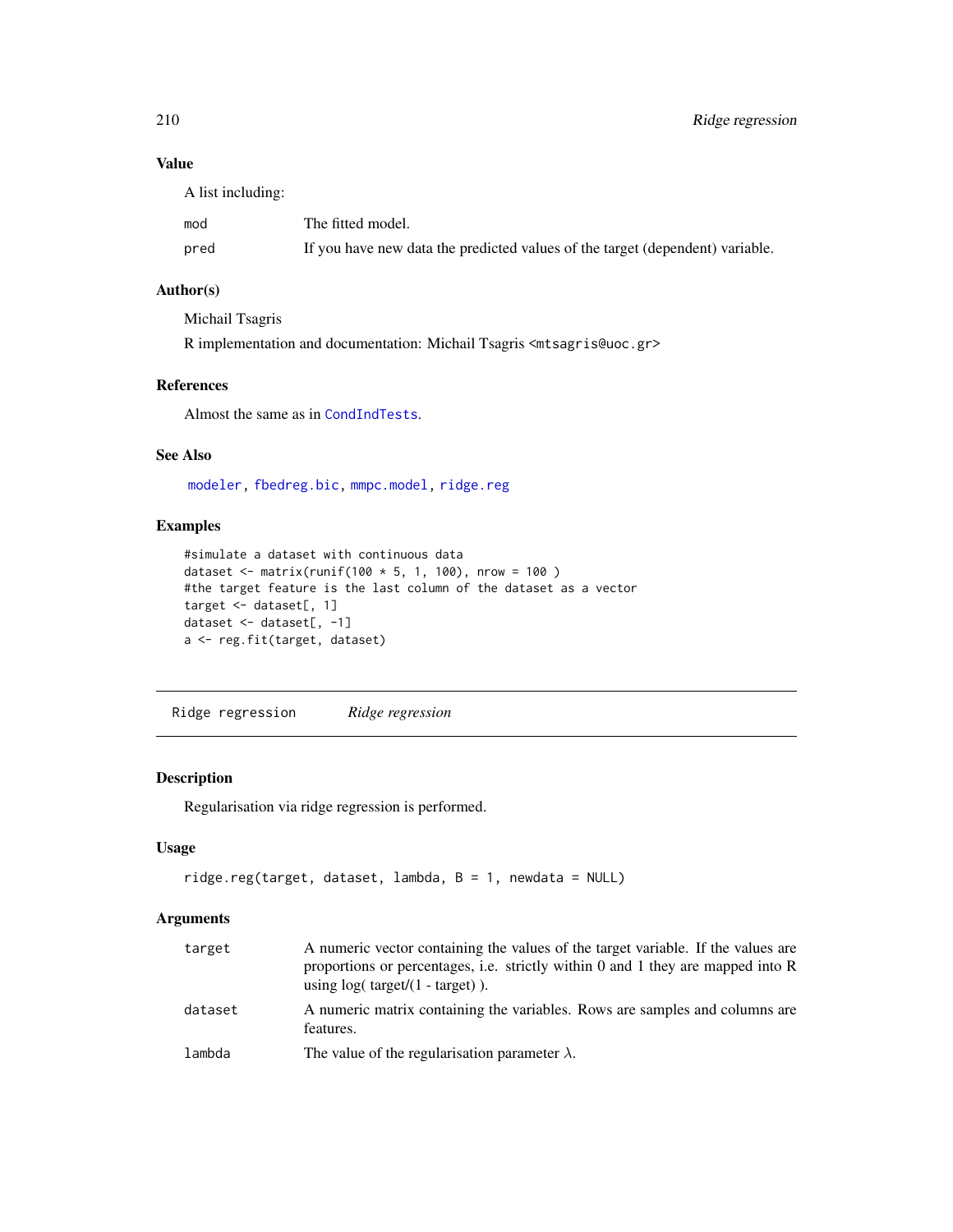### Value

A list including:

| | |
|---|---|
| mod | The fitted model. |
| pred | If you have new data the predicted values of the target (dependent) variable. |

### Author(s)

Michail Tsagris

R implementation and documentation: Michail Tsagris <mtsagris@uoc.gr>

### References

Almost the same as in CondIndTests.

### See Also

modeler, fbedreg.bic, mmpc.model, ridge.reg

### Examples

```
#simulate a dataset with continuous data
dataset <- matrix(runif(100 * 5, 1, 100), nrow = 100 )
#the target feature is the last column of the dataset as a vector
target <- dataset[, 1]
dataset <- dataset[, -1]
a <- reg.fit(target, dataset)
```

---

## Ridge regression — *Ridge regression*

---

### Description

Regularisation via ridge regression is performed.

### Usage

```
ridge.reg(target, dataset, lambda, B = 1, newdata = NULL)
```

### Arguments

| | |
|---|---|
| target | A numeric vector containing the values of the target variable. If the values are proportions or percentages, i.e. strictly within 0 and 1 they are mapped into R using log( target/(1 - target) ). |
| dataset | A numeric matrix containing the variables. Rows are samples and columns are features. |
| lambda | The value of the regularisation parameter $\lambda$. |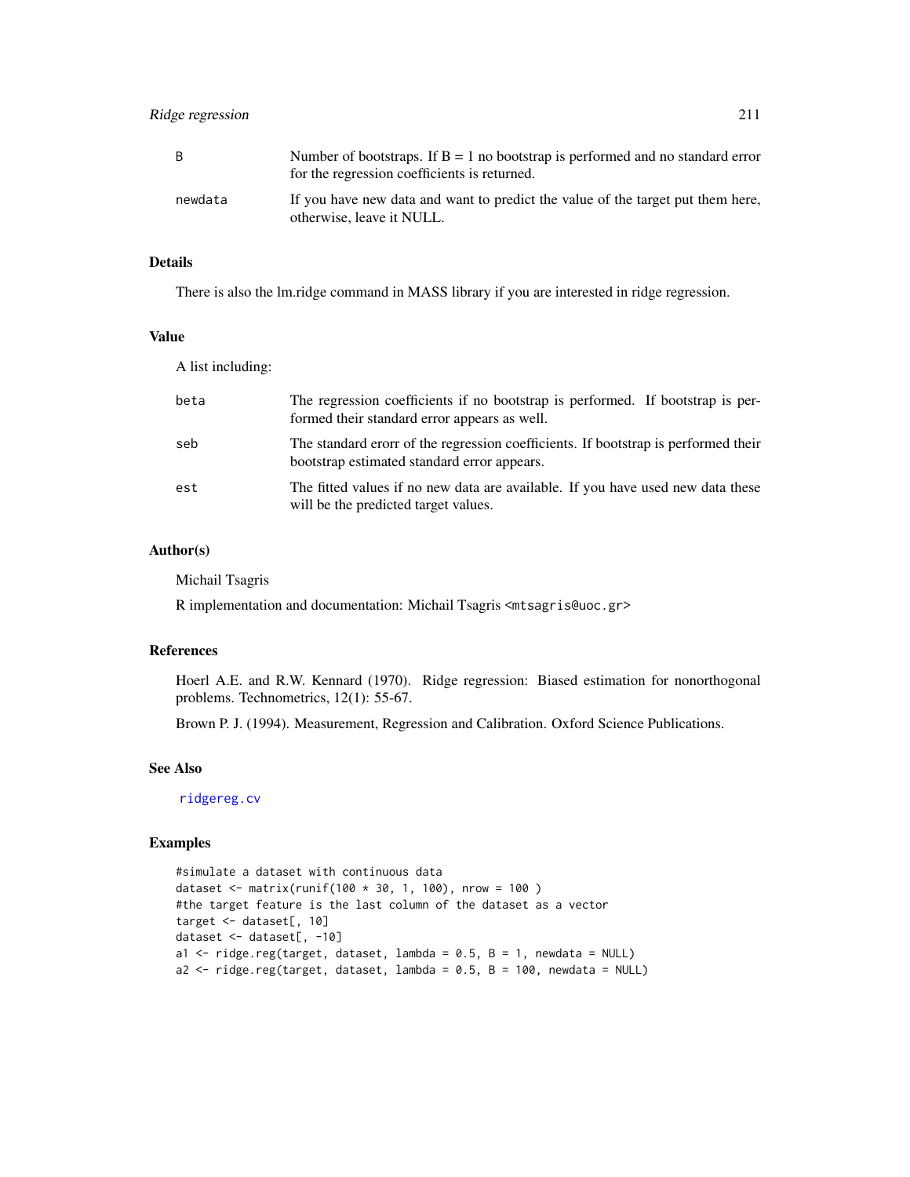| | |
|---|---|
| B | Number of bootstraps. If B = 1 no bootstrap is performed and no standard error for the regression coefficients is returned. |
| newdata | If you have new data and want to predict the value of the target put them here, otherwise, leave it NULL. |

## Details

There is also the lm.ridge command in MASS library if you are interested in ridge regression.

## Value

A list including:

| | |
|---|---|
| beta | The regression coefficients if no bootstrap is performed. If bootstrap is performed their standard error appears as well. |
| seb | The standard erorr of the regression coefficients. If bootstrap is performed their bootstrap estimated standard error appears. |
| est | The fitted values if no new data are available. If you have used new data these will be the predicted target values. |

## Author(s)

Michail Tsagris

R implementation and documentation: Michail Tsagris <mtsagris@uoc.gr>

## References

Hoerl A.E. and R.W. Kennard (1970). Ridge regression: Biased estimation for nonorthogonal problems. Technometrics, 12(1): 55-67.

Brown P. J. (1994). Measurement, Regression and Calibration. Oxford Science Publications.

## See Also

ridgereg.cv

## Examples

```
#simulate a dataset with continuous data
dataset <- matrix(runif(100 * 30, 1, 100), nrow = 100 )
#the target feature is the last column of the dataset as a vector
target <- dataset[, 10]
dataset <- dataset[, -10]
a1 <- ridge.reg(target, dataset, lambda = 0.5, B = 1, newdata = NULL)
a2 <- ridge.reg(target, dataset, lambda = 0.5, B = 100, newdata = NULL)
```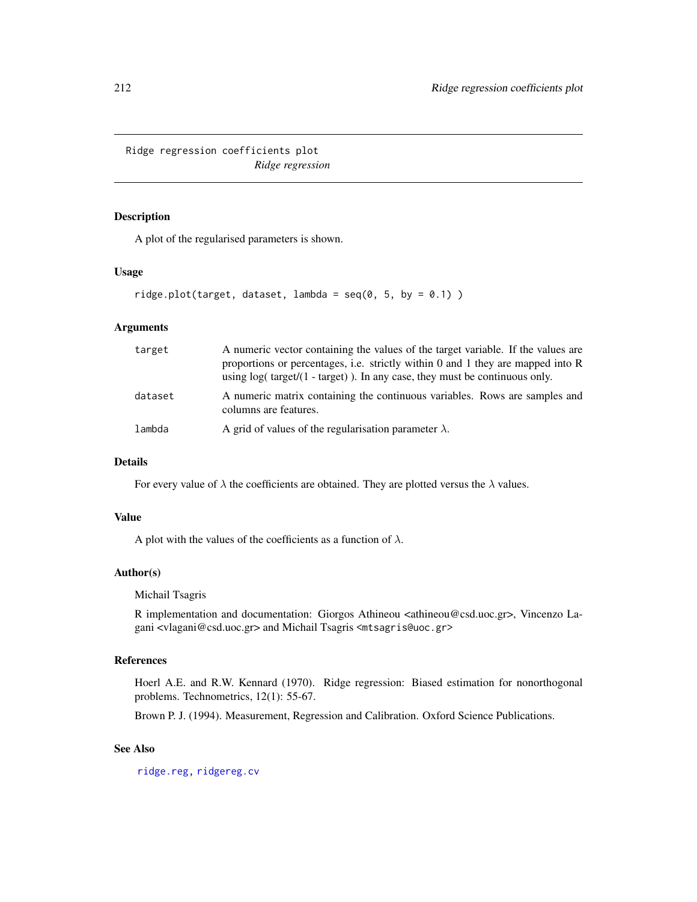# Ridge regression coefficients plot

*Ridge regression*

## Description

A plot of the regularised parameters is shown.

## Usage

```
ridge.plot(target, dataset, lambda = seq(0, 5, by = 0.1) )
```

## Arguments

| | |
|---|---|
| target | A numeric vector containing the values of the target variable. If the values are proportions or percentages, i.e. strictly within 0 and 1 they are mapped into R using log( target/(1 - target) ). In any case, they must be continuous only. |
| dataset | A numeric matrix containing the continuous variables. Rows are samples and columns are features. |
| lambda | A grid of values of the regularisation parameter $\lambda$. |

## Details

For every value of $\lambda$ the coefficients are obtained. They are plotted versus the $\lambda$ values.

## Value

A plot with the values of the coefficients as a function of $\lambda$.

## Author(s)

Michail Tsagris

R implementation and documentation: Giorgos Athineou <athineou@csd.uoc.gr>, Vincenzo Lagani <vlagani@csd.uoc.gr> and Michail Tsagris <mtsagris@uoc.gr>

## References

Hoerl A.E. and R.W. Kennard (1970). Ridge regression: Biased estimation for nonorthogonal problems. Technometrics, 12(1): 55-67.

Brown P. J. (1994). Measurement, Regression and Calibration. Oxford Science Publications.

## See Also

ridge.reg, ridgereg.cv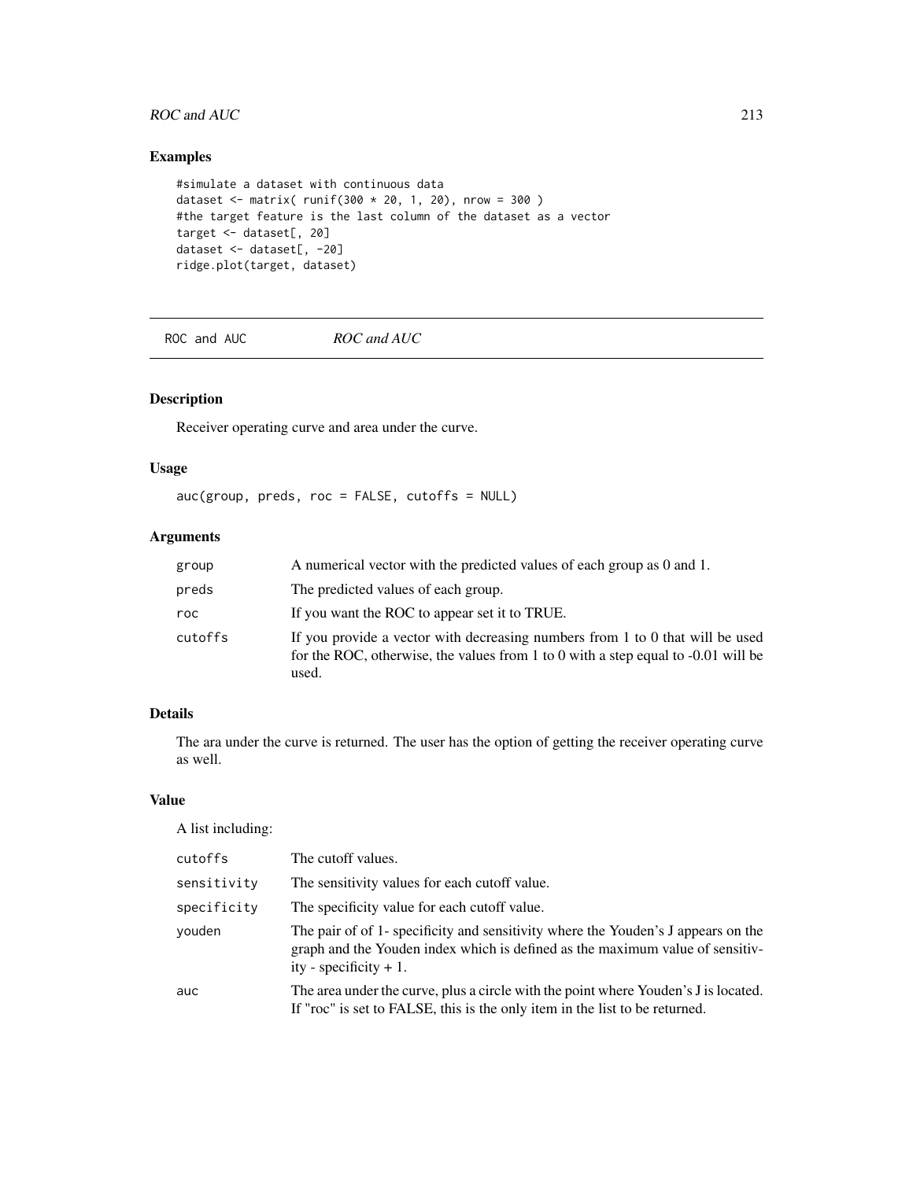## Examples

```
#simulate a dataset with continuous data
dataset <- matrix( runif(300 * 20, 1, 20), nrow = 300 )
#the target feature is the last column of the dataset as a vector
target <- dataset[, 20]
dataset <- dataset[, -20]
ridge.plot(target, dataset)
```

---

ROC and AUC                *ROC and AUC*

---

## Description

Receiver operating curve and area under the curve.

## Usage

```
auc(group, preds, roc = FALSE, cutoffs = NULL)
```

## Arguments

| | |
|---|---|
| group | A numerical vector with the predicted values of each group as 0 and 1. |
| preds | The predicted values of each group. |
| roc | If you want the ROC to appear set it to TRUE. |
| cutoffs | If you provide a vector with decreasing numbers from 1 to 0 that will be used for the ROC, otherwise, the values from 1 to 0 with a step equal to -0.01 will be used. |

## Details

The ara under the curve is returned. The user has the option of getting the receiver operating curve as well.

## Value

A list including:

| | |
|---|---|
| cutoffs | The cutoff values. |
| sensitivity | The sensitivity values for each cutoff value. |
| specificity | The specificity value for each cutoff value. |
| youden | The pair of of 1- specificity and sensitivity where the Youden's J appears on the graph and the Youden index which is defined as the maximum value of sensitivity - specificity + 1. |
| auc | The area under the curve, plus a circle with the point where Youden's J is located. If "roc" is set to FALSE, this is the only item in the list to be returned. |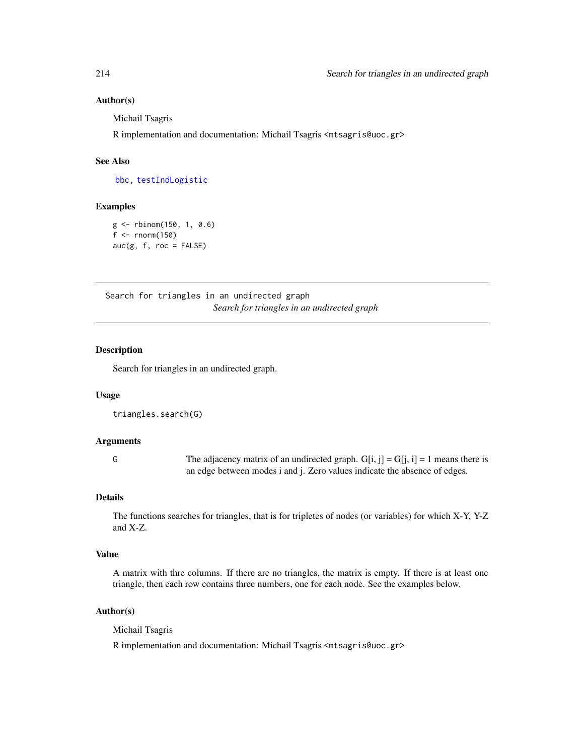### Author(s)

Michail Tsagris

R implementation and documentation: Michail Tsagris <mtsagris@uoc.gr>

### See Also

bbc, testIndLogistic

### Examples

```
g <- rbinom(150, 1, 0.6)
f <- rnorm(150)
auc(g, f, roc = FALSE)
```

---

## Search for triangles in an undirected graph

*Search for triangles in an undirected graph*

---

### Description

Search for triangles in an undirected graph.

### Usage

```
triangles.search(G)
```

### Arguments

| | |
|---|---|
| G | The adjacency matrix of an undirected graph. G[i, j] = G[j, i] = 1 means there is an edge between modes i and j. Zero values indicate the absence of edges. |

### Details

The functions searches for triangles, that is for tripletes of nodes (or variables) for which X-Y, Y-Z and X-Z.

### Value

A matrix with thre columns. If there are no triangles, the matrix is empty. If there is at least one triangle, then each row contains three numbers, one for each node. See the examples below.

### Author(s)

Michail Tsagris

R implementation and documentation: Michail Tsagris <mtsagris@uoc.gr>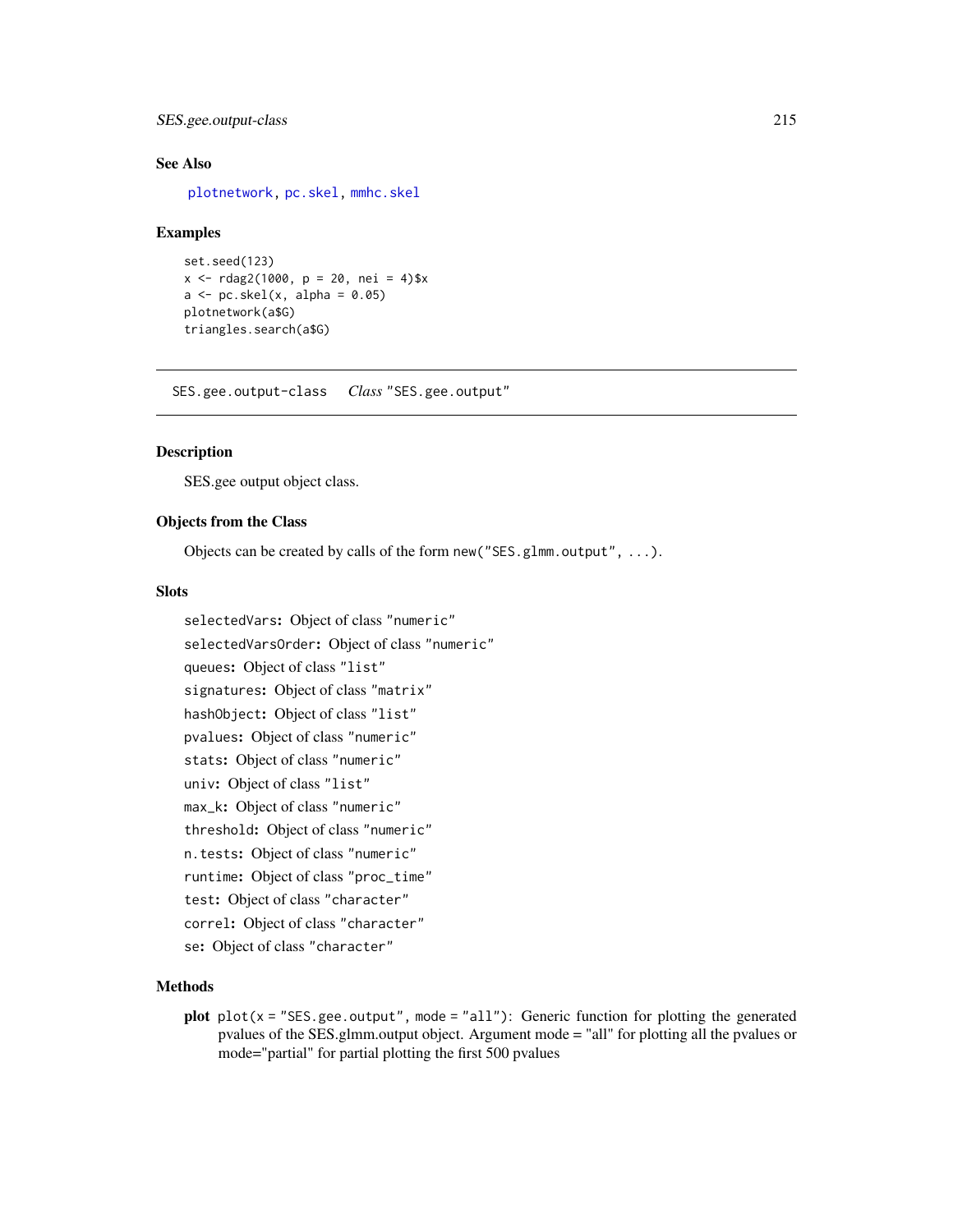### See Also

plotnetwork, pc.skel, mmhc.skel

### Examples

```
set.seed(123)
x <- rdag2(1000, p = 20, nei = 4)$x
a <- pc.skel(x, alpha = 0.05)
plotnetwork(a$G)
triangles.search(a$G)
```

---

## SES.gee.output-class *Class "SES.gee.output"*

---

### Description

SES.gee output object class.

### Objects from the Class

Objects can be created by calls of the form `new("SES.glmm.output", ...)`.

### Slots

`selectedVars`: Object of class "numeric"

`selectedVarsOrder`: Object of class "numeric"

`queues`: Object of class "list"

`signatures`: Object of class "matrix"

`hashObject`: Object of class "list"

`pvalues`: Object of class "numeric"

`stats`: Object of class "numeric"

`univ`: Object of class "list"

`max_k`: Object of class "numeric"

`threshold`: Object of class "numeric"

`n.tests`: Object of class "numeric"

`runtime`: Object of class "proc_time"

`test`: Object of class "character"

`correl`: Object of class "character"

`se`: Object of class "character"

### Methods

**plot** `plot(x = "SES.gee.output", mode = "all")`: Generic function for plotting the generated pvalues of the SES.glmm.output object. Argument mode = "all" for plotting all the pvalues or mode="partial" for partial plotting the first 500 pvalues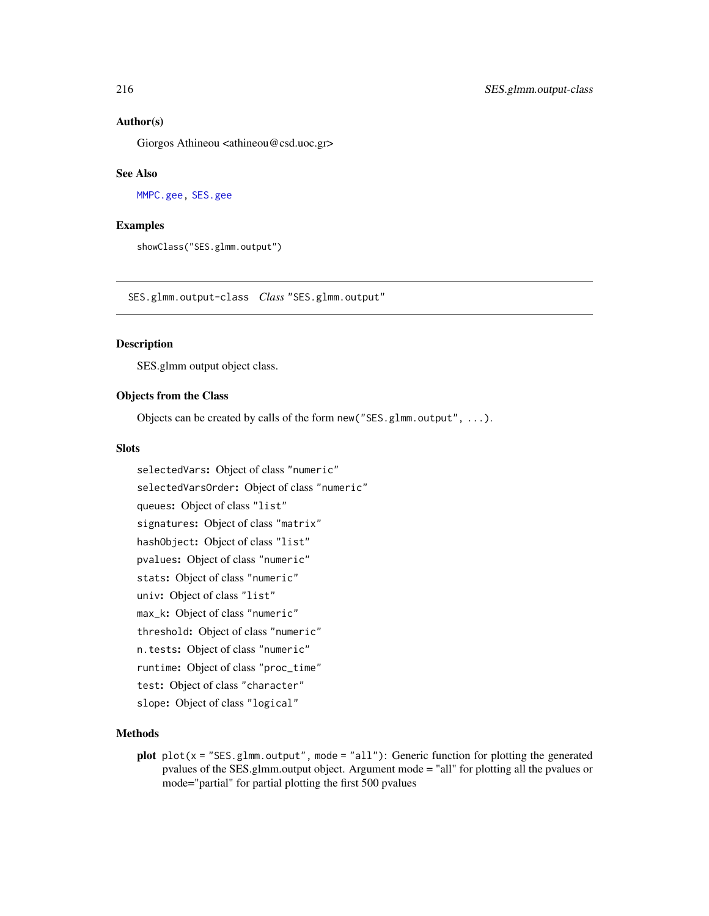### Author(s)

Giorgos Athineou <athineou@csd.uoc.gr>

### See Also

`MMPC.gee`, `SES.gee`

### Examples

```
showClass("SES.glmm.output")
```

---

## SES.glmm.output-class    *Class* "SES.glmm.output"

---

### Description

SES.glmm output object class.

### Objects from the Class

Objects can be created by calls of the form `new("SES.glmm.output", ...)`.

### Slots

`selectedVars`: Object of class "numeric"

`selectedVarsOrder`: Object of class "numeric"

`queues`: Object of class "list"

`signatures`: Object of class "matrix"

`hashObject`: Object of class "list"

`pvalues`: Object of class "numeric"

`stats`: Object of class "numeric"

`univ`: Object of class "list"

`max_k`: Object of class "numeric"

`threshold`: Object of class "numeric"

`n.tests`: Object of class "numeric"

`runtime`: Object of class "proc_time"

`test`: Object of class "character"

`slope`: Object of class "logical"

### Methods

**plot** `plot(x = "SES.glmm.output", mode = "all")`: Generic function for plotting the generated pvalues of the SES.glmm.output object. Argument mode = "all" for plotting all the pvalues or mode="partial" for partial plotting the first 500 pvalues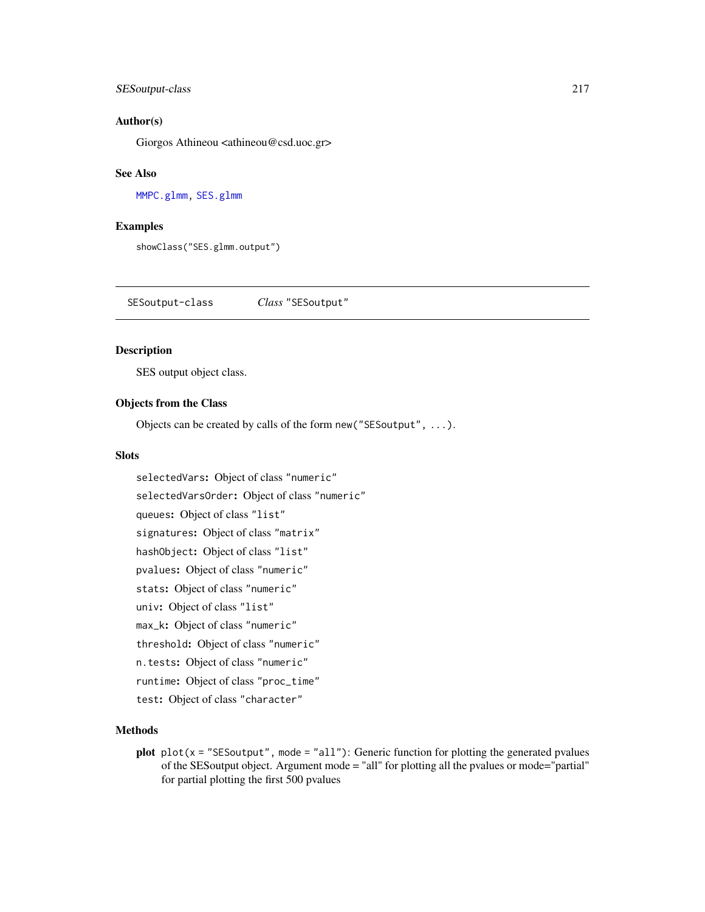### Author(s)

Giorgos Athineou <athineou@csd.uoc.gr>

### See Also

MMPC.glmm, SES.glmm

### Examples

```
showClass("SES.glmm.output")
```

---

## SESoutput-class &nbsp;&nbsp;&nbsp;&nbsp; *Class* "SESoutput"

---

### Description

SES output object class.

### Objects from the Class

Objects can be created by calls of the form `new("SESoutput", ...)`.

### Slots

`selectedVars`: Object of class "numeric"

`selectedVarsOrder`: Object of class "numeric"

`queues`: Object of class "list"

`signatures`: Object of class "matrix"

`hashObject`: Object of class "list"

`pvalues`: Object of class "numeric"

`stats`: Object of class "numeric"

`univ`: Object of class "list"

`max_k`: Object of class "numeric"

`threshold`: Object of class "numeric"

`n.tests`: Object of class "numeric"

`runtime`: Object of class "proc_time"

`test`: Object of class "character"

### Methods

**plot** `plot(x = "SESoutput", mode = "all")`: Generic function for plotting the generated pvalues of the SESoutput object. Argument mode = "all" for plotting all the pvalues or mode="partial" for partial plotting the first 500 pvalues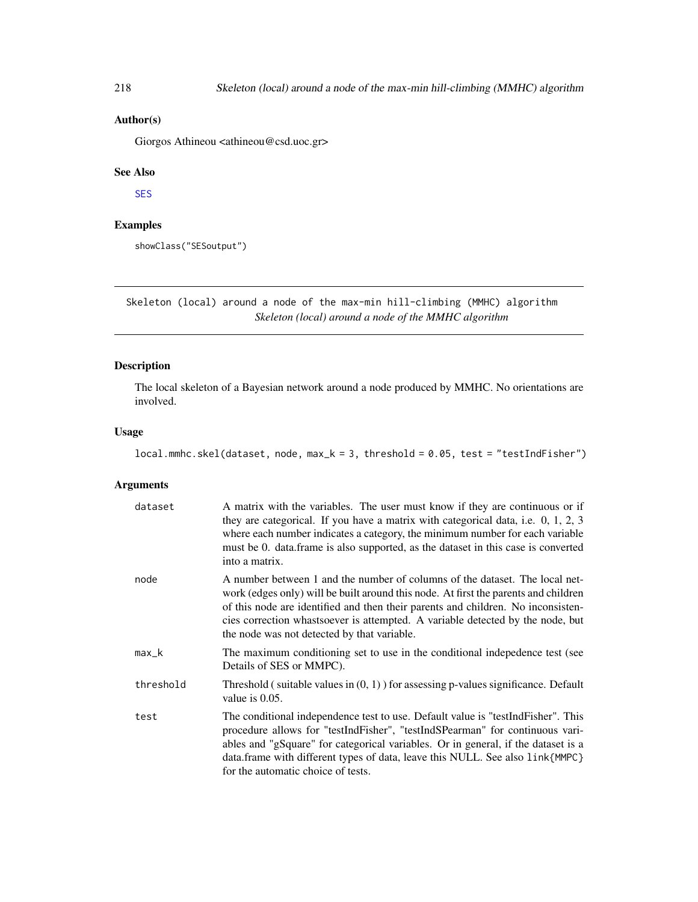## Author(s)

Giorgos Athineou <athineou@csd.uoc.gr>

## See Also

SES

## Examples

```
showClass("SESoutput")
```

---

# Skeleton (local) around a node of the max-min hill-climbing (MMHC) algorithm

*Skeleton (local) around a node of the MMHC algorithm*

---

## Description

The local skeleton of a Bayesian network around a node produced by MMHC. No orientations are involved.

## Usage

```
local.mmhc.skel(dataset, node, max_k = 3, threshold = 0.05, test = "testIndFisher")
```

## Arguments

| | |
|---|---|
| dataset | A matrix with the variables. The user must know if they are continuous or if they are categorical. If you have a matrix with categorical data, i.e. 0, 1, 2, 3 where each number indicates a category, the minimum number for each variable must be 0. data.frame is also supported, as the dataset in this case is converted into a matrix. |
| node | A number between 1 and the number of columns of the dataset. The local network (edges only) will be built around this node. At first the parents and children of this node are identified and then their parents and children. No inconsistencies correction whastsoever is attempted. A variable detected by the node, but the node was not detected by that variable. |
| max_k | The maximum conditioning set to use in the conditional indepedence test (see Details of SES or MMPC). |
| threshold | Threshold ( suitable values in (0, 1) ) for assessing p-values significance. Default value is 0.05. |
| test | The conditional independence test to use. Default value is "testIndFisher". This procedure allows for "testIndFisher", "testIndSPearman" for continuous variables and "gSquare" for categorical variables. Or in general, if the dataset is a data.frame with different types of data, leave this NULL. See also `link{MMPC}` for the automatic choice of tests. |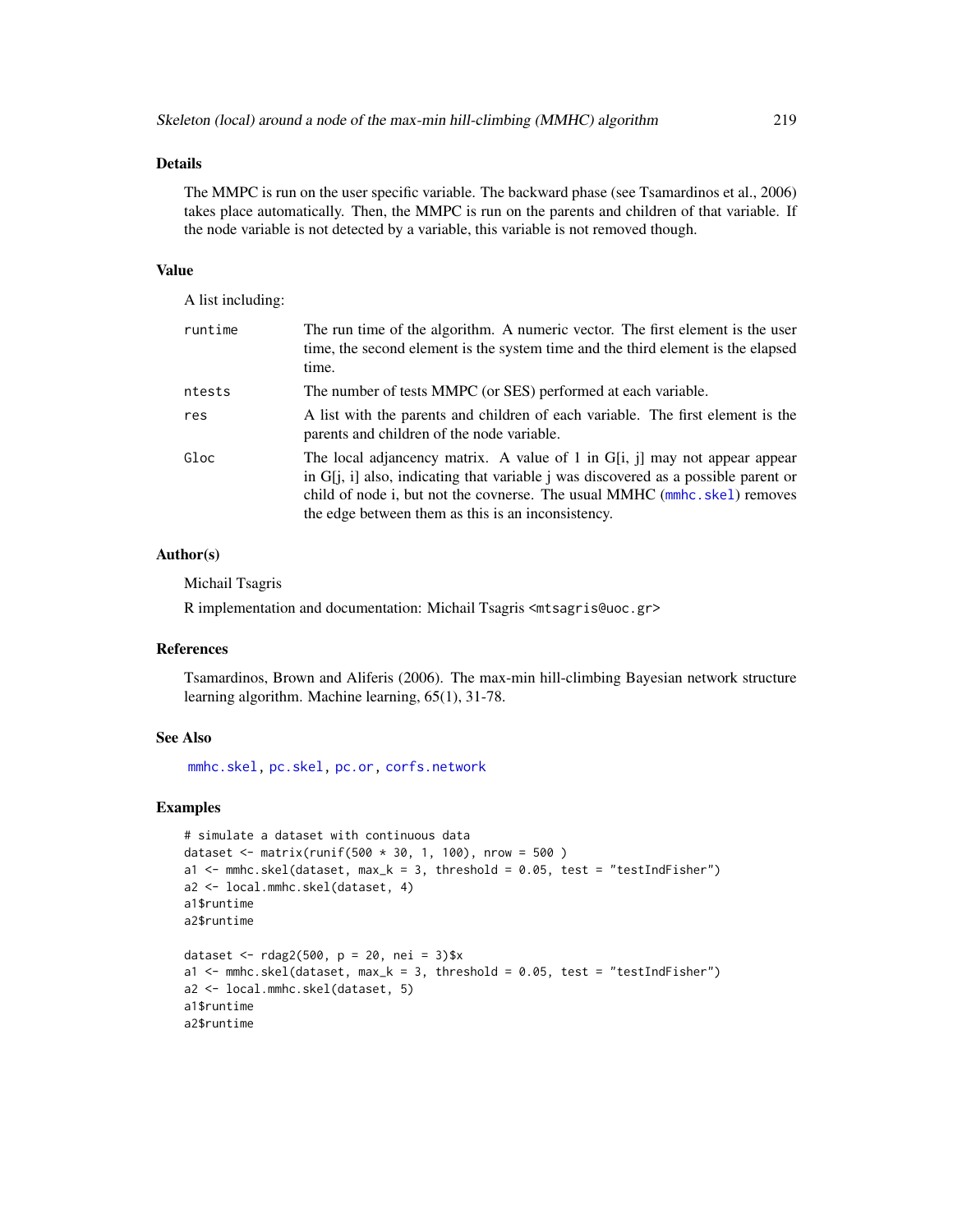## Details

The MMPC is run on the user specific variable. The backward phase (see Tsamardinos et al., 2006) takes place automatically. Then, the MMPC is run on the parents and children of that variable. If the node variable is not detected by a variable, this variable is not removed though.

## Value

A list including:

- `runtime` — The run time of the algorithm. A numeric vector. The first element is the user time, the second element is the system time and the third element is the elapsed time.
- `ntests` — The number of tests MMPC (or SES) performed at each variable.
- `res` — A list with the parents and children of each variable. The first element is the parents and children of the node variable.
- `Gloc` — The local adjancency matrix. A value of 1 in G[i, j] may not appear appear in G[j, i] also, indicating that variable j was discovered as a possible parent or child of node i, but not the covnerse. The usual MMHC (`mmhc.skel`) removes the edge between them as this is an inconsistency.

## Author(s)

Michail Tsagris

R implementation and documentation: Michail Tsagris <mtsagris@uoc.gr>

## References

Tsamardinos, Brown and Aliferis (2006). The max-min hill-climbing Bayesian network structure learning algorithm. Machine learning, 65(1), 31-78.

## See Also

`mmhc.skel`, `pc.skel`, `pc.or`, `corfs.network`

## Examples

```
# simulate a dataset with continuous data
dataset <- matrix(runif(500 * 30, 1, 100), nrow = 500 )
a1 <- mmhc.skel(dataset, max_k = 3, threshold = 0.05, test = "testIndFisher")
a2 <- local.mmhc.skel(dataset, 4)
a1$runtime
a2$runtime

dataset <- rdag2(500, p = 20, nei = 3)$x
a1 <- mmhc.skel(dataset, max_k = 3, threshold = 0.05, test = "testIndFisher")
a2 <- local.mmhc.skel(dataset, 5)
a1$runtime
a2$runtime
```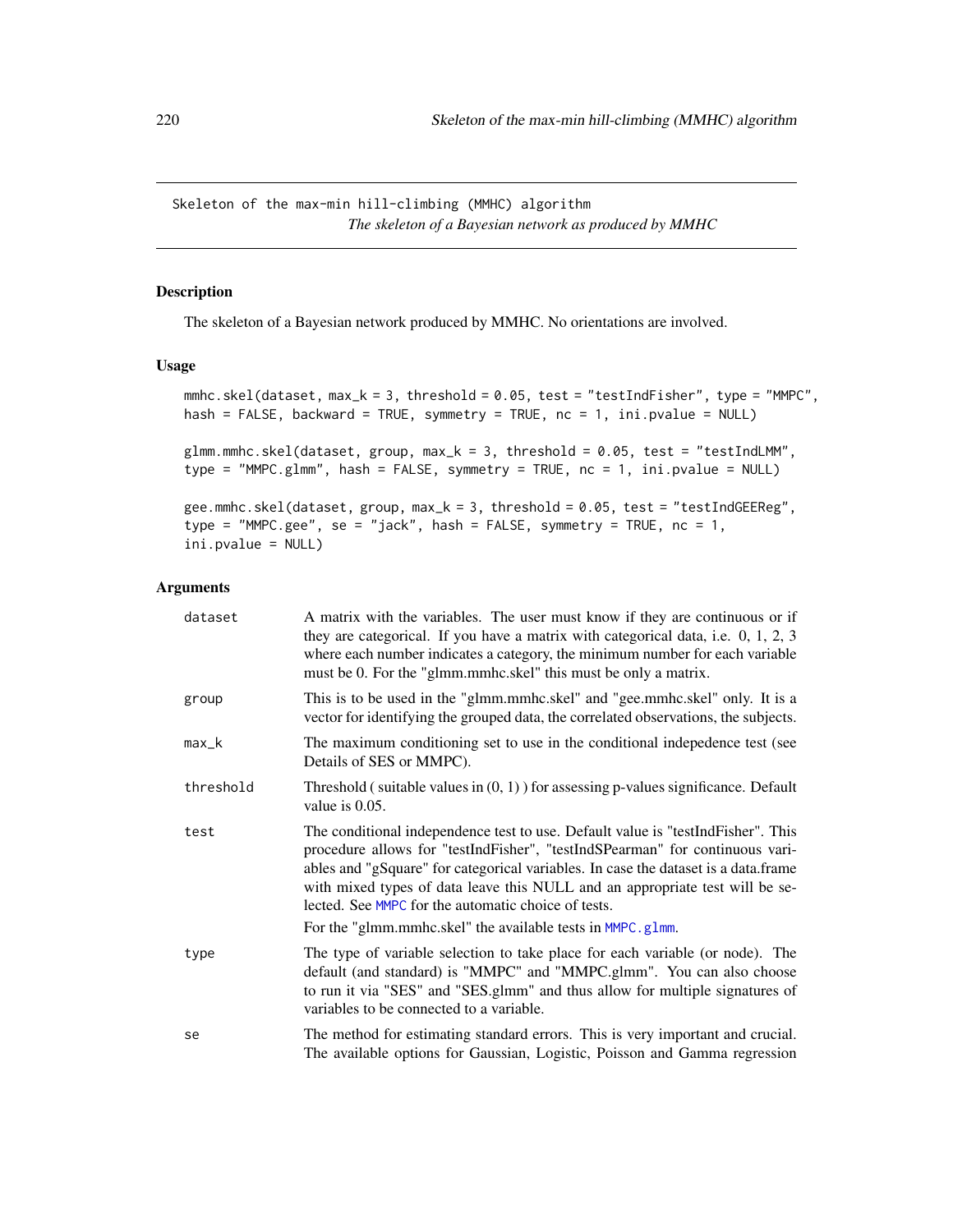Skeleton of the max-min hill-climbing (MMHC) algorithm

*The skeleton of a Bayesian network as produced by MMHC*

## Description

The skeleton of a Bayesian network produced by MMHC. No orientations are involved.

## Usage

```
mmhc.skel(dataset, max_k = 3, threshold = 0.05, test = "testIndFisher", type = "MMPC",
hash = FALSE, backward = TRUE, symmetry = TRUE, nc = 1, ini.pvalue = NULL)

glmm.mmhc.skel(dataset, group, max_k = 3, threshold = 0.05, test = "testIndLMM",
type = "MMPC.glmm", hash = FALSE, symmetry = TRUE, nc = 1, ini.pvalue = NULL)

gee.mmhc.skel(dataset, group, max_k = 3, threshold = 0.05, test = "testIndGEEReg",
type = "MMPC.gee", se = "jack", hash = FALSE, symmetry = TRUE, nc = 1,
ini.pvalue = NULL)
```

## Arguments

| | |
|---|---|
| `dataset` | A matrix with the variables. The user must know if they are continuous or if they are categorical. If you have a matrix with categorical data, i.e. 0, 1, 2, 3 where each number indicates a category, the minimum number for each variable must be 0. For the "glmm.mmhc.skel" this must be only a matrix. |
| `group` | This is to be used in the "glmm.mmhc.skel" and "gee.mmhc.skel" only. It is a vector for identifying the grouped data, the correlated observations, the subjects. |
| `max_k` | The maximum conditioning set to use in the conditional indepedence test (see Details of SES or MMPC). |
| `threshold` | Threshold ( suitable values in (0, 1) ) for assessing p-values significance. Default value is 0.05. |
| `test` | The conditional independence test to use. Default value is "testIndFisher". This procedure allows for "testIndFisher", "testIndSPearman" for continuous variables and "gSquare" for categorical variables. In case the dataset is a data.frame with mixed types of data leave this NULL and an appropriate test will be selected. See `MMPC` for the automatic choice of tests. For the "glmm.mmhc.skel" the available tests in `MMPC.glmm`. |
| `type` | The type of variable selection to take place for each variable (or node). The default (and standard) is "MMPC" and "MMPC.glmm". You can also choose to run it via "SES" and "SES.glmm" and thus allow for multiple signatures of variables to be connected to a variable. |
| `se` | The method for estimating standard errors. This is very important and crucial. The available options for Gaussian, Logistic, Poisson and Gamma regression |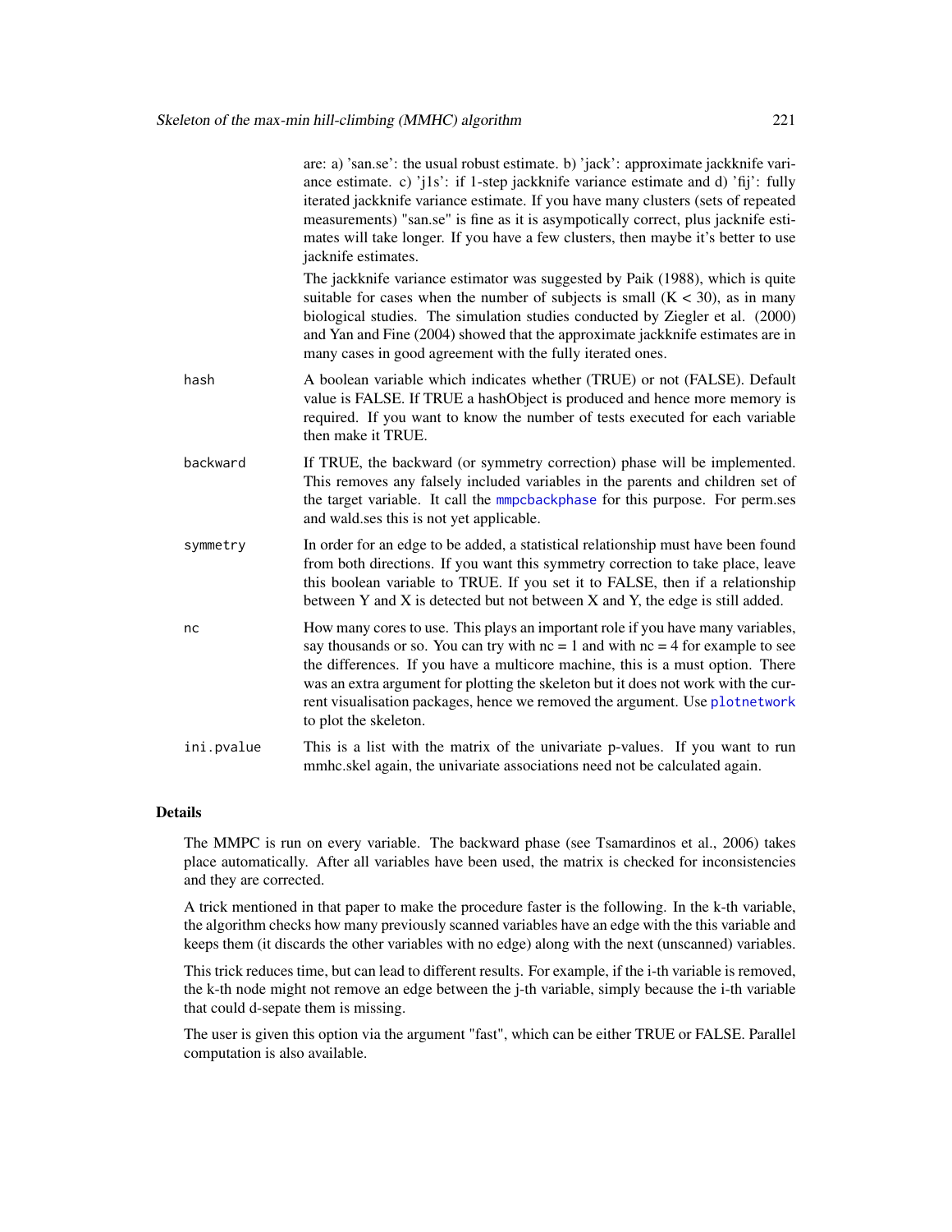are: a) 'san.se': the usual robust estimate. b) 'jack': approximate jackknife variance estimate. c) 'j1s': if 1-step jackknife variance estimate and d) 'fij': fully iterated jackknife variance estimate. If you have many clusters (sets of repeated measurements) "san.se" is fine as it is asympotically correct, plus jacknife estimates will take longer. If you have a few clusters, then maybe it's better to use jacknife estimates.

The jackknife variance estimator was suggested by Paik (1988), which is quite suitable for cases when the number of subjects is small ($K < 30$), as in many biological studies. The simulation studies conducted by Ziegler et al. (2000) and Yan and Fine (2004) showed that the approximate jackknife estimates are in many cases in good agreement with the fully iterated ones.

`hash` A boolean variable which indicates whether (TRUE) or not (FALSE). Default value is FALSE. If TRUE a hashObject is produced and hence more memory is required. If you want to know the number of tests executed for each variable then make it TRUE.

`backward` If TRUE, the backward (or symmetry correction) phase will be implemented. This removes any falsely included variables in the parents and children set of the target variable. It call the mmpcbackphase for this purpose. For perm.ses and wald.ses this is not yet applicable.

`symmetry` In order for an edge to be added, a statistical relationship must have been found from both directions. If you want this symmetry correction to take place, leave this boolean variable to TRUE. If you set it to FALSE, then if a relationship between Y and X is detected but not between X and Y, the edge is still added.

`nc` How many cores to use. This plays an important role if you have many variables, say thousands or so. You can try with nc = 1 and with nc = 4 for example to see the differences. If you have a multicore machine, this is a must option. There was an extra argument for plotting the skeleton but it does not work with the current visualisation packages, hence we removed the argument. Use plotnetwork to plot the skeleton.

`ini.pvalue` This is a list with the matrix of the univariate p-values. If you want to run mmhc.skel again, the univariate associations need not be calculated again.

## Details

The MMPC is run on every variable. The backward phase (see Tsamardinos et al., 2006) takes place automatically. After all variables have been used, the matrix is checked for inconsistencies and they are corrected.

A trick mentioned in that paper to make the procedure faster is the following. In the k-th variable, the algorithm checks how many previously scanned variables have an edge with the this variable and keeps them (it discards the other variables with no edge) along with the next (unscanned) variables.

This trick reduces time, but can lead to different results. For example, if the i-th variable is removed, the k-th node might not remove an edge between the j-th variable, simply because the i-th variable that could d-sepate them is missing.

The user is given this option via the argument "fast", which can be either TRUE or FALSE. Parallel computation is also available.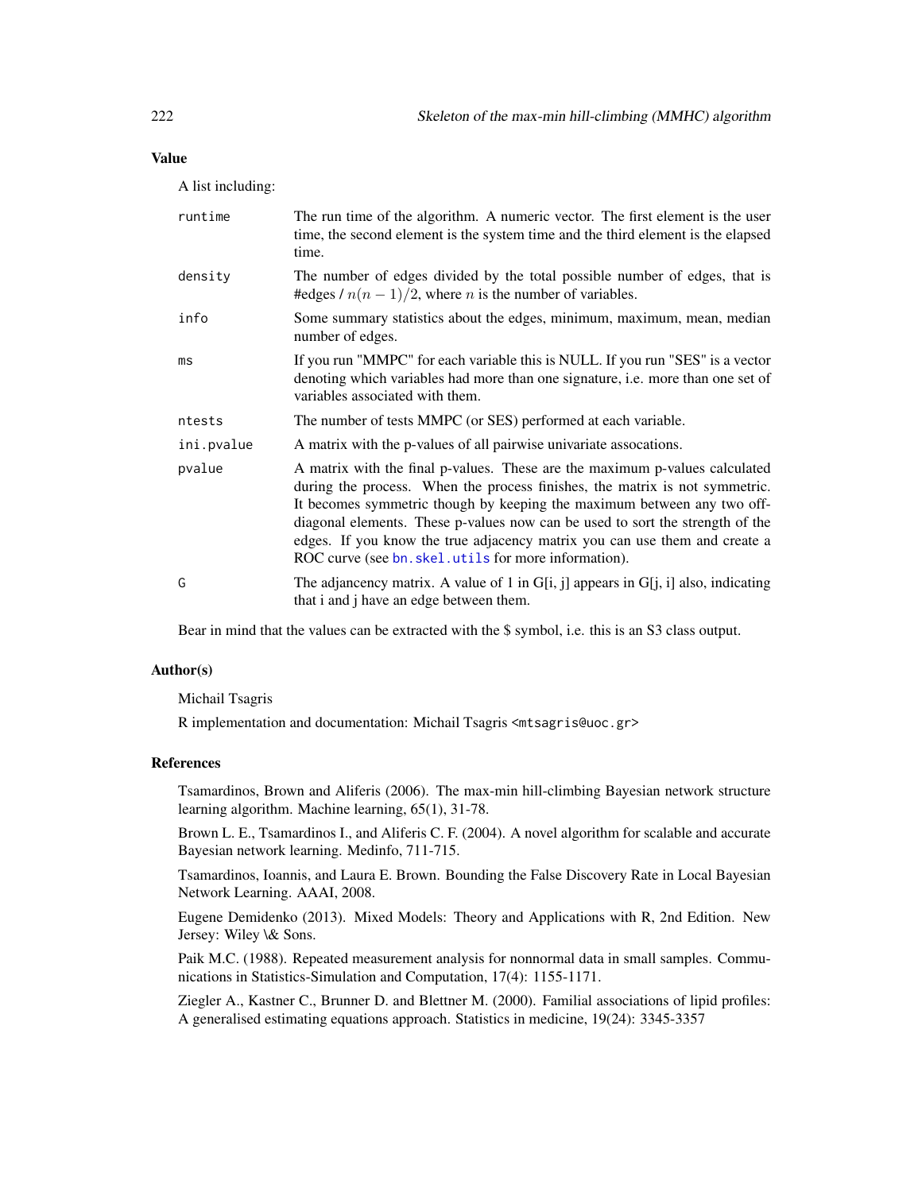### Value

A list including:

| | |
|---|---|
| runtime | The run time of the algorithm. A numeric vector. The first element is the user time, the second element is the system time and the third element is the elapsed time. |
| density | The number of edges divided by the total possible number of edges, that is #edges / $n(n-1)/2$, where $n$ is the number of variables. |
| info | Some summary statistics about the edges, minimum, maximum, mean, median number of edges. |
| ms | If you run "MMPC" for each variable this is NULL. If you run "SES" is a vector denoting which variables had more than one signature, i.e. more than one set of variables associated with them. |
| ntests | The number of tests MMPC (or SES) performed at each variable. |
| ini.pvalue | A matrix with the p-values of all pairwise univariate assocations. |
| pvalue | A matrix with the final p-values. These are the maximum p-values calculated during the process. When the process finishes, the matrix is not symmetric. It becomes symmetric though by keeping the maximum between any two off-diagonal elements. These p-values now can be used to sort the strength of the edges. If you know the true adjacency matrix you can use them and create a ROC curve (see `bn.skel.utils` for more information). |
| G | The adjacency matrix. A value of 1 in G[i, j] appears in G[j, i] also, indicating that i and j have an edge between them. |

Bear in mind that the values can be extracted with the $ symbol, i.e. this is an S3 class output.

### Author(s)

Michail Tsagris

R implementation and documentation: Michail Tsagris <mtsagris@uoc.gr>

### References

Tsamardinos, Brown and Aliferis (2006). The max-min hill-climbing Bayesian network structure learning algorithm. Machine learning, 65(1), 31-78.

Brown L. E., Tsamardinos I., and Aliferis C. F. (2004). A novel algorithm for scalable and accurate Bayesian network learning. Medinfo, 711-715.

Tsamardinos, Ioannis, and Laura E. Brown. Bounding the False Discovery Rate in Local Bayesian Network Learning. AAAI, 2008.

Eugene Demidenko (2013). Mixed Models: Theory and Applications with R, 2nd Edition. New Jersey: Wiley \& Sons.

Paik M.C. (1988). Repeated measurement analysis for nonnormal data in small samples. Communications in Statistics-Simulation and Computation, 17(4): 1155-1171.

Ziegler A., Kastner C., Brunner D. and Blettner M. (2000). Familial associations of lipid profiles: A generalised estimating equations approach. Statistics in medicine, 19(24): 3345-3357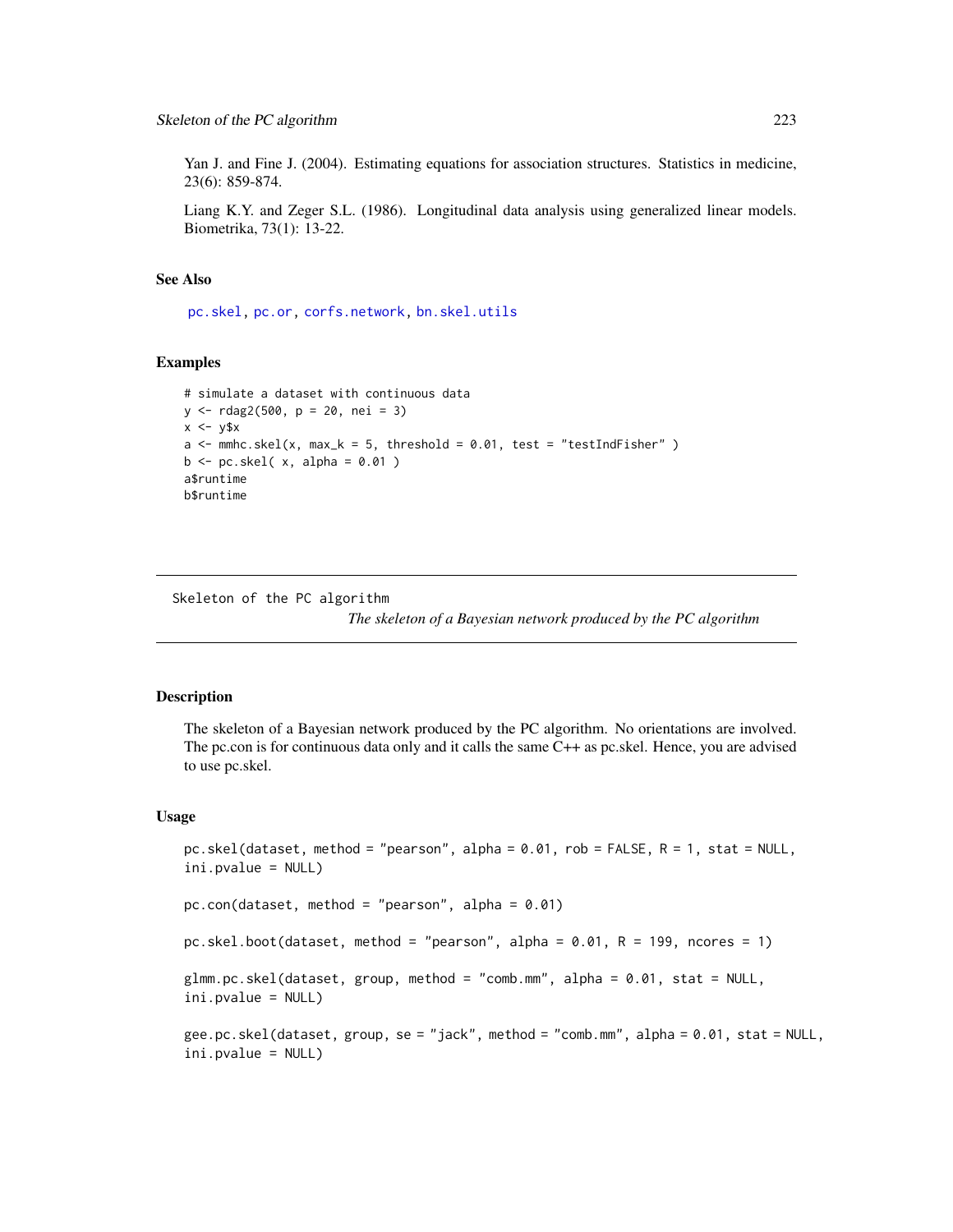Yan J. and Fine J. (2004). Estimating equations for association structures. Statistics in medicine, 23(6): 859-874.

Liang K.Y. and Zeger S.L. (1986). Longitudinal data analysis using generalized linear models. Biometrika, 73(1): 13-22.

### See Also

pc.skel, pc.or, corfs.network, bn.skel.utils

### Examples

```
# simulate a dataset with continuous data
y <- rdag2(500, p = 20, nei = 3)
x <- y$x
a <- mmhc.skel(x, max_k = 5, threshold = 0.01, test = "testIndFisher" )
b <- pc.skel( x, alpha = 0.01 )
a$runtime
b$runtime
```

---

## Skeleton of the PC algorithm

*The skeleton of a Bayesian network produced by the PC algorithm*

---

### Description

The skeleton of a Bayesian network produced by the PC algorithm. No orientations are involved. The pc.con is for continuous data only and it calls the same C++ as pc.skel. Hence, you are advised to use pc.skel.

### Usage

```
pc.skel(dataset, method = "pearson", alpha = 0.01, rob = FALSE, R = 1, stat = NULL,
ini.pvalue = NULL)

pc.con(dataset, method = "pearson", alpha = 0.01)

pc.skel.boot(dataset, method = "pearson", alpha = 0.01, R = 199, ncores = 1)

glmm.pc.skel(dataset, group, method = "comb.mm", alpha = 0.01, stat = NULL,
ini.pvalue = NULL)

gee.pc.skel(dataset, group, se = "jack", method = "comb.mm", alpha = 0.01, stat = NULL,
ini.pvalue = NULL)
```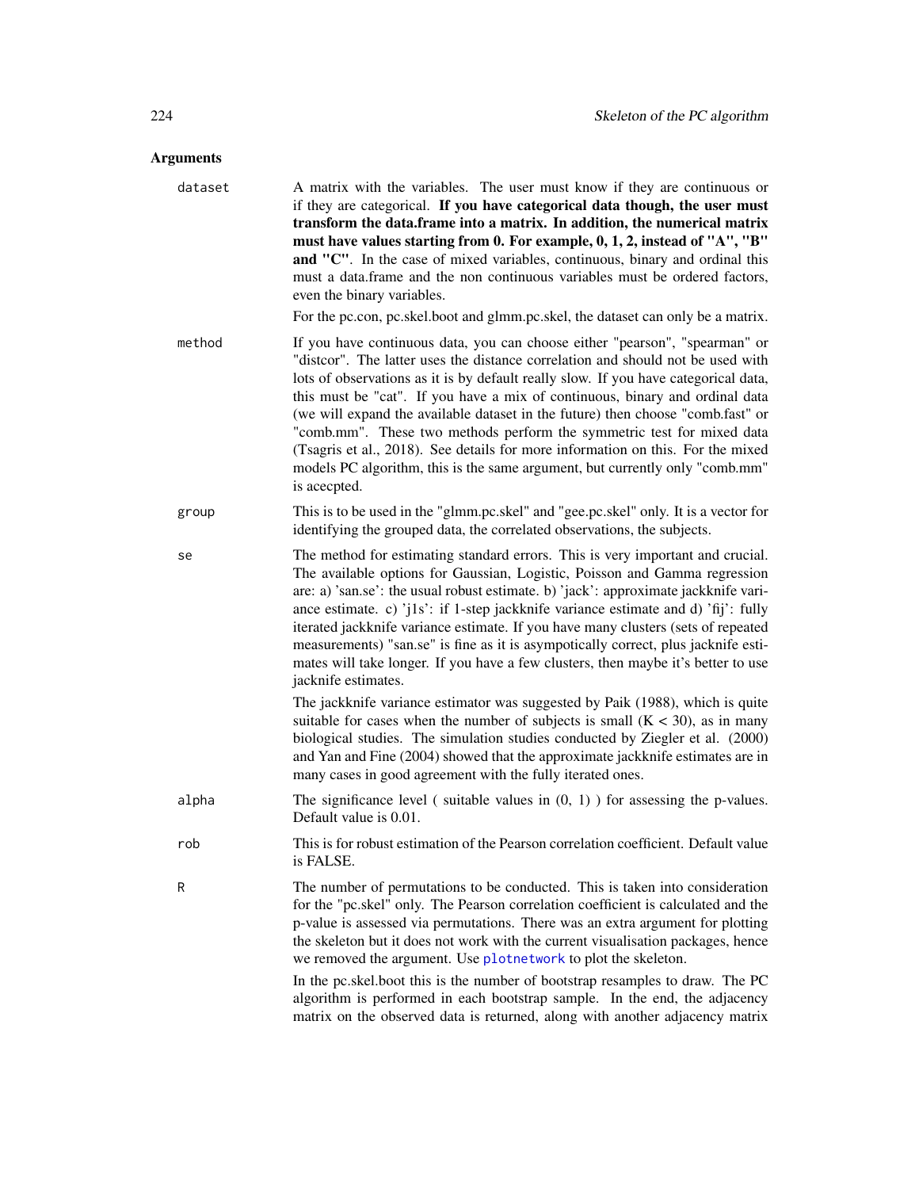## Arguments

**dataset** A matrix with the variables. The user must know if they are continuous or if they are categorical. **If you have categorical data though, the user must transform the data.frame into a matrix. In addition, the numerical matrix must have values starting from 0. For example, 0, 1, 2, instead of "A", "B" and "C"**. In the case of mixed variables, continuous, binary and ordinal this must a data.frame and the non continuous variables must be ordered factors, even the binary variables.

For the pc.con, pc.skel.boot and glmm.pc.skel, the dataset can only be a matrix.

**method** If you have continuous data, you can choose either "pearson", "spearman" or "distcor". The latter uses the distance correlation and should not be used with lots of observations as it is by default really slow. If you have categorical data, this must be "cat". If you have a mix of continuous, binary and ordinal data (we will expand the available dataset in the future) then choose "comb.fast" or "comb.mm". These two methods perform the symmetric test for mixed data (Tsagris et al., 2018). See details for more information on this. For the mixed models PC algorithm, this is the same argument, but currently only "comb.mm" is acecpted.

**group** This is to be used in the "glmm.pc.skel" and "gee.pc.skel" only. It is a vector for identifying the grouped data, the correlated observations, the subjects.

**se** The method for estimating standard errors. This is very important and crucial. The available options for Gaussian, Logistic, Poisson and Gamma regression are: a) 'san.se': the usual robust estimate. b) 'jack': approximate jackknife variance estimate. c) 'j1s': if 1-step jackknife variance estimate and d) 'fij': fully iterated jackknife variance estimate. If you have many clusters (sets of repeated measurements) "san.se" is fine as it is asympotically correct, plus jacknife estimates will take longer. If you have a few clusters, then maybe it's better to use jacknife estimates.

The jackknife variance estimator was suggested by Paik (1988), which is quite suitable for cases when the number of subjects is small ($K < 30$), as in many biological studies. The simulation studies conducted by Ziegler et al. (2000) and Yan and Fine (2004) showed that the approximate jackknife estimates are in many cases in good agreement with the fully iterated ones.

**alpha** The significance level ( suitable values in (0, 1) ) for assessing the p-values. Default value is 0.01.

**rob** This is for robust estimation of the Pearson correlation coefficient. Default value is FALSE.

**R** The number of permutations to be conducted. This is taken into consideration for the "pc.skel" only. The Pearson correlation coefficient is calculated and the p-value is assessed via permutations. There was an extra argument for plotting the skeleton but it does not work with the current visualisation packages, hence we removed the argument. Use plotnetwork to plot the skeleton.

In the pc.skel.boot this is the number of bootstrap resamples to draw. The PC algorithm is performed in each bootstrap sample. In the end, the adjacency matrix on the observed data is returned, along with another adjacency matrix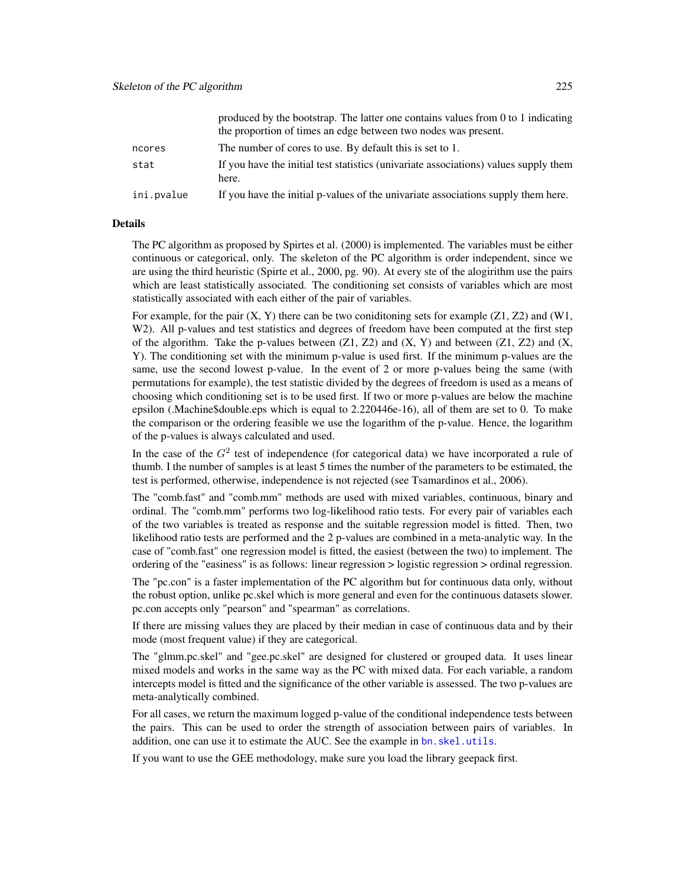produced by the bootstrap. The latter one contains values from 0 to 1 indicating the proportion of times an edge between two nodes was present.

| | |
|---|---|
| ncores | The number of cores to use. By default this is set to 1. |
| stat | If you have the initial test statistics (univariate associations) values supply them here. |
| ini.pvalue | If you have the initial p-values of the univariate associations supply them here. |

## Details

The PC algorithm as proposed by Spirtes et al. (2000) is implemented. The variables must be either continuous or categorical, only. The skeleton of the PC algorithm is order independent, since we are using the third heuristic (Spirte et al., 2000, pg. 90). At every ste of the alogirithm use the pairs which are least statistically associated. The conditioning set consists of variables which are most statistically associated with each either of the pair of variables.

For example, for the pair (X, Y) there can be two coniditoning sets for example (Z1, Z2) and (W1, W2). All p-values and test statistics and degrees of freedom have been computed at the first step of the algorithm. Take the p-values between (Z1, Z2) and (X, Y) and between (Z1, Z2) and (X, Y). The conditioning set with the minimum p-value is used first. If the minimum p-values are the same, use the second lowest p-value. In the event of 2 or more p-values being the same (with permutations for example), the test statistic divided by the degrees of freedom is used as a means of choosing which conditioning set is to be used first. If two or more p-values are below the machine epsilon (.Machine$double.eps which is equal to 2.220446e-16), all of them are set to 0. To make the comparison or the ordering feasible we use the logarithm of the p-value. Hence, the logarithm of the p-values is always calculated and used.

In the case of the $G^2$ test of independence (for categorical data) we have incorporated a rule of thumb. I the number of samples is at least 5 times the number of the parameters to be estimated, the test is performed, otherwise, independence is not rejected (see Tsamardinos et al., 2006).

The "comb.fast" and "comb.mm" methods are used with mixed variables, continuous, binary and ordinal. The "comb.mm" performs two log-likelihood ratio tests. For every pair of variables each of the two variables is treated as response and the suitable regression model is fitted. Then, two likelihood ratio tests are performed and the 2 p-values are combined in a meta-analytic way. In the case of "comb.fast" one regression model is fitted, the easiest (between the two) to implement. The ordering of the "easiness" is as follows: linear regression > logistic regression > ordinal regression.

The "pc.con" is a faster implementation of the PC algorithm but for continuous data only, without the robust option, unlike pc.skel which is more general and even for the continuous datasets slower. pc.con accepts only "pearson" and "spearman" as correlations.

If there are missing values they are placed by their median in case of continuous data and by their mode (most frequent value) if they are categorical.

The "glmm.pc.skel" and "gee.pc.skel" are designed for clustered or grouped data. It uses linear mixed models and works in the same way as the PC with mixed data. For each variable, a random intercepts model is fitted and the significance of the other variable is assessed. The two p-values are meta-analytically combined.

For all cases, we return the maximum logged p-value of the conditional independence tests between the pairs. This can be used to order the strength of association between pairs of variables. In addition, one can use it to estimate the AUC. See the example in bn.skel.utils.

If you want to use the GEE methodology, make sure you load the library geepack first.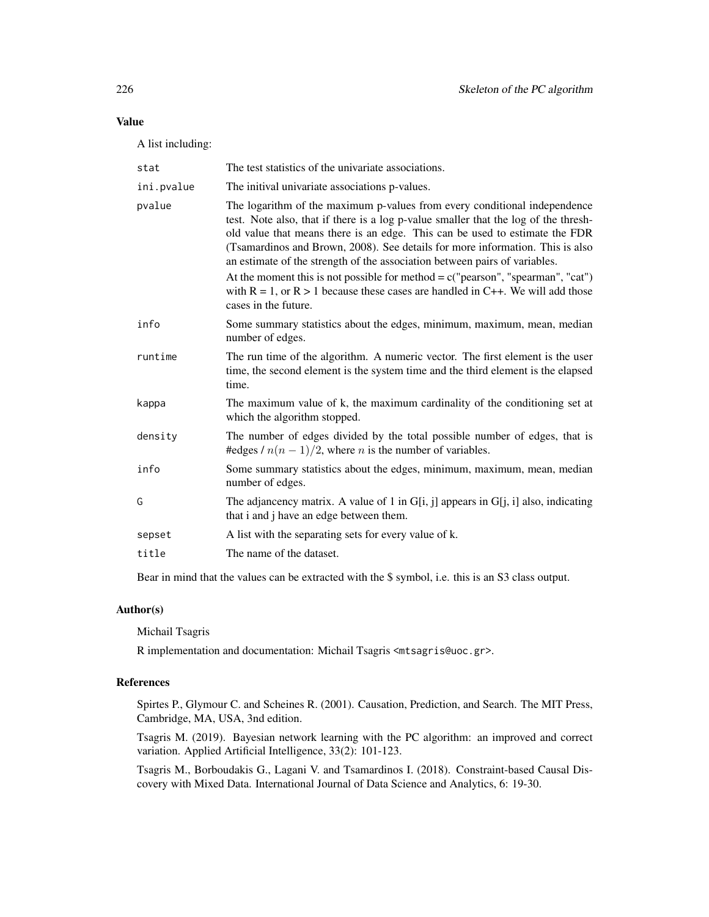## Value

A list including:

| | |
|---|---|
| stat | The test statistics of the univariate associations. |
| ini.pvalue | The initival univariate associations p-values. |
| pvalue | The logarithm of the maximum p-values from every conditional independence test. Note also, that if there is a log p-value smaller that the log of the threshold value that means there is an edge. This can be used to estimate the FDR (Tsamardinos and Brown, 2008). See details for more information. This is also an estimate of the strength of the association between pairs of variables. At the moment this is not possible for method = c("pearson", "spearman", "cat") with R = 1, or R > 1 because these cases are handled in C++. We will add those cases in the future. |
| info | Some summary statistics about the edges, minimum, maximum, mean, median number of edges. |
| runtime | The run time of the algorithm. A numeric vector. The first element is the user time, the second element is the system time and the third element is the elapsed time. |
| kappa | The maximum value of k, the maximum cardinality of the conditioning set at which the algorithm stopped. |
| density | The number of edges divided by the total possible number of edges, that is #edges / $n(n-1)/2$, where $n$ is the number of variables. |
| info | Some summary statistics about the edges, minimum, maximum, mean, median number of edges. |
| G | The adjancency matrix. A value of 1 in G[i, j] appears in G[j, i] also, indicating that i and j have an edge between them. |
| sepset | A list with the separating sets for every value of k. |
| title | The name of the dataset. |

Bear in mind that the values can be extracted with the $ symbol, i.e. this is an S3 class output.

## Author(s)

Michail Tsagris

R implementation and documentation: Michail Tsagris <mtsagris@uoc.gr>.

## References

Spirtes P., Glymour C. and Scheines R. (2001). Causation, Prediction, and Search. The MIT Press, Cambridge, MA, USA, 3nd edition.

Tsagris M. (2019). Bayesian network learning with the PC algorithm: an improved and correct variation. Applied Artificial Intelligence, 33(2): 101-123.

Tsagris M., Borboudakis G., Lagani V. and Tsamardinos I. (2018). Constraint-based Causal Discovery with Mixed Data. International Journal of Data Science and Analytics, 6: 19-30.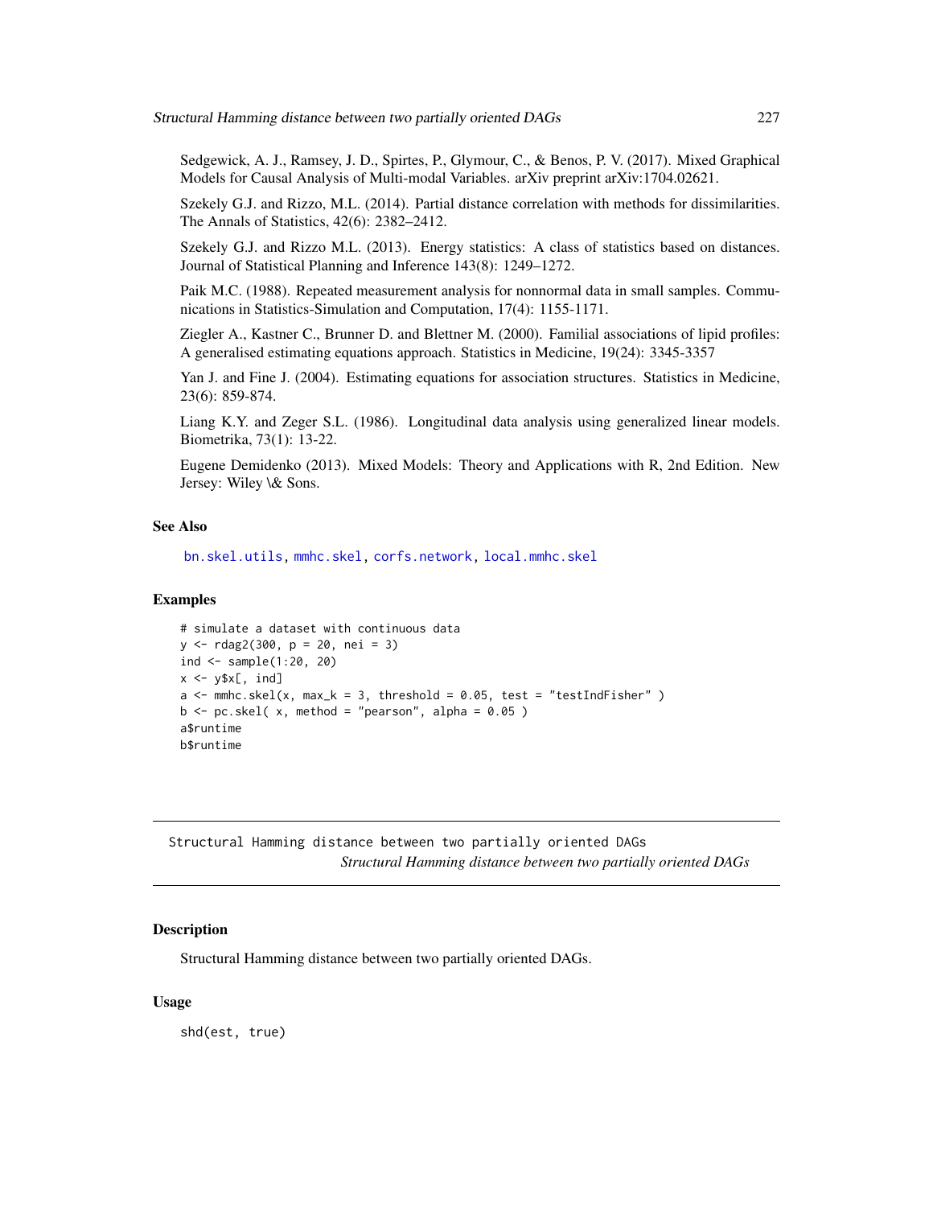Sedgewick, A. J., Ramsey, J. D., Spirtes, P., Glymour, C., & Benos, P. V. (2017). Mixed Graphical Models for Causal Analysis of Multi-modal Variables. arXiv preprint arXiv:1704.02621.

Szekely G.J. and Rizzo, M.L. (2014). Partial distance correlation with methods for dissimilarities. The Annals of Statistics, 42(6): 2382–2412.

Szekely G.J. and Rizzo M.L. (2013). Energy statistics: A class of statistics based on distances. Journal of Statistical Planning and Inference 143(8): 1249–1272.

Paik M.C. (1988). Repeated measurement analysis for nonnormal data in small samples. Communications in Statistics-Simulation and Computation, 17(4): 1155-1171.

Ziegler A., Kastner C., Brunner D. and Blettner M. (2000). Familial associations of lipid profiles: A generalised estimating equations approach. Statistics in Medicine, 19(24): 3345-3357

Yan J. and Fine J. (2004). Estimating equations for association structures. Statistics in Medicine, 23(6): 859-874.

Liang K.Y. and Zeger S.L. (1986). Longitudinal data analysis using generalized linear models. Biometrika, 73(1): 13-22.

Eugene Demidenko (2013). Mixed Models: Theory and Applications with R, 2nd Edition. New Jersey: Wiley \& Sons.

### See Also

bn.skel.utils, mmhc.skel, corfs.network, local.mmhc.skel

### Examples

```
# simulate a dataset with continuous data
y <- rdag2(300, p = 20, nei = 3)
ind <- sample(1:20, 20)
x <- y$x[, ind]
a <- mmhc.skel(x, max_k = 3, threshold = 0.05, test = "testIndFisher" )
b <- pc.skel( x, method = "pearson", alpha = 0.05 )
a$runtime
b$runtime
```

---

## Structural Hamming distance between two partially oriented DAGs

*Structural Hamming distance between two partially oriented DAGs*

### Description

Structural Hamming distance between two partially oriented DAGs.

### Usage

```
shd(est, true)
```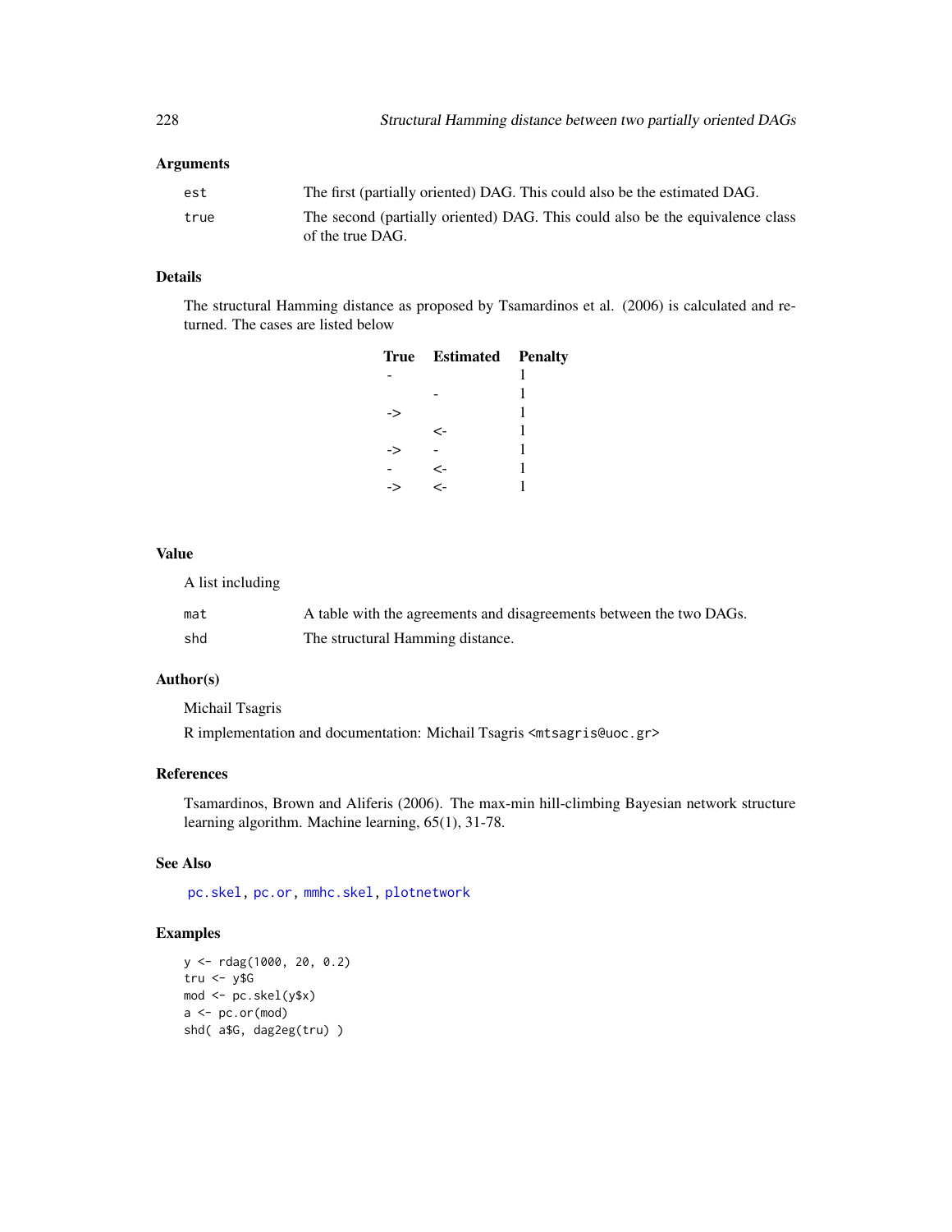## Arguments

| | |
|---|---|
| est | The first (partially oriented) DAG. This could also be the estimated DAG. |
| true | The second (partially oriented) DAG. This could also be the equivalence class of the true DAG. |

## Details

The structural Hamming distance as proposed by Tsamardinos et al. (2006) is calculated and returned. The cases are listed below

| True | Estimated | Penalty |
|---|---|---|
| - | | 1 |
| | - | 1 |
| -> | | 1 |
| | <- | 1 |
| -> | - | 1 |
| - | <- | 1 |
| -> | <- | 1 |

## Value

A list including

| | |
|---|---|
| mat | A table with the agreements and disagreements between the two DAGs. |
| shd | The structural Hamming distance. |

## Author(s)

Michail Tsagris

R implementation and documentation: Michail Tsagris <mtsagris@uoc.gr>

## References

Tsamardinos, Brown and Aliferis (2006). The max-min hill-climbing Bayesian network structure learning algorithm. Machine learning, 65(1), 31-78.

## See Also

pc.skel, pc.or, mmhc.skel, plotnetwork

## Examples

```
y <- rdag(1000, 20, 0.2)
tru <- y$G
mod <- pc.skel(y$x)
a <- pc.or(mod)
shd( a$G, dag2eg(tru) )
```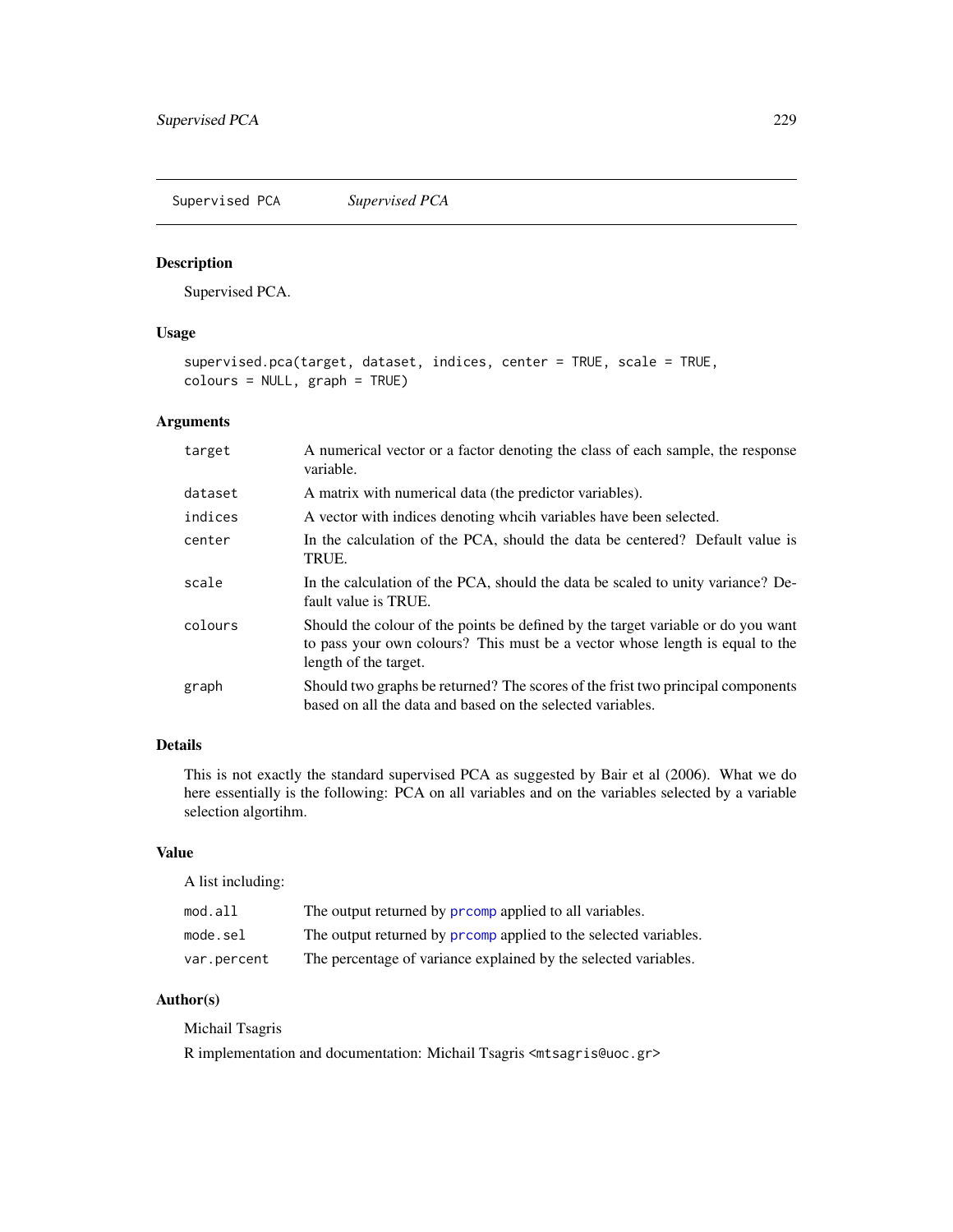Supervised PCA *Supervised PCA*

## Description

Supervised PCA.

## Usage

```
supervised.pca(target, dataset, indices, center = TRUE, scale = TRUE,
colours = NULL, graph = TRUE)
```

## Arguments

| | |
|---|---|
| target | A numerical vector or a factor denoting the class of each sample, the response variable. |
| dataset | A matrix with numerical data (the predictor variables). |
| indices | A vector with indices denoting whcih variables have been selected. |
| center | In the calculation of the PCA, should the data be centered? Default value is TRUE. |
| scale | In the calculation of the PCA, should the data be scaled to unity variance? Default value is TRUE. |
| colours | Should the colour of the points be defined by the target variable or do you want to pass your own colours? This must be a vector whose length is equal to the length of the target. |
| graph | Should two graphs be returned? The scores of the frist two principal components based on all the data and based on the selected variables. |

## Details

This is not exactly the standard supervised PCA as suggested by Bair et al (2006). What we do here essentially is the following: PCA on all variables and on the variables selected by a variable selection algortihm.

## Value

A list including:

| | |
|---|---|
| mod.all | The output returned by prcomp applied to all variables. |
| mode.sel | The output returned by prcomp applied to the selected variables. |
| var.percent | The percentage of variance explained by the selected variables. |

## Author(s)

Michail Tsagris

R implementation and documentation: Michail Tsagris <mtsagris@uoc.gr>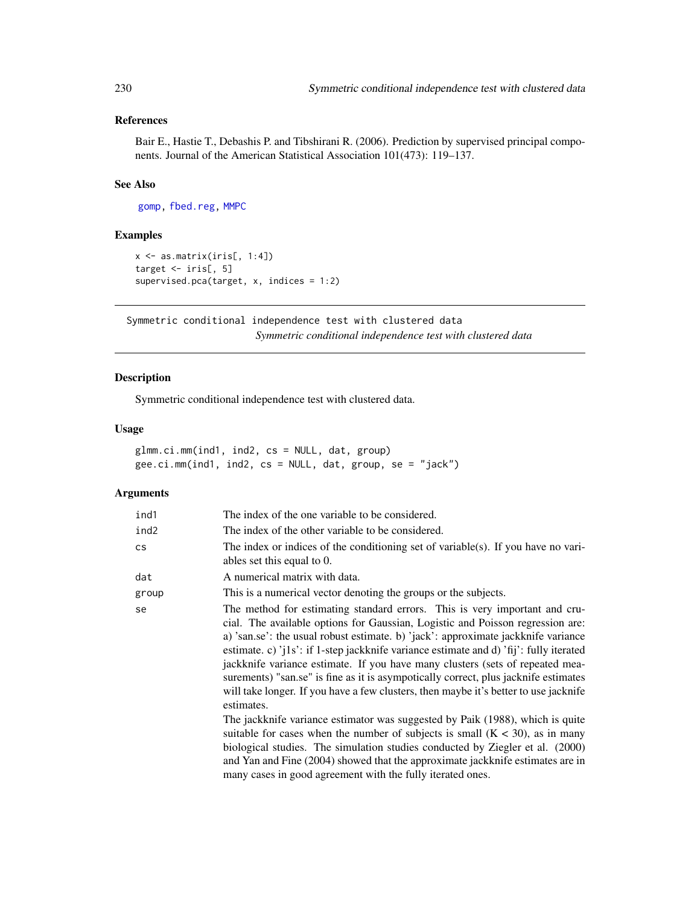### References

Bair E., Hastie T., Debashis P. and Tibshirani R. (2006). Prediction by supervised principal components. Journal of the American Statistical Association 101(473): 119–137.

### See Also

gomp, fbed.reg, MMPC

### Examples

```
x <- as.matrix(iris[, 1:4])
target <- iris[, 5]
supervised.pca(target, x, indices = 1:2)
```

---

## Symmetric conditional independence test with clustered data

*Symmetric conditional independence test with clustered data*

---

### Description

Symmetric conditional independence test with clustered data.

### Usage

```
glmm.ci.mm(ind1, ind2, cs = NULL, dat, group)
gee.ci.mm(ind1, ind2, cs = NULL, dat, group, se = "jack")
```

### Arguments

| | |
|---|---|
| `ind1` | The index of the one variable to be considered. |
| `ind2` | The index of the other variable to be considered. |
| `cs` | The index or indices of the conditioning set of variable(s). If you have no variables set this equal to 0. |
| `dat` | A numerical matrix with data. |
| `group` | This is a numerical vector denoting the groups or the subjects. |
| `se` | The method for estimating standard errors. This is very important and crucial. The available options for Gaussian, Logistic and Poisson regression are: a) 'san.se': the usual robust estimate. b) 'jack': approximate jackknife variance estimate. c) 'j1s': if 1-step jackknife variance estimate and d) 'fij': fully iterated jackknife variance estimate. If you have many clusters (sets of repeated measurements) "san.se" is fine as it is asympotically correct, plus jacknife estimates will take longer. If you have a few clusters, then maybe it's better to use jacknife estimates. <br><br> The jackknife variance estimator was suggested by Paik (1988), which is quite suitable for cases when the number of subjects is small (K < 30), as in many biological studies. The simulation studies conducted by Ziegler et al. (2000) and Yan and Fine (2004) showed that the approximate jackknife estimates are in many cases in good agreement with the fully iterated ones. |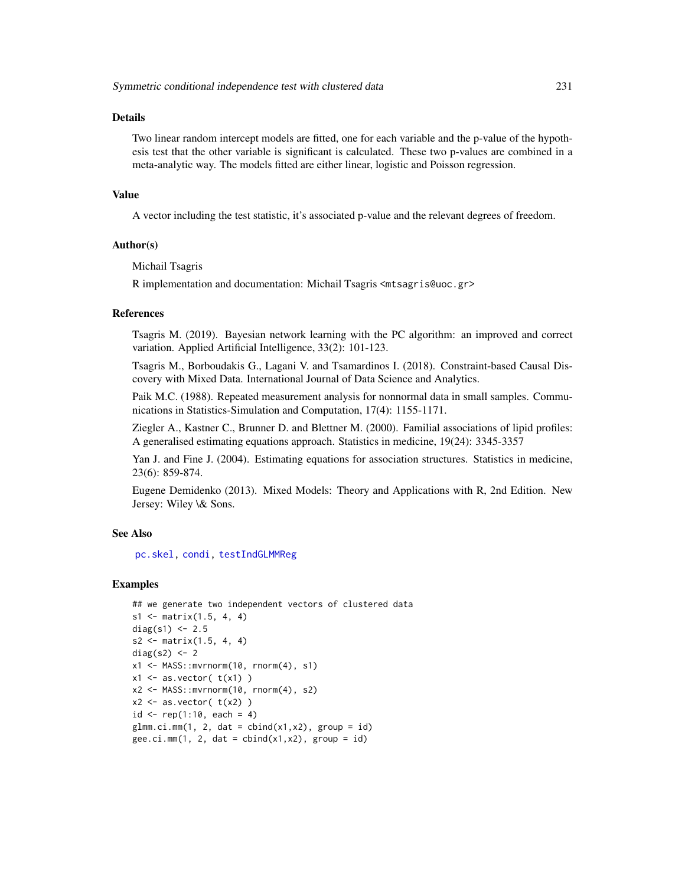## Details

Two linear random intercept models are fitted, one for each variable and the p-value of the hypothesis test that the other variable is significant is calculated. These two p-values are combined in a meta-analytic way. The models fitted are either linear, logistic and Poisson regression.

## Value

A vector including the test statistic, it's associated p-value and the relevant degrees of freedom.

## Author(s)

Michail Tsagris

R implementation and documentation: Michail Tsagris <mtsagris@uoc.gr>

## References

Tsagris M. (2019). Bayesian network learning with the PC algorithm: an improved and correct variation. Applied Artificial Intelligence, 33(2): 101-123.

Tsagris M., Borboudakis G., Lagani V. and Tsamardinos I. (2018). Constraint-based Causal Discovery with Mixed Data. International Journal of Data Science and Analytics.

Paik M.C. (1988). Repeated measurement analysis for nonnormal data in small samples. Communications in Statistics-Simulation and Computation, 17(4): 1155-1171.

Ziegler A., Kastner C., Brunner D. and Blettner M. (2000). Familial associations of lipid profiles: A generalised estimating equations approach. Statistics in medicine, 19(24): 3345-3357

Yan J. and Fine J. (2004). Estimating equations for association structures. Statistics in medicine, 23(6): 859-874.

Eugene Demidenko (2013). Mixed Models: Theory and Applications with R, 2nd Edition. New Jersey: Wiley \& Sons.

## See Also

pc.skel, condi, testIndGLMMReg

## Examples

```
## we generate two independent vectors of clustered data
s1 <- matrix(1.5, 4, 4)
diag(s1) <- 2.5
s2 <- matrix(1.5, 4, 4)
diag(s2) <- 2
x1 <- MASS::mvrnorm(10, rnorm(4), s1)
x1 <- as.vector( t(x1) )
x2 <- MASS::mvrnorm(10, rnorm(4), s2)
x2 <- as.vector( t(x2) )
id <- rep(1:10, each = 4)
glmm.ci.mm(1, 2, dat = cbind(x1,x2), group = id)
gee.ci.mm(1, 2, dat = cbind(x1,x2), group = id)
```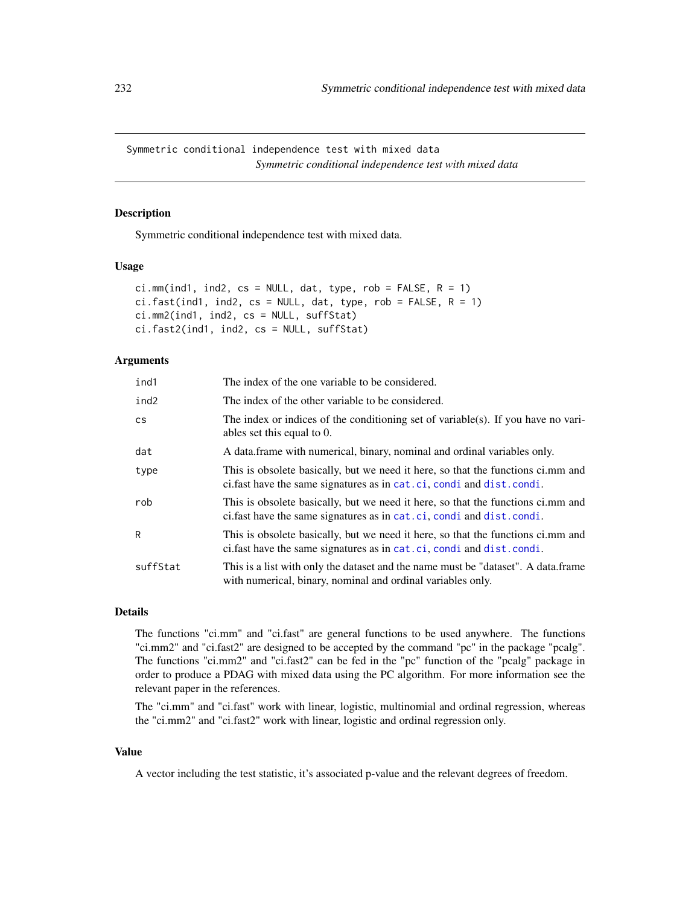Symmetric conditional independence test with mixed data

*Symmetric conditional independence test with mixed data*

## Description

Symmetric conditional independence test with mixed data.

## Usage

```
ci.mm(ind1, ind2, cs = NULL, dat, type, rob = FALSE, R = 1)
ci.fast(ind1, ind2, cs = NULL, dat, type, rob = FALSE, R = 1)
ci.mm2(ind1, ind2, cs = NULL, suffStat)
ci.fast2(ind1, ind2, cs = NULL, suffStat)
```

## Arguments

| | |
|---|---|
| ind1 | The index of the one variable to be considered. |
| ind2 | The index of the other variable to be considered. |
| cs | The index or indices of the conditioning set of variable(s). If you have no variables set this equal to 0. |
| dat | A data.frame with numerical, binary, nominal and ordinal variables only. |
| type | This is obsolete basically, but we need it here, so that the functions ci.mm and ci.fast have the same signatures as in cat.ci, condi and dist.condi. |
| rob | This is obsolete basically, but we need it here, so that the functions ci.mm and ci.fast have the same signatures as in cat.ci, condi and dist.condi. |
| R | This is obsolete basically, but we need it here, so that the functions ci.mm and ci.fast have the same signatures as in cat.ci, condi and dist.condi. |
| suffStat | This is a list with only the dataset and the name must be "dataset". A data.frame with numerical, binary, nominal and ordinal variables only. |

## Details

The functions "ci.mm" and "ci.fast" are general functions to be used anywhere. The functions "ci.mm2" and "ci.fast2" are designed to be accepted by the command "pc" in the package "pcalg". The functions "ci.mm2" and "ci.fast2" can be fed in the "pc" function of the "pcalg" package in order to produce a PDAG with mixed data using the PC algorithm. For more information see the relevant paper in the references.

The "ci.mm" and "ci.fast" work with linear, logistic, multinomial and ordinal regression, whereas the "ci.mm2" and "ci.fast2" work with linear, logistic and ordinal regression only.

## Value

A vector including the test statistic, it's associated p-value and the relevant degrees of freedom.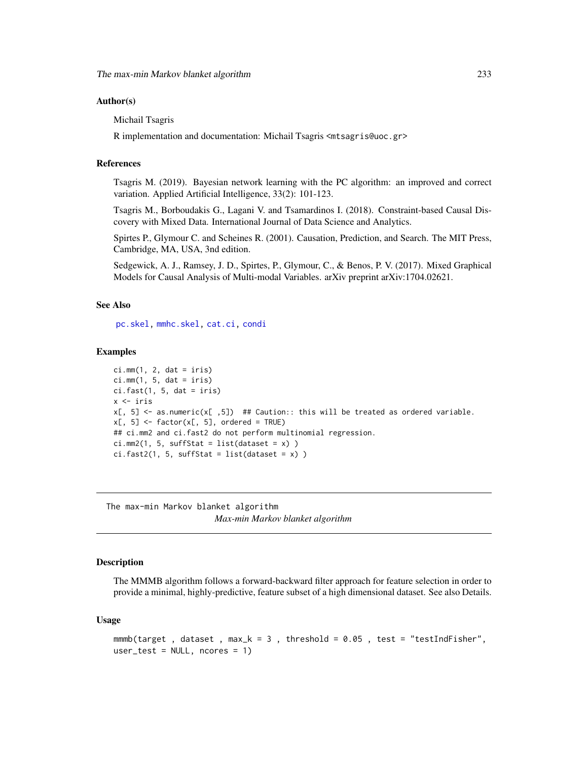### Author(s)

Michail Tsagris

R implementation and documentation: Michail Tsagris <mtsagris@uoc.gr>

### References

Tsagris M. (2019). Bayesian network learning with the PC algorithm: an improved and correct variation. Applied Artificial Intelligence, 33(2): 101-123.

Tsagris M., Borboudakis G., Lagani V. and Tsamardinos I. (2018). Constraint-based Causal Discovery with Mixed Data. International Journal of Data Science and Analytics.

Spirtes P., Glymour C. and Scheines R. (2001). Causation, Prediction, and Search. The MIT Press, Cambridge, MA, USA, 3nd edition.

Sedgewick, A. J., Ramsey, J. D., Spirtes, P., Glymour, C., & Benos, P. V. (2017). Mixed Graphical Models for Causal Analysis of Multi-modal Variables. arXiv preprint arXiv:1704.02621.

### See Also

pc.skel, mmhc.skel, cat.ci, condi

### Examples

```
ci.mm(1, 2, dat = iris)
ci.mm(1, 5, dat = iris)
ci.fast(1, 5, dat = iris)
x <- iris
x[, 5] <- as.numeric(x[ ,5])  ## Caution:: this will be treated as ordered variable.
x[, 5] <- factor(x[, 5], ordered = TRUE)
## ci.mm2 and ci.fast2 do not perform multinomial regression.
ci.mm2(1, 5, suffStat = list(dataset = x) )
ci.fast2(1, 5, suffStat = list(dataset = x) )
```

---

## The max-min Markov blanket algorithm

*Max-min Markov blanket algorithm*

### Description

The MMMB algorithm follows a forward-backward filter approach for feature selection in order to provide a minimal, highly-predictive, feature subset of a high dimensional dataset. See also Details.

### Usage

```
mmmb(target , dataset , max_k = 3 , threshold = 0.05 , test = "testIndFisher",
user_test = NULL, ncores = 1)
```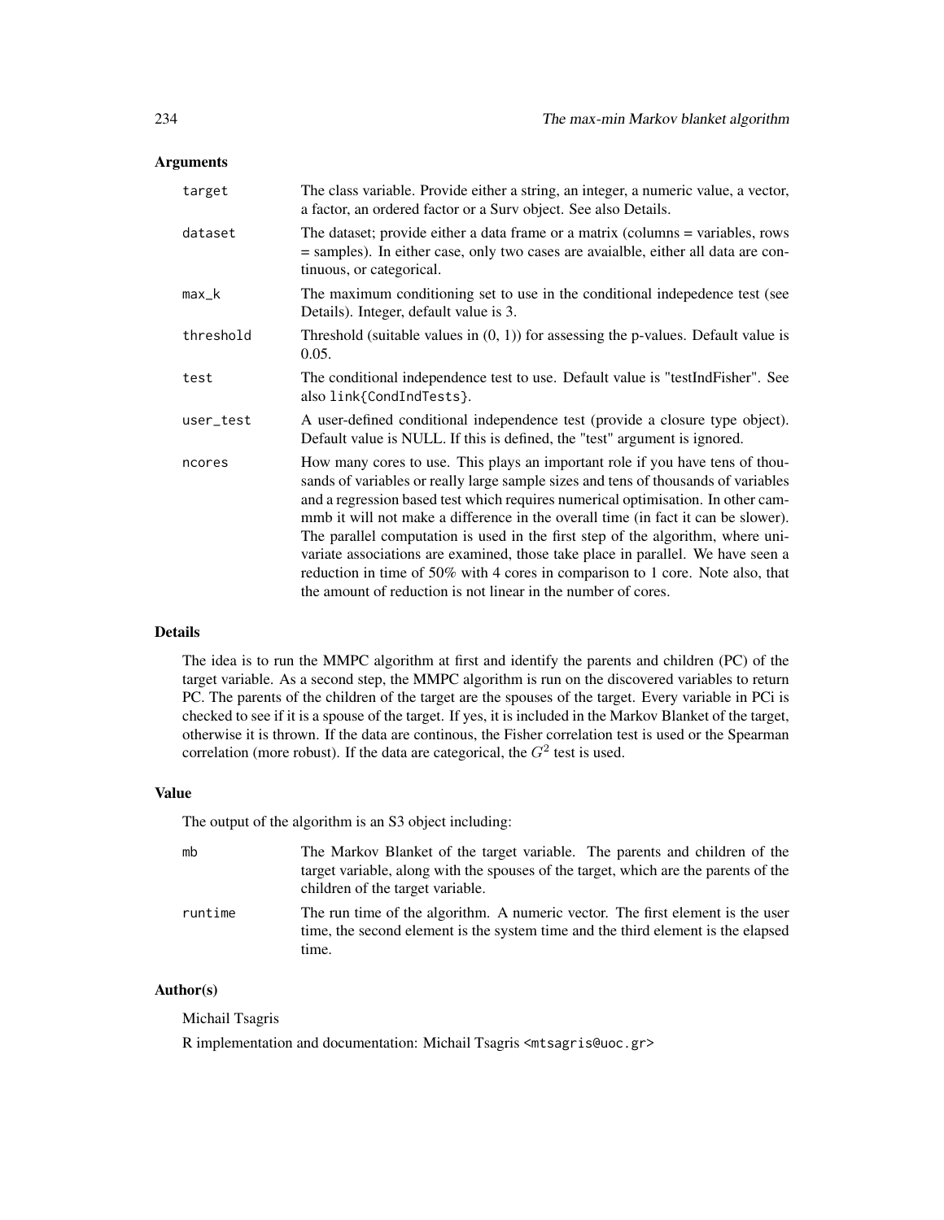### Arguments

| | |
|---|---|
| target | The class variable. Provide either a string, an integer, a numeric value, a vector, a factor, an ordered factor or a Surv object. See also Details. |
| dataset | The dataset; provide either a data frame or a matrix (columns = variables, rows = samples). In either case, only two cases are avaialble, either all data are continuous, or categorical. |
| max_k | The maximum conditioning set to use in the conditional indepedence test (see Details). Integer, default value is 3. |
| threshold | Threshold (suitable values in (0, 1)) for assessing the p-values. Default value is 0.05. |
| test | The conditional independence test to use. Default value is "testIndFisher". See also `link{CondIndTests}`. |
| user_test | A user-defined conditional independence test (provide a closure type object). Default value is NULL. If this is defined, the "test" argument is ignored. |
| ncores | How many cores to use. This plays an important role if you have tens of thousands of variables or really large sample sizes and tens of thousands of variables and a regression based test which requires numerical optimisation. In other cammmb it will not make a difference in the overall time (in fact it can be slower). The parallel computation is used in the first step of the algorithm, where univariate associations are examined, those take place in parallel. We have seen a reduction in time of 50% with 4 cores in comparison to 1 core. Note also, that the amount of reduction is not linear in the number of cores. |

### Details

The idea is to run the MMPC algorithm at first and identify the parents and children (PC) of the target variable. As a second step, the MMPC algorithm is run on the discovered variables to return PC. The parents of the children of the target are the spouses of the target. Every variable in PCi is checked to see if it is a spouse of the target. If yes, it is included in the Markov Blanket of the target, otherwise it is thrown. If the data are continous, the Fisher correlation test is used or the Spearman correlation (more robust). If the data are categorical, the $G^2$ test is used.

### Value

The output of the algorithm is an S3 object including:

| | |
|---|---|
| mb | The Markov Blanket of the target variable. The parents and children of the target variable, along with the spouses of the target, which are the parents of the children of the target variable. |
| runtime | The run time of the algorithm. A numeric vector. The first element is the user time, the second element is the system time and the third element is the elapsed time. |

### Author(s)

Michail Tsagris

R implementation and documentation: Michail Tsagris <mtsagris@uoc.gr>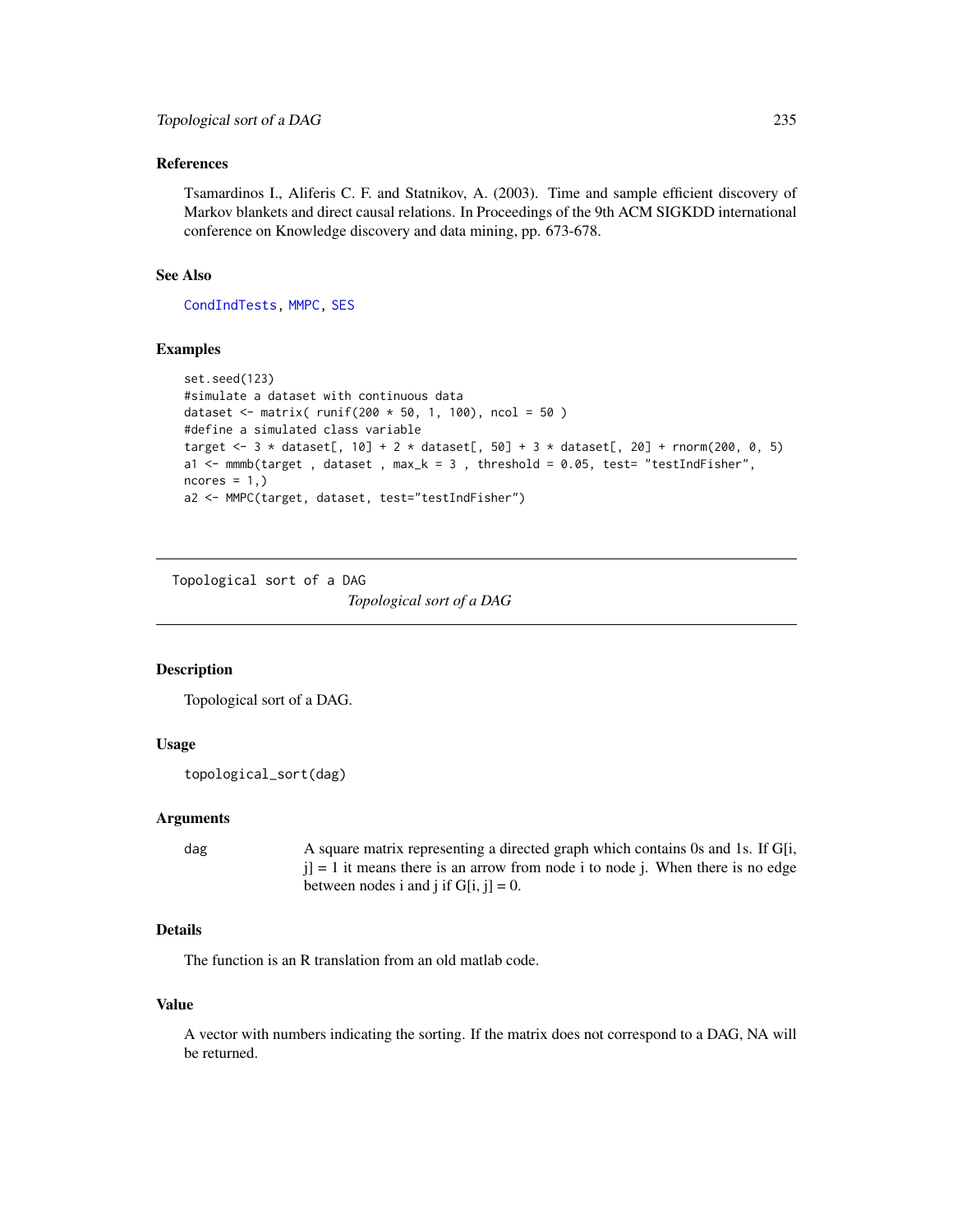### References

Tsamardinos I., Aliferis C. F. and Statnikov, A. (2003). Time and sample efficient discovery of Markov blankets and direct causal relations. In Proceedings of the 9th ACM SIGKDD international conference on Knowledge discovery and data mining, pp. 673-678.

### See Also

CondIndTests, MMPC, SES

### Examples

```
set.seed(123)
#simulate a dataset with continuous data
dataset <- matrix( runif(200 * 50, 1, 100), ncol = 50 )
#define a simulated class variable
target <- 3 * dataset[, 10] + 2 * dataset[, 50] + 3 * dataset[, 20] + rnorm(200, 0, 5)
a1 <- mmmb(target , dataset , max_k = 3 , threshold = 0.05, test= "testIndFisher",
ncores = 1,)
a2 <- MMPC(target, dataset, test="testIndFisher")
```

---

Topological sort of a DAG

## *Topological sort of a DAG*

---

### Description

Topological sort of a DAG.

### Usage

```
topological_sort(dag)
```

### Arguments

| | |
|---|---|
| dag | A square matrix representing a directed graph which contains 0s and 1s. If G[i, j] = 1 it means there is an arrow from node i to node j. When there is no edge between nodes i and j if G[i, j] = 0. |

### Details

The function is an R translation from an old matlab code.

### Value

A vector with numbers indicating the sorting. If the matrix does not correspond to a DAG, NA will be returned.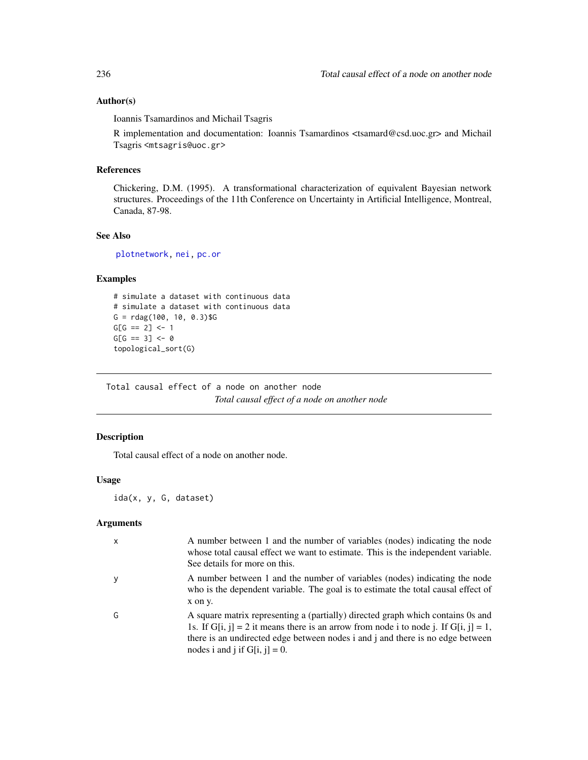### Author(s)

Ioannis Tsamardinos and Michail Tsagris

R implementation and documentation: Ioannis Tsamardinos <tsamard@csd.uoc.gr> and Michail Tsagris <mtsagris@uoc.gr>

### References

Chickering, D.M. (1995). A transformational characterization of equivalent Bayesian network structures. Proceedings of the 11th Conference on Uncertainty in Artificial Intelligence, Montreal, Canada, 87-98.

### See Also

plotnetwork, nei, pc.or

### Examples

```
# simulate a dataset with continuous data
# simulate a dataset with continuous data
G = rdag(100, 10, 0.3)$G
G[G == 2] <- 1
G[G == 3] <- 0
topological_sort(G)
```

---

Total causal effect of a node on another node

*Total causal effect of a node on another node*

---

### Description

Total causal effect of a node on another node.

### Usage

```
ida(x, y, G, dataset)
```

### Arguments

| | |
|---|---|
| x | A number between 1 and the number of variables (nodes) indicating the node whose total causal effect we want to estimate. This is the independent variable. See details for more on this. |
| y | A number between 1 and the number of variables (nodes) indicating the node who is the dependent variable. The goal is to estimate the total causal effect of x on y. |
| G | A square matrix representing a (partially) directed graph which contains 0s and 1s. If G[i, j] = 2 it means there is an arrow from node i to node j. If G[i, j] = 1, there is an undirected edge between nodes i and j and there is no edge between nodes i and j if G[i, j] = 0. |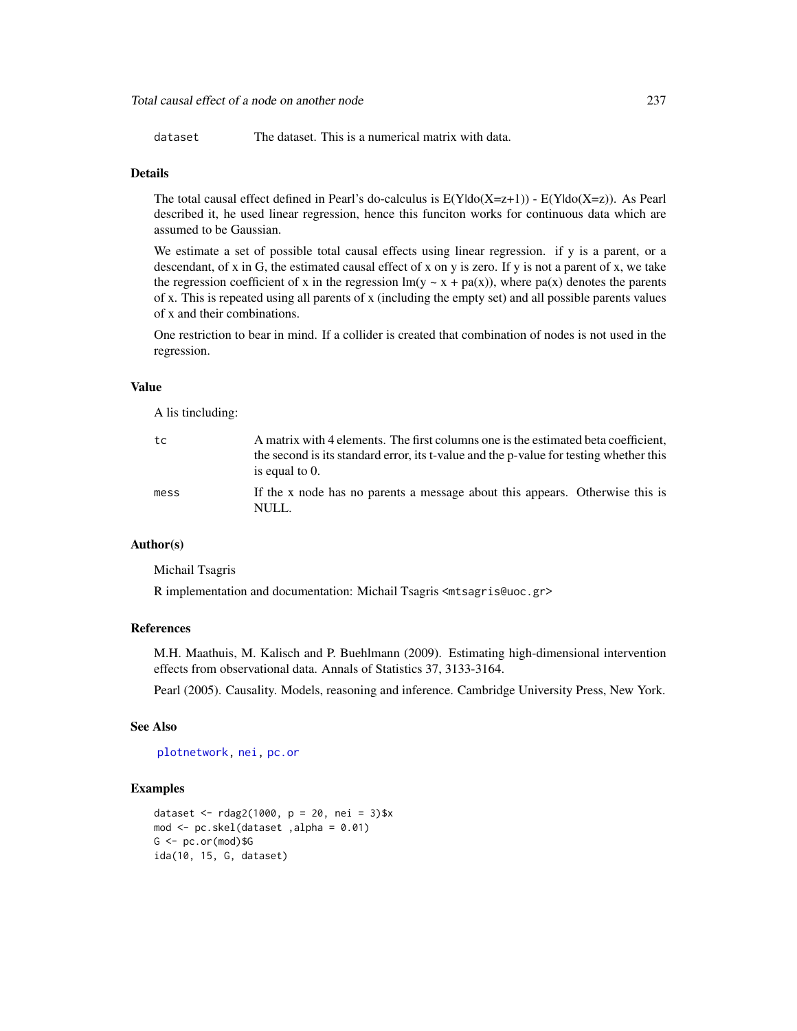| | |
|---|---|
| dataset | The dataset. This is a numerical matrix with data. |

### Details

The total causal effect defined in Pearl's do-calculus is E(Y|do(X=z+1)) - E(Y|do(X=z)). As Pearl described it, he used linear regression, hence this funciton works for continuous data which are assumed to be Gaussian.

We estimate a set of possible total causal effects using linear regression. if y is a parent, or a descendant, of x in G, the estimated causal effect of x on y is zero. If y is not a parent of x, we take the regression coefficient of x in the regression lm(y ~ x + pa(x)), where pa(x) denotes the parents of x. This is repeated using all parents of x (including the empty set) and all possible parents values of x and their combinations.

One restriction to bear in mind. If a collider is created that combination of nodes is not used in the regression.

### Value

A lis tincluding:

| | |
|---|---|
| tc | A matrix with 4 elements. The first columns one is the estimated beta coefficient, the second is its standard error, its t-value and the p-value for testing whether this is equal to 0. |
| mess | If the x node has no parents a message about this appears. Otherwise this is NULL. |

### Author(s)

Michail Tsagris

R implementation and documentation: Michail Tsagris <mtsagris@uoc.gr>

### References

M.H. Maathuis, M. Kalisch and P. Buehlmann (2009). Estimating high-dimensional intervention effects from observational data. Annals of Statistics 37, 3133-3164.

Pearl (2005). Causality. Models, reasoning and inference. Cambridge University Press, New York.

### See Also

plotnetwork, nei, pc.or

### Examples

```
dataset <- rdag2(1000, p = 20, nei = 3)$x
mod <- pc.skel(dataset ,alpha = 0.01)
G <- pc.or(mod)$G
ida(10, 15, G, dataset)
```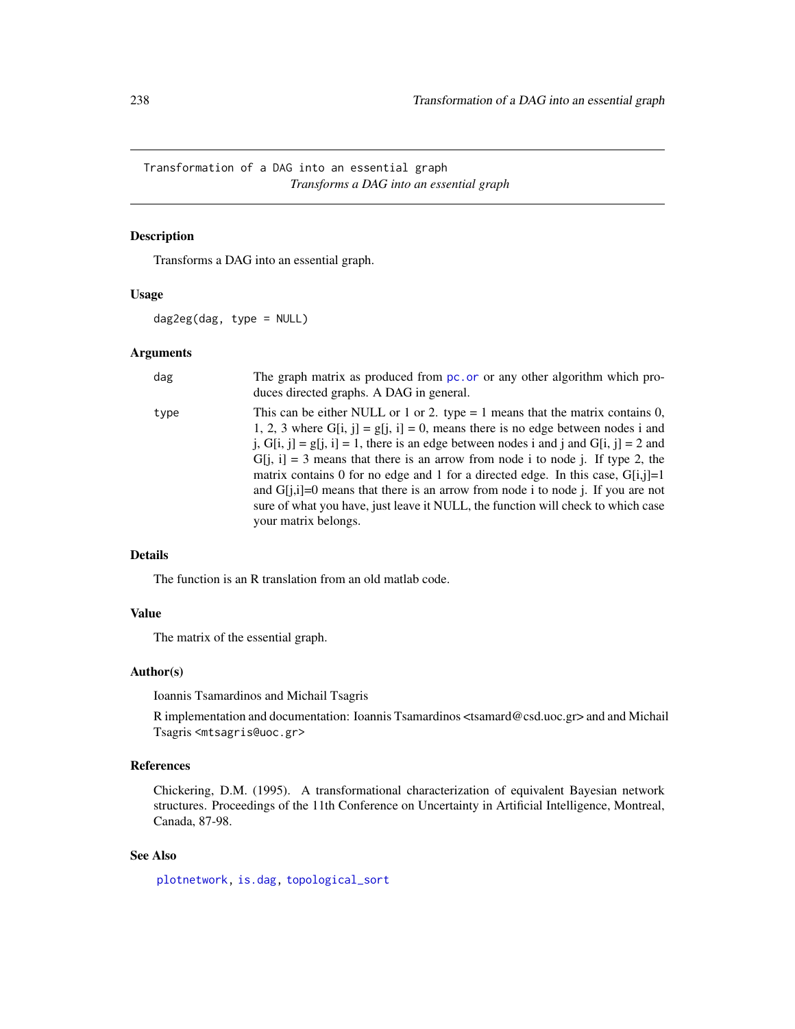Transformation of a DAG into an essential graph

*Transforms a DAG into an essential graph*

## Description

Transforms a DAG into an essential graph.

## Usage

```
dag2eg(dag, type = NULL)
```

## Arguments

| | |
|---|---|
| dag | The graph matrix as produced from pc.or or any other algorithm which produces directed graphs. A DAG in general. |
| type | This can be either NULL or 1 or 2. type = 1 means that the matrix contains 0, 1, 2, 3 where G[i, j] = g[j, i] = 0, means there is no edge between nodes i and j, G[i, j] = g[j, i] = 1, there is an edge between nodes i and j and G[i, j] = 2 and G[j, i] = 3 means that there is an arrow from node i to node j. If type 2, the matrix contains 0 for no edge and 1 for a directed edge. In this case, G[i,j]=1 and G[j,i]=0 means that there is an arrow from node i to node j. If you are not sure of what you have, just leave it NULL, the function will check to which case your matrix belongs. |

## Details

The function is an R translation from an old matlab code.

## Value

The matrix of the essential graph.

## Author(s)

Ioannis Tsamardinos and Michail Tsagris

R implementation and documentation: Ioannis Tsamardinos <tsamard@csd.uoc.gr> and and Michail Tsagris <mtsagris@uoc.gr>

## References

Chickering, D.M. (1995). A transformational characterization of equivalent Bayesian network structures. Proceedings of the 11th Conference on Uncertainty in Artificial Intelligence, Montreal, Canada, 87-98.

## See Also

plotnetwork, is.dag, topological_sort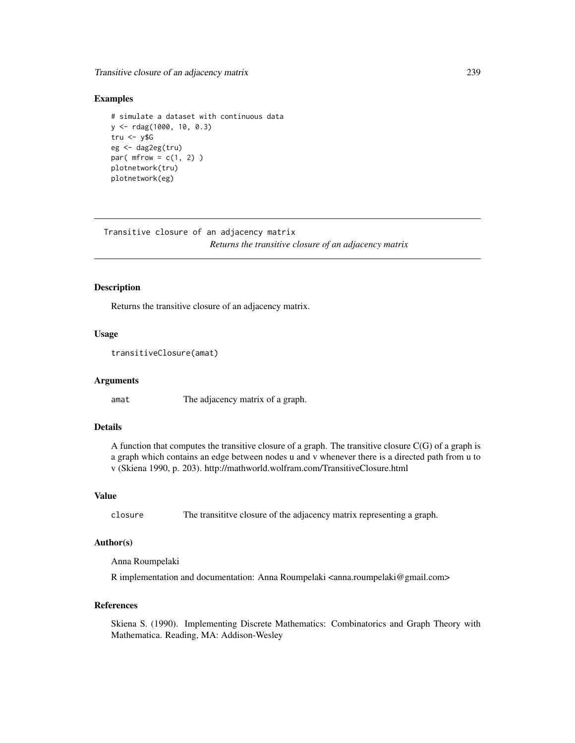### Examples

```
# simulate a dataset with continuous data
y <- rdag(1000, 10, 0.3)
tru <- y$G
eg <- dag2eg(tru)
par( mfrow = c(1, 2) )
plotnetwork(tru)
plotnetwork(eg)
```

---

## Transitive closure of an adjacency matrix

*Returns the transitive closure of an adjacency matrix*

---

### Description

Returns the transitive closure of an adjacency matrix.

### Usage

```
transitiveClosure(amat)
```

### Arguments

| | |
|---|---|
| `amat` | The adjacency matrix of a graph. |

### Details

A function that computes the transitive closure of a graph. The transitive closure C(G) of a graph is a graph which contains an edge between nodes u and v whenever there is a directed path from u to v (Skiena 1990, p. 203). http://mathworld.wolfram.com/TransitiveClosure.html

### Value

| | |
|---|---|
| `closure` | The transititve closure of the adjacency matrix representing a graph. |

### Author(s)

Anna Roumpelaki

R implementation and documentation: Anna Roumpelaki <anna.roumpelaki@gmail.com>

### References

Skiena S. (1990). Implementing Discrete Mathematics: Combinatorics and Graph Theory with Mathematica. Reading, MA: Addison-Wesley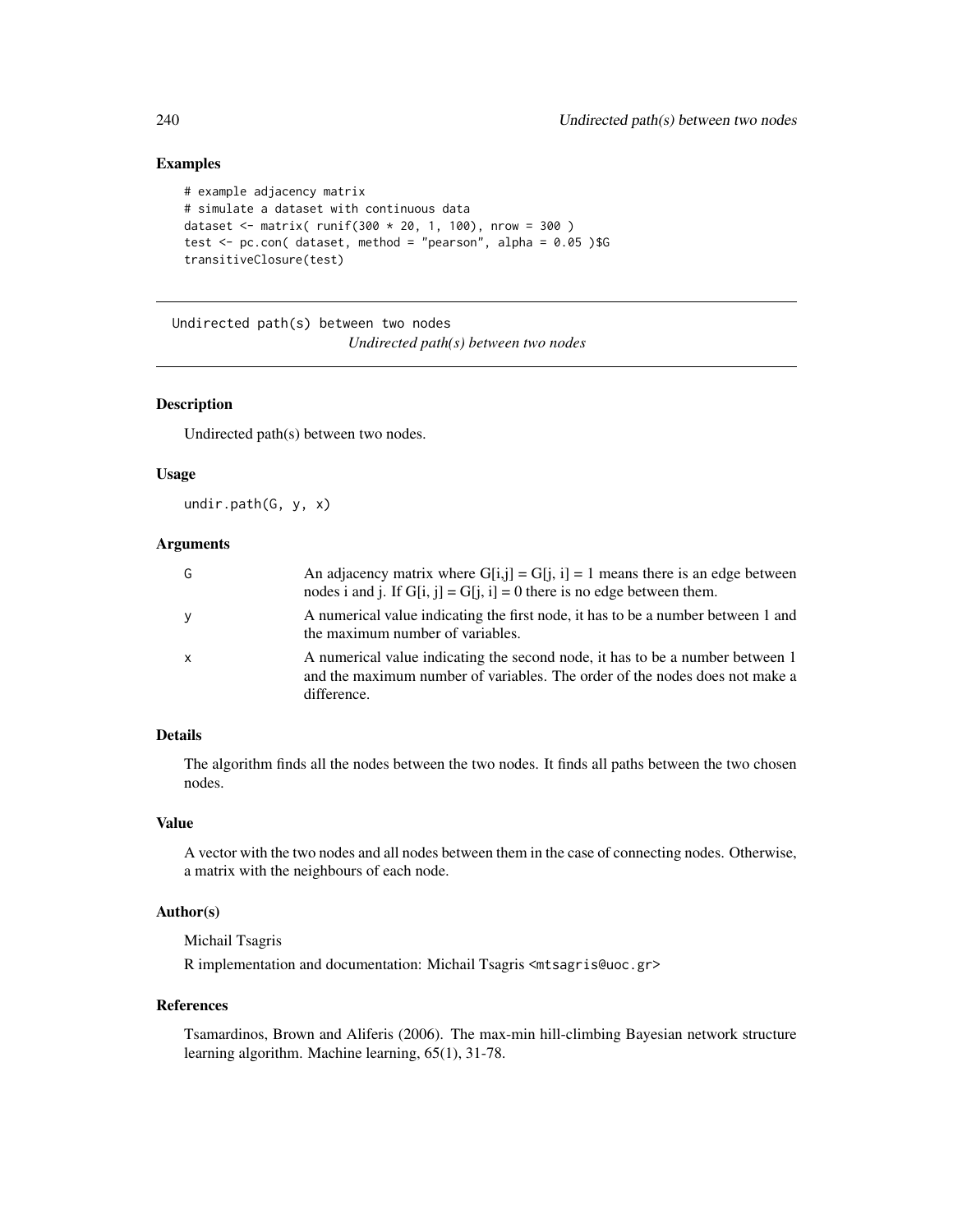## Examples

```
# example adjacency matrix
# simulate a dataset with continuous data
dataset <- matrix( runif(300 * 20, 1, 100), nrow = 300 )
test <- pc.con( dataset, method = "pearson", alpha = 0.05 )$G
transitiveClosure(test)
```

---

`Undirected path(s) between two nodes`

*Undirected path(s) between two nodes*

---

## Description

Undirected path(s) between two nodes.

## Usage

```
undir.path(G, y, x)
```

## Arguments

| | |
|---|---|
| G | An adjacency matrix where G[i,j] = G[j, i] = 1 means there is an edge between nodes i and j. If G[i, j] = G[j, i] = 0 there is no edge between them. |
| y | A numerical value indicating the first node, it has to be a number between 1 and the maximum number of variables. |
| x | A numerical value indicating the second node, it has to be a number between 1 and the maximum number of variables. The order of the nodes does not make a difference. |

## Details

The algorithm finds all the nodes between the two nodes. It finds all paths between the two chosen nodes.

## Value

A vector with the two nodes and all nodes between them in the case of connecting nodes. Otherwise, a matrix with the neighbours of each node.

## Author(s)

Michail Tsagris

R implementation and documentation: Michail Tsagris <mtsagris@uoc.gr>

## References

Tsamardinos, Brown and Aliferis (2006). The max-min hill-climbing Bayesian network structure learning algorithm. Machine learning, 65(1), 31-78.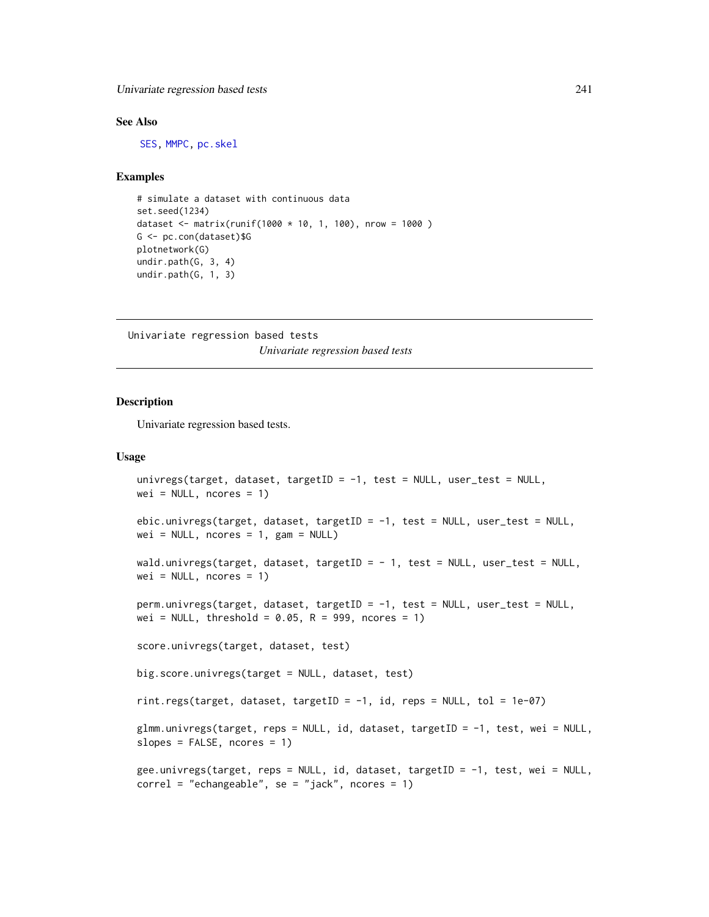## See Also

SES, MMPC, pc.skel

## Examples

```
# simulate a dataset with continuous data
set.seed(1234)
dataset <- matrix(runif(1000 * 10, 1, 100), nrow = 1000 )
G <- pc.con(dataset)$G
plotnetwork(G)
undir.path(G, 3, 4)
undir.path(G, 1, 3)
```

---

# Univariate regression based tests

*Univariate regression based tests*

---

## Description

Univariate regression based tests.

## Usage

```
univregs(target, dataset, targetID = -1, test = NULL, user_test = NULL,
wei = NULL, ncores = 1)

ebic.univregs(target, dataset, targetID = -1, test = NULL, user_test = NULL,
wei = NULL, ncores = 1, gam = NULL)

wald.univregs(target, dataset, targetID = - 1, test = NULL, user_test = NULL,
wei = NULL, ncores = 1)

perm.univregs(target, dataset, targetID = -1, test = NULL, user_test = NULL,
wei = NULL, threshold = 0.05, R = 999, ncores = 1)

score.univregs(target, dataset, test)

big.score.univregs(target = NULL, dataset, test)

rint.regs(target, dataset, targetID = -1, id, reps = NULL, tol = 1e-07)

glmm.univregs(target, reps = NULL, id, dataset, targetID = -1, test, wei = NULL,
slopes = FALSE, ncores = 1)

gee.univregs(target, reps = NULL, id, dataset, targetID = -1, test, wei = NULL,
correl = "echangeable", se = "jack", ncores = 1)
```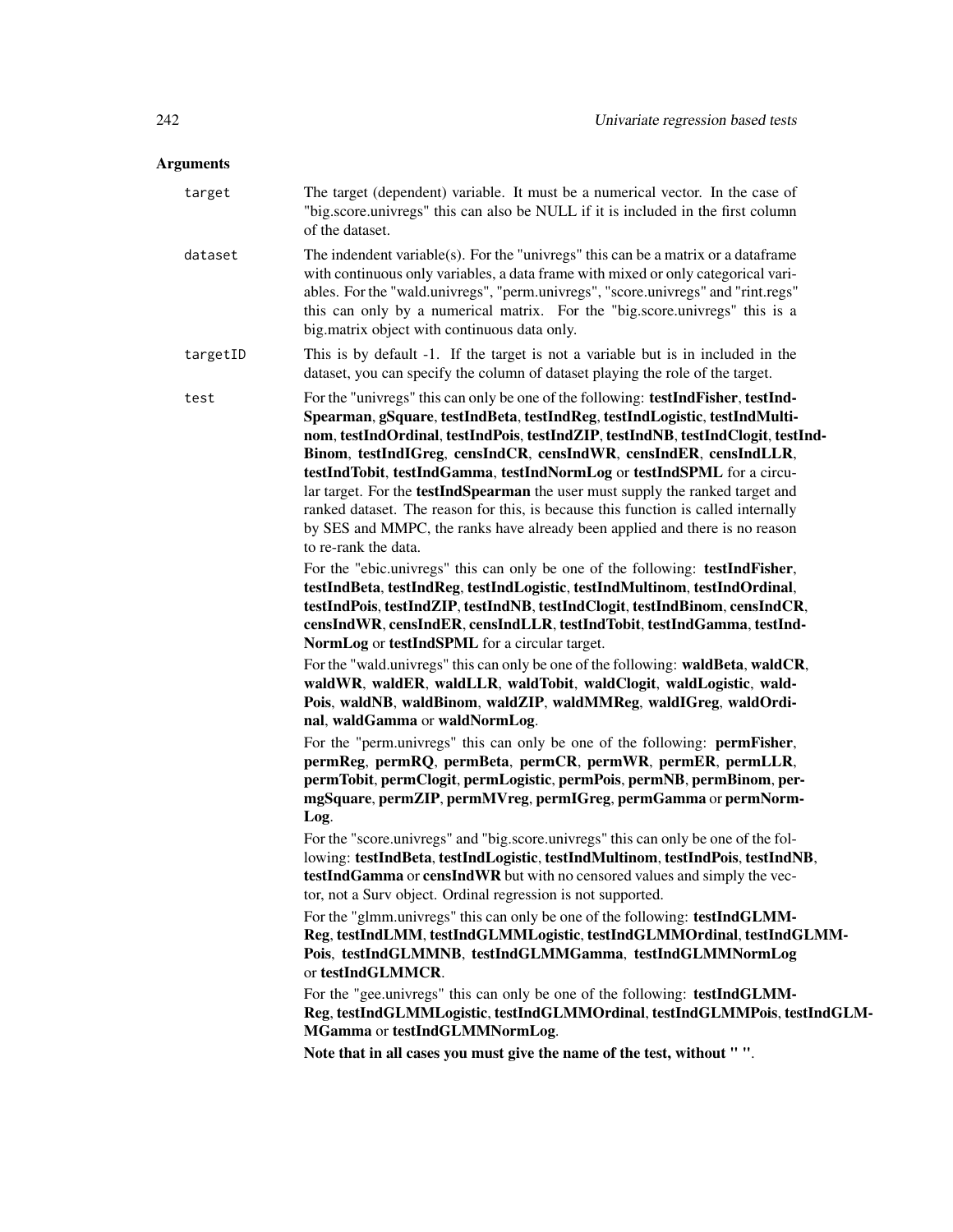## Arguments

| | |
|---|---|
| `target` | The target (dependent) variable. It must be a numerical vector. In the case of "big.score.univregs" this can also be NULL if it is included in the first column of the dataset. |
| `dataset` | The indendent variable(s). For the "univregs" this can be a matrix or a dataframe with continuous only variables, a data frame with mixed or only categorical variables. For the "wald.univregs", "perm.univregs", "score.univregs" and "rint.regs" this can only by a numerical matrix. For the "big.score.univregs" this is a big.matrix object with continuous data only. |
| `targetID` | This is by default -1. If the target is not a variable but is in included in the dataset, you can specify the column of dataset playing the role of the target. |
| `test` | For the "univregs" this can only be one of the following: **testIndFisher**, **testIndSpearman**, **gSquare**, **testIndBeta**, **testIndReg**, **testIndLogistic**, **testIndMultinom**, **testIndOrdinal**, **testIndPois**, **testIndZIP**, **testIndNB**, **testIndClogit**, **testIndBinom**, **testIndIGreg**, **censIndCR**, **censIndWR**, **censIndER**, **censIndLLR**, **testIndTobit**, **testIndGamma**, **testIndNormLog** or **testIndSPML** for a circular target. For the **testIndSpearman** the user must supply the ranked target and ranked dataset. The reason for this, is because this function is called internally by SES and MMPC, the ranks have already been applied and there is no reason to re-rank the data.<br><br>For the "ebic.univregs" this can only be one of the following: **testIndFisher**, **testIndBeta**, **testIndReg**, **testIndLogistic**, **testIndMultinom**, **testIndOrdinal**, **testIndPois**, **testIndZIP**, **testIndNB**, **testIndClogit**, **testIndBinom**, **censIndCR**, **censIndWR**, **censIndER**, **censIndLLR**, **testIndTobit**, **testIndGamma**, **testIndNormLog** or **testIndSPML** for a circular target.<br><br>For the "wald.univregs" this can only be one of the following: **waldBeta**, **waldCR**, **waldWR**, **waldER**, **waldLLR**, **waldTobit**, **waldClogit**, **waldLogistic**, **waldPois**, **waldNB**, **waldBinom**, **waldZIP**, **waldMMReg**, **waldIGreg**, **waldOrdinal**, **waldGamma** or **waldNormLog**.<br><br>For the "perm.univregs" this can only be one of the following: **permFisher**, **permReg**, **permRQ**, **permBeta**, **permCR**, **permWR**, **permER**, **permLLR**, **permTobit**, **permClogit**, **permLogistic**, **permPois**, **permNB**, **permBinom**, **permgSquare**, **permZIP**, **permMVreg**, **permIGreg**, **permGamma** or **permNormLog**.<br><br>For the "score.univregs" and "big.score.univregs" this can only be one of the following: **testIndBeta**, **testIndLogistic**, **testIndMultinom**, **testIndPois**, **testIndNB**, **testIndGamma** or **censIndWR** but with no censored values and simply the vector, not a Surv object. Ordinal regression is not supported.<br><br>For the "glmm.univregs" this can only be one of the following: **testIndGLMMReg**, **testIndLMM**, **testIndGLMMLogistic**, **testIndGLMMOrdinal**, **testIndGLMMPois**, **testIndGLMMNB**, **testIndGLMMGamma**, **testIndGLMMNormLog** or **testIndGLMMCR**.<br><br>For the "gee.univregs" this can only be one of the following: **testIndGLMMReg**, **testIndGLMMLogistic**, **testIndGLMMOrdinal**, **testIndGLMMPois**, **testIndGLMMGamma** or **testIndGLMMNormLog**.<br><br>**Note that in all cases you must give the name of the test, without " ".** |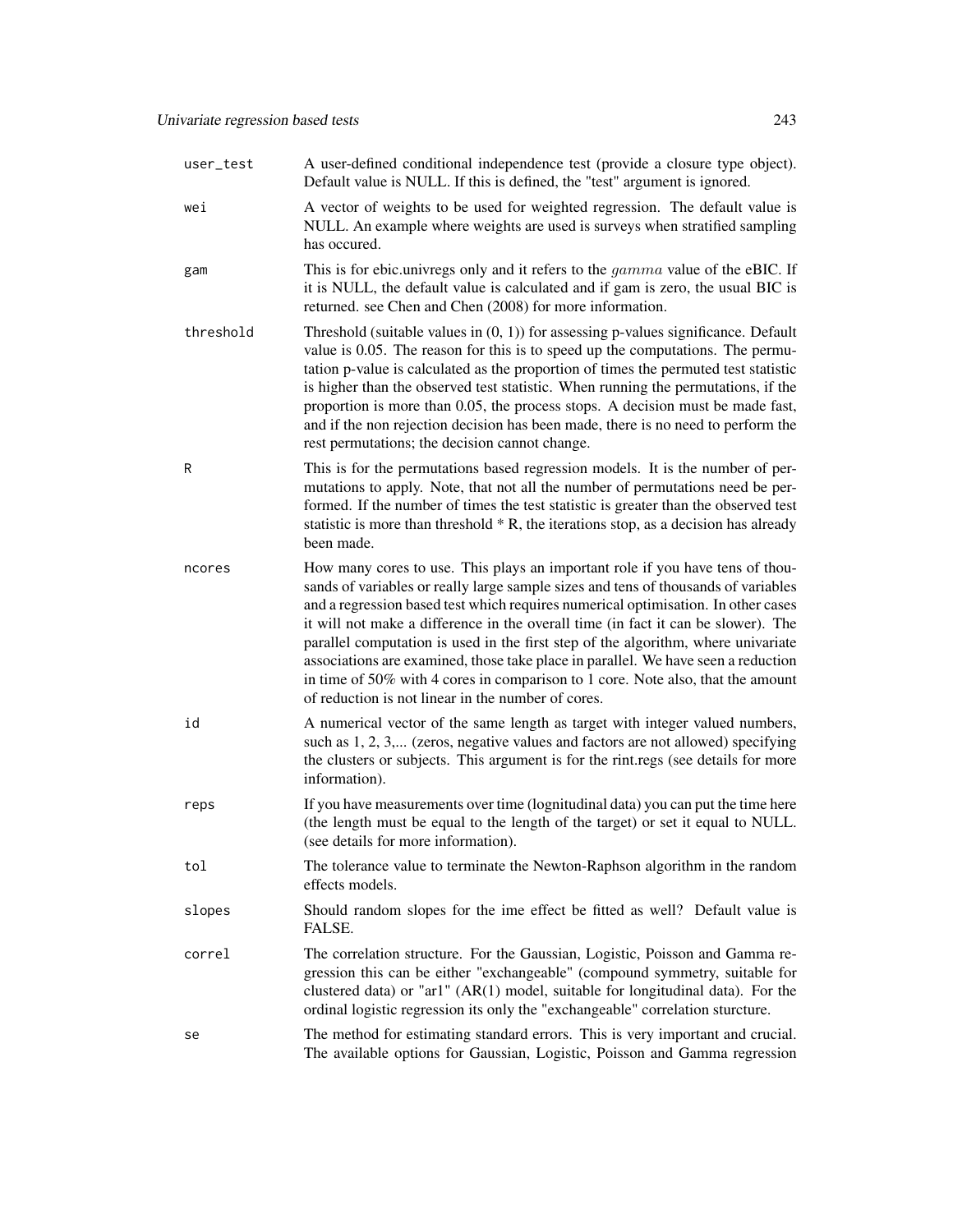| | |
|---|---|
| `user_test` | A user-defined conditional independence test (provide a closure type object). Default value is NULL. If this is defined, the "test" argument is ignored. |
| `wei` | A vector of weights to be used for weighted regression. The default value is NULL. An example where weights are used is surveys when stratified sampling has occured. |
| `gam` | This is for ebic.univregs only and it refers to the $gamma$ value of the eBIC. If it is NULL, the default value is calculated and if gam is zero, the usual BIC is returned. see Chen and Chen (2008) for more information. |
| `threshold` | Threshold (suitable values in (0, 1)) for assessing p-values significance. Default value is 0.05. The reason for this is to speed up the computations. The permutation p-value is calculated as the proportion of times the permuted test statistic is higher than the observed test statistic. When running the permutations, if the proportion is more than 0.05, the process stops. A decision must be made fast, and if the non rejection decision has been made, there is no need to perform the rest permutations; the decision cannot change. |
| `R` | This is for the permutations based regression models. It is the number of permutations to apply. Note, that not all the number of permutations need be performed. If the number of times the test statistic is greater than the observed test statistic is more than threshold * R, the iterations stop, as a decision has already been made. |
| `ncores` | How many cores to use. This plays an important role if you have tens of thousands of variables or really large sample sizes and tens of thousands of variables and a regression based test which requires numerical optimisation. In other cases it will not make a difference in the overall time (in fact it can be slower). The parallel computation is used in the first step of the algorithm, where univariate associations are examined, those take place in parallel. We have seen a reduction in time of 50% with 4 cores in comparison to 1 core. Note also, that the amount of reduction is not linear in the number of cores. |
| `id` | A numerical vector of the same length as target with integer valued numbers, such as 1, 2, 3,... (zeros, negative values and factors are not allowed) specifying the clusters or subjects. This argument is for the rint.regs (see details for more information). |
| `reps` | If you have measurements over time (lognitudinal data) you can put the time here (the length must be equal to the length of the target) or set it equal to NULL. (see details for more information). |
| `tol` | The tolerance value to terminate the Newton-Raphson algorithm in the random effects models. |
| `slopes` | Should random slopes for the ime effect be fitted as well? Default value is FALSE. |
| `correl` | The correlation structure. For the Gaussian, Logistic, Poisson and Gamma regression this can be either "exchangeable" (compound symmetry, suitable for clustered data) or "ar1" (AR(1) model, suitable for longitudinal data). For the ordinal logistic regression its only the "exchangeable" correlation sturcture. |
| `se` | The method for estimating standard errors. This is very important and crucial. The available options for Gaussian, Logistic, Poisson and Gamma regression |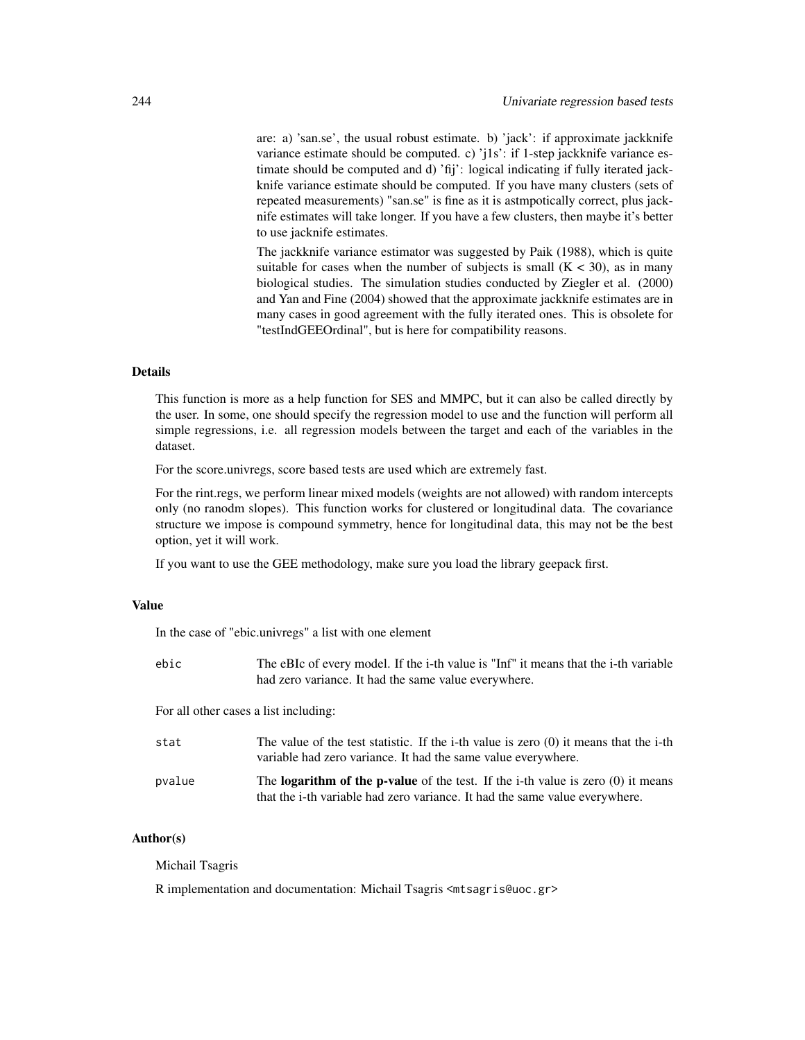are: a) 'san.se', the usual robust estimate. b) 'jack': if approximate jackknife variance estimate should be computed. c) 'j1s': if 1-step jackknife variance estimate should be computed and d) 'fij': logical indicating if fully iterated jackknife variance estimate should be computed. If you have many clusters (sets of repeated measurements) "san.se" is fine as it is astmpotically correct, plus jacknife estimates will take longer. If you have a few clusters, then maybe it's better to use jacknife estimates.

The jackknife variance estimator was suggested by Paik (1988), which is quite suitable for cases when the number of subjects is small (K < 30), as in many biological studies. The simulation studies conducted by Ziegler et al. (2000) and Yan and Fine (2004) showed that the approximate jackknife estimates are in many cases in good agreement with the fully iterated ones. This is obsolete for "testIndGEEOrdinal", but is here for compatibility reasons.

## Details

This function is more as a help function for SES and MMPC, but it can also be called directly by the user. In some, one should specify the regression model to use and the function will perform all simple regressions, i.e. all regression models between the target and each of the variables in the dataset.

For the score.univregs, score based tests are used which are extremely fast.

For the rint.regs, we perform linear mixed models (weights are not allowed) with random intercepts only (no ranodm slopes). This function works for clustered or longitudinal data. The covariance structure we impose is compound symmetry, hence for longitudinal data, this may not be the best option, yet it will work.

If you want to use the GEE methodology, make sure you load the library geepack first.

## Value

In the case of "ebic.univregs" a list with one element

| | |
|---|---|
| `ebic` | The eBIc of every model. If the i-th value is "Inf" it means that the i-th variable had zero variance. It had the same value everywhere. |

For all other cases a list including:

| | |
|---|---|
| `stat` | The value of the test statistic. If the i-th value is zero (0) it means that the i-th variable had zero variance. It had the same value everywhere. |
| `pvalue` | The **logarithm of the p-value** of the test. If the i-th value is zero (0) it means that the i-th variable had zero variance. It had the same value everywhere. |

## Author(s)

Michail Tsagris

R implementation and documentation: Michail Tsagris <mtsagris@uoc.gr>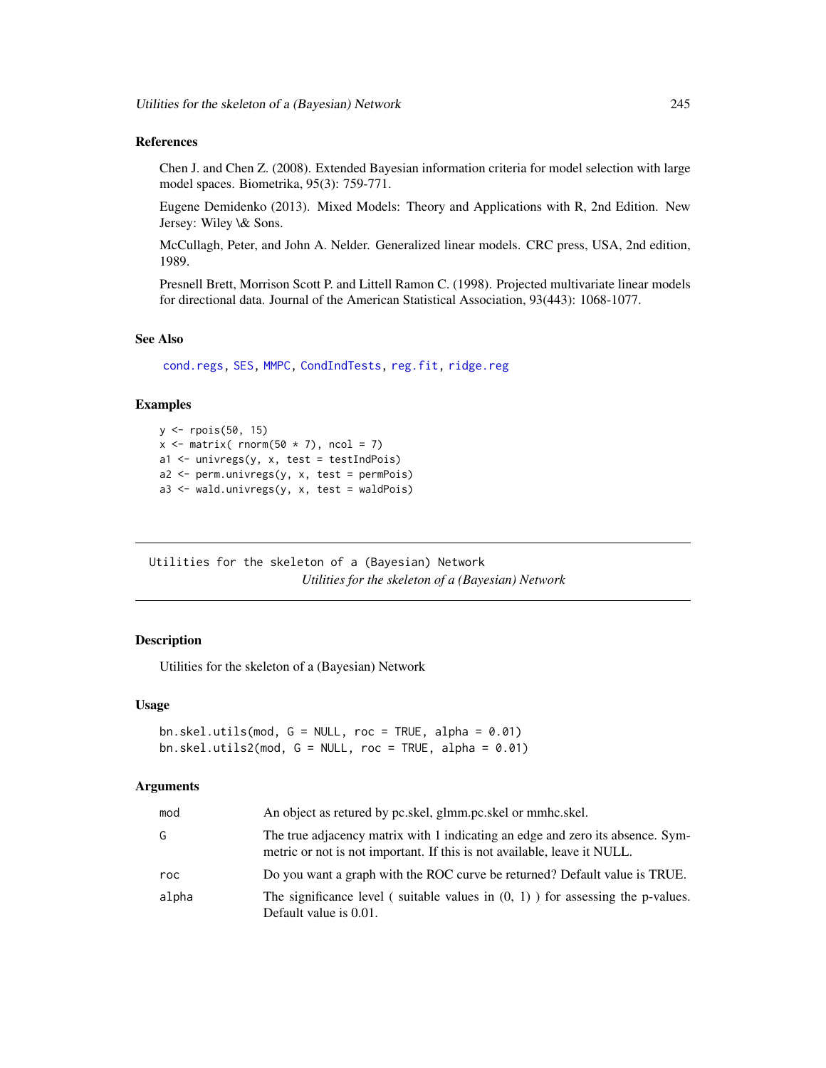### References

Chen J. and Chen Z. (2008). Extended Bayesian information criteria for model selection with large model spaces. Biometrika, 95(3): 759-771.

Eugene Demidenko (2013). Mixed Models: Theory and Applications with R, 2nd Edition. New Jersey: Wiley \& Sons.

McCullagh, Peter, and John A. Nelder. Generalized linear models. CRC press, USA, 2nd edition, 1989.

Presnell Brett, Morrison Scott P. and Littell Ramon C. (1998). Projected multivariate linear models for directional data. Journal of the American Statistical Association, 93(443): 1068-1077.

### See Also

cond.regs, SES, MMPC, CondIndTests, reg.fit, ridge.reg

### Examples

```
y <- rpois(50, 15)
x <- matrix( rnorm(50 * 7), ncol = 7)
a1 <- univregs(y, x, test = testIndPois)
a2 <- perm.univregs(y, x, test = permPois)
a3 <- wald.univregs(y, x, test = waldPois)
```

---

## Utilities for the skeleton of a (Bayesian) Network

*Utilities for the skeleton of a (Bayesian) Network*

### Description

Utilities for the skeleton of a (Bayesian) Network

### Usage

```
bn.skel.utils(mod, G = NULL, roc = TRUE, alpha = 0.01)
bn.skel.utils2(mod, G = NULL, roc = TRUE, alpha = 0.01)
```

### Arguments

| | |
|---|---|
| mod | An object as retured by pc.skel, glmm.pc.skel or mmhc.skel. |
| G | The true adjacency matrix with 1 indicating an edge and zero its absence. Symmetric or not is not important. If this is not available, leave it NULL. |
| roc | Do you want a graph with the ROC curve be returned? Default value is TRUE. |
| alpha | The significance level ( suitable values in (0, 1) ) for assessing the p-values. Default value is 0.01. |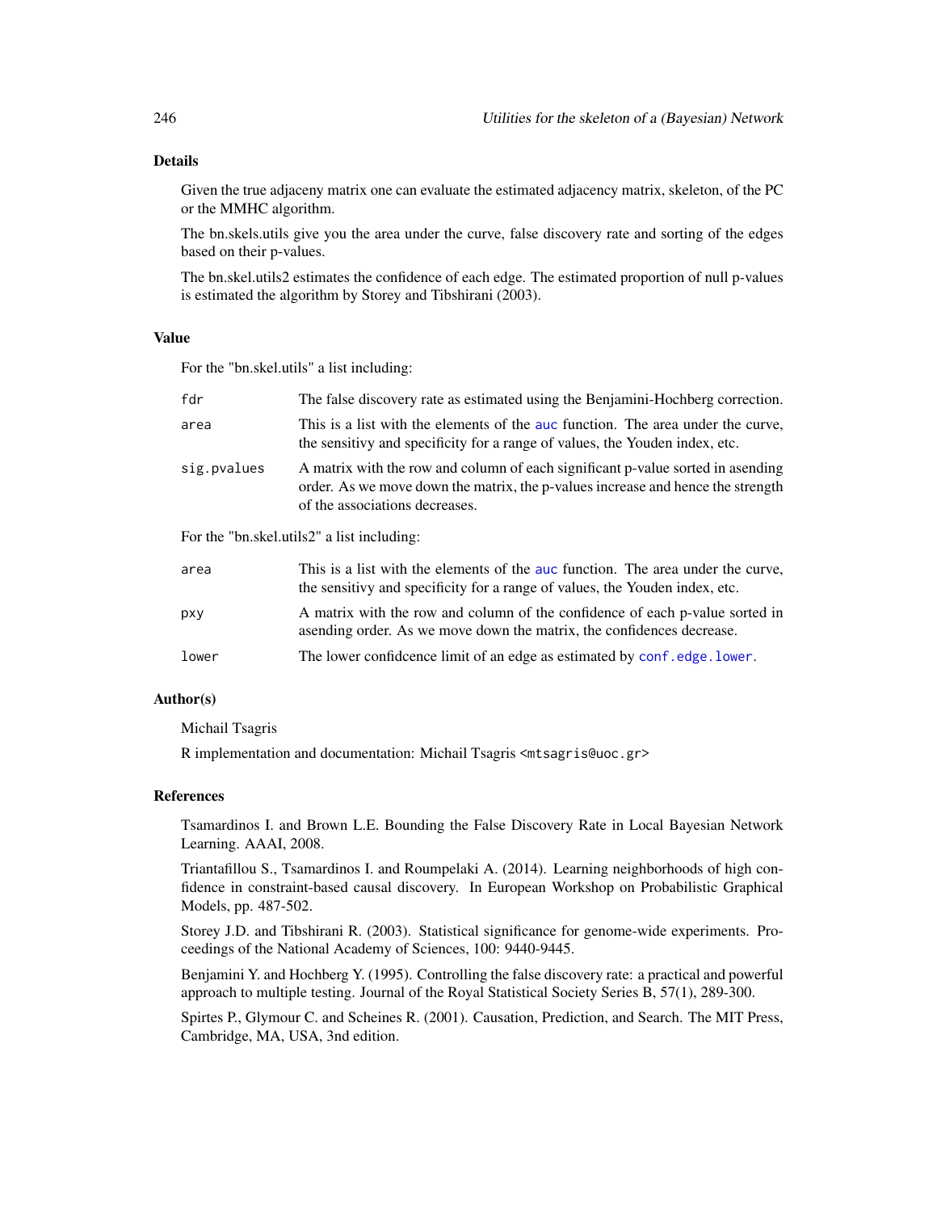## Details

Given the true adjaceny matrix one can evaluate the estimated adjacency matrix, skeleton, of the PC or the MMHC algorithm.

The bn.skels.utils give you the area under the curve, false discovery rate and sorting of the edges based on their p-values.

The bn.skel.utils2 estimates the confidence of each edge. The estimated proportion of null p-values is estimated the algorithm by Storey and Tibshirani (2003).

## Value

For the "bn.skel.utils" a list including:

`fdr`
: The false discovery rate as estimated using the Benjamini-Hochberg correction.

`area`
: This is a list with the elements of the `auc` function. The area under the curve, the sensitivy and specificity for a range of values, the Youden index, etc.

`sig.pvalues`
: A matrix with the row and column of each significant p-value sorted in asending order. As we move down the matrix, the p-values increase and hence the strength of the associations decreases.

For the "bn.skel.utils2" a list including:

`area`
: This is a list with the elements of the `auc` function. The area under the curve, the sensitivy and specificity for a range of values, the Youden index, etc.

`pxy`
: A matrix with the row and column of the confidence of each p-value sorted in asending order. As we move down the matrix, the confidences decrease.

`lower`
: The lower confidcence limit of an edge as estimated by `conf.edge.lower`.

## Author(s)

Michail Tsagris

R implementation and documentation: Michail Tsagris <mtsagris@uoc.gr>

## References

Tsamardinos I. and Brown L.E. Bounding the False Discovery Rate in Local Bayesian Network Learning. AAAI, 2008.

Triantafillou S., Tsamardinos I. and Roumpelaki A. (2014). Learning neighborhoods of high confidence in constraint-based causal discovery. In European Workshop on Probabilistic Graphical Models, pp. 487-502.

Storey J.D. and Tibshirani R. (2003). Statistical significance for genome-wide experiments. Proceedings of the National Academy of Sciences, 100: 9440-9445.

Benjamini Y. and Hochberg Y. (1995). Controlling the false discovery rate: a practical and powerful approach to multiple testing. Journal of the Royal Statistical Society Series B, 57(1), 289-300.

Spirtes P., Glymour C. and Scheines R. (2001). Causation, Prediction, and Search. The MIT Press, Cambridge, MA, USA, 3nd edition.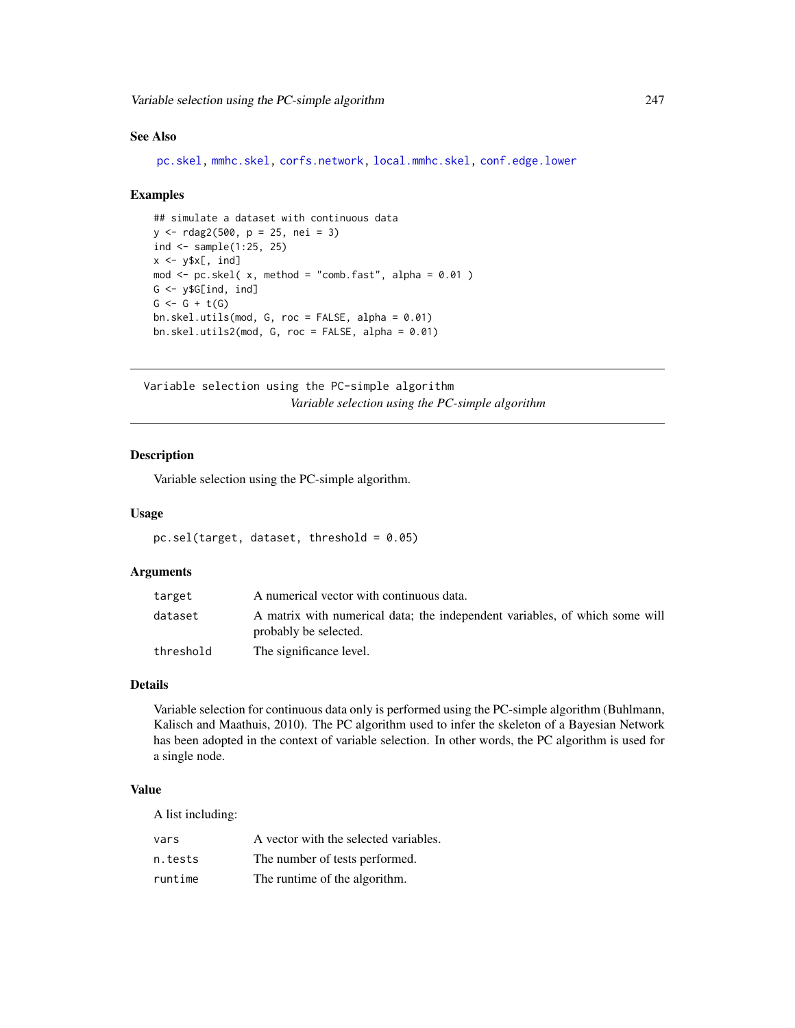### See Also

pc.skel, mmhc.skel, corfs.network, local.mmhc.skel, conf.edge.lower

### Examples

```
## simulate a dataset with continuous data
y <- rdag2(500, p = 25, nei = 3)
ind <- sample(1:25, 25)
x <- y$x[, ind]
mod <- pc.skel( x, method = "comb.fast", alpha = 0.01 )
G <- y$G[ind, ind]
G <- G + t(G)
bn.skel.utils(mod, G, roc = FALSE, alpha = 0.01)
bn.skel.utils2(mod, G, roc = FALSE, alpha = 0.01)
```

---

## Variable selection using the PC-simple algorithm

*Variable selection using the PC-simple algorithm*

---

### Description

Variable selection using the PC-simple algorithm.

### Usage

```
pc.sel(target, dataset, threshold = 0.05)
```

### Arguments

| | |
|---|---|
| target | A numerical vector with continuous data. |
| dataset | A matrix with numerical data; the independent variables, of which some will probably be selected. |
| threshold | The significance level. |

### Details

Variable selection for continuous data only is performed using the PC-simple algorithm (Buhlmann, Kalisch and Maathuis, 2010). The PC algorithm used to infer the skeleton of a Bayesian Network has been adopted in the context of variable selection. In other words, the PC algorithm is used for a single node.

### Value

A list including:

| | |
|---|---|
| vars | A vector with the selected variables. |
| n.tests | The number of tests performed. |
| runtime | The runtime of the algorithm. |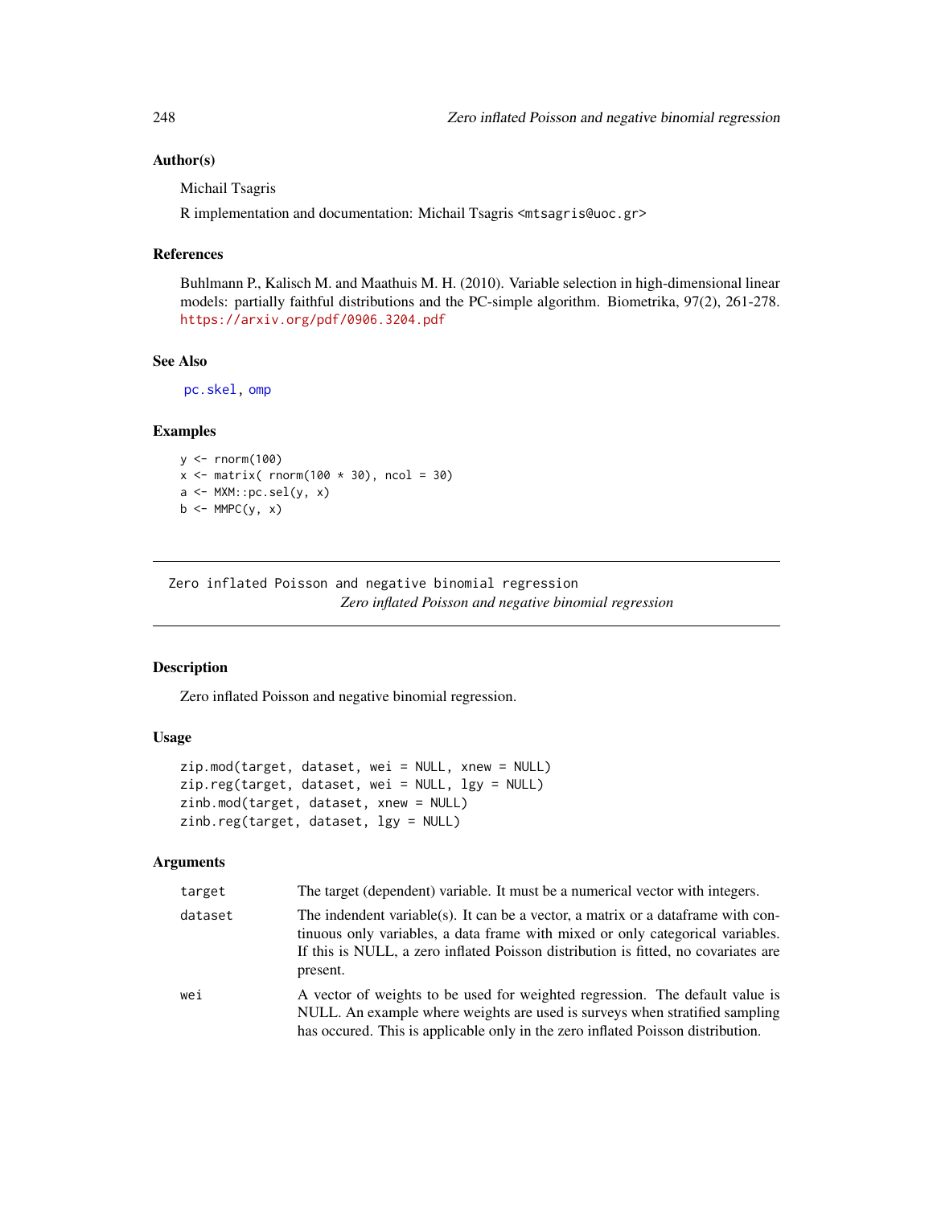### Author(s)

Michail Tsagris

R implementation and documentation: Michail Tsagris <mtsagris@uoc.gr>

### References

Buhlmann P., Kalisch M. and Maathuis M. H. (2010). Variable selection in high-dimensional linear models: partially faithful distributions and the PC-simple algorithm. Biometrika, 97(2), 261-278. https://arxiv.org/pdf/0906.3204.pdf

### See Also

pc.skel, omp

### Examples

```
y <- rnorm(100)
x <- matrix( rnorm(100 * 30), ncol = 30)
a <- MXM::pc.sel(y, x)
b <- MMPC(y, x)
```

---

## Zero inflated Poisson and negative binomial regression

*Zero inflated Poisson and negative binomial regression*

### Description

Zero inflated Poisson and negative binomial regression.

### Usage

```
zip.mod(target, dataset, wei = NULL, xnew = NULL)
zip.reg(target, dataset, wei = NULL, lgy = NULL)
zinb.mod(target, dataset, xnew = NULL)
zinb.reg(target, dataset, lgy = NULL)
```

### Arguments

| | |
|---|---|
| target | The target (dependent) variable. It must be a numerical vector with integers. |
| dataset | The indendent variable(s). It can be a vector, a matrix or a dataframe with continuous only variables, a data frame with mixed or only categorical variables. If this is NULL, a zero inflated Poisson distribution is fitted, no covariates are present. |
| wei | A vector of weights to be used for weighted regression. The default value is NULL. An example where weights are used is surveys when stratified sampling has occured. This is applicable only in the zero inflated Poisson distribution. |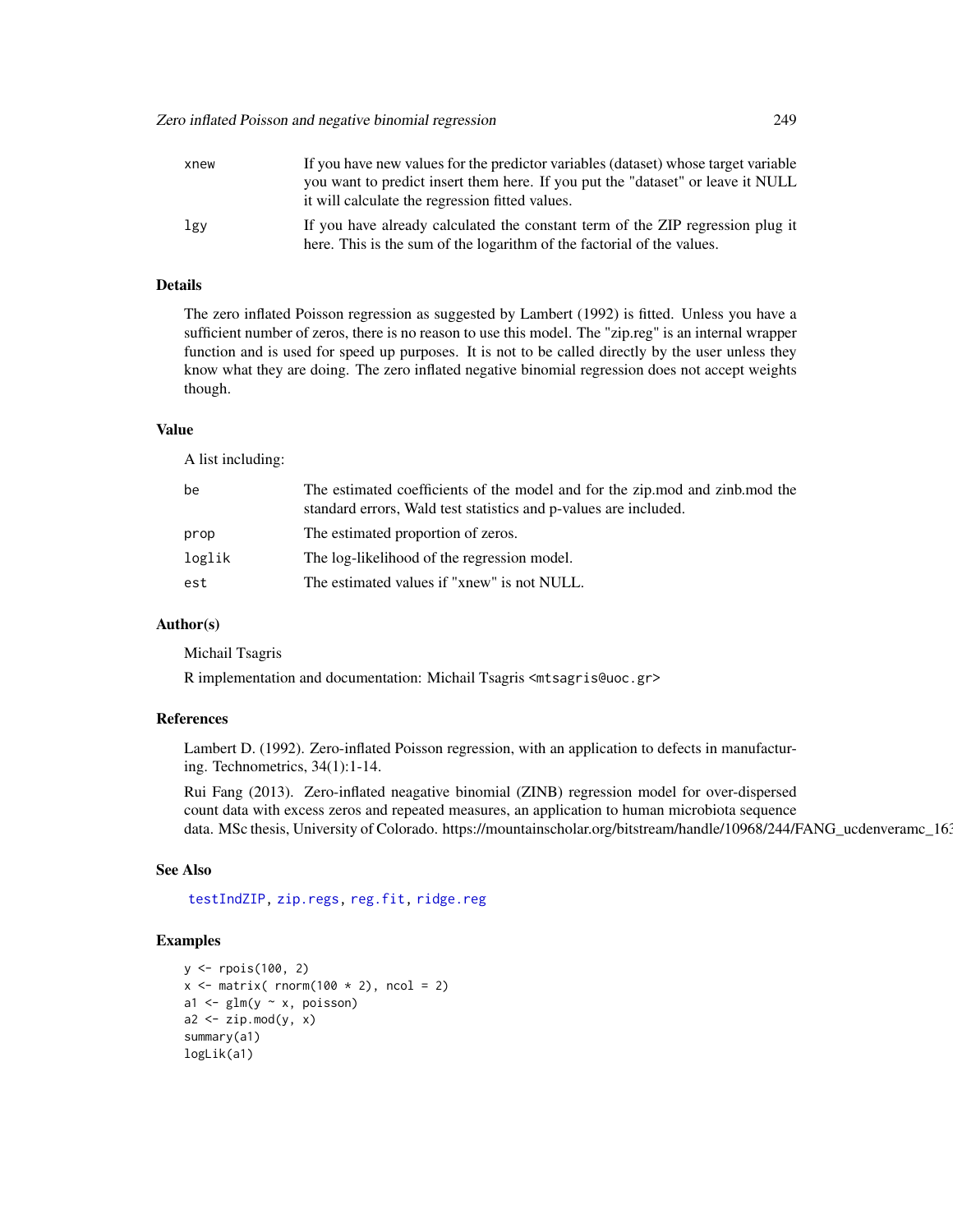| | |
|---|---|
| xnew | If you have new values for the predictor variables (dataset) whose target variable you want to predict insert them here. If you put the "dataset" or leave it NULL it will calculate the regression fitted values. |
| lgy | If you have already calculated the constant term of the ZIP regression plug it here. This is the sum of the logarithm of the factorial of the values. |

## Details

The zero inflated Poisson regression as suggested by Lambert (1992) is fitted. Unless you have a sufficient number of zeros, there is no reason to use this model. The "zip.reg" is an internal wrapper function and is used for speed up purposes. It is not to be called directly by the user unless they know what they are doing. The zero inflated negative binomial regression does not accept weights though.

## Value

A list including:

| | |
|---|---|
| be | The estimated coefficients of the model and for the zip.mod and zinb.mod the standard errors, Wald test statistics and p-values are included. |
| prop | The estimated proportion of zeros. |
| loglik | The log-likelihood of the regression model. |
| est | The estimated values if "xnew" is not NULL. |

## Author(s)

Michail Tsagris

R implementation and documentation: Michail Tsagris <mtsagris@uoc.gr>

## References

Lambert D. (1992). Zero-inflated Poisson regression, with an application to defects in manufacturing. Technometrics, 34(1):1-14.

Rui Fang (2013). Zero-inflated neagative binomial (ZINB) regression model for over-dispersed count data with excess zeros and repeated measures, an application to human microbiota sequence data. MSc thesis, University of Colorado. https://mountainscholar.org/bitstream/handle/10968/244/FANG_ucdenveramc_163

## See Also

testIndZIP, zip.regs, reg.fit, ridge.reg

## Examples

```
y <- rpois(100, 2)
x <- matrix( rnorm(100 * 2), ncol = 2)
a1 <- glm(y ~ x, poisson)
a2 <- zip.mod(y, x)
summary(a1)
logLik(a1)
```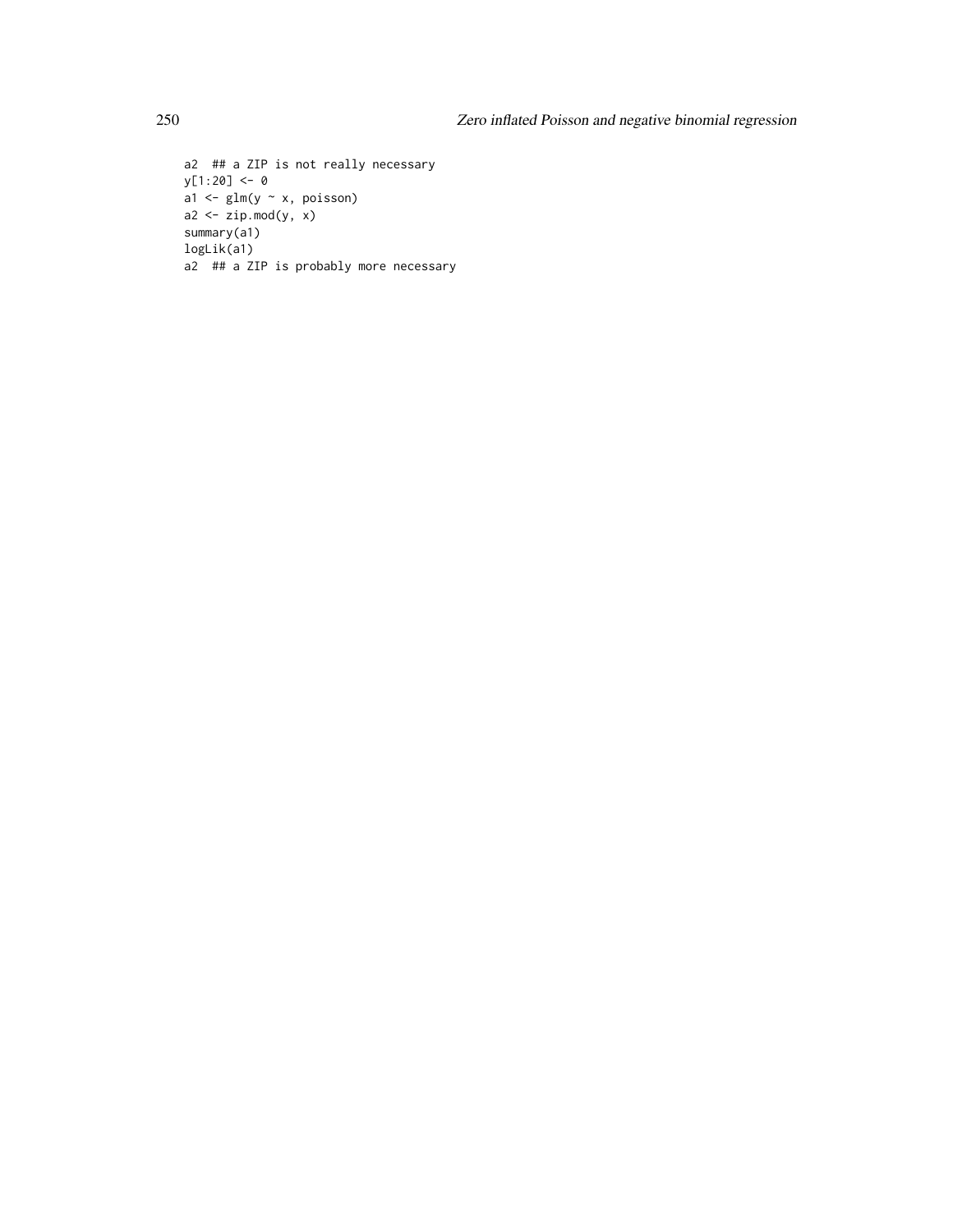```
a2  ## a ZIP is not really necessary
y[1:20] <- 0
a1 <- glm(y ~ x, poisson)
a2 <- zip.mod(y, x)
summary(a1)
logLik(a1)
a2  ## a ZIP is probably more necessary
```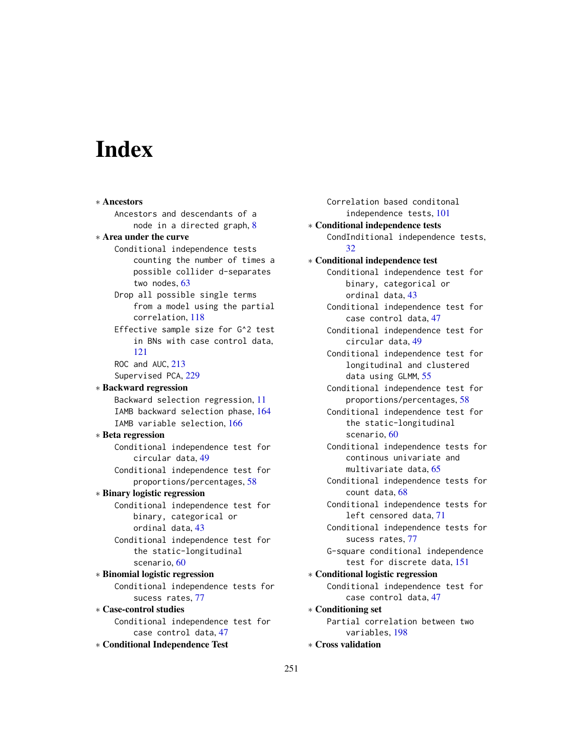# Index

∗ **Ancestors**
- Ancestors and descendants of a node in a directed graph, 8

∗ **Area under the curve**
- Conditional independence tests counting the number of times a possible collider d-separates two nodes, 63
- Drop all possible single terms from a model using the partial correlation, 118
- Effective sample size for G^2 test in BNs with case control data, 121
- ROC and AUC, 213
- Supervised PCA, 229

∗ **Backward regression**
- Backward selection regression, 11
- IAMB backward selection phase, 164
- IAMB variable selection, 166

∗ **Beta regression**
- Conditional independence test for circular data, 49
- Conditional independence test for proportions/percentages, 58

∗ **Binary logistic regression**
- Conditional independence test for binary, categorical or ordinal data, 43
- Conditional independence test for the static-longitudinal scenario, 60

∗ **Binomial logistic regression**
- Conditional independence tests for sucess rates, 77

∗ **Case-control studies**
- Conditional independence test for case control data, 47

∗ **Conditional Independence Test**
- Correlation based conditonal independence tests, 101

∗ **Conditional independence tests**
- CondIndititional independence tests, 32

∗ **Conditional independence test**
- Conditional independence test for binary, categorical or ordinal data, 43
- Conditional independence test for case control data, 47
- Conditional independence test for circular data, 49
- Conditional independence test for longitudinal and clustered data using GLMM, 55
- Conditional independence test for proportions/percentages, 58
- Conditional independence test for the static-longitudinal scenario, 60
- Conditional independence tests for continous univariate and multivariate data, 65
- Conditional independence tests for count data, 68
- Conditional independence tests for left censored data, 71
- Conditional independence tests for sucess rates, 77
- G-square conditional independence test for discrete data, 151

∗ **Conditional logistic regression**
- Conditional independence test for case control data, 47

∗ **Conditioning set**
- Partial correlation between two variables, 198

∗ **Cross validation**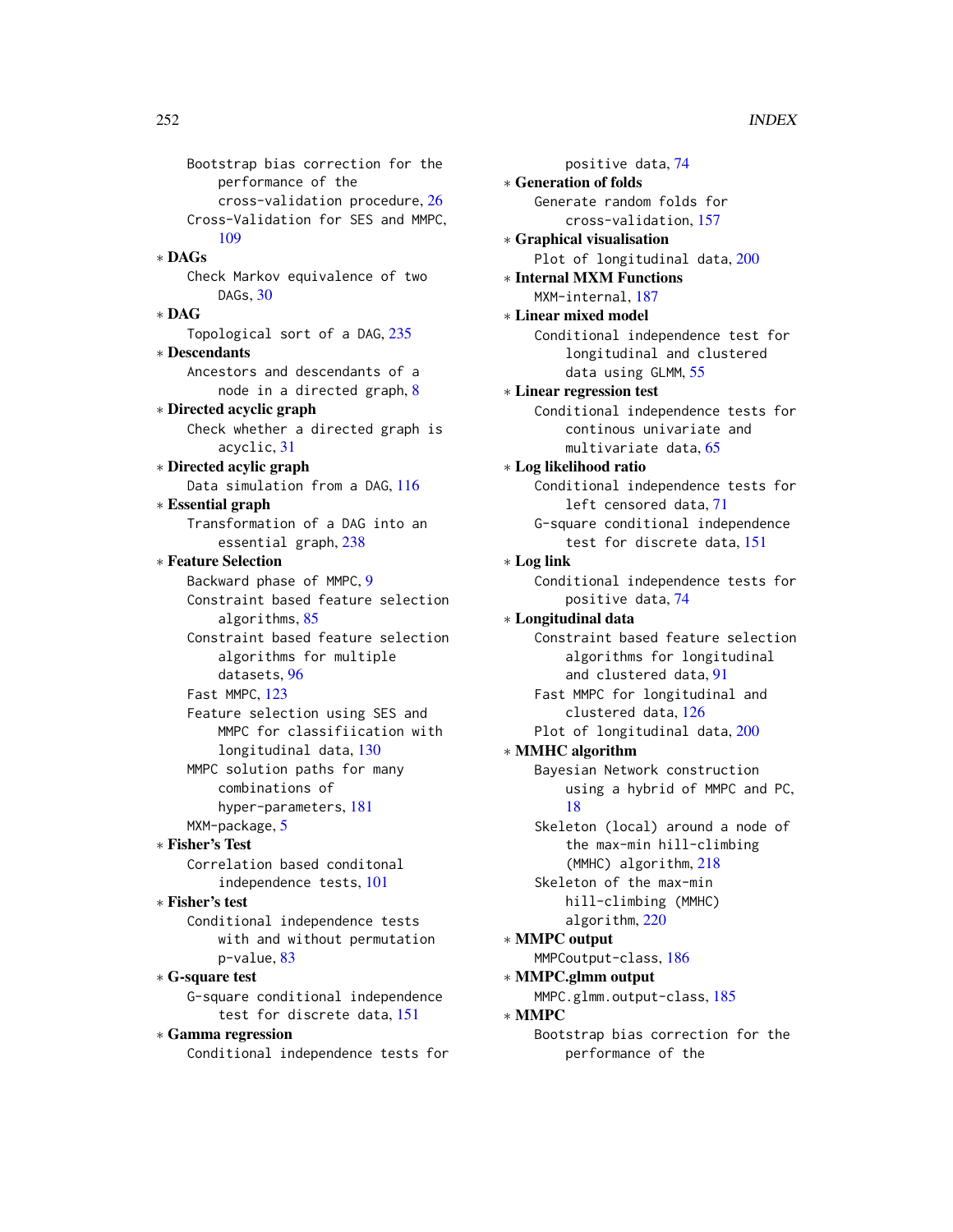Bootstrap bias correction for the performance of the cross-validation procedure, 26
Cross-Validation for SES and MMPC, 109

∗ **DAGs**
Check Markov equivalence of two DAGs, 30

∗ **DAG**
Topological sort of a DAG, 235

∗ **Descendants**
Ancestors and descendants of a node in a directed graph, 8

∗ **Directed acyclic graph**
Check whether a directed graph is acyclic, 31

∗ **Directed acylic graph**
Data simulation from a DAG, 116

∗ **Essential graph**
Transformation of a DAG into an essential graph, 238

∗ **Feature Selection**
Backward phase of MMPC, 9
Constraint based feature selection algorithms, 85
Constraint based feature selection algorithms for multiple datasets, 96
Fast MMPC, 123
Feature selection using SES and MMPC for classifiication with longitudinal data, 130
MMPC solution paths for many combinations of hyper-parameters, 181
MXM-package, 5

∗ **Fisher's Test**
Correlation based conditonal independence tests, 101

∗ **Fisher's test**
Conditional independence tests with and without permutation p-value, 83

∗ **G-square test**
G-square conditional independence test for discrete data, 151

∗ **Gamma regression**
Conditional independence tests for positive data, 74

∗ **Generation of folds**
Generate random folds for cross-validation, 157

∗ **Graphical visualisation**
Plot of longitudinal data, 200

∗ **Internal MXM Functions**
MXM-internal, 187

∗ **Linear mixed model**
Conditional independence test for longitudinal and clustered data using GLMM, 55

∗ **Linear regression test**
Conditional independence tests for continous univariate and multivariate data, 65

∗ **Log likelihood ratio**
Conditional independence tests for left censored data, 71
G-square conditional independence test for discrete data, 151

∗ **Log link**
Conditional independence tests for positive data, 74

∗ **Longitudinal data**
Constraint based feature selection algorithms for longitudinal and clustered data, 91
Fast MMPC for longitudinal and clustered data, 126
Plot of longitudinal data, 200

∗ **MMHC algorithm**
Bayesian Network construction using a hybrid of MMPC and PC, 18
Skeleton (local) around a node of the max-min hill-climbing (MMHC) algorithm, 218
Skeleton of the max-min hill-climbing (MMHC) algorithm, 220

∗ **MMPC output**
MMPCoutput-class, 186

∗ **MMPC.glmm output**
MMPC.glmm.output-class, 185

∗ **MMPC**
Bootstrap bias correction for the performance of the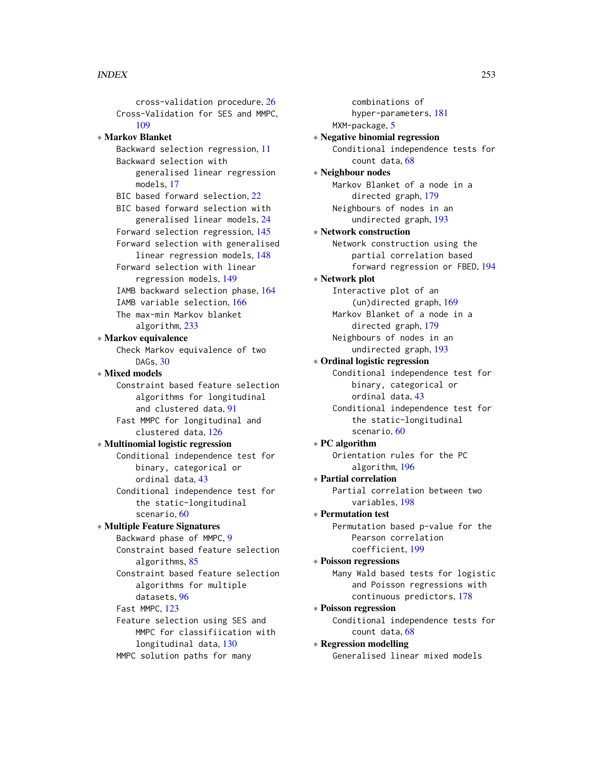cross-validation procedure, 26
Cross-Validation for SES and MMPC, 109

∗ **Markov Blanket**
- Backward selection regression, 11
- Backward selection with generalised linear regression models, 17
- BIC based forward selection, 22
- BIC based forward selection with generalised linear models, 24
- Forward selection regression, 145
- Forward selection with generalised linear regression models, 148
- Forward selection with linear regression models, 149
- IAMB backward selection phase, 164
- IAMB variable selection, 166
- The max-min Markov blanket algorithm, 233

∗ **Markov equivalence**
- Check Markov equivalence of two DAGs, 30

∗ **Mixed models**
- Constraint based feature selection algorithms for longitudinal and clustered data, 91
- Fast MMPC for longitudinal and clustered data, 126

∗ **Multinomial logistic regression**
- Conditional independence test for binary, categorical or ordinal data, 43
- Conditional independence test for the static-longitudinal scenario, 60

∗ **Multiple Feature Signatures**
- Backward phase of MMPC, 9
- Constraint based feature selection algorithms, 85
- Constraint based feature selection algorithms for multiple datasets, 96
- Fast MMPC, 123
- Feature selection using SES and MMPC for classifiication with longitudinal data, 130
- MMPC solution paths for many combinations of hyper-parameters, 181
- MXM-package, 5

∗ **Negative binomial regression**
- Conditional independence tests for count data, 68

∗ **Neighbour nodes**
- Markov Blanket of a node in a directed graph, 179
- Neighbours of nodes in an undirected graph, 193

∗ **Network construction**
- Network construction using the partial correlation based forward regression or FBED, 194

∗ **Network plot**
- Interactive plot of an (un)directed graph, 169
- Markov Blanket of a node in a directed graph, 179
- Neighbours of nodes in an undirected graph, 193

∗ **Ordinal logistic regression**
- Conditional independence test for binary, categorical or ordinal data, 43
- Conditional independence test for the static-longitudinal scenario, 60

∗ **PC algorithm**
- Orientation rules for the PC algorithm, 196

∗ **Partial correlation**
- Partial correlation between two variables, 198

∗ **Permutation test**
- Permutation based p-value for the Pearson correlation coefficient, 199

∗ **Poisson regressions**
- Many Wald based tests for logistic and Poisson regressions with continuous predictors, 178

∗ **Poisson regression**
- Conditional independence tests for count data, 68

∗ **Regression modelling**
- Generalised linear mixed models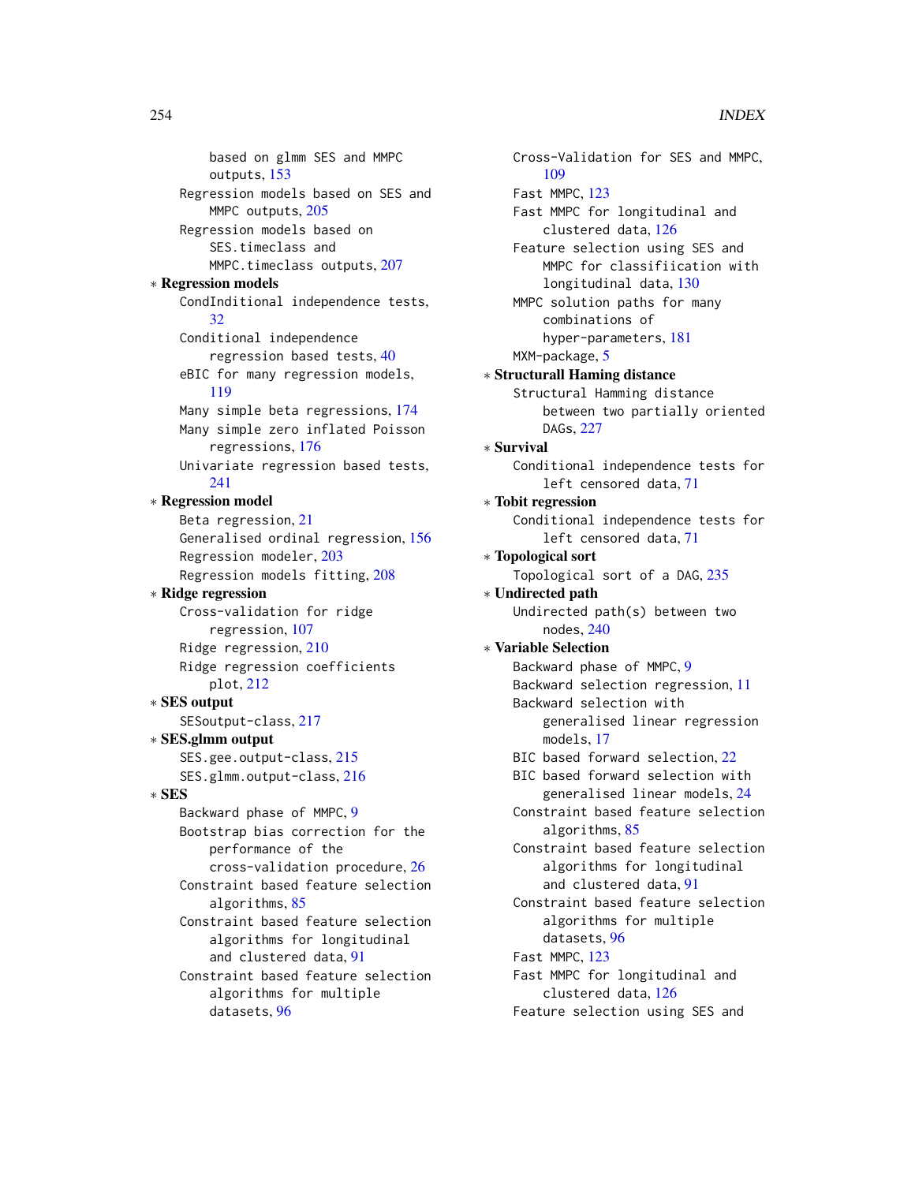based on glmm SES and MMPC outputs, 153
Regression models based on SES and MMPC outputs, 205
Regression models based on SES.timeclass and MMPC.timeclass outputs, 207

∗ **Regression models**
- CondIndditional independence tests, 32
- Conditional independence regression based tests, 40
- eBIC for many regression models, 119
- Many simple beta regressions, 174
- Many simple zero inflated Poisson regressions, 176
- Univariate regression based tests, 241

∗ **Regression model**
- Beta regression, 21
- Generalised ordinal regression, 156
- Regression modeler, 203
- Regression models fitting, 208

∗ **Ridge regression**
- Cross-validation for ridge regression, 107
- Ridge regression, 210
- Ridge regression coefficients plot, 212

∗ **SES output**
- SESoutput-class, 217

∗ **SES.glmm output**
- SES.gee.output-class, 215
- SES.glmm.output-class, 216

∗ **SES**
- Backward phase of MMPC, 9
- Bootstrap bias correction for the performance of the cross-validation procedure, 26
- Constraint based feature selection algorithms, 85
- Constraint based feature selection algorithms for longitudinal and clustered data, 91
- Constraint based feature selection algorithms for multiple datasets, 96
- Cross-Validation for SES and MMPC, 109
- Fast MMPC, 123
- Fast MMPC for longitudinal and clustered data, 126
- Feature selection using SES and MMPC for classifiication with longitudinal data, 130
- MMPC solution paths for many combinations of hyper-parameters, 181
- MXM-package, 5

∗ **Structurall Haming distance**
- Structural Hamming distance between two partially oriented DAGs, 227

∗ **Survival**
- Conditional independence tests for left censored data, 71

∗ **Tobit regression**
- Conditional independence tests for left censored data, 71

∗ **Topological sort**
- Topological sort of a DAG, 235

∗ **Undirected path**
- Undirected path(s) between two nodes, 240

∗ **Variable Selection**
- Backward phase of MMPC, 9
- Backward selection regression, 11
- Backward selection with generalised linear regression models, 17
- BIC based forward selection, 22
- BIC based forward selection with generalised linear models, 24
- Constraint based feature selection algorithms, 85
- Constraint based feature selection algorithms for longitudinal and clustered data, 91
- Constraint based feature selection algorithms for multiple datasets, 96
- Fast MMPC, 123
- Fast MMPC for longitudinal and clustered data, 126
- Feature selection using SES and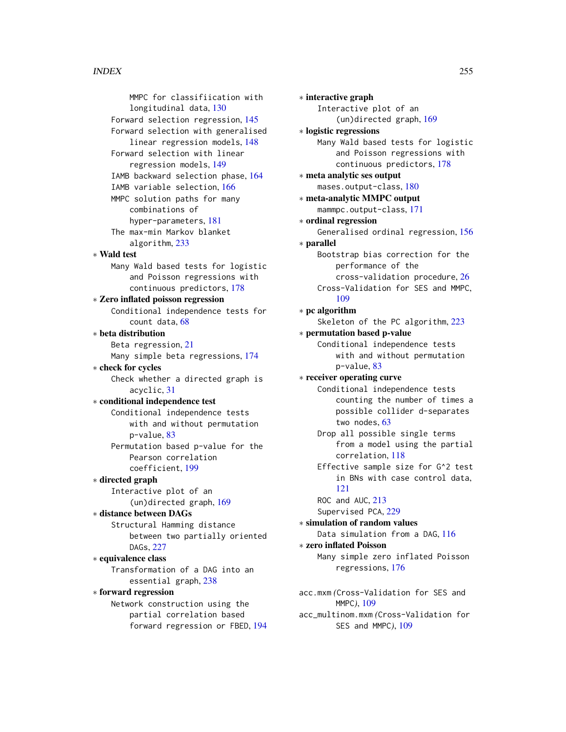MMPC for classifiication with longitudinal data, 130
Forward selection regression, 145
Forward selection with generalised linear regression models, 148
Forward selection with linear regression models, 149
IAMB backward selection phase, 164
IAMB variable selection, 166
MMPC solution paths for many combinations of hyper-parameters, 181
The max-min Markov blanket algorithm, 233

∗ **Wald test**
  Many Wald based tests for logistic and Poisson regressions with continuous predictors, 178

∗ **Zero inflated poisson regression**
  Conditional independence tests for count data, 68

∗ **beta distribution**
  Beta regression, 21
  Many simple beta regressions, 174

∗ **check for cycles**
  Check whether a directed graph is acyclic, 31

∗ **conditional independence test**
  Conditional independence tests with and without permutation p-value, 83
  Permutation based p-value for the Pearson correlation coefficient, 199

∗ **directed graph**
  Interactive plot of an (un)directed graph, 169

∗ **distance between DAGs**
  Structural Hamming distance between two partially oriented DAGs, 227

∗ **equivalence class**
  Transformation of a DAG into an essential graph, 238

∗ **forward regression**
  Network construction using the partial correlation based forward regression or FBED, 194

∗ **interactive graph**
  Interactive plot of an (un)directed graph, 169

∗ **logistic regressions**
  Many Wald based tests for logistic and Poisson regressions with continuous predictors, 178

∗ **meta analytic ses output**
  mases.output-class, 180

∗ **meta-analytic MMPC output**
  mammpc.output-class, 171

∗ **ordinal regression**
  Generalised ordinal regression, 156

∗ **parallel**
  Bootstrap bias correction for the performance of the cross-validation procedure, 26
  Cross-Validation for SES and MMPC, 109

∗ **pc algorithm**
  Skeleton of the PC algorithm, 223

∗ **permutation based p-value**
  Conditional independence tests with and without permutation p-value, 83

∗ **receiver operating curve**
  Conditional independence tests counting the number of times a possible collider d-separates two nodes, 63
  Drop all possible single terms from a model using the partial correlation, 118
  Effective sample size for G^2 test in BNs with case control data, 121
  ROC and AUC, 213
  Supervised PCA, 229

∗ **simulation of random values**
  Data simulation from a DAG, 116

∗ **zero inflated Poisson**
  Many simple zero inflated Poisson regressions, 176

acc.mxm *(Cross-Validation for SES and MMPC)*, 109
acc_multinom.mxm *(Cross-Validation for SES and MMPC)*, 109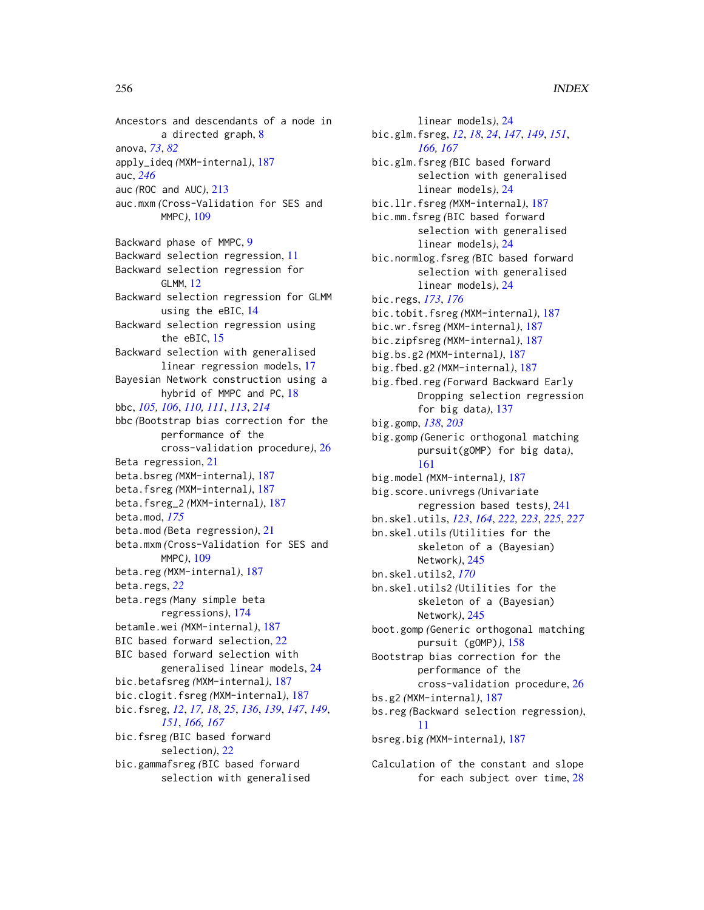Ancestors and descendants of a node in a directed graph, 8
anova, *73*, *82*
apply_ideq *(*MXM-internal*)*, 187
auc, *246*
auc *(*ROC and AUC*)*, 213
auc.mxm *(*Cross-Validation for SES and MMPC*)*, 109

Backward phase of MMPC, 9
Backward selection regression, 11
Backward selection regression for GLMM, 12
Backward selection regression for GLMM using the eBIC, 14
Backward selection regression using the eBIC, 15
Backward selection with generalised linear regression models, 17
Bayesian Network construction using a hybrid of MMPC and PC, 18
bbc, *105, 106*, *110, 111*, *113*, *214*
bbc *(*Bootstrap bias correction for the performance of the cross-validation procedure*)*, 26
Beta regression, 21
beta.bsreg *(*MXM-internal*)*, 187
beta.fsreg *(*MXM-internal*)*, 187
beta.fsreg_2 *(*MXM-internal*)*, 187
beta.mod, *175*
beta.mod *(*Beta regression*)*, 21
beta.mxm *(*Cross-Validation for SES and MMPC*)*, 109
beta.reg *(*MXM-internal*)*, 187
beta.regs, *22*
beta.regs *(*Many simple beta regressions*)*, 174
betamle.wei *(*MXM-internal*)*, 187
BIC based forward selection, 22
BIC based forward selection with generalised linear models, 24
bic.betafsreg *(*MXM-internal*)*, 187
bic.clogit.fsreg *(*MXM-internal*)*, 187
bic.fsreg, *12*, *17*, *18*, *25*, *136*, *139*, *147*, *149*, *151*, *166, 167*
bic.fsreg *(*BIC based forward selection*)*, 22
bic.gammafsreg *(*BIC based forward selection with generalised linear models*)*, 24
bic.glm.fsreg, *12*, *18*, *24*, *147*, *149*, *151*, *166, 167*
bic.glm.fsreg *(*BIC based forward selection with generalised linear models*)*, 24
bic.llr.fsreg *(*MXM-internal*)*, 187
bic.mm.fsreg *(*BIC based forward selection with generalised linear models*)*, 24
bic.normlog.fsreg *(*BIC based forward selection with generalised linear models*)*, 24
bic.regs, *173*, *176*
bic.tobit.fsreg *(*MXM-internal*)*, 187
bic.wr.fsreg *(*MXM-internal*)*, 187
bic.zipfsreg *(*MXM-internal*)*, 187
big.bs.g2 *(*MXM-internal*)*, 187
big.fbed.g2 *(*MXM-internal*)*, 187
big.fbed.reg *(*Forward Backward Early Dropping selection regression for big data*)*, 137
big.gomp, *138*, *203*
big.gomp *(*Generic orthogonal matching pursuit(gOMP) for big data*)*, 161
big.model *(*MXM-internal*)*, 187
big.score.univregs *(*Univariate regression based tests*)*, 241
bn.skel.utils, *123*, *164*, *222, 223*, *225*, *227*
bn.skel.utils *(*Utilities for the skeleton of a (Bayesian) Network*)*, 245
bn.skel.utils2, *170*
bn.skel.utils2 *(*Utilities for the skeleton of a (Bayesian) Network*)*, 245
boot.gomp *(*Generic orthogonal matching pursuit (gOMP)*)*, 158
Bootstrap bias correction for the performance of the cross-validation procedure, 26
bs.g2 *(*MXM-internal*)*, 187
bs.reg *(*Backward selection regression*)*, 11
bsreg.big *(*MXM-internal*)*, 187

Calculation of the constant and slope for each subject over time, 28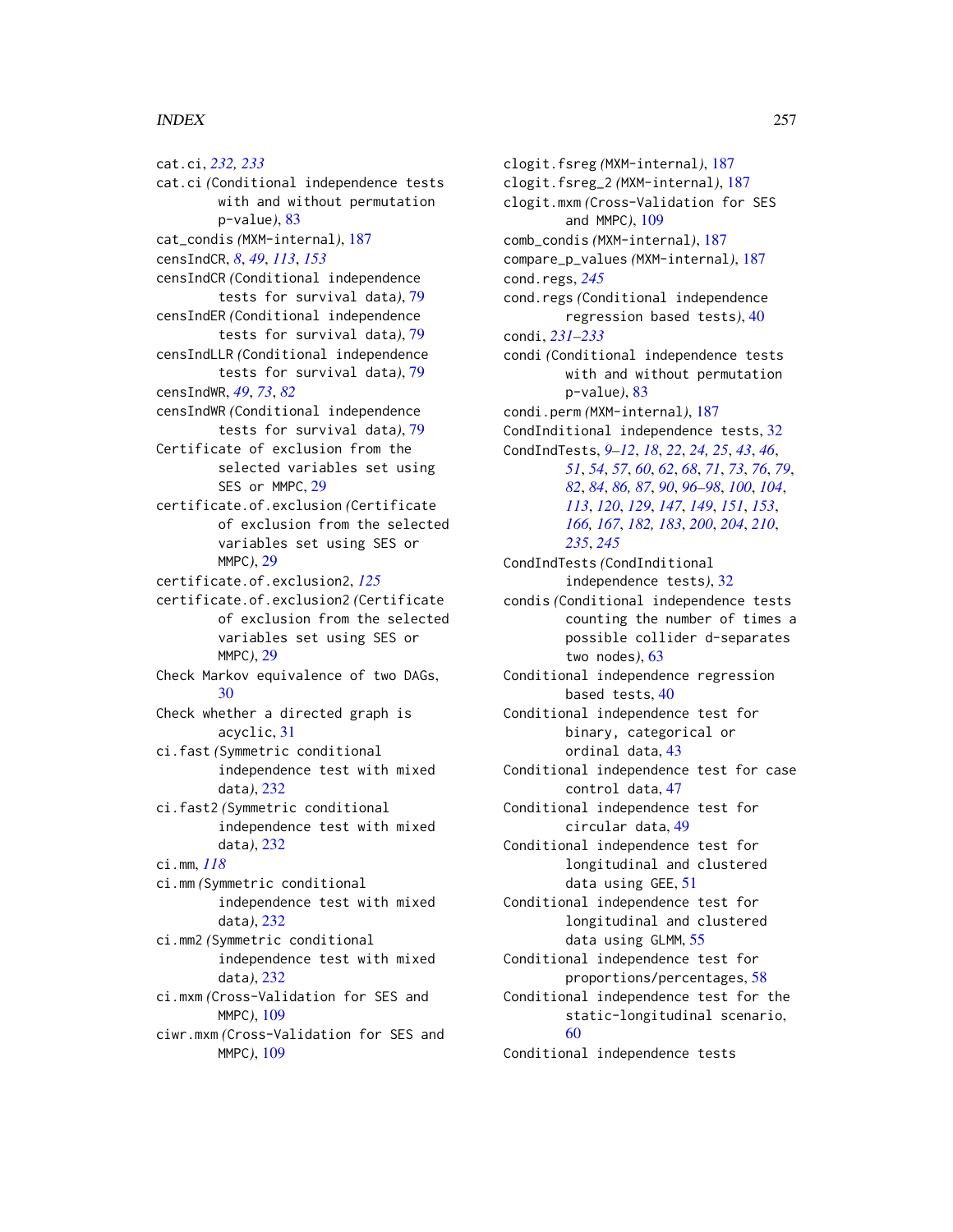cat.ci, *232, 233*
cat.ci *(*Conditional independence tests with and without permutation p-value*)*, 83
cat_condis *(*MXM-internal*)*, 187
censIndCR, *8*, *49*, *113*, *153*
censIndCR *(*Conditional independence tests for survival data*)*, 79
censIndER *(*Conditional independence tests for survival data*)*, 79
censIndLLR *(*Conditional independence tests for survival data*)*, 79
censIndWR, *49*, *73*, *82*
censIndWR *(*Conditional independence tests for survival data*)*, 79
Certificate of exclusion from the selected variables set using SES or MMPC, 29
certificate.of.exclusion *(*Certificate of exclusion from the selected variables set using SES or MMPC*)*, 29
certificate.of.exclusion2, *125*
certificate.of.exclusion2 *(*Certificate of exclusion from the selected variables set using SES or MMPC*)*, 29
Check Markov equivalence of two DAGs, 30
Check whether a directed graph is acyclic, 31
ci.fast *(*Symmetric conditional independence test with mixed data*)*, 232
ci.fast2 *(*Symmetric conditional independence test with mixed data*)*, 232
ci.mm, *118*
ci.mm *(*Symmetric conditional independence test with mixed data*)*, 232
ci.mm2 *(*Symmetric conditional independence test with mixed data*)*, 232
ci.mxm *(*Cross-Validation for SES and MMPC*)*, 109
ciwr.mxm *(*Cross-Validation for SES and MMPC*)*, 109
clogit.fsreg *(*MXM-internal*)*, 187
clogit.fsreg_2 *(*MXM-internal*)*, 187
clogit.mxm *(*Cross-Validation for SES and MMPC*)*, 109
comb_condis *(*MXM-internal*)*, 187
compare_p_values *(*MXM-internal*)*, 187
cond.regs, *245*
cond.regs *(*Conditional independence regression based tests*)*, 40
condi, *231–233*
condi *(*Conditional independence tests with and without permutation p-value*)*, 83
condi.perm *(*MXM-internal*)*, 187
CondInditional independence tests, 32
CondIndTests, *9–12*, *18*, *22*, *24, 25*, *43*, *46*, *51*, *54*, *57*, *60*, *62*, *68*, *71*, *73*, *76*, *79*, *82*, *84*, *86, 87*, *90*, *96–98*, *100*, *104*, *113*, *120*, *129*, *147*, *149*, *151*, *153*, *166, 167*, *182, 183*, *200*, *204*, *210*, *235*, *245*
CondIndTests *(*CondInditional independence tests*)*, 32
condis *(*Conditional independence tests counting the number of times a possible collider d-separates two nodes*)*, 63
Conditional independence regression based tests, 40
Conditional independence test for binary, categorical or ordinal data, 43
Conditional independence test for case control data, 47
Conditional independence test for circular data, 49
Conditional independence test for longitudinal and clustered data using GEE, 51
Conditional independence test for longitudinal and clustered data using GLMM, 55
Conditional independence test for proportions/percentages, 58
Conditional independence test for the static-longitudinal scenario, 60
Conditional independence tests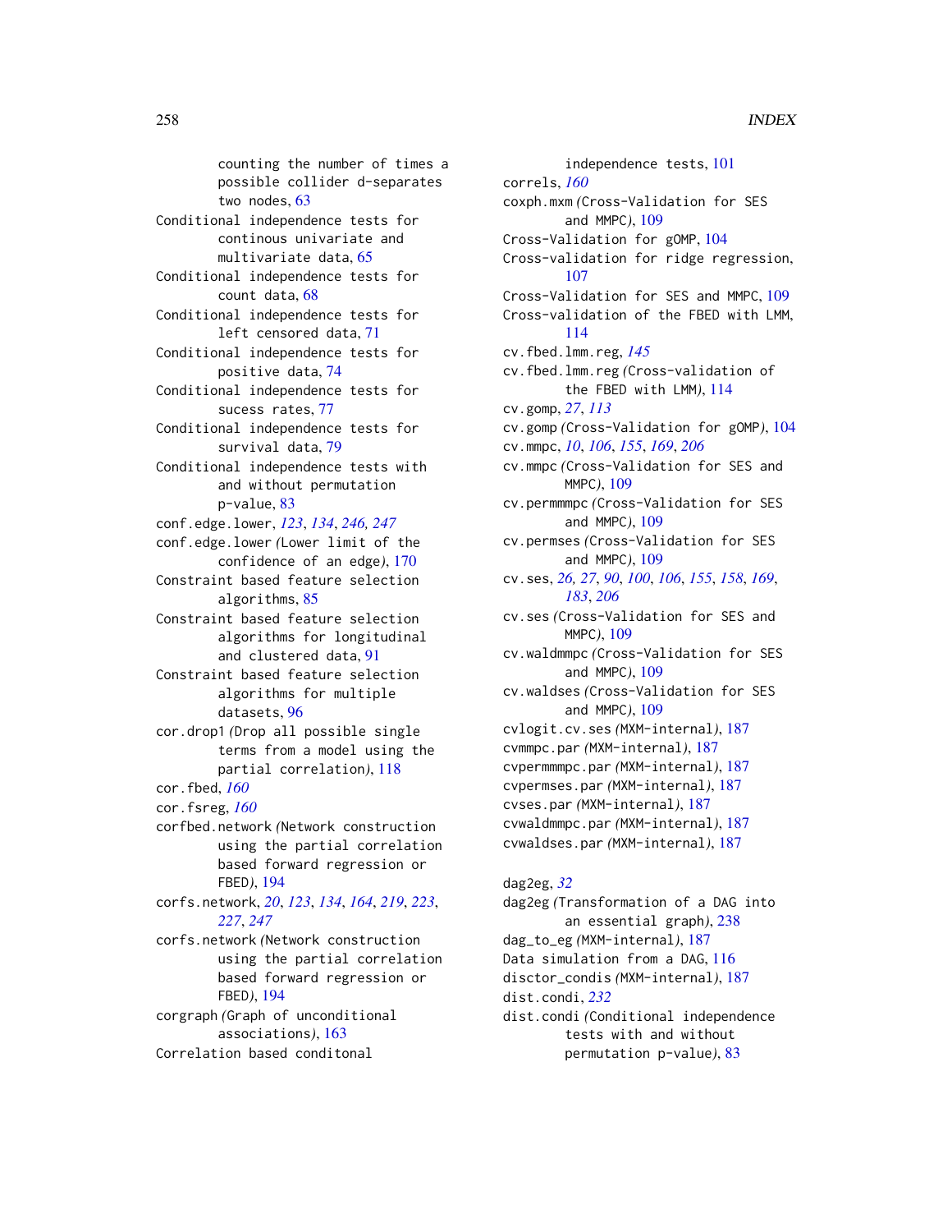counting the number of times a possible collider d-separates two nodes, 63
Conditional independence tests for continous univariate and multivariate data, 65
Conditional independence tests for count data, 68
Conditional independence tests for left censored data, 71
Conditional independence tests for positive data, 74
Conditional independence tests for sucess rates, 77
Conditional independence tests for survival data, 79
Conditional independence tests with and without permutation p-value, 83
conf.edge.lower, *123*, *134*, *246, 247*
conf.edge.lower (Lower limit of the confidence of an edge), 170
Constraint based feature selection algorithms, 85
Constraint based feature selection algorithms for longitudinal and clustered data, 91
Constraint based feature selection algorithms for multiple datasets, 96
cor.drop1 (Drop all possible single terms from a model using the partial correlation), 118
cor.fbed, *160*
cor.fsreg, *160*
corfbed.network (Network construction using the partial correlation based forward regression or FBED), 194
corfs.network, *20*, *123*, *134*, *164*, *219*, *223*, *227*, *247*
corfs.network (Network construction using the partial correlation based forward regression or FBED), 194
corgraph (Graph of unconditional associations), 163
Correlation based conditonal independence tests, 101
correls, *160*
coxph.mxm (Cross-Validation for SES and MMPC), 109
Cross-Validation for gOMP, 104
Cross-validation for ridge regression, 107
Cross-Validation for SES and MMPC, 109
Cross-validation of the FBED with LMM, 114
cv.fbed.lmm.reg, *145*
cv.fbed.lmm.reg (Cross-validation of the FBED with LMM), 114
cv.gomp, *27*, *113*
cv.gomp (Cross-Validation for gOMP), 104
cv.mmpc, *10*, *106*, *155*, *169*, *206*
cv.mmpc (Cross-Validation for SES and MMPC), 109
cv.permmmpc (Cross-Validation for SES and MMPC), 109
cv.permses (Cross-Validation for SES and MMPC), 109
cv.ses, *26, 27*, *90*, *100*, *106*, *155*, *158*, *169*, *183*, *206*
cv.ses (Cross-Validation for SES and MMPC), 109
cv.waldmmpc (Cross-Validation for SES and MMPC), 109
cv.waldses (Cross-Validation for SES and MMPC), 109
cvlogit.cv.ses (MXM-internal), 187
cvmmpc.par (MXM-internal), 187
cvpermmmpc.par (MXM-internal), 187
cvpermses.par (MXM-internal), 187
cvses.par (MXM-internal), 187
cvwaldmmpc.par (MXM-internal), 187
cvwaldses.par (MXM-internal), 187

dag2eg, *32*
dag2eg (Transformation of a DAG into an essential graph), 238
dag_to_eg (MXM-internal), 187
Data simulation from a DAG, 116
disctor_condis (MXM-internal), 187
dist.condi, *232*
dist.condi (Conditional independence tests with and without permutation p-value), 83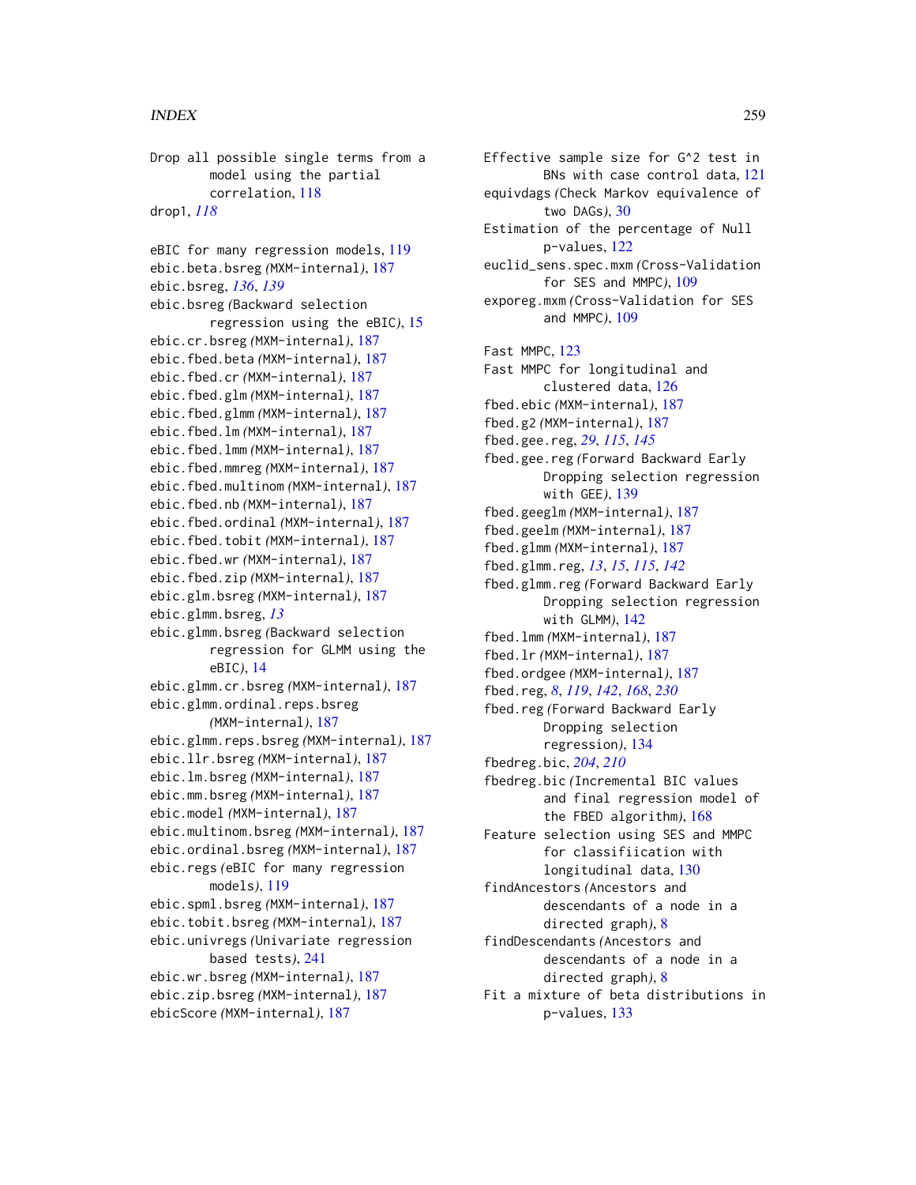Drop all possible single terms from a model using the partial correlation, 118
drop1, *118*

eBIC for many regression models, 119
ebic.beta.bsreg *(*MXM-internal*)*, 187
ebic.bsreg, *136*, *139*
ebic.bsreg *(*Backward selection regression using the eBIC*)*, 15
ebic.cr.bsreg *(*MXM-internal*)*, 187
ebic.fbed.beta *(*MXM-internal*)*, 187
ebic.fbed.cr *(*MXM-internal*)*, 187
ebic.fbed.glm *(*MXM-internal*)*, 187
ebic.fbed.glmm *(*MXM-internal*)*, 187
ebic.fbed.lm *(*MXM-internal*)*, 187
ebic.fbed.lmm *(*MXM-internal*)*, 187
ebic.fbed.mmreg *(*MXM-internal*)*, 187
ebic.fbed.multinom *(*MXM-internal*)*, 187
ebic.fbed.nb *(*MXM-internal*)*, 187
ebic.fbed.ordinal *(*MXM-internal*)*, 187
ebic.fbed.tobit *(*MXM-internal*)*, 187
ebic.fbed.wr *(*MXM-internal*)*, 187
ebic.fbed.zip *(*MXM-internal*)*, 187
ebic.glm.bsreg *(*MXM-internal*)*, 187
ebic.glmm.bsreg, *13*
ebic.glmm.bsreg *(*Backward selection regression for GLMM using the eBIC*)*, 14
ebic.glmm.cr.bsreg *(*MXM-internal*)*, 187
ebic.glmm.ordinal.reps.bsreg *(*MXM-internal*)*, 187
ebic.glmm.reps.bsreg *(*MXM-internal*)*, 187
ebic.llr.bsreg *(*MXM-internal*)*, 187
ebic.lm.bsreg *(*MXM-internal*)*, 187
ebic.mm.bsreg *(*MXM-internal*)*, 187
ebic.model *(*MXM-internal*)*, 187
ebic.multinom.bsreg *(*MXM-internal*)*, 187
ebic.ordinal.bsreg *(*MXM-internal*)*, 187
ebic.regs *(*eBIC for many regression models*)*, 119
ebic.spml.bsreg *(*MXM-internal*)*, 187
ebic.tobit.bsreg *(*MXM-internal*)*, 187
ebic.univregs *(*Univariate regression based tests*)*, 241
ebic.wr.bsreg *(*MXM-internal*)*, 187
ebic.zip.bsreg *(*MXM-internal*)*, 187
ebicScore *(*MXM-internal*)*, 187
Effective sample size for G^2 test in BNs with case control data, 121
equivdags *(*Check Markov equivalence of two DAGs*)*, 30
Estimation of the percentage of Null p-values, 122
euclid_sens.spec.mxm *(*Cross-Validation for SES and MMPC*)*, 109
exporeg.mxm *(*Cross-Validation for SES and MMPC*)*, 109

Fast MMPC, 123
Fast MMPC for longitudinal and clustered data, 126
fbed.ebic *(*MXM-internal*)*, 187
fbed.g2 *(*MXM-internal*)*, 187
fbed.gee.reg, *29*, *115*, *145*
fbed.gee.reg *(*Forward Backward Early Dropping selection regression with GEE*)*, 139
fbed.geeglm *(*MXM-internal*)*, 187
fbed.geelm *(*MXM-internal*)*, 187
fbed.glmm *(*MXM-internal*)*, 187
fbed.glmm.reg, *13*, *15*, *115*, *142*
fbed.glmm.reg *(*Forward Backward Early Dropping selection regression with GLMM*)*, 142
fbed.lmm *(*MXM-internal*)*, 187
fbed.lr *(*MXM-internal*)*, 187
fbed.ordgee *(*MXM-internal*)*, 187
fbed.reg, *8*, *119*, *142*, *168*, *230*
fbed.reg *(*Forward Backward Early Dropping selection regression*)*, 134
fbedreg.bic, *204*, *210*
fbedreg.bic *(*Incremental BIC values and final regression model of the FBED algorithm*)*, 168
Feature selection using SES and MMPC for classifiication with longitudinal data, 130
findAncestors *(*Ancestors and descendants of a node in a directed graph*)*, 8
findDescendants *(*Ancestors and descendants of a node in a directed graph*)*, 8
Fit a mixture of beta distributions in p-values, 133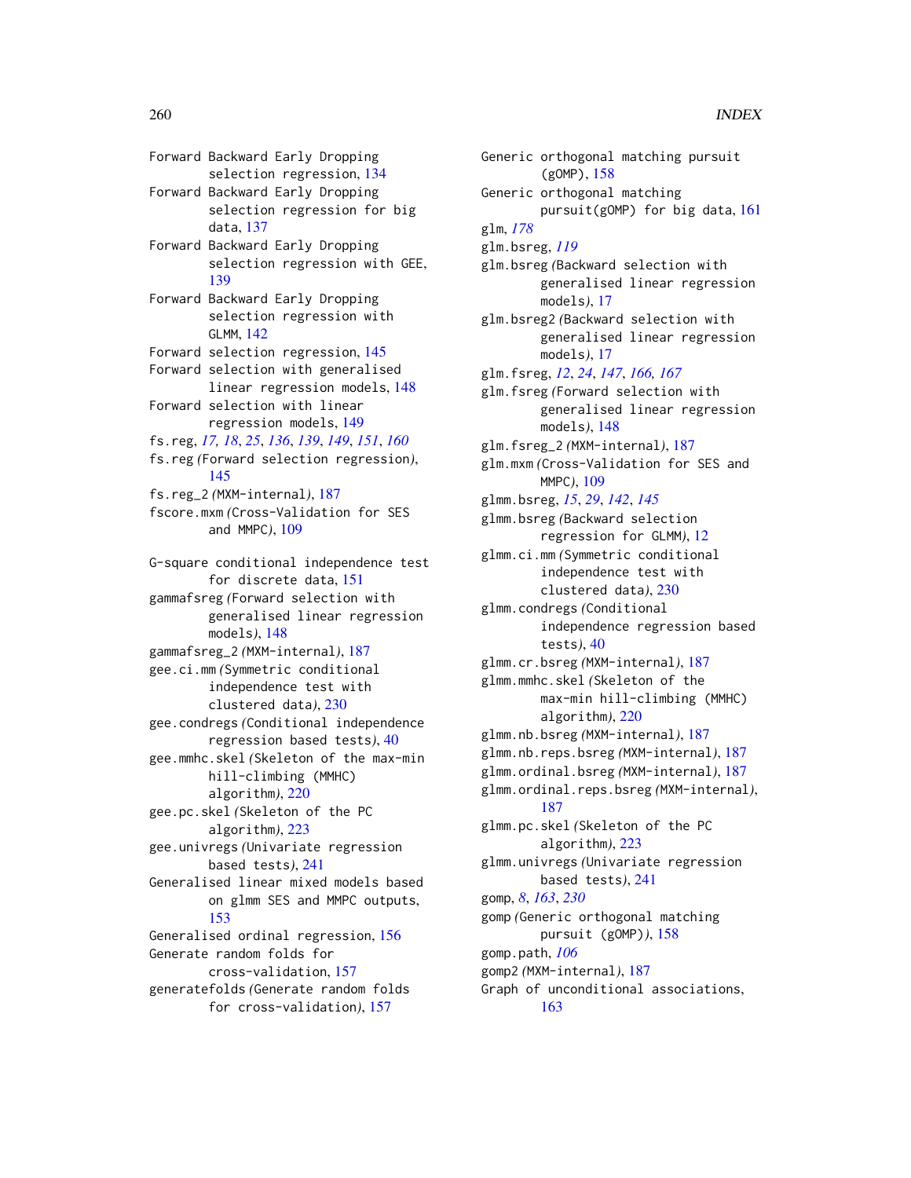Forward Backward Early Dropping selection regression, 134
Forward Backward Early Dropping selection regression for big data, 137
Forward Backward Early Dropping selection regression with GEE, 139
Forward Backward Early Dropping selection regression with GLMM, 142
Forward selection regression, 145
Forward selection with generalised linear regression models, 148
Forward selection with linear regression models, 149
fs.reg, *17, 18*, *25*, *136*, *139*, *149*, *151*, *160*
fs.reg *(*Forward selection regression*)*, 145
fs.reg_2 *(*MXM-internal*)*, 187
fscore.mxm *(*Cross-Validation for SES and MMPC*)*, 109

G-square conditional independence test for discrete data, 151
gammafsreg *(*Forward selection with generalised linear regression models*)*, 148
gammafsreg_2 *(*MXM-internal*)*, 187
gee.ci.mm *(*Symmetric conditional independence test with clustered data*)*, 230
gee.condregs *(*Conditional independence regression based tests*)*, 40
gee.mmhc.skel *(*Skeleton of the max-min hill-climbing (MMHC) algorithm*)*, 220
gee.pc.skel *(*Skeleton of the PC algorithm*)*, 223
gee.univregs *(*Univariate regression based tests*)*, 241
Generalised linear mixed models based on glmm SES and MMPC outputs, 153
Generalised ordinal regression, 156
Generate random folds for cross-validation, 157
generatefolds *(*Generate random folds for cross-validation*)*, 157
Generic orthogonal matching pursuit (gOMP), 158
Generic orthogonal matching pursuit(gOMP) for big data, 161
glm, *178*
glm.bsreg, *119*
glm.bsreg *(*Backward selection with generalised linear regression models*)*, 17
glm.bsreg2 *(*Backward selection with generalised linear regression models*)*, 17
glm.fsreg, *12*, *24*, *147*, *166, 167*
glm.fsreg *(*Forward selection with generalised linear regression models*)*, 148
glm.fsreg_2 *(*MXM-internal*)*, 187
glm.mxm *(*Cross-Validation for SES and MMPC*)*, 109
glmm.bsreg, *15*, *29*, *142*, *145*
glmm.bsreg *(*Backward selection regression for GLMM*)*, 12
glmm.ci.mm *(*Symmetric conditional independence test with clustered data*)*, 230
glmm.condregs *(*Conditional independence regression based tests*)*, 40
glmm.cr.bsreg *(*MXM-internal*)*, 187
glmm.mmhc.skel *(*Skeleton of the max-min hill-climbing (MMHC) algorithm*)*, 220
glmm.nb.bsreg *(*MXM-internal*)*, 187
glmm.nb.reps.bsreg *(*MXM-internal*)*, 187
glmm.ordinal.bsreg *(*MXM-internal*)*, 187
glmm.ordinal.reps.bsreg *(*MXM-internal*)*, 187
glmm.pc.skel *(*Skeleton of the PC algorithm*)*, 223
glmm.univregs *(*Univariate regression based tests*)*, 241
gomp, *8*, *163*, *230*
gomp *(*Generic orthogonal matching pursuit (gOMP)*)*, 158
gomp.path, *106*
gomp2 *(*MXM-internal*)*, 187
Graph of unconditional associations, 163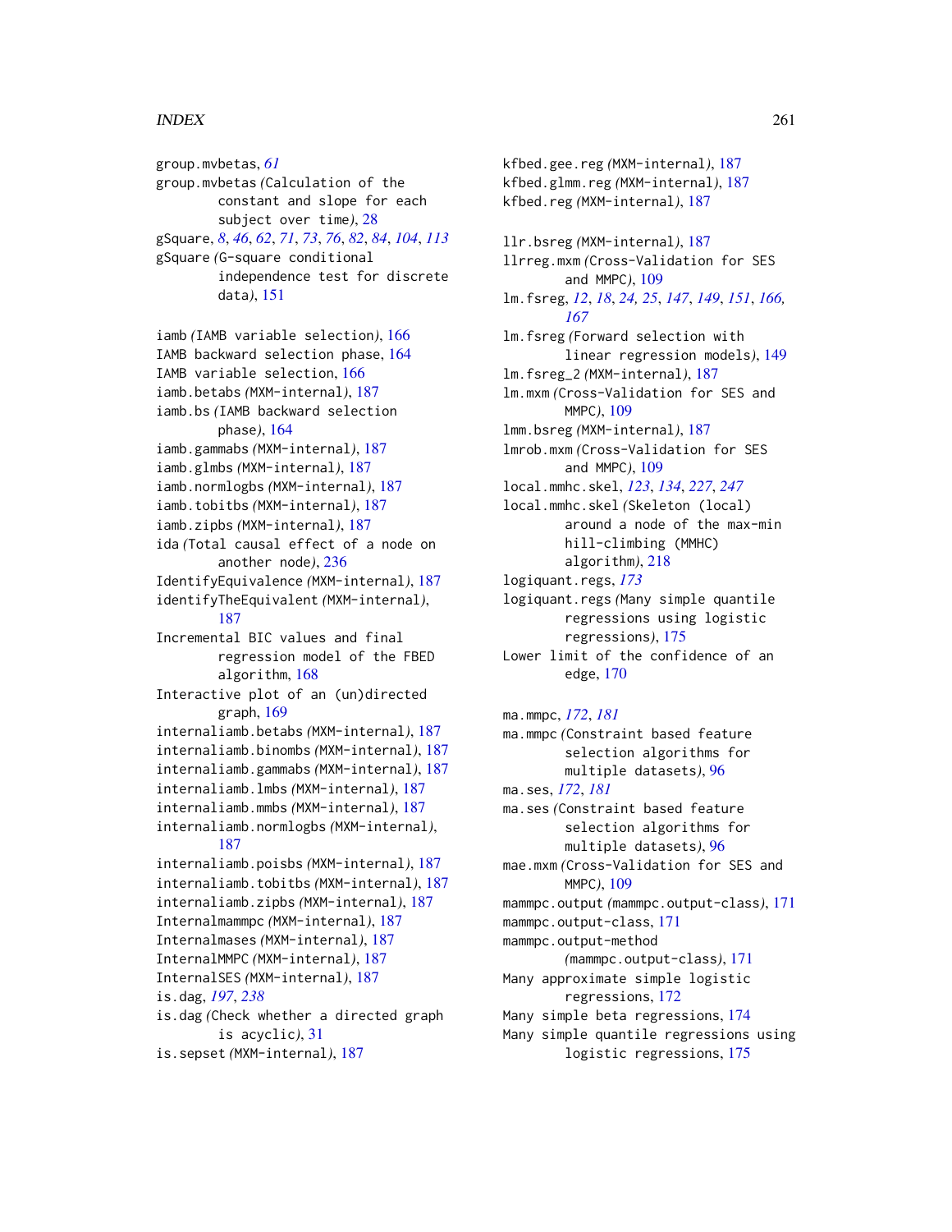group.mvbetas, *61*
group.mvbetas *(*Calculation of the constant and slope for each subject over time*)*, 28
gSquare, *8*, *46*, *62*, *71*, *73*, *76*, *82*, *84*, *104*, *113*
gSquare *(*G-square conditional independence test for discrete data*)*, 151

iamb *(*IAMB variable selection*)*, 166
IAMB backward selection phase, 164
IAMB variable selection, 166
iamb.betabs *(*MXM-internal*)*, 187
iamb.bs *(*IAMB backward selection phase*)*, 164
iamb.gammabs *(*MXM-internal*)*, 187
iamb.glmbs *(*MXM-internal*)*, 187
iamb.normlogbs *(*MXM-internal*)*, 187
iamb.tobitbs *(*MXM-internal*)*, 187
iamb.zipbs *(*MXM-internal*)*, 187
ida *(*Total causal effect of a node on another node*)*, 236
IdentifyEquivalence *(*MXM-internal*)*, 187
identifyTheEquivalent *(*MXM-internal*)*, 187
Incremental BIC values and final regression model of the FBED algorithm, 168
Interactive plot of an (un)directed graph, 169
internaliamb.betabs *(*MXM-internal*)*, 187
internaliamb.binombs *(*MXM-internal*)*, 187
internaliamb.gammabs *(*MXM-internal*)*, 187
internaliamb.lmbs *(*MXM-internal*)*, 187
internaliamb.mmbs *(*MXM-internal*)*, 187
internaliamb.normlogbs *(*MXM-internal*)*, 187
internaliamb.poisbs *(*MXM-internal*)*, 187
internaliamb.tobitbs *(*MXM-internal*)*, 187
internaliamb.zipbs *(*MXM-internal*)*, 187
Internalmammpc *(*MXM-internal*)*, 187
Internalmases *(*MXM-internal*)*, 187
InternalMMPC *(*MXM-internal*)*, 187
InternalSES *(*MXM-internal*)*, 187
is.dag, *197*, *238*
is.dag *(*Check whether a directed graph is acyclic*)*, 31
is.sepset *(*MXM-internal*)*, 187

kfbed.gee.reg *(*MXM-internal*)*, 187
kfbed.glmm.reg *(*MXM-internal*)*, 187
kfbed.reg *(*MXM-internal*)*, 187

llr.bsreg *(*MXM-internal*)*, 187
llrreg.mxm *(*Cross-Validation for SES and MMPC*)*, 109
lm.fsreg, *12*, *18*, *24, 25*, *147*, *149*, *151*, *166, 167*
lm.fsreg *(*Forward selection with linear regression models*)*, 149
lm.fsreg_2 *(*MXM-internal*)*, 187
lm.mxm *(*Cross-Validation for SES and MMPC*)*, 109
lmm.bsreg *(*MXM-internal*)*, 187
lmrob.mxm *(*Cross-Validation for SES and MMPC*)*, 109
local.mmhc.skel, *123*, *134*, *227*, *247*
local.mmhc.skel *(*Skeleton (local) around a node of the max-min hill-climbing (MMHC) algorithm*)*, 218
logiquant.regs, *173*
logiquant.regs *(*Many simple quantile regressions using logistic regressions*)*, 175
Lower limit of the confidence of an edge, 170

ma.mmpc, *172*, *181*
ma.mmpc *(*Constraint based feature selection algorithms for multiple datasets*)*, 96
ma.ses, *172*, *181*
ma.ses *(*Constraint based feature selection algorithms for multiple datasets*)*, 96
mae.mxm *(*Cross-Validation for SES and MMPC*)*, 109
mammpc.output *(*mammpc.output-class*)*, 171
mammpc.output-class, 171
mammpc.output-method *(*mammpc.output-class*)*, 171
Many approximate simple logistic regressions, 172
Many simple beta regressions, 174
Many simple quantile regressions using logistic regressions, 175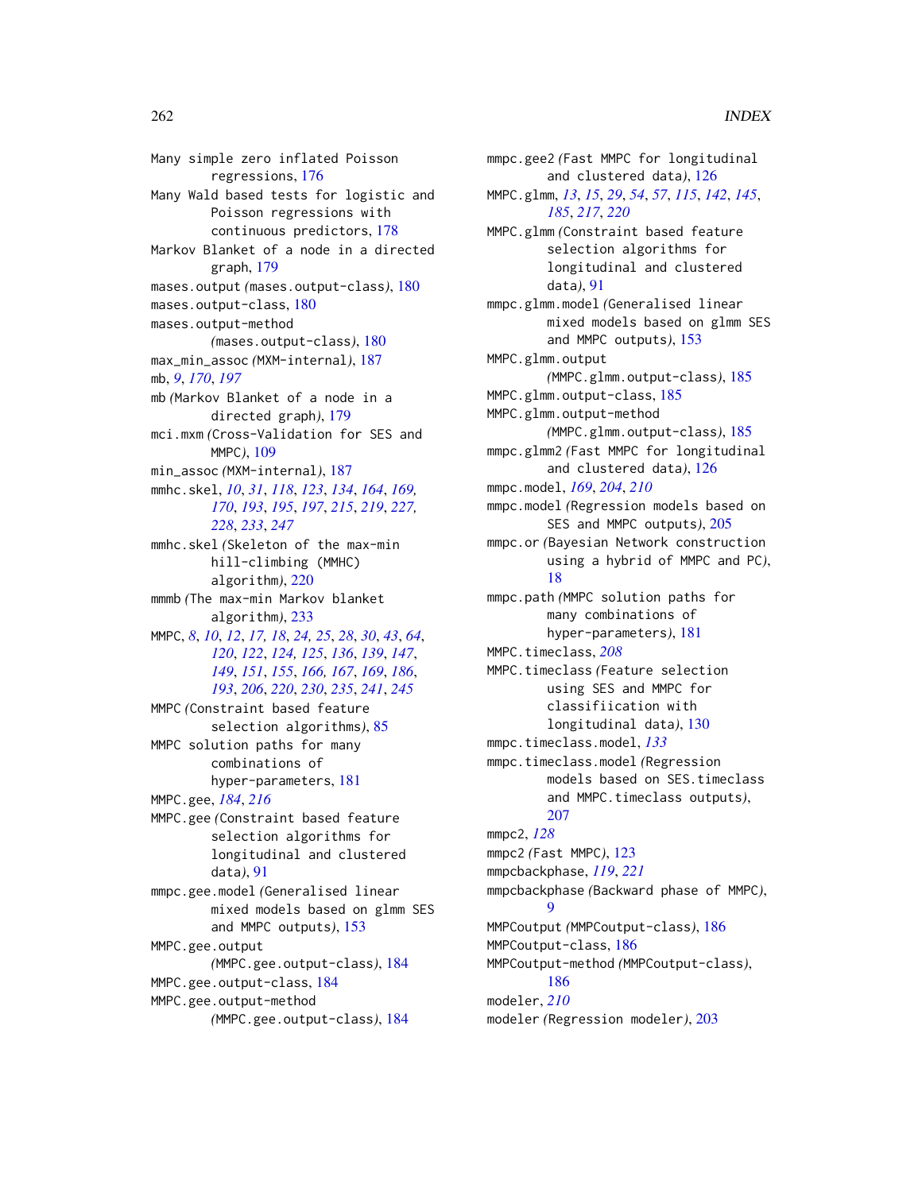Many simple zero inflated Poisson regressions, 176
Many Wald based tests for logistic and Poisson regressions with continuous predictors, 178
Markov Blanket of a node in a directed graph, 179
mases.output *(*mases.output-class*)*, 180
mases.output-class, 180
mases.output-method *(*mases.output-class*)*, 180
max_min_assoc *(*MXM-internal*)*, 187
mb, *9*, *170*, *197*
mb *(*Markov Blanket of a node in a directed graph*)*, 179
mci.mxm *(*Cross-Validation for SES and MMPC*)*, 109
min_assoc *(*MXM-internal*)*, 187
mmhc.skel, *10*, *31*, *118*, *123*, *134*, *164*, *169*, *170*, *193*, *195*, *197*, *215*, *219*, *227*, *228*, *233*, *247*
mmhc.skel *(*Skeleton of the max-min hill-climbing (MMHC) algorithm*)*, 220
mmmb *(*The max-min Markov blanket algorithm*)*, 233
MMPC, *8*, *10*, *12*, *17*, *18*, *24*, *25*, *28*, *30*, *43*, *64*, *120*, *122*, *124*, *125*, *136*, *139*, *147*, *149*, *151*, *155*, *166*, *167*, *169*, *186*, *193*, *206*, *220*, *230*, *235*, *241*, *245*
MMPC *(*Constraint based feature selection algorithms*)*, 85
MMPC solution paths for many combinations of hyper-parameters, 181
MMPC.gee, *184*, *216*
MMPC.gee *(*Constraint based feature selection algorithms for longitudinal and clustered data*)*, 91
mmpc.gee.model *(*Generalised linear mixed models based on glmm SES and MMPC outputs*)*, 153
MMPC.gee.output *(*MMPC.gee.output-class*)*, 184
MMPC.gee.output-class, 184
MMPC.gee.output-method *(*MMPC.gee.output-class*)*, 184
mmpc.gee2 *(*Fast MMPC for longitudinal and clustered data*)*, 126
MMPC.glmm, *13*, *15*, *29*, *54*, *57*, *115*, *142*, *145*, *185*, *217*, *220*
MMPC.glmm *(*Constraint based feature selection algorithms for longitudinal and clustered data*)*, 91
mmpc.glmm.model *(*Generalised linear mixed models based on glmm SES and MMPC outputs*)*, 153
MMPC.glmm.output *(*MMPC.glmm.output-class*)*, 185
MMPC.glmm.output-class, 185
MMPC.glmm.output-method *(*MMPC.glmm.output-class*)*, 185
mmpc.glmm2 *(*Fast MMPC for longitudinal and clustered data*)*, 126
mmpc.model, *169*, *204*, *210*
mmpc.model *(*Regression models based on SES and MMPC outputs*)*, 205
mmpc.or *(*Bayesian Network construction using a hybrid of MMPC and PC*)*, 18
mmpc.path *(*MMPC solution paths for many combinations of hyper-parameters*)*, 181
MMPC.timeclass, *208*
MMPC.timeclass *(*Feature selection using SES and MMPC for classifiication with longitudinal data*)*, 130
mmpc.timeclass.model, *133*
mmpc.timeclass.model *(*Regression models based on SES.timeclass and MMPC.timeclass outputs*)*, 207
mmpc2, *128*
mmpc2 *(*Fast MMPC*)*, 123
mmpcbackphase, *119*, *221*
mmpcbackphase *(*Backward phase of MMPC*)*, 9
MMPCoutput *(*MMPCoutput-class*)*, 186
MMPCoutput-class, 186
MMPCoutput-method *(*MMPCoutput-class*)*, 186
modeler, *210*
modeler *(*Regression modeler*)*, 203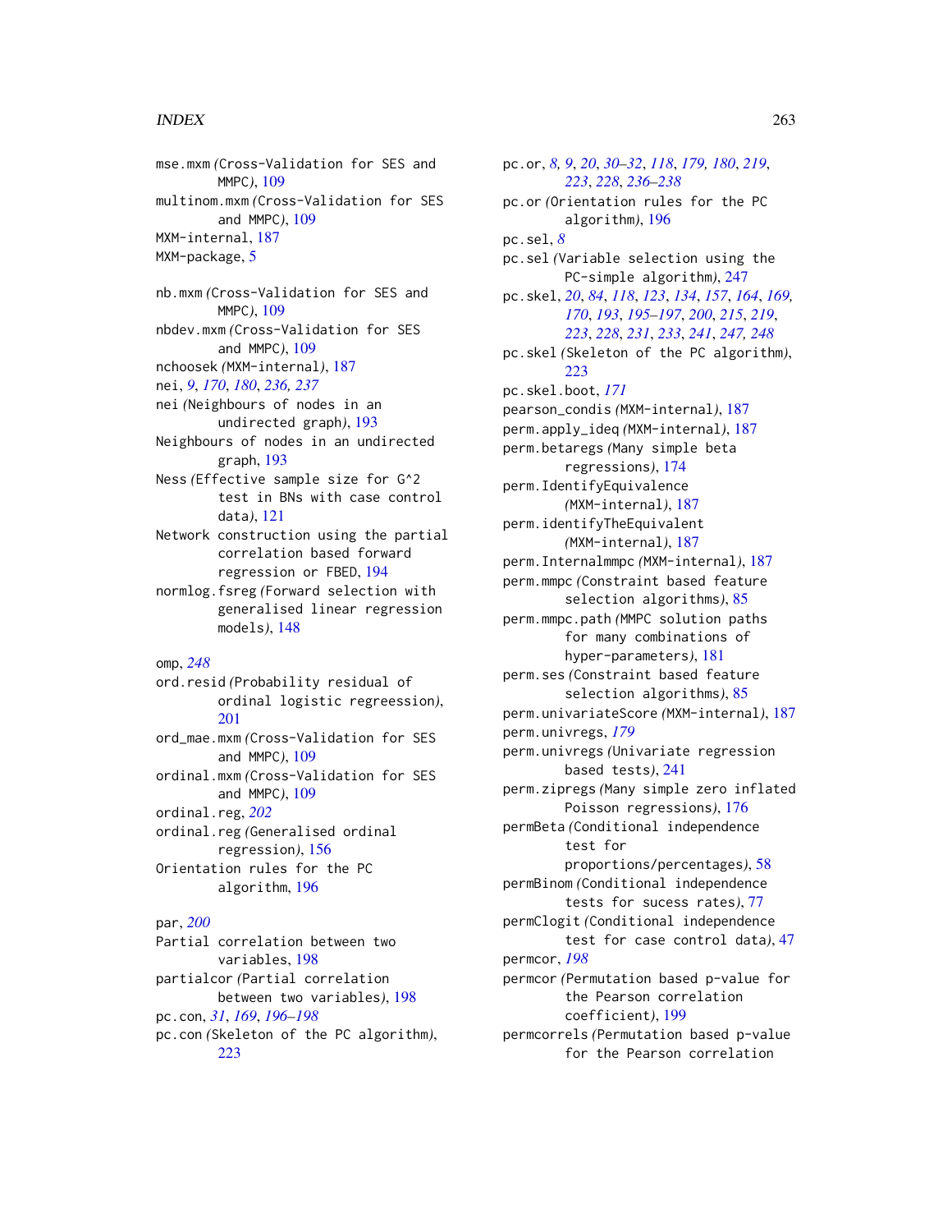mse.mxm *(Cross-Validation for SES and MMPC)*, 109
multinom.mxm *(Cross-Validation for SES and MMPC)*, 109
MXM-internal, 187
MXM-package, 5

nb.mxm *(Cross-Validation for SES and MMPC)*, 109
nbdev.mxm *(Cross-Validation for SES and MMPC)*, 109
nchoosek *(MXM-internal)*, 187
nei, *9*, *170*, *180*, *236, 237*
nei *(Neighbours of nodes in an undirected graph)*, 193
Neighbours of nodes in an undirected graph, 193
Ness *(Effective sample size for G^2 test in BNs with case control data)*, 121
Network construction using the partial correlation based forward regression or FBED, 194
normlog.fsreg *(Forward selection with generalised linear regression models)*, 148

omp, *248*
ord.resid *(Probability residual of ordinal logistic regreession)*, 201
ord_mae.mxm *(Cross-Validation for SES and MMPC)*, 109
ordinal.mxm *(Cross-Validation for SES and MMPC)*, 109
ordinal.reg, *202*
ordinal.reg *(Generalised ordinal regression)*, 156
Orientation rules for the PC algorithm, 196

par, *200*
Partial correlation between two variables, 198
partialcor *(Partial correlation between two variables)*, 198
pc.con, *31*, *169*, *196–198*
pc.con *(Skeleton of the PC algorithm)*, 223
pc.or, *8, 9*, *20*, *30–32*, *118*, *179, 180*, *219*, *223*, *228*, *236–238*
pc.or *(Orientation rules for the PC algorithm)*, 196
pc.sel, *8*
pc.sel *(Variable selection using the PC-simple algorithm)*, 247
pc.skel, *20*, *84*, *118*, *123*, *134*, *157*, *164*, *169, 170*, *193*, *195–197*, *200*, *215*, *219*, *223*, *228*, *231*, *233*, *241*, *247, 248*
pc.skel *(Skeleton of the PC algorithm)*, 223
pc.skel.boot, *171*
pearson_condis *(MXM-internal)*, 187
perm.apply_ideq *(MXM-internal)*, 187
perm.betaregs *(Many simple beta regressions)*, 174
perm.IdentifyEquivalence *(MXM-internal)*, 187
perm.identifyTheEquivalent *(MXM-internal)*, 187
perm.Internalmmpc *(MXM-internal)*, 187
perm.mmpc *(Constraint based feature selection algorithms)*, 85
perm.mmpc.path *(MMPC solution paths for many combinations of hyper-parameters)*, 181
perm.ses *(Constraint based feature selection algorithms)*, 85
perm.univariateScore *(MXM-internal)*, 187
perm.univregs, *179*
perm.univregs *(Univariate regression based tests)*, 241
perm.zipregs *(Many simple zero inflated Poisson regressions)*, 176
permBeta *(Conditional independence test for proportions/percentages)*, 58
permBinom *(Conditional independence tests for sucess rates)*, 77
permClogit *(Conditional independence test for case control data)*, 47
permcor, *198*
permcor *(Permutation based p-value for the Pearson correlation coefficient)*, 199
permcorrels *(Permutation based p-value for the Pearson correlation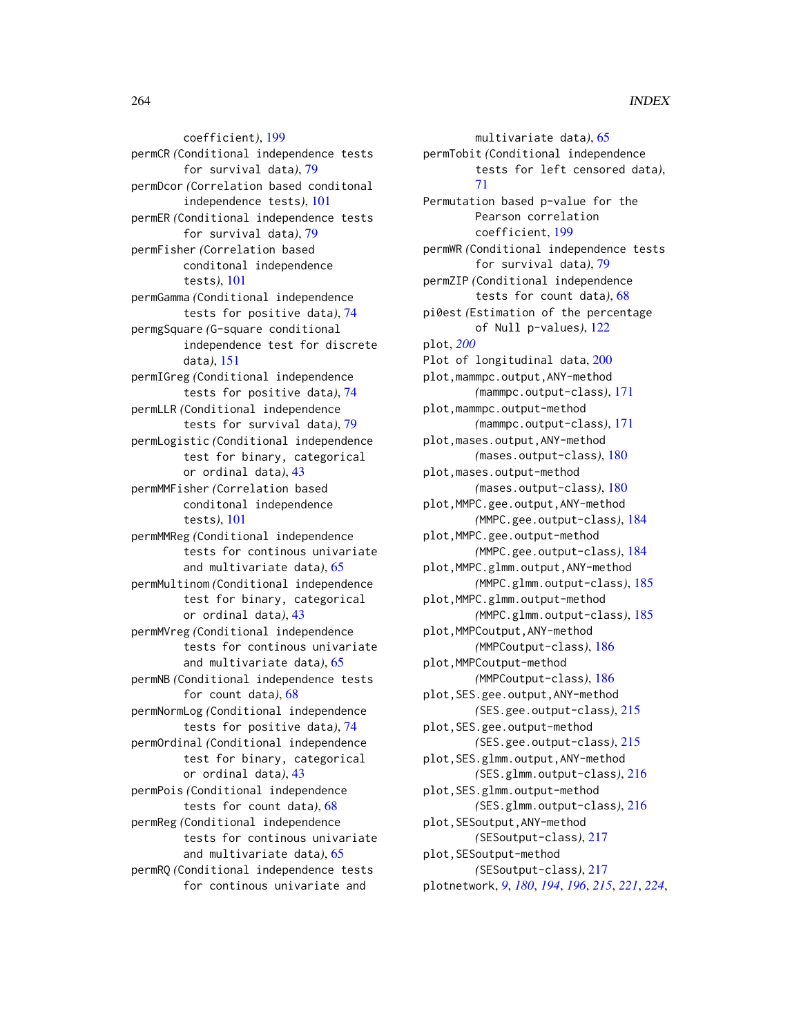coefficient), 199
permCR (Conditional independence tests for survival data), 79
permDcor (Correlation based conditonal independence tests), 101
permER (Conditional independence tests for survival data), 79
permFisher (Correlation based conditonal independence tests), 101
permGamma (Conditional independence tests for positive data), 74
permgSquare (G-square conditional independence test for discrete data), 151
permIGreg (Conditional independence tests for positive data), 74
permLLR (Conditional independence tests for survival data), 79
permLogistic (Conditional independence test for binary, categorical or ordinal data), 43
permMMFisher (Correlation based conditonal independence tests), 101
permMMReg (Conditional independence tests for continous univariate and multivariate data), 65
permMultinom (Conditional independence test for binary, categorical or ordinal data), 43
permMVreg (Conditional independence tests for continous univariate and multivariate data), 65
permNB (Conditional independence tests for count data), 68
permNormLog (Conditional independence tests for positive data), 74
permOrdinal (Conditional independence test for binary, categorical or ordinal data), 43
permPois (Conditional independence tests for count data), 68
permReg (Conditional independence tests for continous univariate and multivariate data), 65
permRQ (Conditional independence tests for continous univariate and multivariate data), 65
permTobit (Conditional independence tests for left censored data), 71
Permutation based p-value for the Pearson correlation coefficient, 199
permWR (Conditional independence tests for survival data), 79
permZIP (Conditional independence tests for count data), 68
pi0est (Estimation of the percentage of Null p-values), 122
plot, *200*
Plot of longitudinal data, 200
plot,mammpc.output,ANY-method (mammpc.output-class), 171
plot,mammpc.output-method (mammpc.output-class), 171
plot,mases.output,ANY-method (mases.output-class), 180
plot,mases.output-method (mases.output-class), 180
plot,MMPC.gee.output,ANY-method (MMPC.gee.output-class), 184
plot,MMPC.gee.output-method (MMPC.gee.output-class), 184
plot,MMPC.glmm.output,ANY-method (MMPC.glmm.output-class), 185
plot,MMPC.glmm.output-method (MMPC.glmm.output-class), 185
plot,MMPCoutput,ANY-method (MMPCoutput-class), 186
plot,MMPCoutput-method (MMPCoutput-class), 186
plot,SES.gee.output,ANY-method (SES.gee.output-class), 215
plot,SES.gee.output-method (SES.gee.output-class), 215
plot,SES.glmm.output,ANY-method (SES.glmm.output-class), 216
plot,SES.glmm.output-method (SES.glmm.output-class), 216
plot,SESoutput,ANY-method (SESoutput-class), 217
plot,SESoutput-method (SESoutput-class), 217
plotnetwork, *9*, *180*, *194*, *196*, *215*, *221*, *224*,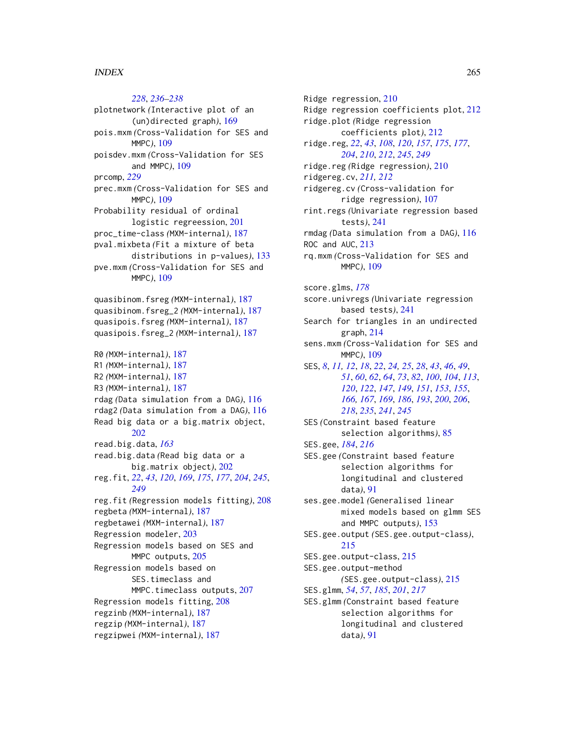*228*, *236–238*
plotnetwork *(*Interactive plot of an (un)directed graph*)*, 169
pois.mxm *(*Cross-Validation for SES and MMPC*)*, 109
poisdev.mxm *(*Cross-Validation for SES and MMPC*)*, 109
prcomp, *229*
prec.mxm *(*Cross-Validation for SES and MMPC*)*, 109
Probability residual of ordinal logistic regreession, 201
proc_time-class *(*MXM-internal*)*, 187
pval.mixbeta *(*Fit a mixture of beta distributions in p-values*)*, 133
pve.mxm *(*Cross-Validation for SES and MMPC*)*, 109

quasibinom.fsreg *(*MXM-internal*)*, 187
quasibinom.fsreg_2 *(*MXM-internal*)*, 187
quasipois.fsreg *(*MXM-internal*)*, 187
quasipois.fsreg_2 *(*MXM-internal*)*, 187

R0 *(*MXM-internal*)*, 187
R1 *(*MXM-internal*)*, 187
R2 *(*MXM-internal*)*, 187
R3 *(*MXM-internal*)*, 187
rdag *(*Data simulation from a DAG*)*, 116
rdag2 *(*Data simulation from a DAG*)*, 116
Read big data or a big.matrix object, 202
read.big.data, *163*
read.big.data *(*Read big data or a big.matrix object*)*, 202
reg.fit, *22*, *43*, *120*, *169*, *175*, *177*, *204*, *245*, *249*
reg.fit *(*Regression models fitting*)*, 208
regbeta *(*MXM-internal*)*, 187
regbetawei *(*MXM-internal*)*, 187
Regression modeler, 203
Regression models based on SES and MMPC outputs, 205
Regression models based on SES.timeclass and MMPC.timeclass outputs, 207
Regression models fitting, 208
regzinb *(*MXM-internal*)*, 187
regzip *(*MXM-internal*)*, 187
regzipwei *(*MXM-internal*)*, 187

Ridge regression, 210
Ridge regression coefficients plot, 212
ridge.plot *(*Ridge regression coefficients plot*)*, 212
ridge.reg, *22*, *43*, *108*, *120*, *157*, *175*, *177*, *204*, *210*, *212*, *245*, *249*
ridge.reg *(*Ridge regression*)*, 210
ridgereg.cv, *211, 212*
ridgereg.cv *(*Cross-validation for ridge regression*)*, 107
rint.regs *(*Univariate regression based tests*)*, 241
rmdag *(*Data simulation from a DAG*)*, 116
ROC and AUC, 213
rq.mxm *(*Cross-Validation for SES and MMPC*)*, 109

score.glms, *178*
score.univregs *(*Univariate regression based tests*)*, 241
Search for triangles in an undirected graph, 214
sens.mxm *(*Cross-Validation for SES and MMPC*)*, 109
SES, *8*, *11, 12*, *18*, *22*, *24, 25*, *28*, *43*, *46*, *49*, *51*, *60*, *62*, *64*, *73*, *82*, *100*, *104*, *113*, *120*, *122*, *147*, *149*, *151*, *153*, *155*, *166, 167*, *169*, *186*, *193*, *200*, *206*, *218*, *235*, *241*, *245*
SES *(*Constraint based feature selection algorithms*)*, 85
SES.gee, *184*, *216*
SES.gee *(*Constraint based feature selection algorithms for longitudinal and clustered data*)*, 91
ses.gee.model *(*Generalised linear mixed models based on glmm SES and MMPC outputs*)*, 153
SES.gee.output *(*SES.gee.output-class*)*, 215
SES.gee.output-class, 215
SES.gee.output-method *(*SES.gee.output-class*)*, 215
SES.glmm, *54*, *57*, *185*, *201*, *217*
SES.glmm *(*Constraint based feature selection algorithms for longitudinal and clustered data*)*, 91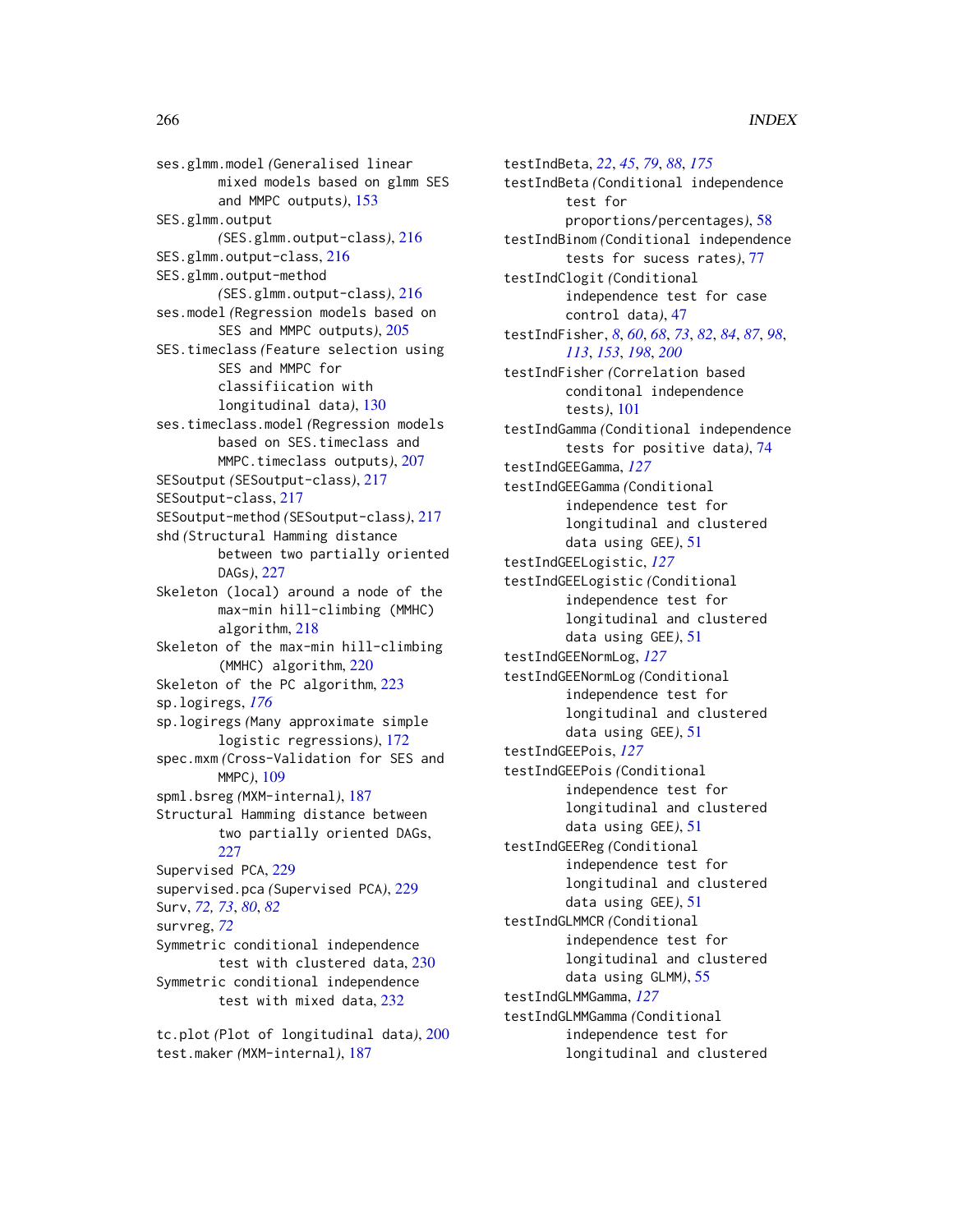ses.glmm.model *(Generalised linear mixed models based on glmm SES and MMPC outputs)*, 153
SES.glmm.output *(SES.glmm.output-class)*, 216
SES.glmm.output-class, 216
SES.glmm.output-method *(SES.glmm.output-class)*, 216
ses.model *(Regression models based on SES and MMPC outputs)*, 205
SES.timeclass *(Feature selection using SES and MMPC for classifiication with longitudinal data)*, 130
ses.timeclass.model *(Regression models based on SES.timeclass and MMPC.timeclass outputs)*, 207
SESoutput *(SESoutput-class)*, 217
SESoutput-class, 217
SESoutput-method *(SESoutput-class)*, 217
shd *(Structural Hamming distance between two partially oriented DAGs)*, 227
Skeleton (local) around a node of the max-min hill-climbing (MMHC) algorithm, 218
Skeleton of the max-min hill-climbing (MMHC) algorithm, 220
Skeleton of the PC algorithm, 223
sp.logiregs, *176*
sp.logiregs *(Many approximate simple logistic regressions)*, 172
spec.mxm *(Cross-Validation for SES and MMPC)*, 109
spml.bsreg *(MXM-internal)*, 187
Structural Hamming distance between two partially oriented DAGs, 227
Supervised PCA, 229
supervised.pca *(Supervised PCA)*, 229
Surv, *72, 73*, *80*, *82*
survreg, *72*
Symmetric conditional independence test with clustered data, 230
Symmetric conditional independence test with mixed data, 232

tc.plot *(Plot of longitudinal data)*, 200
test.maker *(MXM-internal)*, 187
testIndBeta, *22*, *45*, *79*, *88*, *175*
testIndBeta *(Conditional independence test for proportions/percentages)*, 58
testIndBinom *(Conditional independence tests for sucess rates)*, 77
testIndClogit *(Conditional independence test for case control data)*, 47
testIndFisher, *8*, *60*, *68*, *73*, *82*, *84*, *87*, *98*, *113*, *153*, *198*, *200*
testIndFisher *(Correlation based conditonal independence tests)*, 101
testIndGamma *(Conditional independence tests for positive data)*, 74
testIndGEEGamma, *127*
testIndGEEGamma *(Conditional independence test for longitudinal and clustered data using GEE)*, 51
testIndGEELogistic, *127*
testIndGEELogistic *(Conditional independence test for longitudinal and clustered data using GEE)*, 51
testIndGEENormLog, *127*
testIndGEENormLog *(Conditional independence test for longitudinal and clustered data using GEE)*, 51
testIndGEEPois, *127*
testIndGEEPois *(Conditional independence test for longitudinal and clustered data using GEE)*, 51
testIndGEEReg *(Conditional independence test for longitudinal and clustered data using GEE)*, 51
testIndGLMMCR *(Conditional independence test for longitudinal and clustered data using GLMM)*, 55
testIndGLMMGamma, *127*
testIndGLMMGamma *(Conditional independence test for longitudinal and clustered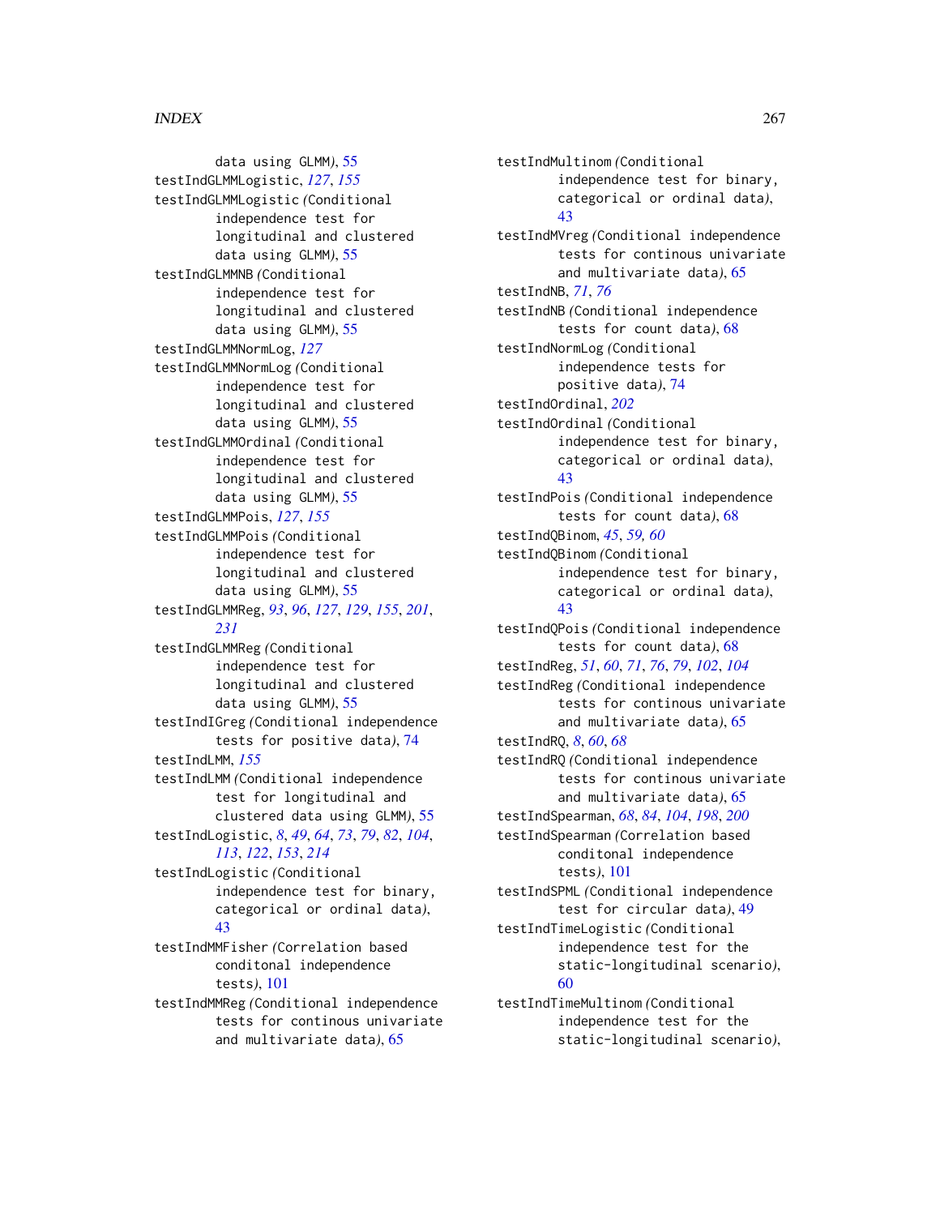data using GLMM), 55
testIndGLMMLogistic, *127*, *155*
testIndGLMMLogistic (Conditional independence test for longitudinal and clustered data using GLMM), 55
testIndGLMMNB (Conditional independence test for longitudinal and clustered data using GLMM), 55
testIndGLMMNormLog, *127*
testIndGLMMNormLog (Conditional independence test for longitudinal and clustered data using GLMM), 55
testIndGLMMOrdinal (Conditional independence test for longitudinal and clustered data using GLMM), 55
testIndGLMMPois, *127*, *155*
testIndGLMMPois (Conditional independence test for longitudinal and clustered data using GLMM), 55
testIndGLMMReg, *93*, *96*, *127*, *129*, *155*, *201*, *231*
testIndGLMMReg (Conditional independence test for longitudinal and clustered data using GLMM), 55
testIndIGreg (Conditional independence tests for positive data), 74
testIndLMM, *155*
testIndLMM (Conditional independence test for longitudinal and clustered data using GLMM), 55
testIndLogistic, *8*, *49*, *64*, *73*, *79*, *82*, *104*, *113*, *122*, *153*, *214*
testIndLogistic (Conditional independence test for binary, categorical or ordinal data), 43
testIndMMFisher (Correlation based conditonal independence tests), 101
testIndMMReg (Conditional independence tests for continous univariate and multivariate data), 65
testIndMultinom (Conditional independence test for binary, categorical or ordinal data), 43
testIndMVreg (Conditional independence tests for continous univariate and multivariate data), 65
testIndNB, *71*, *76*
testIndNB (Conditional independence tests for count data), 68
testIndNormLog (Conditional independence tests for positive data), 74
testIndOrdinal, *202*
testIndOrdinal (Conditional independence test for binary, categorical or ordinal data), 43
testIndPois (Conditional independence tests for count data), 68
testIndQBinom, *45*, *59*, *60*
testIndQBinom (Conditional independence test for binary, categorical or ordinal data), 43
testIndQPois (Conditional independence tests for count data), 68
testIndReg, *51*, *60*, *71*, *76*, *79*, *102*, *104*
testIndReg (Conditional independence tests for continous univariate and multivariate data), 65
testIndRQ, *8*, *60*, *68*
testIndRQ (Conditional independence tests for continous univariate and multivariate data), 65
testIndSpearman, *68*, *84*, *104*, *198*, *200*
testIndSpearman (Correlation based conditonal independence tests), 101
testIndSPML (Conditional independence test for circular data), 49
testIndTimeLogistic (Conditional independence test for the static-longitudinal scenario), 60
testIndTimeMultinom (Conditional independence test for the static-longitudinal scenario),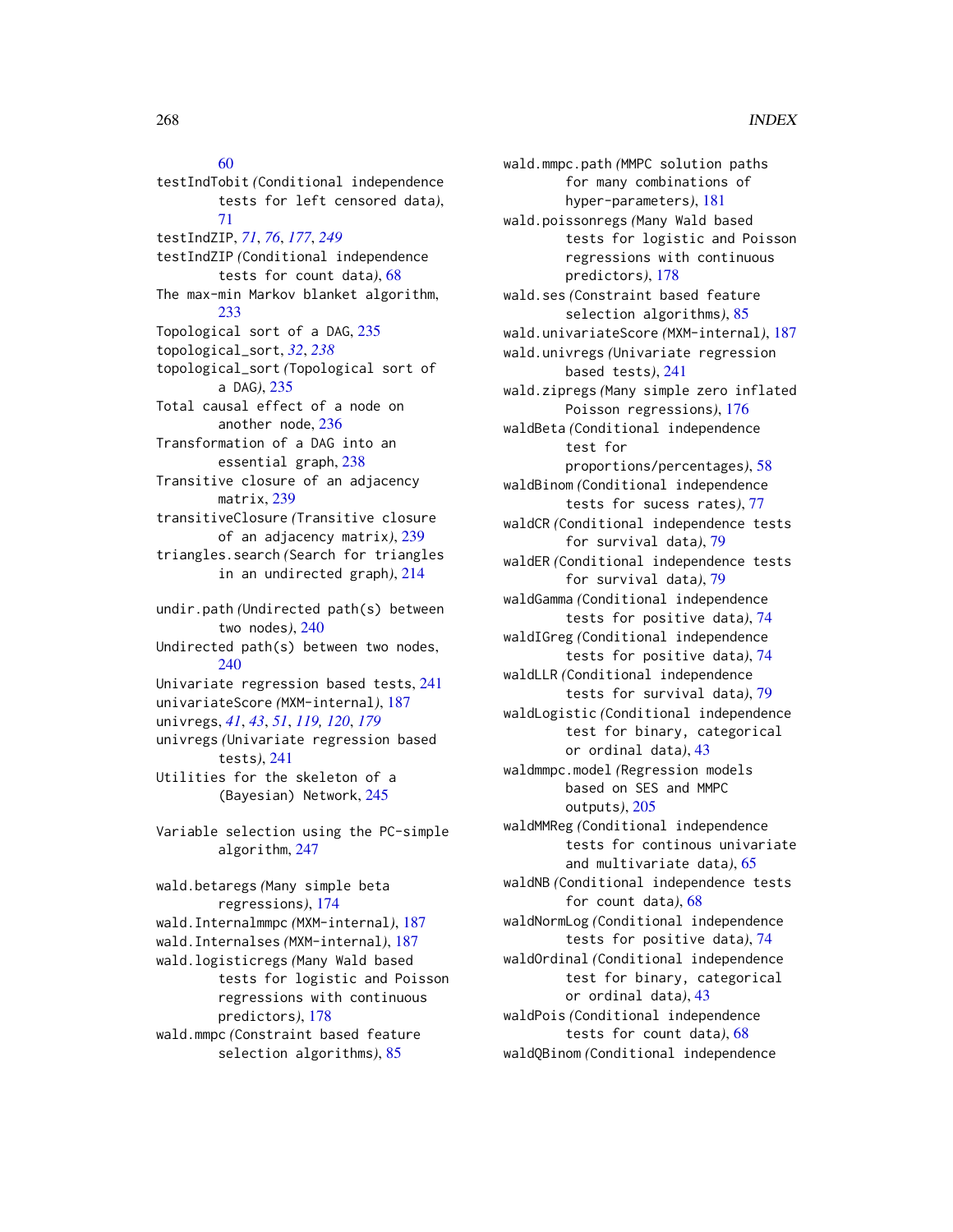60

testIndTobit *(Conditional independence tests for left censored data)*, 71

testIndZIP, *71*, *76*, *177*, *249*

testIndZIP *(Conditional independence tests for count data)*, 68

The max-min Markov blanket algorithm, 233

Topological sort of a DAG, 235

topological_sort, *32*, *238*

topological_sort *(Topological sort of a DAG)*, 235

Total causal effect of a node on another node, 236

Transformation of a DAG into an essential graph, 238

Transitive closure of an adjacency matrix, 239

transitiveClosure *(Transitive closure of an adjacency matrix)*, 239

triangles.search *(Search for triangles in an undirected graph)*, 214

undir.path *(Undirected path(s) between two nodes)*, 240

Undirected path(s) between two nodes, 240

Univariate regression based tests, 241

univariateScore *(MXM-internal)*, 187

univregs, *41*, *43*, *51*, *119, 120*, *179*

univregs *(Univariate regression based tests)*, 241

Utilities for the skeleton of a (Bayesian) Network, 245

Variable selection using the PC-simple algorithm, 247

wald.betaregs *(Many simple beta regressions)*, 174

wald.Internalmmpc *(MXM-internal)*, 187

wald.Internalses *(MXM-internal)*, 187

wald.logisticregs *(Many Wald based tests for logistic and Poisson regressions with continuous predictors)*, 178

wald.mmpc *(Constraint based feature selection algorithms)*, 85

wald.mmpc.path *(MMPC solution paths for many combinations of hyper-parameters)*, 181

wald.poissonregs *(Many Wald based tests for logistic and Poisson regressions with continuous predictors)*, 178

wald.ses *(Constraint based feature selection algorithms)*, 85

wald.univariateScore *(MXM-internal)*, 187

wald.univregs *(Univariate regression based tests)*, 241

wald.zipregs *(Many simple zero inflated Poisson regressions)*, 176

waldBeta *(Conditional independence test for proportions/percentages)*, 58

waldBinom *(Conditional independence tests for sucess rates)*, 77

waldCR *(Conditional independence tests for survival data)*, 79

waldER *(Conditional independence tests for survival data)*, 79

waldGamma *(Conditional independence tests for positive data)*, 74

waldIGreg *(Conditional independence tests for positive data)*, 74

waldLLR *(Conditional independence tests for survival data)*, 79

waldLogistic *(Conditional independence test for binary, categorical or ordinal data)*, 43

waldmmpc.model *(Regression models based on SES and MMPC outputs)*, 205

waldMMReg *(Conditional independence tests for continous univariate and multivariate data)*, 65

waldNB *(Conditional independence tests for count data)*, 68

waldNormLog *(Conditional independence tests for positive data)*, 74

waldOrdinal *(Conditional independence test for binary, categorical or ordinal data)*, 43

waldPois *(Conditional independence tests for count data)*, 68

waldQBinom *(Conditional independence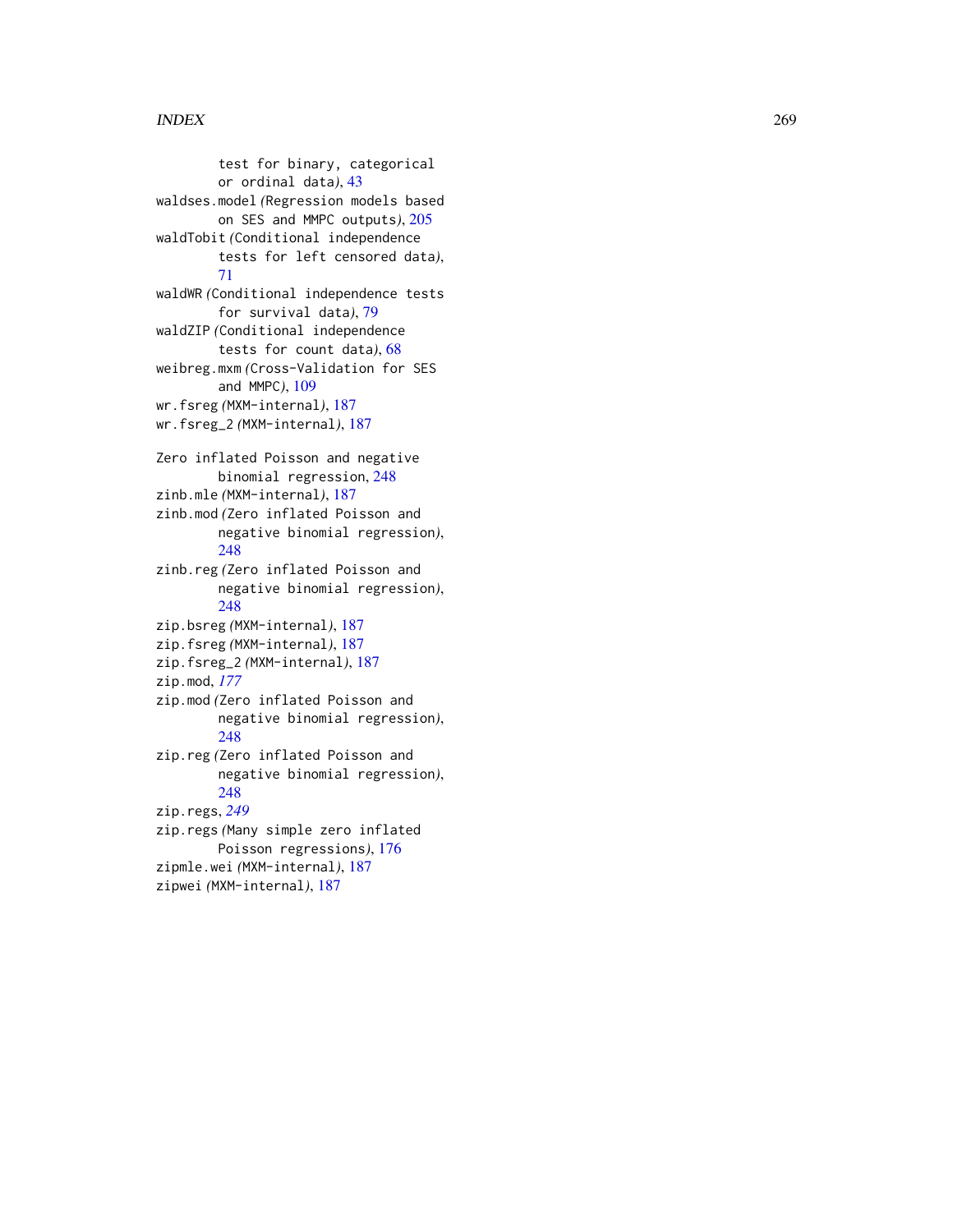test for binary, categorical or ordinal data), 43

waldses.model (Regression models based on SES and MMPC outputs), 205

waldTobit (Conditional independence tests for left censored data), 71

waldWR (Conditional independence tests for survival data), 79

waldZIP (Conditional independence tests for count data), 68

weibreg.mxm (Cross-Validation for SES and MMPC), 109

wr.fsreg (MXM-internal), 187

wr.fsreg_2 (MXM-internal), 187

Zero inflated Poisson and negative binomial regression, 248

zinb.mle (MXM-internal), 187

zinb.mod (Zero inflated Poisson and negative binomial regression), 248

zinb.reg (Zero inflated Poisson and negative binomial regression), 248

zip.bsreg (MXM-internal), 187

zip.fsreg (MXM-internal), 187

zip.fsreg_2 (MXM-internal), 187

zip.mod, *177*

zip.mod (Zero inflated Poisson and negative binomial regression), 248

zip.reg (Zero inflated Poisson and negative binomial regression), 248

zip.regs, *249*

zip.regs (Many simple zero inflated Poisson regressions), 176

zipmle.wei (MXM-internal), 187

zipwei (MXM-internal), 187